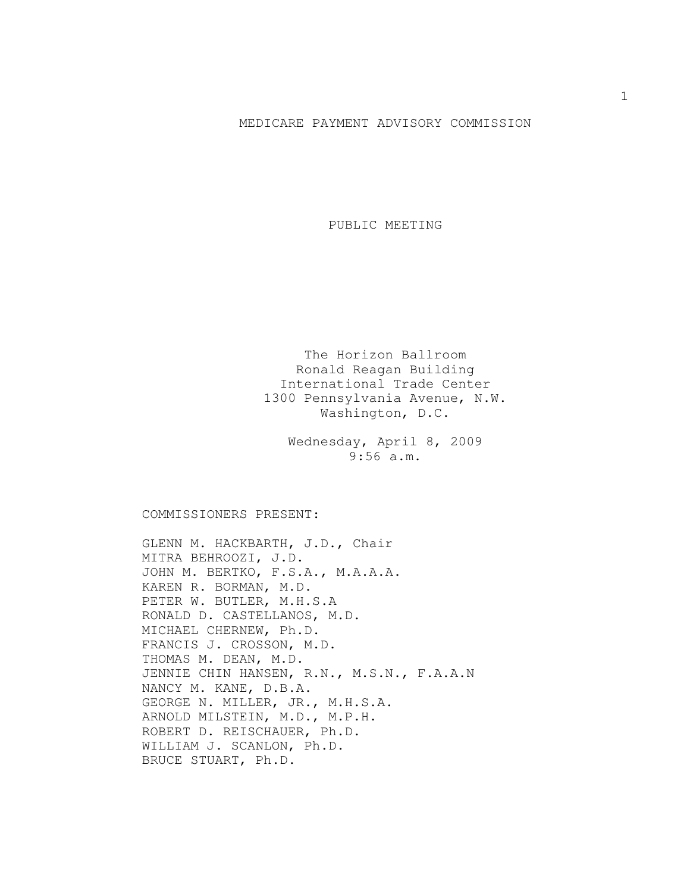# MEDICARE PAYMENT ADVISORY COMMISSION

## PUBLIC MEETING

The Horizon Ballroom
Ronald Reagan Building
International Trade Center
1300 Pennsylvania Avenue, N.W.
Washington, D.C.

Wednesday, April 8, 2009
9:56 a.m.

COMMISSIONERS PRESENT:

GLENN M. HACKBARTH, J.D., Chair
MITRA BEHROOZI, J.D.
JOHN M. BERTKO, F.S.A., M.A.A.A.
KAREN R. BORMAN, M.D.
PETER W. BUTLER, M.H.S.A
RONALD D. CASTELLANOS, M.D.
MICHAEL CHERNEW, Ph.D.
FRANCIS J. CROSSON, M.D.
THOMAS M. DEAN, M.D.
JENNIE CHIN HANSEN, R.N., M.S.N., F.A.A.N
NANCY M. KANE, D.B.A.
GEORGE N. MILLER, JR., M.H.S.A.
ARNOLD MILSTEIN, M.D., M.P.H.
ROBERT D. REISCHAUER, Ph.D.
WILLIAM J. SCANLON, Ph.D.
BRUCE STUART, Ph.D.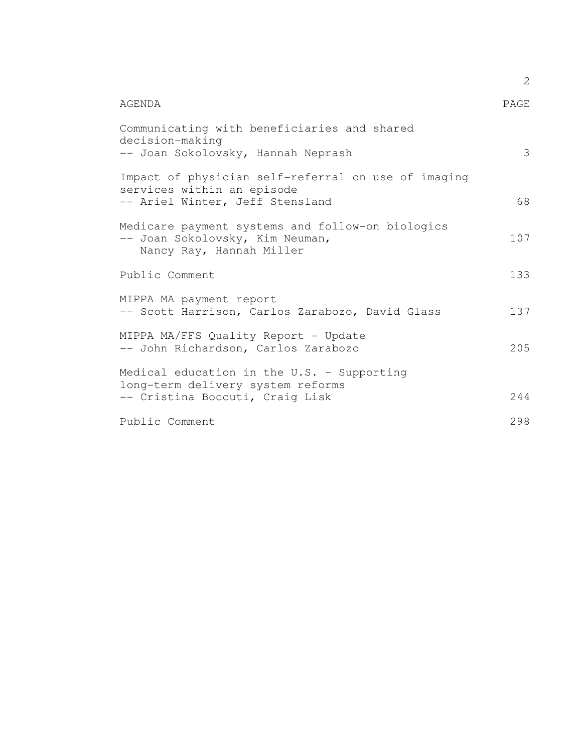| AGENDA | PAGE |
| --- | --- |
| Communicating with beneficiaries and shared decision-making<br>-- Joan Sokolovsky, Hannah Neprash | 3 |
| Impact of physician self-referral on use of imaging services within an episode<br>-- Ariel Winter, Jeff Stensland | 68 |
| Medicare payment systems and follow-on biologics<br>-- Joan Sokolovsky, Kim Neuman, Nancy Ray, Hannah Miller | 107 |
| Public Comment | 133 |
| MIPPA MA payment report<br>-- Scott Harrison, Carlos Zarabozo, David Glass | 137 |
| MIPPA MA/FFS Quality Report - Update<br>-- John Richardson, Carlos Zarabozo | 205 |
| Medical education in the U.S. - Supporting long-term delivery system reforms<br>-- Cristina Boccuti, Craig Lisk | 244 |
| Public Comment | 298 |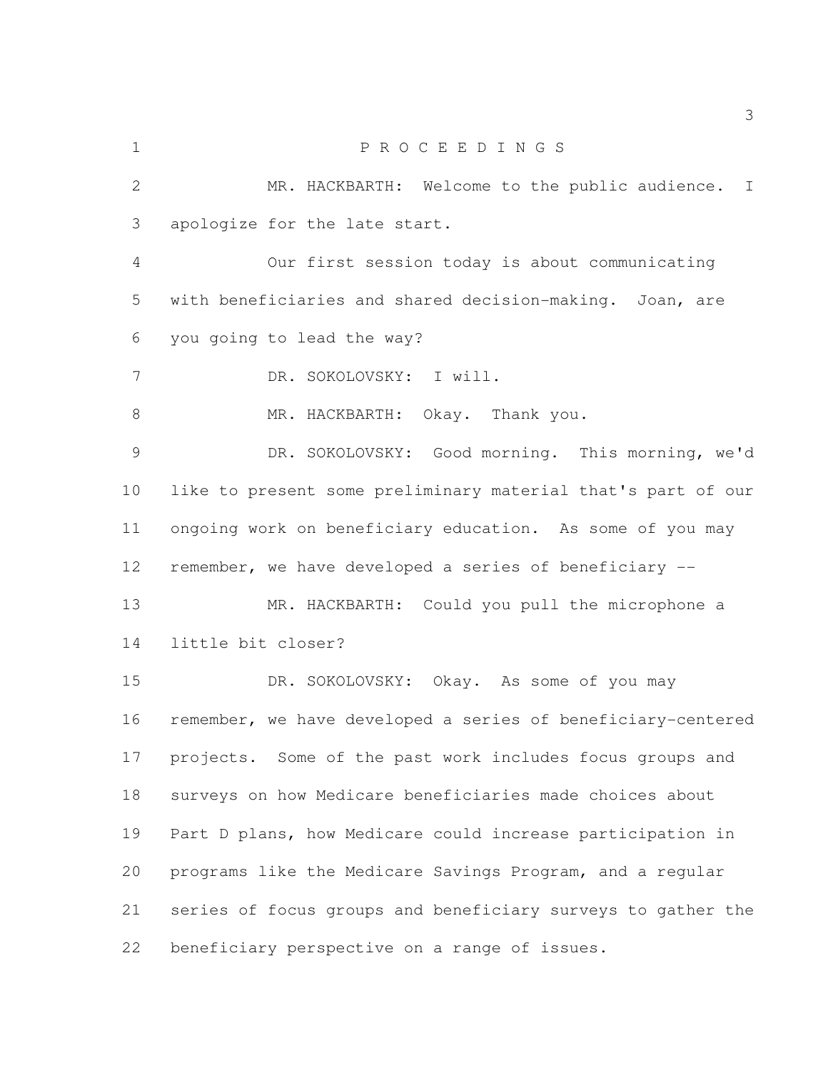P R O C E E D I N G S

MR. HACKBARTH: Welcome to the public audience. I apologize for the late start.

Our first session today is about communicating with beneficiaries and shared decision-making. Joan, are you going to lead the way?

DR. SOKOLOVSKY: I will.

MR. HACKBARTH: Okay. Thank you.

DR. SOKOLOVSKY: Good morning. This morning, we'd like to present some preliminary material that's part of our ongoing work on beneficiary education. As some of you may remember, we have developed a series of beneficiary --

MR. HACKBARTH: Could you pull the microphone a little bit closer?

DR. SOKOLOVSKY: Okay. As some of you may remember, we have developed a series of beneficiary-centered projects. Some of the past work includes focus groups and surveys on how Medicare beneficiaries made choices about Part D plans, how Medicare could increase participation in programs like the Medicare Savings Program, and a regular series of focus groups and beneficiary surveys to gather the beneficiary perspective on a range of issues.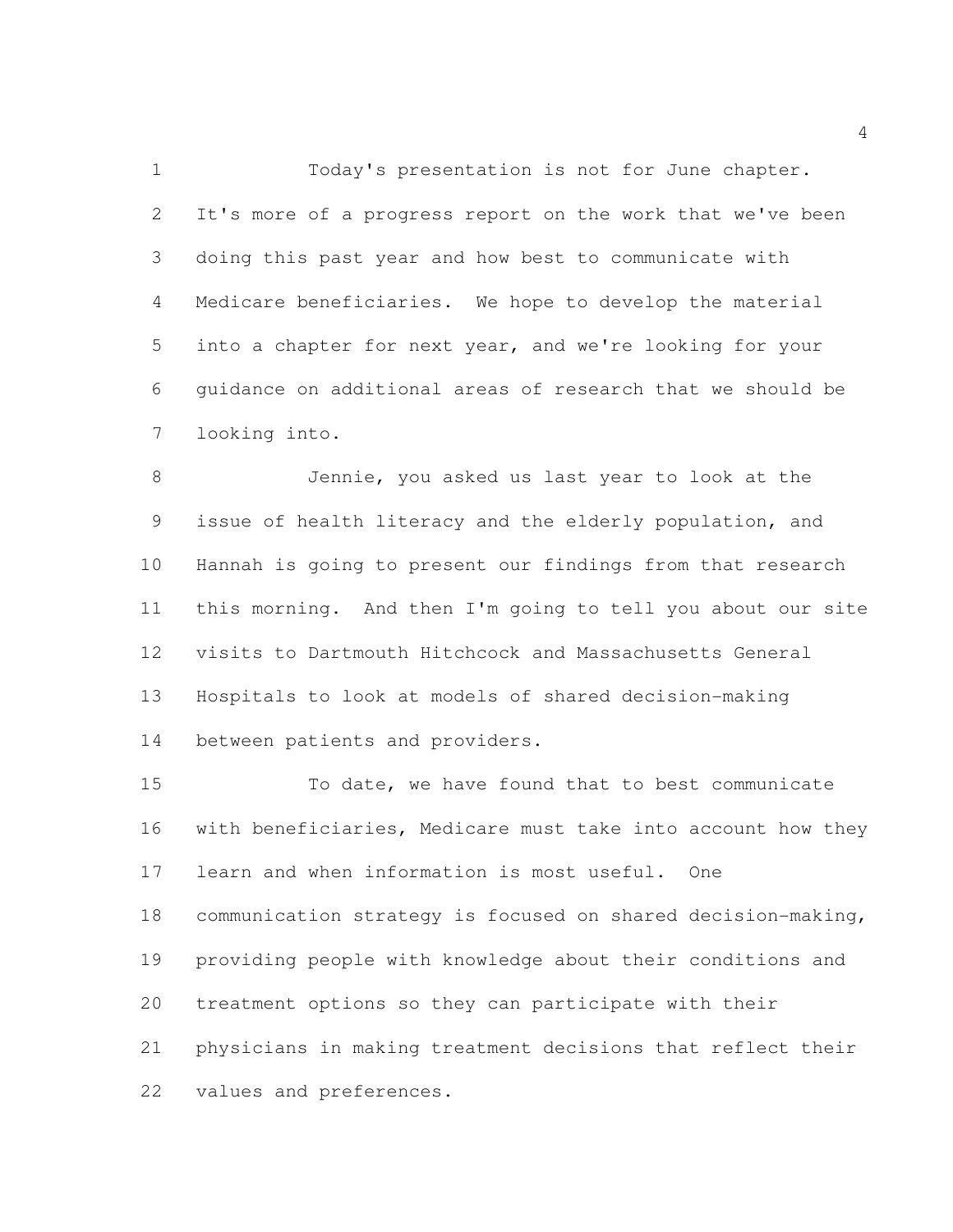Today's presentation is not for June chapter. It's more of a progress report on the work that we've been doing this past year and how best to communicate with Medicare beneficiaries. We hope to develop the material into a chapter for next year, and we're looking for your guidance on additional areas of research that we should be looking into.

Jennie, you asked us last year to look at the issue of health literacy and the elderly population, and Hannah is going to present our findings from that research this morning. And then I'm going to tell you about our site visits to Dartmouth Hitchcock and Massachusetts General Hospitals to look at models of shared decision-making between patients and providers.

To date, we have found that to best communicate with beneficiaries, Medicare must take into account how they learn and when information is most useful. One communication strategy is focused on shared decision-making, providing people with knowledge about their conditions and treatment options so they can participate with their physicians in making treatment decisions that reflect their values and preferences.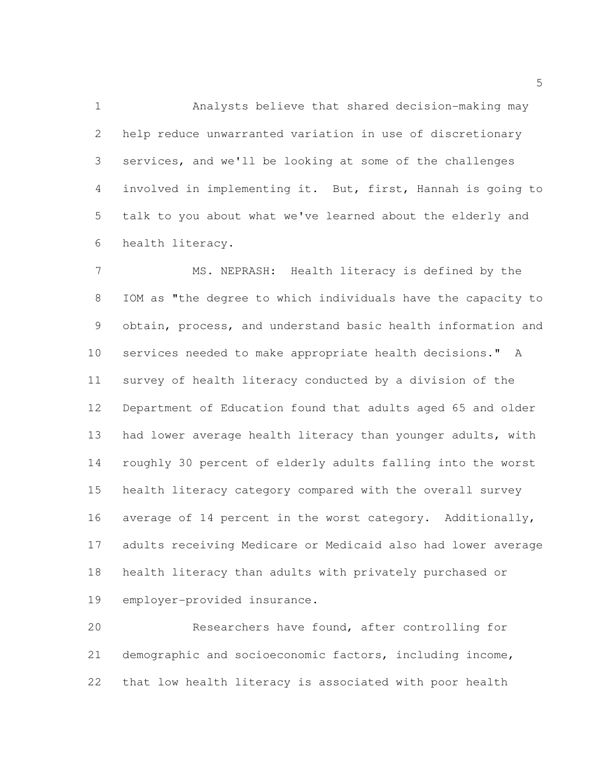Analysts believe that shared decision-making may help reduce unwarranted variation in use of discretionary services, and we'll be looking at some of the challenges involved in implementing it. But, first, Hannah is going to talk to you about what we've learned about the elderly and health literacy.

MS. NEPRASH: Health literacy is defined by the IOM as "the degree to which individuals have the capacity to obtain, process, and understand basic health information and services needed to make appropriate health decisions." A survey of health literacy conducted by a division of the Department of Education found that adults aged 65 and older had lower average health literacy than younger adults, with roughly 30 percent of elderly adults falling into the worst health literacy category compared with the overall survey average of 14 percent in the worst category. Additionally, adults receiving Medicare or Medicaid also had lower average health literacy than adults with privately purchased or employer-provided insurance.

Researchers have found, after controlling for demographic and socioeconomic factors, including income, that low health literacy is associated with poor health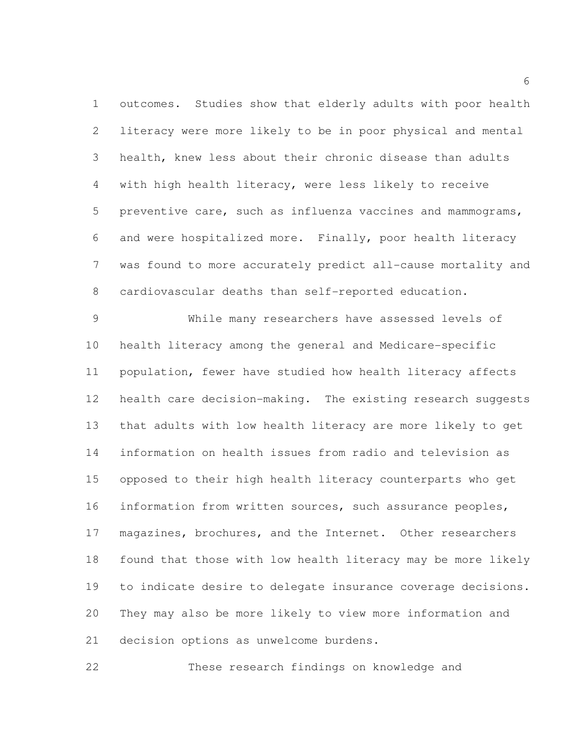outcomes. Studies show that elderly adults with poor health literacy were more likely to be in poor physical and mental health, knew less about their chronic disease than adults with high health literacy, were less likely to receive preventive care, such as influenza vaccines and mammograms, and were hospitalized more. Finally, poor health literacy was found to more accurately predict all-cause mortality and cardiovascular deaths than self-reported education.

While many researchers have assessed levels of health literacy among the general and Medicare-specific population, fewer have studied how health literacy affects health care decision-making. The existing research suggests that adults with low health literacy are more likely to get information on health issues from radio and television as opposed to their high health literacy counterparts who get information from written sources, such assurance peoples, magazines, brochures, and the Internet. Other researchers found that those with low health literacy may be more likely to indicate desire to delegate insurance coverage decisions. They may also be more likely to view more information and decision options as unwelcome burdens.

These research findings on knowledge and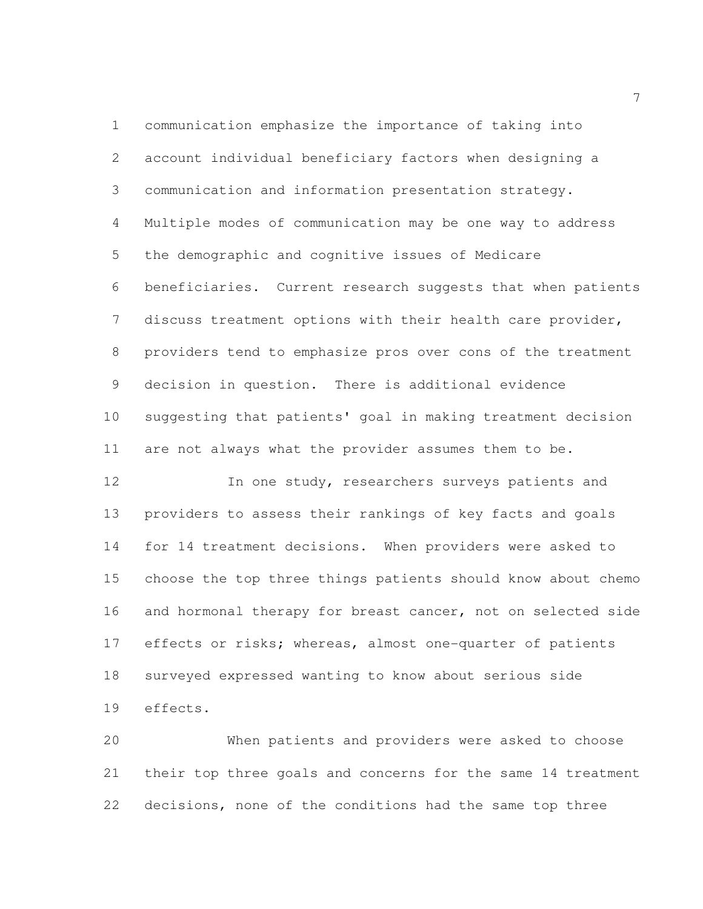communication emphasize the importance of taking into account individual beneficiary factors when designing a communication and information presentation strategy. Multiple modes of communication may be one way to address the demographic and cognitive issues of Medicare beneficiaries. Current research suggests that when patients discuss treatment options with their health care provider, providers tend to emphasize pros over cons of the treatment decision in question. There is additional evidence suggesting that patients' goal in making treatment decision are not always what the provider assumes them to be.

In one study, researchers surveys patients and providers to assess their rankings of key facts and goals for 14 treatment decisions. When providers were asked to choose the top three things patients should know about chemo and hormonal therapy for breast cancer, not on selected side effects or risks; whereas, almost one-quarter of patients surveyed expressed wanting to know about serious side effects.

When patients and providers were asked to choose their top three goals and concerns for the same 14 treatment decisions, none of the conditions had the same top three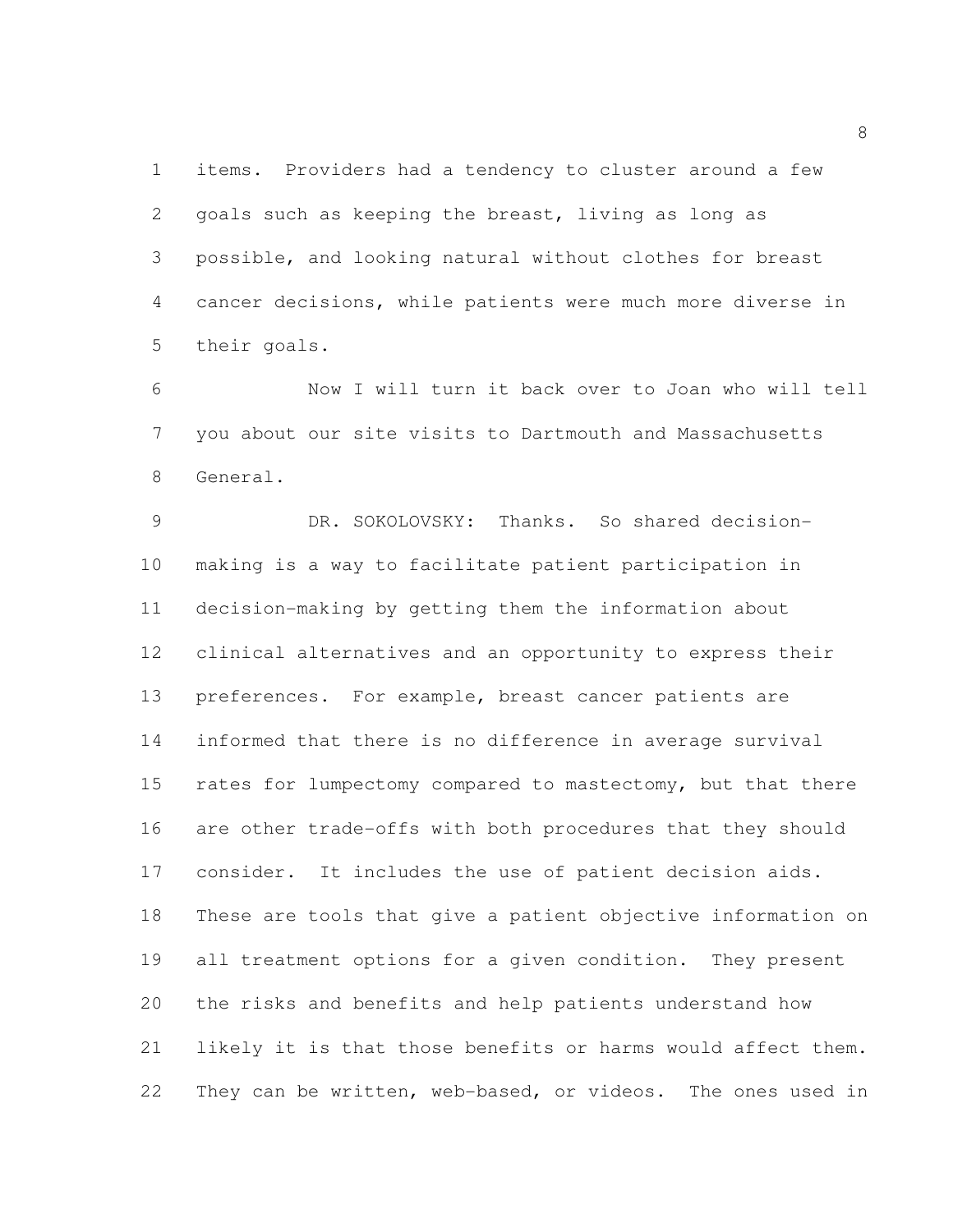items. Providers had a tendency to cluster around a few goals such as keeping the breast, living as long as possible, and looking natural without clothes for breast cancer decisions, while patients were much more diverse in their goals.

Now I will turn it back over to Joan who will tell you about our site visits to Dartmouth and Massachusetts General.

DR. SOKOLOVSKY: Thanks. So shared decision-making is a way to facilitate patient participation in decision-making by getting them the information about clinical alternatives and an opportunity to express their preferences. For example, breast cancer patients are informed that there is no difference in average survival rates for lumpectomy compared to mastectomy, but that there are other trade-offs with both procedures that they should consider. It includes the use of patient decision aids. These are tools that give a patient objective information on all treatment options for a given condition. They present the risks and benefits and help patients understand how likely it is that those benefits or harms would affect them. They can be written, web-based, or videos. The ones used in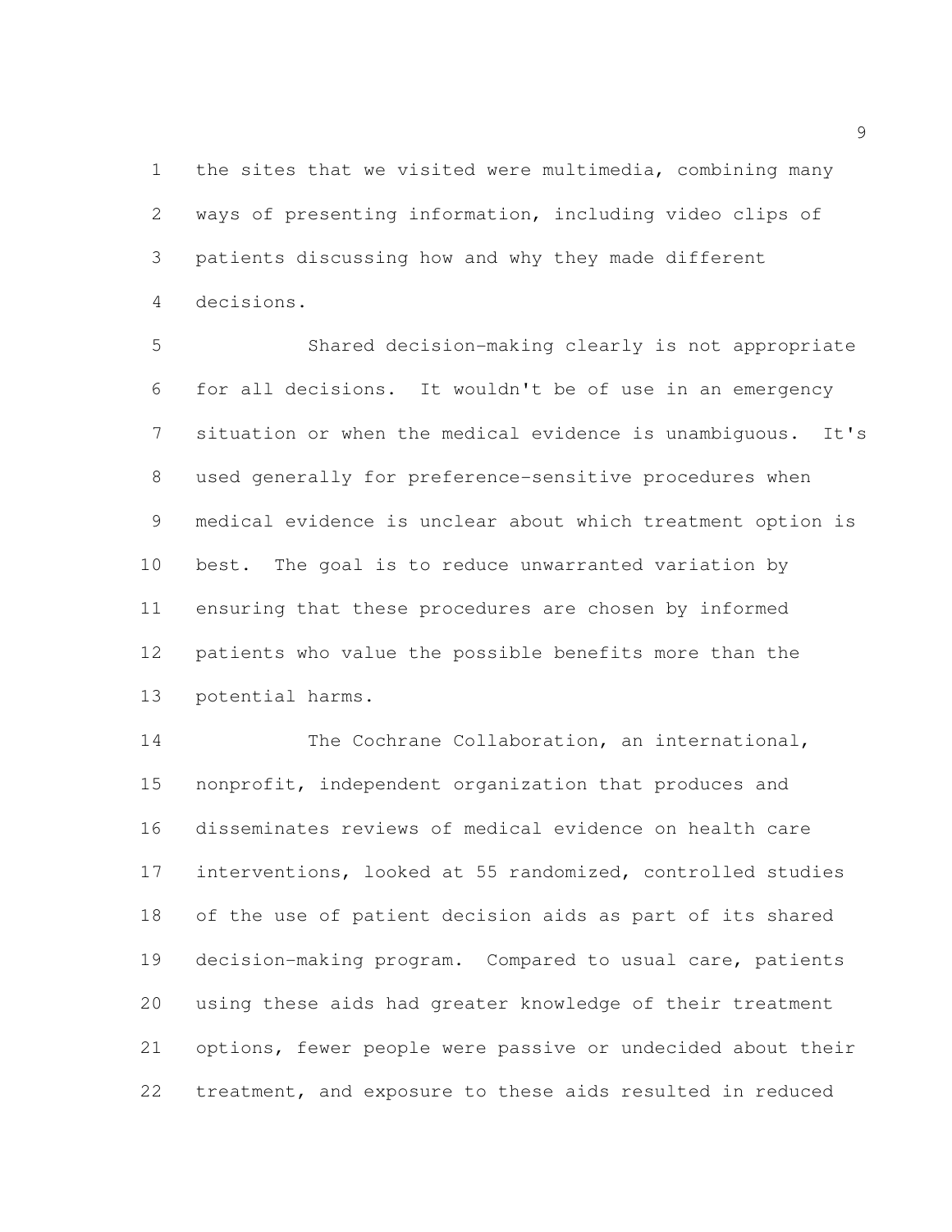the sites that we visited were multimedia, combining many ways of presenting information, including video clips of patients discussing how and why they made different decisions.

Shared decision-making clearly is not appropriate for all decisions. It wouldn't be of use in an emergency situation or when the medical evidence is unambiguous. It's used generally for preference-sensitive procedures when medical evidence is unclear about which treatment option is best. The goal is to reduce unwarranted variation by ensuring that these procedures are chosen by informed patients who value the possible benefits more than the potential harms.

The Cochrane Collaboration, an international, nonprofit, independent organization that produces and disseminates reviews of medical evidence on health care interventions, looked at 55 randomized, controlled studies of the use of patient decision aids as part of its shared decision-making program. Compared to usual care, patients using these aids had greater knowledge of their treatment options, fewer people were passive or undecided about their treatment, and exposure to these aids resulted in reduced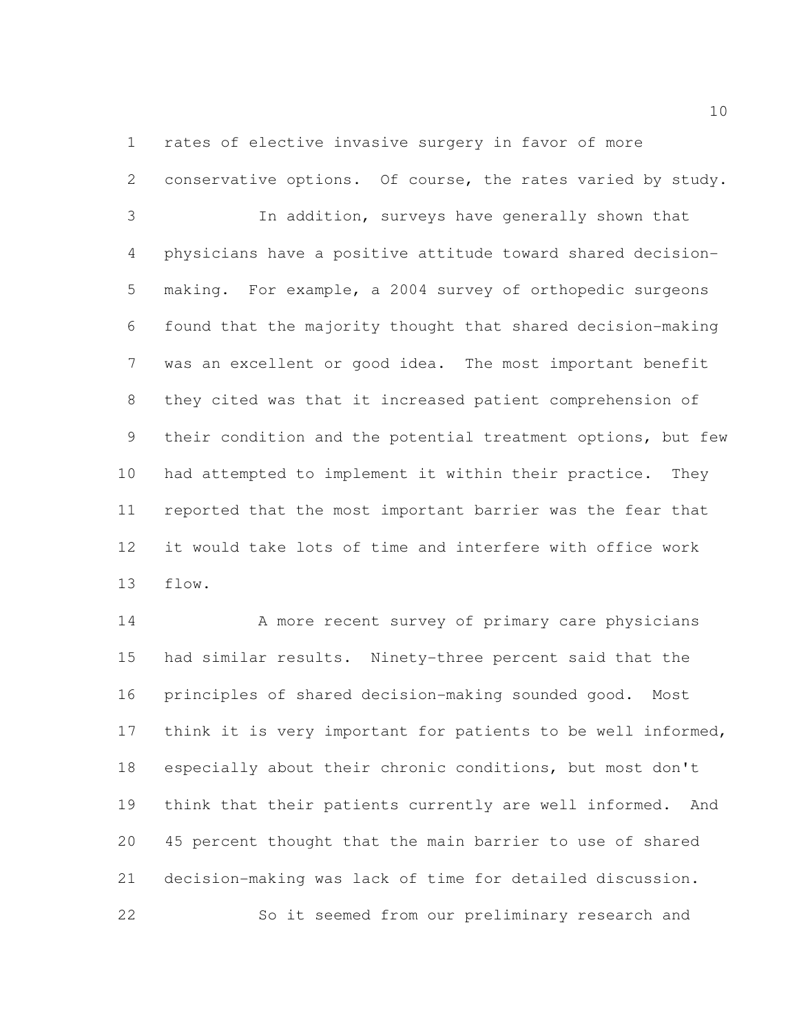rates of elective invasive surgery in favor of more conservative options. Of course, the rates varied by study.

In addition, surveys have generally shown that physicians have a positive attitude toward shared decision-making. For example, a 2004 survey of orthopedic surgeons found that the majority thought that shared decision-making was an excellent or good idea. The most important benefit they cited was that it increased patient comprehension of their condition and the potential treatment options, but few had attempted to implement it within their practice. They reported that the most important barrier was the fear that it would take lots of time and interfere with office work flow.

A more recent survey of primary care physicians had similar results. Ninety-three percent said that the principles of shared decision-making sounded good. Most think it is very important for patients to be well informed, especially about their chronic conditions, but most don't think that their patients currently are well informed. And 45 percent thought that the main barrier to use of shared decision-making was lack of time for detailed discussion.

So it seemed from our preliminary research and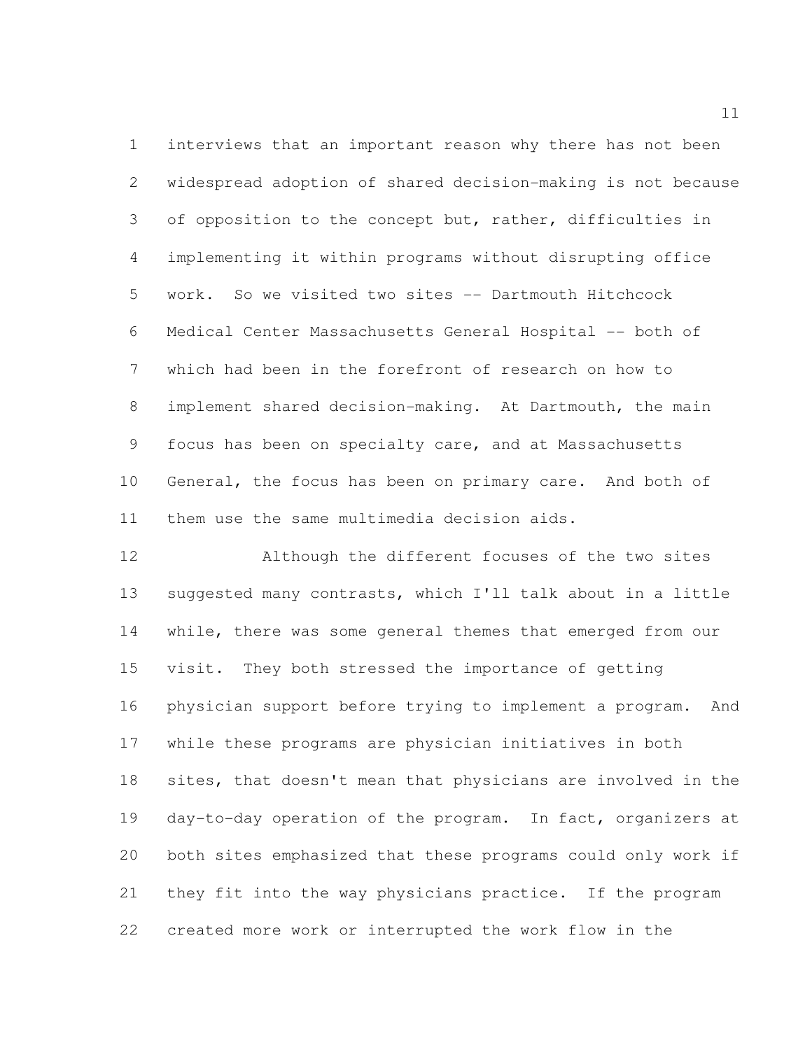interviews that an important reason why there has not been widespread adoption of shared decision-making is not because of opposition to the concept but, rather, difficulties in implementing it within programs without disrupting office work. So we visited two sites -- Dartmouth Hitchcock Medical Center Massachusetts General Hospital -- both of which had been in the forefront of research on how to implement shared decision-making. At Dartmouth, the main focus has been on specialty care, and at Massachusetts General, the focus has been on primary care. And both of them use the same multimedia decision aids.

Although the different focuses of the two sites suggested many contrasts, which I'll talk about in a little while, there was some general themes that emerged from our visit. They both stressed the importance of getting physician support before trying to implement a program. And while these programs are physician initiatives in both sites, that doesn't mean that physicians are involved in the day-to-day operation of the program. In fact, organizers at both sites emphasized that these programs could only work if they fit into the way physicians practice. If the program created more work or interrupted the work flow in the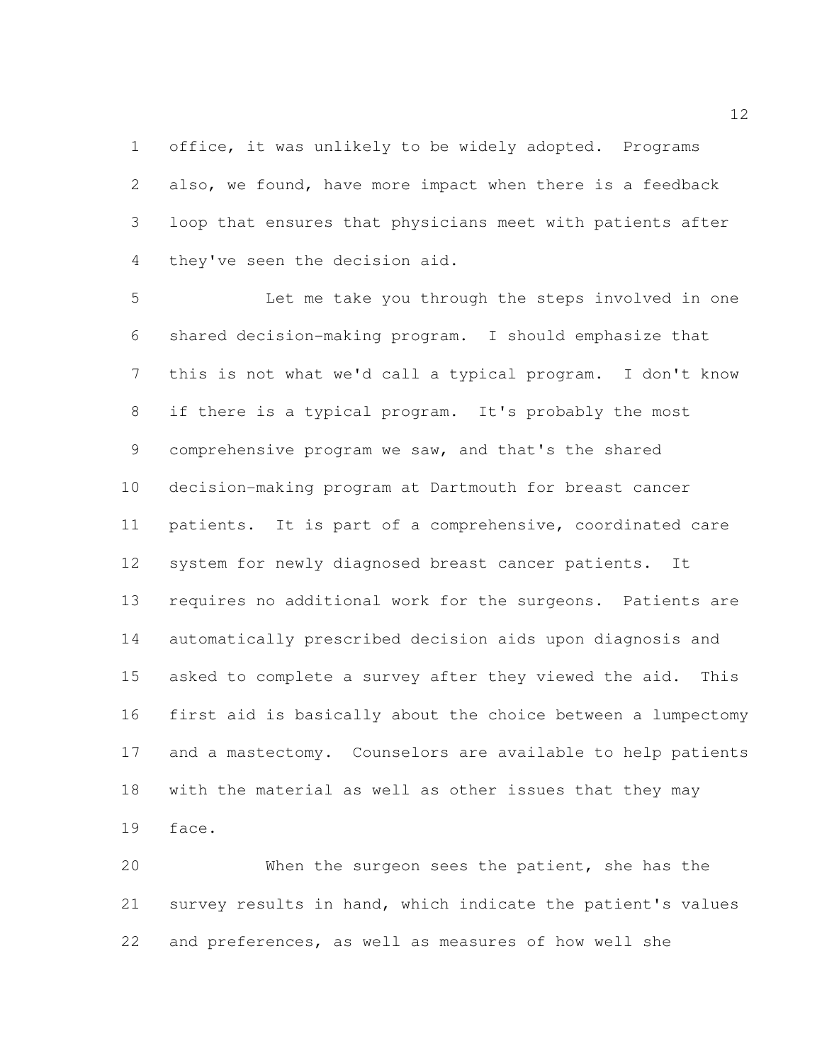office, it was unlikely to be widely adopted. Programs also, we found, have more impact when there is a feedback loop that ensures that physicians meet with patients after they've seen the decision aid.

Let me take you through the steps involved in one shared decision-making program. I should emphasize that this is not what we'd call a typical program. I don't know if there is a typical program. It's probably the most comprehensive program we saw, and that's the shared decision-making program at Dartmouth for breast cancer patients. It is part of a comprehensive, coordinated care system for newly diagnosed breast cancer patients. It requires no additional work for the surgeons. Patients are automatically prescribed decision aids upon diagnosis and asked to complete a survey after they viewed the aid. This first aid is basically about the choice between a lumpectomy and a mastectomy. Counselors are available to help patients with the material as well as other issues that they may face.

When the surgeon sees the patient, she has the survey results in hand, which indicate the patient's values and preferences, as well as measures of how well she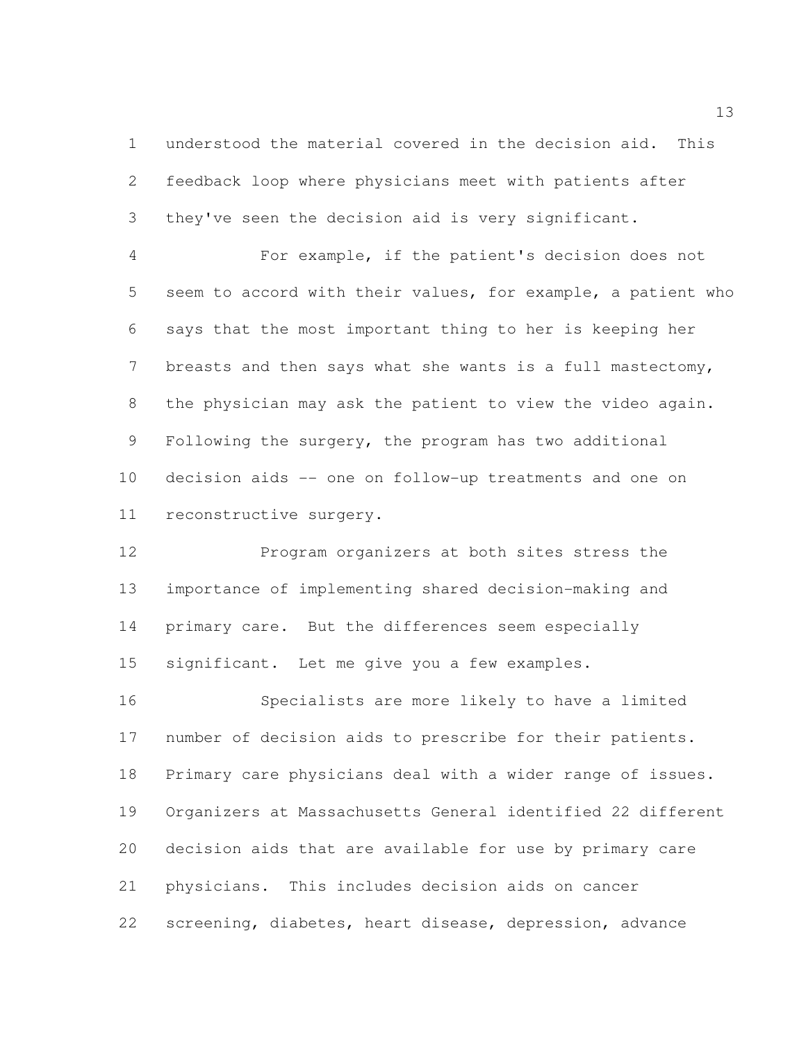understood the material covered in the decision aid. This feedback loop where physicians meet with patients after they've seen the decision aid is very significant.

For example, if the patient's decision does not seem to accord with their values, for example, a patient who says that the most important thing to her is keeping her breasts and then says what she wants is a full mastectomy, the physician may ask the patient to view the video again. Following the surgery, the program has two additional decision aids -- one on follow-up treatments and one on reconstructive surgery.

Program organizers at both sites stress the importance of implementing shared decision-making and primary care. But the differences seem especially significant. Let me give you a few examples.

Specialists are more likely to have a limited number of decision aids to prescribe for their patients. Primary care physicians deal with a wider range of issues. Organizers at Massachusetts General identified 22 different decision aids that are available for use by primary care physicians. This includes decision aids on cancer screening, diabetes, heart disease, depression, advance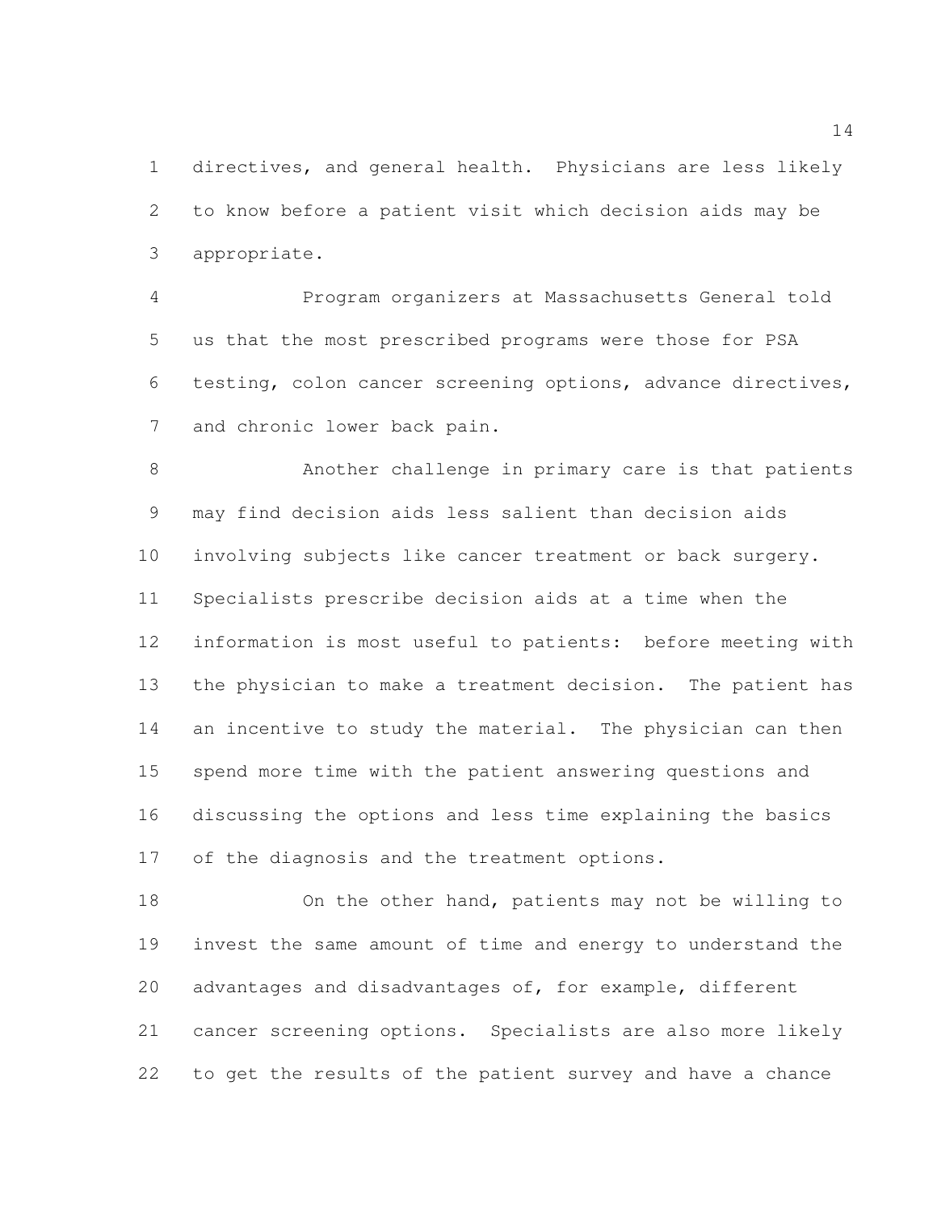directives, and general health. Physicians are less likely to know before a patient visit which decision aids may be appropriate.

Program organizers at Massachusetts General told us that the most prescribed programs were those for PSA testing, colon cancer screening options, advance directives, and chronic lower back pain.

Another challenge in primary care is that patients may find decision aids less salient than decision aids involving subjects like cancer treatment or back surgery. Specialists prescribe decision aids at a time when the information is most useful to patients: before meeting with the physician to make a treatment decision. The patient has an incentive to study the material. The physician can then spend more time with the patient answering questions and discussing the options and less time explaining the basics of the diagnosis and the treatment options.

On the other hand, patients may not be willing to invest the same amount of time and energy to understand the advantages and disadvantages of, for example, different cancer screening options. Specialists are also more likely to get the results of the patient survey and have a chance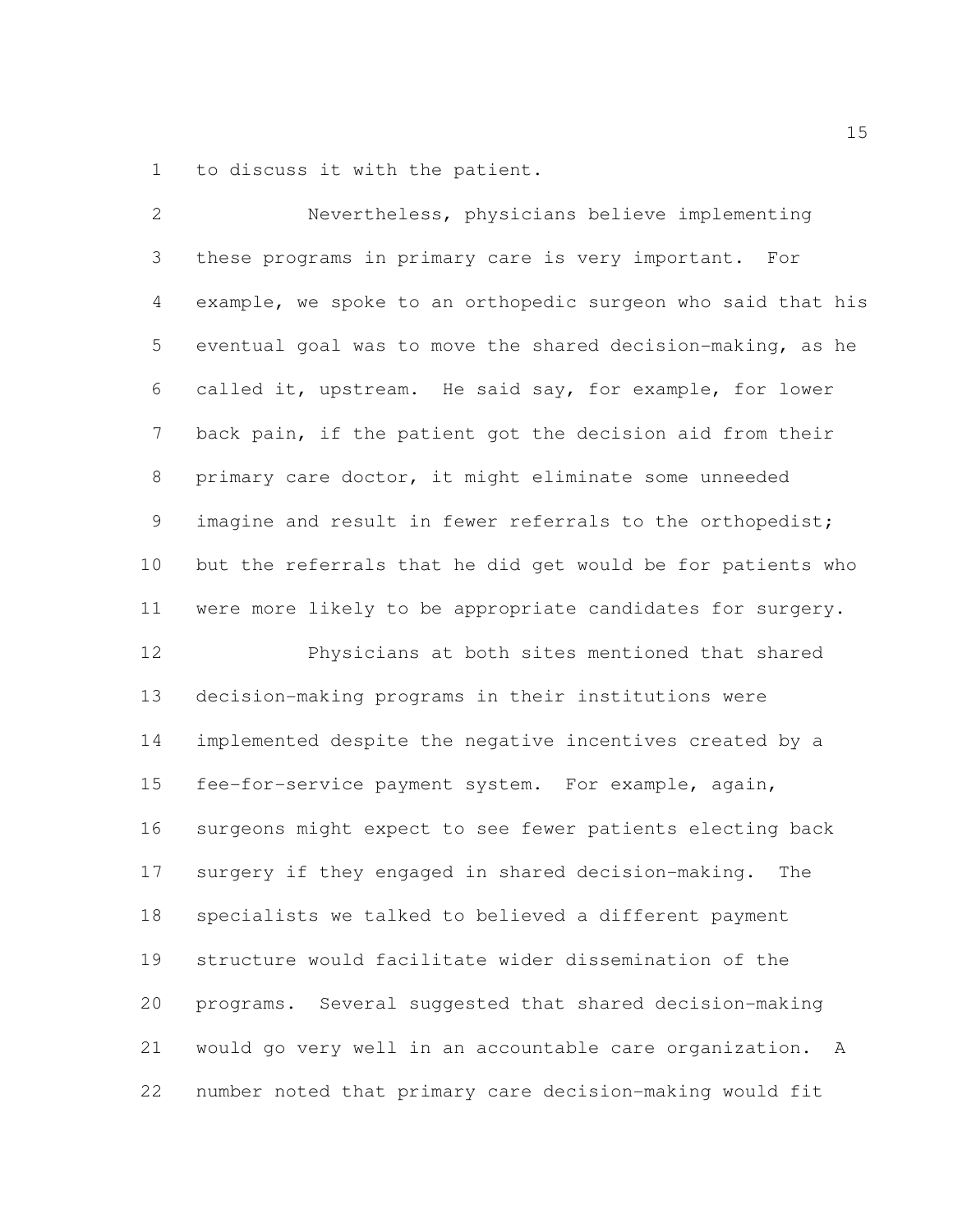to discuss it with the patient.

Nevertheless, physicians believe implementing these programs in primary care is very important. For example, we spoke to an orthopedic surgeon who said that his eventual goal was to move the shared decision-making, as he called it, upstream. He said say, for example, for lower back pain, if the patient got the decision aid from their primary care doctor, it might eliminate some unneeded imagine and result in fewer referrals to the orthopedist; but the referrals that he did get would be for patients who were more likely to be appropriate candidates for surgery.

Physicians at both sites mentioned that shared decision-making programs in their institutions were implemented despite the negative incentives created by a fee-for-service payment system. For example, again, surgeons might expect to see fewer patients electing back surgery if they engaged in shared decision-making. The specialists we talked to believed a different payment structure would facilitate wider dissemination of the programs. Several suggested that shared decision-making would go very well in an accountable care organization. A number noted that primary care decision-making would fit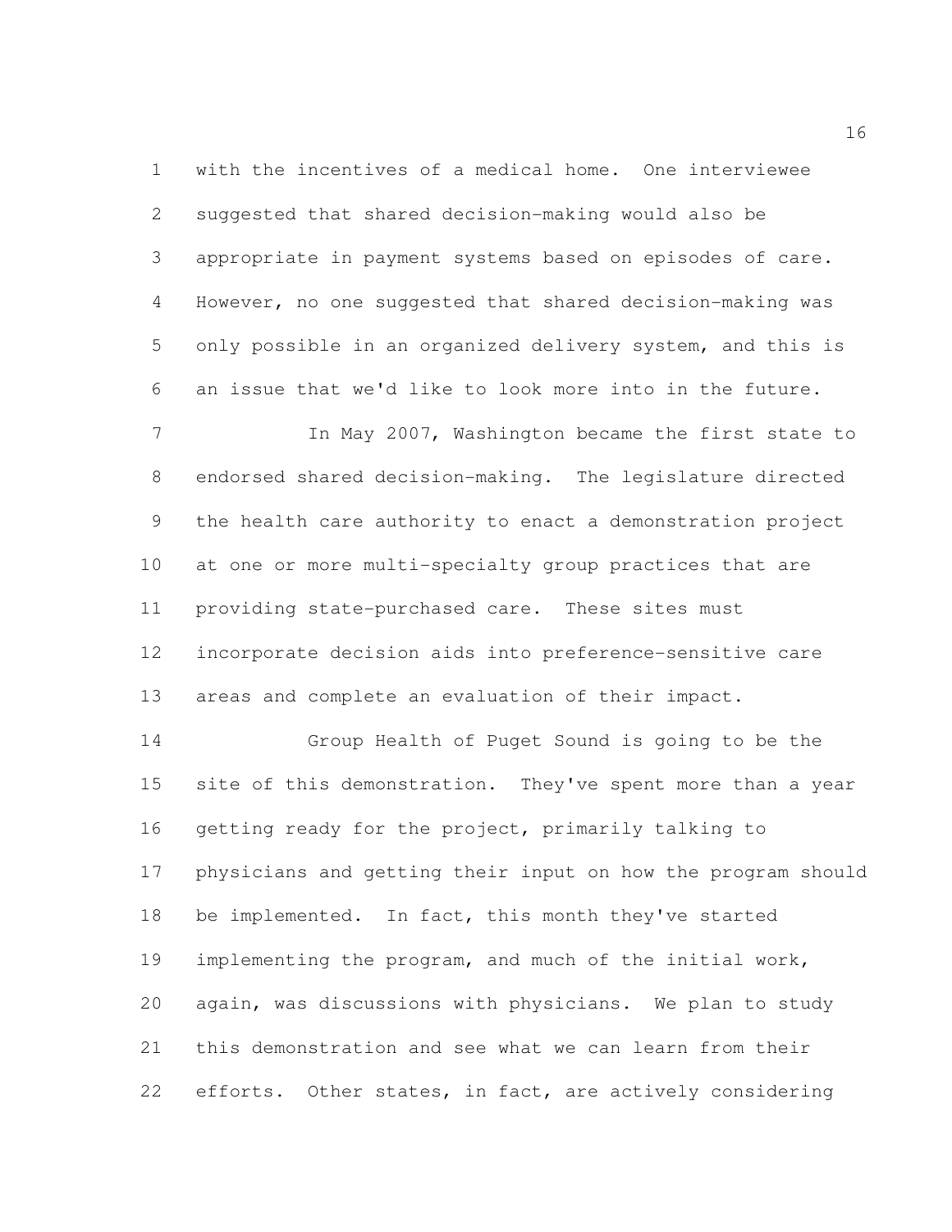with the incentives of a medical home. One interviewee suggested that shared decision-making would also be appropriate in payment systems based on episodes of care. However, no one suggested that shared decision-making was only possible in an organized delivery system, and this is an issue that we'd like to look more into in the future.

In May 2007, Washington became the first state to endorsed shared decision-making. The legislature directed the health care authority to enact a demonstration project at one or more multi-specialty group practices that are providing state-purchased care. These sites must incorporate decision aids into preference-sensitive care areas and complete an evaluation of their impact.

Group Health of Puget Sound is going to be the site of this demonstration. They've spent more than a year getting ready for the project, primarily talking to physicians and getting their input on how the program should be implemented. In fact, this month they've started implementing the program, and much of the initial work, again, was discussions with physicians. We plan to study this demonstration and see what we can learn from their efforts. Other states, in fact, are actively considering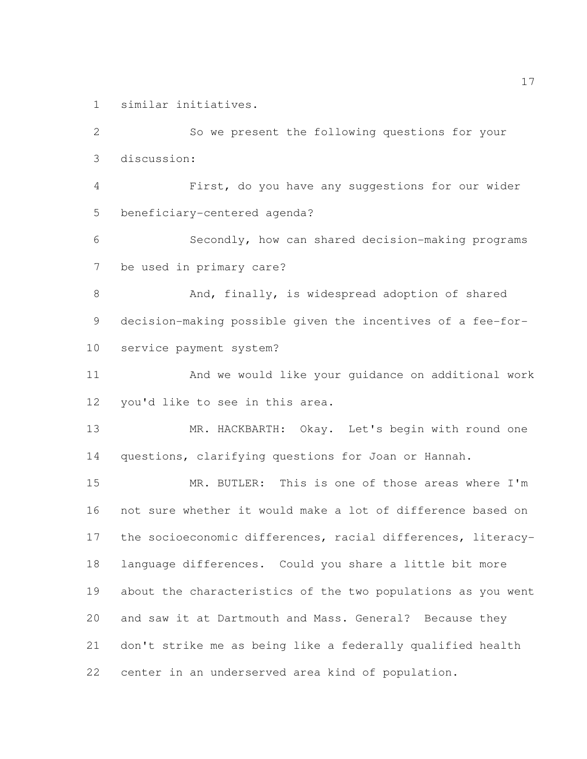similar initiatives.

So we present the following questions for your discussion:

First, do you have any suggestions for our wider beneficiary-centered agenda?

Secondly, how can shared decision-making programs be used in primary care?

And, finally, is widespread adoption of shared decision-making possible given the incentives of a fee-for-service payment system?

And we would like your guidance on additional work you'd like to see in this area.

MR. HACKBARTH: Okay. Let's begin with round one questions, clarifying questions for Joan or Hannah.

MR. BUTLER: This is one of those areas where I'm not sure whether it would make a lot of difference based on the socioeconomic differences, racial differences, literacy-language differences. Could you share a little bit more about the characteristics of the two populations as you went and saw it at Dartmouth and Mass. General? Because they don't strike me as being like a federally qualified health center in an underserved area kind of population.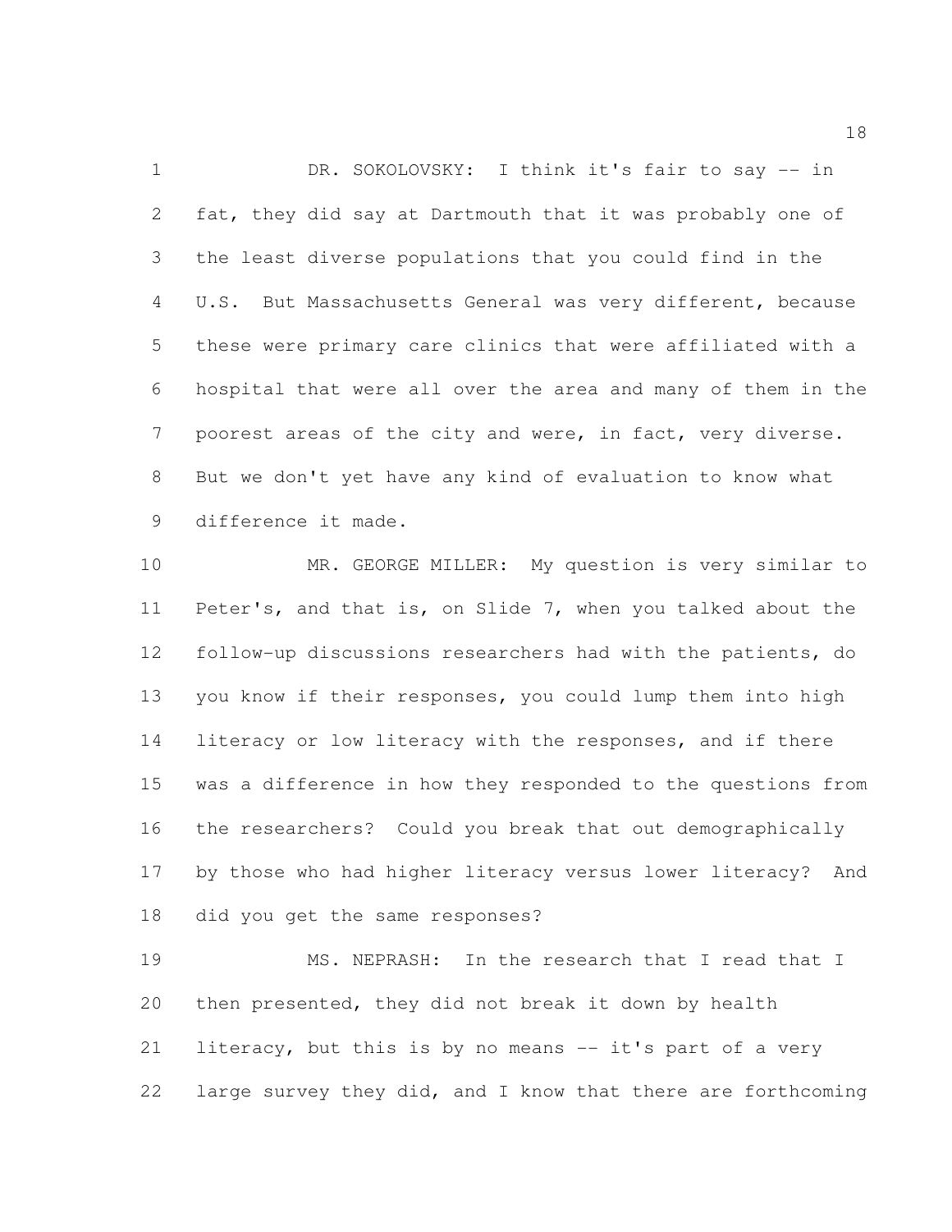DR. SOKOLOVSKY: I think it's fair to say -- in fat, they did say at Dartmouth that it was probably one of the least diverse populations that you could find in the U.S. But Massachusetts General was very different, because these were primary care clinics that were affiliated with a hospital that were all over the area and many of them in the poorest areas of the city and were, in fact, very diverse. But we don't yet have any kind of evaluation to know what difference it made.

MR. GEORGE MILLER: My question is very similar to Peter's, and that is, on Slide 7, when you talked about the follow-up discussions researchers had with the patients, do you know if their responses, you could lump them into high literacy or low literacy with the responses, and if there was a difference in how they responded to the questions from the researchers? Could you break that out demographically by those who had higher literacy versus lower literacy? And did you get the same responses?

MS. NEPRASH: In the research that I read that I then presented, they did not break it down by health literacy, but this is by no means -- it's part of a very large survey they did, and I know that there are forthcoming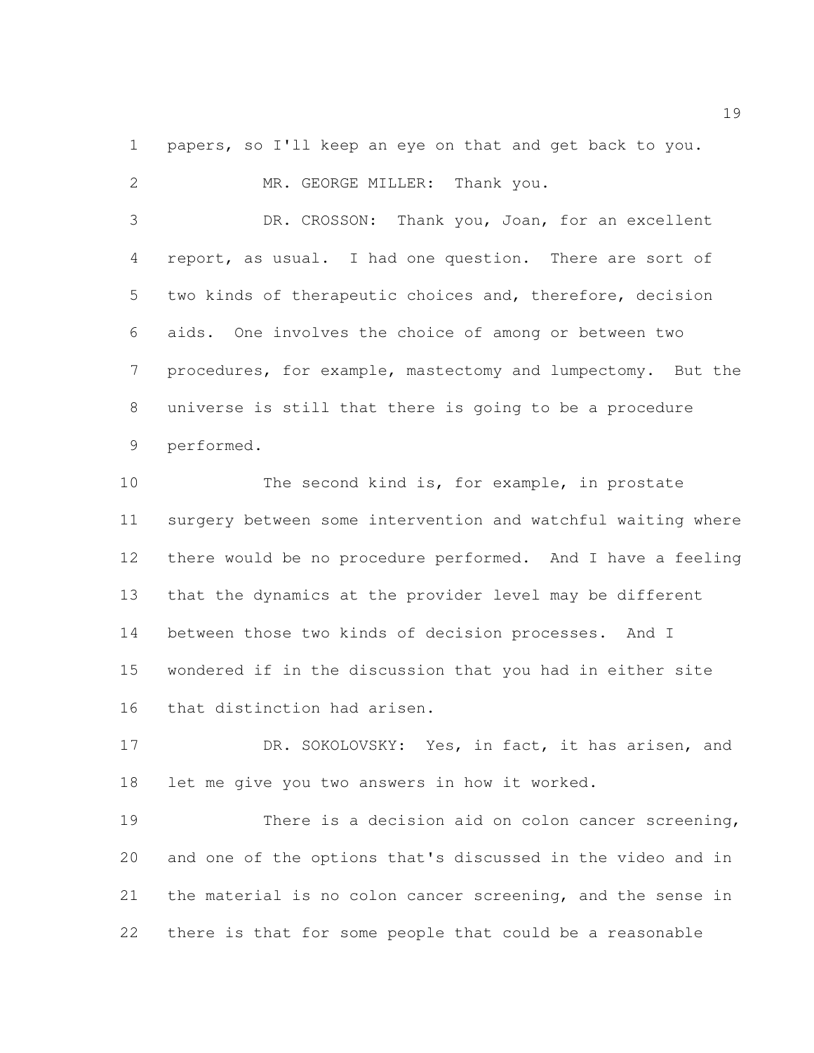papers, so I'll keep an eye on that and get back to you.

MR. GEORGE MILLER: Thank you.

DR. CROSSON: Thank you, Joan, for an excellent report, as usual. I had one question. There are sort of two kinds of therapeutic choices and, therefore, decision aids. One involves the choice of among or between two procedures, for example, mastectomy and lumpectomy. But the universe is still that there is going to be a procedure performed.

The second kind is, for example, in prostate surgery between some intervention and watchful waiting where there would be no procedure performed. And I have a feeling that the dynamics at the provider level may be different between those two kinds of decision processes. And I wondered if in the discussion that you had in either site that distinction had arisen.

DR. SOKOLOVSKY: Yes, in fact, it has arisen, and let me give you two answers in how it worked.

There is a decision aid on colon cancer screening, and one of the options that's discussed in the video and in the material is no colon cancer screening, and the sense in there is that for some people that could be a reasonable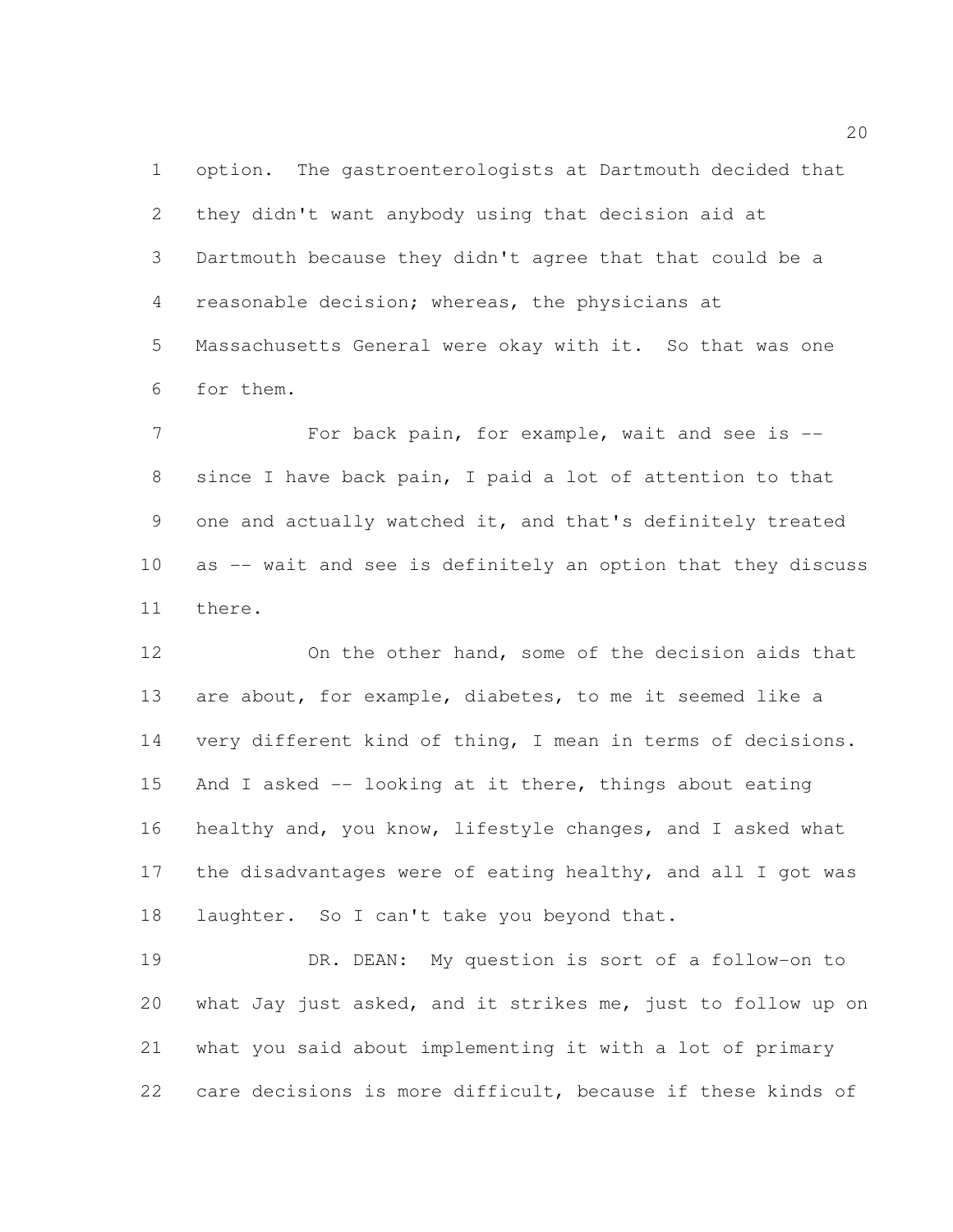option. The gastroenterologists at Dartmouth decided that they didn't want anybody using that decision aid at Dartmouth because they didn't agree that that could be a reasonable decision; whereas, the physicians at Massachusetts General were okay with it. So that was one for them.

For back pain, for example, wait and see is -- since I have back pain, I paid a lot of attention to that one and actually watched it, and that's definitely treated as -- wait and see is definitely an option that they discuss there.

On the other hand, some of the decision aids that are about, for example, diabetes, to me it seemed like a very different kind of thing, I mean in terms of decisions. And I asked -- looking at it there, things about eating healthy and, you know, lifestyle changes, and I asked what the disadvantages were of eating healthy, and all I got was laughter. So I can't take you beyond that.

DR. DEAN: My question is sort of a follow-on to what Jay just asked, and it strikes me, just to follow up on what you said about implementing it with a lot of primary care decisions is more difficult, because if these kinds of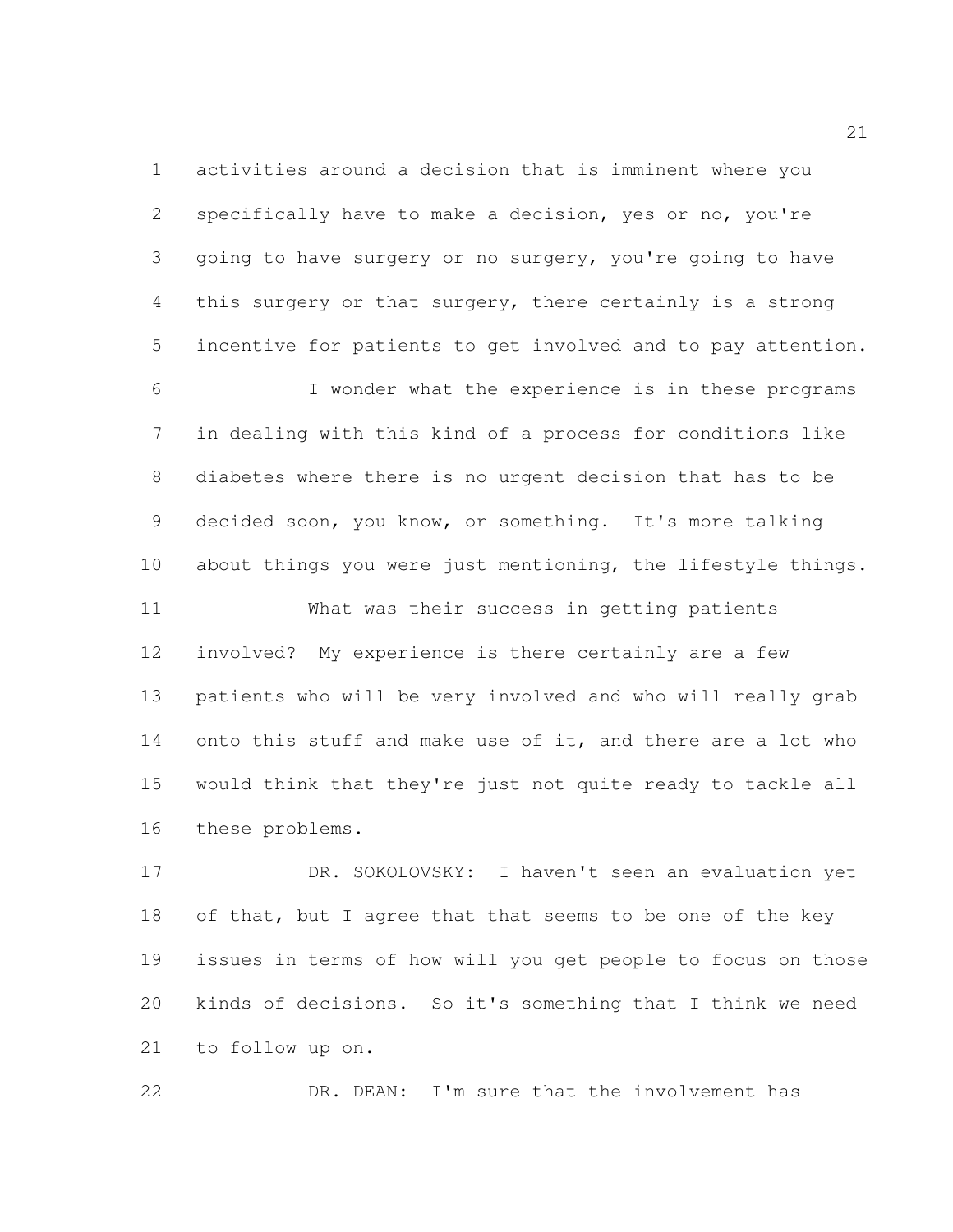activities around a decision that is imminent where you specifically have to make a decision, yes or no, you're going to have surgery or no surgery, you're going to have this surgery or that surgery, there certainly is a strong incentive for patients to get involved and to pay attention.

I wonder what the experience is in these programs in dealing with this kind of a process for conditions like diabetes where there is no urgent decision that has to be decided soon, you know, or something. It's more talking about things you were just mentioning, the lifestyle things.

What was their success in getting patients involved? My experience is there certainly are a few patients who will be very involved and who will really grab onto this stuff and make use of it, and there are a lot who would think that they're just not quite ready to tackle all these problems.

DR. SOKOLOVSKY: I haven't seen an evaluation yet of that, but I agree that that seems to be one of the key issues in terms of how will you get people to focus on those kinds of decisions. So it's something that I think we need to follow up on.

DR. DEAN: I'm sure that the involvement has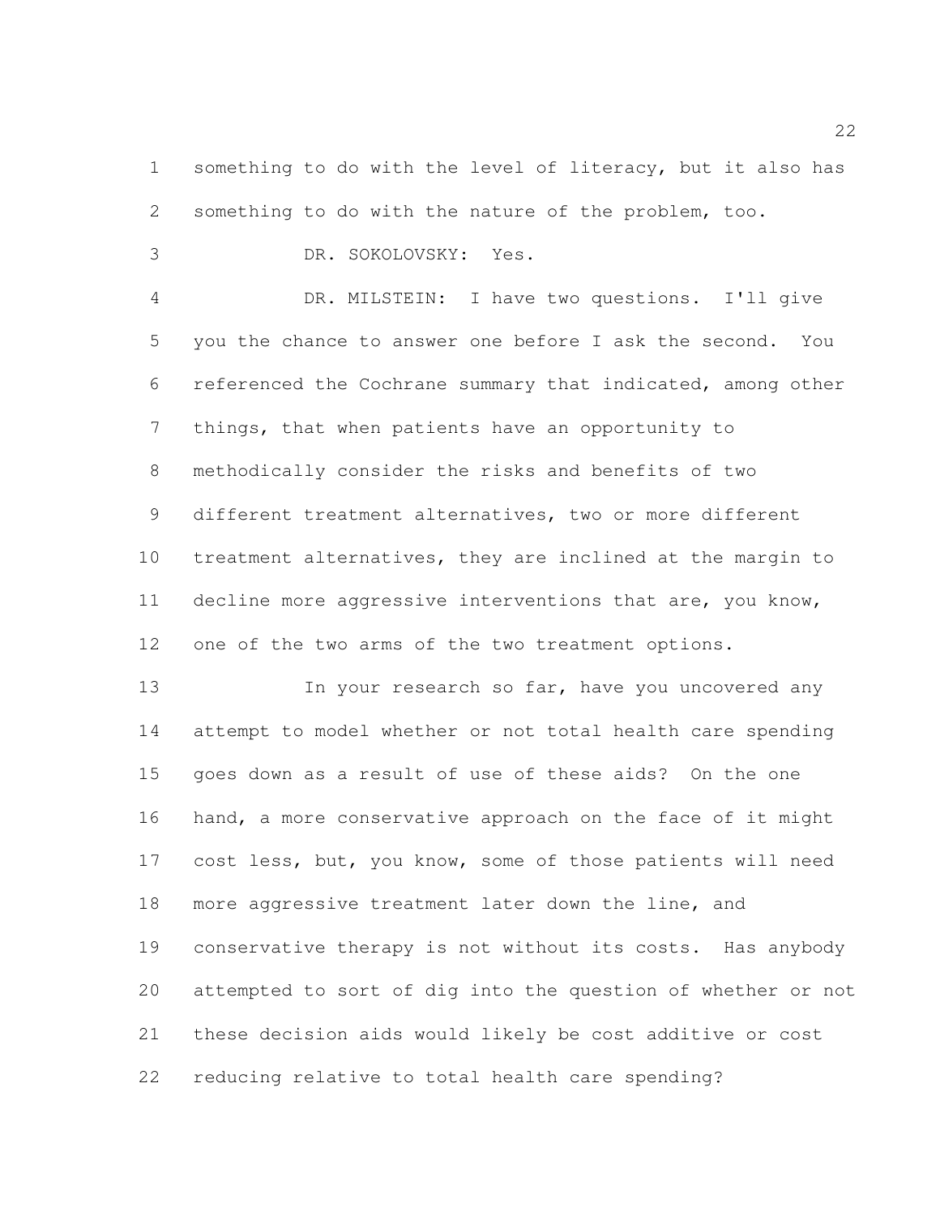something to do with the level of literacy, but it also has something to do with the nature of the problem, too.

DR. SOKOLOVSKY: Yes.

DR. MILSTEIN: I have two questions. I'll give you the chance to answer one before I ask the second. You referenced the Cochrane summary that indicated, among other things, that when patients have an opportunity to methodically consider the risks and benefits of two different treatment alternatives, two or more different treatment alternatives, they are inclined at the margin to decline more aggressive interventions that are, you know, one of the two arms of the two treatment options.

In your research so far, have you uncovered any attempt to model whether or not total health care spending goes down as a result of use of these aids? On the one hand, a more conservative approach on the face of it might cost less, but, you know, some of those patients will need more aggressive treatment later down the line, and conservative therapy is not without its costs. Has anybody attempted to sort of dig into the question of whether or not these decision aids would likely be cost additive or cost reducing relative to total health care spending?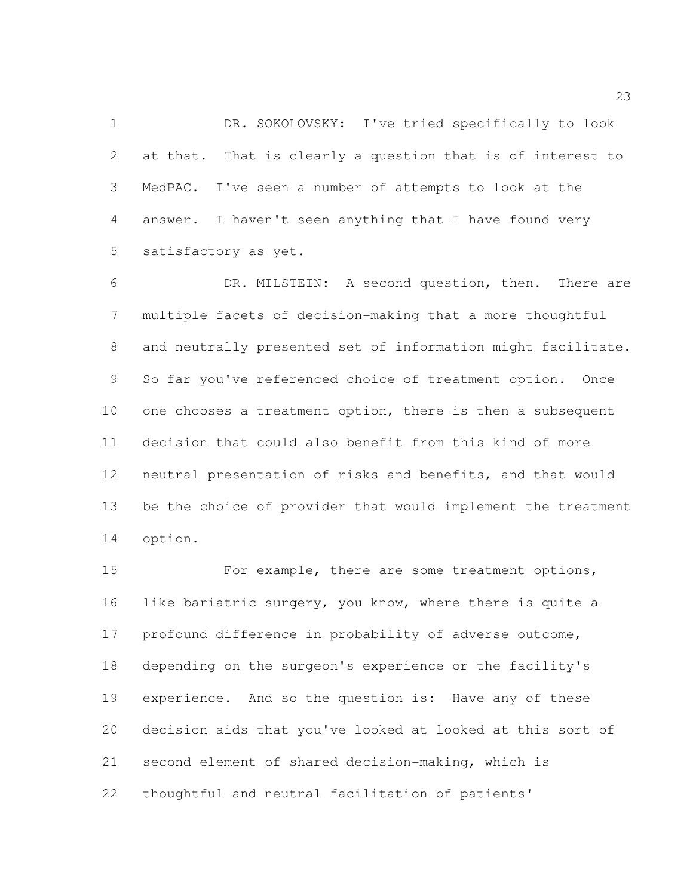DR. SOKOLOVSKY: I've tried specifically to look at that. That is clearly a question that is of interest to MedPAC. I've seen a number of attempts to look at the answer. I haven't seen anything that I have found very satisfactory as yet.

DR. MILSTEIN: A second question, then. There are multiple facets of decision-making that a more thoughtful and neutrally presented set of information might facilitate. So far you've referenced choice of treatment option. Once one chooses a treatment option, there is then a subsequent decision that could also benefit from this kind of more neutral presentation of risks and benefits, and that would be the choice of provider that would implement the treatment option.

For example, there are some treatment options, like bariatric surgery, you know, where there is quite a profound difference in probability of adverse outcome, depending on the surgeon's experience or the facility's experience. And so the question is: Have any of these decision aids that you've looked at looked at this sort of second element of shared decision-making, which is thoughtful and neutral facilitation of patients'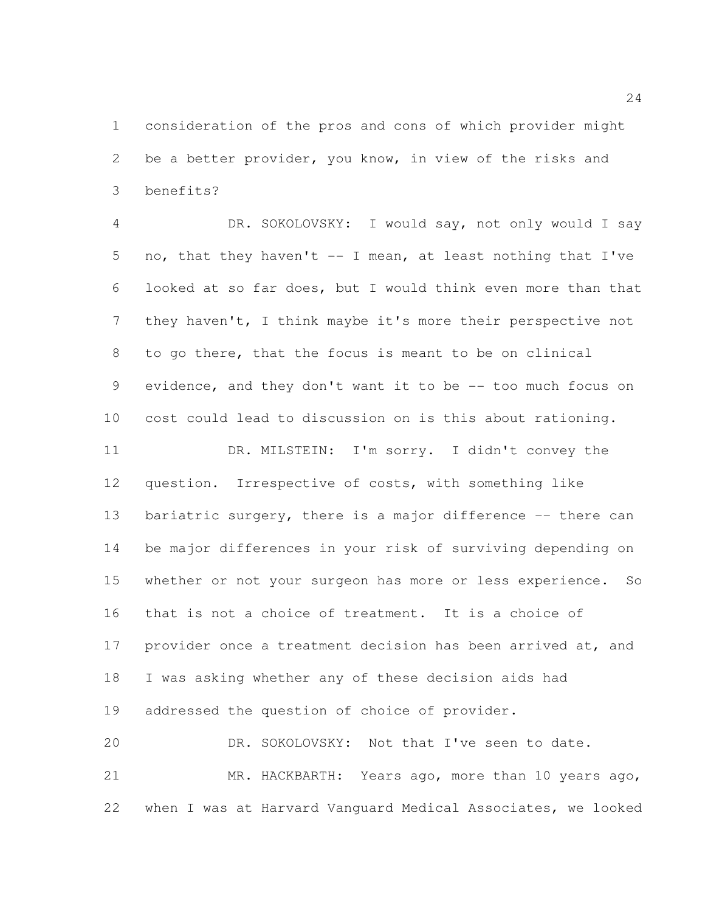consideration of the pros and cons of which provider might be a better provider, you know, in view of the risks and benefits?

DR. SOKOLOVSKY: I would say, not only would I say no, that they haven't -- I mean, at least nothing that I've looked at so far does, but I would think even more than that they haven't, I think maybe it's more their perspective not to go there, that the focus is meant to be on clinical evidence, and they don't want it to be -- too much focus on cost could lead to discussion on is this about rationing.

DR. MILSTEIN: I'm sorry. I didn't convey the question. Irrespective of costs, with something like bariatric surgery, there is a major difference -- there can be major differences in your risk of surviving depending on whether or not your surgeon has more or less experience. So that is not a choice of treatment. It is a choice of provider once a treatment decision has been arrived at, and I was asking whether any of these decision aids had addressed the question of choice of provider.

DR. SOKOLOVSKY: Not that I've seen to date.

MR. HACKBARTH: Years ago, more than 10 years ago, when I was at Harvard Vanguard Medical Associates, we looked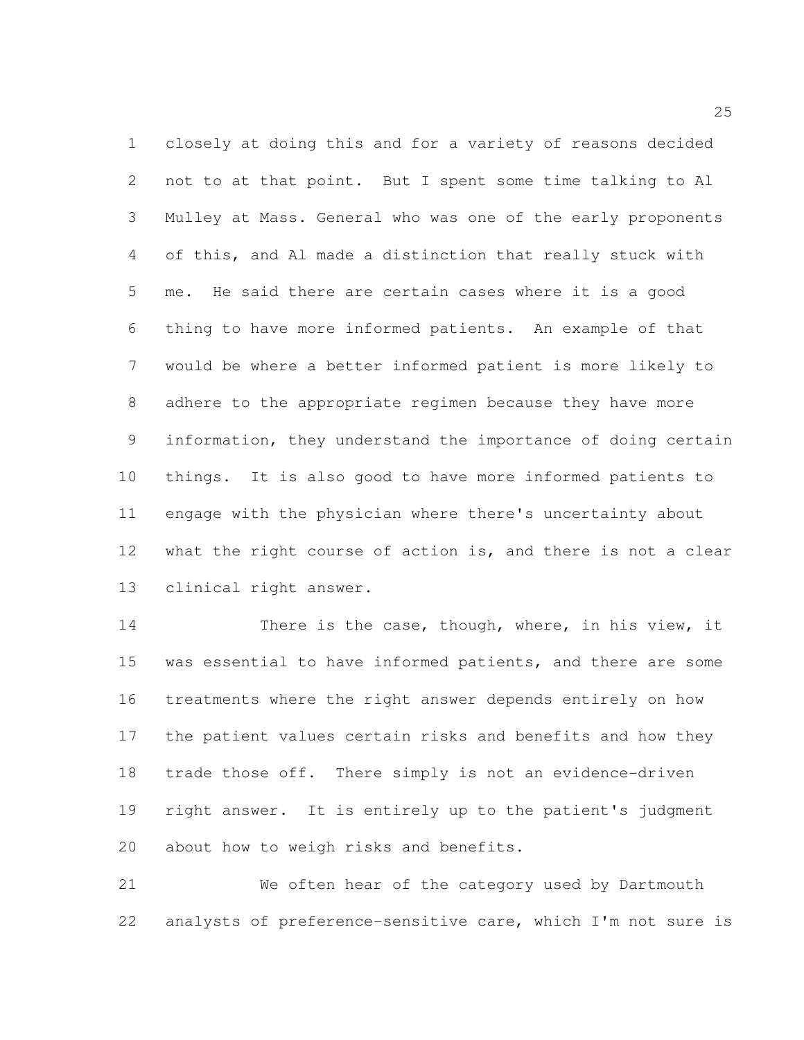closely at doing this and for a variety of reasons decided not to at that point. But I spent some time talking to Al Mulley at Mass. General who was one of the early proponents of this, and Al made a distinction that really stuck with me. He said there are certain cases where it is a good thing to have more informed patients. An example of that would be where a better informed patient is more likely to adhere to the appropriate regimen because they have more information, they understand the importance of doing certain things. It is also good to have more informed patients to engage with the physician where there's uncertainty about what the right course of action is, and there is not a clear clinical right answer.

There is the case, though, where, in his view, it was essential to have informed patients, and there are some treatments where the right answer depends entirely on how the patient values certain risks and benefits and how they trade those off. There simply is not an evidence-driven right answer. It is entirely up to the patient's judgment about how to weigh risks and benefits.

We often hear of the category used by Dartmouth analysts of preference-sensitive care, which I'm not sure is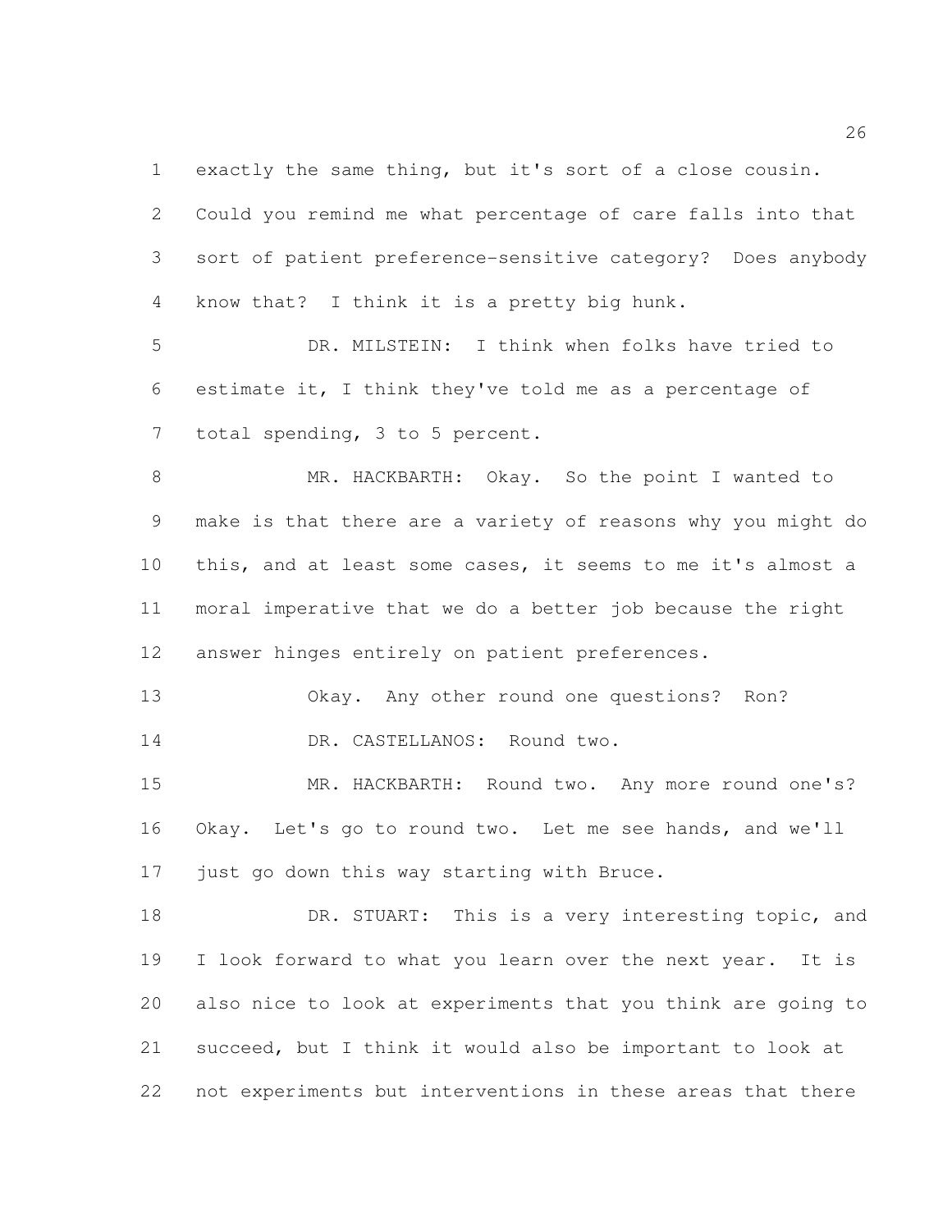exactly the same thing, but it's sort of a close cousin. Could you remind me what percentage of care falls into that sort of patient preference-sensitive category? Does anybody know that? I think it is a pretty big hunk.

DR. MILSTEIN: I think when folks have tried to estimate it, I think they've told me as a percentage of total spending, 3 to 5 percent.

MR. HACKBARTH: Okay. So the point I wanted to make is that there are a variety of reasons why you might do this, and at least some cases, it seems to me it's almost a moral imperative that we do a better job because the right answer hinges entirely on patient preferences.

Okay. Any other round one questions? Ron?

DR. CASTELLANOS: Round two.

MR. HACKBARTH: Round two. Any more round one's? Okay. Let's go to round two. Let me see hands, and we'll just go down this way starting with Bruce.

DR. STUART: This is a very interesting topic, and I look forward to what you learn over the next year. It is also nice to look at experiments that you think are going to succeed, but I think it would also be important to look at not experiments but interventions in these areas that there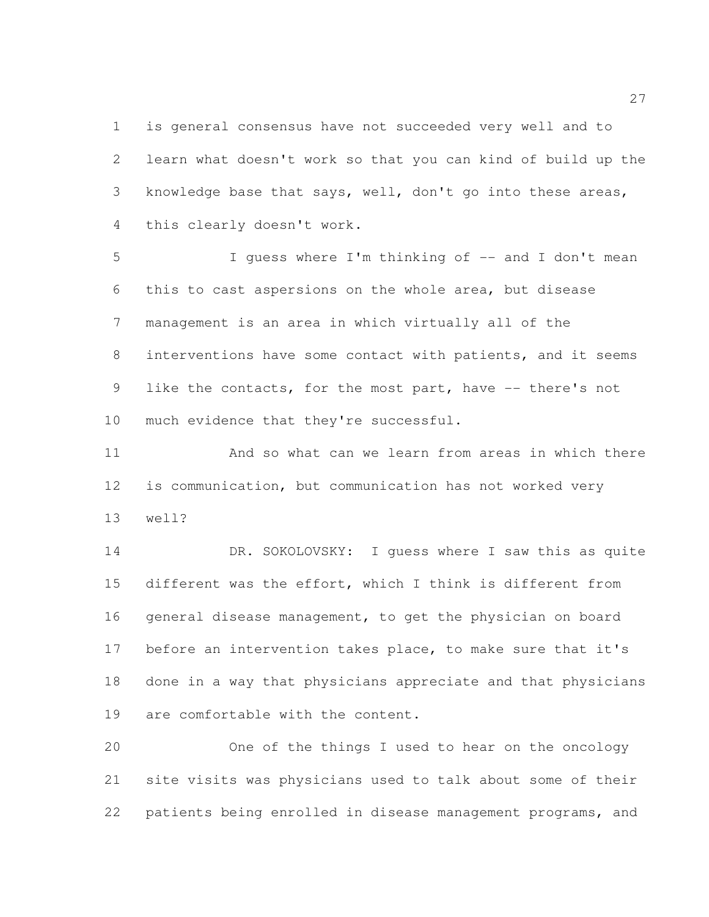is general consensus have not succeeded very well and to learn what doesn't work so that you can kind of build up the knowledge base that says, well, don't go into these areas, this clearly doesn't work.

I guess where I'm thinking of -- and I don't mean this to cast aspersions on the whole area, but disease management is an area in which virtually all of the interventions have some contact with patients, and it seems like the contacts, for the most part, have -- there's not much evidence that they're successful.

And so what can we learn from areas in which there is communication, but communication has not worked very well?

DR. SOKOLOVSKY: I guess where I saw this as quite different was the effort, which I think is different from general disease management, to get the physician on board before an intervention takes place, to make sure that it's done in a way that physicians appreciate and that physicians are comfortable with the content.

One of the things I used to hear on the oncology site visits was physicians used to talk about some of their patients being enrolled in disease management programs, and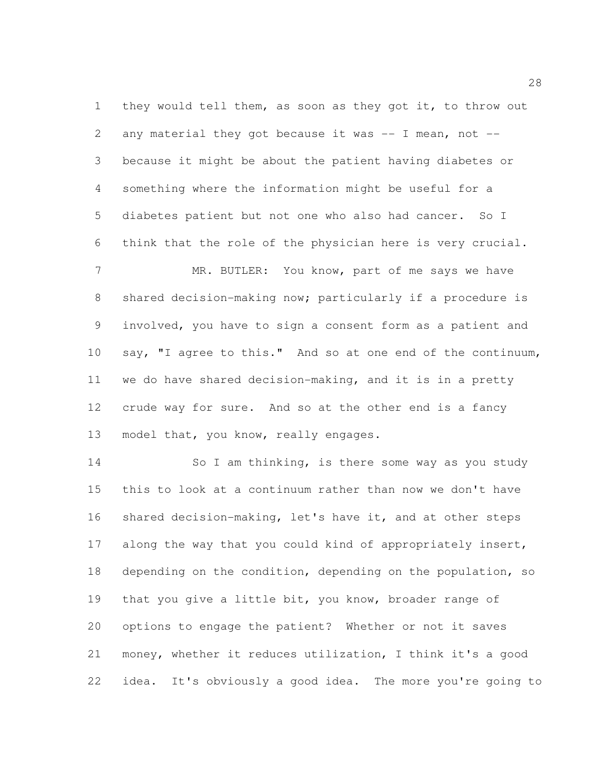they would tell them, as soon as they got it, to throw out any material they got because it was -- I mean, not -- because it might be about the patient having diabetes or something where the information might be useful for a diabetes patient but not one who also had cancer. So I think that the role of the physician here is very crucial.

MR. BUTLER: You know, part of me says we have shared decision-making now; particularly if a procedure is involved, you have to sign a consent form as a patient and say, "I agree to this." And so at one end of the continuum, we do have shared decision-making, and it is in a pretty crude way for sure. And so at the other end is a fancy model that, you know, really engages.

So I am thinking, is there some way as you study this to look at a continuum rather than now we don't have shared decision-making, let's have it, and at other steps along the way that you could kind of appropriately insert, depending on the condition, depending on the population, so that you give a little bit, you know, broader range of options to engage the patient? Whether or not it saves money, whether it reduces utilization, I think it's a good idea. It's obviously a good idea. The more you're going to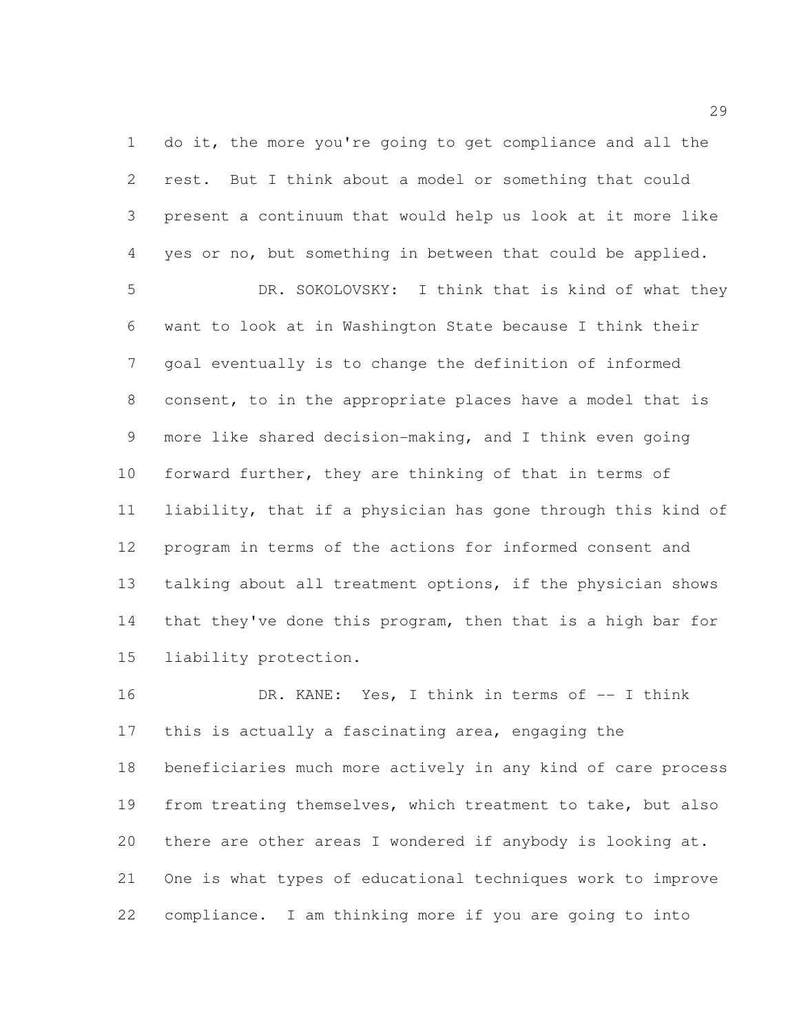do it, the more you're going to get compliance and all the rest. But I think about a model or something that could present a continuum that would help us look at it more like yes or no, but something in between that could be applied.

DR. SOKOLOVSKY: I think that is kind of what they want to look at in Washington State because I think their goal eventually is to change the definition of informed consent, to in the appropriate places have a model that is more like shared decision-making, and I think even going forward further, they are thinking of that in terms of liability, that if a physician has gone through this kind of program in terms of the actions for informed consent and talking about all treatment options, if the physician shows that they've done this program, then that is a high bar for liability protection.

DR. KANE: Yes, I think in terms of -- I think this is actually a fascinating area, engaging the beneficiaries much more actively in any kind of care process from treating themselves, which treatment to take, but also there are other areas I wondered if anybody is looking at. One is what types of educational techniques work to improve compliance. I am thinking more if you are going to into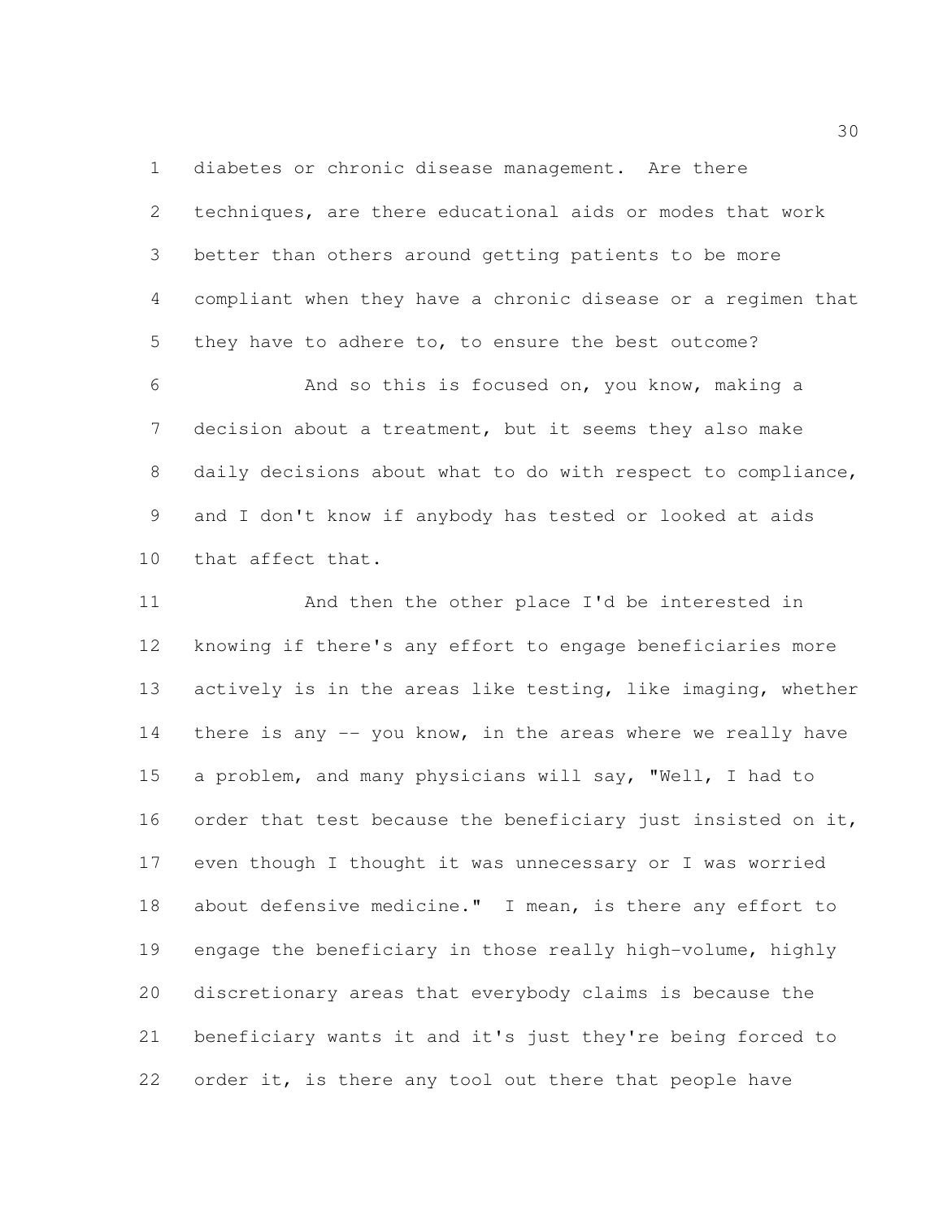diabetes or chronic disease management. Are there techniques, are there educational aids or modes that work better than others around getting patients to be more compliant when they have a chronic disease or a regimen that they have to adhere to, to ensure the best outcome?

And so this is focused on, you know, making a decision about a treatment, but it seems they also make daily decisions about what to do with respect to compliance, and I don't know if anybody has tested or looked at aids that affect that.

And then the other place I'd be interested in knowing if there's any effort to engage beneficiaries more actively is in the areas like testing, like imaging, whether there is any -- you know, in the areas where we really have a problem, and many physicians will say, "Well, I had to order that test because the beneficiary just insisted on it, even though I thought it was unnecessary or I was worried about defensive medicine." I mean, is there any effort to engage the beneficiary in those really high-volume, highly discretionary areas that everybody claims is because the beneficiary wants it and it's just they're being forced to order it, is there any tool out there that people have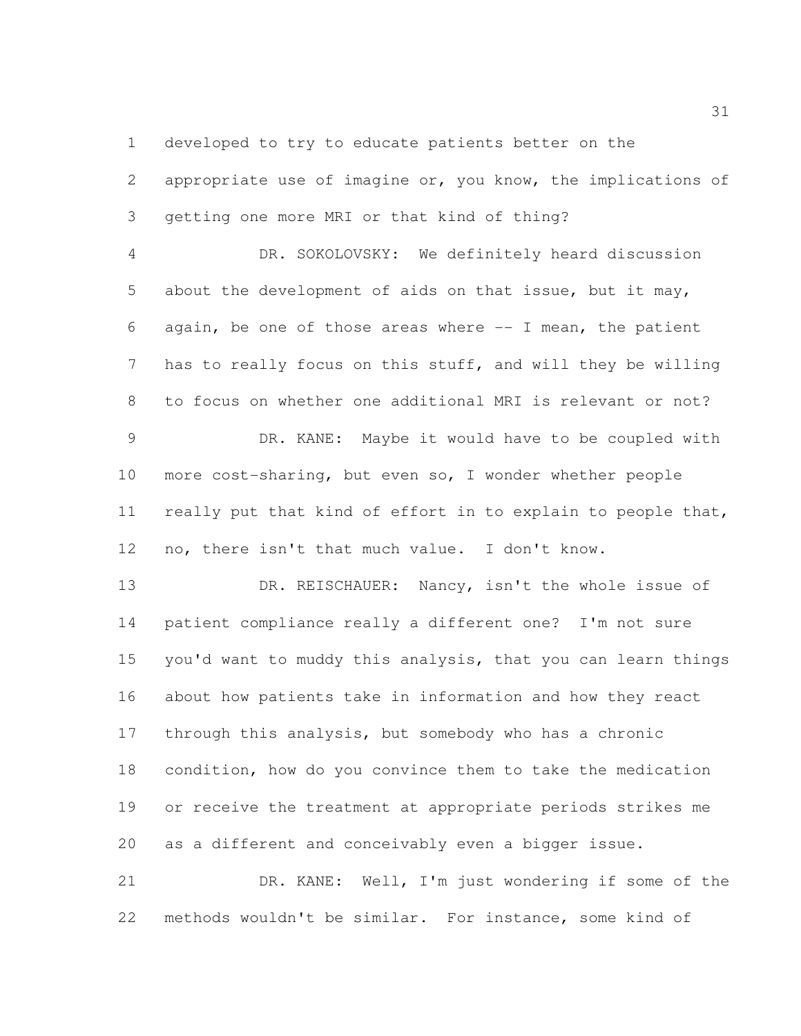developed to try to educate patients better on the appropriate use of imagine or, you know, the implications of getting one more MRI or that kind of thing?

DR. SOKOLOVSKY: We definitely heard discussion about the development of aids on that issue, but it may, again, be one of those areas where -- I mean, the patient has to really focus on this stuff, and will they be willing to focus on whether one additional MRI is relevant or not?

DR. KANE: Maybe it would have to be coupled with more cost-sharing, but even so, I wonder whether people really put that kind of effort in to explain to people that, no, there isn't that much value. I don't know.

DR. REISCHAUER: Nancy, isn't the whole issue of patient compliance really a different one? I'm not sure you'd want to muddy this analysis, that you can learn things about how patients take in information and how they react through this analysis, but somebody who has a chronic condition, how do you convince them to take the medication or receive the treatment at appropriate periods strikes me as a different and conceivably even a bigger issue.

DR. KANE: Well, I'm just wondering if some of the methods wouldn't be similar. For instance, some kind of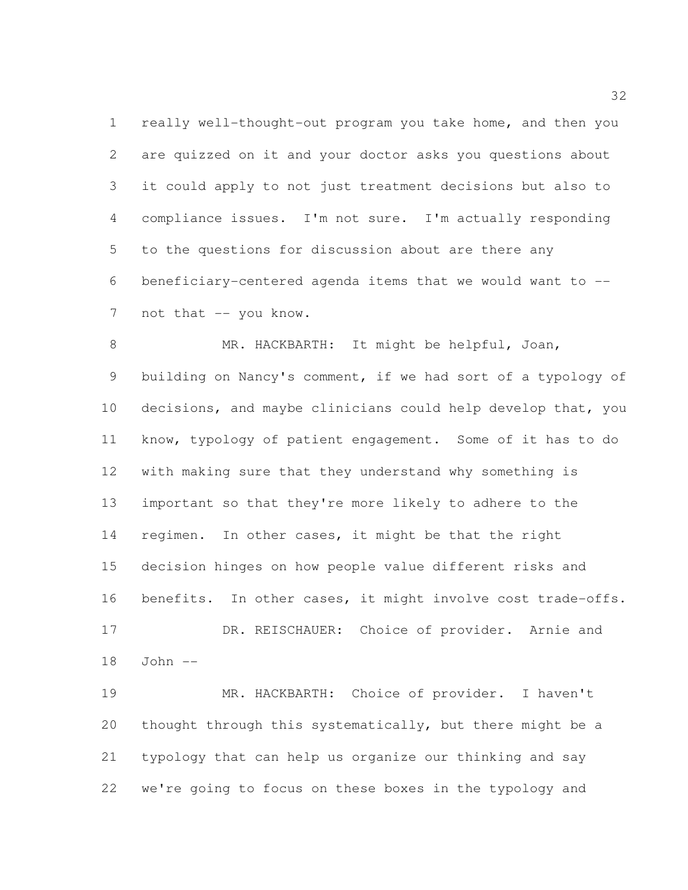really well-thought-out program you take home, and then you are quizzed on it and your doctor asks you questions about it could apply to not just treatment decisions but also to compliance issues. I'm not sure. I'm actually responding to the questions for discussion about are there any beneficiary-centered agenda items that we would want to -- not that -- you know.

MR. HACKBARTH: It might be helpful, Joan, building on Nancy's comment, if we had sort of a typology of decisions, and maybe clinicians could help develop that, you know, typology of patient engagement. Some of it has to do with making sure that they understand why something is important so that they're more likely to adhere to the regimen. In other cases, it might be that the right decision hinges on how people value different risks and benefits. In other cases, it might involve cost trade-offs.

DR. REISCHAUER: Choice of provider. Arnie and John --

MR. HACKBARTH: Choice of provider. I haven't thought through this systematically, but there might be a typology that can help us organize our thinking and say we're going to focus on these boxes in the typology and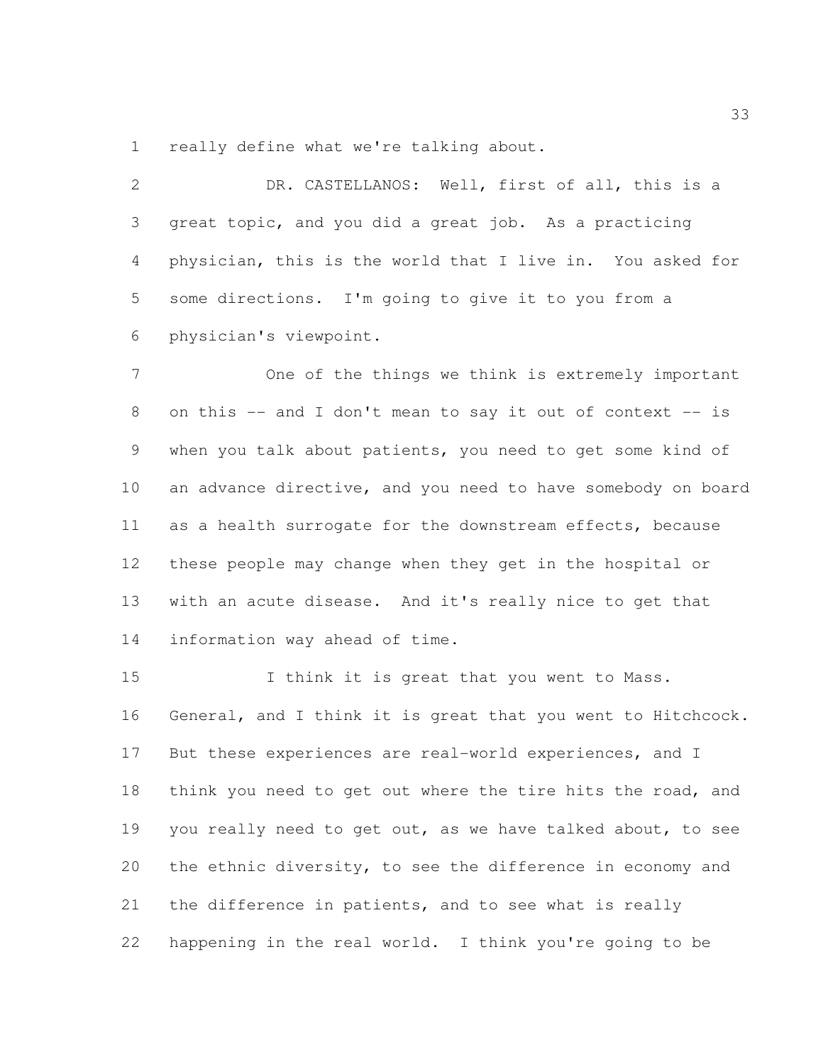really define what we're talking about.

DR. CASTELLANOS: Well, first of all, this is a great topic, and you did a great job. As a practicing physician, this is the world that I live in. You asked for some directions. I'm going to give it to you from a physician's viewpoint.

One of the things we think is extremely important on this -- and I don't mean to say it out of context -- is when you talk about patients, you need to get some kind of an advance directive, and you need to have somebody on board as a health surrogate for the downstream effects, because these people may change when they get in the hospital or with an acute disease. And it's really nice to get that information way ahead of time.

I think it is great that you went to Mass. General, and I think it is great that you went to Hitchcock. But these experiences are real-world experiences, and I think you need to get out where the tire hits the road, and you really need to get out, as we have talked about, to see the ethnic diversity, to see the difference in economy and the difference in patients, and to see what is really happening in the real world. I think you're going to be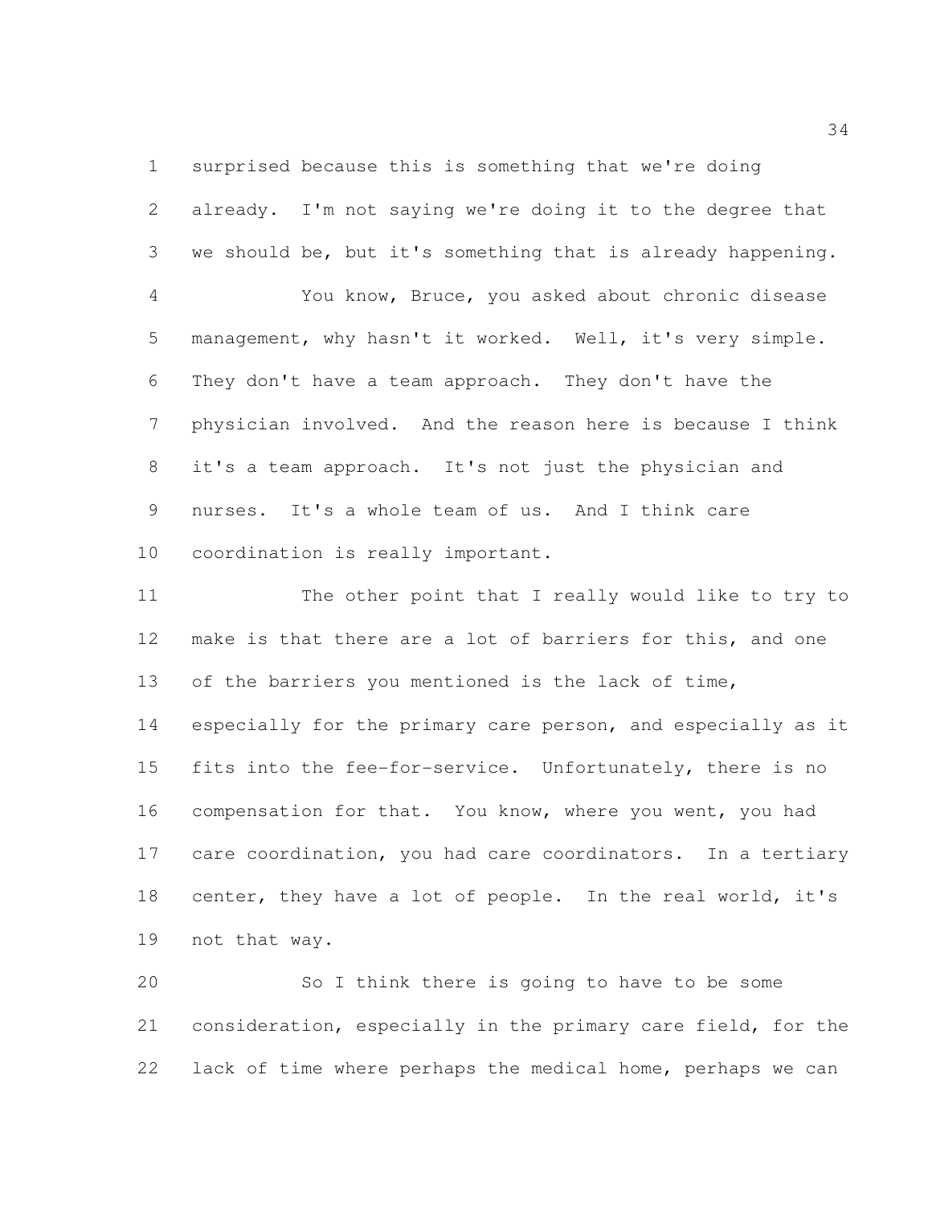surprised because this is something that we're doing already. I'm not saying we're doing it to the degree that we should be, but it's something that is already happening.

You know, Bruce, you asked about chronic disease management, why hasn't it worked. Well, it's very simple. They don't have a team approach. They don't have the physician involved. And the reason here is because I think it's a team approach. It's not just the physician and nurses. It's a whole team of us. And I think care coordination is really important.

The other point that I really would like to try to make is that there are a lot of barriers for this, and one of the barriers you mentioned is the lack of time, especially for the primary care person, and especially as it fits into the fee-for-service. Unfortunately, there is no compensation for that. You know, where you went, you had care coordination, you had care coordinators. In a tertiary center, they have a lot of people. In the real world, it's not that way.

So I think there is going to have to be some consideration, especially in the primary care field, for the lack of time where perhaps the medical home, perhaps we can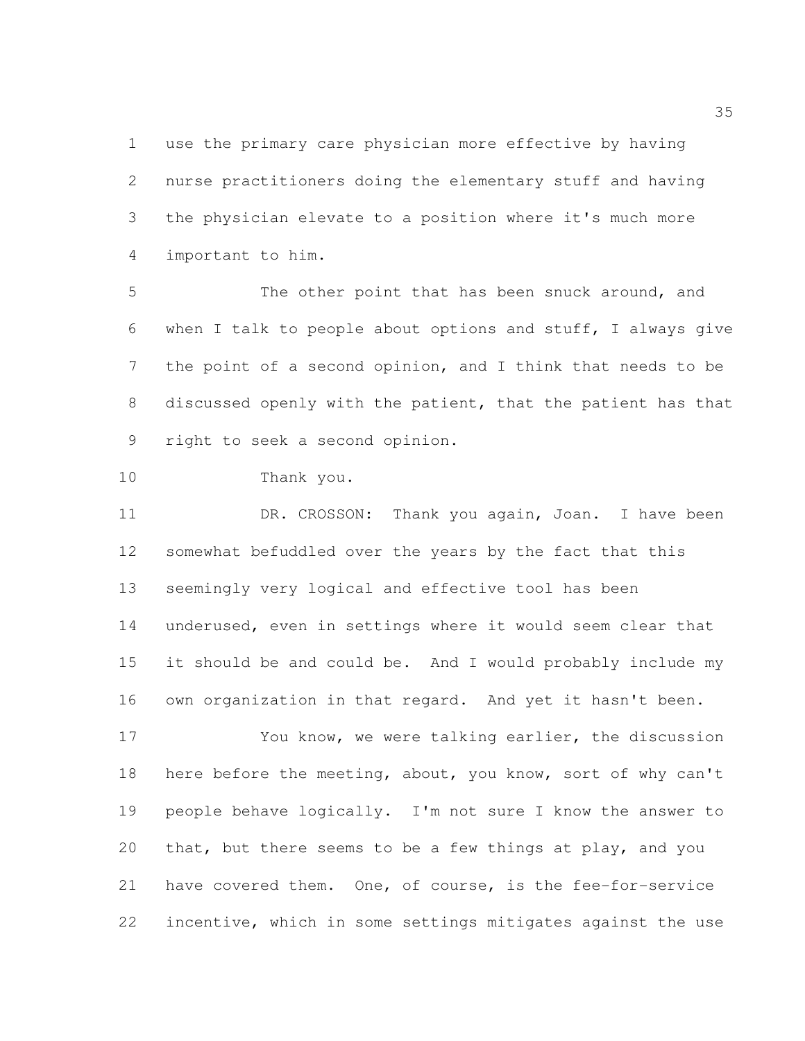use the primary care physician more effective by having nurse practitioners doing the elementary stuff and having the physician elevate to a position where it's much more important to him.

The other point that has been snuck around, and when I talk to people about options and stuff, I always give the point of a second opinion, and I think that needs to be discussed openly with the patient, that the patient has that right to seek a second opinion.

Thank you.

DR. CROSSON: Thank you again, Joan. I have been somewhat befuddled over the years by the fact that this seemingly very logical and effective tool has been underused, even in settings where it would seem clear that it should be and could be. And I would probably include my own organization in that regard. And yet it hasn't been.

You know, we were talking earlier, the discussion here before the meeting, about, you know, sort of why can't people behave logically. I'm not sure I know the answer to that, but there seems to be a few things at play, and you have covered them. One, of course, is the fee-for-service incentive, which in some settings mitigates against the use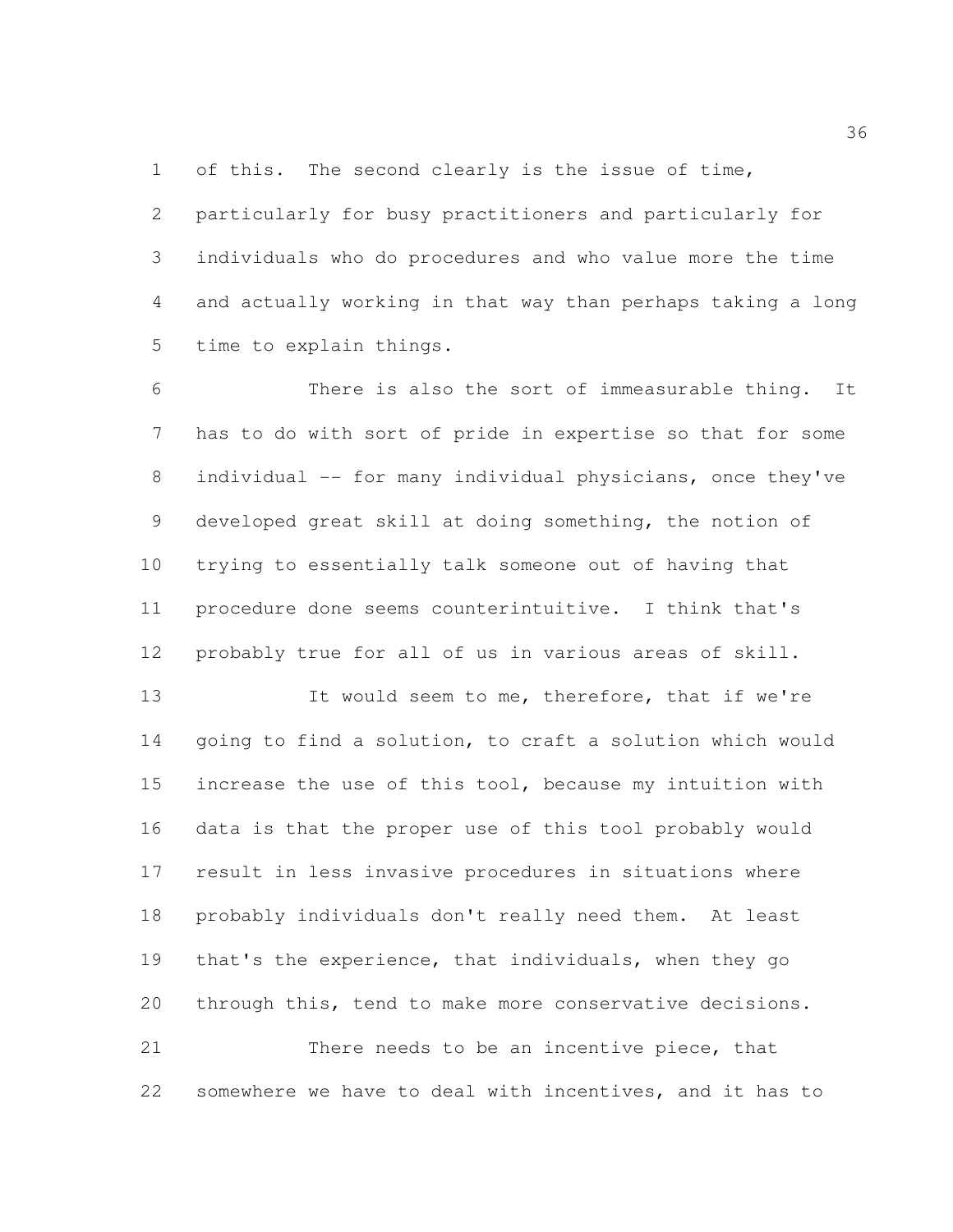of this. The second clearly is the issue of time, particularly for busy practitioners and particularly for individuals who do procedures and who value more the time and actually working in that way than perhaps taking a long time to explain things.

There is also the sort of immeasurable thing. It has to do with sort of pride in expertise so that for some individual -- for many individual physicians, once they've developed great skill at doing something, the notion of trying to essentially talk someone out of having that procedure done seems counterintuitive. I think that's probably true for all of us in various areas of skill.

It would seem to me, therefore, that if we're going to find a solution, to craft a solution which would increase the use of this tool, because my intuition with data is that the proper use of this tool probably would result in less invasive procedures in situations where probably individuals don't really need them. At least that's the experience, that individuals, when they go through this, tend to make more conservative decisions.

There needs to be an incentive piece, that somewhere we have to deal with incentives, and it has to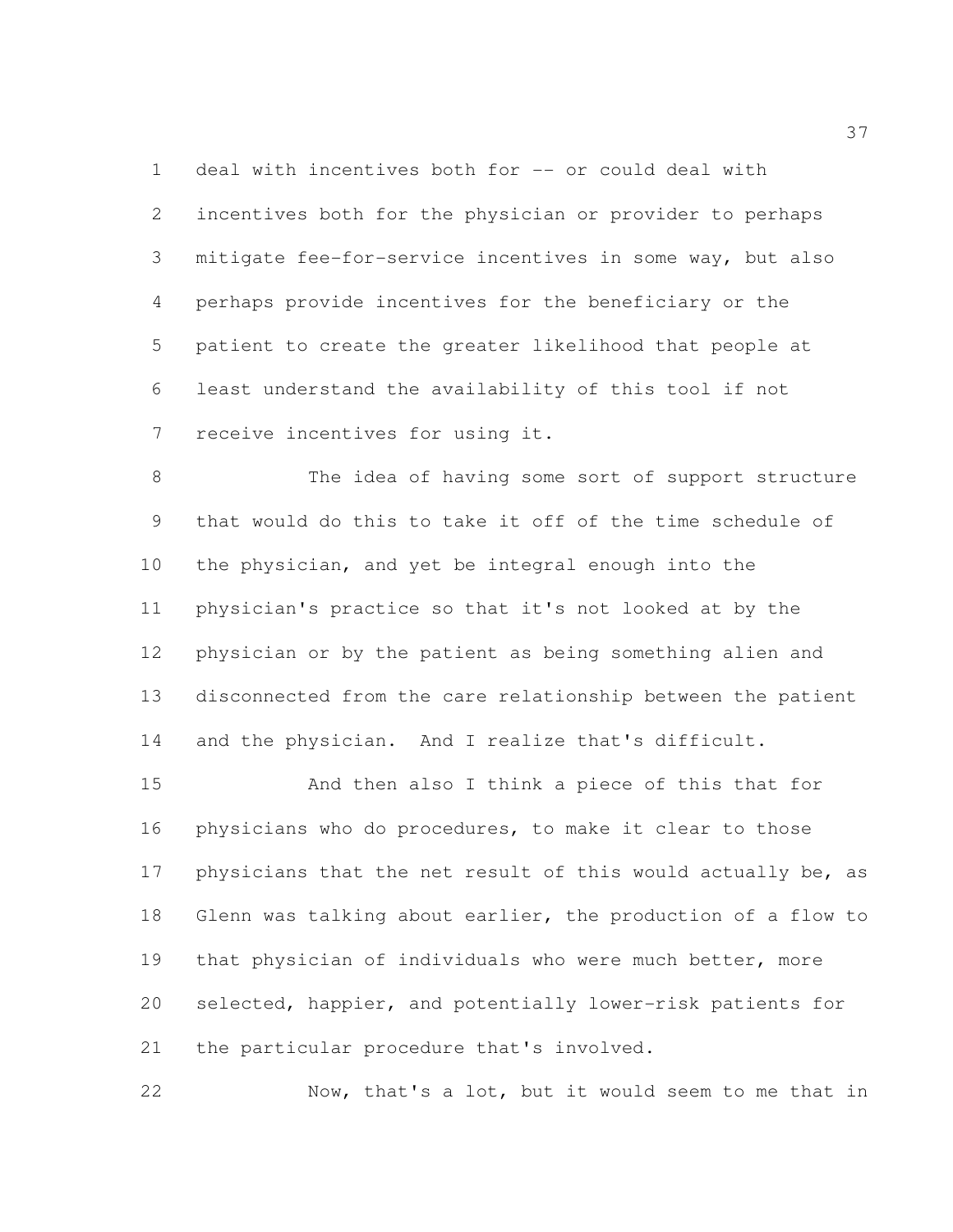deal with incentives both for -- or could deal with incentives both for the physician or provider to perhaps mitigate fee-for-service incentives in some way, but also perhaps provide incentives for the beneficiary or the patient to create the greater likelihood that people at least understand the availability of this tool if not receive incentives for using it.

The idea of having some sort of support structure that would do this to take it off of the time schedule of the physician, and yet be integral enough into the physician's practice so that it's not looked at by the physician or by the patient as being something alien and disconnected from the care relationship between the patient and the physician. And I realize that's difficult.

And then also I think a piece of this that for physicians who do procedures, to make it clear to those physicians that the net result of this would actually be, as Glenn was talking about earlier, the production of a flow to that physician of individuals who were much better, more selected, happier, and potentially lower-risk patients for the particular procedure that's involved.

Now, that's a lot, but it would seem to me that in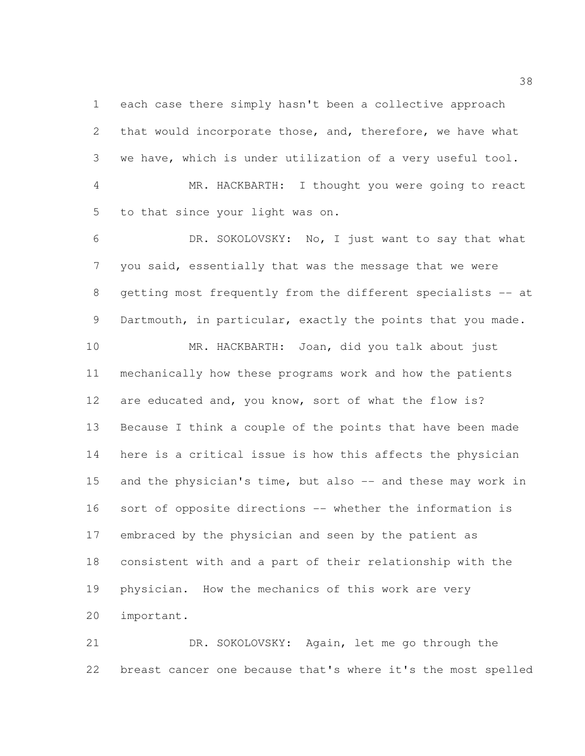each case there simply hasn't been a collective approach that would incorporate those, and, therefore, we have what we have, which is under utilization of a very useful tool.

MR. HACKBARTH: I thought you were going to react to that since your light was on.

DR. SOKOLOVSKY: No, I just want to say that what you said, essentially that was the message that we were getting most frequently from the different specialists -- at Dartmouth, in particular, exactly the points that you made.

MR. HACKBARTH: Joan, did you talk about just mechanically how these programs work and how the patients are educated and, you know, sort of what the flow is? Because I think a couple of the points that have been made here is a critical issue is how this affects the physician and the physician's time, but also -- and these may work in sort of opposite directions -- whether the information is embraced by the physician and seen by the patient as consistent with and a part of their relationship with the physician. How the mechanics of this work are very important.

DR. SOKOLOVSKY: Again, let me go through the breast cancer one because that's where it's the most spelled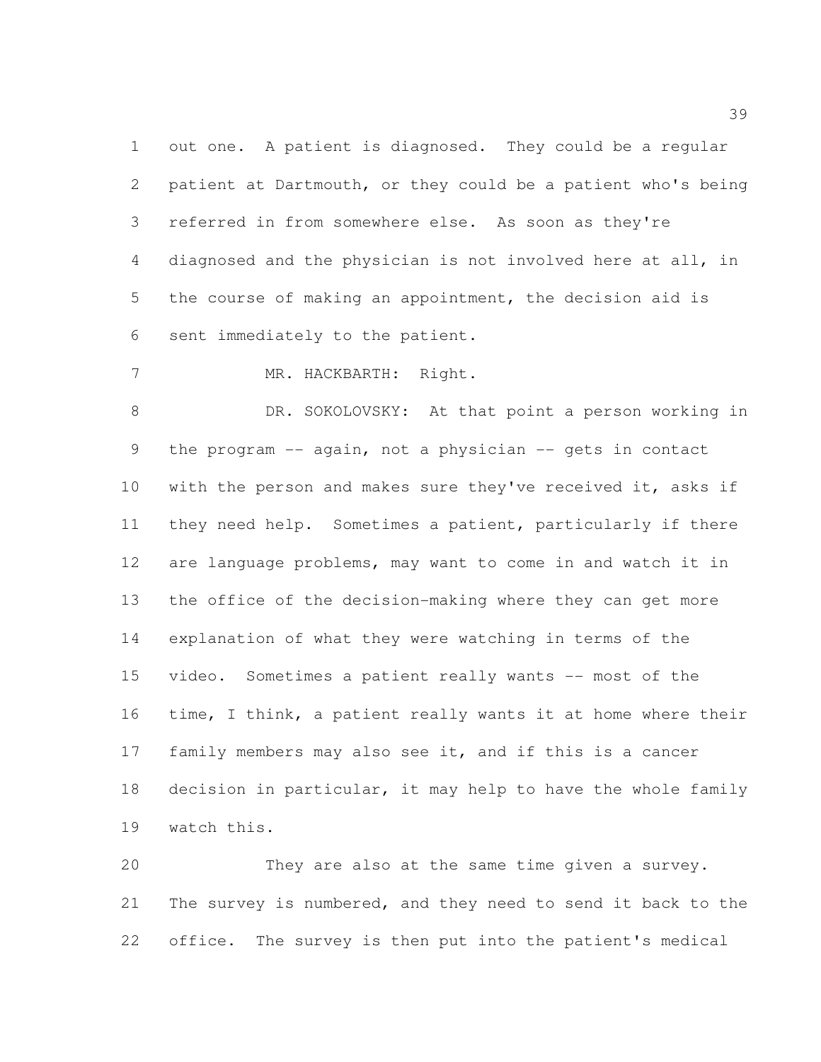out one. A patient is diagnosed. They could be a regular patient at Dartmouth, or they could be a patient who's being referred in from somewhere else. As soon as they're diagnosed and the physician is not involved here at all, in the course of making an appointment, the decision aid is sent immediately to the patient.

MR. HACKBARTH: Right.

DR. SOKOLOVSKY: At that point a person working in the program -- again, not a physician -- gets in contact with the person and makes sure they've received it, asks if they need help. Sometimes a patient, particularly if there are language problems, may want to come in and watch it in the office of the decision-making where they can get more explanation of what they were watching in terms of the video. Sometimes a patient really wants -- most of the time, I think, a patient really wants it at home where their family members may also see it, and if this is a cancer decision in particular, it may help to have the whole family watch this.

They are also at the same time given a survey. The survey is numbered, and they need to send it back to the office. The survey is then put into the patient's medical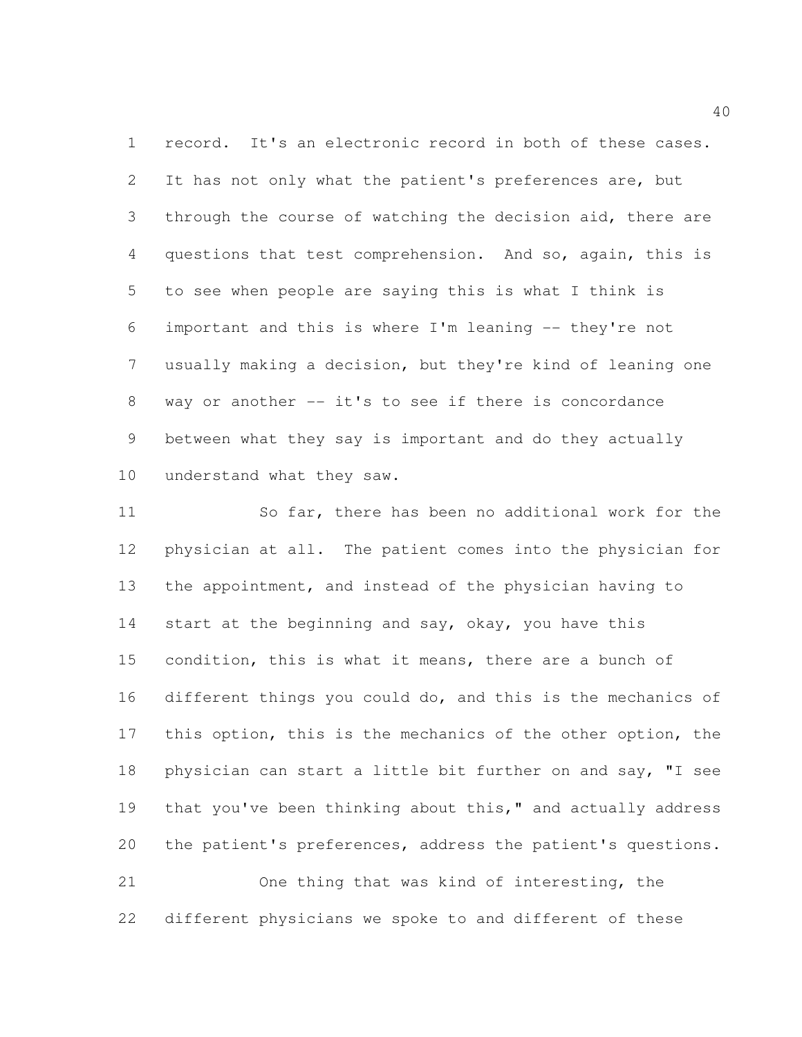record. It's an electronic record in both of these cases. It has not only what the patient's preferences are, but through the course of watching the decision aid, there are questions that test comprehension. And so, again, this is to see when people are saying this is what I think is important and this is where I'm leaning -- they're not usually making a decision, but they're kind of leaning one way or another -- it's to see if there is concordance between what they say is important and do they actually understand what they saw.

So far, there has been no additional work for the physician at all. The patient comes into the physician for the appointment, and instead of the physician having to start at the beginning and say, okay, you have this condition, this is what it means, there are a bunch of different things you could do, and this is the mechanics of this option, this is the mechanics of the other option, the physician can start a little bit further on and say, "I see that you've been thinking about this," and actually address the patient's preferences, address the patient's questions.

One thing that was kind of interesting, the different physicians we spoke to and different of these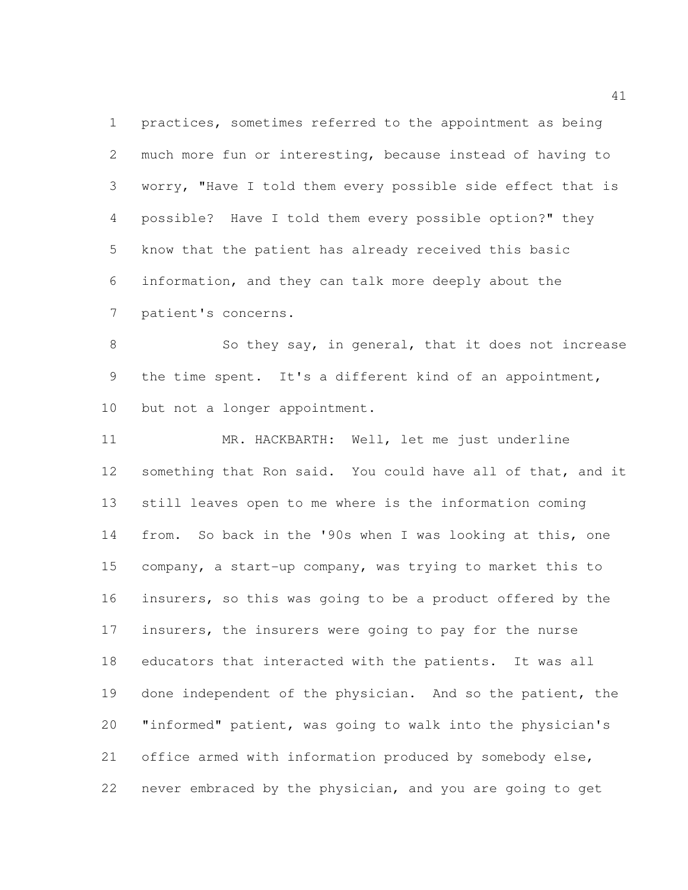practices, sometimes referred to the appointment as being much more fun or interesting, because instead of having to worry, "Have I told them every possible side effect that is possible? Have I told them every possible option?" they know that the patient has already received this basic information, and they can talk more deeply about the patient's concerns.

So they say, in general, that it does not increase the time spent. It's a different kind of an appointment, but not a longer appointment.

MR. HACKBARTH: Well, let me just underline something that Ron said. You could have all of that, and it still leaves open to me where is the information coming from. So back in the '90s when I was looking at this, one company, a start-up company, was trying to market this to insurers, so this was going to be a product offered by the insurers, the insurers were going to pay for the nurse educators that interacted with the patients. It was all done independent of the physician. And so the patient, the "informed" patient, was going to walk into the physician's office armed with information produced by somebody else, never embraced by the physician, and you are going to get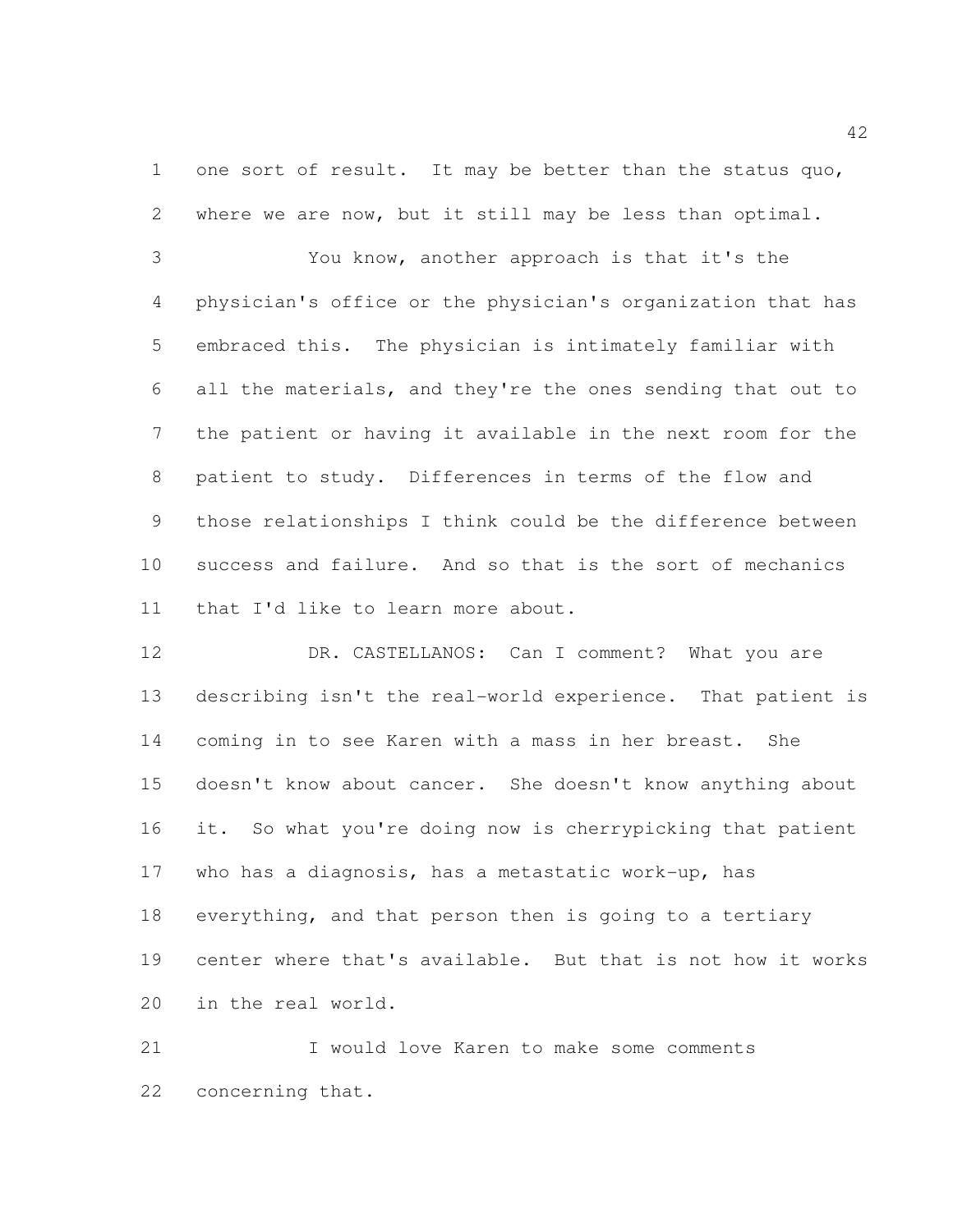one sort of result. It may be better than the status quo, where we are now, but it still may be less than optimal.

You know, another approach is that it's the physician's office or the physician's organization that has embraced this. The physician is intimately familiar with all the materials, and they're the ones sending that out to the patient or having it available in the next room for the patient to study. Differences in terms of the flow and those relationships I think could be the difference between success and failure. And so that is the sort of mechanics that I'd like to learn more about.

DR. CASTELLANOS: Can I comment? What you are describing isn't the real-world experience. That patient is coming in to see Karen with a mass in her breast. She doesn't know about cancer. She doesn't know anything about it. So what you're doing now is cherrypicking that patient who has a diagnosis, has a metastatic work-up, has everything, and that person then is going to a tertiary center where that's available. But that is not how it works in the real world.

I would love Karen to make some comments concerning that.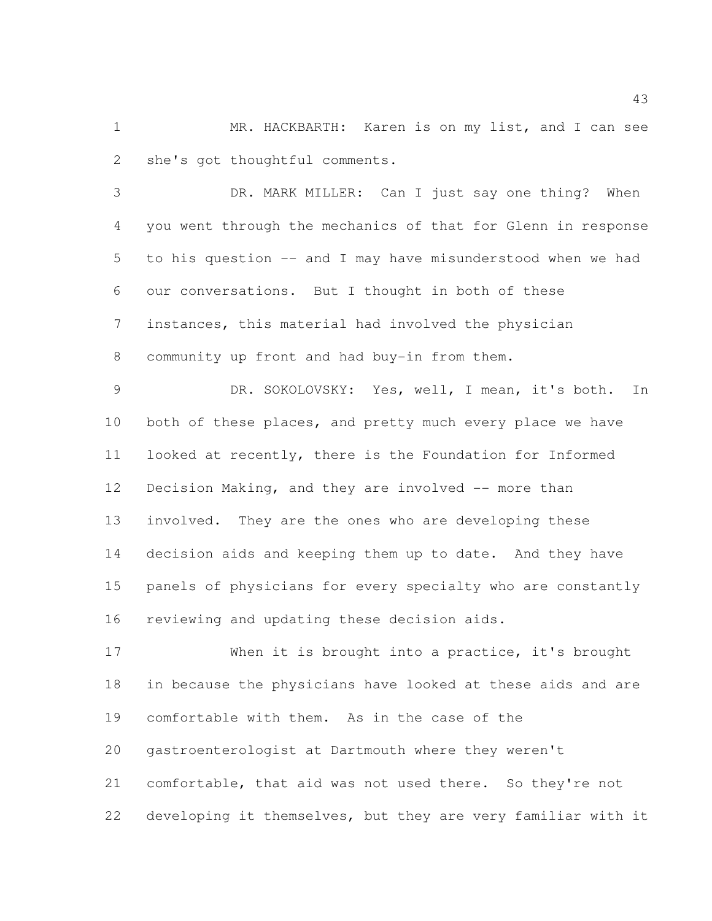MR. HACKBARTH: Karen is on my list, and I can see she's got thoughtful comments.

DR. MARK MILLER: Can I just say one thing? When you went through the mechanics of that for Glenn in response to his question -- and I may have misunderstood when we had our conversations. But I thought in both of these instances, this material had involved the physician community up front and had buy-in from them.

DR. SOKOLOVSKY: Yes, well, I mean, it's both. In both of these places, and pretty much every place we have looked at recently, there is the Foundation for Informed Decision Making, and they are involved -- more than involved. They are the ones who are developing these decision aids and keeping them up to date. And they have panels of physicians for every specialty who are constantly reviewing and updating these decision aids.

When it is brought into a practice, it's brought in because the physicians have looked at these aids and are comfortable with them. As in the case of the gastroenterologist at Dartmouth where they weren't comfortable, that aid was not used there. So they're not developing it themselves, but they are very familiar with it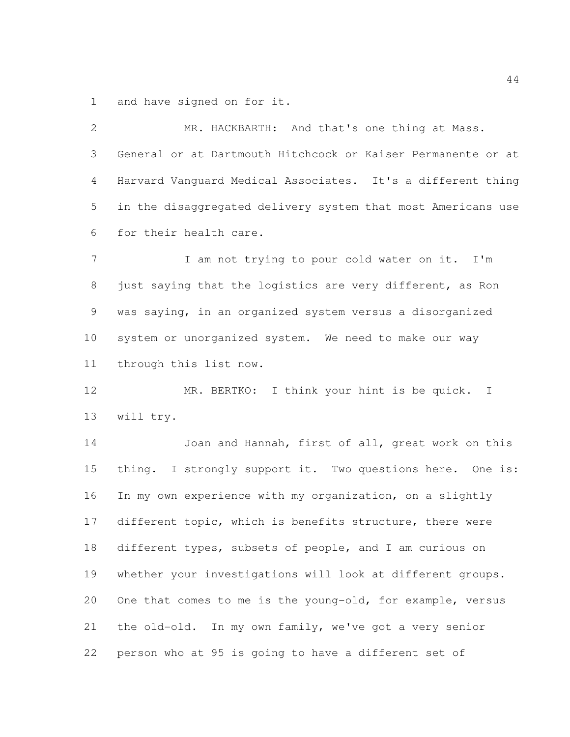and have signed on for it.

MR. HACKBARTH: And that's one thing at Mass. General or at Dartmouth Hitchcock or Kaiser Permanente or at Harvard Vanguard Medical Associates. It's a different thing in the disaggregated delivery system that most Americans use for their health care.

I am not trying to pour cold water on it. I'm just saying that the logistics are very different, as Ron was saying, in an organized system versus a disorganized system or unorganized system. We need to make our way through this list now.

MR. BERTKO: I think your hint is be quick. I will try.

Joan and Hannah, first of all, great work on this thing. I strongly support it. Two questions here. One is: In my own experience with my organization, on a slightly different topic, which is benefits structure, there were different types, subsets of people, and I am curious on whether your investigations will look at different groups. One that comes to me is the young-old, for example, versus the old-old. In my own family, we've got a very senior person who at 95 is going to have a different set of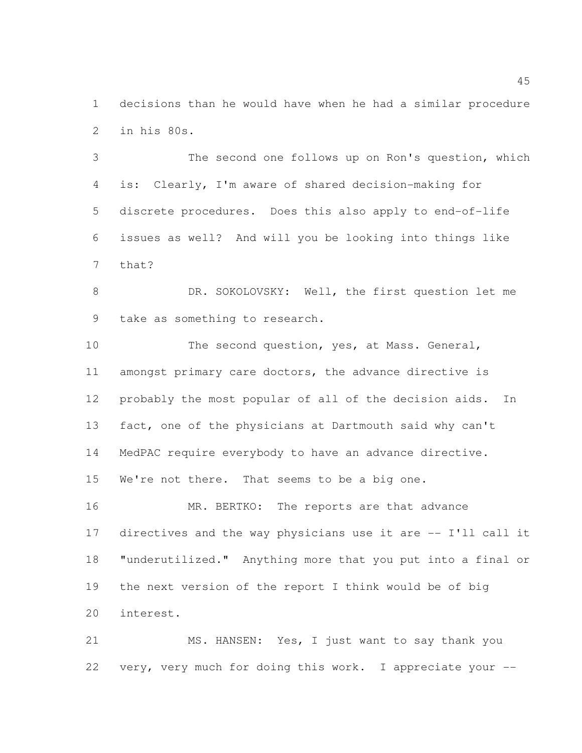decisions than he would have when he had a similar procedure in his 80s.

The second one follows up on Ron's question, which is: Clearly, I'm aware of shared decision-making for discrete procedures. Does this also apply to end-of-life issues as well? And will you be looking into things like that?

DR. SOKOLOVSKY: Well, the first question let me take as something to research.

The second question, yes, at Mass. General, amongst primary care doctors, the advance directive is probably the most popular of all of the decision aids. In fact, one of the physicians at Dartmouth said why can't MedPAC require everybody to have an advance directive. We're not there. That seems to be a big one.

MR. BERTKO: The reports are that advance directives and the way physicians use it are -- I'll call it "underutilized." Anything more that you put into a final or the next version of the report I think would be of big interest.

MS. HANSEN: Yes, I just want to say thank you very, very much for doing this work. I appreciate your --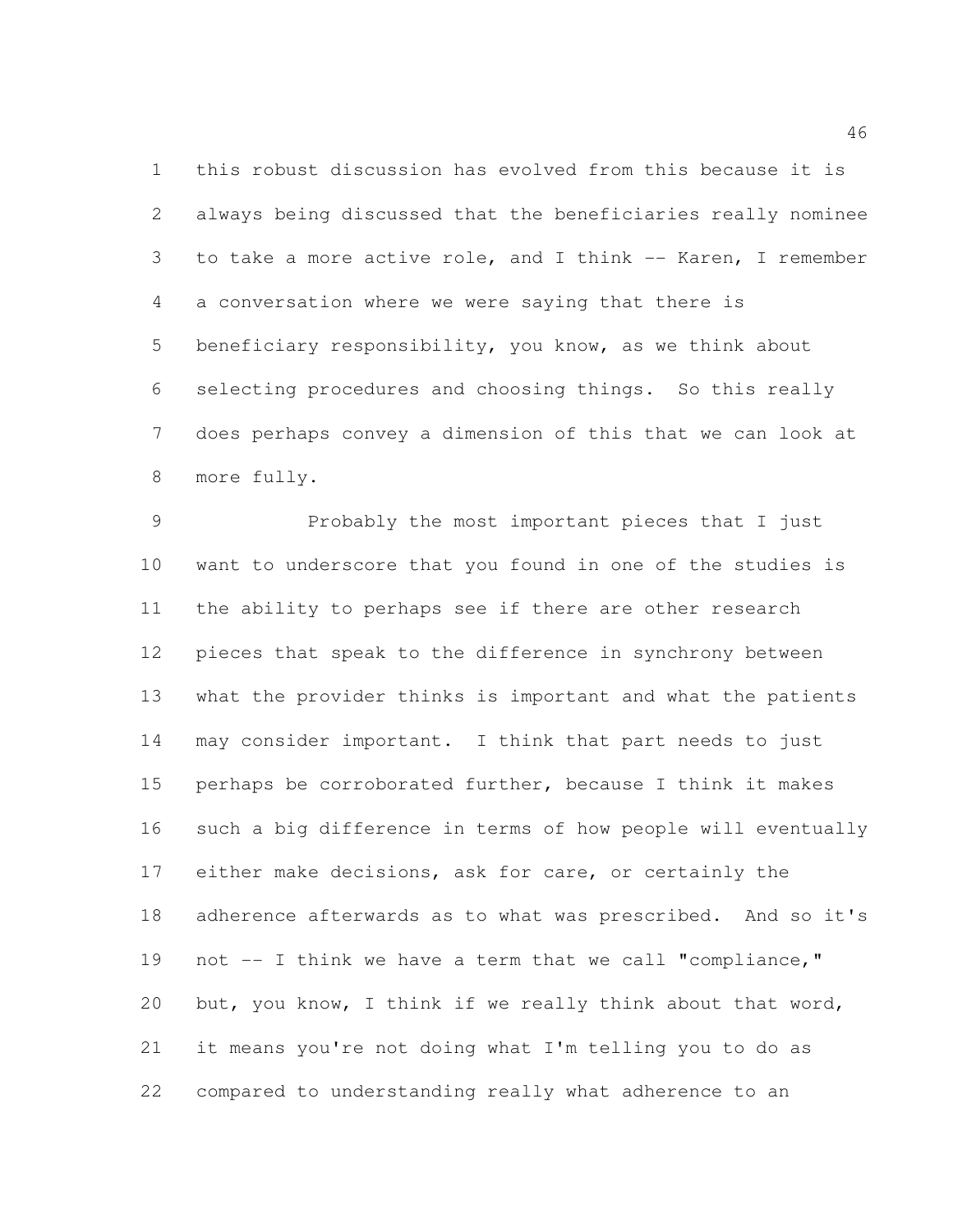this robust discussion has evolved from this because it is always being discussed that the beneficiaries really nominee to take a more active role, and I think -- Karen, I remember a conversation where we were saying that there is beneficiary responsibility, you know, as we think about selecting procedures and choosing things. So this really does perhaps convey a dimension of this that we can look at more fully.

Probably the most important pieces that I just want to underscore that you found in one of the studies is the ability to perhaps see if there are other research pieces that speak to the difference in synchrony between what the provider thinks is important and what the patients may consider important. I think that part needs to just perhaps be corroborated further, because I think it makes such a big difference in terms of how people will eventually either make decisions, ask for care, or certainly the adherence afterwards as to what was prescribed. And so it's not -- I think we have a term that we call "compliance," but, you know, I think if we really think about that word, it means you're not doing what I'm telling you to do as compared to understanding really what adherence to an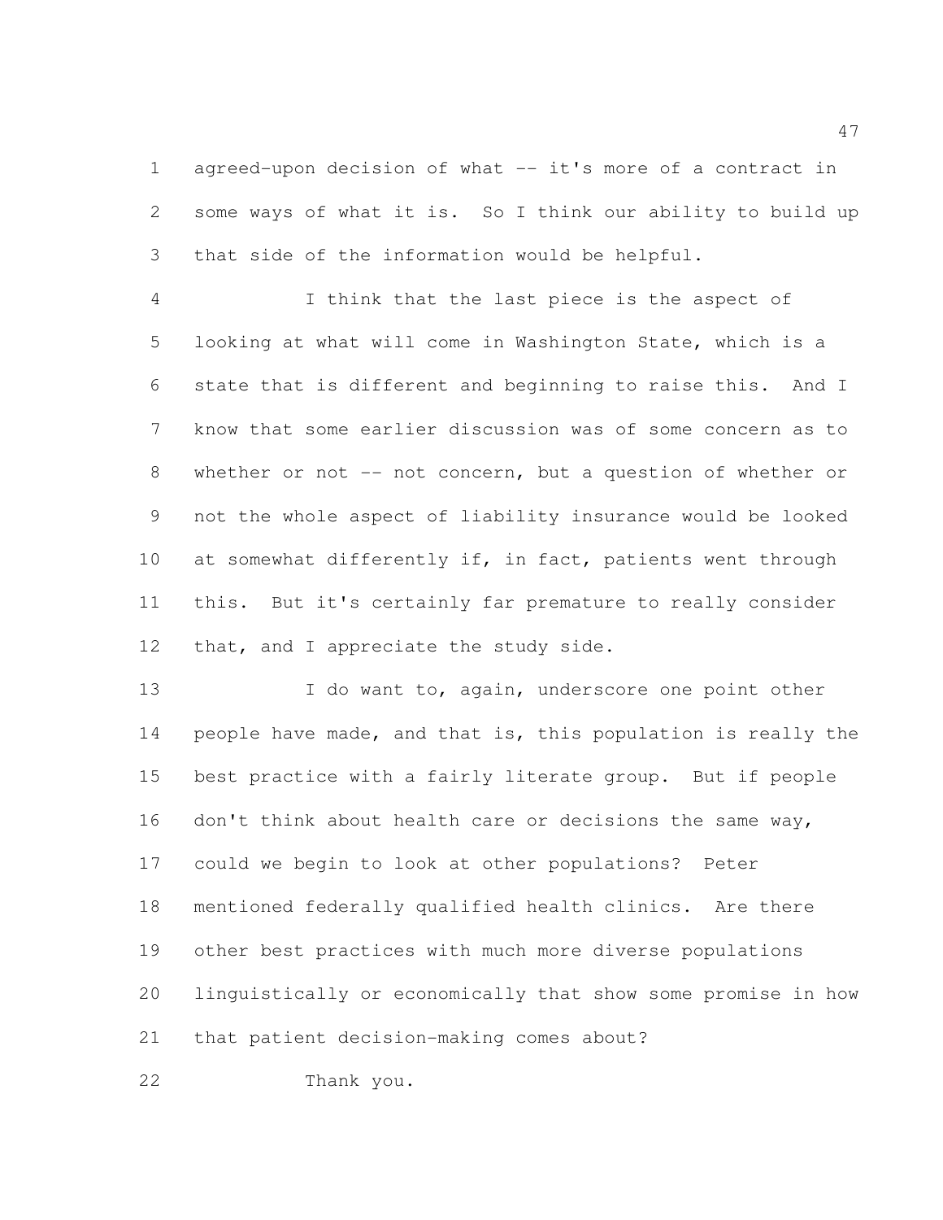agreed-upon decision of what -- it's more of a contract in some ways of what it is. So I think our ability to build up that side of the information would be helpful.

I think that the last piece is the aspect of looking at what will come in Washington State, which is a state that is different and beginning to raise this. And I know that some earlier discussion was of some concern as to whether or not -- not concern, but a question of whether or not the whole aspect of liability insurance would be looked at somewhat differently if, in fact, patients went through this. But it's certainly far premature to really consider that, and I appreciate the study side.

I do want to, again, underscore one point other people have made, and that is, this population is really the best practice with a fairly literate group. But if people don't think about health care or decisions the same way, could we begin to look at other populations? Peter mentioned federally qualified health clinics. Are there other best practices with much more diverse populations linguistically or economically that show some promise in how that patient decision-making comes about?

Thank you.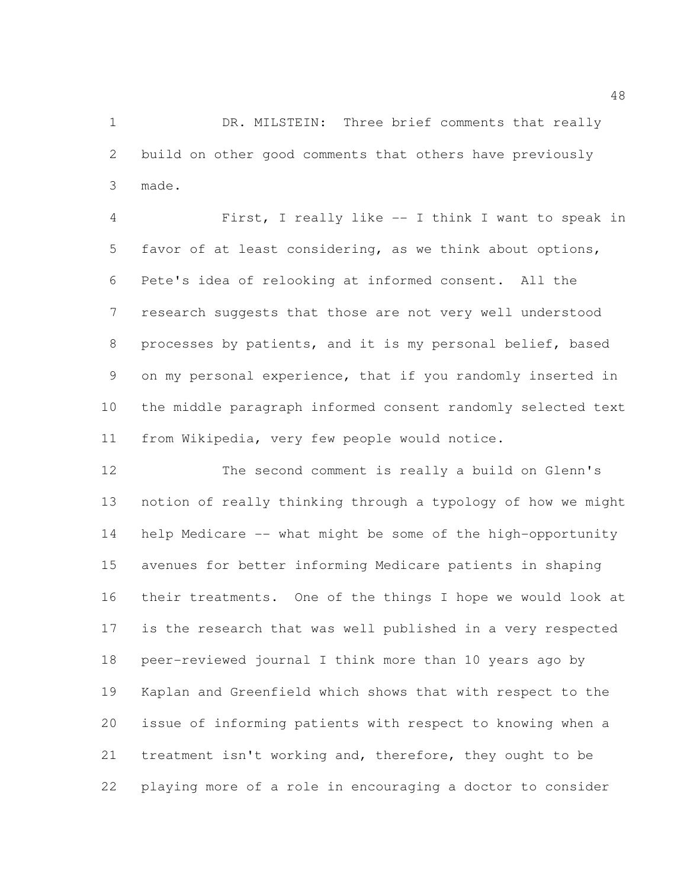DR. MILSTEIN: Three brief comments that really build on other good comments that others have previously made.

First, I really like -- I think I want to speak in favor of at least considering, as we think about options, Pete's idea of relooking at informed consent. All the research suggests that those are not very well understood processes by patients, and it is my personal belief, based on my personal experience, that if you randomly inserted in the middle paragraph informed consent randomly selected text from Wikipedia, very few people would notice.

The second comment is really a build on Glenn's notion of really thinking through a typology of how we might help Medicare -- what might be some of the high-opportunity avenues for better informing Medicare patients in shaping their treatments. One of the things I hope we would look at is the research that was well published in a very respected peer-reviewed journal I think more than 10 years ago by Kaplan and Greenfield which shows that with respect to the issue of informing patients with respect to knowing when a treatment isn't working and, therefore, they ought to be playing more of a role in encouraging a doctor to consider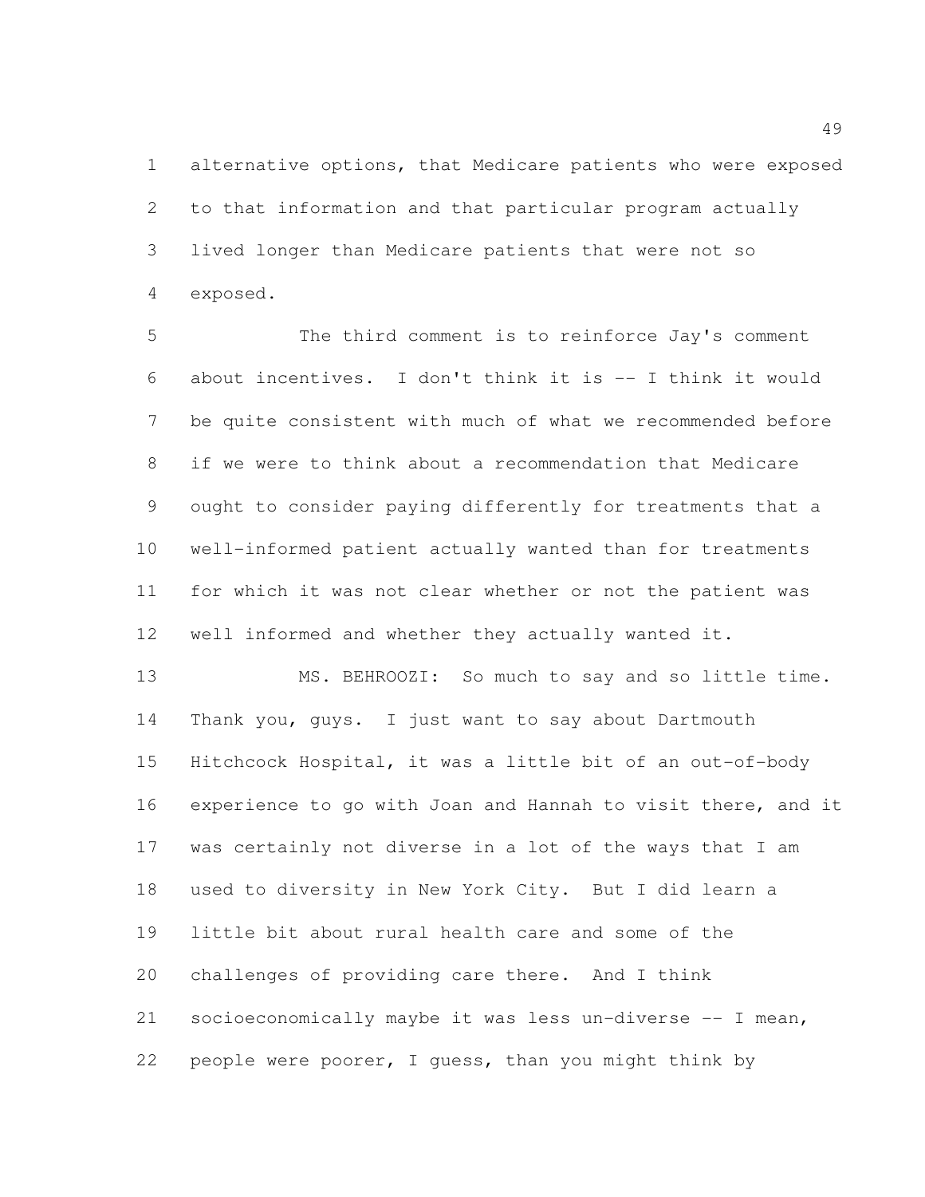alternative options, that Medicare patients who were exposed to that information and that particular program actually lived longer than Medicare patients that were not so exposed.

The third comment is to reinforce Jay's comment about incentives. I don't think it is -- I think it would be quite consistent with much of what we recommended before if we were to think about a recommendation that Medicare ought to consider paying differently for treatments that a well-informed patient actually wanted than for treatments for which it was not clear whether or not the patient was well informed and whether they actually wanted it.

MS. BEHROOZI: So much to say and so little time. Thank you, guys. I just want to say about Dartmouth Hitchcock Hospital, it was a little bit of an out-of-body experience to go with Joan and Hannah to visit there, and it was certainly not diverse in a lot of the ways that I am used to diversity in New York City. But I did learn a little bit about rural health care and some of the challenges of providing care there. And I think socioeconomically maybe it was less un-diverse -- I mean, people were poorer, I guess, than you might think by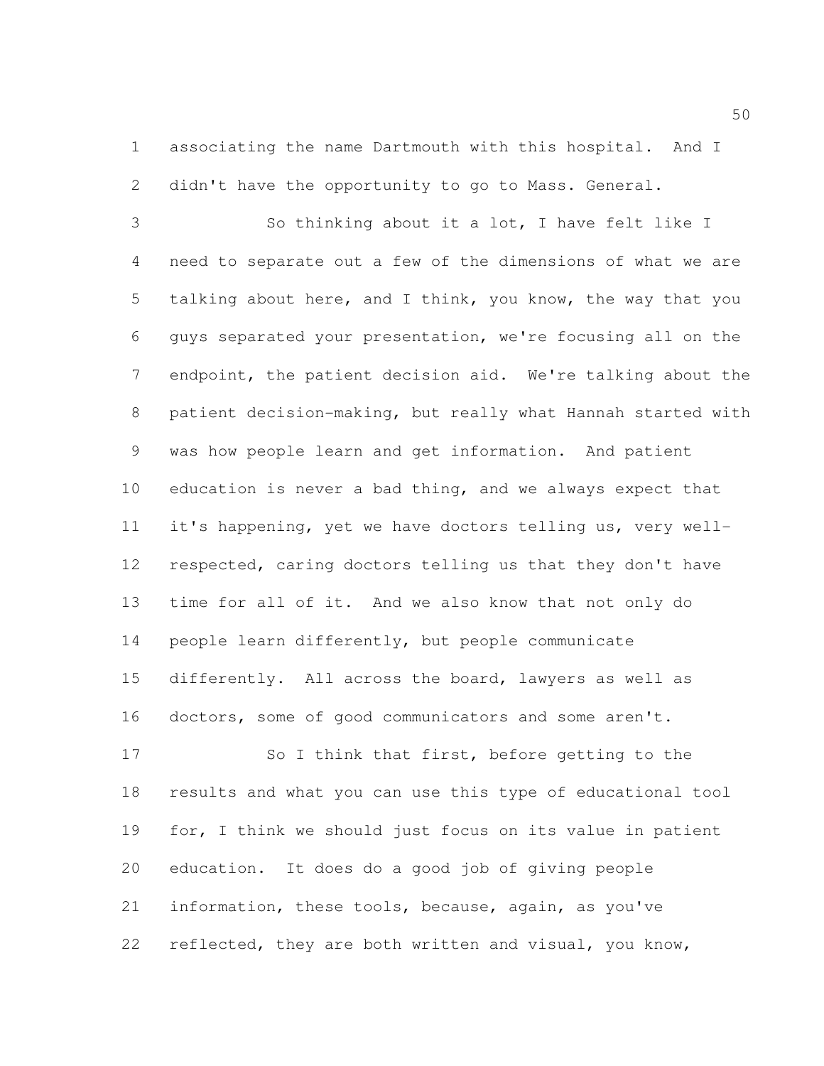associating the name Dartmouth with this hospital. And I didn't have the opportunity to go to Mass. General.

So thinking about it a lot, I have felt like I need to separate out a few of the dimensions of what we are talking about here, and I think, you know, the way that you guys separated your presentation, we're focusing all on the endpoint, the patient decision aid. We're talking about the patient decision-making, but really what Hannah started with was how people learn and get information. And patient education is never a bad thing, and we always expect that it's happening, yet we have doctors telling us, very well-respected, caring doctors telling us that they don't have time for all of it. And we also know that not only do people learn differently, but people communicate differently. All across the board, lawyers as well as doctors, some of good communicators and some aren't.

So I think that first, before getting to the results and what you can use this type of educational tool for, I think we should just focus on its value in patient education. It does do a good job of giving people information, these tools, because, again, as you've reflected, they are both written and visual, you know,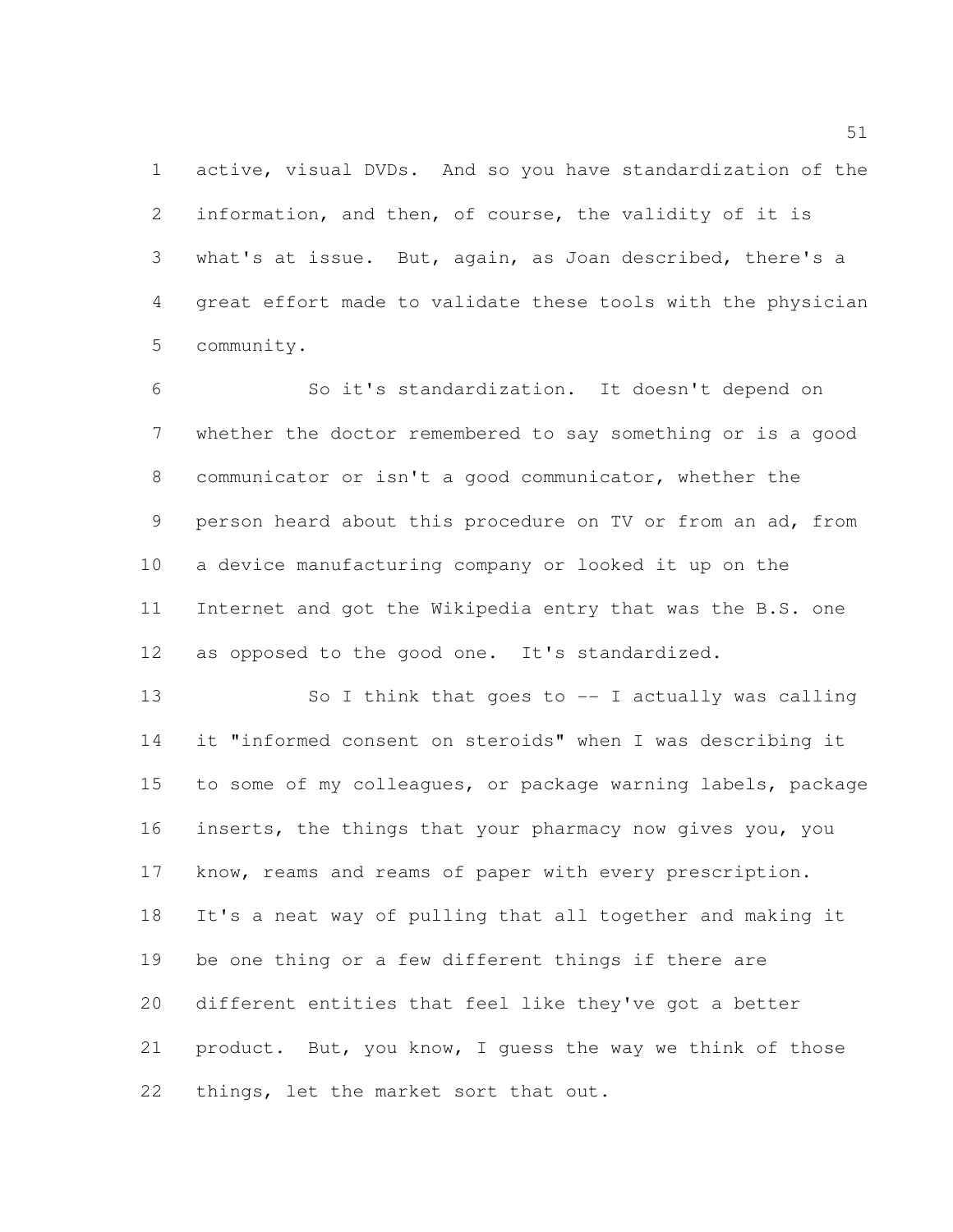active, visual DVDs. And so you have standardization of the information, and then, of course, the validity of it is what's at issue. But, again, as Joan described, there's a great effort made to validate these tools with the physician community.

So it's standardization. It doesn't depend on whether the doctor remembered to say something or is a good communicator or isn't a good communicator, whether the person heard about this procedure on TV or from an ad, from a device manufacturing company or looked it up on the Internet and got the Wikipedia entry that was the B.S. one as opposed to the good one. It's standardized.

So I think that goes to -- I actually was calling it "informed consent on steroids" when I was describing it to some of my colleagues, or package warning labels, package inserts, the things that your pharmacy now gives you, you know, reams and reams of paper with every prescription. It's a neat way of pulling that all together and making it be one thing or a few different things if there are different entities that feel like they've got a better product. But, you know, I guess the way we think of those things, let the market sort that out.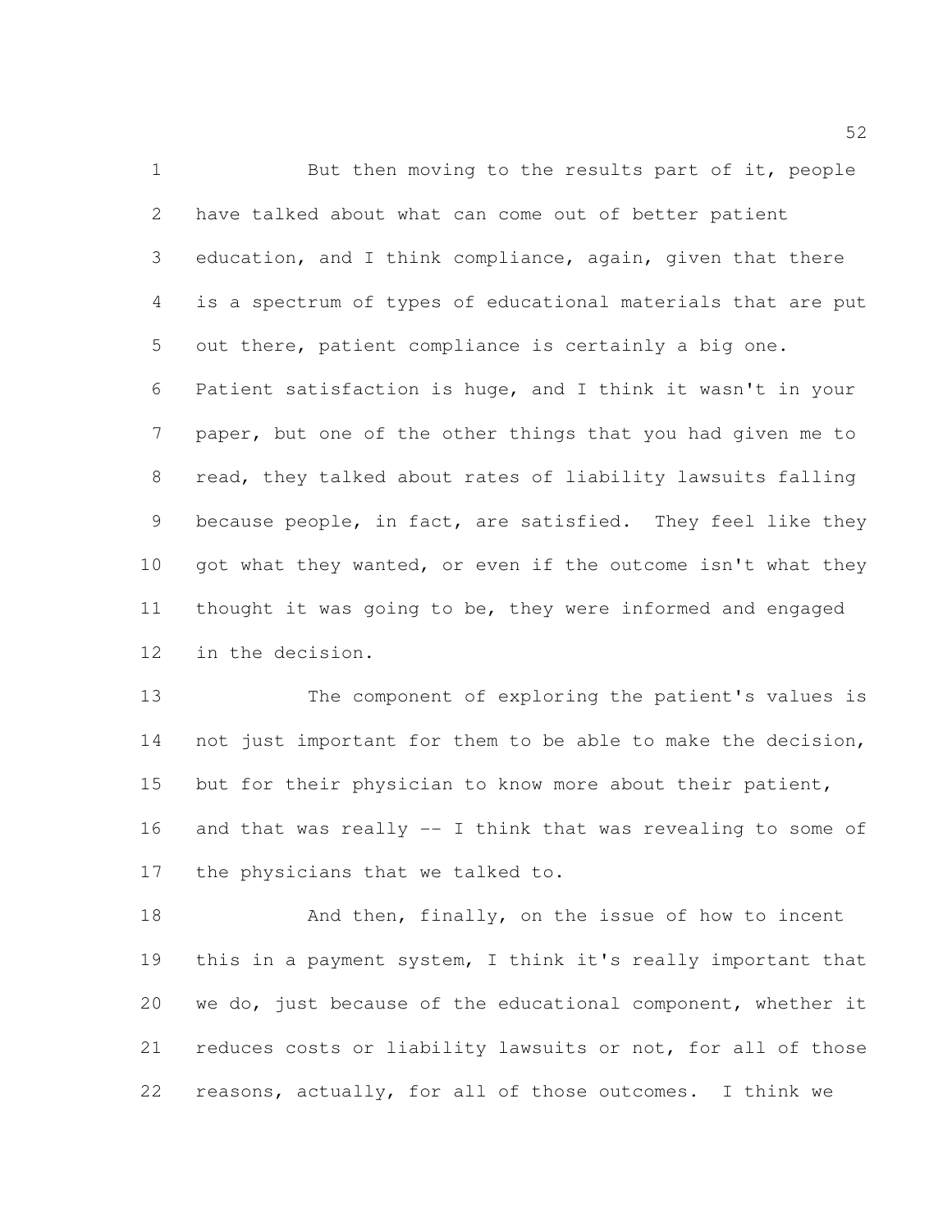But then moving to the results part of it, people have talked about what can come out of better patient education, and I think compliance, again, given that there is a spectrum of types of educational materials that are put out there, patient compliance is certainly a big one. Patient satisfaction is huge, and I think it wasn't in your paper, but one of the other things that you had given me to read, they talked about rates of liability lawsuits falling because people, in fact, are satisfied. They feel like they got what they wanted, or even if the outcome isn't what they thought it was going to be, they were informed and engaged in the decision.

The component of exploring the patient's values is not just important for them to be able to make the decision, but for their physician to know more about their patient, and that was really -- I think that was revealing to some of the physicians that we talked to.

And then, finally, on the issue of how to incent this in a payment system, I think it's really important that we do, just because of the educational component, whether it reduces costs or liability lawsuits or not, for all of those reasons, actually, for all of those outcomes. I think we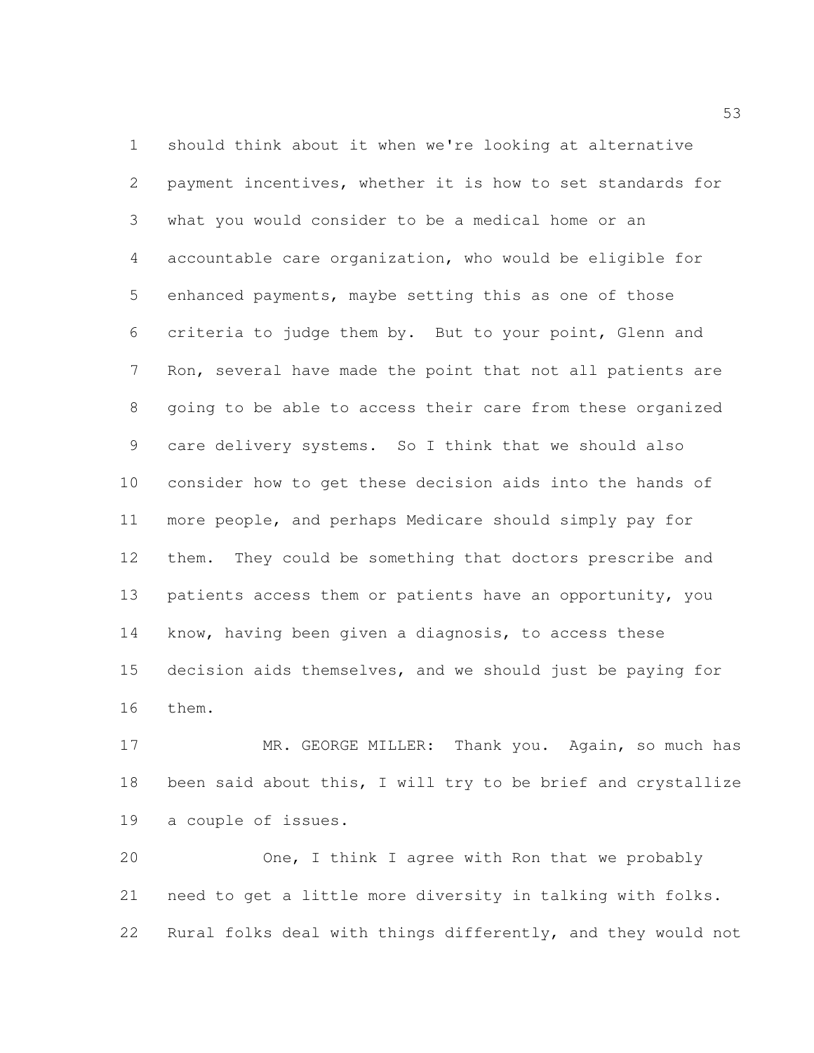should think about it when we're looking at alternative payment incentives, whether it is how to set standards for what you would consider to be a medical home or an accountable care organization, who would be eligible for enhanced payments, maybe setting this as one of those criteria to judge them by. But to your point, Glenn and Ron, several have made the point that not all patients are going to be able to access their care from these organized care delivery systems. So I think that we should also consider how to get these decision aids into the hands of more people, and perhaps Medicare should simply pay for them. They could be something that doctors prescribe and patients access them or patients have an opportunity, you know, having been given a diagnosis, to access these decision aids themselves, and we should just be paying for them.

MR. GEORGE MILLER: Thank you. Again, so much has been said about this, I will try to be brief and crystallize a couple of issues.

One, I think I agree with Ron that we probably need to get a little more diversity in talking with folks. Rural folks deal with things differently, and they would not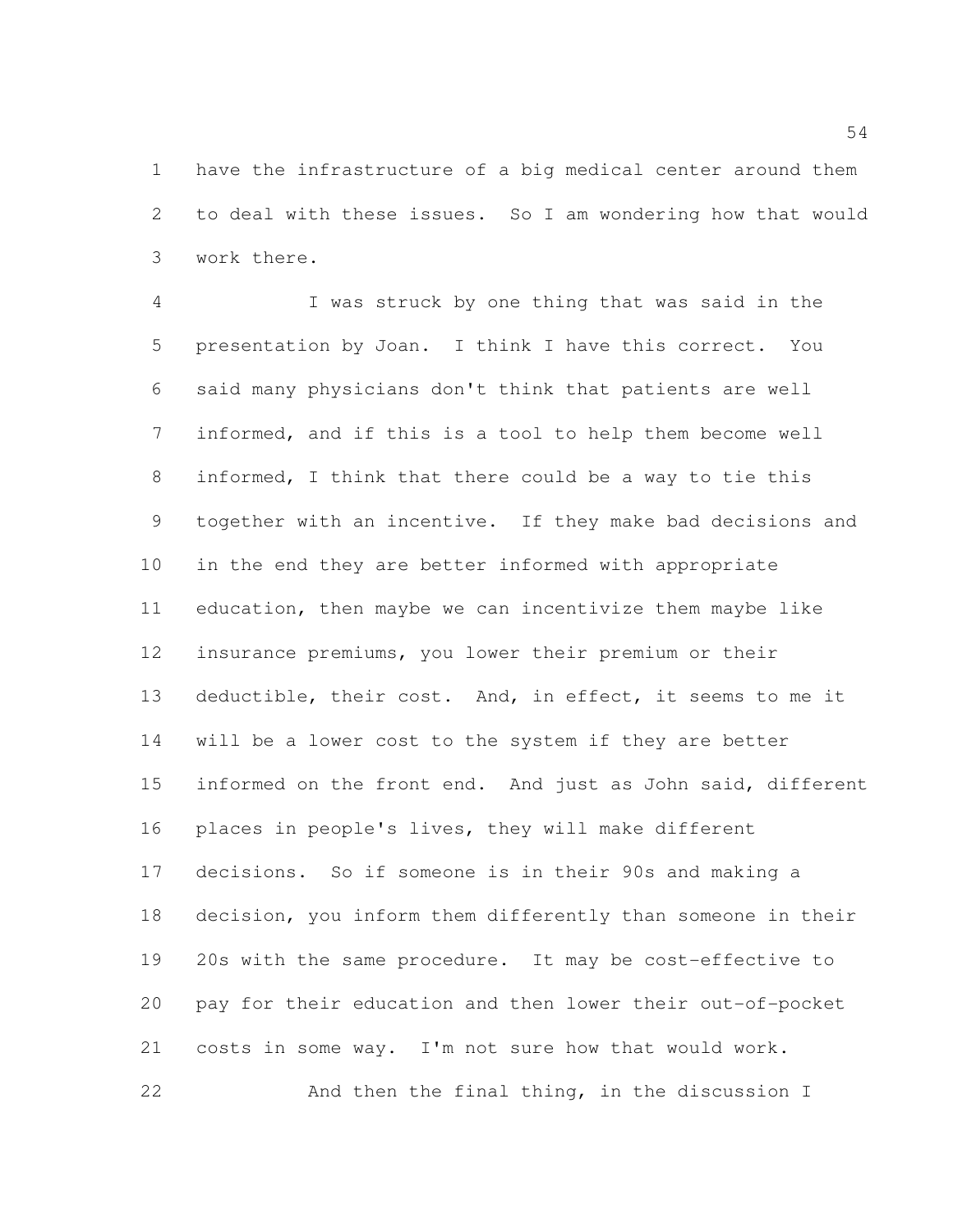have the infrastructure of a big medical center around them to deal with these issues. So I am wondering how that would work there.

I was struck by one thing that was said in the presentation by Joan. I think I have this correct. You said many physicians don't think that patients are well informed, and if this is a tool to help them become well informed, I think that there could be a way to tie this together with an incentive. If they make bad decisions and in the end they are better informed with appropriate education, then maybe we can incentivize them maybe like insurance premiums, you lower their premium or their deductible, their cost. And, in effect, it seems to me it will be a lower cost to the system if they are better informed on the front end. And just as John said, different places in people's lives, they will make different decisions. So if someone is in their 90s and making a decision, you inform them differently than someone in their 20s with the same procedure. It may be cost-effective to pay for their education and then lower their out-of-pocket costs in some way. I'm not sure how that would work.

And then the final thing, in the discussion I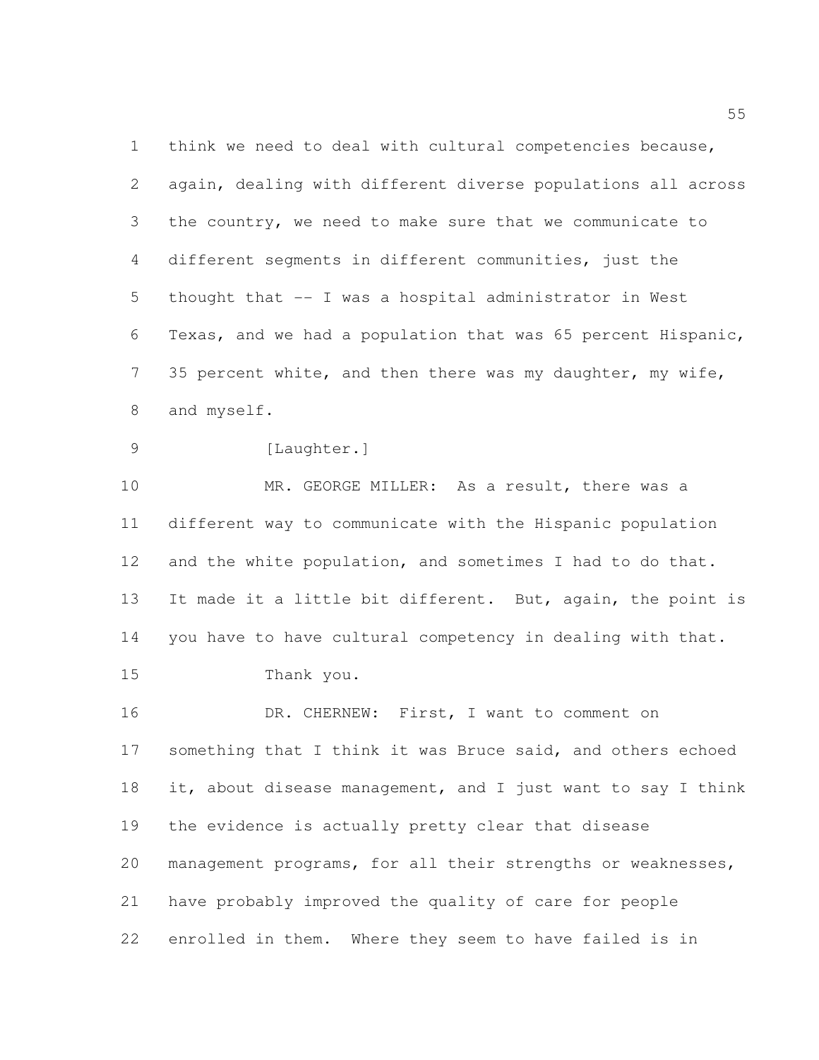think we need to deal with cultural competencies because, again, dealing with different diverse populations all across the country, we need to make sure that we communicate to different segments in different communities, just the thought that -- I was a hospital administrator in West Texas, and we had a population that was 65 percent Hispanic, 35 percent white, and then there was my daughter, my wife, and myself.

[Laughter.]

MR. GEORGE MILLER: As a result, there was a different way to communicate with the Hispanic population and the white population, and sometimes I had to do that. It made it a little bit different. But, again, the point is you have to have cultural competency in dealing with that.

Thank you.

DR. CHERNEW: First, I want to comment on something that I think it was Bruce said, and others echoed it, about disease management, and I just want to say I think the evidence is actually pretty clear that disease management programs, for all their strengths or weaknesses, have probably improved the quality of care for people enrolled in them. Where they seem to have failed is in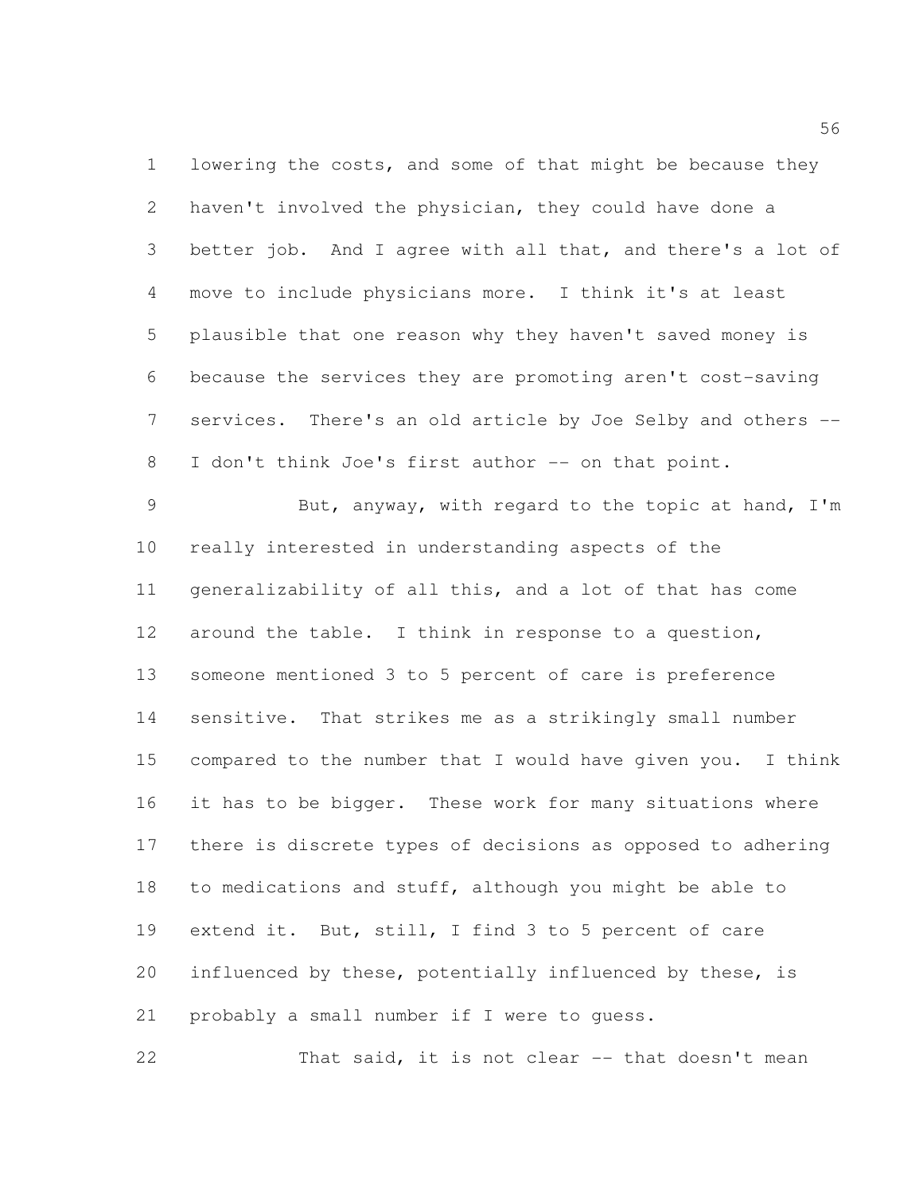lowering the costs, and some of that might be because they haven't involved the physician, they could have done a better job. And I agree with all that, and there's a lot of move to include physicians more. I think it's at least plausible that one reason why they haven't saved money is because the services they are promoting aren't cost-saving services. There's an old article by Joe Selby and others -- I don't think Joe's first author -- on that point.

But, anyway, with regard to the topic at hand, I'm really interested in understanding aspects of the generalizability of all this, and a lot of that has come around the table. I think in response to a question, someone mentioned 3 to 5 percent of care is preference sensitive. That strikes me as a strikingly small number compared to the number that I would have given you. I think it has to be bigger. These work for many situations where there is discrete types of decisions as opposed to adhering to medications and stuff, although you might be able to extend it. But, still, I find 3 to 5 percent of care influenced by these, potentially influenced by these, is probably a small number if I were to guess.

That said, it is not clear -- that doesn't mean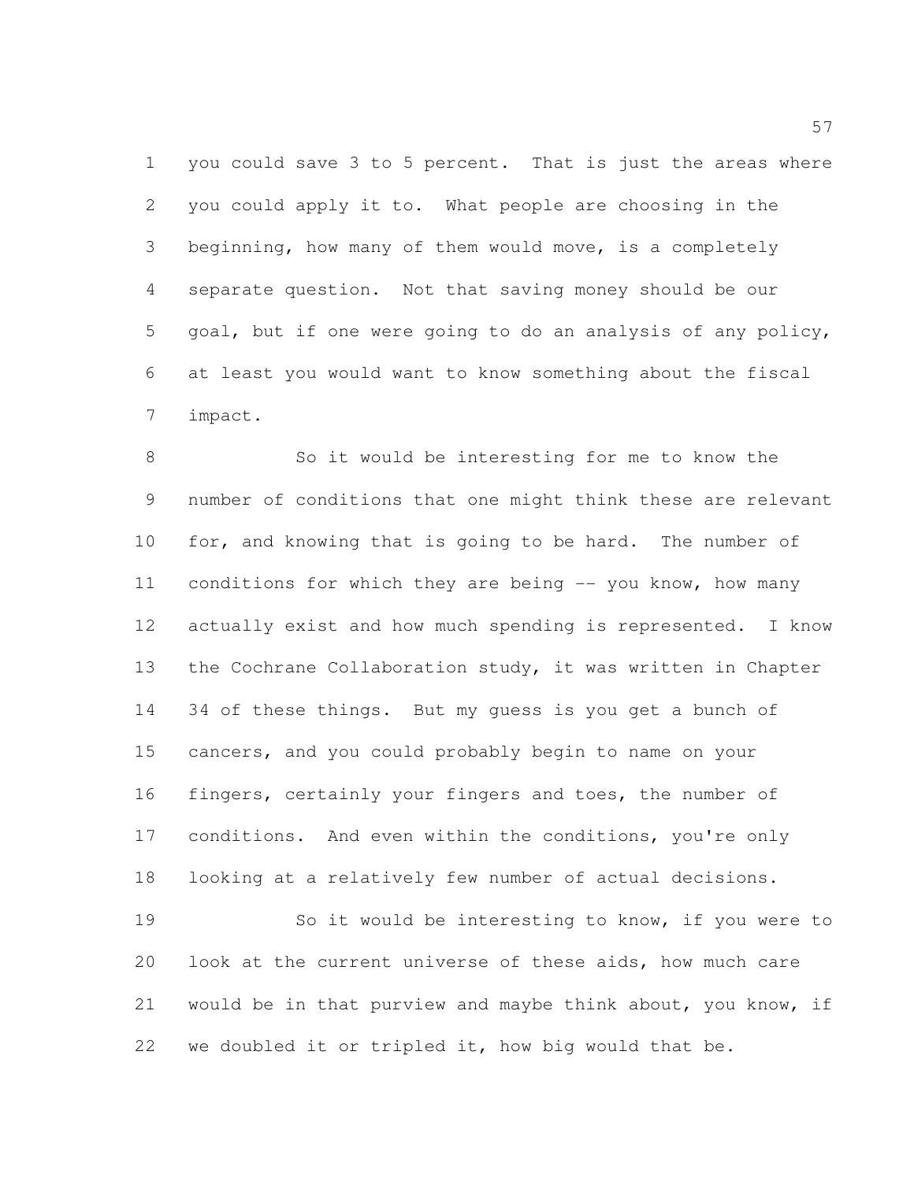you could save 3 to 5 percent. That is just the areas where you could apply it to. What people are choosing in the beginning, how many of them would move, is a completely separate question. Not that saving money should be our goal, but if one were going to do an analysis of any policy, at least you would want to know something about the fiscal impact.

So it would be interesting for me to know the number of conditions that one might think these are relevant for, and knowing that is going to be hard. The number of conditions for which they are being -- you know, how many actually exist and how much spending is represented. I know the Cochrane Collaboration study, it was written in Chapter 34 of these things. But my guess is you get a bunch of cancers, and you could probably begin to name on your fingers, certainly your fingers and toes, the number of conditions. And even within the conditions, you're only looking at a relatively few number of actual decisions.

So it would be interesting to know, if you were to look at the current universe of these aids, how much care would be in that purview and maybe think about, you know, if we doubled it or tripled it, how big would that be.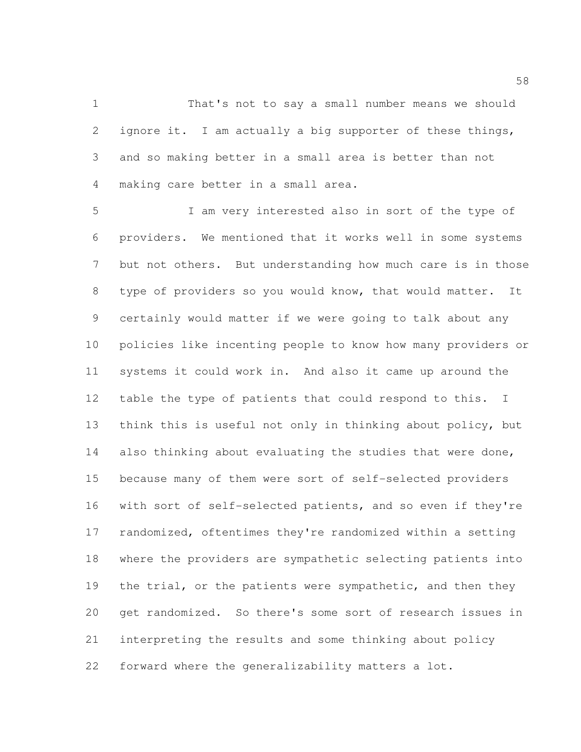That's not to say a small number means we should ignore it. I am actually a big supporter of these things, and so making better in a small area is better than not making care better in a small area.

I am very interested also in sort of the type of providers. We mentioned that it works well in some systems but not others. But understanding how much care is in those type of providers so you would know, that would matter. It certainly would matter if we were going to talk about any policies like incenting people to know how many providers or systems it could work in. And also it came up around the table the type of patients that could respond to this. I think this is useful not only in thinking about policy, but also thinking about evaluating the studies that were done, because many of them were sort of self-selected providers with sort of self-selected patients, and so even if they're randomized, oftentimes they're randomized within a setting where the providers are sympathetic selecting patients into the trial, or the patients were sympathetic, and then they get randomized. So there's some sort of research issues in interpreting the results and some thinking about policy forward where the generalizability matters a lot.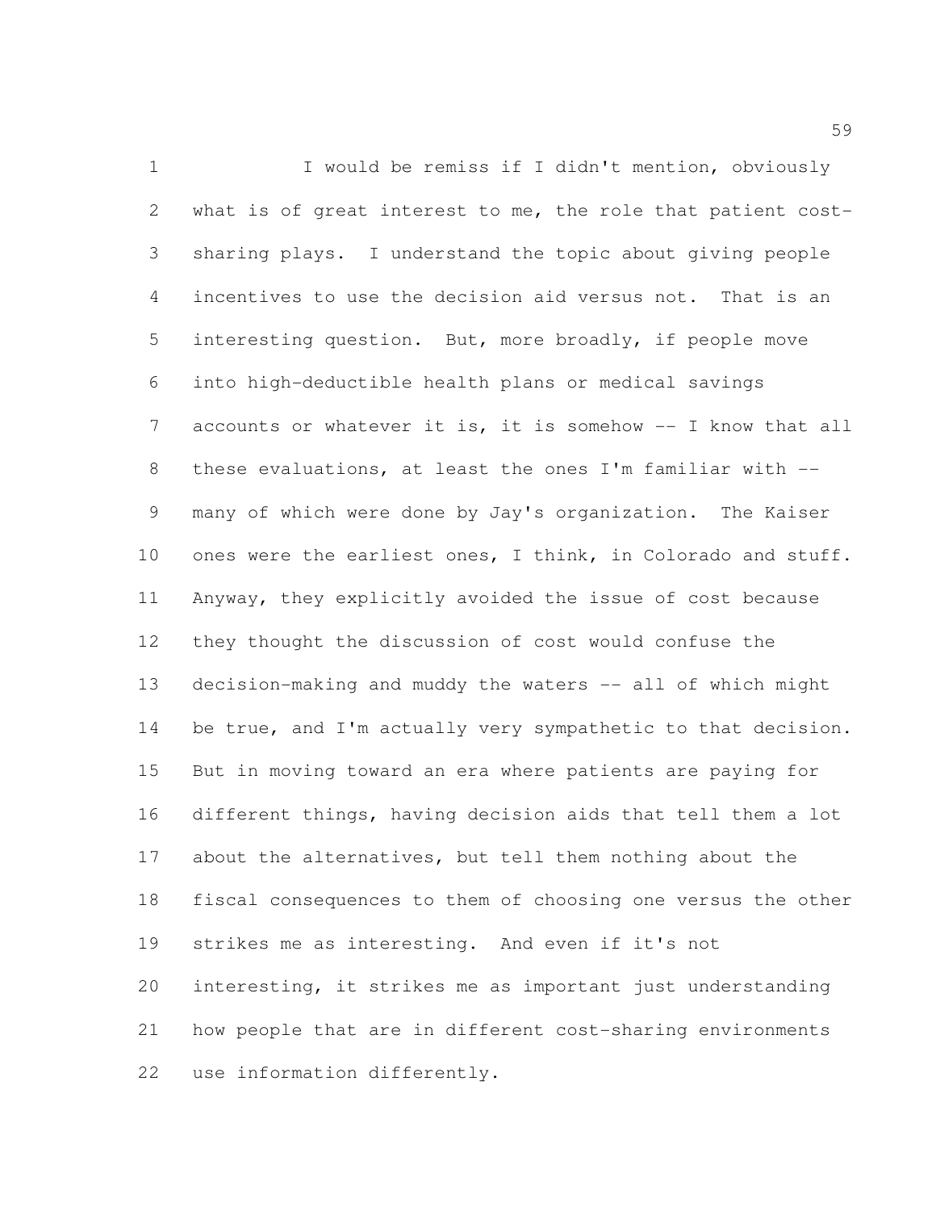I would be remiss if I didn't mention, obviously what is of great interest to me, the role that patient cost-sharing plays. I understand the topic about giving people incentives to use the decision aid versus not. That is an interesting question. But, more broadly, if people move into high-deductible health plans or medical savings accounts or whatever it is, it is somehow -- I know that all these evaluations, at least the ones I'm familiar with -- many of which were done by Jay's organization. The Kaiser ones were the earliest ones, I think, in Colorado and stuff. Anyway, they explicitly avoided the issue of cost because they thought the discussion of cost would confuse the decision-making and muddy the waters -- all of which might be true, and I'm actually very sympathetic to that decision. But in moving toward an era where patients are paying for different things, having decision aids that tell them a lot about the alternatives, but tell them nothing about the fiscal consequences to them of choosing one versus the other strikes me as interesting. And even if it's not interesting, it strikes me as important just understanding how people that are in different cost-sharing environments use information differently.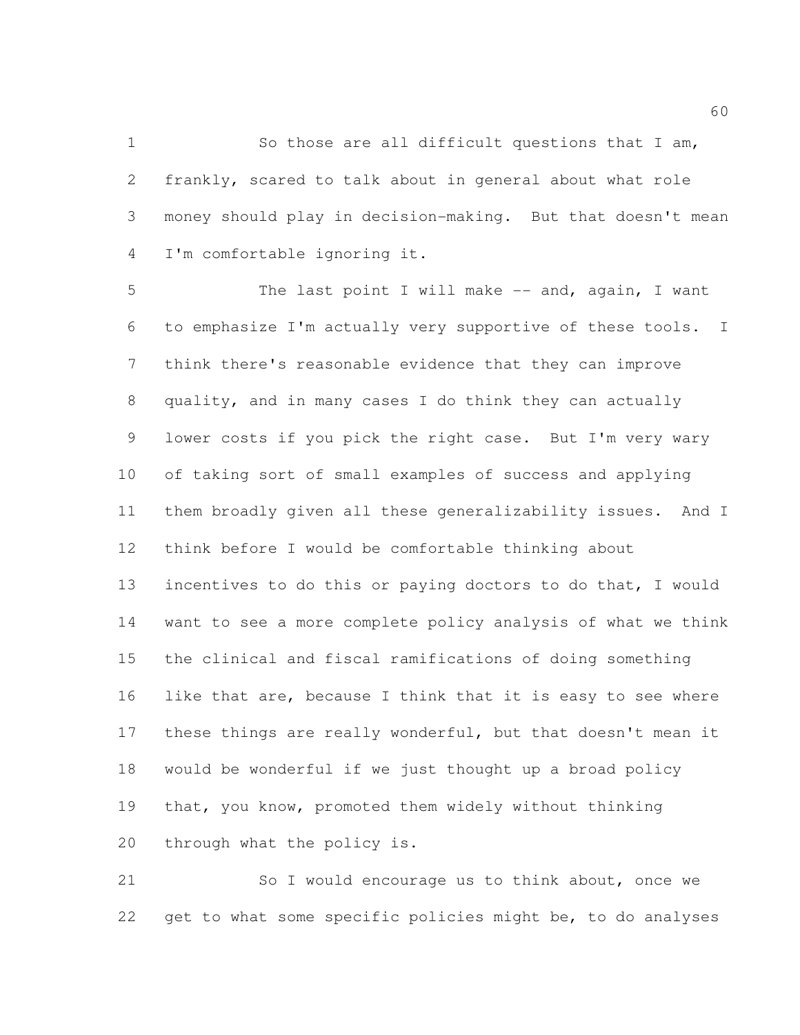So those are all difficult questions that I am, frankly, scared to talk about in general about what role money should play in decision-making. But that doesn't mean I'm comfortable ignoring it.

The last point I will make -- and, again, I want to emphasize I'm actually very supportive of these tools. I think there's reasonable evidence that they can improve quality, and in many cases I do think they can actually lower costs if you pick the right case. But I'm very wary of taking sort of small examples of success and applying them broadly given all these generalizability issues. And I think before I would be comfortable thinking about incentives to do this or paying doctors to do that, I would want to see a more complete policy analysis of what we think the clinical and fiscal ramifications of doing something like that are, because I think that it is easy to see where these things are really wonderful, but that doesn't mean it would be wonderful if we just thought up a broad policy that, you know, promoted them widely without thinking through what the policy is.

So I would encourage us to think about, once we get to what some specific policies might be, to do analyses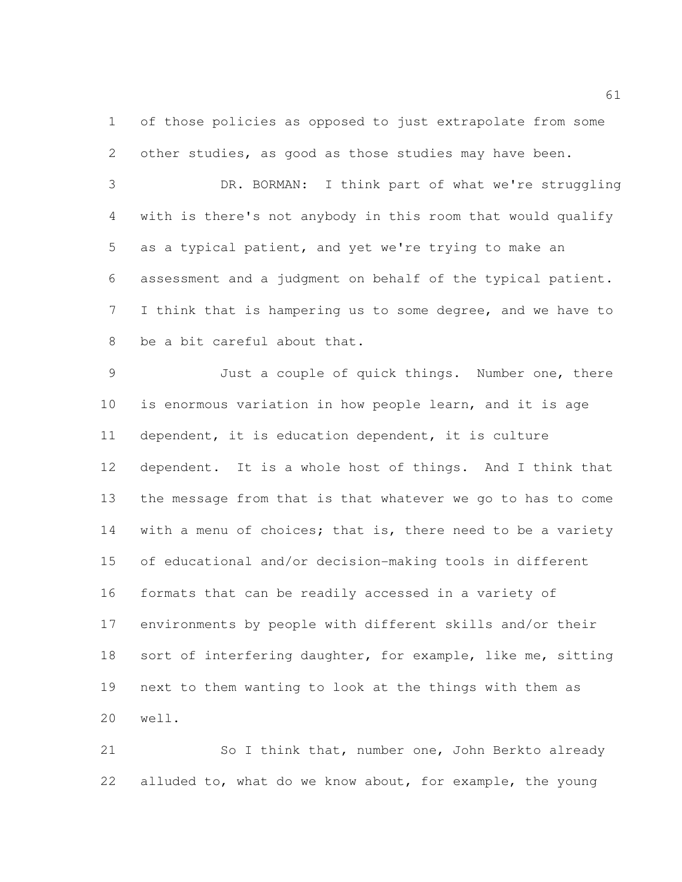of those policies as opposed to just extrapolate from some other studies, as good as those studies may have been.

DR. BORMAN: I think part of what we're struggling with is there's not anybody in this room that would qualify as a typical patient, and yet we're trying to make an assessment and a judgment on behalf of the typical patient. I think that is hampering us to some degree, and we have to be a bit careful about that.

Just a couple of quick things. Number one, there is enormous variation in how people learn, and it is age dependent, it is education dependent, it is culture dependent. It is a whole host of things. And I think that the message from that is that whatever we go to has to come with a menu of choices; that is, there need to be a variety of educational and/or decision-making tools in different formats that can be readily accessed in a variety of environments by people with different skills and/or their sort of interfering daughter, for example, like me, sitting next to them wanting to look at the things with them as well.

So I think that, number one, John Berkto already alluded to, what do we know about, for example, the young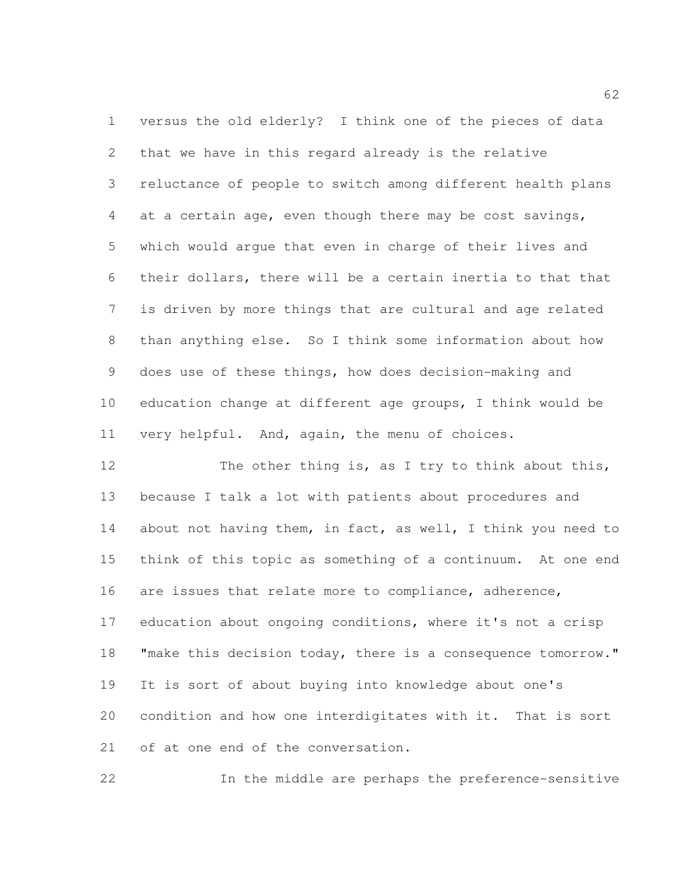versus the old elderly? I think one of the pieces of data that we have in this regard already is the relative reluctance of people to switch among different health plans at a certain age, even though there may be cost savings, which would argue that even in charge of their lives and their dollars, there will be a certain inertia to that that is driven by more things that are cultural and age related than anything else. So I think some information about how does use of these things, how does decision-making and education change at different age groups, I think would be very helpful. And, again, the menu of choices.

The other thing is, as I try to think about this, because I talk a lot with patients about procedures and about not having them, in fact, as well, I think you need to think of this topic as something of a continuum. At one end are issues that relate more to compliance, adherence, education about ongoing conditions, where it's not a crisp "make this decision today, there is a consequence tomorrow." It is sort of about buying into knowledge about one's condition and how one interdigitates with it. That is sort of at one end of the conversation.

In the middle are perhaps the preference-sensitive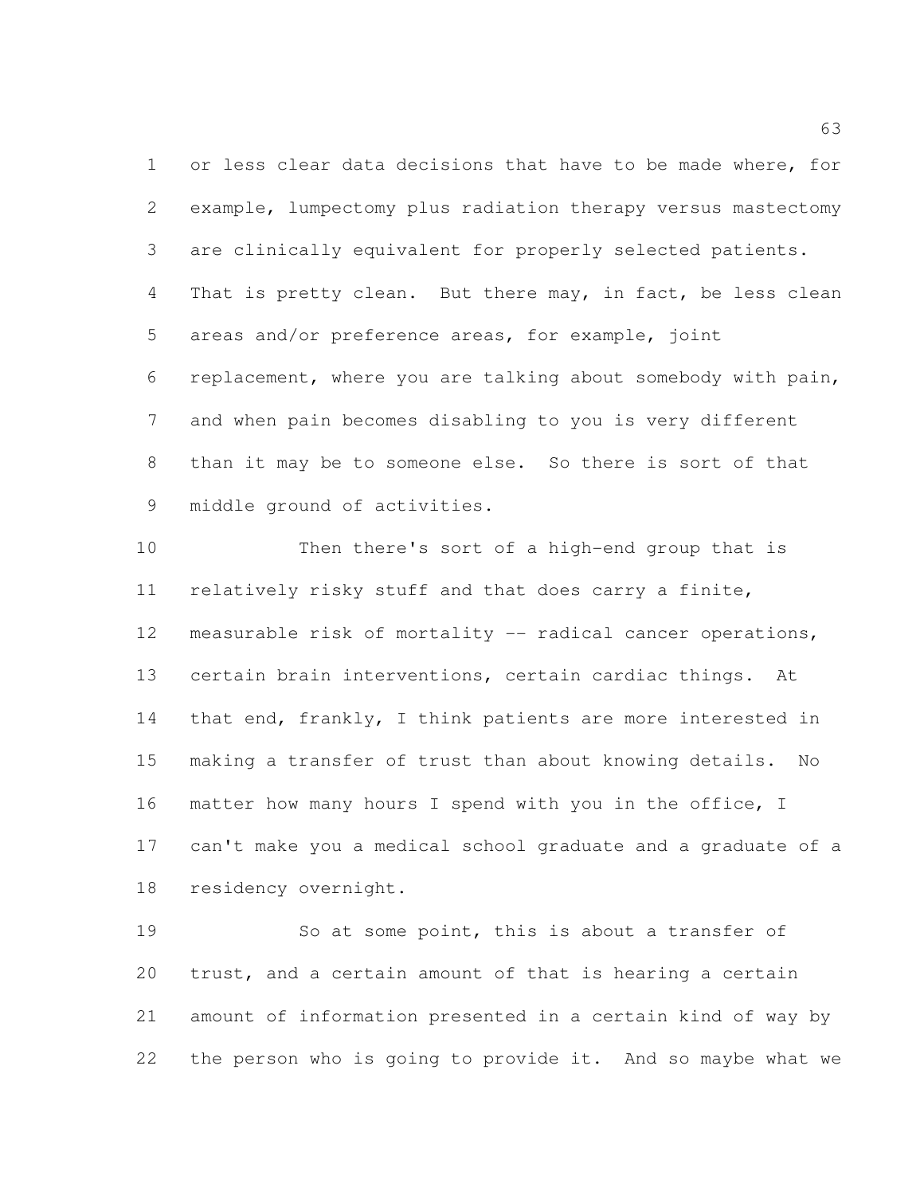or less clear data decisions that have to be made where, for example, lumpectomy plus radiation therapy versus mastectomy are clinically equivalent for properly selected patients. That is pretty clean. But there may, in fact, be less clean areas and/or preference areas, for example, joint replacement, where you are talking about somebody with pain, and when pain becomes disabling to you is very different than it may be to someone else. So there is sort of that middle ground of activities.

Then there's sort of a high-end group that is relatively risky stuff and that does carry a finite, measurable risk of mortality -- radical cancer operations, certain brain interventions, certain cardiac things. At that end, frankly, I think patients are more interested in making a transfer of trust than about knowing details. No matter how many hours I spend with you in the office, I can't make you a medical school graduate and a graduate of a residency overnight.

So at some point, this is about a transfer of trust, and a certain amount of that is hearing a certain amount of information presented in a certain kind of way by the person who is going to provide it. And so maybe what we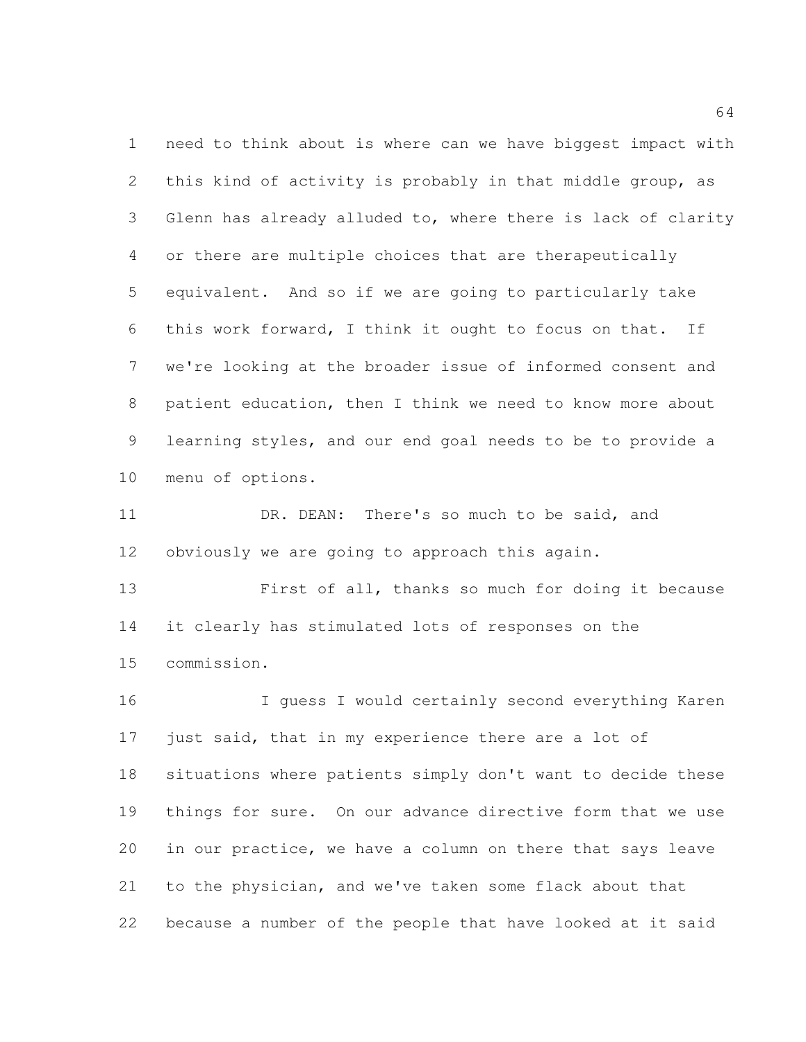need to think about is where can we have biggest impact with this kind of activity is probably in that middle group, as Glenn has already alluded to, where there is lack of clarity or there are multiple choices that are therapeutically equivalent. And so if we are going to particularly take this work forward, I think it ought to focus on that. If we're looking at the broader issue of informed consent and patient education, then I think we need to know more about learning styles, and our end goal needs to be to provide a menu of options.

DR. DEAN: There's so much to be said, and obviously we are going to approach this again.

First of all, thanks so much for doing it because it clearly has stimulated lots of responses on the commission.

I guess I would certainly second everything Karen just said, that in my experience there are a lot of situations where patients simply don't want to decide these things for sure. On our advance directive form that we use in our practice, we have a column on there that says leave to the physician, and we've taken some flack about that because a number of the people that have looked at it said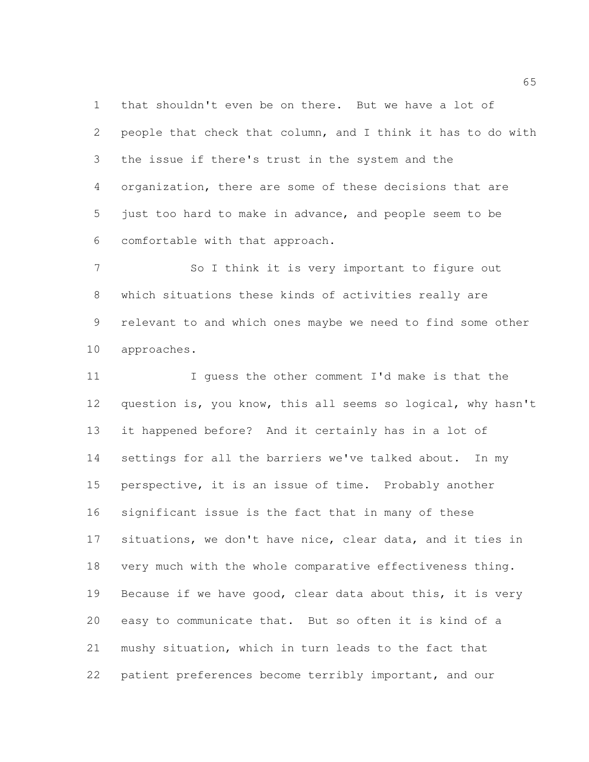that shouldn't even be on there. But we have a lot of people that check that column, and I think it has to do with the issue if there's trust in the system and the organization, there are some of these decisions that are just too hard to make in advance, and people seem to be comfortable with that approach.

So I think it is very important to figure out which situations these kinds of activities really are relevant to and which ones maybe we need to find some other approaches.

I guess the other comment I'd make is that the question is, you know, this all seems so logical, why hasn't it happened before? And it certainly has in a lot of settings for all the barriers we've talked about. In my perspective, it is an issue of time. Probably another significant issue is the fact that in many of these situations, we don't have nice, clear data, and it ties in very much with the whole comparative effectiveness thing. Because if we have good, clear data about this, it is very easy to communicate that. But so often it is kind of a mushy situation, which in turn leads to the fact that patient preferences become terribly important, and our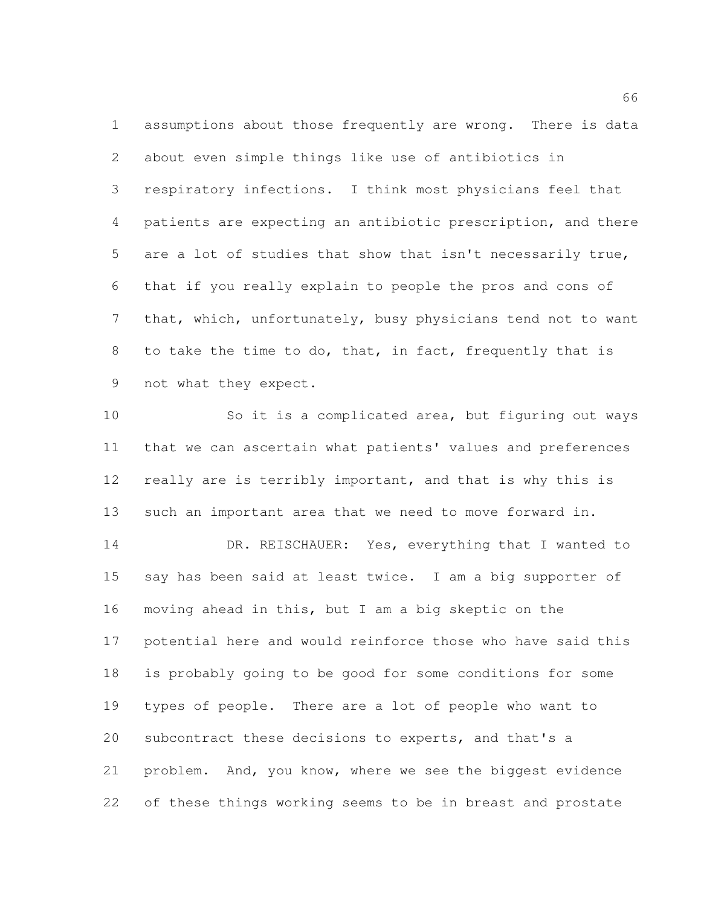assumptions about those frequently are wrong. There is data about even simple things like use of antibiotics in respiratory infections. I think most physicians feel that patients are expecting an antibiotic prescription, and there are a lot of studies that show that isn't necessarily true, that if you really explain to people the pros and cons of that, which, unfortunately, busy physicians tend not to want to take the time to do, that, in fact, frequently that is not what they expect.

So it is a complicated area, but figuring out ways that we can ascertain what patients' values and preferences really are is terribly important, and that is why this is such an important area that we need to move forward in.

DR. REISCHAUER: Yes, everything that I wanted to say has been said at least twice. I am a big supporter of moving ahead in this, but I am a big skeptic on the potential here and would reinforce those who have said this is probably going to be good for some conditions for some types of people. There are a lot of people who want to subcontract these decisions to experts, and that's a problem. And, you know, where we see the biggest evidence of these things working seems to be in breast and prostate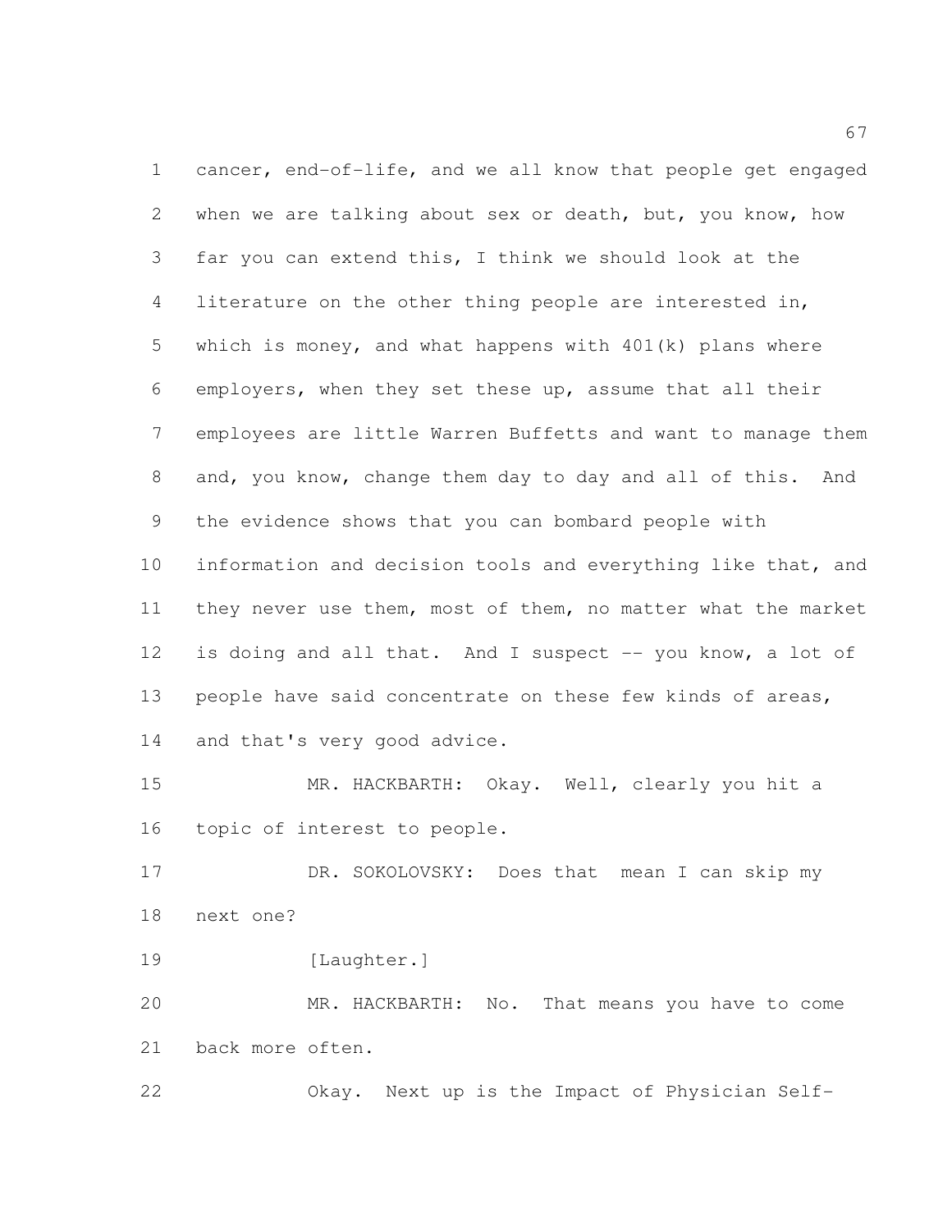cancer, end-of-life, and we all know that people get engaged when we are talking about sex or death, but, you know, how far you can extend this, I think we should look at the literature on the other thing people are interested in, which is money, and what happens with 401(k) plans where employers, when they set these up, assume that all their employees are little Warren Buffetts and want to manage them and, you know, change them day to day and all of this. And the evidence shows that you can bombard people with information and decision tools and everything like that, and they never use them, most of them, no matter what the market is doing and all that. And I suspect -- you know, a lot of people have said concentrate on these few kinds of areas, and that's very good advice.

MR. HACKBARTH: Okay. Well, clearly you hit a topic of interest to people.

DR. SOKOLOVSKY: Does that mean I can skip my next one?

[Laughter.]

MR. HACKBARTH: No. That means you have to come back more often.

Okay. Next up is the Impact of Physician Self-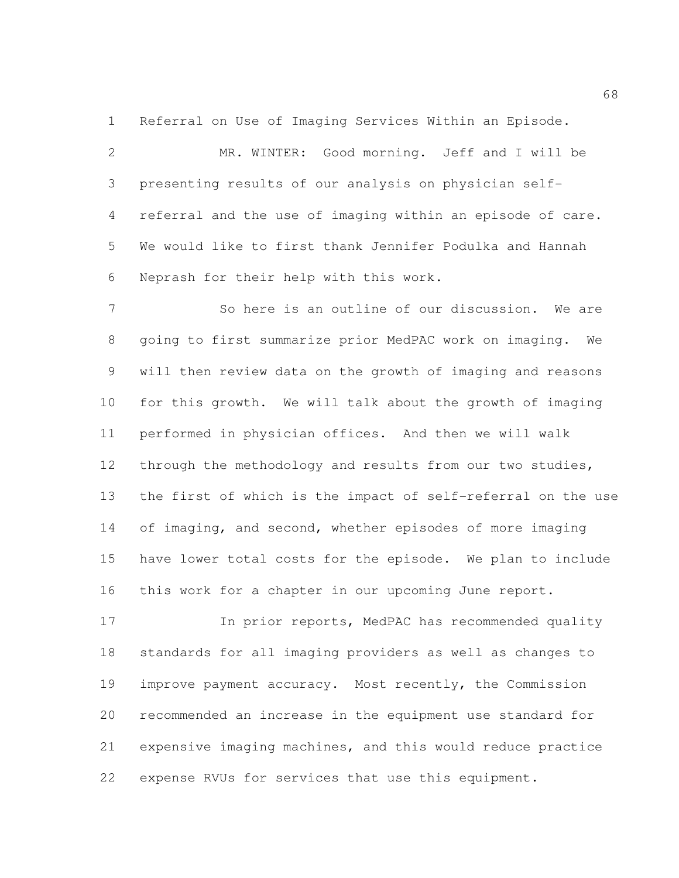Referral on Use of Imaging Services Within an Episode.

MR. WINTER: Good morning. Jeff and I will be presenting results of our analysis on physician self-referral and the use of imaging within an episode of care. We would like to first thank Jennifer Podulka and Hannah Neprash for their help with this work.

So here is an outline of our discussion. We are going to first summarize prior MedPAC work on imaging. We will then review data on the growth of imaging and reasons for this growth. We will talk about the growth of imaging performed in physician offices. And then we will walk through the methodology and results from our two studies, the first of which is the impact of self-referral on the use of imaging, and second, whether episodes of more imaging have lower total costs for the episode. We plan to include this work for a chapter in our upcoming June report.

In prior reports, MedPAC has recommended quality standards for all imaging providers as well as changes to improve payment accuracy. Most recently, the Commission recommended an increase in the equipment use standard for expensive imaging machines, and this would reduce practice expense RVUs for services that use this equipment.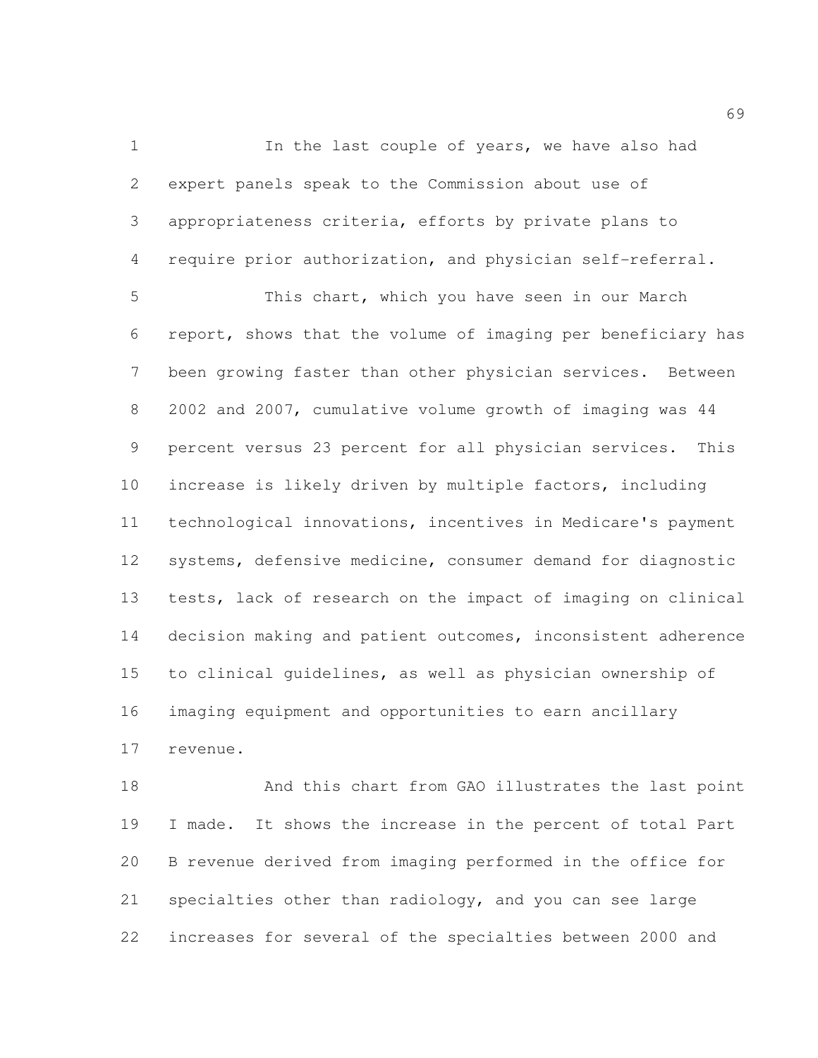In the last couple of years, we have also had expert panels speak to the Commission about use of appropriateness criteria, efforts by private plans to require prior authorization, and physician self-referral.

This chart, which you have seen in our March report, shows that the volume of imaging per beneficiary has been growing faster than other physician services. Between 2002 and 2007, cumulative volume growth of imaging was 44 percent versus 23 percent for all physician services. This increase is likely driven by multiple factors, including technological innovations, incentives in Medicare's payment systems, defensive medicine, consumer demand for diagnostic tests, lack of research on the impact of imaging on clinical decision making and patient outcomes, inconsistent adherence to clinical guidelines, as well as physician ownership of imaging equipment and opportunities to earn ancillary revenue.

And this chart from GAO illustrates the last point I made. It shows the increase in the percent of total Part B revenue derived from imaging performed in the office for specialties other than radiology, and you can see large increases for several of the specialties between 2000 and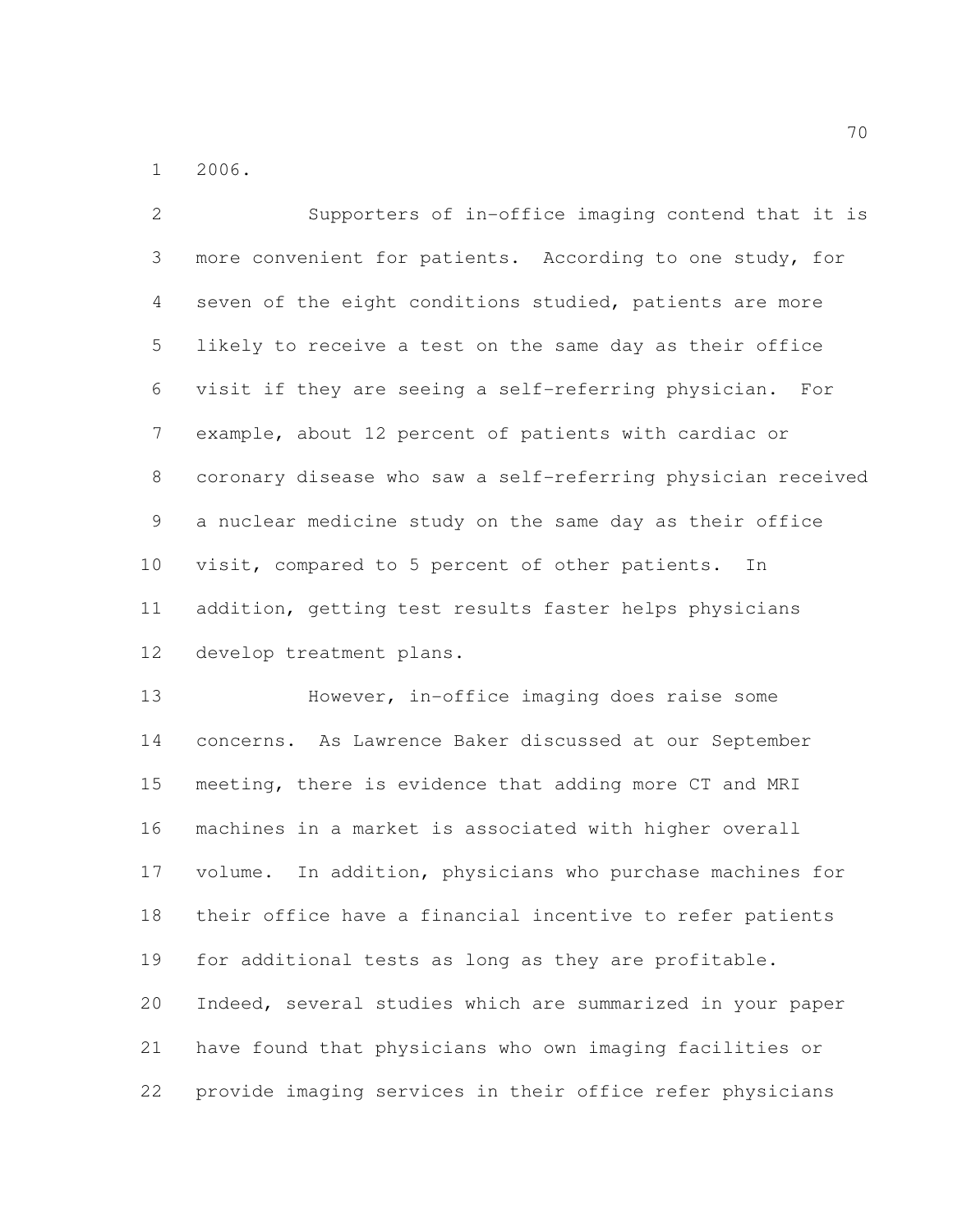2006.

Supporters of in-office imaging contend that it is more convenient for patients. According to one study, for seven of the eight conditions studied, patients are more likely to receive a test on the same day as their office visit if they are seeing a self-referring physician. For example, about 12 percent of patients with cardiac or coronary disease who saw a self-referring physician received a nuclear medicine study on the same day as their office visit, compared to 5 percent of other patients. In addition, getting test results faster helps physicians develop treatment plans.

However, in-office imaging does raise some concerns. As Lawrence Baker discussed at our September meeting, there is evidence that adding more CT and MRI machines in a market is associated with higher overall volume. In addition, physicians who purchase machines for their office have a financial incentive to refer patients for additional tests as long as they are profitable. Indeed, several studies which are summarized in your paper have found that physicians who own imaging facilities or provide imaging services in their office refer physicians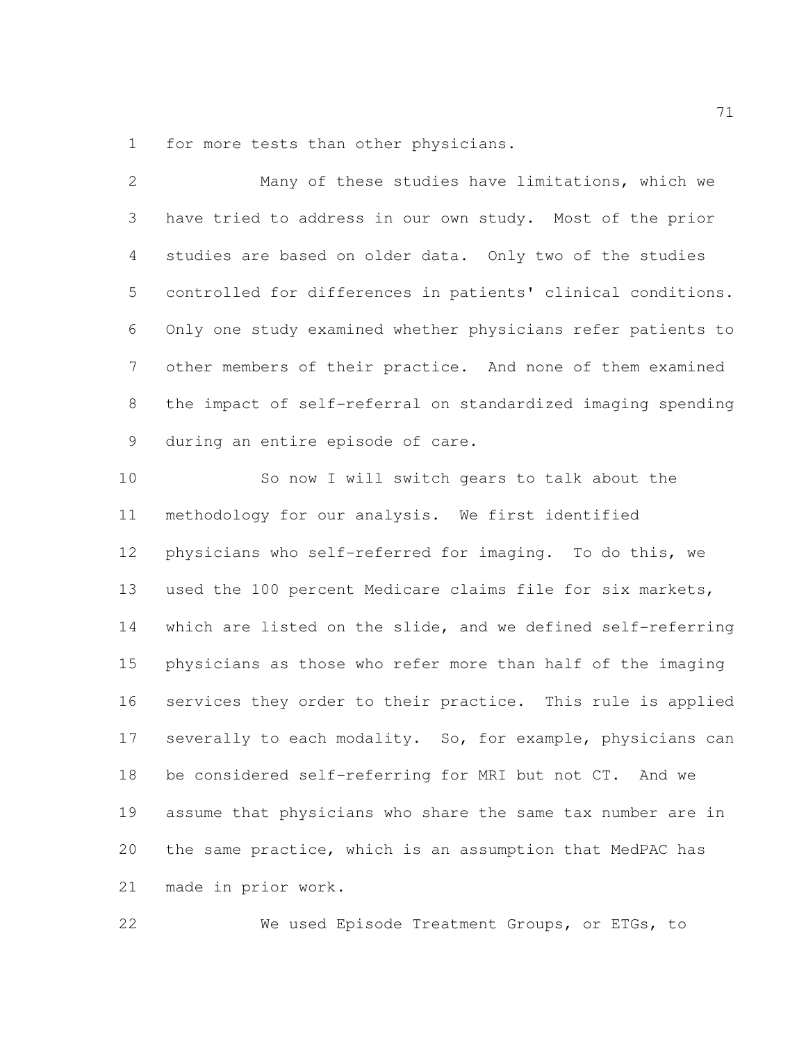for more tests than other physicians.

Many of these studies have limitations, which we have tried to address in our own study. Most of the prior studies are based on older data. Only two of the studies controlled for differences in patients' clinical conditions. Only one study examined whether physicians refer patients to other members of their practice. And none of them examined the impact of self-referral on standardized imaging spending during an entire episode of care.

So now I will switch gears to talk about the methodology for our analysis. We first identified physicians who self-referred for imaging. To do this, we used the 100 percent Medicare claims file for six markets, which are listed on the slide, and we defined self-referring physicians as those who refer more than half of the imaging services they order to their practice. This rule is applied severally to each modality. So, for example, physicians can be considered self-referring for MRI but not CT. And we assume that physicians who share the same tax number are in the same practice, which is an assumption that MedPAC has made in prior work.

We used Episode Treatment Groups, or ETGs, to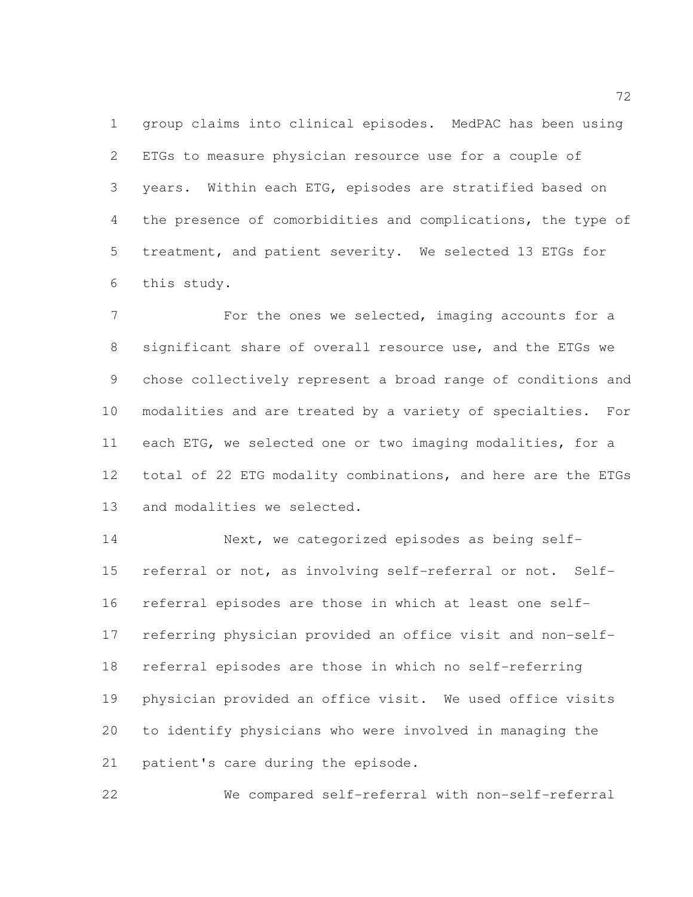group claims into clinical episodes. MedPAC has been using ETGs to measure physician resource use for a couple of years. Within each ETG, episodes are stratified based on the presence of comorbidities and complications, the type of treatment, and patient severity. We selected 13 ETGs for this study.

For the ones we selected, imaging accounts for a significant share of overall resource use, and the ETGs we chose collectively represent a broad range of conditions and modalities and are treated by a variety of specialties. For each ETG, we selected one or two imaging modalities, for a total of 22 ETG modality combinations, and here are the ETGs and modalities we selected.

Next, we categorized episodes as being self-referral or not, as involving self-referral or not. Self-referral episodes are those in which at least one self-referring physician provided an office visit and non-self-referral episodes are those in which no self-referring physician provided an office visit. We used office visits to identify physicians who were involved in managing the patient's care during the episode.

We compared self-referral with non-self-referral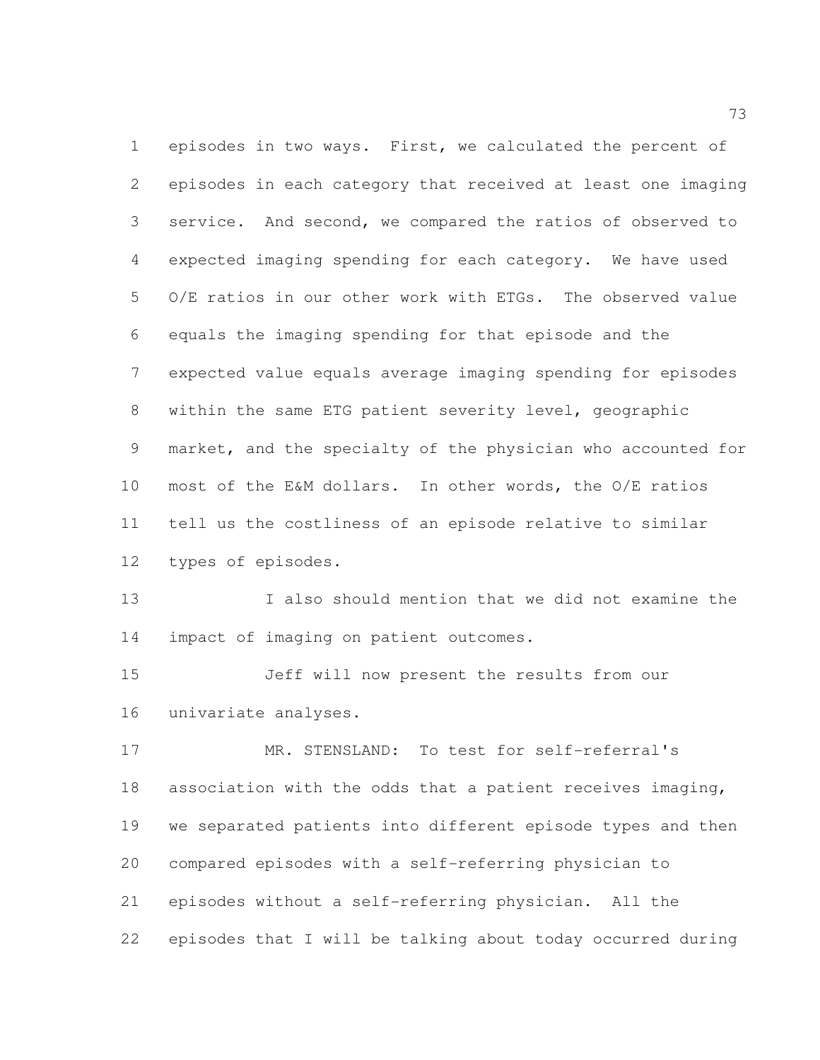episodes in two ways. First, we calculated the percent of episodes in each category that received at least one imaging service. And second, we compared the ratios of observed to expected imaging spending for each category. We have used O/E ratios in our other work with ETGs. The observed value equals the imaging spending for that episode and the expected value equals average imaging spending for episodes within the same ETG patient severity level, geographic market, and the specialty of the physician who accounted for most of the E&M dollars. In other words, the O/E ratios tell us the costliness of an episode relative to similar types of episodes.

I also should mention that we did not examine the impact of imaging on patient outcomes.

Jeff will now present the results from our univariate analyses.

MR. STENSLAND: To test for self-referral's association with the odds that a patient receives imaging, we separated patients into different episode types and then compared episodes with a self-referring physician to episodes without a self-referring physician. All the episodes that I will be talking about today occurred during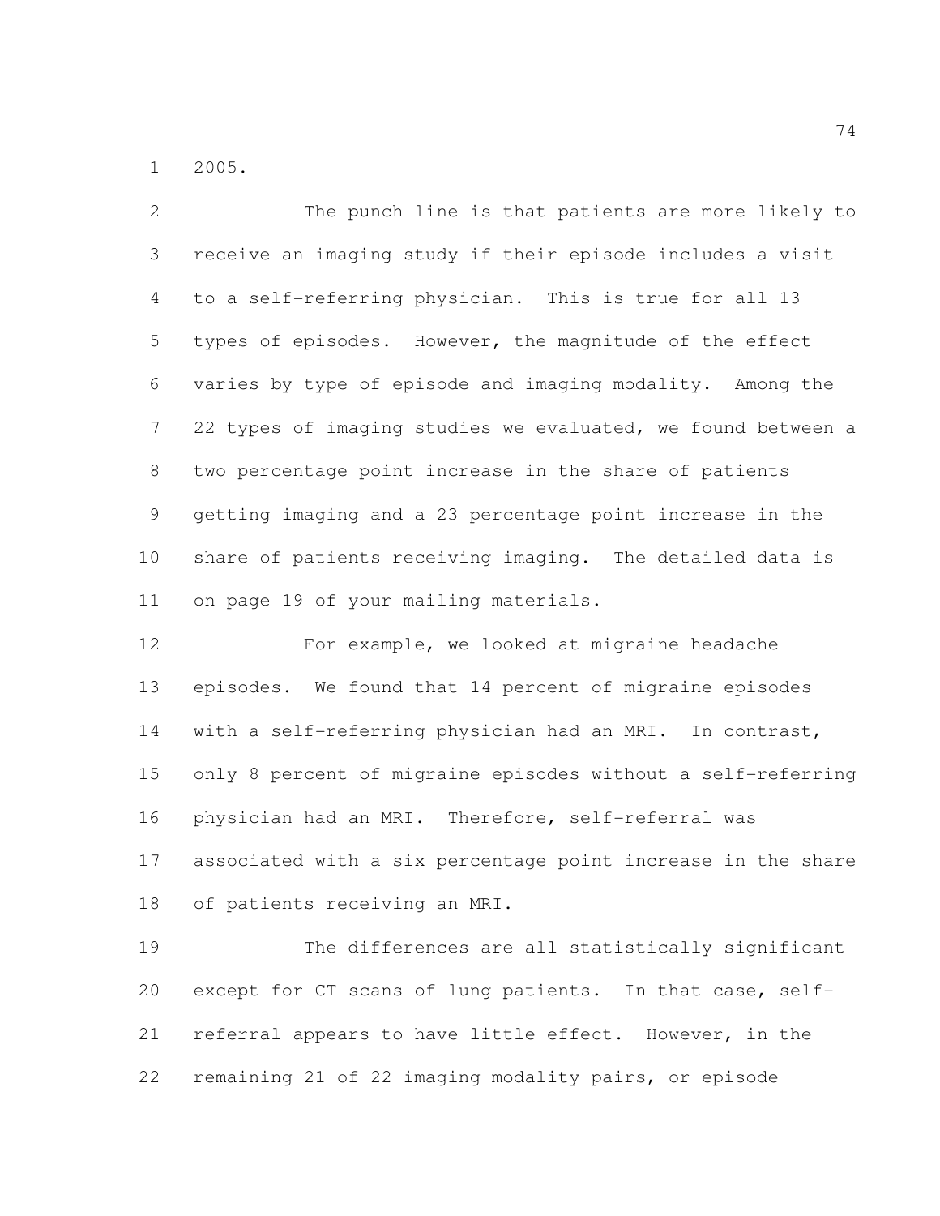2005.

The punch line is that patients are more likely to receive an imaging study if their episode includes a visit to a self-referring physician. This is true for all 13 types of episodes. However, the magnitude of the effect varies by type of episode and imaging modality. Among the 22 types of imaging studies we evaluated, we found between a two percentage point increase in the share of patients getting imaging and a 23 percentage point increase in the share of patients receiving imaging. The detailed data is on page 19 of your mailing materials.

For example, we looked at migraine headache episodes. We found that 14 percent of migraine episodes with a self-referring physician had an MRI. In contrast, only 8 percent of migraine episodes without a self-referring physician had an MRI. Therefore, self-referral was associated with a six percentage point increase in the share of patients receiving an MRI.

The differences are all statistically significant except for CT scans of lung patients. In that case, self-referral appears to have little effect. However, in the remaining 21 of 22 imaging modality pairs, or episode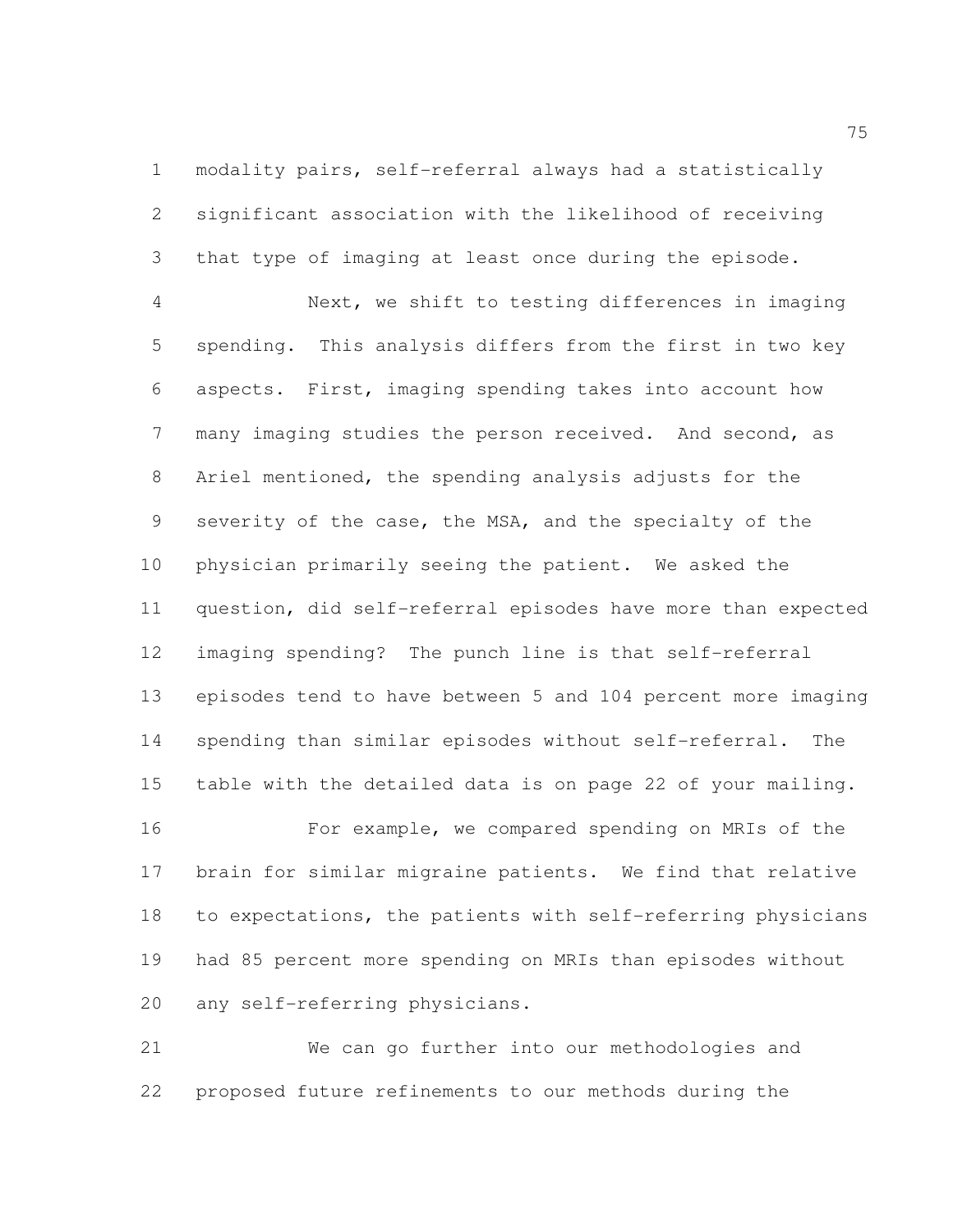modality pairs, self-referral always had a statistically significant association with the likelihood of receiving that type of imaging at least once during the episode.

Next, we shift to testing differences in imaging spending. This analysis differs from the first in two key aspects. First, imaging spending takes into account how many imaging studies the person received. And second, as Ariel mentioned, the spending analysis adjusts for the severity of the case, the MSA, and the specialty of the physician primarily seeing the patient. We asked the question, did self-referral episodes have more than expected imaging spending? The punch line is that self-referral episodes tend to have between 5 and 104 percent more imaging spending than similar episodes without self-referral. The table with the detailed data is on page 22 of your mailing.

For example, we compared spending on MRIs of the brain for similar migraine patients. We find that relative to expectations, the patients with self-referring physicians had 85 percent more spending on MRIs than episodes without any self-referring physicians.

We can go further into our methodologies and proposed future refinements to our methods during the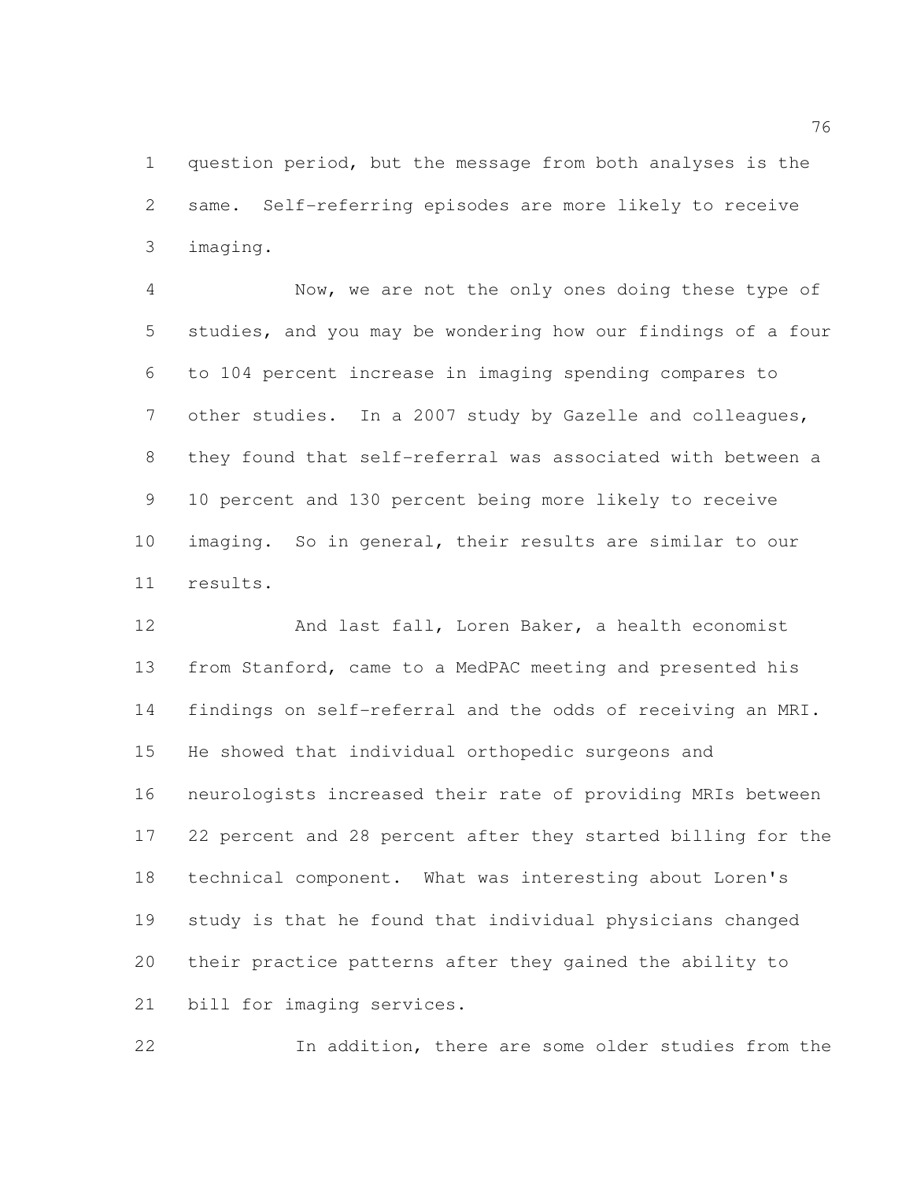question period, but the message from both analyses is the same. Self-referring episodes are more likely to receive imaging.

Now, we are not the only ones doing these type of studies, and you may be wondering how our findings of a four to 104 percent increase in imaging spending compares to other studies. In a 2007 study by Gazelle and colleagues, they found that self-referral was associated with between a 10 percent and 130 percent being more likely to receive imaging. So in general, their results are similar to our results.

And last fall, Loren Baker, a health economist from Stanford, came to a MedPAC meeting and presented his findings on self-referral and the odds of receiving an MRI. He showed that individual orthopedic surgeons and neurologists increased their rate of providing MRIs between 22 percent and 28 percent after they started billing for the technical component. What was interesting about Loren's study is that he found that individual physicians changed their practice patterns after they gained the ability to bill for imaging services.

In addition, there are some older studies from the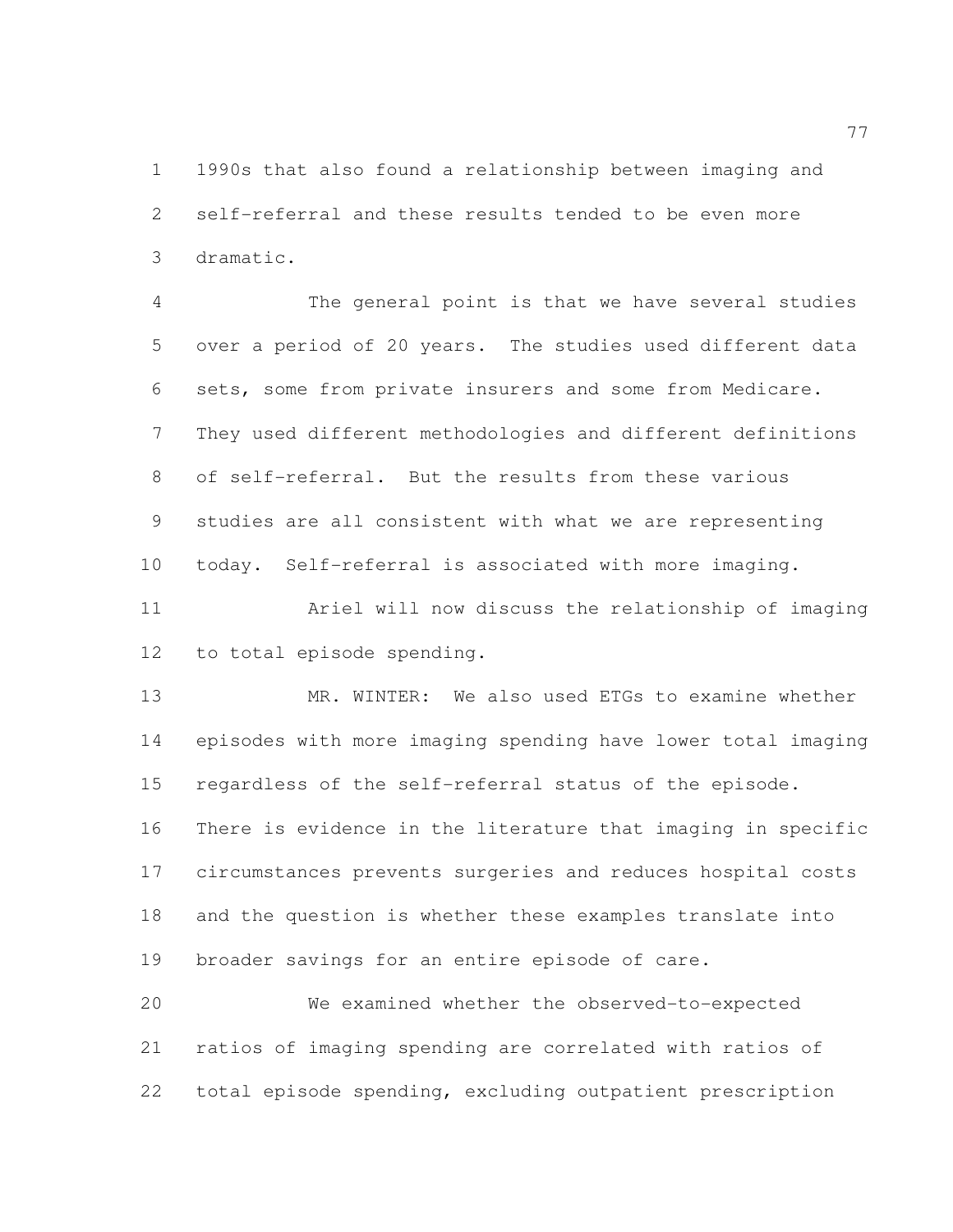1990s that also found a relationship between imaging and self-referral and these results tended to be even more dramatic.

The general point is that we have several studies over a period of 20 years. The studies used different data sets, some from private insurers and some from Medicare. They used different methodologies and different definitions of self-referral. But the results from these various studies are all consistent with what we are representing today. Self-referral is associated with more imaging.

Ariel will now discuss the relationship of imaging to total episode spending.

MR. WINTER: We also used ETGs to examine whether episodes with more imaging spending have lower total imaging regardless of the self-referral status of the episode. There is evidence in the literature that imaging in specific circumstances prevents surgeries and reduces hospital costs and the question is whether these examples translate into broader savings for an entire episode of care.

We examined whether the observed-to-expected ratios of imaging spending are correlated with ratios of total episode spending, excluding outpatient prescription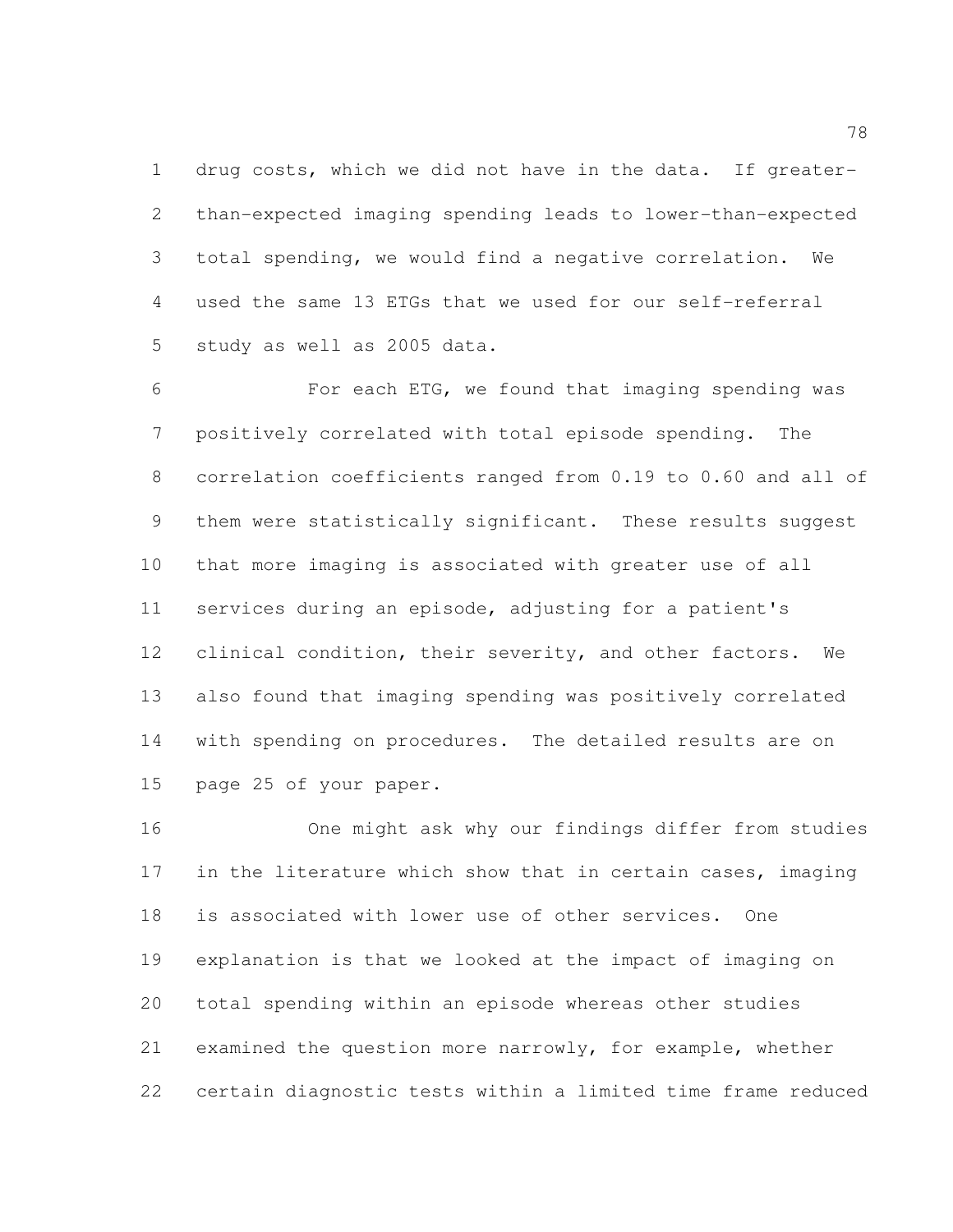drug costs, which we did not have in the data. If greater-than-expected imaging spending leads to lower-than-expected total spending, we would find a negative correlation. We used the same 13 ETGs that we used for our self-referral study as well as 2005 data.

For each ETG, we found that imaging spending was positively correlated with total episode spending. The correlation coefficients ranged from 0.19 to 0.60 and all of them were statistically significant. These results suggest that more imaging is associated with greater use of all services during an episode, adjusting for a patient's clinical condition, their severity, and other factors. We also found that imaging spending was positively correlated with spending on procedures. The detailed results are on page 25 of your paper.

One might ask why our findings differ from studies in the literature which show that in certain cases, imaging is associated with lower use of other services. One explanation is that we looked at the impact of imaging on total spending within an episode whereas other studies examined the question more narrowly, for example, whether certain diagnostic tests within a limited time frame reduced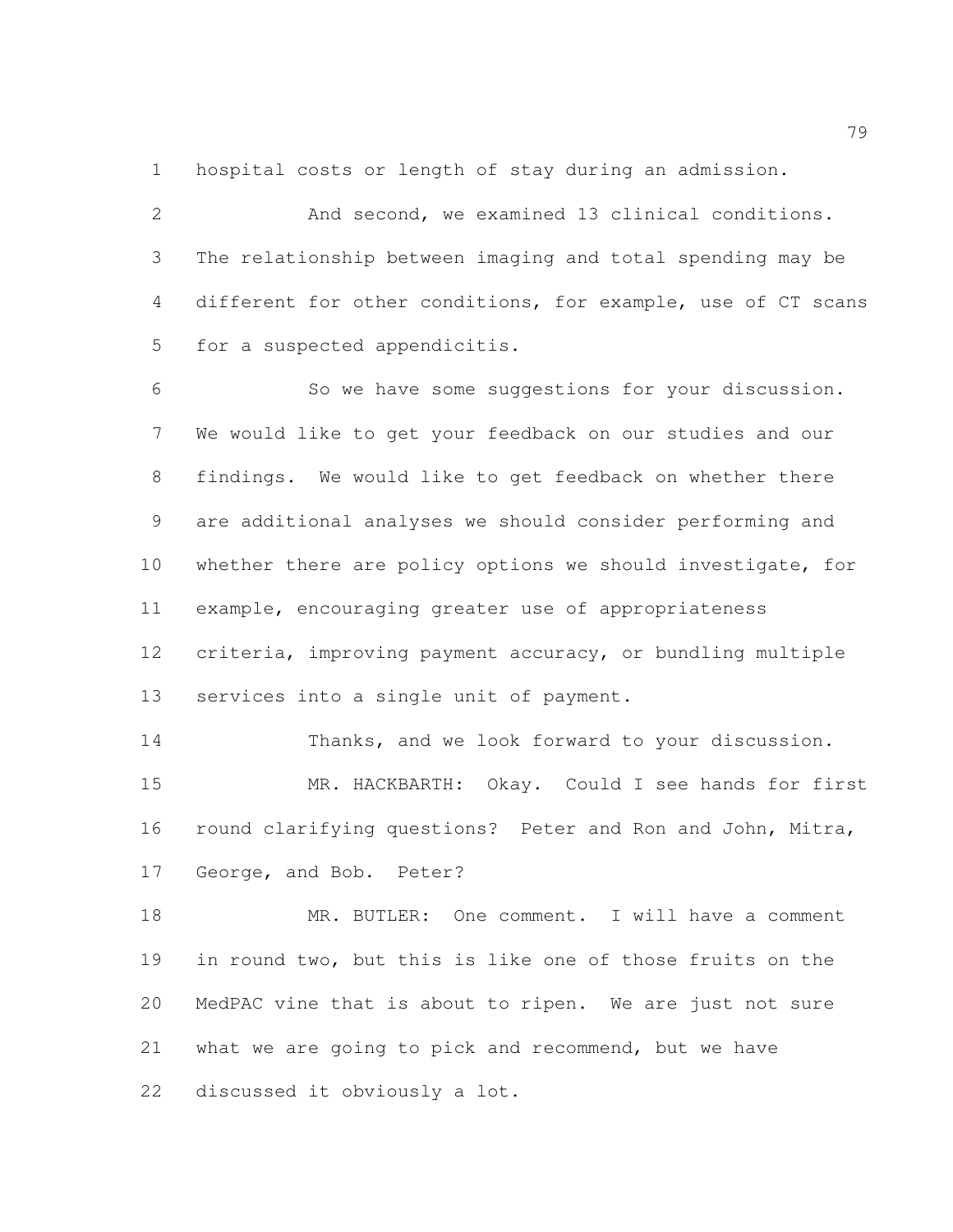hospital costs or length of stay during an admission.

And second, we examined 13 clinical conditions. The relationship between imaging and total spending may be different for other conditions, for example, use of CT scans for a suspected appendicitis.

So we have some suggestions for your discussion. We would like to get your feedback on our studies and our findings. We would like to get feedback on whether there are additional analyses we should consider performing and whether there are policy options we should investigate, for example, encouraging greater use of appropriateness criteria, improving payment accuracy, or bundling multiple services into a single unit of payment.

Thanks, and we look forward to your discussion.

MR. HACKBARTH: Okay. Could I see hands for first round clarifying questions? Peter and Ron and John, Mitra, George, and Bob. Peter?

MR. BUTLER: One comment. I will have a comment in round two, but this is like one of those fruits on the MedPAC vine that is about to ripen. We are just not sure what we are going to pick and recommend, but we have discussed it obviously a lot.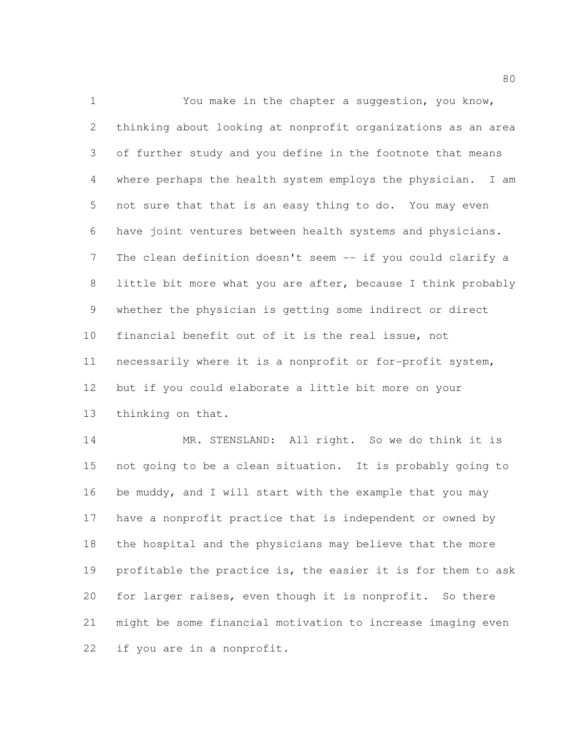You make in the chapter a suggestion, you know, thinking about looking at nonprofit organizations as an area of further study and you define in the footnote that means where perhaps the health system employs the physician. I am not sure that that is an easy thing to do. You may even have joint ventures between health systems and physicians. The clean definition doesn't seem -- if you could clarify a little bit more what you are after, because I think probably whether the physician is getting some indirect or direct financial benefit out of it is the real issue, not necessarily where it is a nonprofit or for-profit system, but if you could elaborate a little bit more on your thinking on that.

MR. STENSLAND: All right. So we do think it is not going to be a clean situation. It is probably going to be muddy, and I will start with the example that you may have a nonprofit practice that is independent or owned by the hospital and the physicians may believe that the more profitable the practice is, the easier it is for them to ask for larger raises, even though it is nonprofit. So there might be some financial motivation to increase imaging even if you are in a nonprofit.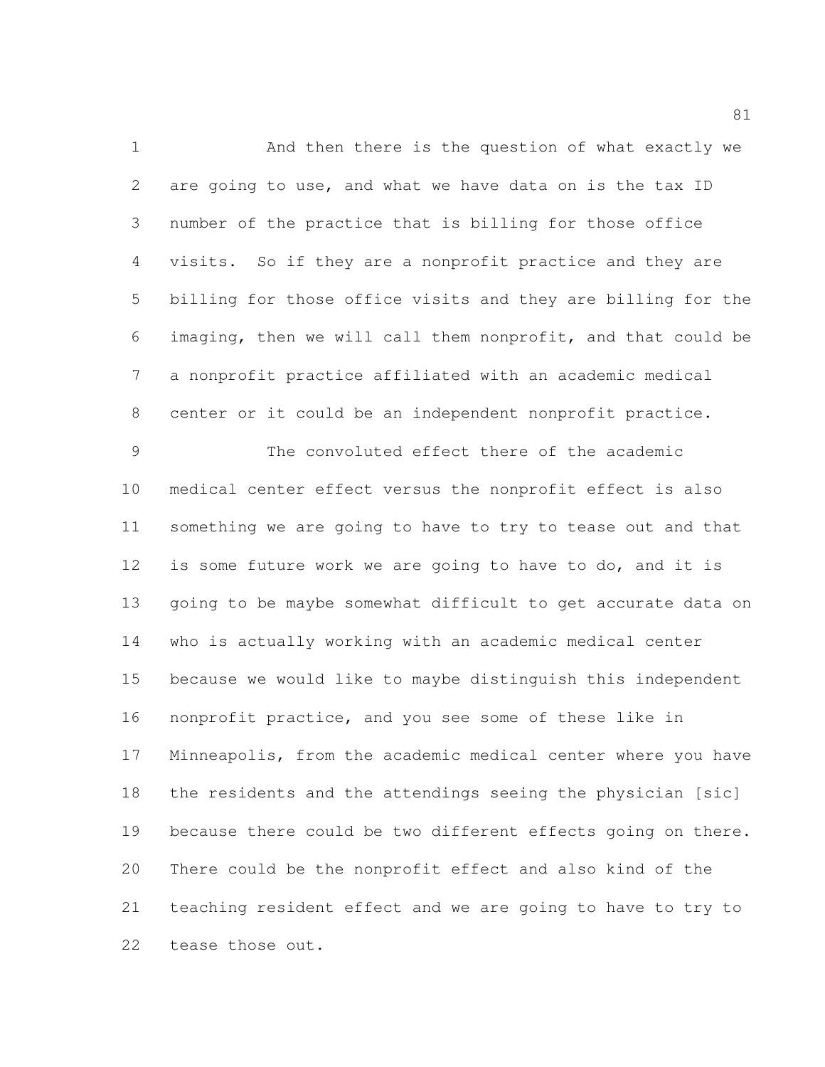And then there is the question of what exactly we are going to use, and what we have data on is the tax ID number of the practice that is billing for those office visits. So if they are a nonprofit practice and they are billing for those office visits and they are billing for the imaging, then we will call them nonprofit, and that could be a nonprofit practice affiliated with an academic medical center or it could be an independent nonprofit practice.

The convoluted effect there of the academic medical center effect versus the nonprofit effect is also something we are going to have to try to tease out and that is some future work we are going to have to do, and it is going to be maybe somewhat difficult to get accurate data on who is actually working with an academic medical center because we would like to maybe distinguish this independent nonprofit practice, and you see some of these like in Minneapolis, from the academic medical center where you have the residents and the attendings seeing the physician [sic] because there could be two different effects going on there. There could be the nonprofit effect and also kind of the teaching resident effect and we are going to have to try to tease those out.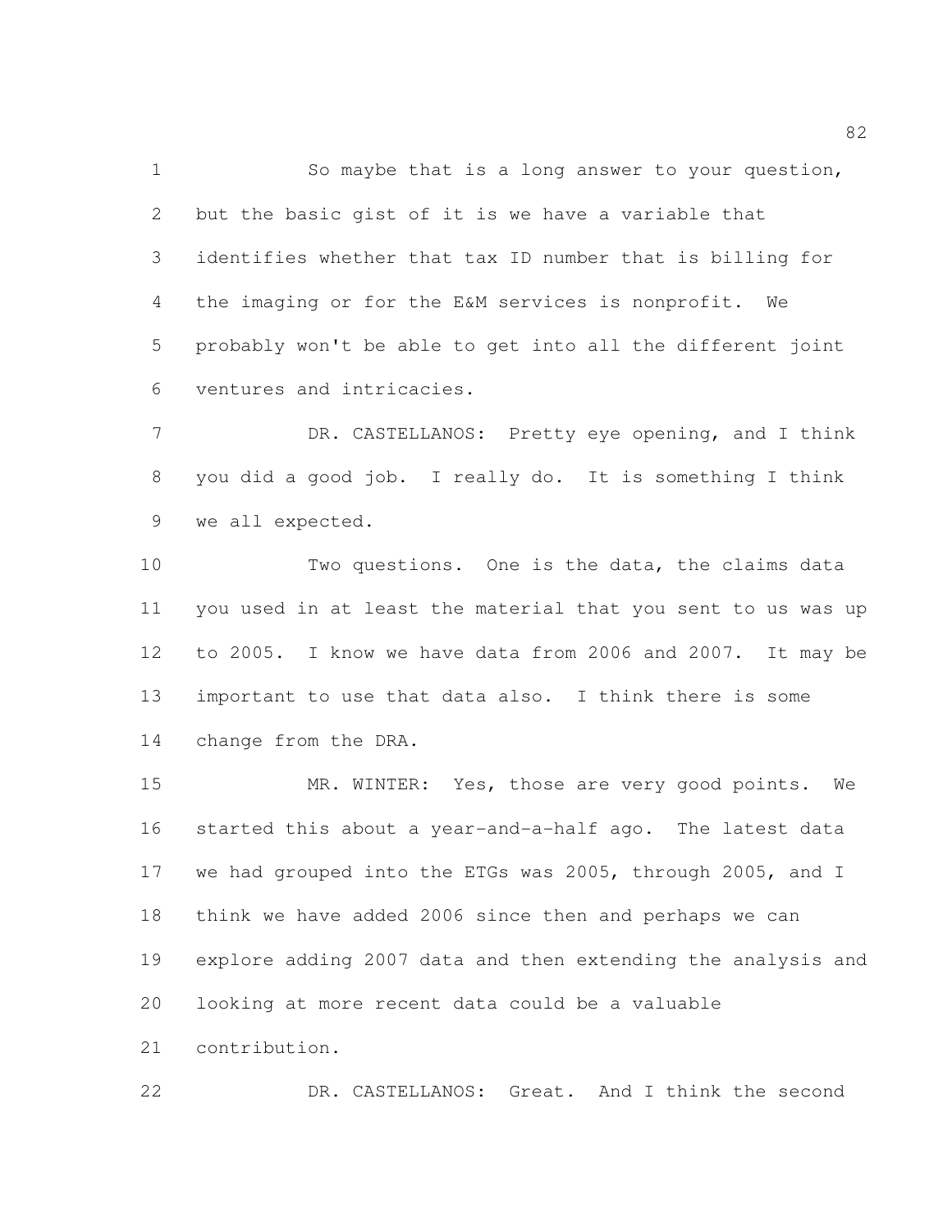So maybe that is a long answer to your question, but the basic gist of it is we have a variable that identifies whether that tax ID number that is billing for the imaging or for the E&M services is nonprofit. We probably won't be able to get into all the different joint ventures and intricacies.

DR. CASTELLANOS: Pretty eye opening, and I think you did a good job. I really do. It is something I think we all expected.

Two questions. One is the data, the claims data you used in at least the material that you sent to us was up to 2005. I know we have data from 2006 and 2007. It may be important to use that data also. I think there is some change from the DRA.

MR. WINTER: Yes, those are very good points. We started this about a year-and-a-half ago. The latest data we had grouped into the ETGs was 2005, through 2005, and I think we have added 2006 since then and perhaps we can explore adding 2007 data and then extending the analysis and looking at more recent data could be a valuable contribution.

DR. CASTELLANOS: Great. And I think the second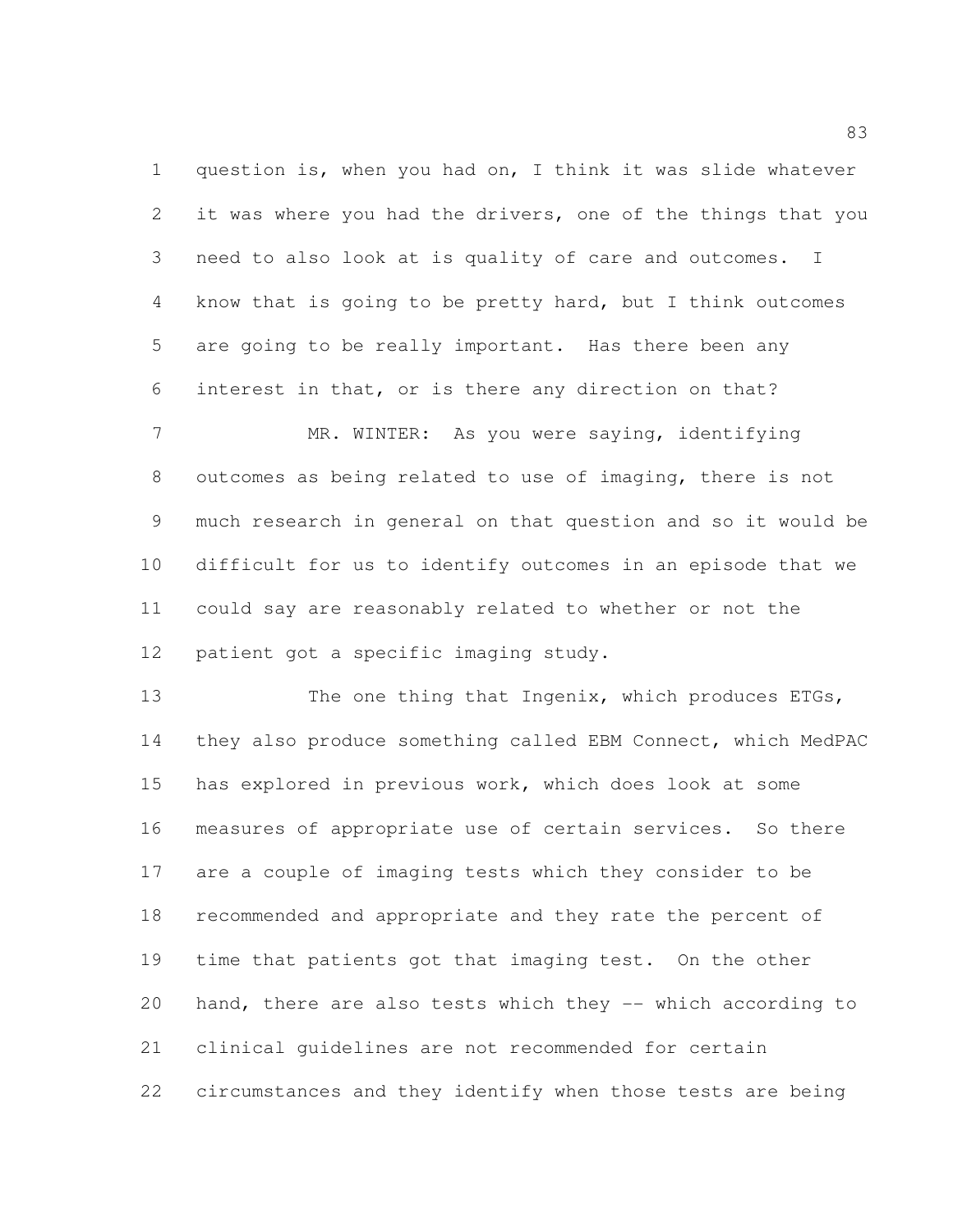question is, when you had on, I think it was slide whatever it was where you had the drivers, one of the things that you need to also look at is quality of care and outcomes. I know that is going to be pretty hard, but I think outcomes are going to be really important. Has there been any interest in that, or is there any direction on that?

MR. WINTER: As you were saying, identifying outcomes as being related to use of imaging, there is not much research in general on that question and so it would be difficult for us to identify outcomes in an episode that we could say are reasonably related to whether or not the patient got a specific imaging study.

The one thing that Ingenix, which produces ETGs, they also produce something called EBM Connect, which MedPAC has explored in previous work, which does look at some measures of appropriate use of certain services. So there are a couple of imaging tests which they consider to be recommended and appropriate and they rate the percent of time that patients got that imaging test. On the other hand, there are also tests which they -- which according to clinical guidelines are not recommended for certain circumstances and they identify when those tests are being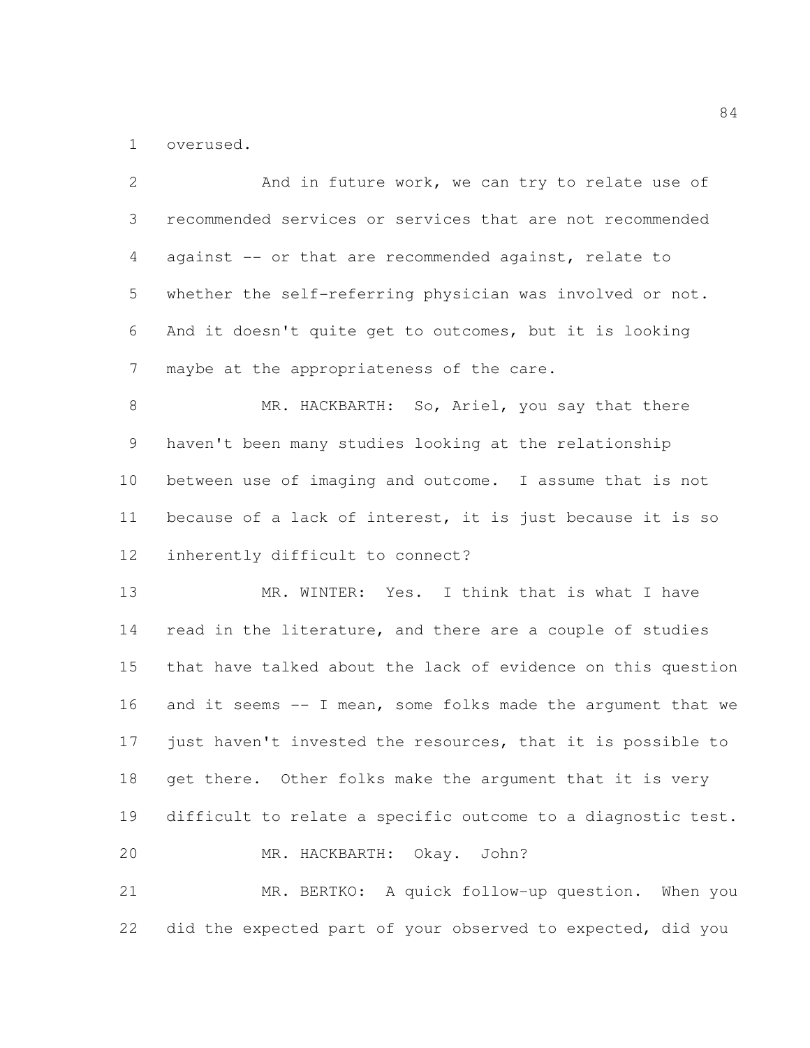overused.

And in future work, we can try to relate use of recommended services or services that are not recommended against -- or that are recommended against, relate to whether the self-referring physician was involved or not. And it doesn't quite get to outcomes, but it is looking maybe at the appropriateness of the care.

MR. HACKBARTH: So, Ariel, you say that there haven't been many studies looking at the relationship between use of imaging and outcome. I assume that is not because of a lack of interest, it is just because it is so inherently difficult to connect?

MR. WINTER: Yes. I think that is what I have read in the literature, and there are a couple of studies that have talked about the lack of evidence on this question and it seems -- I mean, some folks made the argument that we just haven't invested the resources, that it is possible to get there. Other folks make the argument that it is very difficult to relate a specific outcome to a diagnostic test.

MR. HACKBARTH: Okay. John?

MR. BERTKO: A quick follow-up question. When you did the expected part of your observed to expected, did you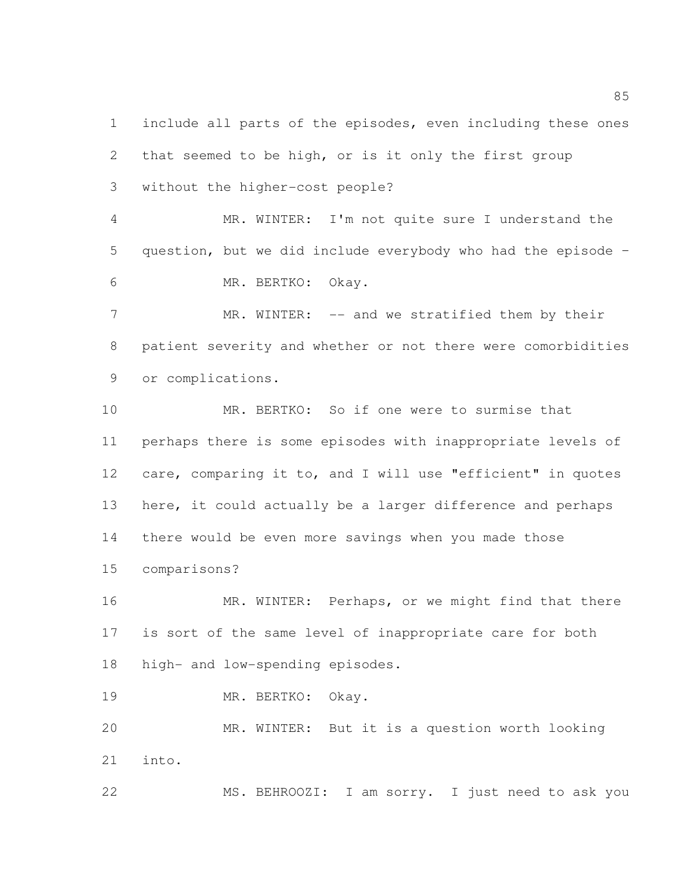include all parts of the episodes, even including these ones that seemed to be high, or is it only the first group without the higher-cost people?

MR. WINTER: I'm not quite sure I understand the question, but we did include everybody who had the episode -

MR. BERTKO: Okay.

MR. WINTER: -- and we stratified them by their patient severity and whether or not there were comorbidities or complications.

MR. BERTKO: So if one were to surmise that perhaps there is some episodes with inappropriate levels of care, comparing it to, and I will use "efficient" in quotes here, it could actually be a larger difference and perhaps there would be even more savings when you made those comparisons?

MR. WINTER: Perhaps, or we might find that there is sort of the same level of inappropriate care for both high- and low-spending episodes.

MR. BERTKO: Okay.

MR. WINTER: But it is a question worth looking into.

MS. BEHROOZI: I am sorry. I just need to ask you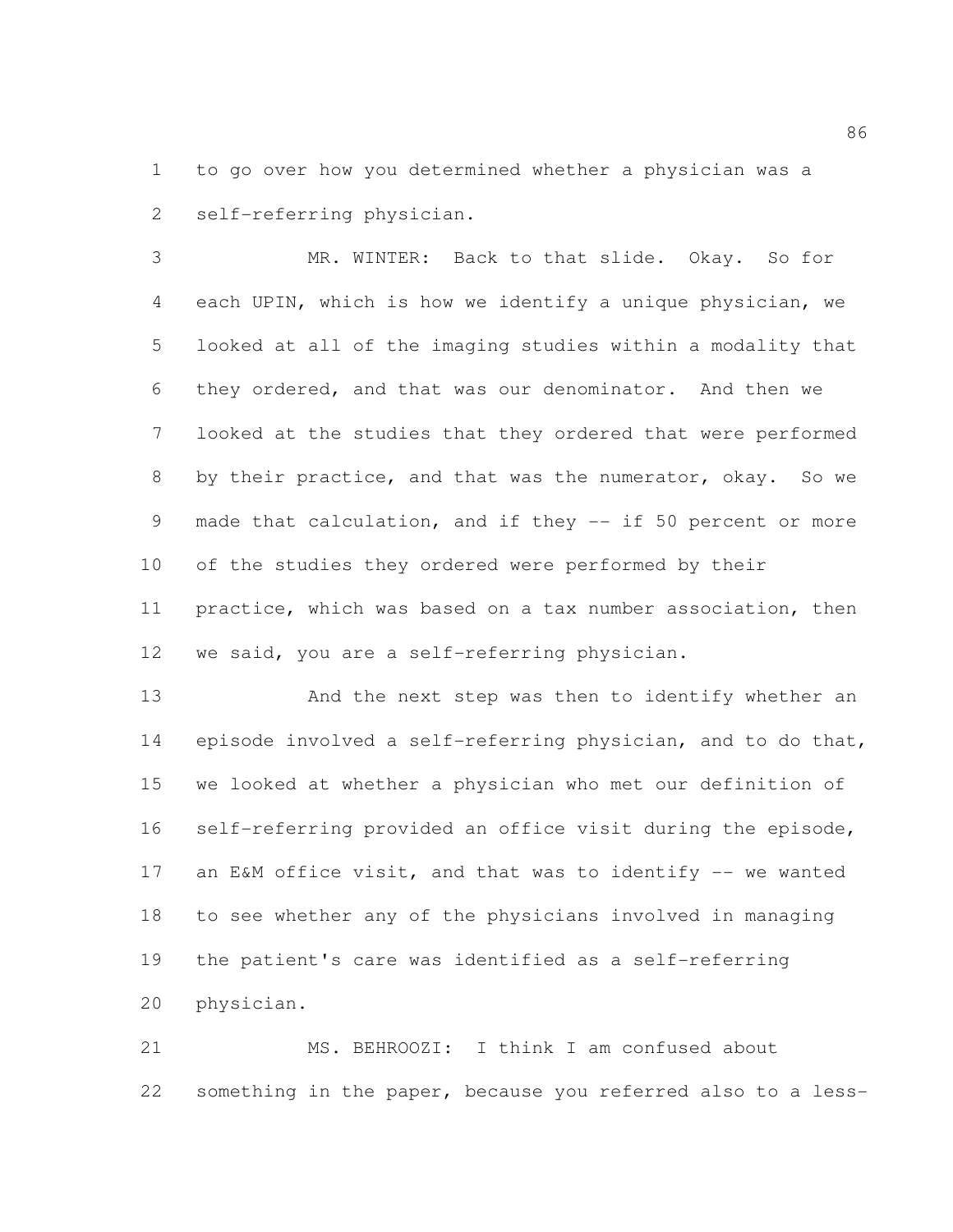to go over how you determined whether a physician was a self-referring physician.

MR. WINTER: Back to that slide. Okay. So for each UPIN, which is how we identify a unique physician, we looked at all of the imaging studies within a modality that they ordered, and that was our denominator. And then we looked at the studies that they ordered that were performed by their practice, and that was the numerator, okay. So we made that calculation, and if they -- if 50 percent or more of the studies they ordered were performed by their practice, which was based on a tax number association, then we said, you are a self-referring physician.

And the next step was then to identify whether an episode involved a self-referring physician, and to do that, we looked at whether a physician who met our definition of self-referring provided an office visit during the episode, an E&M office visit, and that was to identify -- we wanted to see whether any of the physicians involved in managing the patient's care was identified as a self-referring physician.

MS. BEHROOZI: I think I am confused about something in the paper, because you referred also to a less-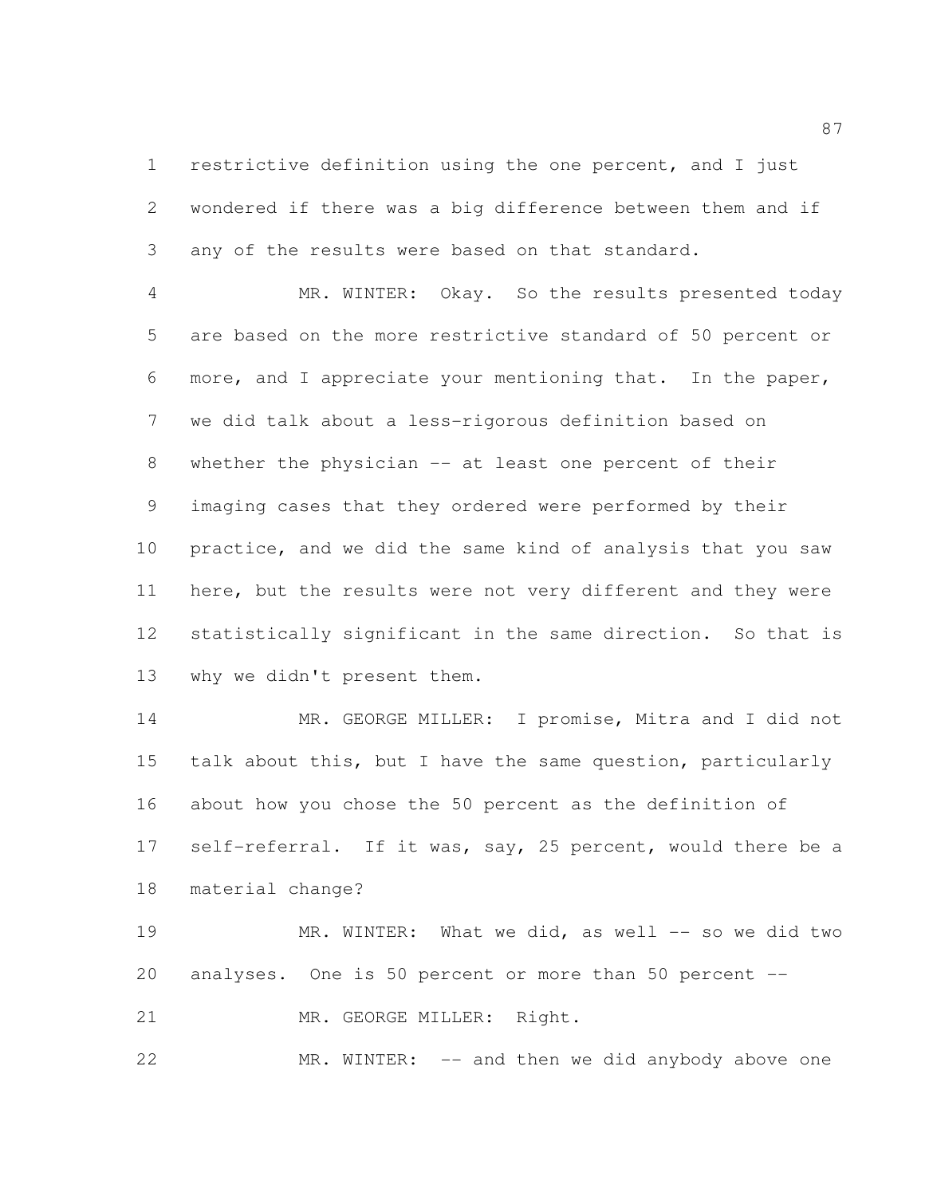restrictive definition using the one percent, and I just wondered if there was a big difference between them and if any of the results were based on that standard.

MR. WINTER: Okay. So the results presented today are based on the more restrictive standard of 50 percent or more, and I appreciate your mentioning that. In the paper, we did talk about a less-rigorous definition based on whether the physician -- at least one percent of their imaging cases that they ordered were performed by their practice, and we did the same kind of analysis that you saw here, but the results were not very different and they were statistically significant in the same direction. So that is why we didn't present them.

MR. GEORGE MILLER: I promise, Mitra and I did not talk about this, but I have the same question, particularly about how you chose the 50 percent as the definition of self-referral. If it was, say, 25 percent, would there be a material change?

MR. WINTER: What we did, as well -- so we did two analyses. One is 50 percent or more than 50 percent --

MR. GEORGE MILLER: Right.

MR. WINTER: -- and then we did anybody above one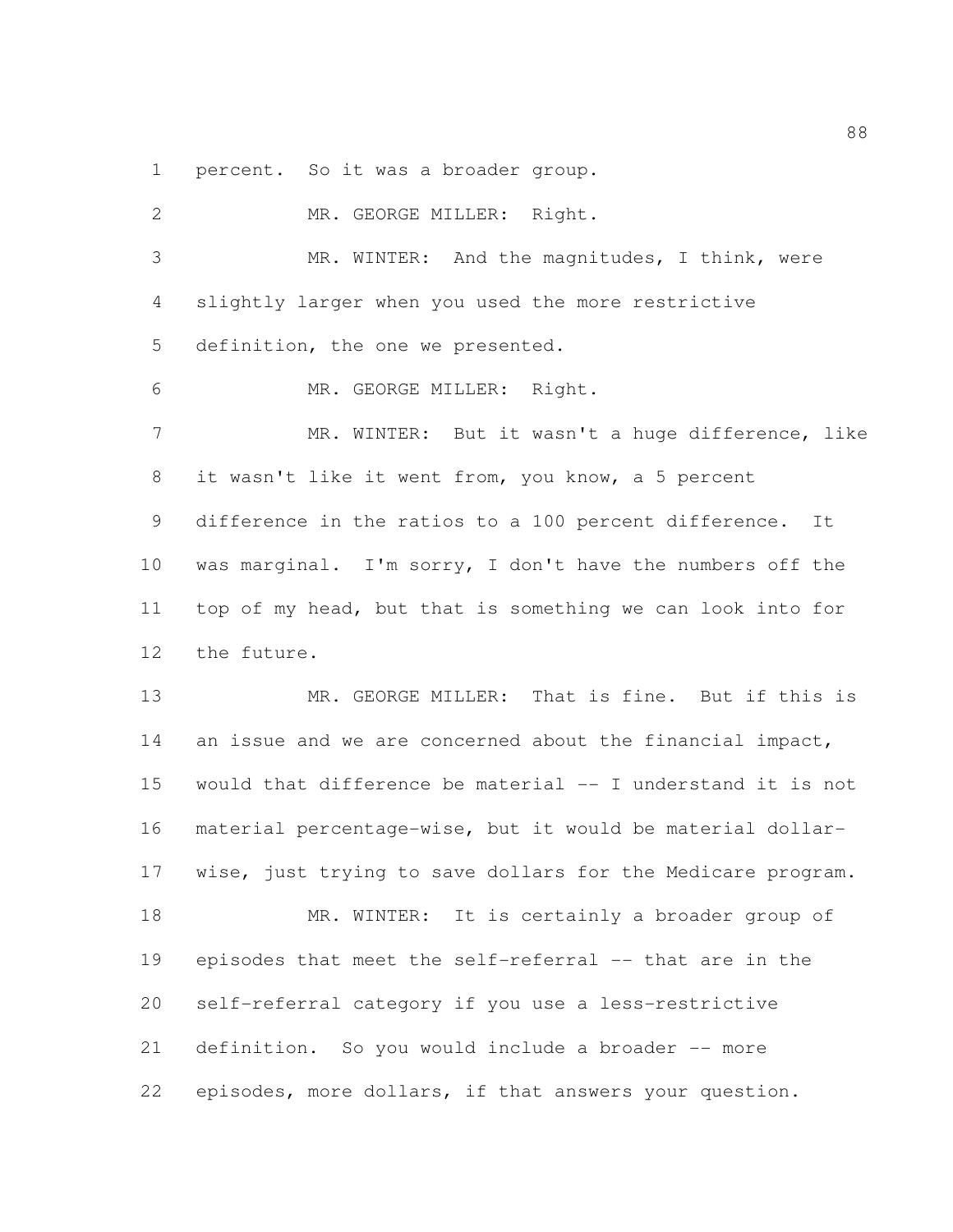percent. So it was a broader group.

MR. GEORGE MILLER: Right.

MR. WINTER: And the magnitudes, I think, were slightly larger when you used the more restrictive definition, the one we presented.

MR. GEORGE MILLER: Right.

MR. WINTER: But it wasn't a huge difference, like it wasn't like it went from, you know, a 5 percent difference in the ratios to a 100 percent difference. It was marginal. I'm sorry, I don't have the numbers off the top of my head, but that is something we can look into for the future.

MR. GEORGE MILLER: That is fine. But if this is an issue and we are concerned about the financial impact, would that difference be material -- I understand it is not material percentage-wise, but it would be material dollar-wise, just trying to save dollars for the Medicare program.

MR. WINTER: It is certainly a broader group of episodes that meet the self-referral -- that are in the self-referral category if you use a less-restrictive definition. So you would include a broader -- more episodes, more dollars, if that answers your question.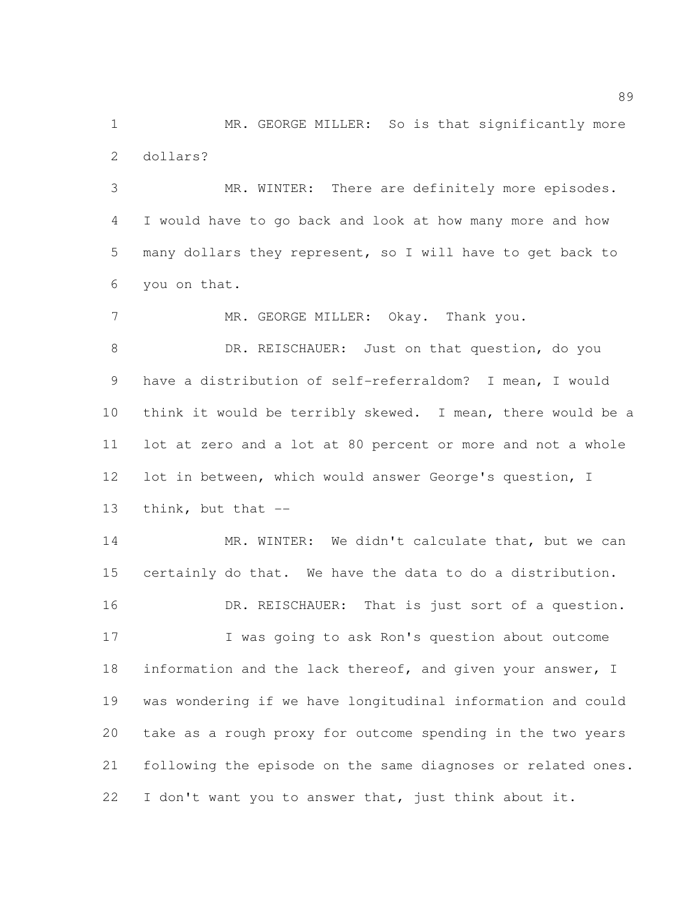MR. GEORGE MILLER: So is that significantly more dollars?

MR. WINTER: There are definitely more episodes. I would have to go back and look at how many more and how many dollars they represent, so I will have to get back to you on that.

MR. GEORGE MILLER: Okay. Thank you.

DR. REISCHAUER: Just on that question, do you have a distribution of self-referraldom? I mean, I would think it would be terribly skewed. I mean, there would be a lot at zero and a lot at 80 percent or more and not a whole lot in between, which would answer George's question, I think, but that --

MR. WINTER: We didn't calculate that, but we can certainly do that. We have the data to do a distribution.

DR. REISCHAUER: That is just sort of a question.

I was going to ask Ron's question about outcome information and the lack thereof, and given your answer, I was wondering if we have longitudinal information and could take as a rough proxy for outcome spending in the two years following the episode on the same diagnoses or related ones. I don't want you to answer that, just think about it.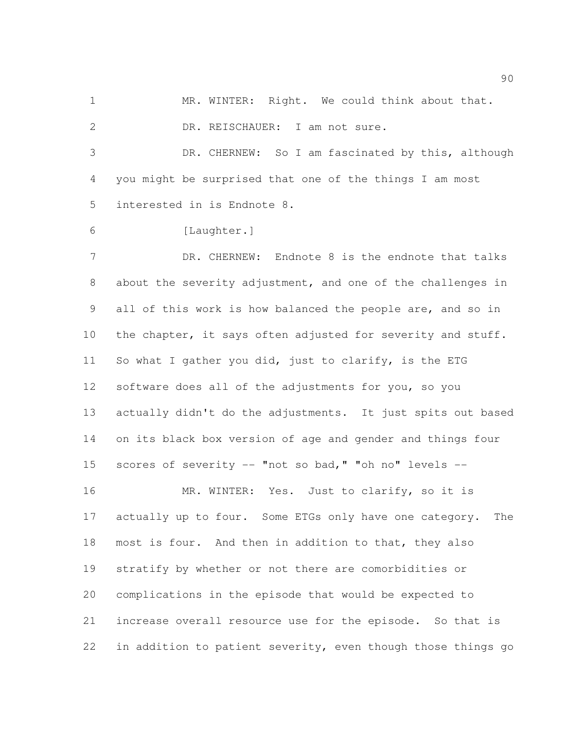MR. WINTER: Right. We could think about that.

DR. REISCHAUER: I am not sure.

DR. CHERNEW: So I am fascinated by this, although you might be surprised that one of the things I am most interested in is Endnote 8.

[Laughter.]

DR. CHERNEW: Endnote 8 is the endnote that talks about the severity adjustment, and one of the challenges in all of this work is how balanced the people are, and so in the chapter, it says often adjusted for severity and stuff. So what I gather you did, just to clarify, is the ETG software does all of the adjustments for you, so you actually didn't do the adjustments. It just spits out based on its black box version of age and gender and things four scores of severity -- "not so bad," "oh no" levels --

MR. WINTER: Yes. Just to clarify, so it is actually up to four. Some ETGs only have one category. The most is four. And then in addition to that, they also stratify by whether or not there are comorbidities or complications in the episode that would be expected to increase overall resource use for the episode. So that is in addition to patient severity, even though those things go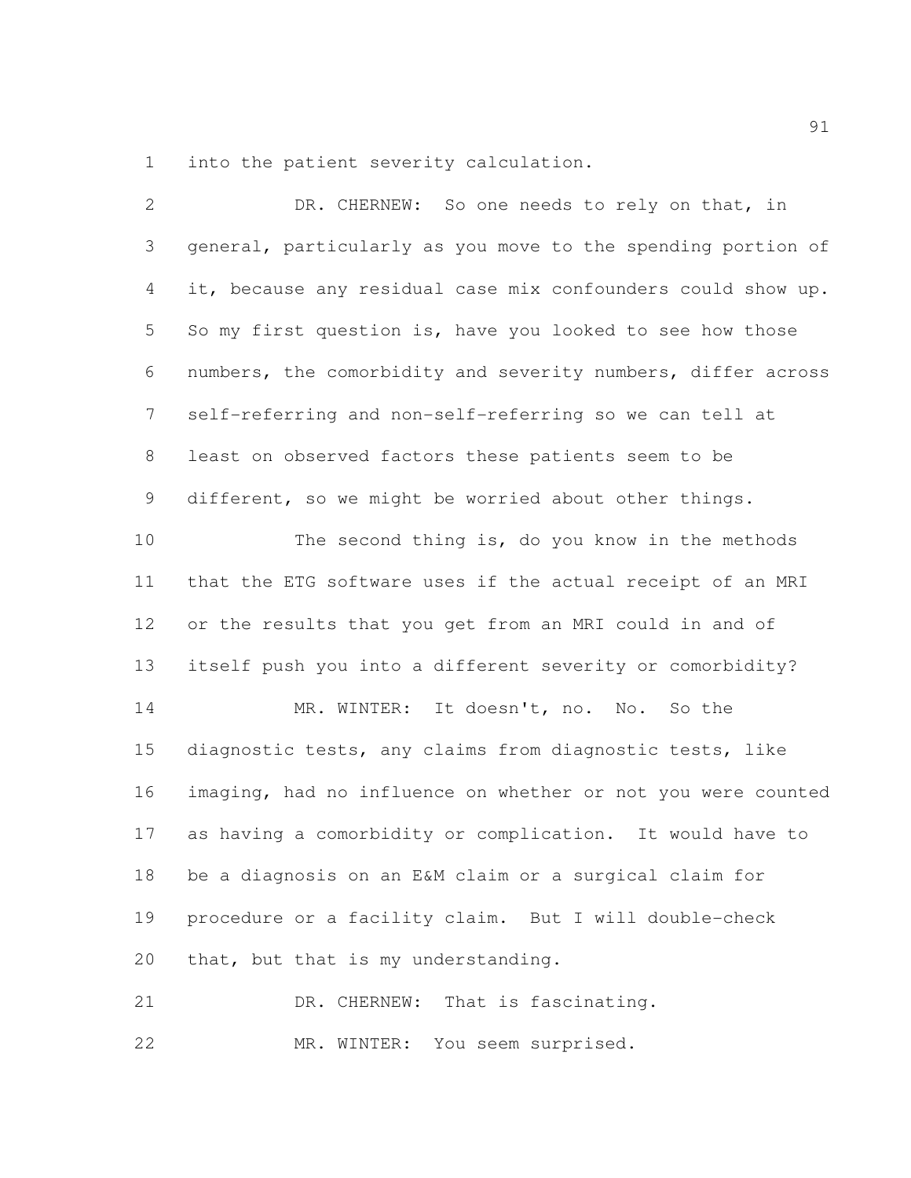into the patient severity calculation.

DR. CHERNEW: So one needs to rely on that, in general, particularly as you move to the spending portion of it, because any residual case mix confounders could show up. So my first question is, have you looked to see how those numbers, the comorbidity and severity numbers, differ across self-referring and non-self-referring so we can tell at least on observed factors these patients seem to be different, so we might be worried about other things.

The second thing is, do you know in the methods that the ETG software uses if the actual receipt of an MRI or the results that you get from an MRI could in and of itself push you into a different severity or comorbidity?

MR. WINTER: It doesn't, no. No. So the diagnostic tests, any claims from diagnostic tests, like imaging, had no influence on whether or not you were counted as having a comorbidity or complication. It would have to be a diagnosis on an E&M claim or a surgical claim for procedure or a facility claim. But I will double-check that, but that is my understanding.

DR. CHERNEW: That is fascinating.

MR. WINTER: You seem surprised.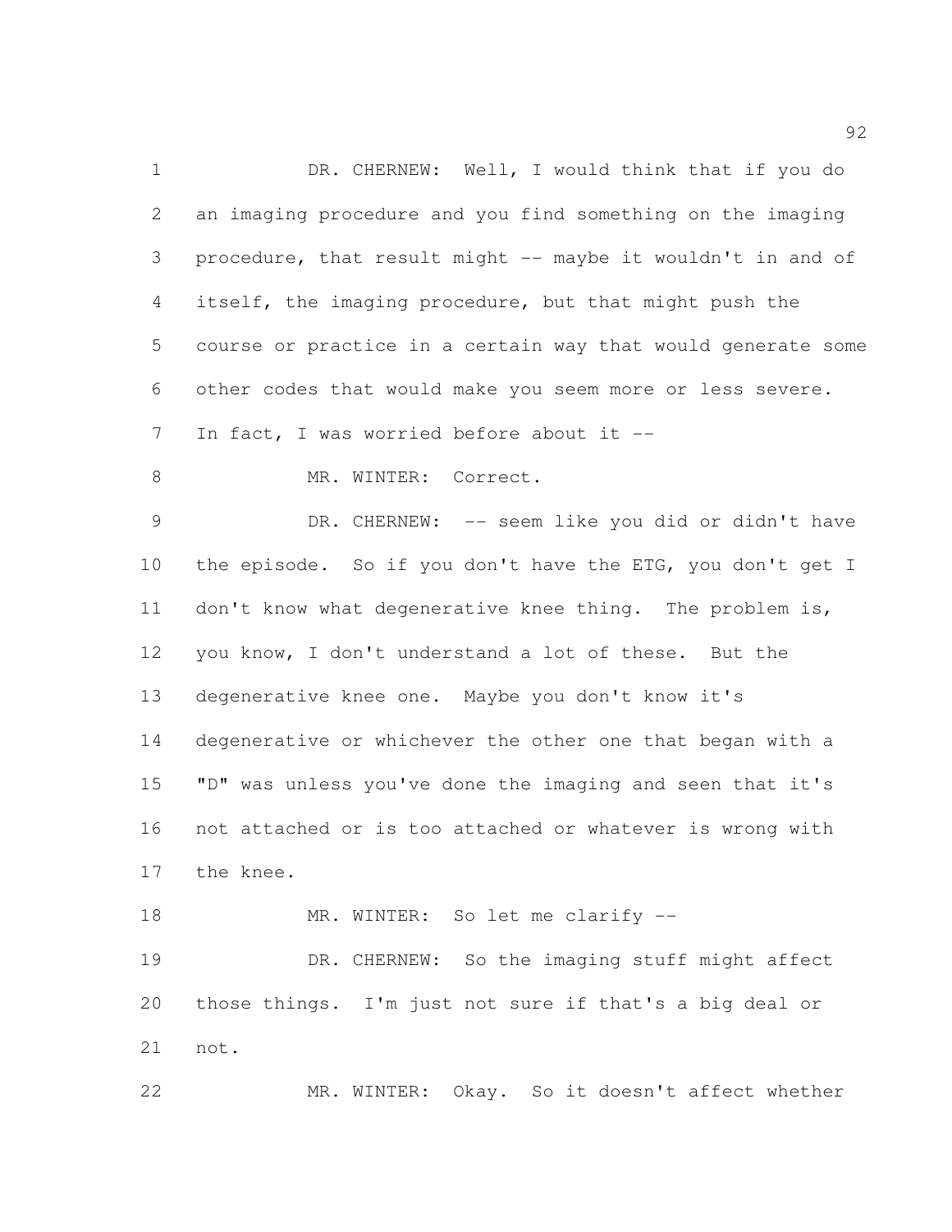DR. CHERNEW: Well, I would think that if you do an imaging procedure and you find something on the imaging procedure, that result might -- maybe it wouldn't in and of itself, the imaging procedure, but that might push the course or practice in a certain way that would generate some other codes that would make you seem more or less severe. In fact, I was worried before about it --

MR. WINTER: Correct.

DR. CHERNEW: -- seem like you did or didn't have the episode. So if you don't have the ETG, you don't get I don't know what degenerative knee thing. The problem is, you know, I don't understand a lot of these. But the degenerative knee one. Maybe you don't know it's degenerative or whichever the other one that began with a "D" was unless you've done the imaging and seen that it's not attached or is too attached or whatever is wrong with the knee.

MR. WINTER: So let me clarify --

DR. CHERNEW: So the imaging stuff might affect those things. I'm just not sure if that's a big deal or not.

MR. WINTER: Okay. So it doesn't affect whether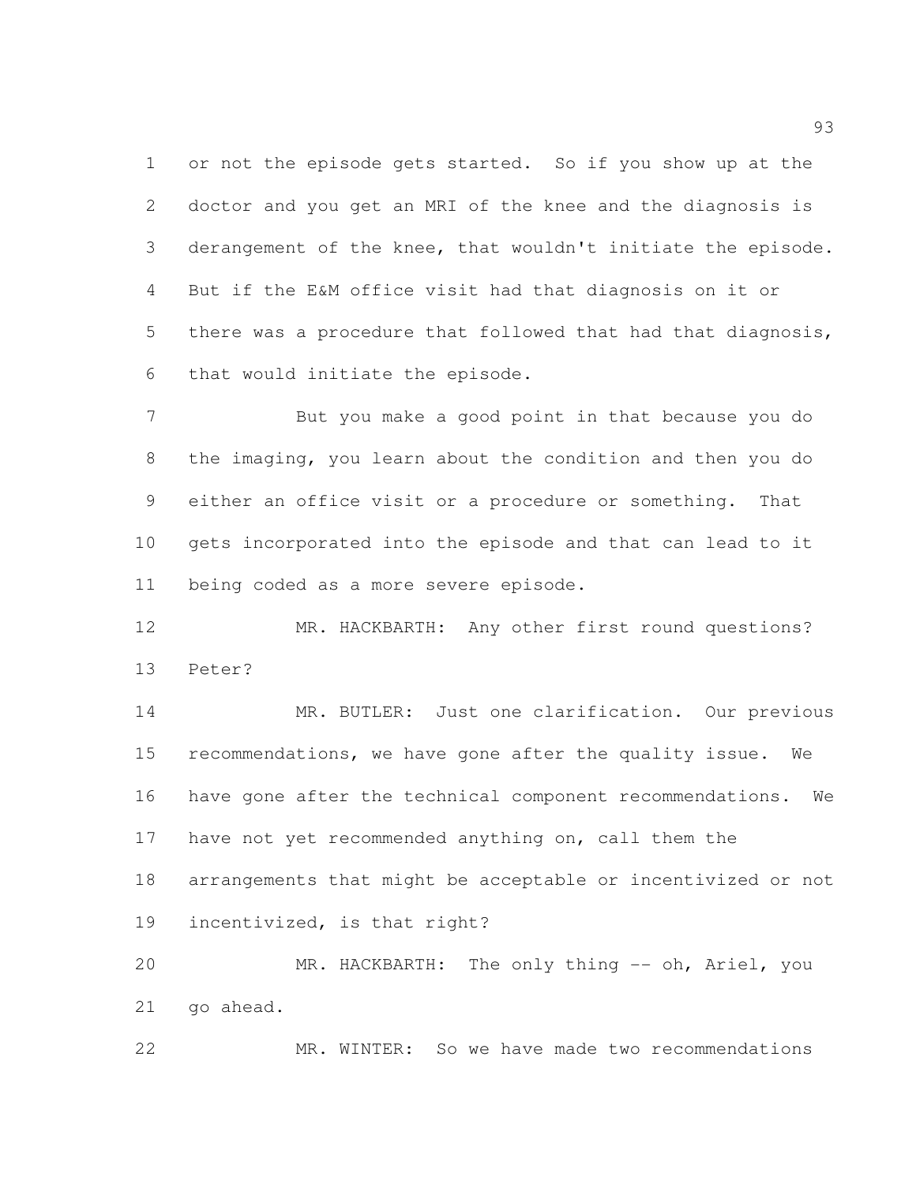or not the episode gets started. So if you show up at the doctor and you get an MRI of the knee and the diagnosis is derangement of the knee, that wouldn't initiate the episode. But if the E&M office visit had that diagnosis on it or there was a procedure that followed that had that diagnosis, that would initiate the episode.

But you make a good point in that because you do the imaging, you learn about the condition and then you do either an office visit or a procedure or something. That gets incorporated into the episode and that can lead to it being coded as a more severe episode.

MR. HACKBARTH: Any other first round questions? Peter?

MR. BUTLER: Just one clarification. Our previous recommendations, we have gone after the quality issue. We have gone after the technical component recommendations. We have not yet recommended anything on, call them the arrangements that might be acceptable or incentivized or not incentivized, is that right?

MR. HACKBARTH: The only thing -- oh, Ariel, you go ahead.

MR. WINTER: So we have made two recommendations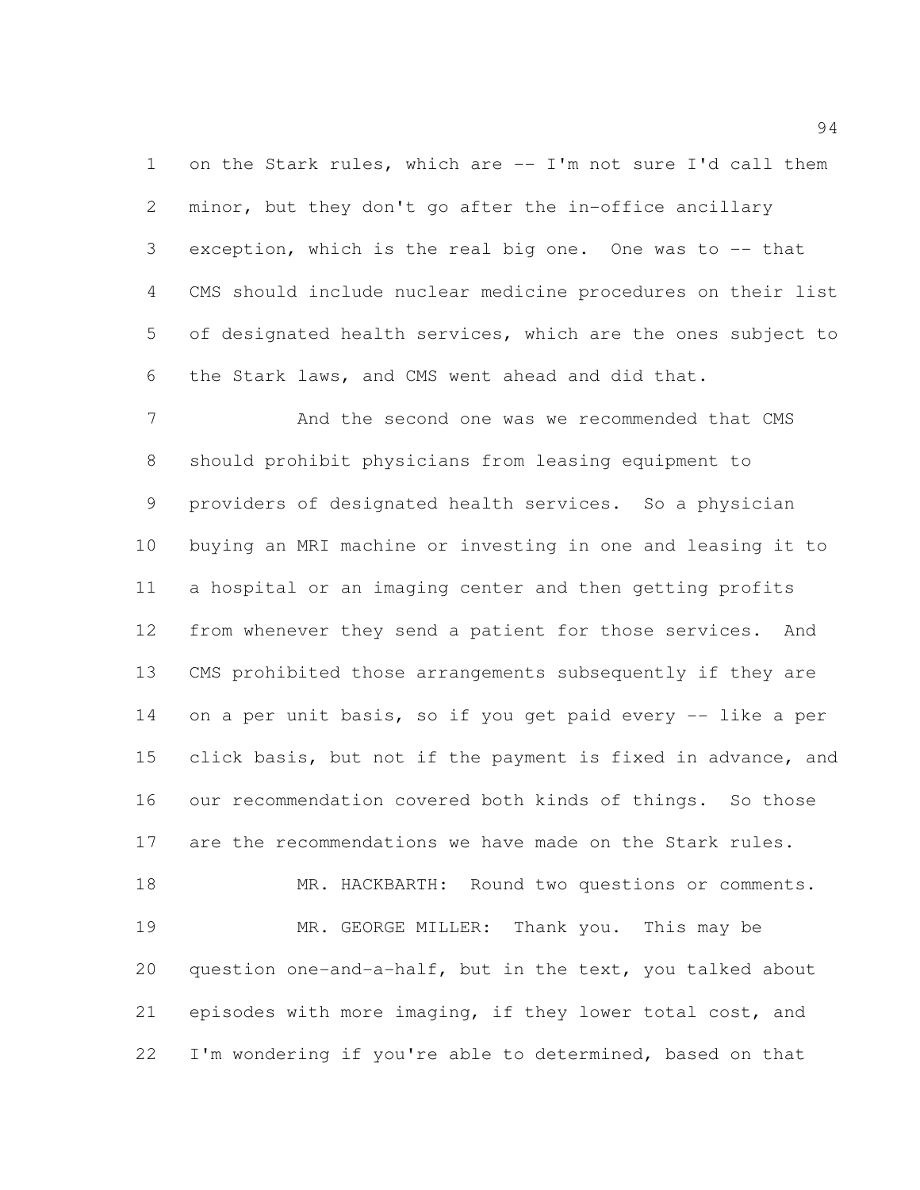on the Stark rules, which are -- I'm not sure I'd call them minor, but they don't go after the in-office ancillary exception, which is the real big one. One was to -- that CMS should include nuclear medicine procedures on their list of designated health services, which are the ones subject to the Stark laws, and CMS went ahead and did that.

And the second one was we recommended that CMS should prohibit physicians from leasing equipment to providers of designated health services. So a physician buying an MRI machine or investing in one and leasing it to a hospital or an imaging center and then getting profits from whenever they send a patient for those services. And CMS prohibited those arrangements subsequently if they are on a per unit basis, so if you get paid every -- like a per click basis, but not if the payment is fixed in advance, and our recommendation covered both kinds of things. So those are the recommendations we have made on the Stark rules.

MR. HACKBARTH: Round two questions or comments.

MR. GEORGE MILLER: Thank you. This may be question one-and-a-half, but in the text, you talked about episodes with more imaging, if they lower total cost, and I'm wondering if you're able to determined, based on that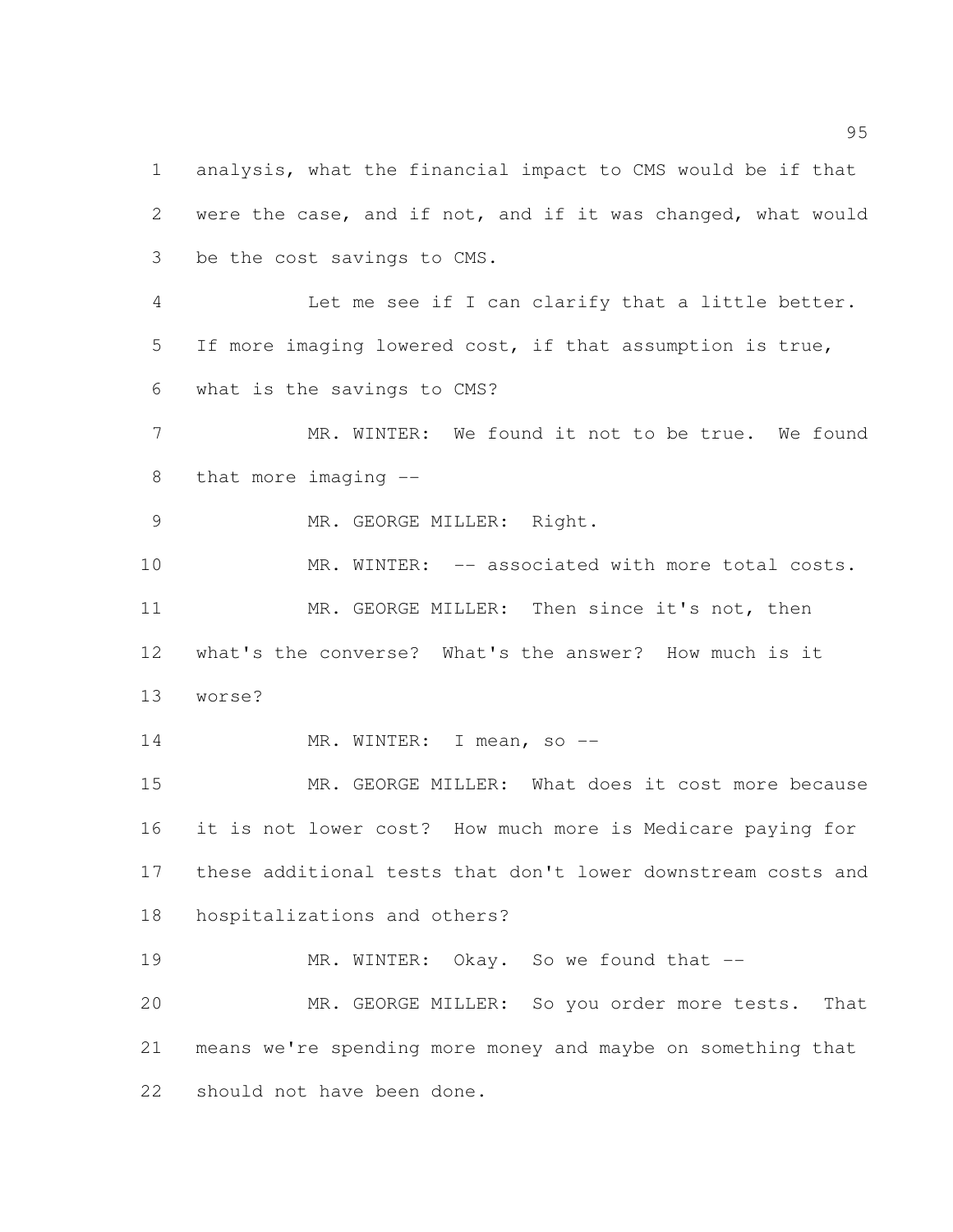analysis, what the financial impact to CMS would be if that were the case, and if not, and if it was changed, what would be the cost savings to CMS.

Let me see if I can clarify that a little better. If more imaging lowered cost, if that assumption is true, what is the savings to CMS?

MR. WINTER: We found it not to be true. We found that more imaging --

MR. GEORGE MILLER: Right.

MR. WINTER: -- associated with more total costs.

MR. GEORGE MILLER: Then since it's not, then what's the converse? What's the answer? How much is it worse?

MR. WINTER: I mean, so --

MR. GEORGE MILLER: What does it cost more because it is not lower cost? How much more is Medicare paying for these additional tests that don't lower downstream costs and hospitalizations and others?

MR. WINTER: Okay. So we found that --

MR. GEORGE MILLER: So you order more tests. That means we're spending more money and maybe on something that should not have been done.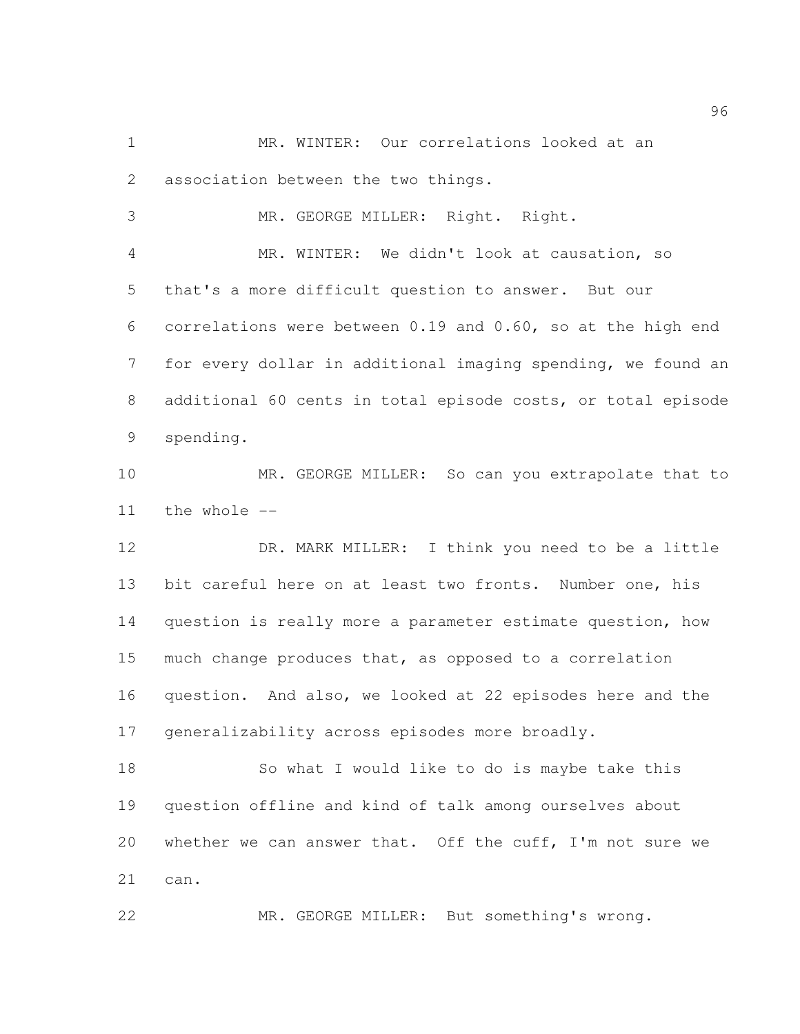MR. WINTER: Our correlations looked at an association between the two things.

MR. GEORGE MILLER: Right. Right.

MR. WINTER: We didn't look at causation, so that's a more difficult question to answer. But our correlations were between 0.19 and 0.60, so at the high end for every dollar in additional imaging spending, we found an additional 60 cents in total episode costs, or total episode spending.

MR. GEORGE MILLER: So can you extrapolate that to the whole --

DR. MARK MILLER: I think you need to be a little bit careful here on at least two fronts. Number one, his question is really more a parameter estimate question, how much change produces that, as opposed to a correlation question. And also, we looked at 22 episodes here and the generalizability across episodes more broadly.

So what I would like to do is maybe take this question offline and kind of talk among ourselves about whether we can answer that. Off the cuff, I'm not sure we can.

MR. GEORGE MILLER: But something's wrong.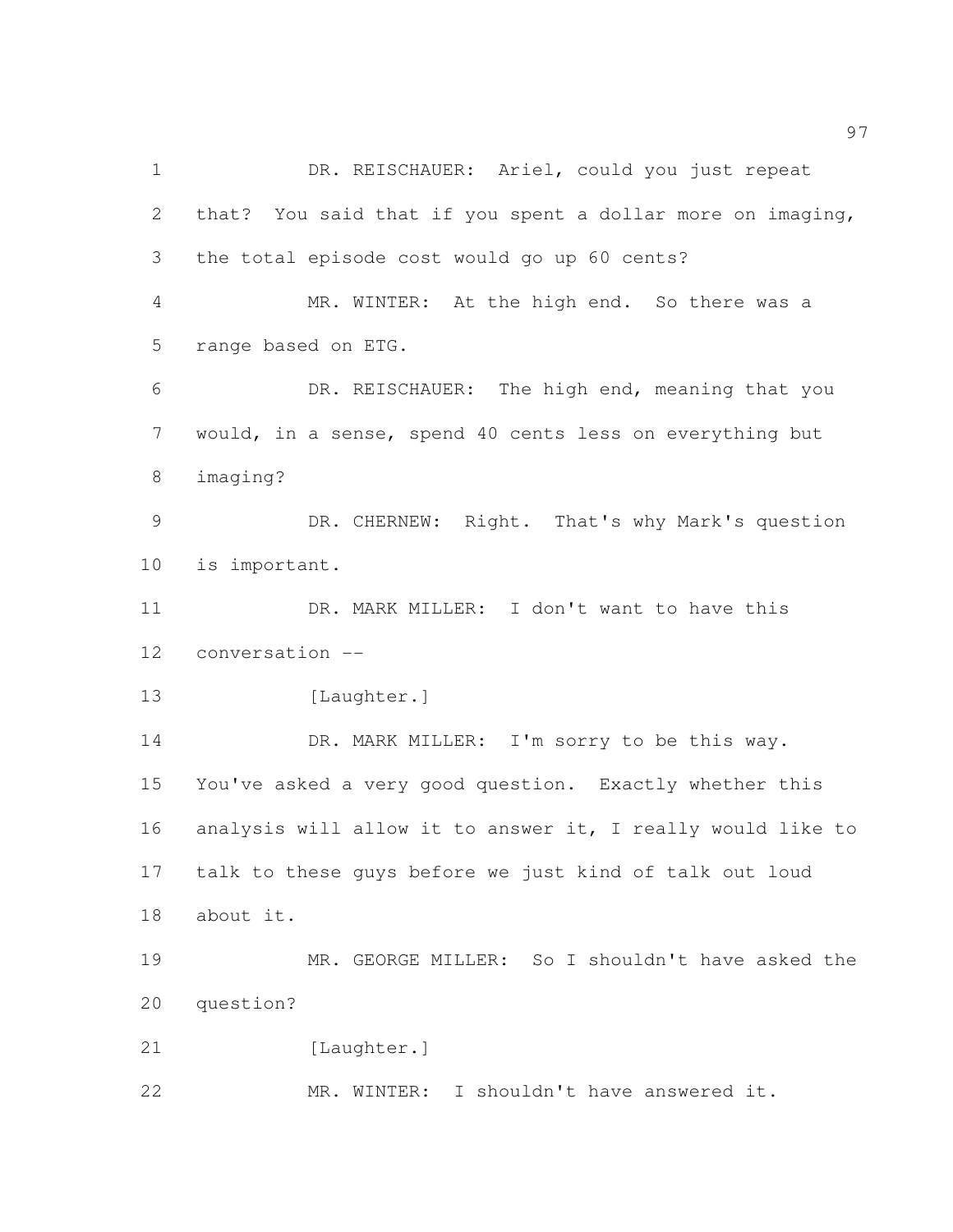DR. REISCHAUER: Ariel, could you just repeat that? You said that if you spent a dollar more on imaging, the total episode cost would go up 60 cents?

MR. WINTER: At the high end. So there was a range based on ETG.

DR. REISCHAUER: The high end, meaning that you would, in a sense, spend 40 cents less on everything but imaging?

DR. CHERNEW: Right. That's why Mark's question is important.

DR. MARK MILLER: I don't want to have this conversation --

[Laughter.]

DR. MARK MILLER: I'm sorry to be this way. You've asked a very good question. Exactly whether this analysis will allow it to answer it, I really would like to talk to these guys before we just kind of talk out loud about it.

MR. GEORGE MILLER: So I shouldn't have asked the question?

[Laughter.]

MR. WINTER: I shouldn't have answered it.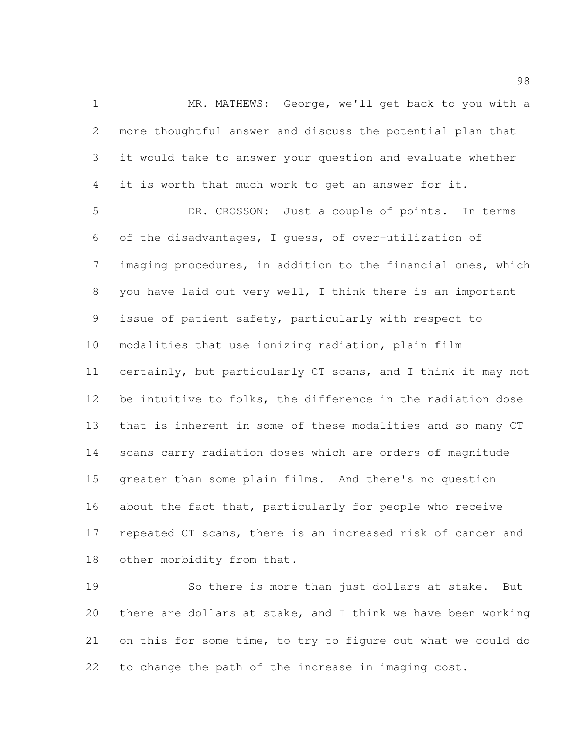MR. MATHEWS: George, we'll get back to you with a more thoughtful answer and discuss the potential plan that it would take to answer your question and evaluate whether it is worth that much work to get an answer for it.

DR. CROSSON: Just a couple of points. In terms of the disadvantages, I guess, of over-utilization of imaging procedures, in addition to the financial ones, which you have laid out very well, I think there is an important issue of patient safety, particularly with respect to modalities that use ionizing radiation, plain film certainly, but particularly CT scans, and I think it may not be intuitive to folks, the difference in the radiation dose that is inherent in some of these modalities and so many CT scans carry radiation doses which are orders of magnitude greater than some plain films. And there's no question about the fact that, particularly for people who receive repeated CT scans, there is an increased risk of cancer and other morbidity from that.

So there is more than just dollars at stake. But there are dollars at stake, and I think we have been working on this for some time, to try to figure out what we could do to change the path of the increase in imaging cost.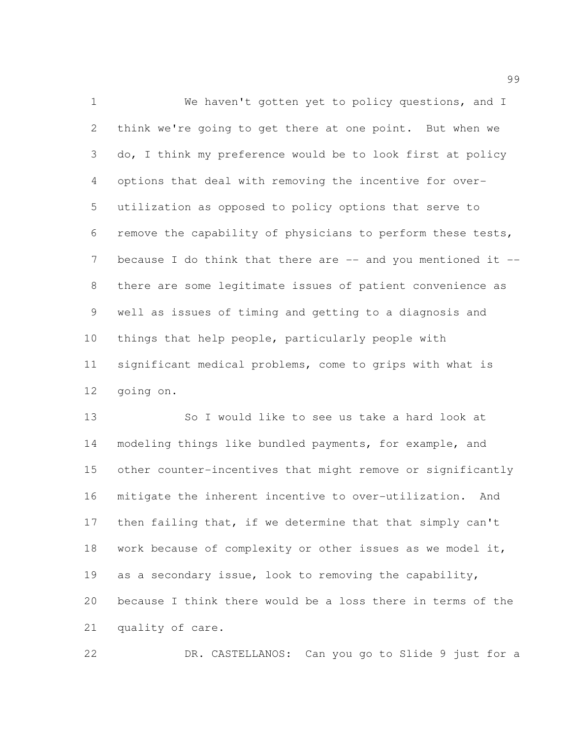We haven't gotten yet to policy questions, and I think we're going to get there at one point. But when we do, I think my preference would be to look first at policy options that deal with removing the incentive for over-utilization as opposed to policy options that serve to remove the capability of physicians to perform these tests, because I do think that there are -- and you mentioned it -- there are some legitimate issues of patient convenience as well as issues of timing and getting to a diagnosis and things that help people, particularly people with significant medical problems, come to grips with what is going on.

So I would like to see us take a hard look at modeling things like bundled payments, for example, and other counter-incentives that might remove or significantly mitigate the inherent incentive to over-utilization. And then failing that, if we determine that that simply can't work because of complexity or other issues as we model it, as a secondary issue, look to removing the capability, because I think there would be a loss there in terms of the quality of care.

DR. CASTELLANOS: Can you go to Slide 9 just for a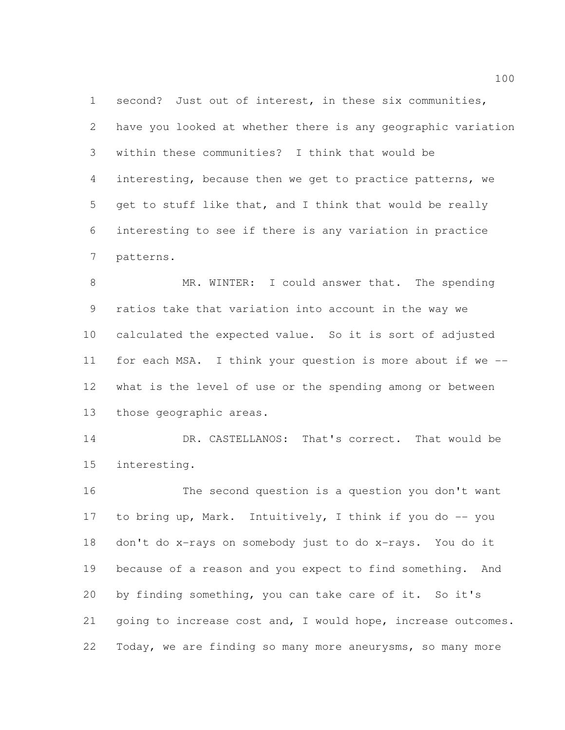second? Just out of interest, in these six communities, have you looked at whether there is any geographic variation within these communities? I think that would be interesting, because then we get to practice patterns, we get to stuff like that, and I think that would be really interesting to see if there is any variation in practice patterns.

MR. WINTER: I could answer that. The spending ratios take that variation into account in the way we calculated the expected value. So it is sort of adjusted for each MSA. I think your question is more about if we -- what is the level of use or the spending among or between those geographic areas.

DR. CASTELLANOS: That's correct. That would be interesting.

The second question is a question you don't want to bring up, Mark. Intuitively, I think if you do -- you don't do x-rays on somebody just to do x-rays. You do it because of a reason and you expect to find something. And by finding something, you can take care of it. So it's going to increase cost and, I would hope, increase outcomes. Today, we are finding so many more aneurysms, so many more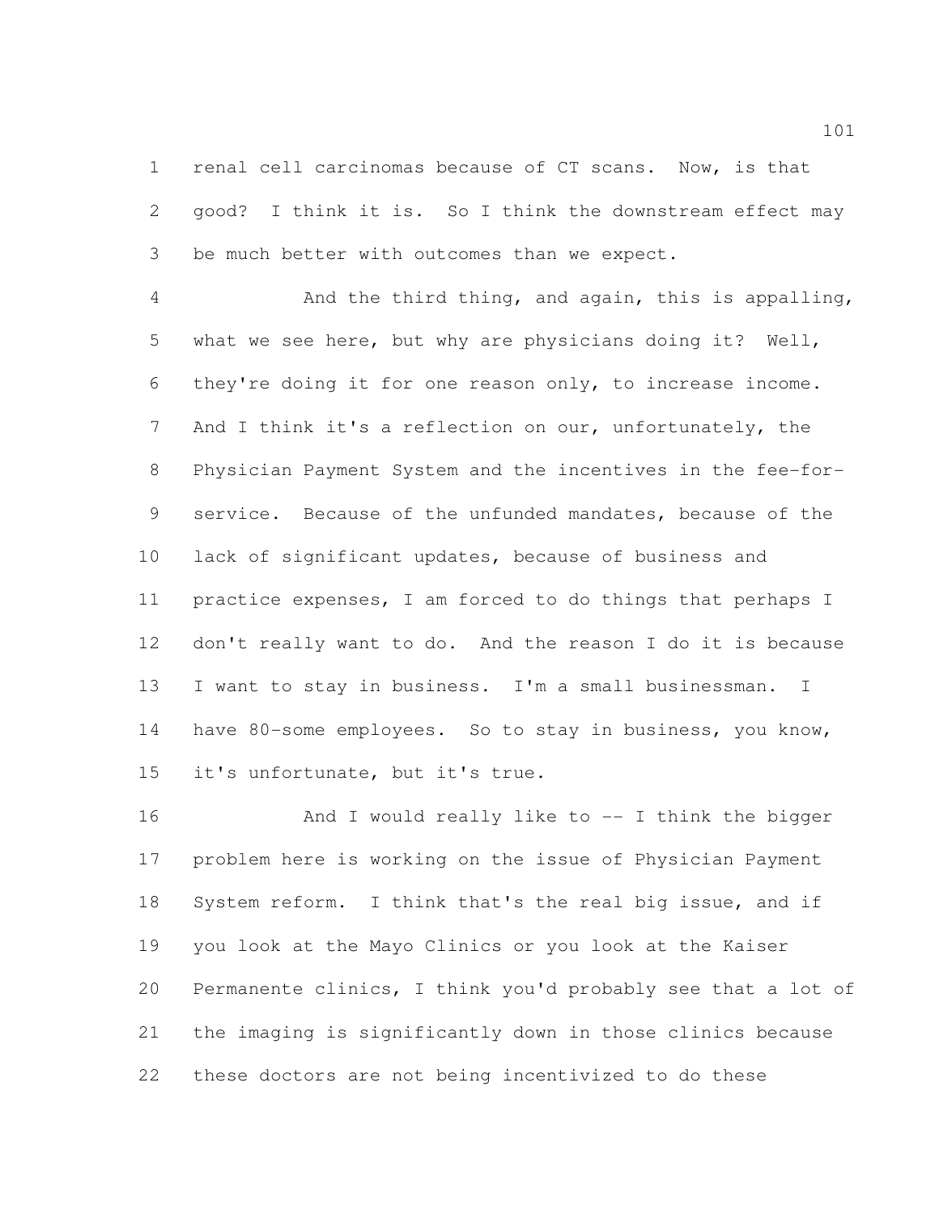renal cell carcinomas because of CT scans. Now, is that good? I think it is. So I think the downstream effect may be much better with outcomes than we expect.

And the third thing, and again, this is appalling, what we see here, but why are physicians doing it? Well, they're doing it for one reason only, to increase income. And I think it's a reflection on our, unfortunately, the Physician Payment System and the incentives in the fee-for-service. Because of the unfunded mandates, because of the lack of significant updates, because of business and practice expenses, I am forced to do things that perhaps I don't really want to do. And the reason I do it is because I want to stay in business. I'm a small businessman. I have 80-some employees. So to stay in business, you know, it's unfortunate, but it's true.

And I would really like to -- I think the bigger problem here is working on the issue of Physician Payment System reform. I think that's the real big issue, and if you look at the Mayo Clinics or you look at the Kaiser Permanente clinics, I think you'd probably see that a lot of the imaging is significantly down in those clinics because these doctors are not being incentivized to do these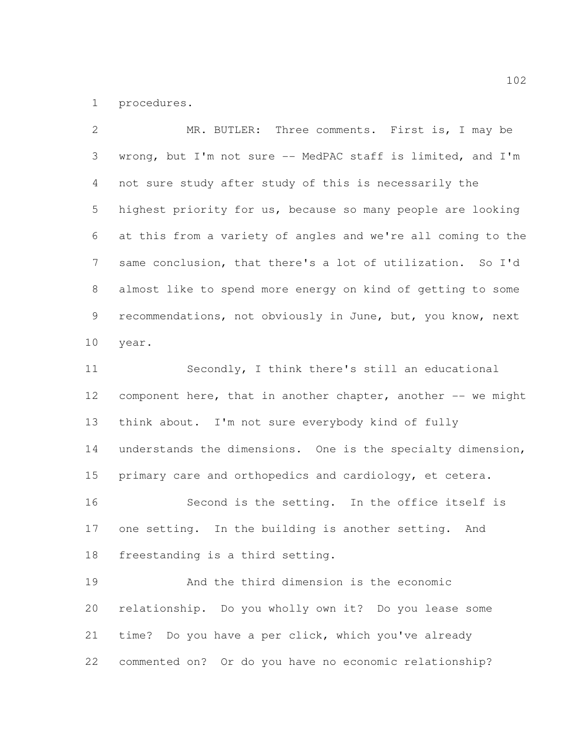procedures.

MR. BUTLER: Three comments. First is, I may be wrong, but I'm not sure -- MedPAC staff is limited, and I'm not sure study after study of this is necessarily the highest priority for us, because so many people are looking at this from a variety of angles and we're all coming to the same conclusion, that there's a lot of utilization. So I'd almost like to spend more energy on kind of getting to some recommendations, not obviously in June, but, you know, next year.

Secondly, I think there's still an educational component here, that in another chapter, another -- we might think about. I'm not sure everybody kind of fully understands the dimensions. One is the specialty dimension, primary care and orthopedics and cardiology, et cetera.

Second is the setting. In the office itself is one setting. In the building is another setting. And freestanding is a third setting.

And the third dimension is the economic relationship. Do you wholly own it? Do you lease some time? Do you have a per click, which you've already commented on? Or do you have no economic relationship?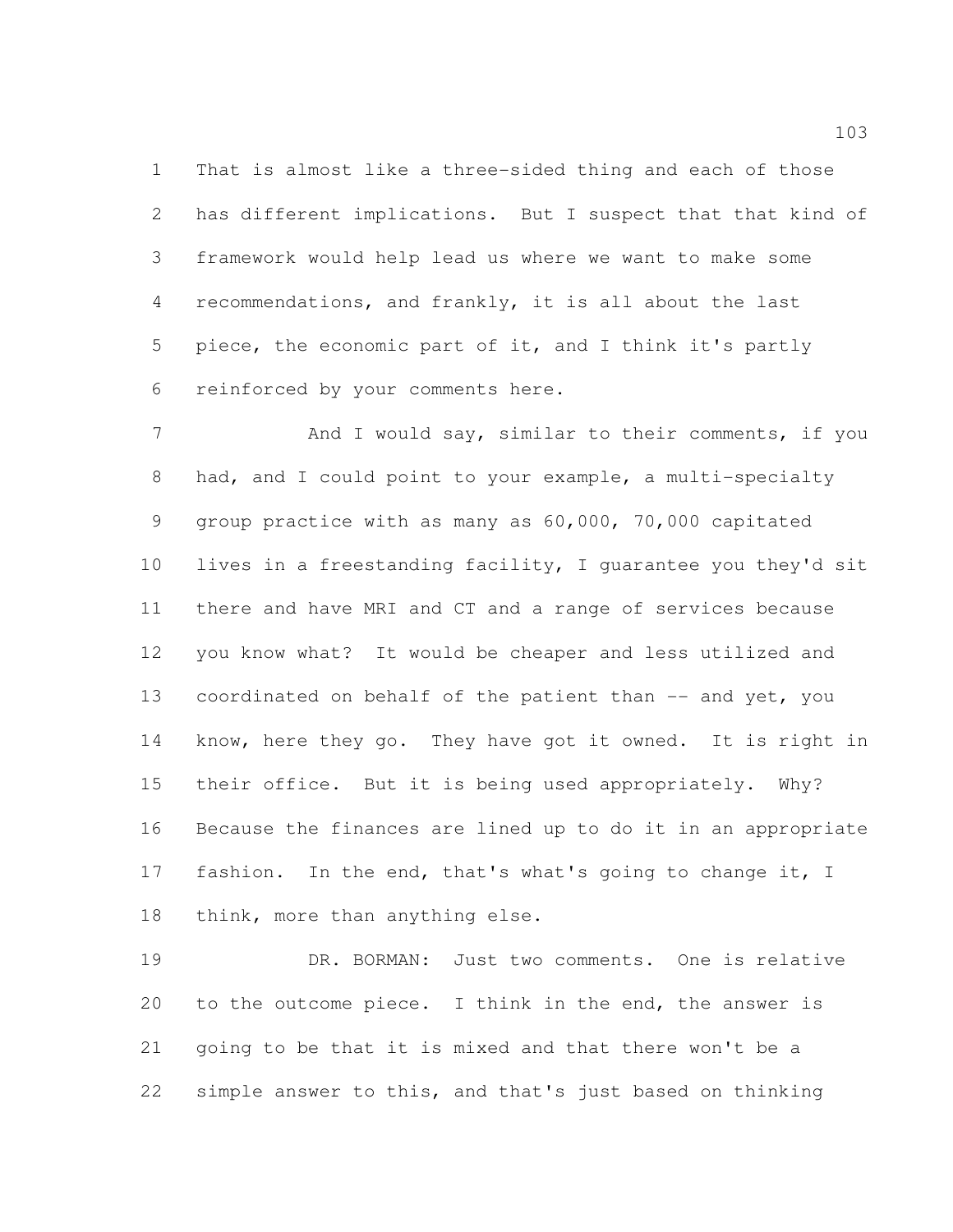That is almost like a three-sided thing and each of those has different implications. But I suspect that that kind of framework would help lead us where we want to make some recommendations, and frankly, it is all about the last piece, the economic part of it, and I think it's partly reinforced by your comments here.

And I would say, similar to their comments, if you had, and I could point to your example, a multi-specialty group practice with as many as 60,000, 70,000 capitated lives in a freestanding facility, I guarantee you they'd sit there and have MRI and CT and a range of services because you know what? It would be cheaper and less utilized and coordinated on behalf of the patient than -- and yet, you know, here they go. They have got it owned. It is right in their office. But it is being used appropriately. Why? Because the finances are lined up to do it in an appropriate fashion. In the end, that's what's going to change it, I think, more than anything else.

DR. BORMAN: Just two comments. One is relative to the outcome piece. I think in the end, the answer is going to be that it is mixed and that there won't be a simple answer to this, and that's just based on thinking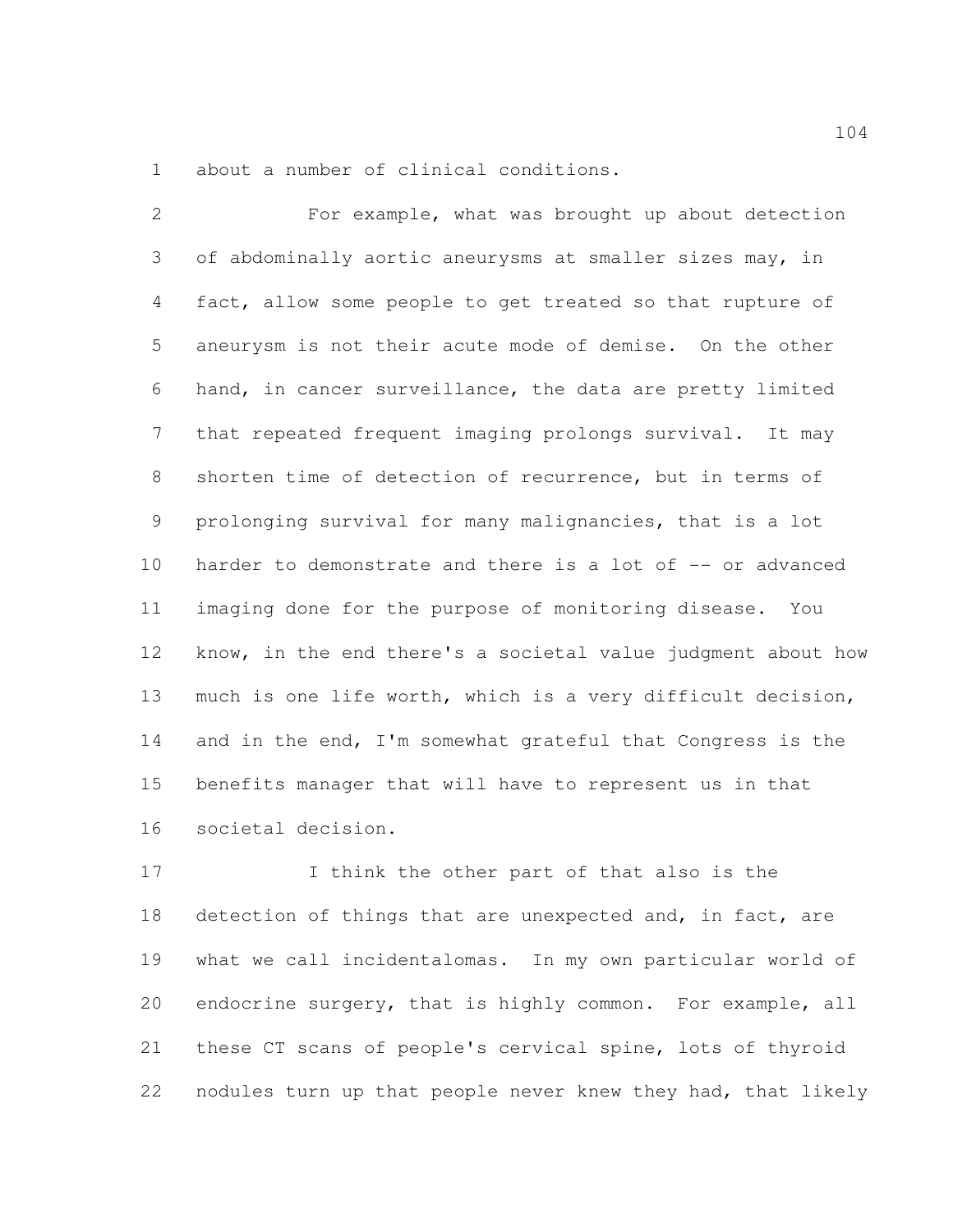about a number of clinical conditions.

For example, what was brought up about detection of abdominally aortic aneurysms at smaller sizes may, in fact, allow some people to get treated so that rupture of aneurysm is not their acute mode of demise. On the other hand, in cancer surveillance, the data are pretty limited that repeated frequent imaging prolongs survival. It may shorten time of detection of recurrence, but in terms of prolonging survival for many malignancies, that is a lot harder to demonstrate and there is a lot of -- or advanced imaging done for the purpose of monitoring disease. You know, in the end there's a societal value judgment about how much is one life worth, which is a very difficult decision, and in the end, I'm somewhat grateful that Congress is the benefits manager that will have to represent us in that societal decision.

I think the other part of that also is the detection of things that are unexpected and, in fact, are what we call incidentalomas. In my own particular world of endocrine surgery, that is highly common. For example, all these CT scans of people's cervical spine, lots of thyroid nodules turn up that people never knew they had, that likely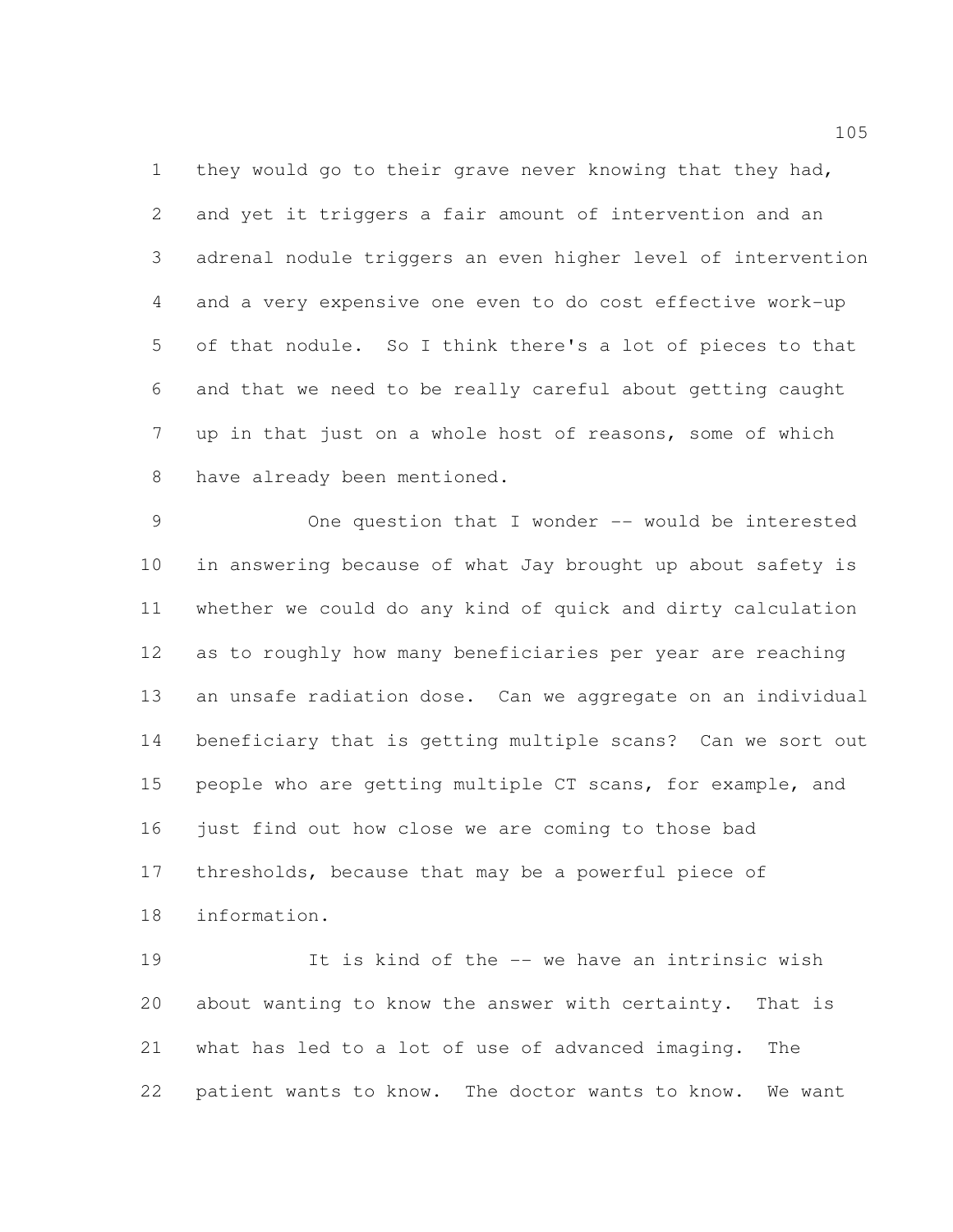they would go to their grave never knowing that they had, and yet it triggers a fair amount of intervention and an adrenal nodule triggers an even higher level of intervention and a very expensive one even to do cost effective work-up of that nodule. So I think there's a lot of pieces to that and that we need to be really careful about getting caught up in that just on a whole host of reasons, some of which have already been mentioned.

One question that I wonder -- would be interested in answering because of what Jay brought up about safety is whether we could do any kind of quick and dirty calculation as to roughly how many beneficiaries per year are reaching an unsafe radiation dose. Can we aggregate on an individual beneficiary that is getting multiple scans? Can we sort out people who are getting multiple CT scans, for example, and just find out how close we are coming to those bad thresholds, because that may be a powerful piece of information.

It is kind of the -- we have an intrinsic wish about wanting to know the answer with certainty. That is what has led to a lot of use of advanced imaging. The patient wants to know. The doctor wants to know. We want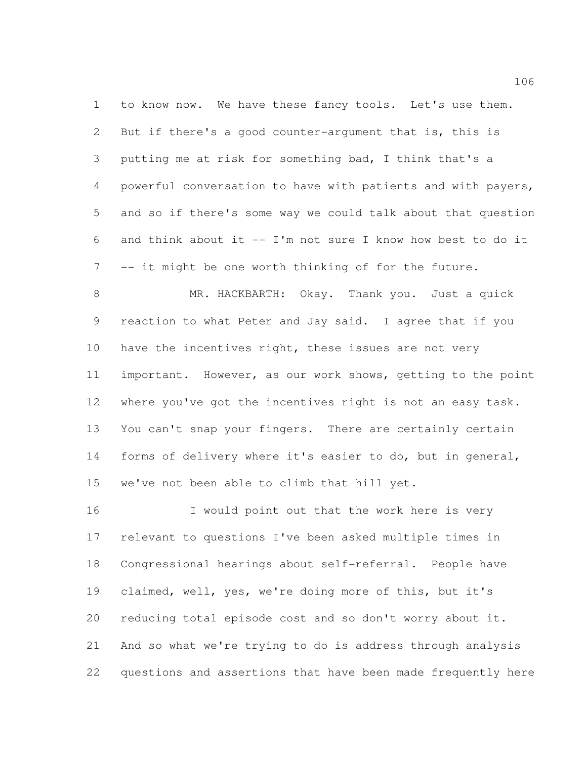to know now. We have these fancy tools. Let's use them. But if there's a good counter-argument that is, this is putting me at risk for something bad, I think that's a powerful conversation to have with patients and with payers, and so if there's some way we could talk about that question and think about it -- I'm not sure I know how best to do it -- it might be one worth thinking of for the future.

MR. HACKBARTH: Okay. Thank you. Just a quick reaction to what Peter and Jay said. I agree that if you have the incentives right, these issues are not very important. However, as our work shows, getting to the point where you've got the incentives right is not an easy task. You can't snap your fingers. There are certainly certain forms of delivery where it's easier to do, but in general, we've not been able to climb that hill yet.

I would point out that the work here is very relevant to questions I've been asked multiple times in Congressional hearings about self-referral. People have claimed, well, yes, we're doing more of this, but it's reducing total episode cost and so don't worry about it. And so what we're trying to do is address through analysis questions and assertions that have been made frequently here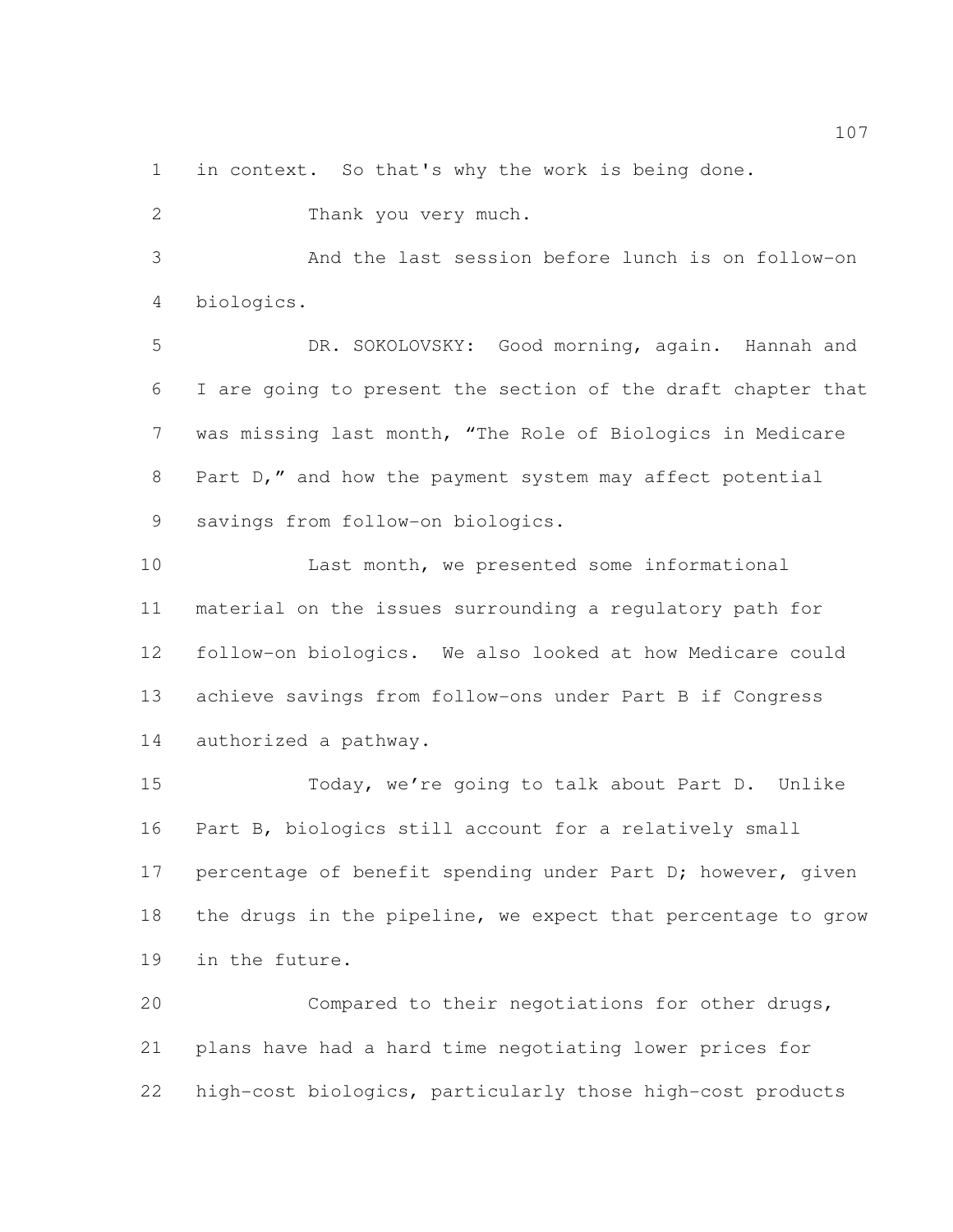in context. So that's why the work is being done.

Thank you very much.

And the last session before lunch is on follow-on biologics.

DR. SOKOLOVSKY: Good morning, again. Hannah and I are going to present the section of the draft chapter that was missing last month, "The Role of Biologics in Medicare Part D," and how the payment system may affect potential savings from follow-on biologics.

Last month, we presented some informational material on the issues surrounding a regulatory path for follow-on biologics. We also looked at how Medicare could achieve savings from follow-ons under Part B if Congress authorized a pathway.

Today, we're going to talk about Part D. Unlike Part B, biologics still account for a relatively small percentage of benefit spending under Part D; however, given the drugs in the pipeline, we expect that percentage to grow in the future.

Compared to their negotiations for other drugs, plans have had a hard time negotiating lower prices for high-cost biologics, particularly those high-cost products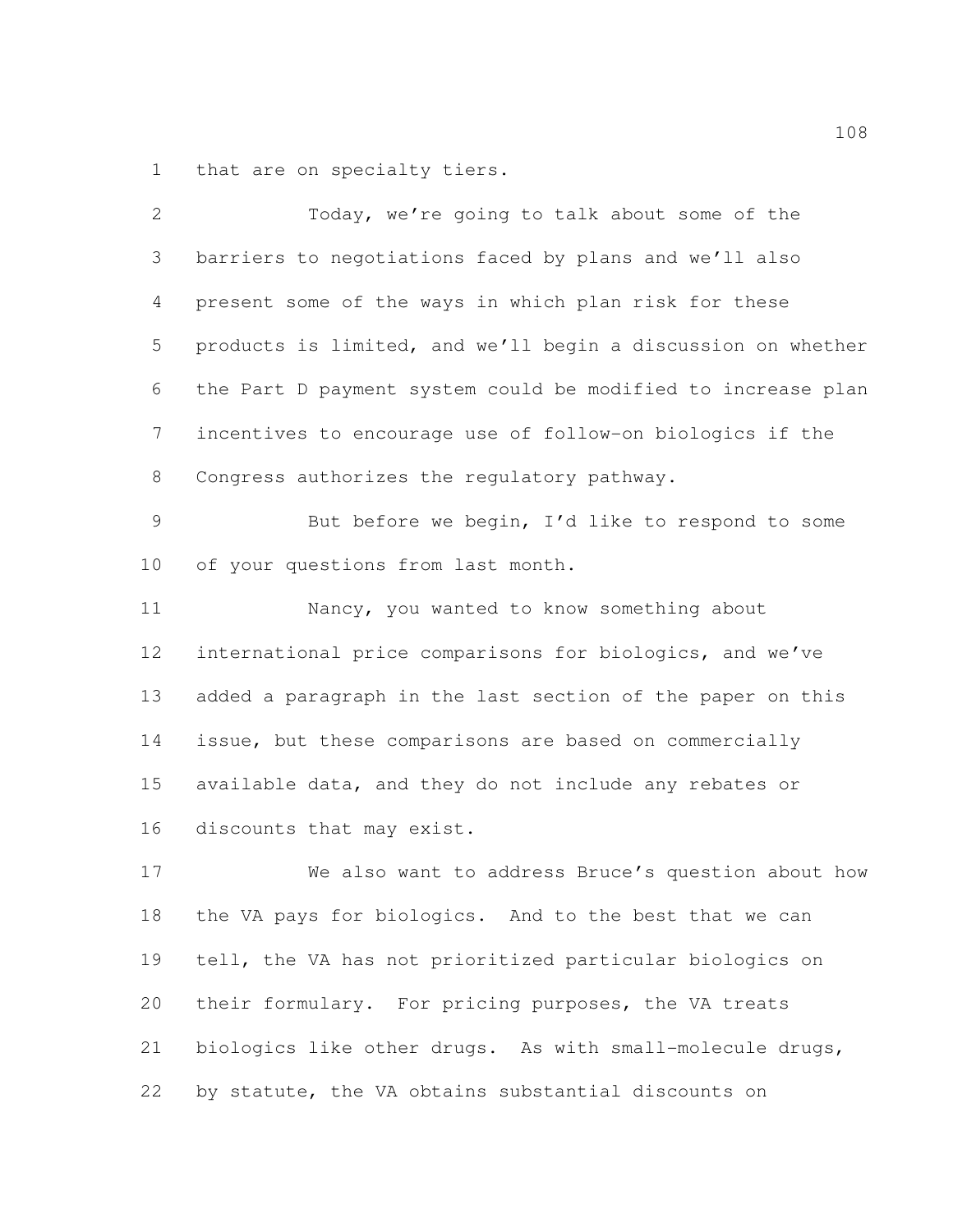that are on specialty tiers.

Today, we're going to talk about some of the barriers to negotiations faced by plans and we'll also present some of the ways in which plan risk for these products is limited, and we'll begin a discussion on whether the Part D payment system could be modified to increase plan incentives to encourage use of follow-on biologics if the Congress authorizes the regulatory pathway.

But before we begin, I'd like to respond to some of your questions from last month.

Nancy, you wanted to know something about international price comparisons for biologics, and we've added a paragraph in the last section of the paper on this issue, but these comparisons are based on commercially available data, and they do not include any rebates or discounts that may exist.

We also want to address Bruce's question about how the VA pays for biologics. And to the best that we can tell, the VA has not prioritized particular biologics on their formulary. For pricing purposes, the VA treats biologics like other drugs. As with small-molecule drugs, by statute, the VA obtains substantial discounts on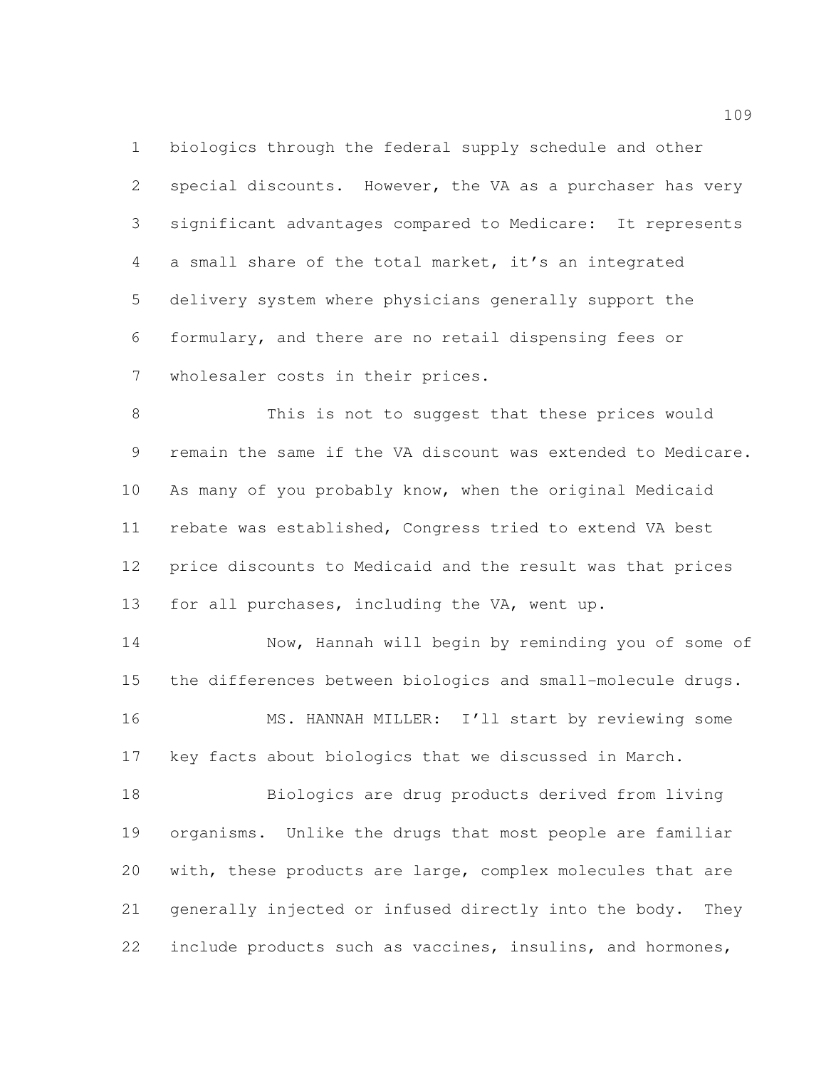biologics through the federal supply schedule and other special discounts. However, the VA as a purchaser has very significant advantages compared to Medicare: It represents a small share of the total market, it's an integrated delivery system where physicians generally support the formulary, and there are no retail dispensing fees or wholesaler costs in their prices.

This is not to suggest that these prices would remain the same if the VA discount was extended to Medicare. As many of you probably know, when the original Medicaid rebate was established, Congress tried to extend VA best price discounts to Medicaid and the result was that prices for all purchases, including the VA, went up.

Now, Hannah will begin by reminding you of some of the differences between biologics and small-molecule drugs.

MS. HANNAH MILLER: I'll start by reviewing some key facts about biologics that we discussed in March.

Biologics are drug products derived from living organisms. Unlike the drugs that most people are familiar with, these products are large, complex molecules that are generally injected or infused directly into the body. They include products such as vaccines, insulins, and hormones,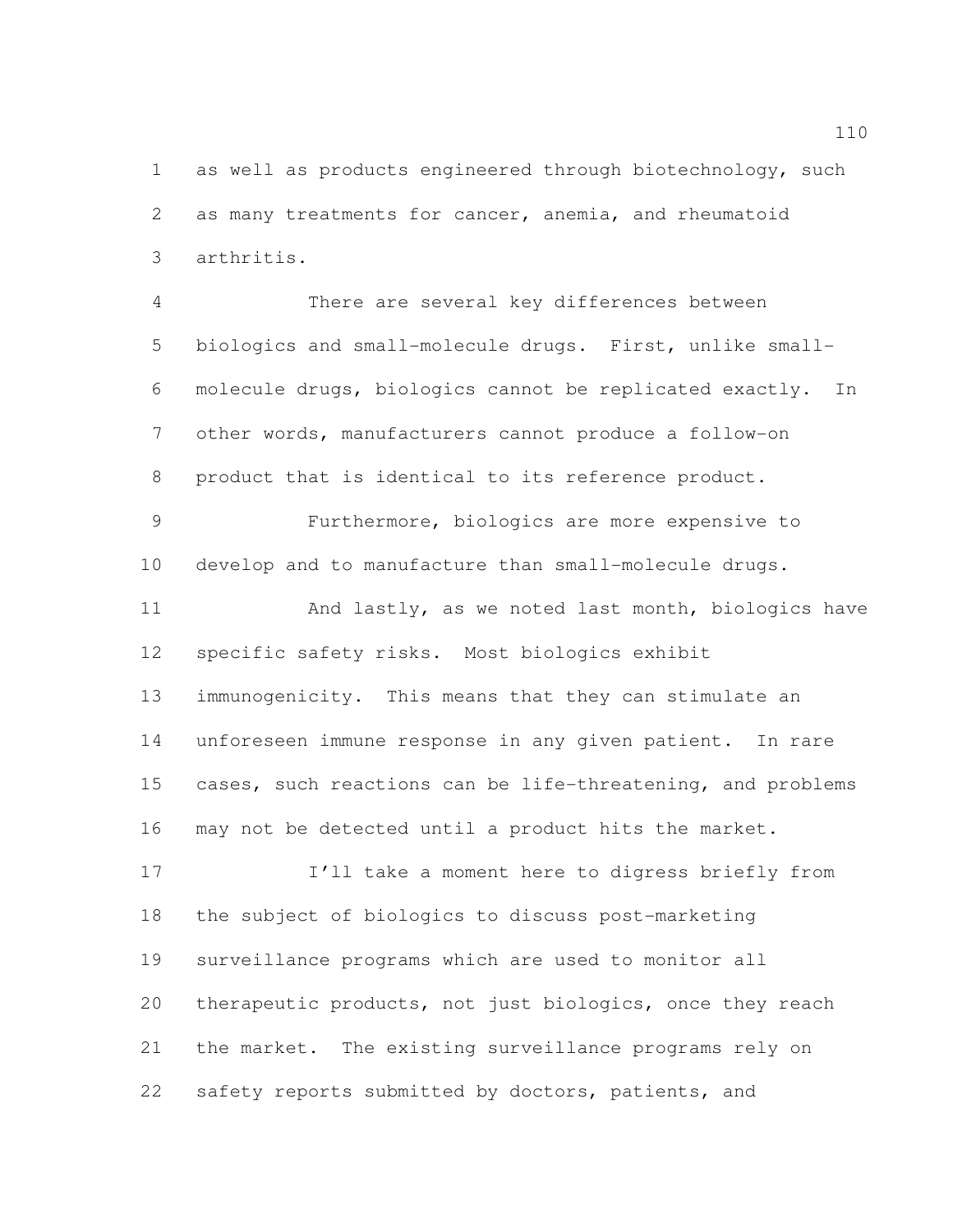as well as products engineered through biotechnology, such as many treatments for cancer, anemia, and rheumatoid arthritis.

There are several key differences between biologics and small-molecule drugs. First, unlike small-molecule drugs, biologics cannot be replicated exactly. In other words, manufacturers cannot produce a follow-on product that is identical to its reference product.

Furthermore, biologics are more expensive to develop and to manufacture than small-molecule drugs.

And lastly, as we noted last month, biologics have specific safety risks. Most biologics exhibit immunogenicity. This means that they can stimulate an unforeseen immune response in any given patient. In rare cases, such reactions can be life-threatening, and problems may not be detected until a product hits the market.

I'll take a moment here to digress briefly from the subject of biologics to discuss post-marketing surveillance programs which are used to monitor all therapeutic products, not just biologics, once they reach the market. The existing surveillance programs rely on safety reports submitted by doctors, patients, and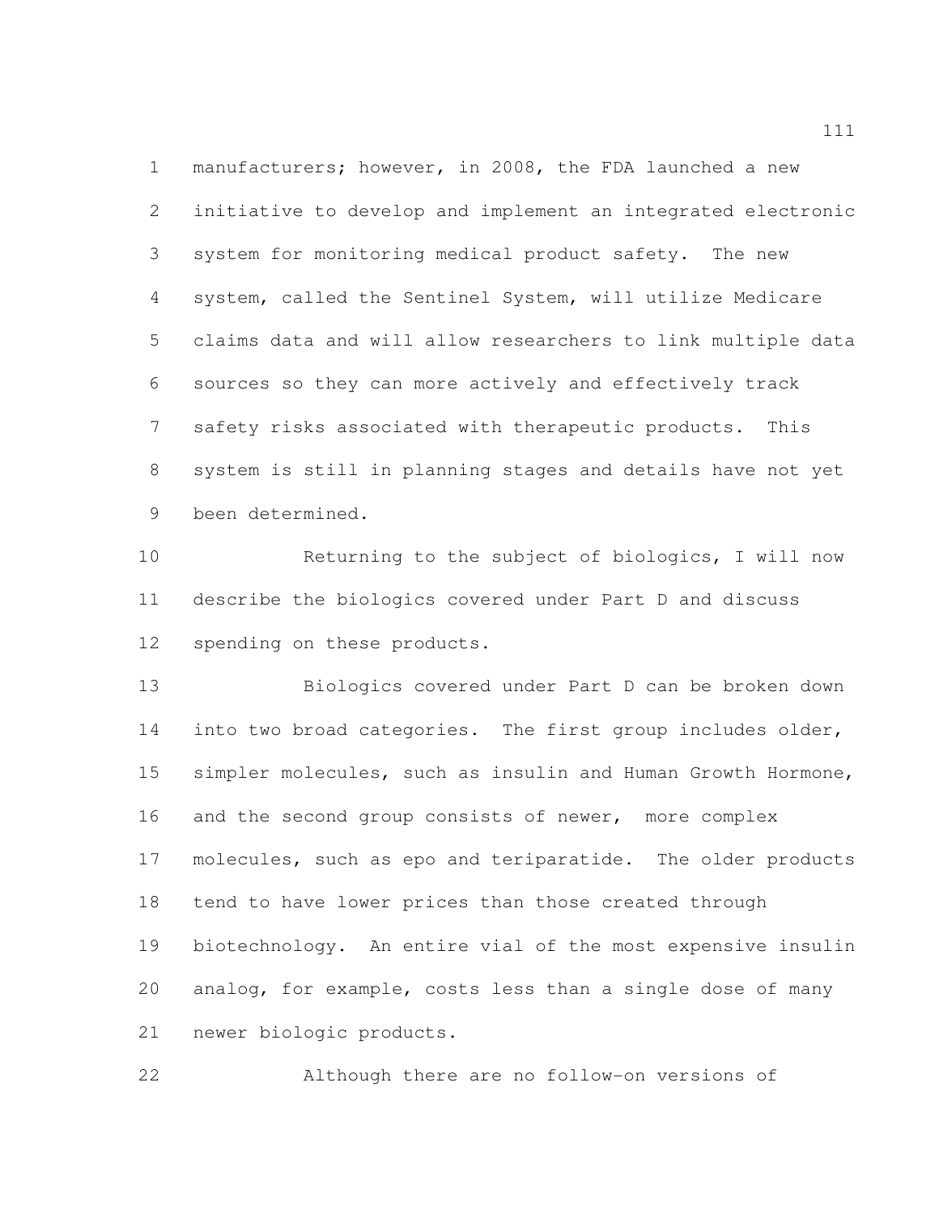manufacturers; however, in 2008, the FDA launched a new initiative to develop and implement an integrated electronic system for monitoring medical product safety. The new system, called the Sentinel System, will utilize Medicare claims data and will allow researchers to link multiple data sources so they can more actively and effectively track safety risks associated with therapeutic products. This system is still in planning stages and details have not yet been determined.

Returning to the subject of biologics, I will now describe the biologics covered under Part D and discuss spending on these products.

Biologics covered under Part D can be broken down into two broad categories. The first group includes older, simpler molecules, such as insulin and Human Growth Hormone, and the second group consists of newer, more complex molecules, such as epo and teriparatide. The older products tend to have lower prices than those created through biotechnology. An entire vial of the most expensive insulin analog, for example, costs less than a single dose of many newer biologic products.

Although there are no follow-on versions of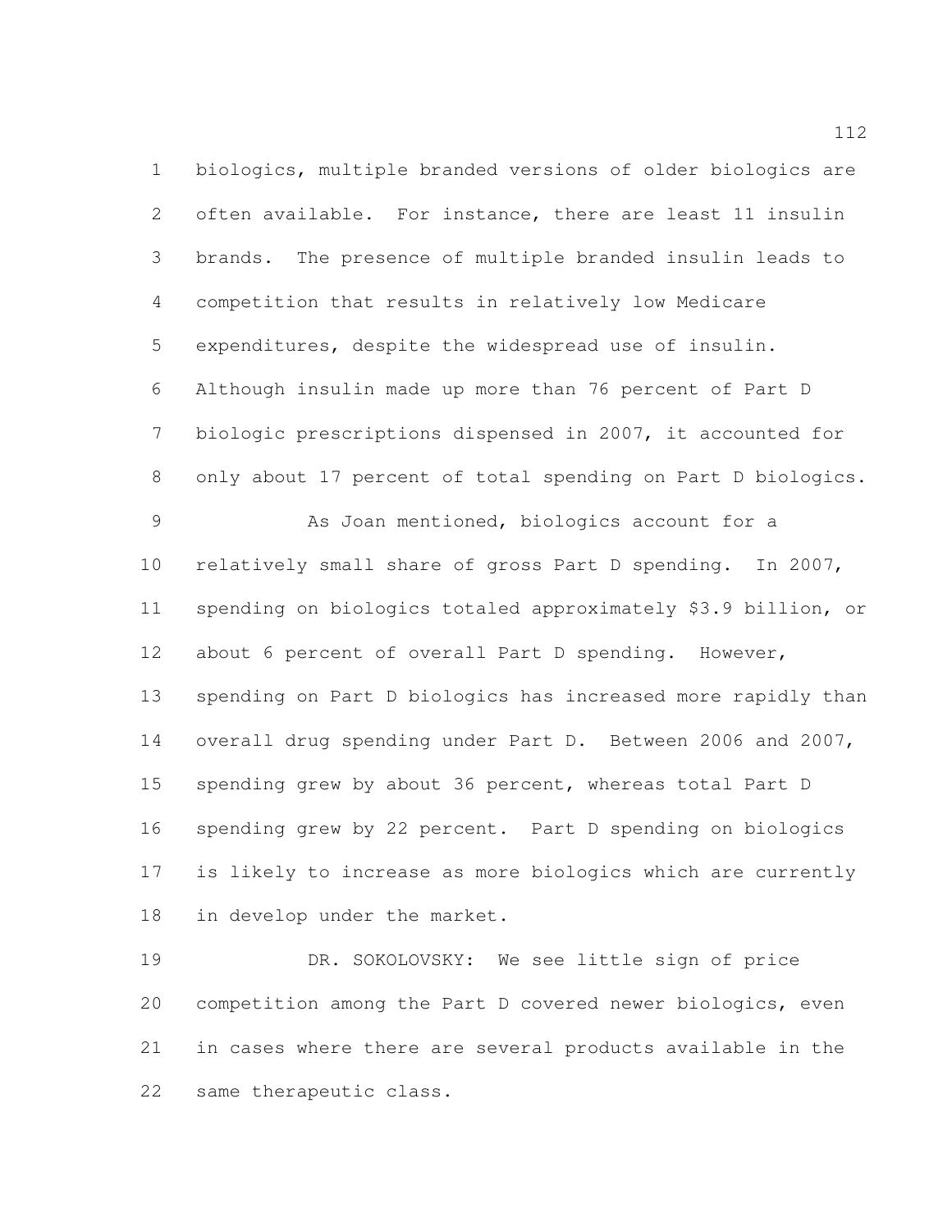biologics, multiple branded versions of older biologics are often available. For instance, there are least 11 insulin brands. The presence of multiple branded insulin leads to competition that results in relatively low Medicare expenditures, despite the widespread use of insulin. Although insulin made up more than 76 percent of Part D biologic prescriptions dispensed in 2007, it accounted for only about 17 percent of total spending on Part D biologics.

As Joan mentioned, biologics account for a relatively small share of gross Part D spending. In 2007, spending on biologics totaled approximately $3.9 billion, or about 6 percent of overall Part D spending. However, spending on Part D biologics has increased more rapidly than overall drug spending under Part D. Between 2006 and 2007, spending grew by about 36 percent, whereas total Part D spending grew by 22 percent. Part D spending on biologics is likely to increase as more biologics which are currently in develop under the market.

DR. SOKOLOVSKY: We see little sign of price competition among the Part D covered newer biologics, even in cases where there are several products available in the same therapeutic class.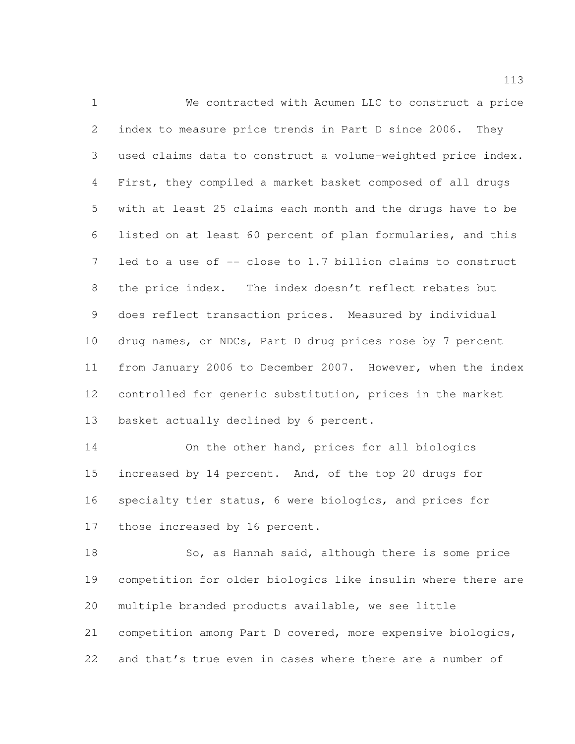We contracted with Acumen LLC to construct a price index to measure price trends in Part D since 2006. They used claims data to construct a volume-weighted price index. First, they compiled a market basket composed of all drugs with at least 25 claims each month and the drugs have to be listed on at least 60 percent of plan formularies, and this led to a use of -- close to 1.7 billion claims to construct the price index. The index doesn't reflect rebates but does reflect transaction prices. Measured by individual drug names, or NDCs, Part D drug prices rose by 7 percent from January 2006 to December 2007. However, when the index controlled for generic substitution, prices in the market basket actually declined by 6 percent.

On the other hand, prices for all biologics increased by 14 percent. And, of the top 20 drugs for specialty tier status, 6 were biologics, and prices for those increased by 16 percent.

So, as Hannah said, although there is some price competition for older biologics like insulin where there are multiple branded products available, we see little competition among Part D covered, more expensive biologics, and that's true even in cases where there are a number of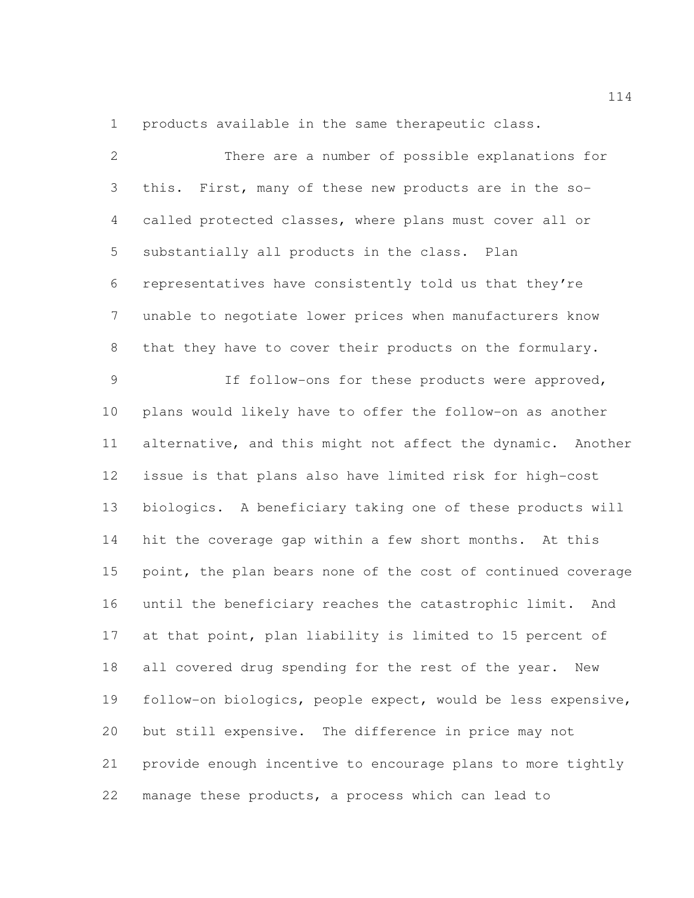products available in the same therapeutic class.

There are a number of possible explanations for this. First, many of these new products are in the so-called protected classes, where plans must cover all or substantially all products in the class. Plan representatives have consistently told us that they're unable to negotiate lower prices when manufacturers know that they have to cover their products on the formulary.

If follow-ons for these products were approved, plans would likely have to offer the follow-on as another alternative, and this might not affect the dynamic. Another issue is that plans also have limited risk for high-cost biologics. A beneficiary taking one of these products will hit the coverage gap within a few short months. At this point, the plan bears none of the cost of continued coverage until the beneficiary reaches the catastrophic limit. And at that point, plan liability is limited to 15 percent of all covered drug spending for the rest of the year. New follow-on biologics, people expect, would be less expensive, but still expensive. The difference in price may not provide enough incentive to encourage plans to more tightly manage these products, a process which can lead to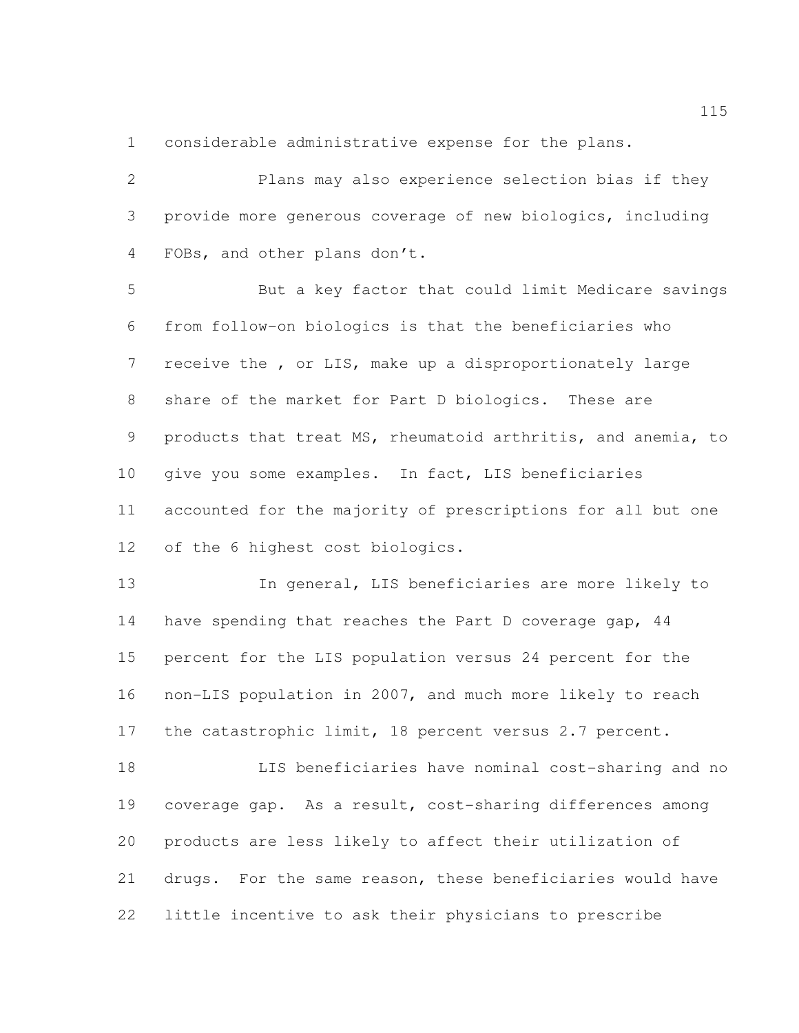considerable administrative expense for the plans.

Plans may also experience selection bias if they provide more generous coverage of new biologics, including FOBs, and other plans don't.

But a key factor that could limit Medicare savings from follow-on biologics is that the beneficiaries who receive the , or LIS, make up a disproportionately large share of the market for Part D biologics. These are products that treat MS, rheumatoid arthritis, and anemia, to give you some examples. In fact, LIS beneficiaries accounted for the majority of prescriptions for all but one of the 6 highest cost biologics.

In general, LIS beneficiaries are more likely to have spending that reaches the Part D coverage gap, 44 percent for the LIS population versus 24 percent for the non-LIS population in 2007, and much more likely to reach the catastrophic limit, 18 percent versus 2.7 percent.

LIS beneficiaries have nominal cost-sharing and no coverage gap. As a result, cost-sharing differences among products are less likely to affect their utilization of drugs. For the same reason, these beneficiaries would have little incentive to ask their physicians to prescribe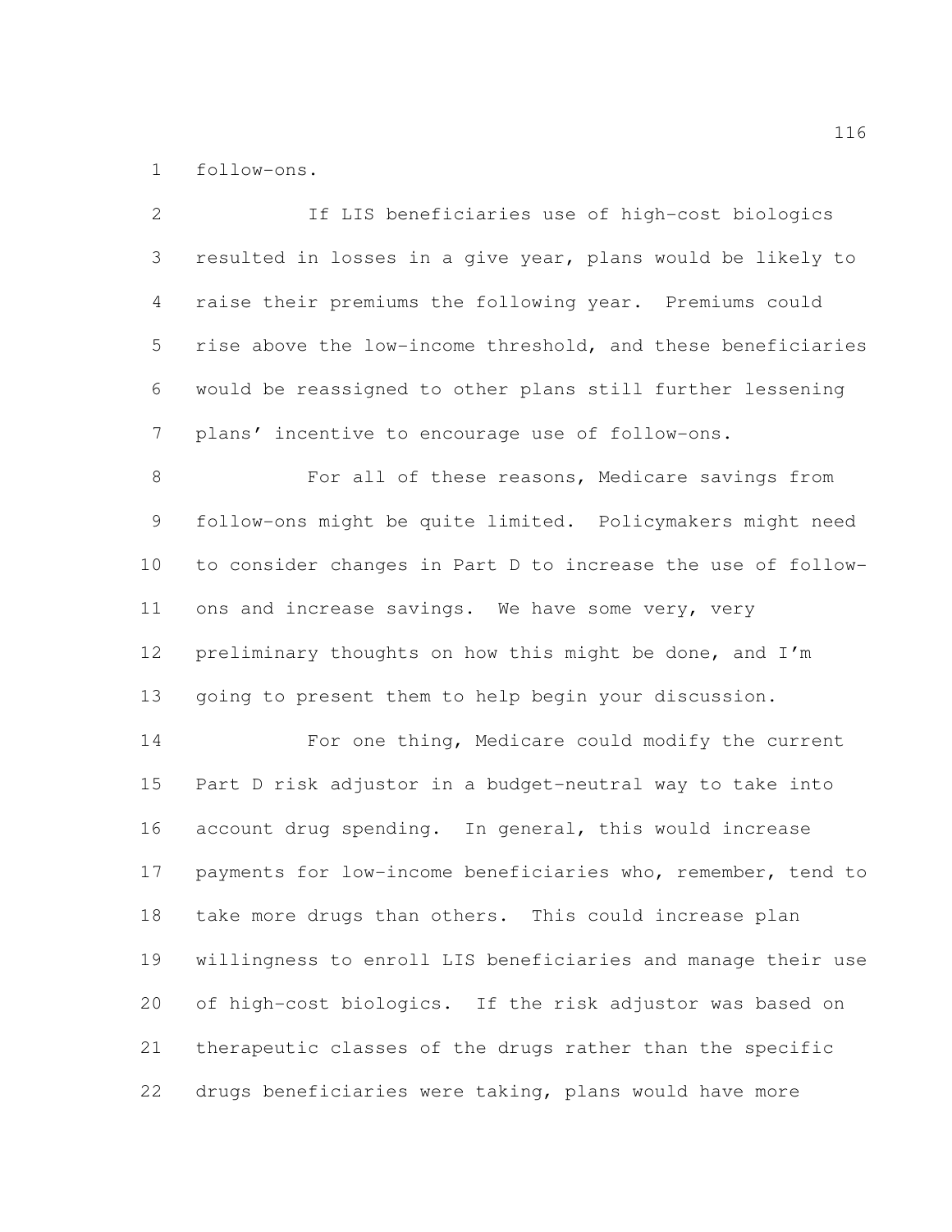follow-ons.

If LIS beneficiaries use of high-cost biologics resulted in losses in a give year, plans would be likely to raise their premiums the following year. Premiums could rise above the low-income threshold, and these beneficiaries would be reassigned to other plans still further lessening plans' incentive to encourage use of follow-ons.

For all of these reasons, Medicare savings from follow-ons might be quite limited. Policymakers might need to consider changes in Part D to increase the use of follow-ons and increase savings. We have some very, very preliminary thoughts on how this might be done, and I'm going to present them to help begin your discussion.

For one thing, Medicare could modify the current Part D risk adjustor in a budget-neutral way to take into account drug spending. In general, this would increase payments for low-income beneficiaries who, remember, tend to take more drugs than others. This could increase plan willingness to enroll LIS beneficiaries and manage their use of high-cost biologics. If the risk adjustor was based on therapeutic classes of the drugs rather than the specific drugs beneficiaries were taking, plans would have more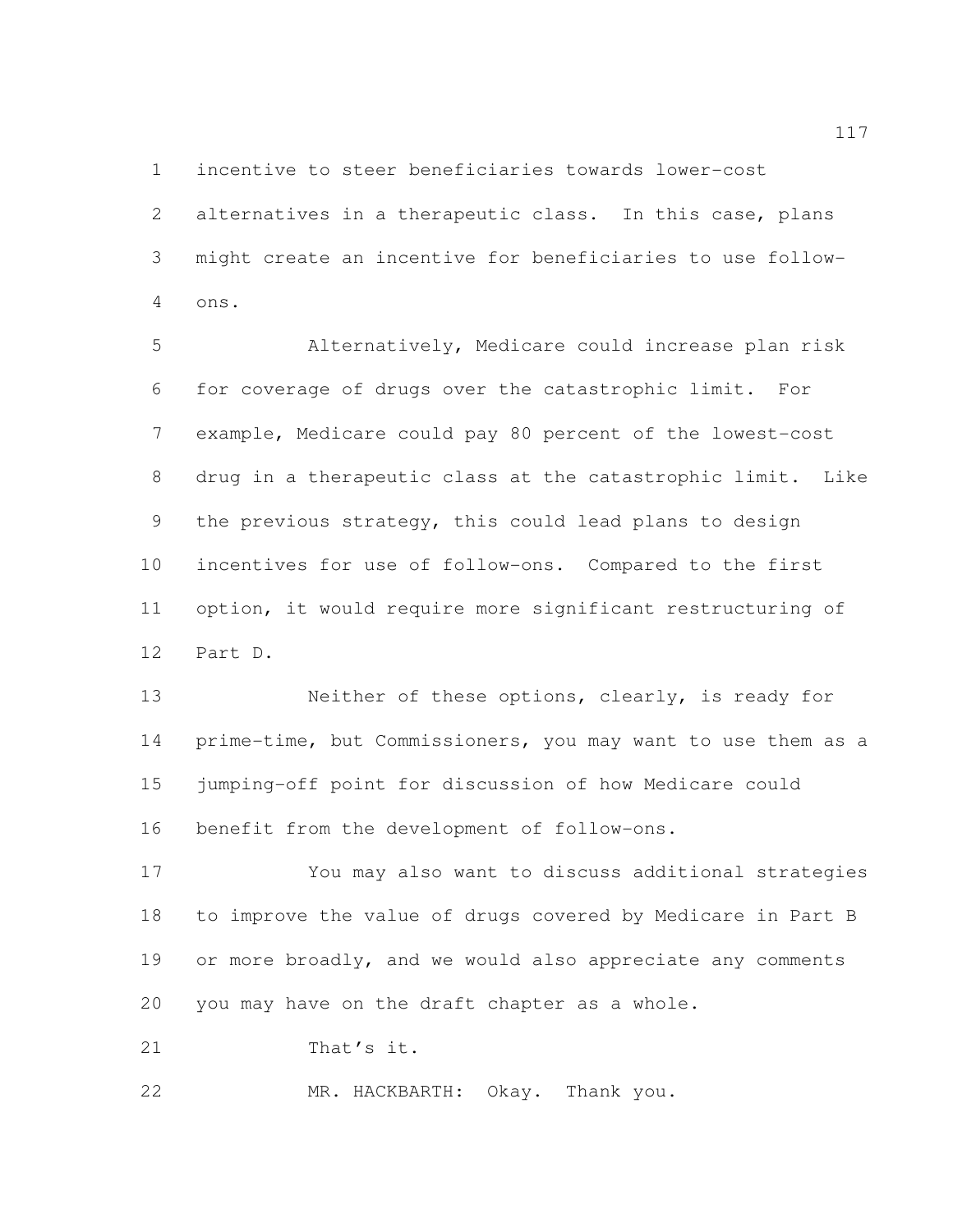incentive to steer beneficiaries towards lower-cost alternatives in a therapeutic class. In this case, plans might create an incentive for beneficiaries to use follow-ons.

Alternatively, Medicare could increase plan risk for coverage of drugs over the catastrophic limit. For example, Medicare could pay 80 percent of the lowest-cost drug in a therapeutic class at the catastrophic limit. Like the previous strategy, this could lead plans to design incentives for use of follow-ons. Compared to the first option, it would require more significant restructuring of Part D.

Neither of these options, clearly, is ready for prime-time, but Commissioners, you may want to use them as a jumping-off point for discussion of how Medicare could benefit from the development of follow-ons.

You may also want to discuss additional strategies to improve the value of drugs covered by Medicare in Part B or more broadly, and we would also appreciate any comments you may have on the draft chapter as a whole.

That's it.

MR. HACKBARTH: Okay. Thank you.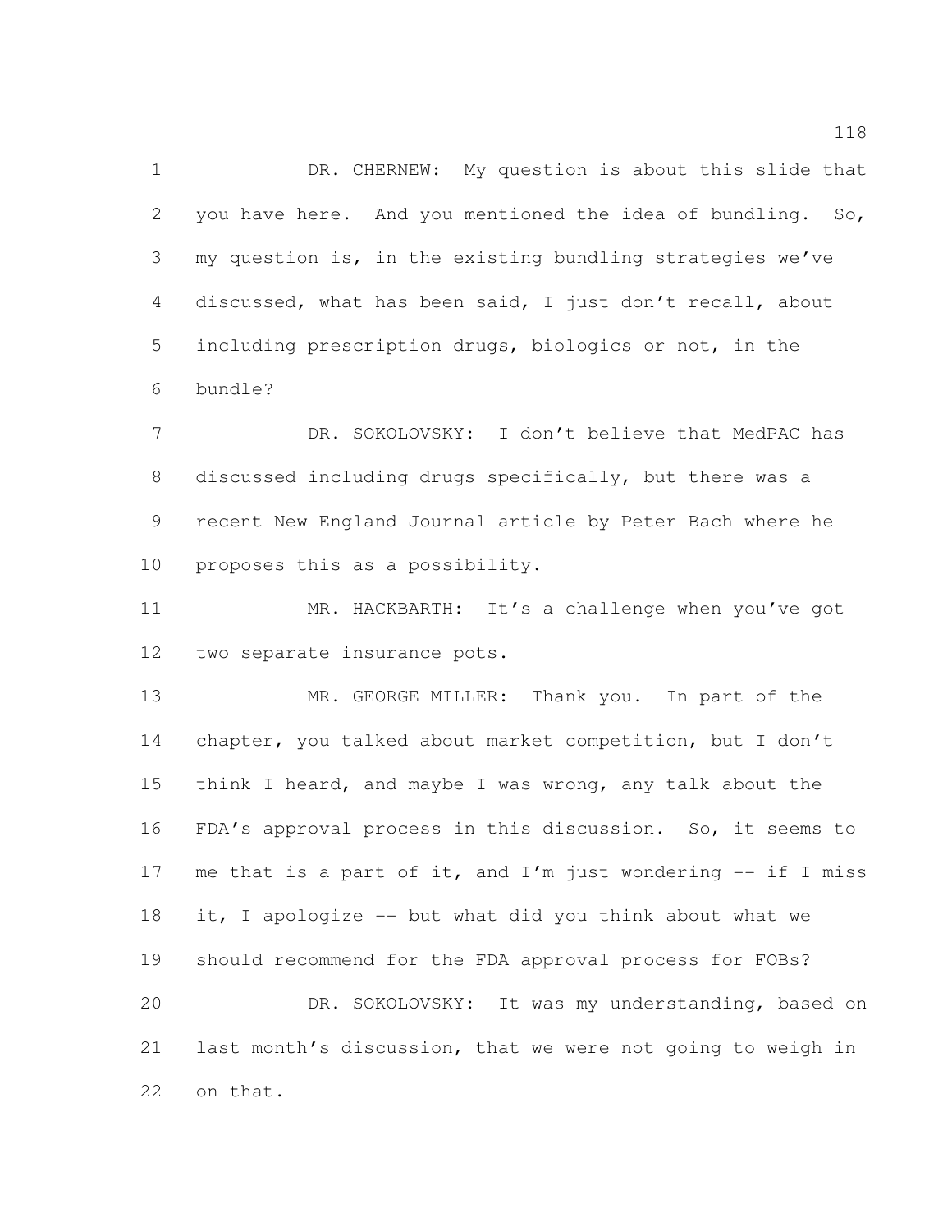DR. CHERNEW: My question is about this slide that you have here. And you mentioned the idea of bundling. So, my question is, in the existing bundling strategies we've discussed, what has been said, I just don't recall, about including prescription drugs, biologics or not, in the bundle?

DR. SOKOLOVSKY: I don't believe that MedPAC has discussed including drugs specifically, but there was a recent New England Journal article by Peter Bach where he proposes this as a possibility.

MR. HACKBARTH: It's a challenge when you've got two separate insurance pots.

MR. GEORGE MILLER: Thank you. In part of the chapter, you talked about market competition, but I don't think I heard, and maybe I was wrong, any talk about the FDA's approval process in this discussion. So, it seems to me that is a part of it, and I'm just wondering -- if I miss it, I apologize -- but what did you think about what we should recommend for the FDA approval process for FOBs?

DR. SOKOLOVSKY: It was my understanding, based on last month's discussion, that we were not going to weigh in on that.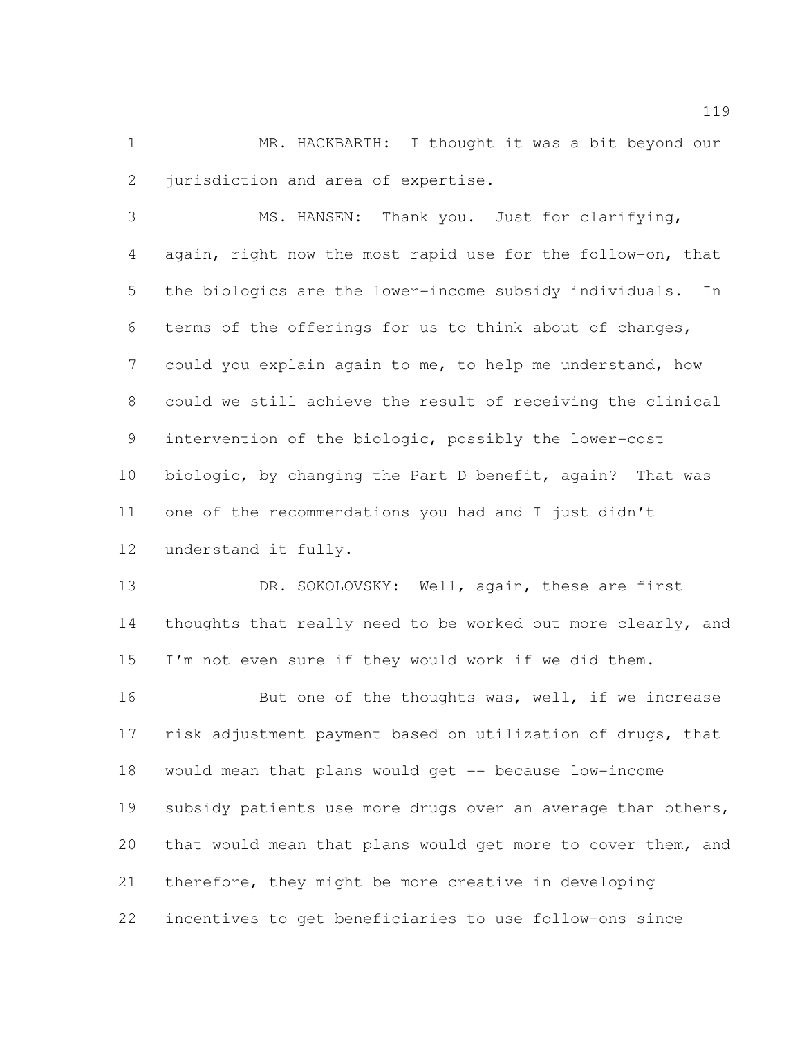MR. HACKBARTH: I thought it was a bit beyond our jurisdiction and area of expertise.

MS. HANSEN: Thank you. Just for clarifying, again, right now the most rapid use for the follow-on, that the biologics are the lower-income subsidy individuals. In terms of the offerings for us to think about of changes, could you explain again to me, to help me understand, how could we still achieve the result of receiving the clinical intervention of the biologic, possibly the lower-cost biologic, by changing the Part D benefit, again? That was one of the recommendations you had and I just didn't understand it fully.

DR. SOKOLOVSKY: Well, again, these are first thoughts that really need to be worked out more clearly, and I'm not even sure if they would work if we did them.

But one of the thoughts was, well, if we increase risk adjustment payment based on utilization of drugs, that would mean that plans would get -- because low-income subsidy patients use more drugs over an average than others, that would mean that plans would get more to cover them, and therefore, they might be more creative in developing incentives to get beneficiaries to use follow-ons since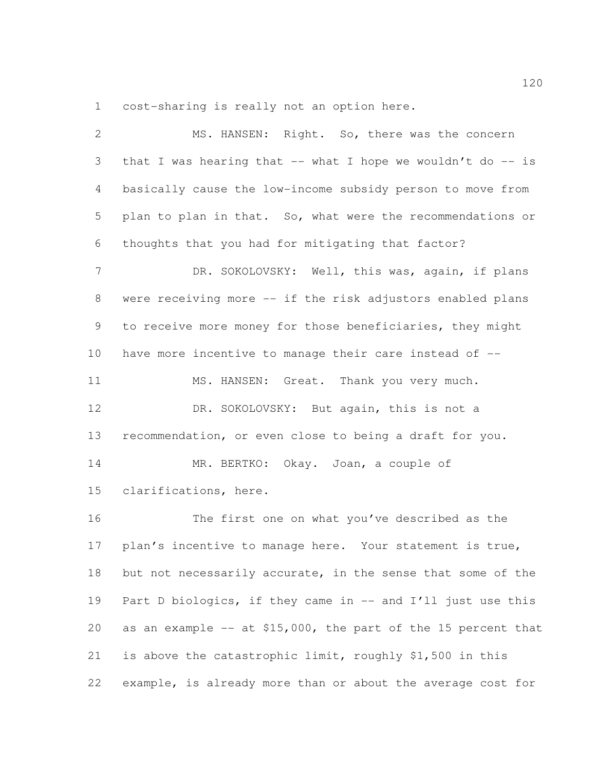cost-sharing is really not an option here.

MS. HANSEN: Right. So, there was the concern that I was hearing that -- what I hope we wouldn't do -- is basically cause the low-income subsidy person to move from plan to plan in that. So, what were the recommendations or thoughts that you had for mitigating that factor?

DR. SOKOLOVSKY: Well, this was, again, if plans were receiving more -- if the risk adjustors enabled plans to receive more money for those beneficiaries, they might have more incentive to manage their care instead of --

MS. HANSEN: Great. Thank you very much.

DR. SOKOLOVSKY: But again, this is not a recommendation, or even close to being a draft for you.

MR. BERTKO: Okay. Joan, a couple of clarifications, here.

The first one on what you've described as the plan's incentive to manage here. Your statement is true, but not necessarily accurate, in the sense that some of the Part D biologics, if they came in -- and I'll just use this as an example -- at $15,000, the part of the 15 percent that is above the catastrophic limit, roughly $1,500 in this example, is already more than or about the average cost for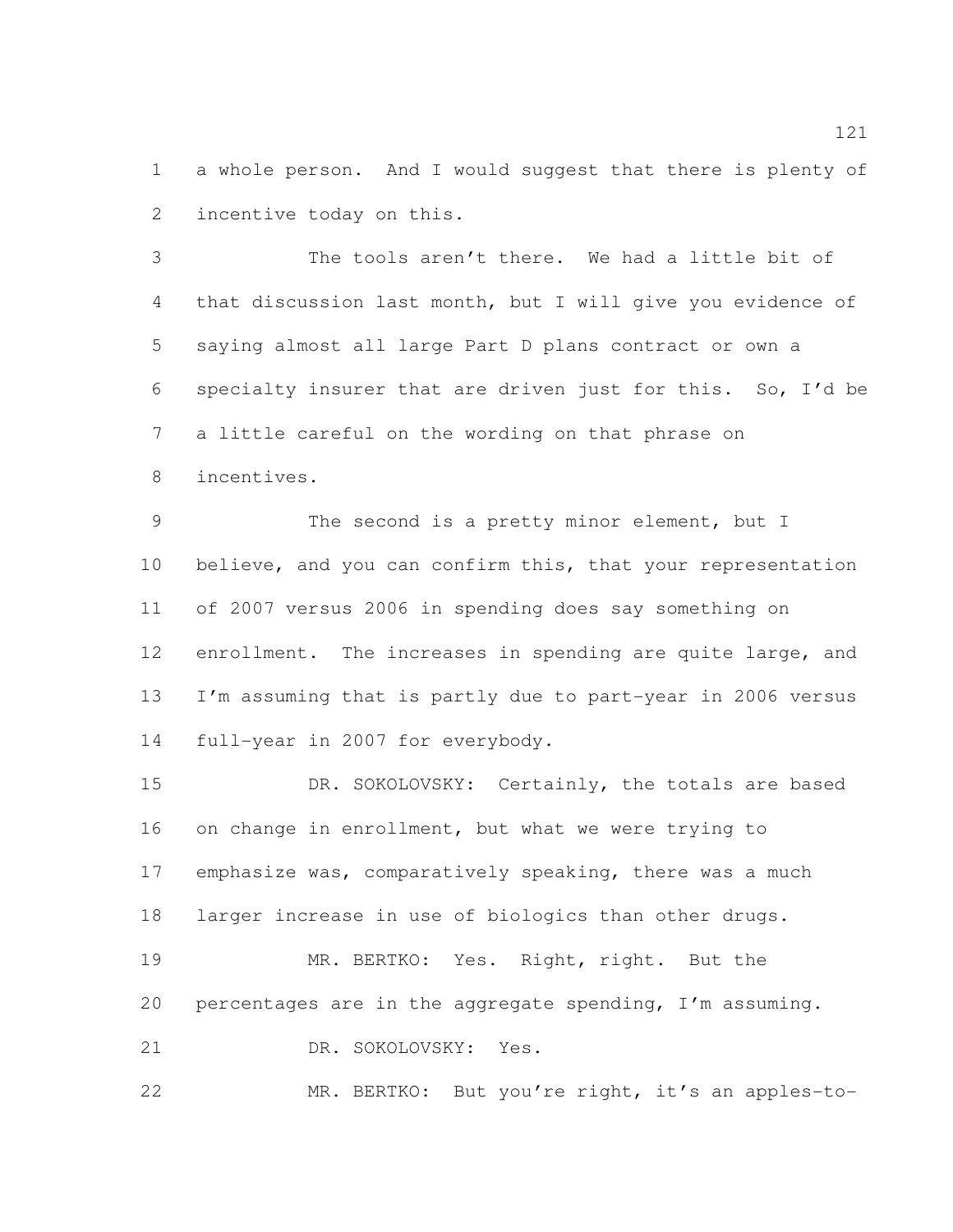a whole person. And I would suggest that there is plenty of incentive today on this.

The tools aren't there. We had a little bit of that discussion last month, but I will give you evidence of saying almost all large Part D plans contract or own a specialty insurer that are driven just for this. So, I'd be a little careful on the wording on that phrase on incentives.

The second is a pretty minor element, but I believe, and you can confirm this, that your representation of 2007 versus 2006 in spending does say something on enrollment. The increases in spending are quite large, and I'm assuming that is partly due to part-year in 2006 versus full-year in 2007 for everybody.

DR. SOKOLOVSKY: Certainly, the totals are based on change in enrollment, but what we were trying to emphasize was, comparatively speaking, there was a much larger increase in use of biologics than other drugs.

MR. BERTKO: Yes. Right, right. But the percentages are in the aggregate spending, I'm assuming.

DR. SOKOLOVSKY: Yes.

MR. BERTKO: But you're right, it's an apples-to-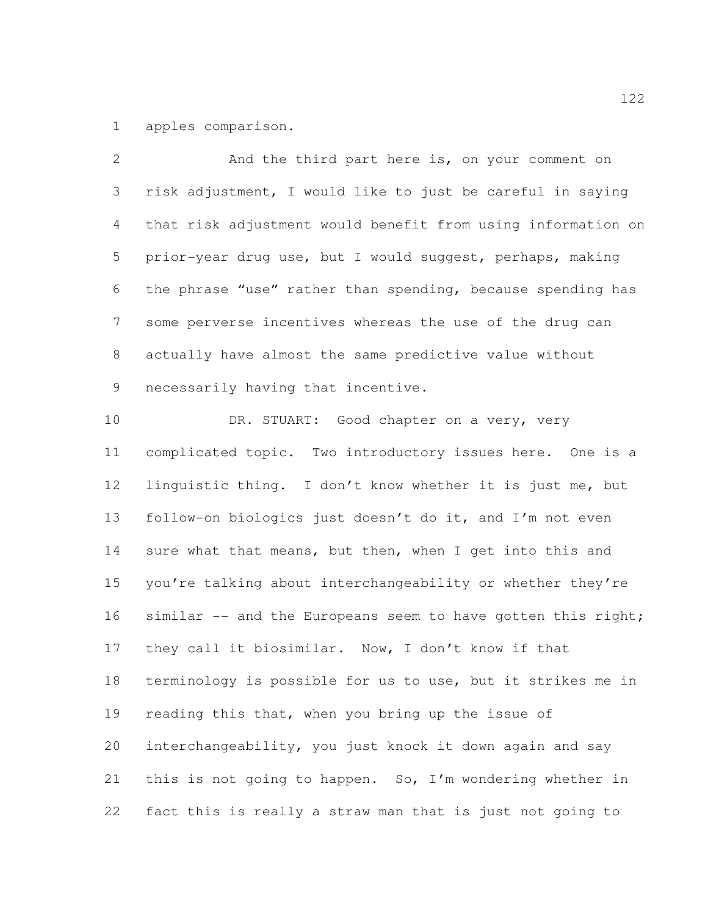apples comparison.

And the third part here is, on your comment on risk adjustment, I would like to just be careful in saying that risk adjustment would benefit from using information on prior-year drug use, but I would suggest, perhaps, making the phrase "use" rather than spending, because spending has some perverse incentives whereas the use of the drug can actually have almost the same predictive value without necessarily having that incentive.

DR. STUART: Good chapter on a very, very complicated topic. Two introductory issues here. One is a linguistic thing. I don't know whether it is just me, but follow-on biologics just doesn't do it, and I'm not even sure what that means, but then, when I get into this and you're talking about interchangeability or whether they're similar -- and the Europeans seem to have gotten this right; they call it biosimilar. Now, I don't know if that terminology is possible for us to use, but it strikes me in reading this that, when you bring up the issue of interchangeability, you just knock it down again and say this is not going to happen. So, I'm wondering whether in fact this is really a straw man that is just not going to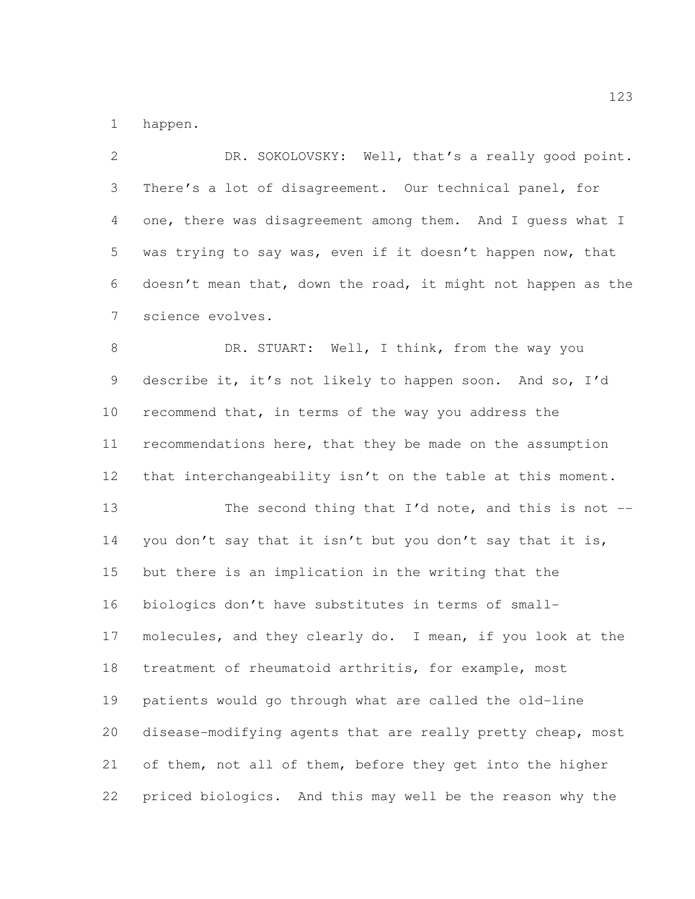happen.

DR. SOKOLOVSKY: Well, that's a really good point. There's a lot of disagreement. Our technical panel, for one, there was disagreement among them. And I guess what I was trying to say was, even if it doesn't happen now, that doesn't mean that, down the road, it might not happen as the science evolves.

DR. STUART: Well, I think, from the way you describe it, it's not likely to happen soon. And so, I'd recommend that, in terms of the way you address the recommendations here, that they be made on the assumption that interchangeability isn't on the table at this moment.

The second thing that I'd note, and this is not -- you don't say that it isn't but you don't say that it is, but there is an implication in the writing that the biologics don't have substitutes in terms of small-molecules, and they clearly do. I mean, if you look at the treatment of rheumatoid arthritis, for example, most patients would go through what are called the old-line disease-modifying agents that are really pretty cheap, most of them, not all of them, before they get into the higher priced biologics. And this may well be the reason why the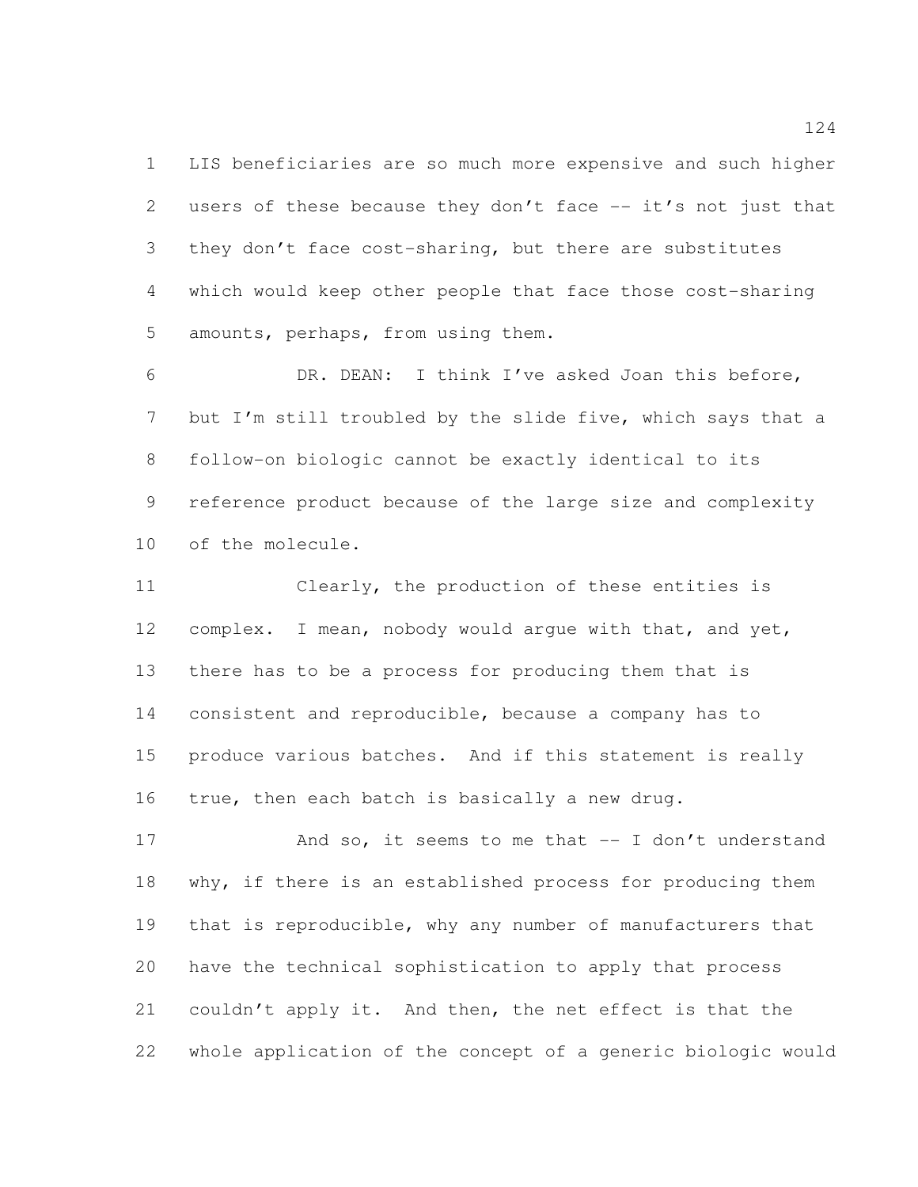LIS beneficiaries are so much more expensive and such higher users of these because they don't face -- it's not just that they don't face cost-sharing, but there are substitutes which would keep other people that face those cost-sharing amounts, perhaps, from using them.

DR. DEAN: I think I've asked Joan this before, but I'm still troubled by the slide five, which says that a follow-on biologic cannot be exactly identical to its reference product because of the large size and complexity of the molecule.

Clearly, the production of these entities is complex. I mean, nobody would argue with that, and yet, there has to be a process for producing them that is consistent and reproducible, because a company has to produce various batches. And if this statement is really true, then each batch is basically a new drug.

And so, it seems to me that -- I don't understand why, if there is an established process for producing them that is reproducible, why any number of manufacturers that have the technical sophistication to apply that process couldn't apply it. And then, the net effect is that the whole application of the concept of a generic biologic would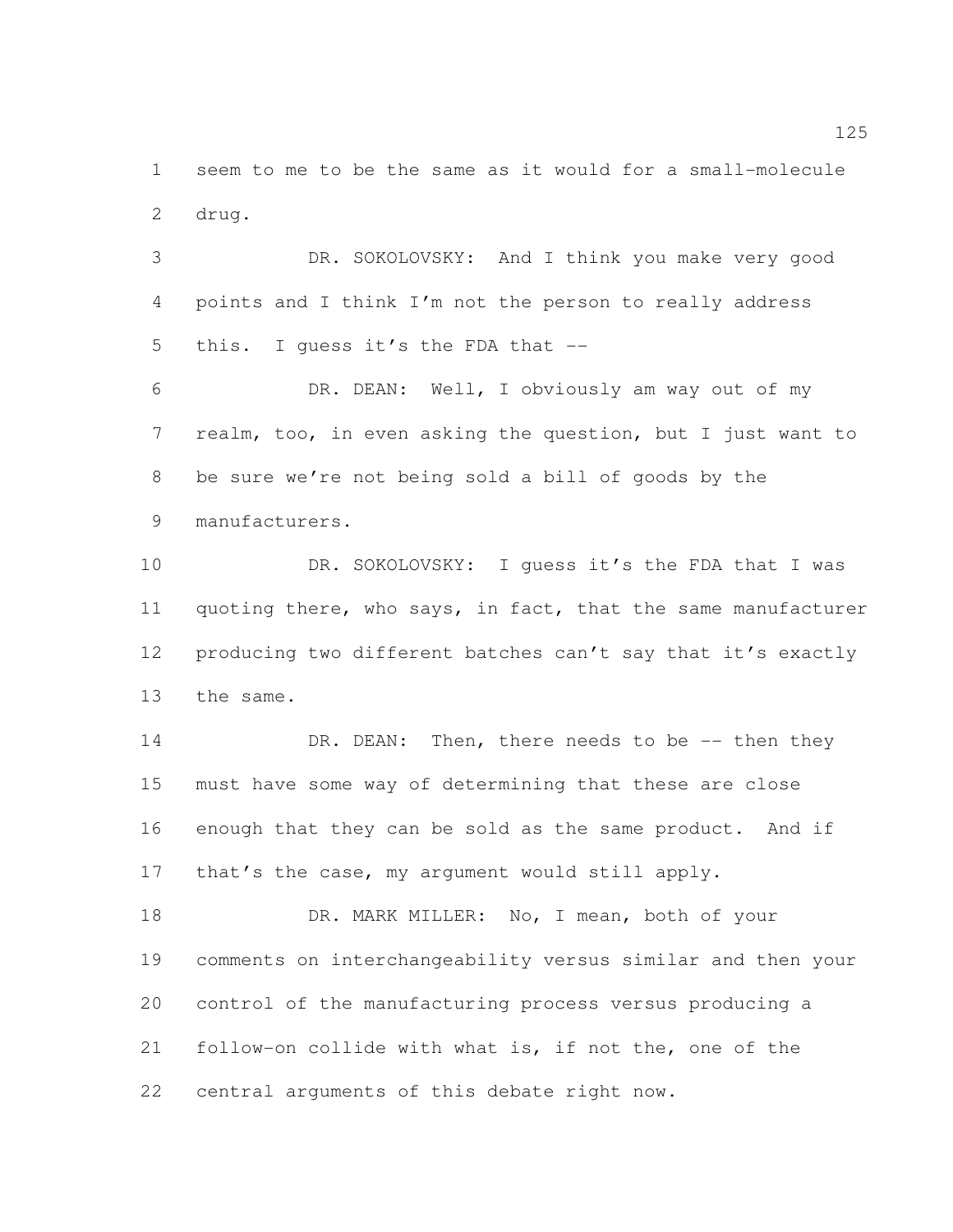seem to me to be the same as it would for a small-molecule drug.

DR. SOKOLOVSKY: And I think you make very good points and I think I'm not the person to really address this. I guess it's the FDA that --

DR. DEAN: Well, I obviously am way out of my realm, too, in even asking the question, but I just want to be sure we're not being sold a bill of goods by the manufacturers.

DR. SOKOLOVSKY: I guess it's the FDA that I was quoting there, who says, in fact, that the same manufacturer producing two different batches can't say that it's exactly the same.

DR. DEAN: Then, there needs to be -- then they must have some way of determining that these are close enough that they can be sold as the same product. And if that's the case, my argument would still apply.

DR. MARK MILLER: No, I mean, both of your comments on interchangeability versus similar and then your control of the manufacturing process versus producing a follow-on collide with what is, if not the, one of the central arguments of this debate right now.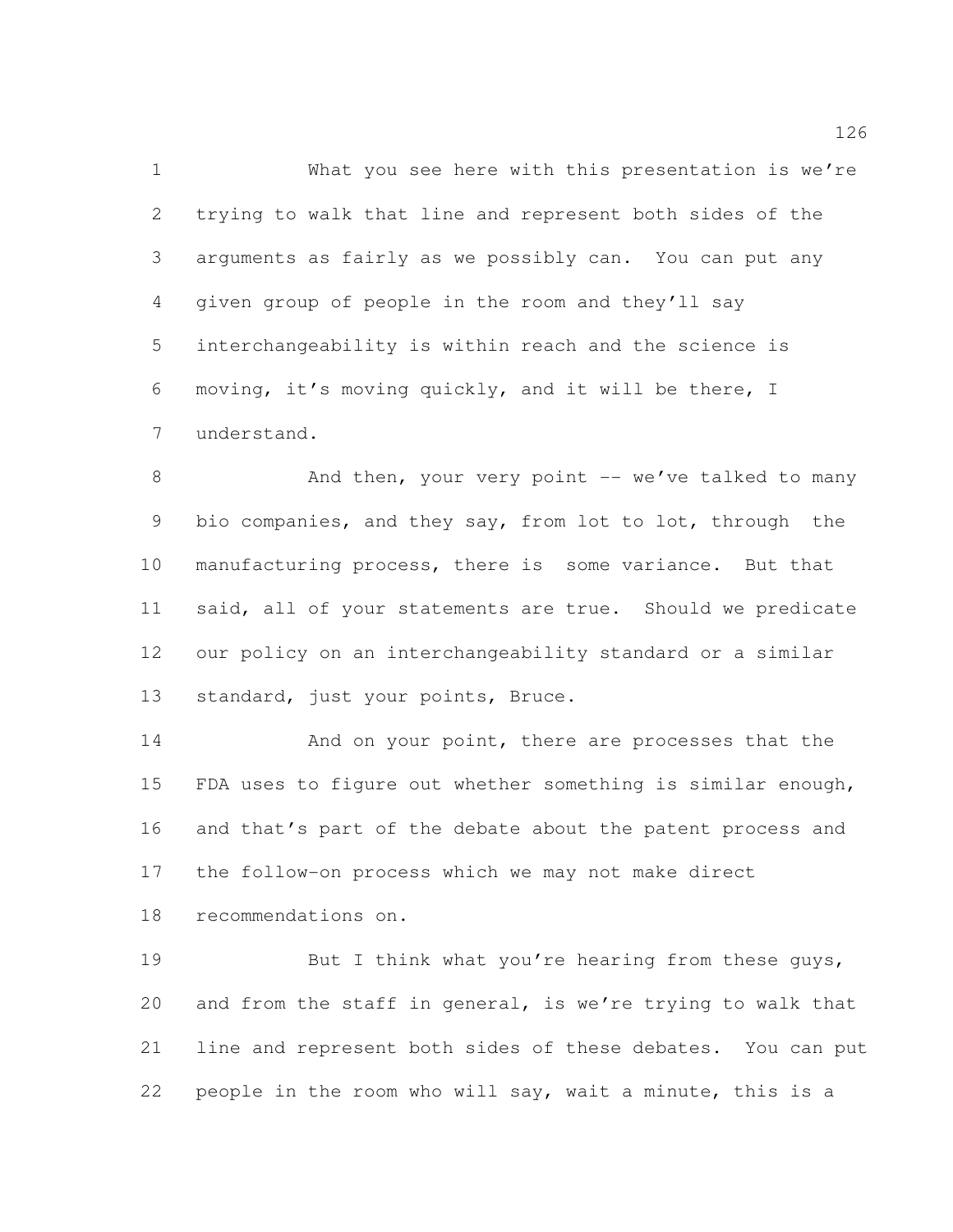What you see here with this presentation is we're trying to walk that line and represent both sides of the arguments as fairly as we possibly can. You can put any given group of people in the room and they'll say interchangeability is within reach and the science is moving, it's moving quickly, and it will be there, I understand.

And then, your very point -- we've talked to many bio companies, and they say, from lot to lot, through the manufacturing process, there is some variance. But that said, all of your statements are true. Should we predicate our policy on an interchangeability standard or a similar standard, just your points, Bruce.

And on your point, there are processes that the FDA uses to figure out whether something is similar enough, and that's part of the debate about the patent process and the follow-on process which we may not make direct recommendations on.

But I think what you're hearing from these guys, and from the staff in general, is we're trying to walk that line and represent both sides of these debates. You can put people in the room who will say, wait a minute, this is a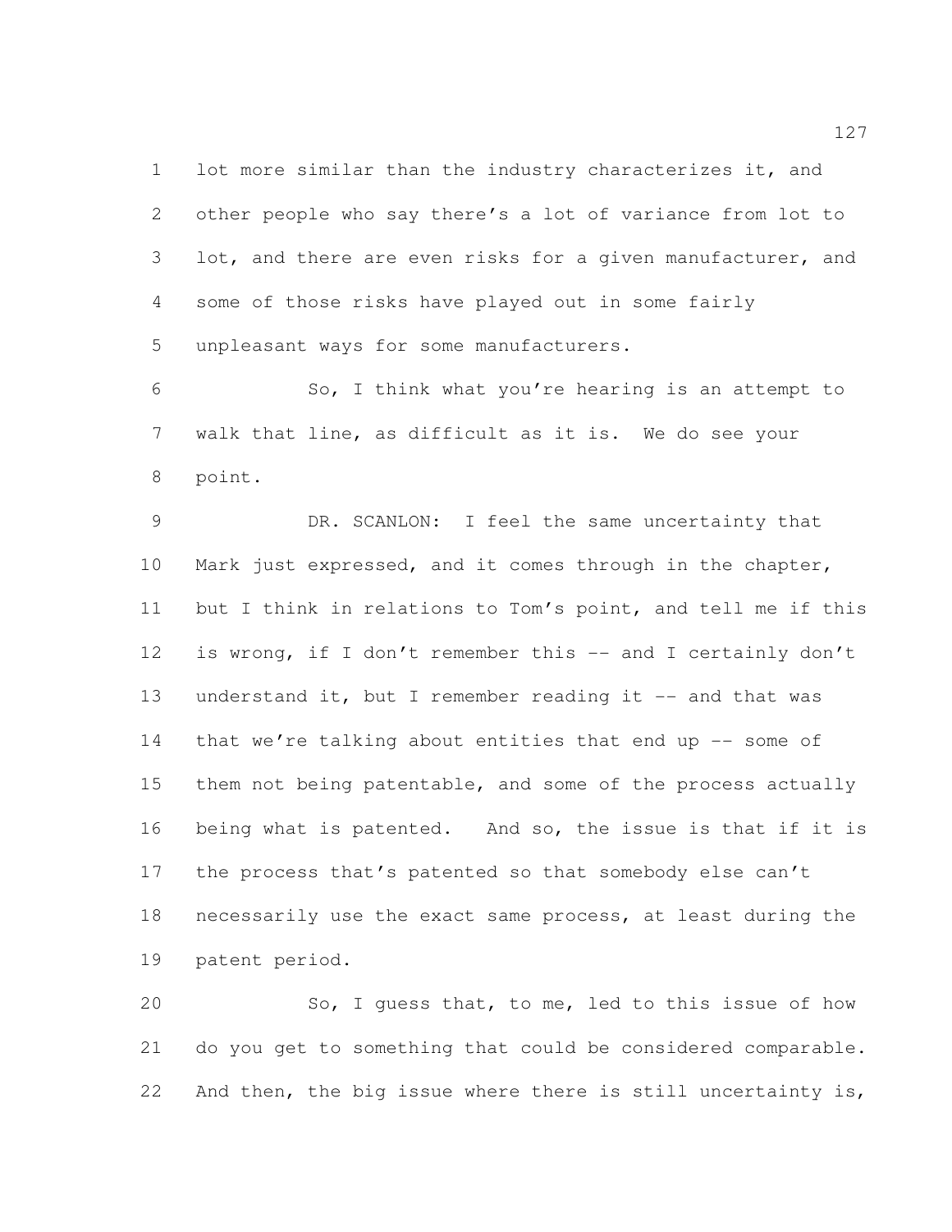lot more similar than the industry characterizes it, and other people who say there's a lot of variance from lot to lot, and there are even risks for a given manufacturer, and some of those risks have played out in some fairly unpleasant ways for some manufacturers.

So, I think what you're hearing is an attempt to walk that line, as difficult as it is. We do see your point.

DR. SCANLON: I feel the same uncertainty that Mark just expressed, and it comes through in the chapter, but I think in relations to Tom's point, and tell me if this is wrong, if I don't remember this -- and I certainly don't understand it, but I remember reading it -- and that was that we're talking about entities that end up -- some of them not being patentable, and some of the process actually being what is patented. And so, the issue is that if it is the process that's patented so that somebody else can't necessarily use the exact same process, at least during the patent period.

So, I guess that, to me, led to this issue of how do you get to something that could be considered comparable. And then, the big issue where there is still uncertainty is,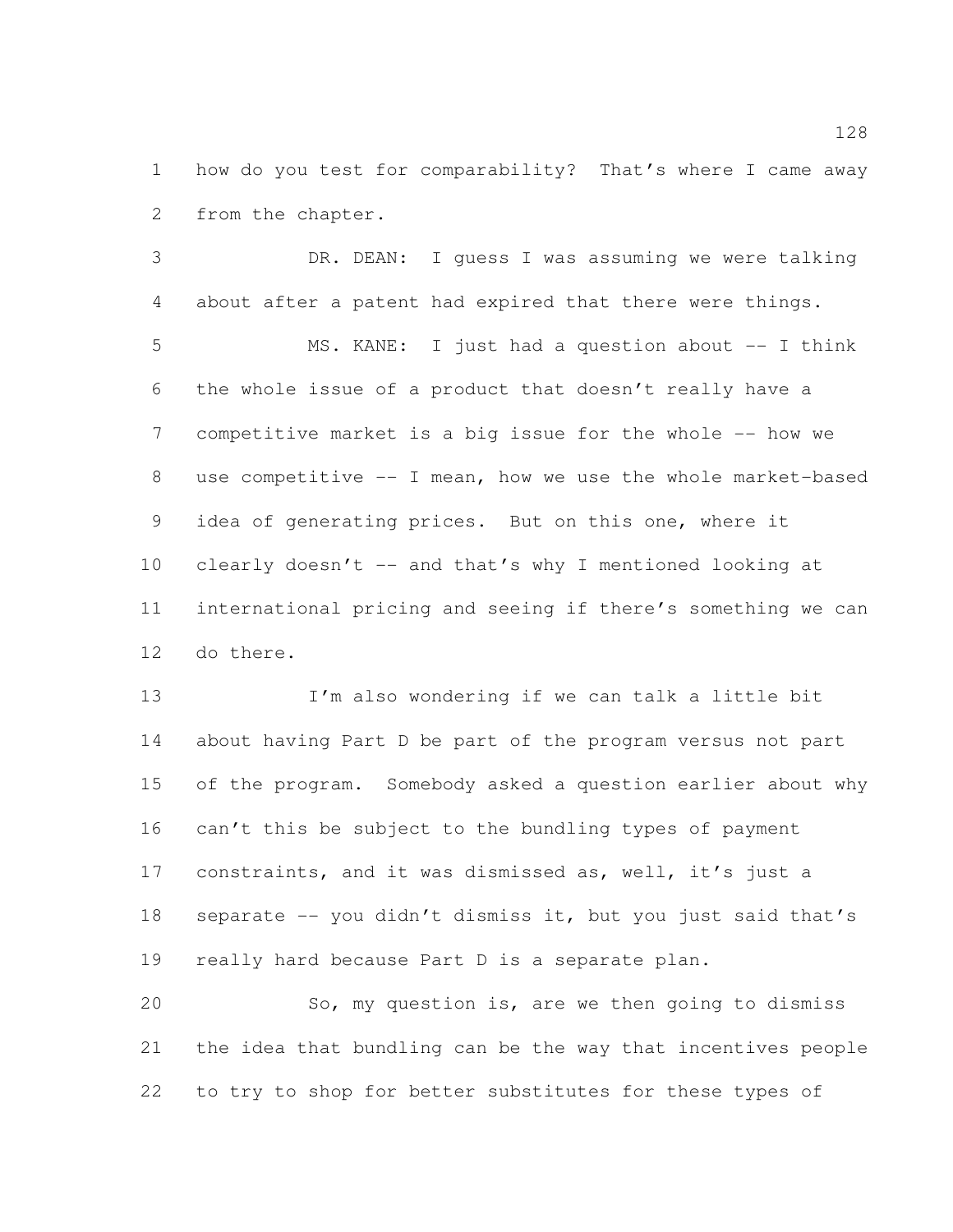how do you test for comparability? That's where I came away from the chapter.

DR. DEAN: I guess I was assuming we were talking about after a patent had expired that there were things.

MS. KANE: I just had a question about -- I think the whole issue of a product that doesn't really have a competitive market is a big issue for the whole -- how we use competitive -- I mean, how we use the whole market-based idea of generating prices. But on this one, where it clearly doesn't -- and that's why I mentioned looking at international pricing and seeing if there's something we can do there.

I'm also wondering if we can talk a little bit about having Part D be part of the program versus not part of the program. Somebody asked a question earlier about why can't this be subject to the bundling types of payment constraints, and it was dismissed as, well, it's just a separate -- you didn't dismiss it, but you just said that's really hard because Part D is a separate plan.

So, my question is, are we then going to dismiss the idea that bundling can be the way that incentives people to try to shop for better substitutes for these types of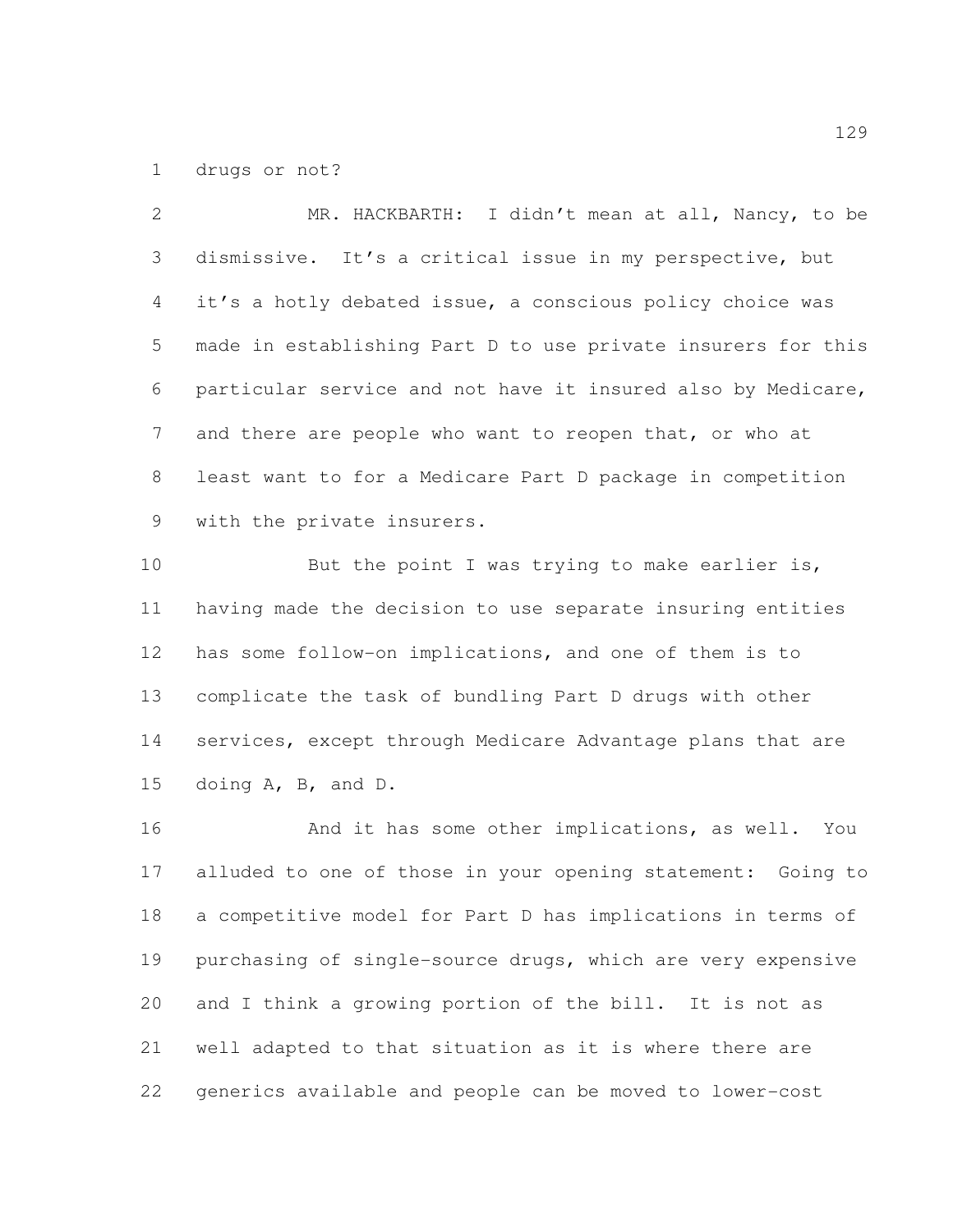drugs or not?

MR. HACKBARTH: I didn't mean at all, Nancy, to be dismissive. It's a critical issue in my perspective, but it's a hotly debated issue, a conscious policy choice was made in establishing Part D to use private insurers for this particular service and not have it insured also by Medicare, and there are people who want to reopen that, or who at least want to for a Medicare Part D package in competition with the private insurers.

But the point I was trying to make earlier is, having made the decision to use separate insuring entities has some follow-on implications, and one of them is to complicate the task of bundling Part D drugs with other services, except through Medicare Advantage plans that are doing A, B, and D.

And it has some other implications, as well. You alluded to one of those in your opening statement: Going to a competitive model for Part D has implications in terms of purchasing of single-source drugs, which are very expensive and I think a growing portion of the bill. It is not as well adapted to that situation as it is where there are generics available and people can be moved to lower-cost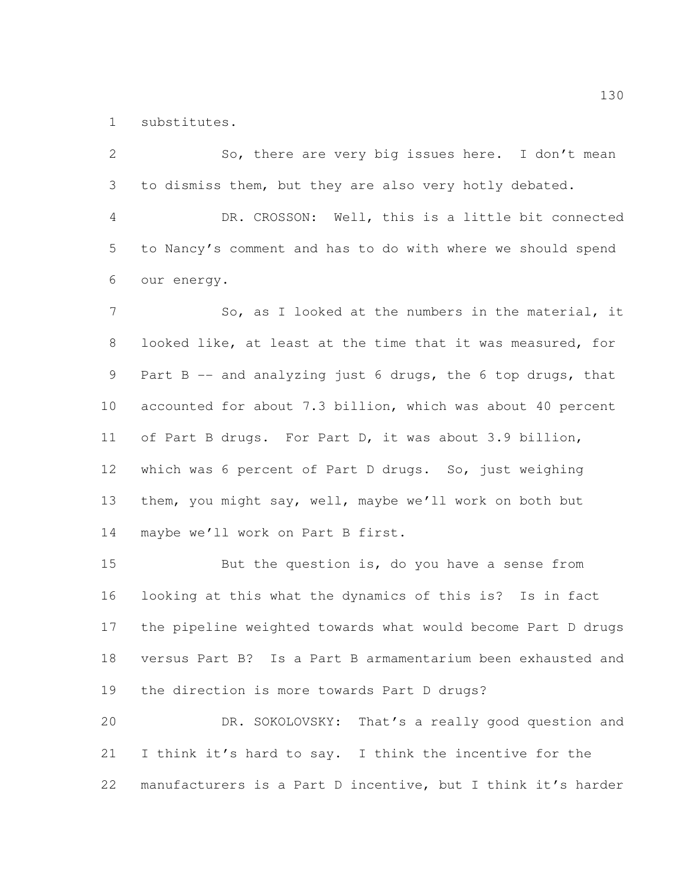substitutes.

So, there are very big issues here. I don't mean to dismiss them, but they are also very hotly debated.

DR. CROSSON: Well, this is a little bit connected to Nancy's comment and has to do with where we should spend our energy.

So, as I looked at the numbers in the material, it looked like, at least at the time that it was measured, for Part B -- and analyzing just 6 drugs, the 6 top drugs, that accounted for about 7.3 billion, which was about 40 percent of Part B drugs. For Part D, it was about 3.9 billion, which was 6 percent of Part D drugs. So, just weighing them, you might say, well, maybe we'll work on both but maybe we'll work on Part B first.

But the question is, do you have a sense from looking at this what the dynamics of this is? Is in fact the pipeline weighted towards what would become Part D drugs versus Part B? Is a Part B armamentarium been exhausted and the direction is more towards Part D drugs?

DR. SOKOLOVSKY: That's a really good question and I think it's hard to say. I think the incentive for the manufacturers is a Part D incentive, but I think it's harder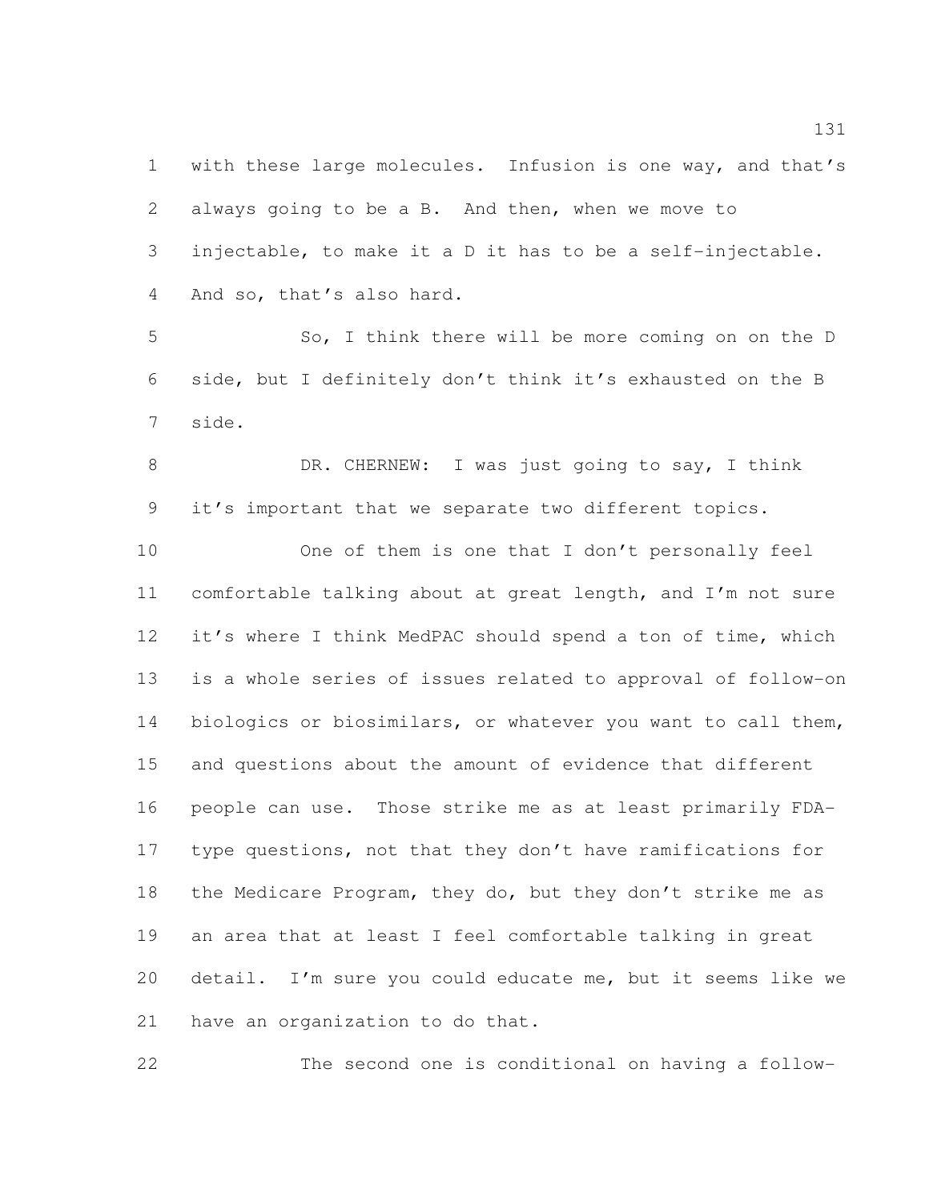with these large molecules. Infusion is one way, and that's always going to be a B. And then, when we move to injectable, to make it a D it has to be a self-injectable. And so, that's also hard.

So, I think there will be more coming on on the D side, but I definitely don't think it's exhausted on the B side.

DR. CHERNEW: I was just going to say, I think it's important that we separate two different topics.

One of them is one that I don't personally feel comfortable talking about at great length, and I'm not sure it's where I think MedPAC should spend a ton of time, which is a whole series of issues related to approval of follow-on biologics or biosimilars, or whatever you want to call them, and questions about the amount of evidence that different people can use. Those strike me as at least primarily FDA-type questions, not that they don't have ramifications for the Medicare Program, they do, but they don't strike me as an area that at least I feel comfortable talking in great detail. I'm sure you could educate me, but it seems like we have an organization to do that.

The second one is conditional on having a follow-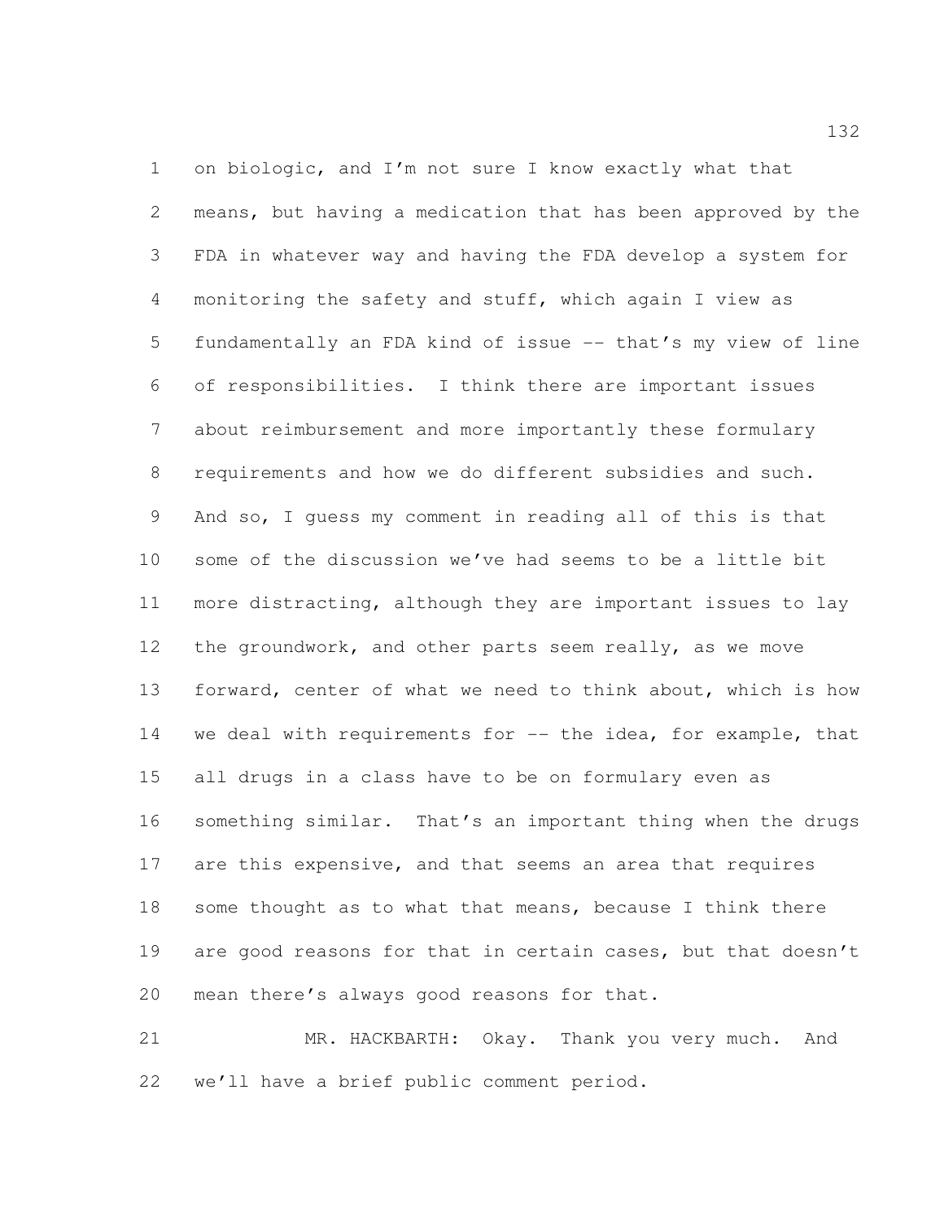on biologic, and I'm not sure I know exactly what that means, but having a medication that has been approved by the FDA in whatever way and having the FDA develop a system for monitoring the safety and stuff, which again I view as fundamentally an FDA kind of issue -- that's my view of line of responsibilities. I think there are important issues about reimbursement and more importantly these formulary requirements and how we do different subsidies and such. And so, I guess my comment in reading all of this is that some of the discussion we've had seems to be a little bit more distracting, although they are important issues to lay the groundwork, and other parts seem really, as we move forward, center of what we need to think about, which is how we deal with requirements for -- the idea, for example, that all drugs in a class have to be on formulary even as something similar. That's an important thing when the drugs are this expensive, and that seems an area that requires some thought as to what that means, because I think there are good reasons for that in certain cases, but that doesn't mean there's always good reasons for that.

MR. HACKBARTH: Okay. Thank you very much. And we'll have a brief public comment period.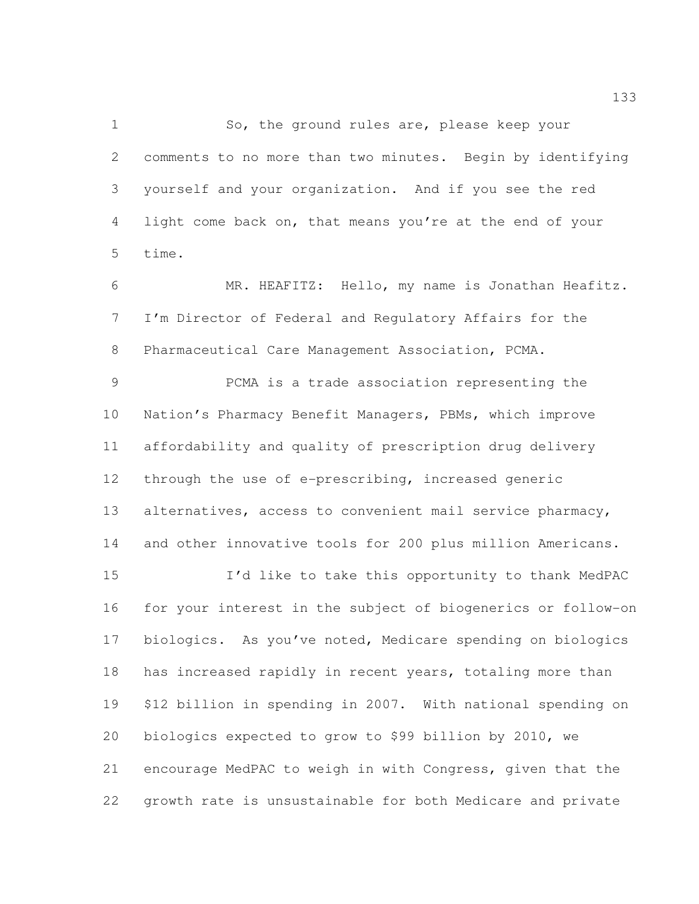So, the ground rules are, please keep your comments to no more than two minutes. Begin by identifying yourself and your organization. And if you see the red light come back on, that means you're at the end of your time.

MR. HEAFITZ: Hello, my name is Jonathan Heafitz. I'm Director of Federal and Regulatory Affairs for the Pharmaceutical Care Management Association, PCMA.

PCMA is a trade association representing the Nation's Pharmacy Benefit Managers, PBMs, which improve affordability and quality of prescription drug delivery through the use of e-prescribing, increased generic alternatives, access to convenient mail service pharmacy, and other innovative tools for 200 plus million Americans.

I'd like to take this opportunity to thank MedPAC for your interest in the subject of biogenerics or follow-on biologics. As you've noted, Medicare spending on biologics has increased rapidly in recent years, totaling more than $12 billion in spending in 2007. With national spending on biologics expected to grow to $99 billion by 2010, we encourage MedPAC to weigh in with Congress, given that the growth rate is unsustainable for both Medicare and private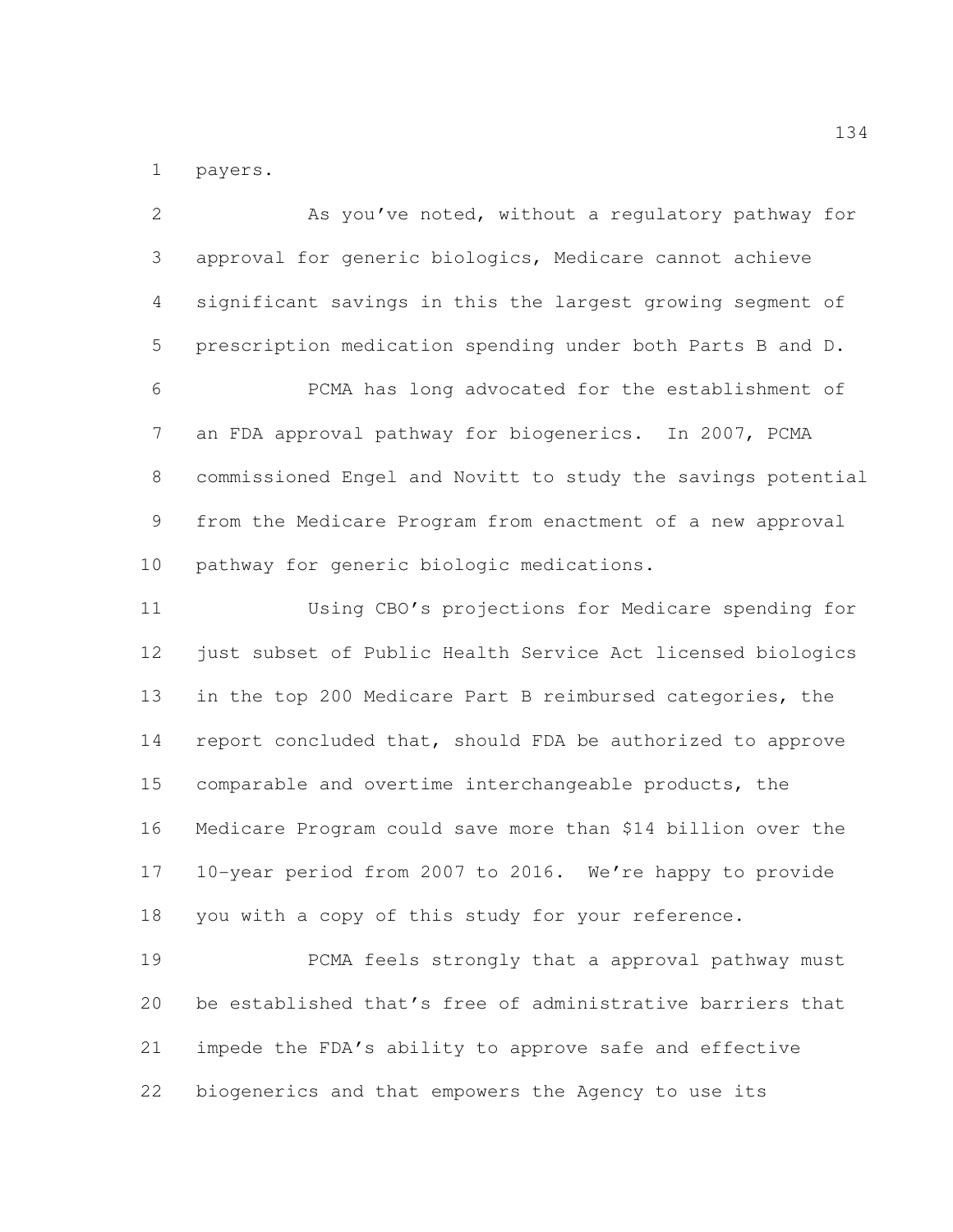payers.

As you've noted, without a regulatory pathway for approval for generic biologics, Medicare cannot achieve significant savings in this the largest growing segment of prescription medication spending under both Parts B and D.

PCMA has long advocated for the establishment of an FDA approval pathway for biogenerics. In 2007, PCMA commissioned Engel and Novitt to study the savings potential from the Medicare Program from enactment of a new approval pathway for generic biologic medications.

Using CBO's projections for Medicare spending for just subset of Public Health Service Act licensed biologics in the top 200 Medicare Part B reimbursed categories, the report concluded that, should FDA be authorized to approve comparable and overtime interchangeable products, the Medicare Program could save more than $14 billion over the 10-year period from 2007 to 2016. We're happy to provide you with a copy of this study for your reference.

PCMA feels strongly that a approval pathway must be established that's free of administrative barriers that impede the FDA's ability to approve safe and effective biogenerics and that empowers the Agency to use its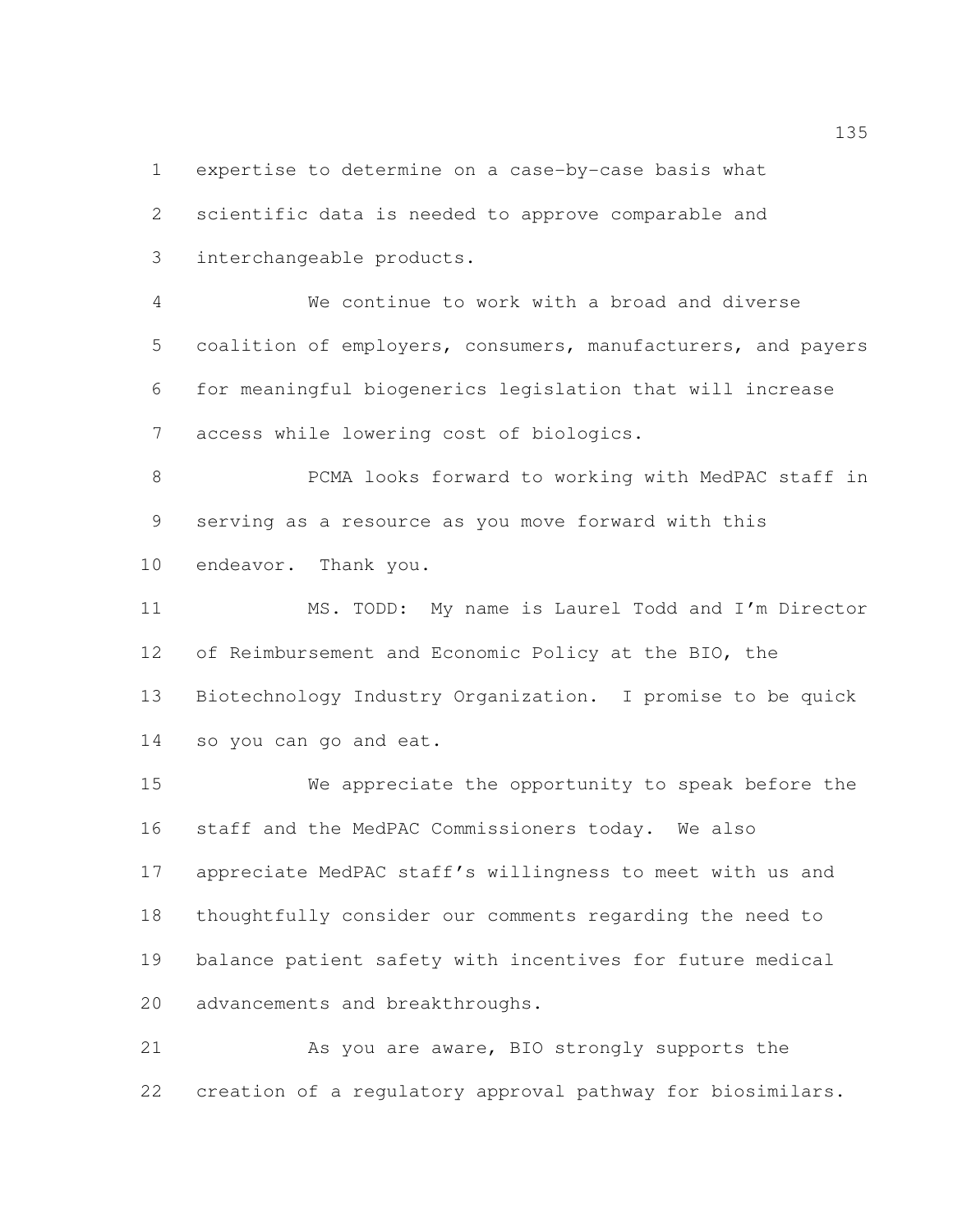expertise to determine on a case-by-case basis what scientific data is needed to approve comparable and interchangeable products.

We continue to work with a broad and diverse coalition of employers, consumers, manufacturers, and payers for meaningful biogenerics legislation that will increase access while lowering cost of biologics.

PCMA looks forward to working with MedPAC staff in serving as a resource as you move forward with this endeavor. Thank you.

MS. TODD: My name is Laurel Todd and I'm Director of Reimbursement and Economic Policy at the BIO, the Biotechnology Industry Organization. I promise to be quick so you can go and eat.

We appreciate the opportunity to speak before the staff and the MedPAC Commissioners today. We also appreciate MedPAC staff's willingness to meet with us and thoughtfully consider our comments regarding the need to balance patient safety with incentives for future medical advancements and breakthroughs.

As you are aware, BIO strongly supports the creation of a regulatory approval pathway for biosimilars.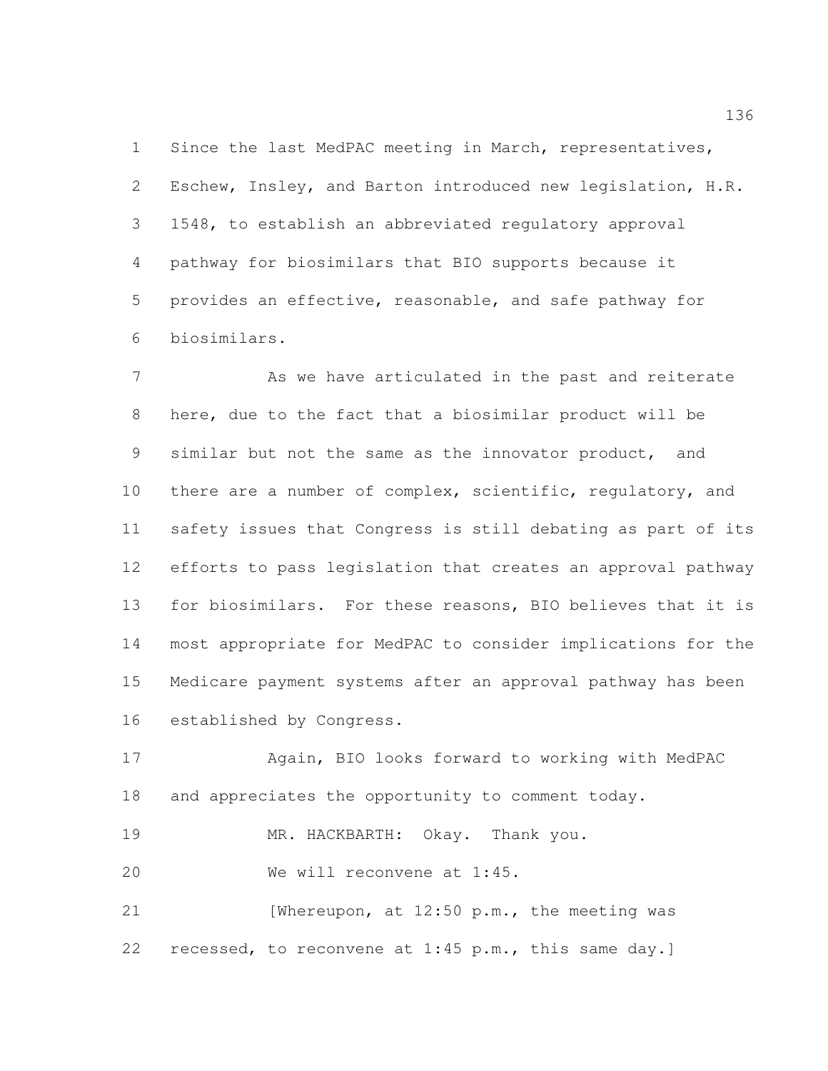Since the last MedPAC meeting in March, representatives, Eschew, Insley, and Barton introduced new legislation, H.R. 1548, to establish an abbreviated regulatory approval pathway for biosimilars that BIO supports because it provides an effective, reasonable, and safe pathway for biosimilars.

As we have articulated in the past and reiterate here, due to the fact that a biosimilar product will be similar but not the same as the innovator product, and there are a number of complex, scientific, regulatory, and safety issues that Congress is still debating as part of its efforts to pass legislation that creates an approval pathway for biosimilars. For these reasons, BIO believes that it is most appropriate for MedPAC to consider implications for the Medicare payment systems after an approval pathway has been established by Congress.

Again, BIO looks forward to working with MedPAC and appreciates the opportunity to comment today.

MR. HACKBARTH: Okay. Thank you.

We will reconvene at 1:45.

[Whereupon, at 12:50 p.m., the meeting was recessed, to reconvene at 1:45 p.m., this same day.]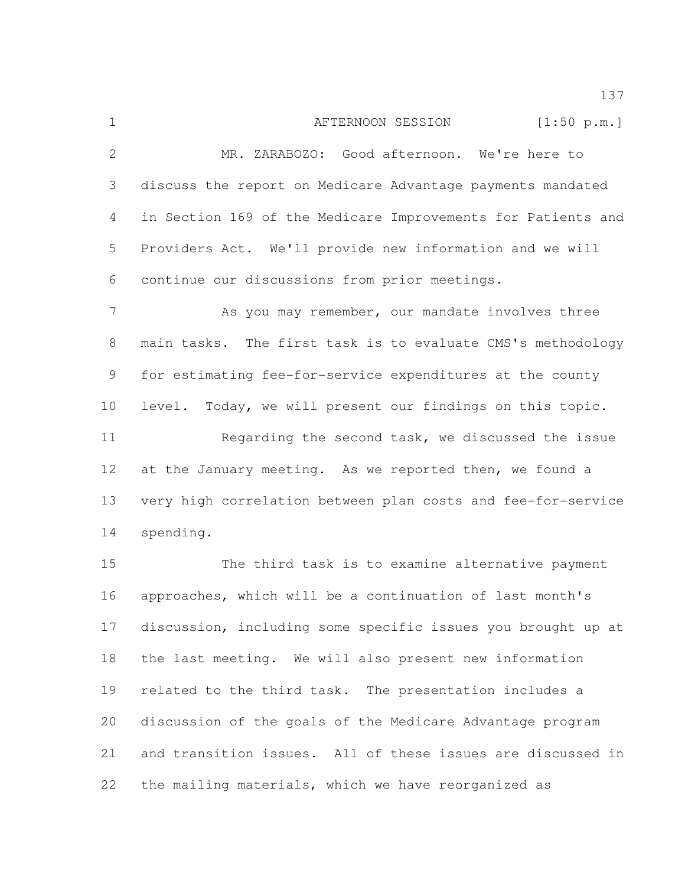AFTERNOON SESSION [1:50 p.m.]

MR. ZARABOZO: Good afternoon. We're here to discuss the report on Medicare Advantage payments mandated in Section 169 of the Medicare Improvements for Patients and Providers Act. We'll provide new information and we will continue our discussions from prior meetings.

As you may remember, our mandate involves three main tasks. The first task is to evaluate CMS's methodology for estimating fee-for-service expenditures at the county level. Today, we will present our findings on this topic.

Regarding the second task, we discussed the issue at the January meeting. As we reported then, we found a very high correlation between plan costs and fee-for-service spending.

The third task is to examine alternative payment approaches, which will be a continuation of last month's discussion, including some specific issues you brought up at the last meeting. We will also present new information related to the third task. The presentation includes a discussion of the goals of the Medicare Advantage program and transition issues. All of these issues are discussed in the mailing materials, which we have reorganized as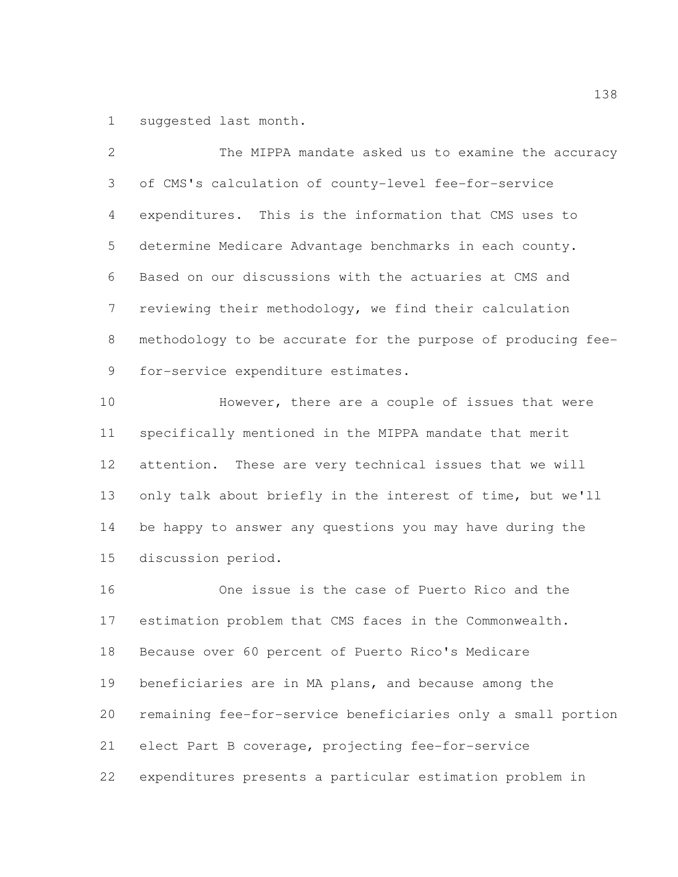suggested last month.

The MIPPA mandate asked us to examine the accuracy of CMS's calculation of county-level fee-for-service expenditures. This is the information that CMS uses to determine Medicare Advantage benchmarks in each county. Based on our discussions with the actuaries at CMS and reviewing their methodology, we find their calculation methodology to be accurate for the purpose of producing fee-for-service expenditure estimates.

However, there are a couple of issues that were specifically mentioned in the MIPPA mandate that merit attention. These are very technical issues that we will only talk about briefly in the interest of time, but we'll be happy to answer any questions you may have during the discussion period.

One issue is the case of Puerto Rico and the estimation problem that CMS faces in the Commonwealth. Because over 60 percent of Puerto Rico's Medicare beneficiaries are in MA plans, and because among the remaining fee-for-service beneficiaries only a small portion elect Part B coverage, projecting fee-for-service expenditures presents a particular estimation problem in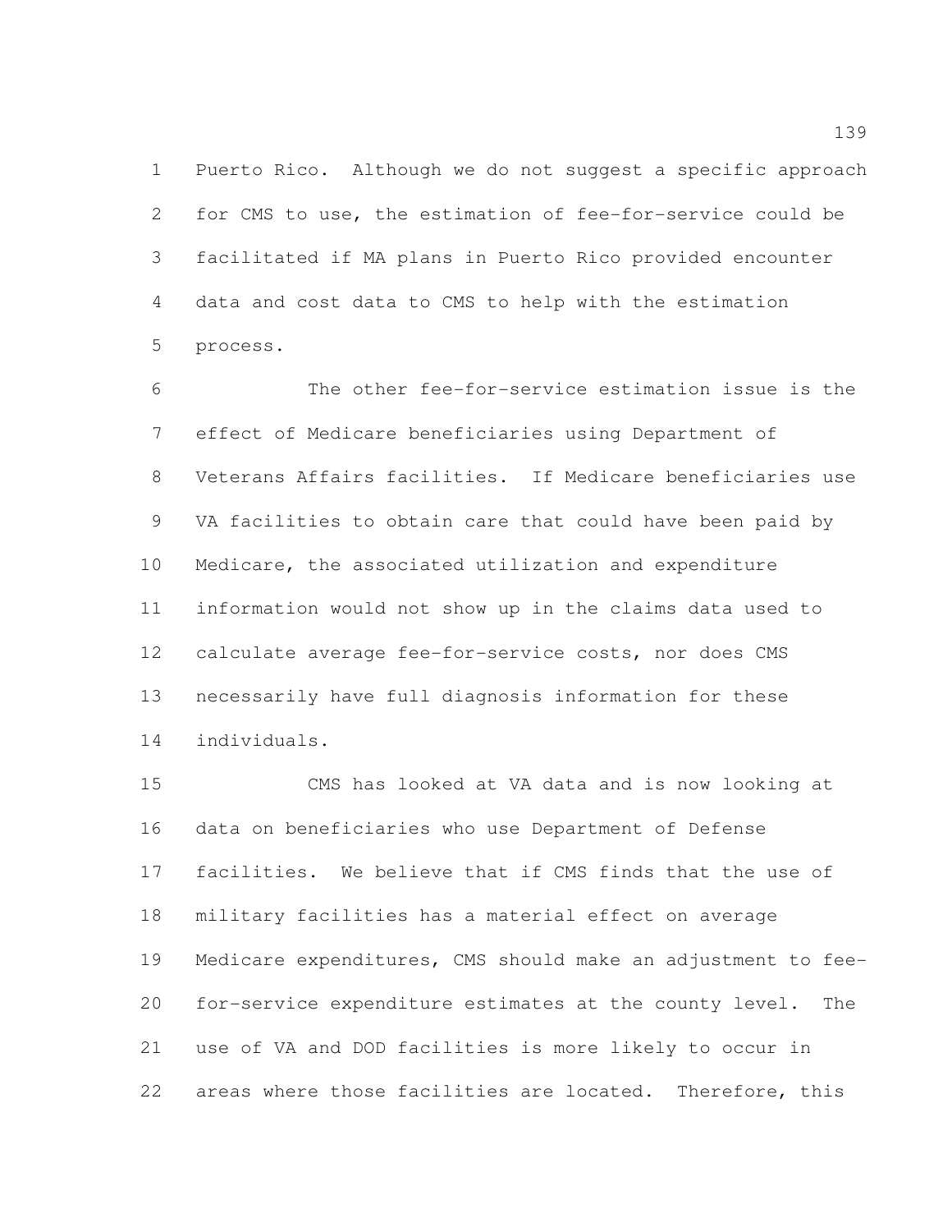Puerto Rico. Although we do not suggest a specific approach for CMS to use, the estimation of fee-for-service could be facilitated if MA plans in Puerto Rico provided encounter data and cost data to CMS to help with the estimation process.

The other fee-for-service estimation issue is the effect of Medicare beneficiaries using Department of Veterans Affairs facilities. If Medicare beneficiaries use VA facilities to obtain care that could have been paid by Medicare, the associated utilization and expenditure information would not show up in the claims data used to calculate average fee-for-service costs, nor does CMS necessarily have full diagnosis information for these individuals.

CMS has looked at VA data and is now looking at data on beneficiaries who use Department of Defense facilities. We believe that if CMS finds that the use of military facilities has a material effect on average Medicare expenditures, CMS should make an adjustment to fee-for-service expenditure estimates at the county level. The use of VA and DOD facilities is more likely to occur in areas where those facilities are located. Therefore, this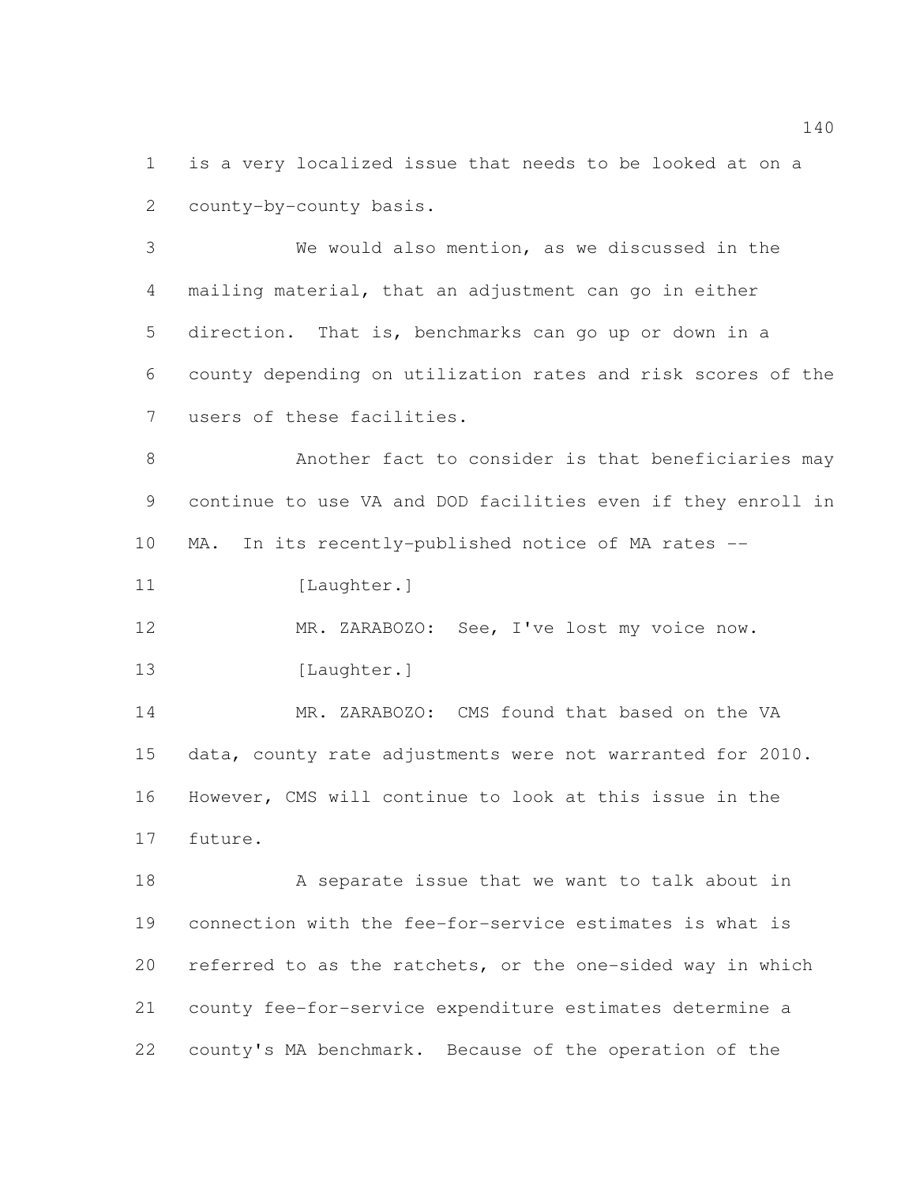is a very localized issue that needs to be looked at on a county-by-county basis.

We would also mention, as we discussed in the mailing material, that an adjustment can go in either direction. That is, benchmarks can go up or down in a county depending on utilization rates and risk scores of the users of these facilities.

Another fact to consider is that beneficiaries may continue to use VA and DOD facilities even if they enroll in MA. In its recently-published notice of MA rates --

[Laughter.]

MR. ZARABOZO: See, I've lost my voice now.

[Laughter.]

MR. ZARABOZO: CMS found that based on the VA data, county rate adjustments were not warranted for 2010. However, CMS will continue to look at this issue in the future.

A separate issue that we want to talk about in connection with the fee-for-service estimates is what is referred to as the ratchets, or the one-sided way in which county fee-for-service expenditure estimates determine a county's MA benchmark. Because of the operation of the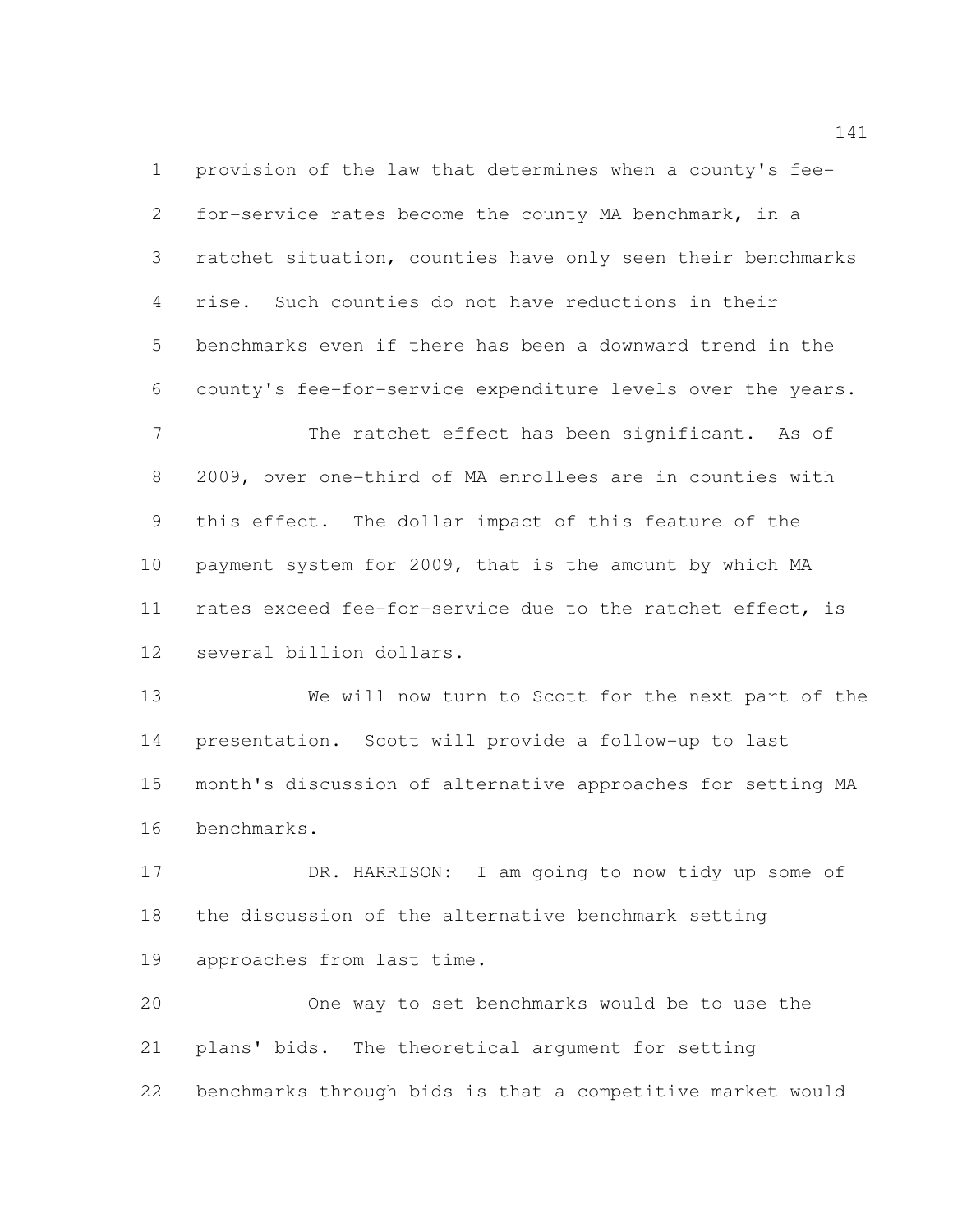provision of the law that determines when a county's fee-for-service rates become the county MA benchmark, in a ratchet situation, counties have only seen their benchmarks rise. Such counties do not have reductions in their benchmarks even if there has been a downward trend in the county's fee-for-service expenditure levels over the years.

The ratchet effect has been significant. As of 2009, over one-third of MA enrollees are in counties with this effect. The dollar impact of this feature of the payment system for 2009, that is the amount by which MA rates exceed fee-for-service due to the ratchet effect, is several billion dollars.

We will now turn to Scott for the next part of the presentation. Scott will provide a follow-up to last month's discussion of alternative approaches for setting MA benchmarks.

DR. HARRISON: I am going to now tidy up some of the discussion of the alternative benchmark setting approaches from last time.

One way to set benchmarks would be to use the plans' bids. The theoretical argument for setting benchmarks through bids is that a competitive market would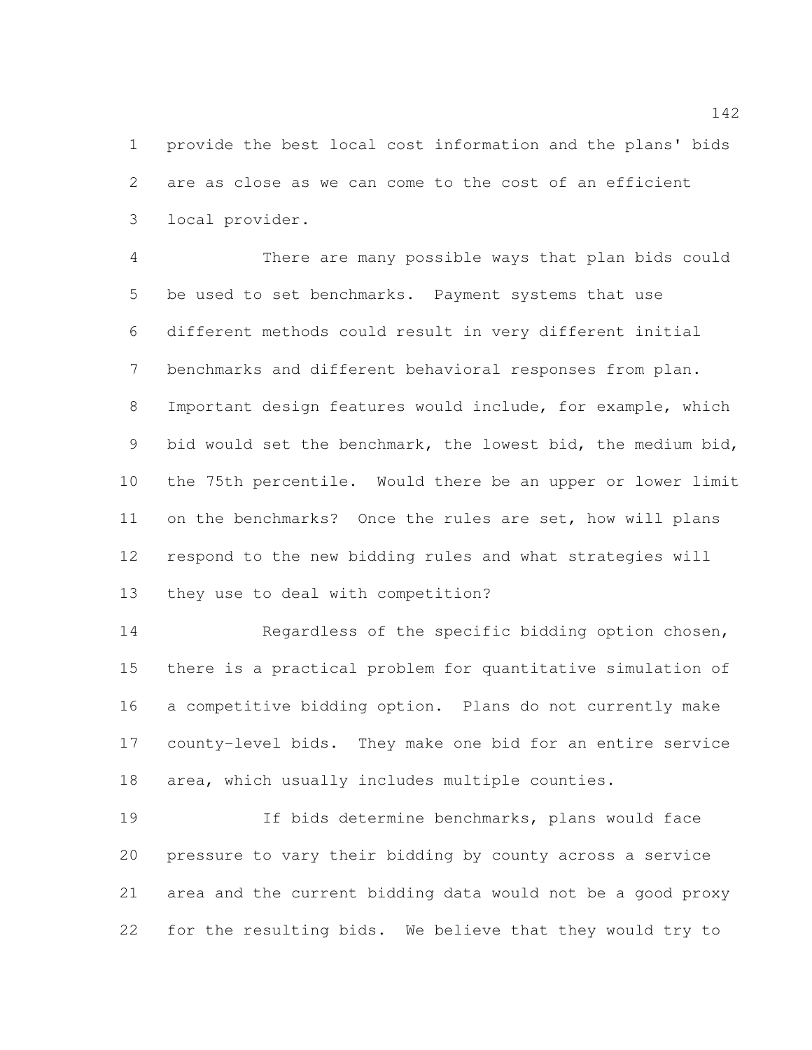provide the best local cost information and the plans' bids are as close as we can come to the cost of an efficient local provider.

There are many possible ways that plan bids could be used to set benchmarks. Payment systems that use different methods could result in very different initial benchmarks and different behavioral responses from plan. Important design features would include, for example, which bid would set the benchmark, the lowest bid, the medium bid, the 75th percentile. Would there be an upper or lower limit on the benchmarks? Once the rules are set, how will plans respond to the new bidding rules and what strategies will they use to deal with competition?

Regardless of the specific bidding option chosen, there is a practical problem for quantitative simulation of a competitive bidding option. Plans do not currently make county-level bids. They make one bid for an entire service area, which usually includes multiple counties.

If bids determine benchmarks, plans would face pressure to vary their bidding by county across a service area and the current bidding data would not be a good proxy for the resulting bids. We believe that they would try to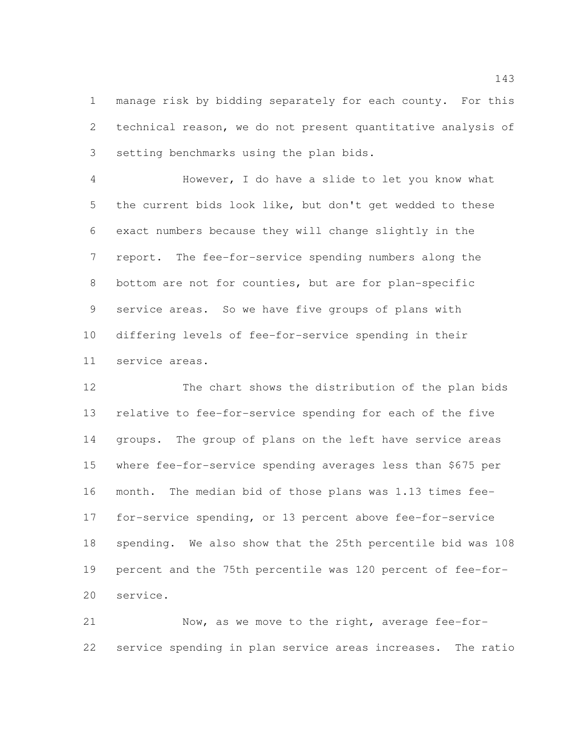manage risk by bidding separately for each county. For this technical reason, we do not present quantitative analysis of setting benchmarks using the plan bids.

However, I do have a slide to let you know what the current bids look like, but don't get wedded to these exact numbers because they will change slightly in the report. The fee-for-service spending numbers along the bottom are not for counties, but are for plan-specific service areas. So we have five groups of plans with differing levels of fee-for-service spending in their service areas.

The chart shows the distribution of the plan bids relative to fee-for-service spending for each of the five groups. The group of plans on the left have service areas where fee-for-service spending averages less than $675 per month. The median bid of those plans was 1.13 times fee-for-service spending, or 13 percent above fee-for-service spending. We also show that the 25th percentile bid was 108 percent and the 75th percentile was 120 percent of fee-for-service.

Now, as we move to the right, average fee-for-service spending in plan service areas increases. The ratio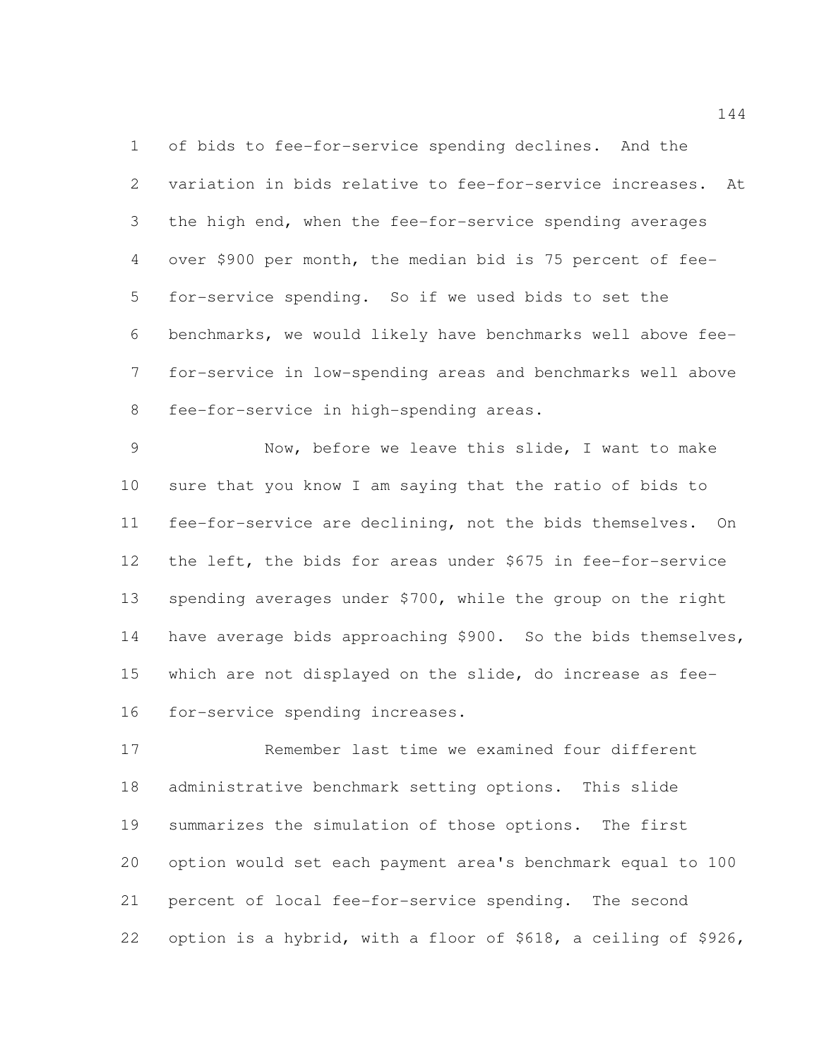of bids to fee-for-service spending declines. And the variation in bids relative to fee-for-service increases. At the high end, when the fee-for-service spending averages over $900 per month, the median bid is 75 percent of fee-for-service spending. So if we used bids to set the benchmarks, we would likely have benchmarks well above fee-for-service in low-spending areas and benchmarks well above fee-for-service in high-spending areas.

Now, before we leave this slide, I want to make sure that you know I am saying that the ratio of bids to fee-for-service are declining, not the bids themselves. On the left, the bids for areas under $675 in fee-for-service spending averages under $700, while the group on the right have average bids approaching $900. So the bids themselves, which are not displayed on the slide, do increase as fee-for-service spending increases.

Remember last time we examined four different administrative benchmark setting options. This slide summarizes the simulation of those options. The first option would set each payment area's benchmark equal to 100 percent of local fee-for-service spending. The second option is a hybrid, with a floor of $618, a ceiling of $926,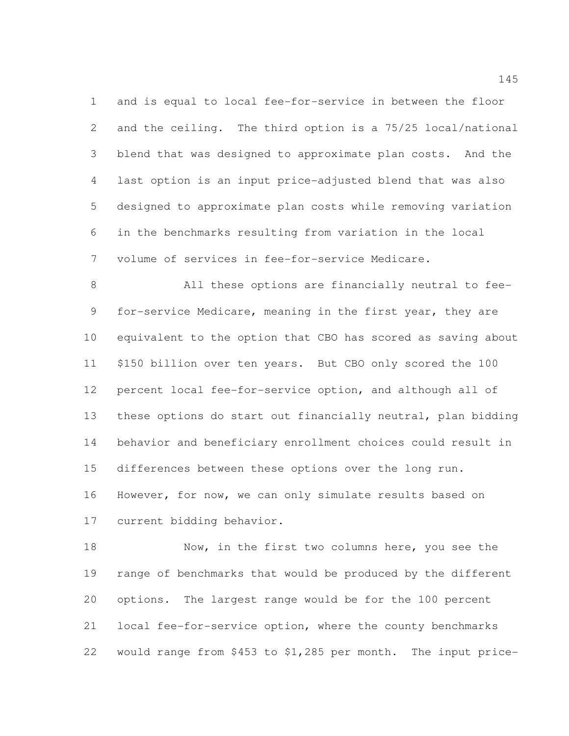and is equal to local fee-for-service in between the floor and the ceiling. The third option is a 75/25 local/national blend that was designed to approximate plan costs. And the last option is an input price-adjusted blend that was also designed to approximate plan costs while removing variation in the benchmarks resulting from variation in the local volume of services in fee-for-service Medicare.

All these options are financially neutral to fee-for-service Medicare, meaning in the first year, they are equivalent to the option that CBO has scored as saving about $150 billion over ten years. But CBO only scored the 100 percent local fee-for-service option, and although all of these options do start out financially neutral, plan bidding behavior and beneficiary enrollment choices could result in differences between these options over the long run. However, for now, we can only simulate results based on current bidding behavior.

Now, in the first two columns here, you see the range of benchmarks that would be produced by the different options. The largest range would be for the 100 percent local fee-for-service option, where the county benchmarks would range from $453 to $1,285 per month. The input price-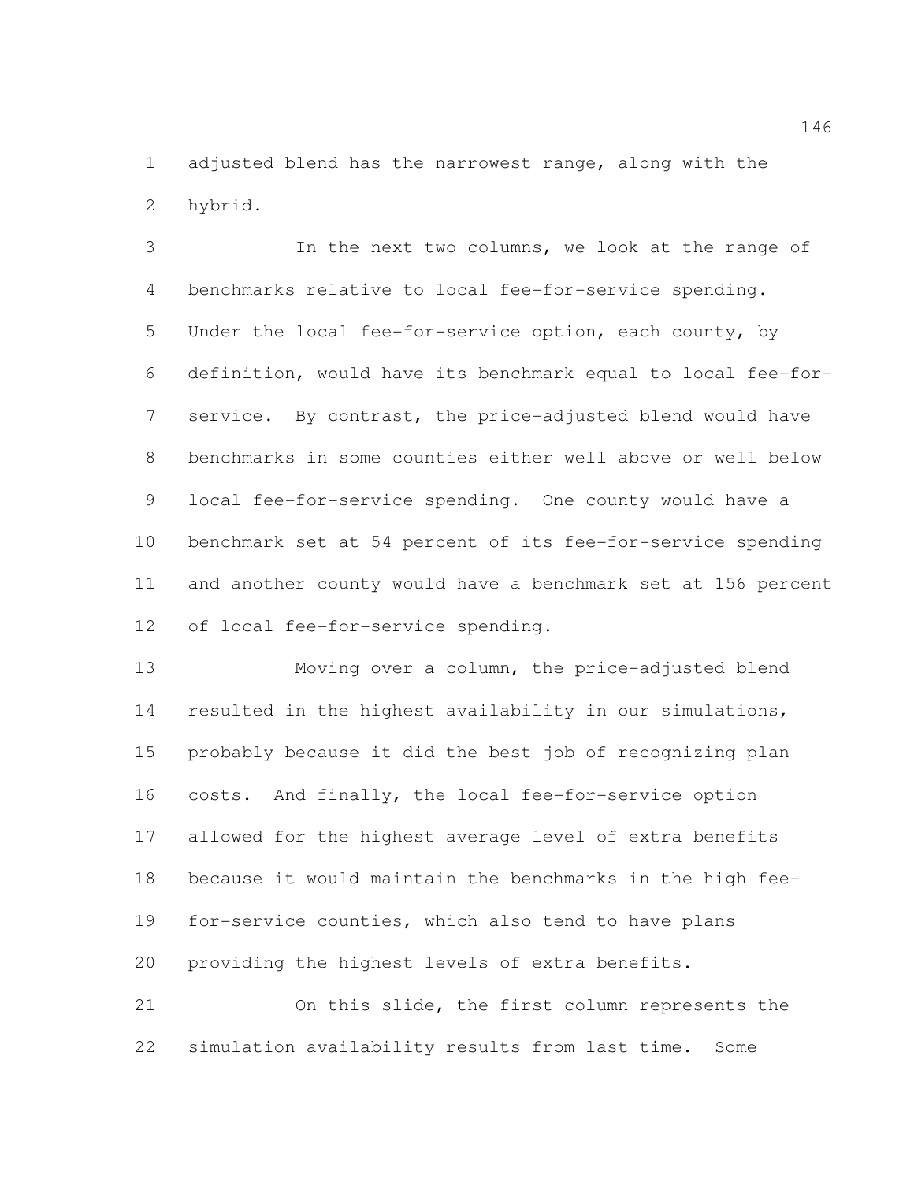adjusted blend has the narrowest range, along with the hybrid.

In the next two columns, we look at the range of benchmarks relative to local fee-for-service spending. Under the local fee-for-service option, each county, by definition, would have its benchmark equal to local fee-for-service. By contrast, the price-adjusted blend would have benchmarks in some counties either well above or well below local fee-for-service spending. One county would have a benchmark set at 54 percent of its fee-for-service spending and another county would have a benchmark set at 156 percent of local fee-for-service spending.

Moving over a column, the price-adjusted blend resulted in the highest availability in our simulations, probably because it did the best job of recognizing plan costs. And finally, the local fee-for-service option allowed for the highest average level of extra benefits because it would maintain the benchmarks in the high fee-for-service counties, which also tend to have plans providing the highest levels of extra benefits.

On this slide, the first column represents the simulation availability results from last time. Some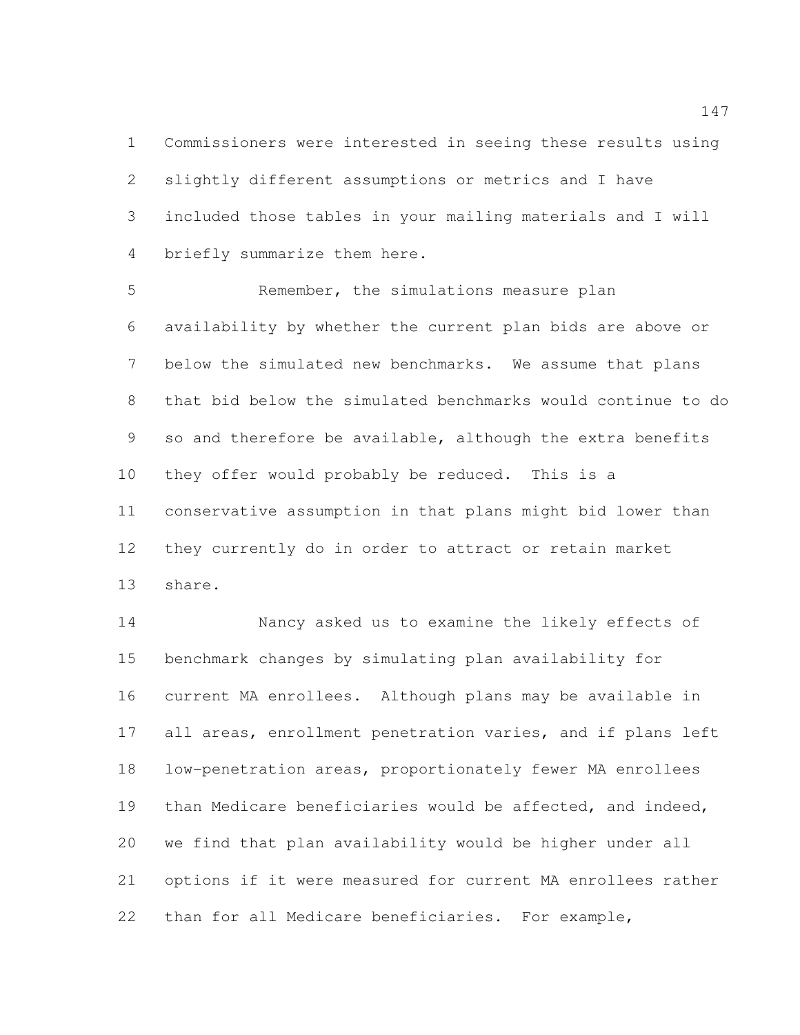Commissioners were interested in seeing these results using slightly different assumptions or metrics and I have included those tables in your mailing materials and I will briefly summarize them here.

Remember, the simulations measure plan availability by whether the current plan bids are above or below the simulated new benchmarks. We assume that plans that bid below the simulated benchmarks would continue to do so and therefore be available, although the extra benefits they offer would probably be reduced. This is a conservative assumption in that plans might bid lower than they currently do in order to attract or retain market share.

Nancy asked us to examine the likely effects of benchmark changes by simulating plan availability for current MA enrollees. Although plans may be available in all areas, enrollment penetration varies, and if plans left low-penetration areas, proportionately fewer MA enrollees than Medicare beneficiaries would be affected, and indeed, we find that plan availability would be higher under all options if it were measured for current MA enrollees rather than for all Medicare beneficiaries. For example,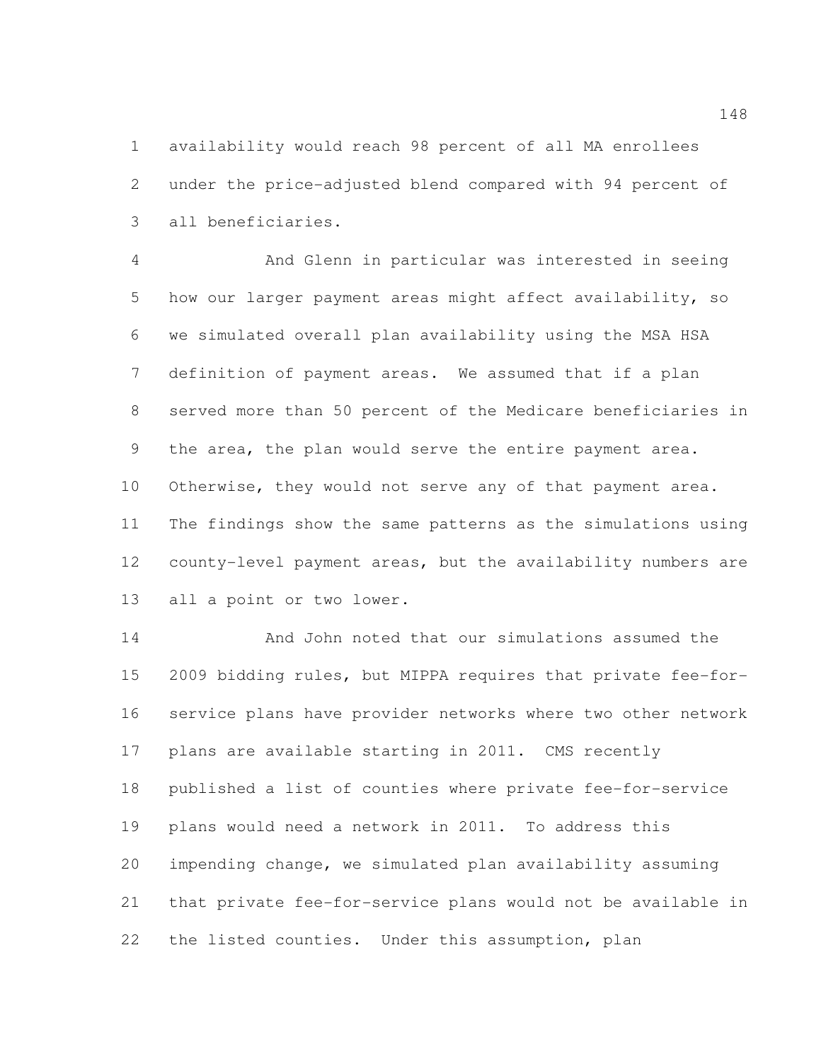availability would reach 98 percent of all MA enrollees under the price-adjusted blend compared with 94 percent of all beneficiaries.

And Glenn in particular was interested in seeing how our larger payment areas might affect availability, so we simulated overall plan availability using the MSA HSA definition of payment areas. We assumed that if a plan served more than 50 percent of the Medicare beneficiaries in the area, the plan would serve the entire payment area. Otherwise, they would not serve any of that payment area. The findings show the same patterns as the simulations using county-level payment areas, but the availability numbers are all a point or two lower.

And John noted that our simulations assumed the 2009 bidding rules, but MIPPA requires that private fee-for-service plans have provider networks where two other network plans are available starting in 2011. CMS recently published a list of counties where private fee-for-service plans would need a network in 2011. To address this impending change, we simulated plan availability assuming that private fee-for-service plans would not be available in the listed counties. Under this assumption, plan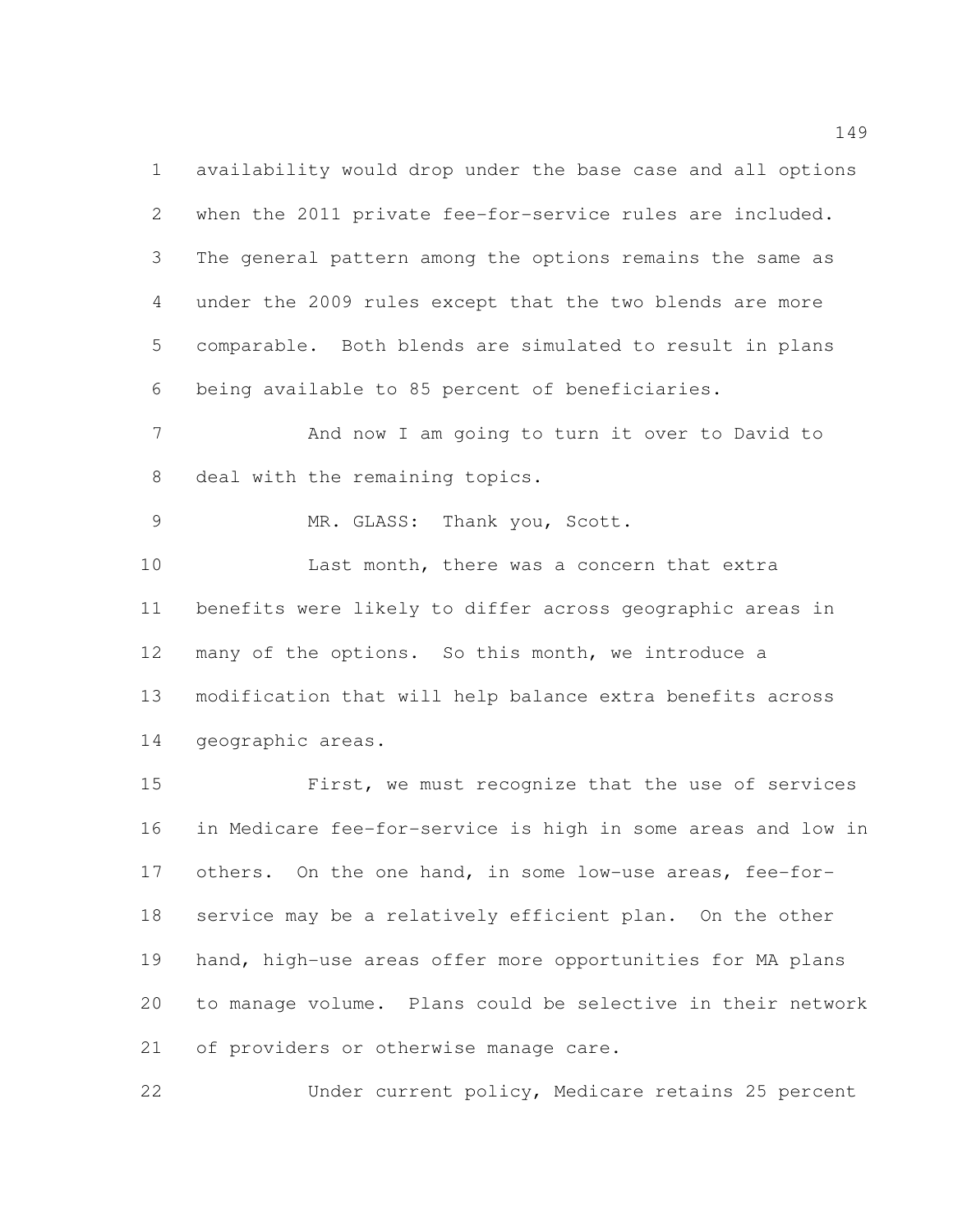availability would drop under the base case and all options when the 2011 private fee-for-service rules are included. The general pattern among the options remains the same as under the 2009 rules except that the two blends are more comparable. Both blends are simulated to result in plans being available to 85 percent of beneficiaries.

And now I am going to turn it over to David to deal with the remaining topics.

MR. GLASS: Thank you, Scott.

Last month, there was a concern that extra benefits were likely to differ across geographic areas in many of the options. So this month, we introduce a modification that will help balance extra benefits across geographic areas.

First, we must recognize that the use of services in Medicare fee-for-service is high in some areas and low in others. On the one hand, in some low-use areas, fee-for-service may be a relatively efficient plan. On the other hand, high-use areas offer more opportunities for MA plans to manage volume. Plans could be selective in their network of providers or otherwise manage care.

Under current policy, Medicare retains 25 percent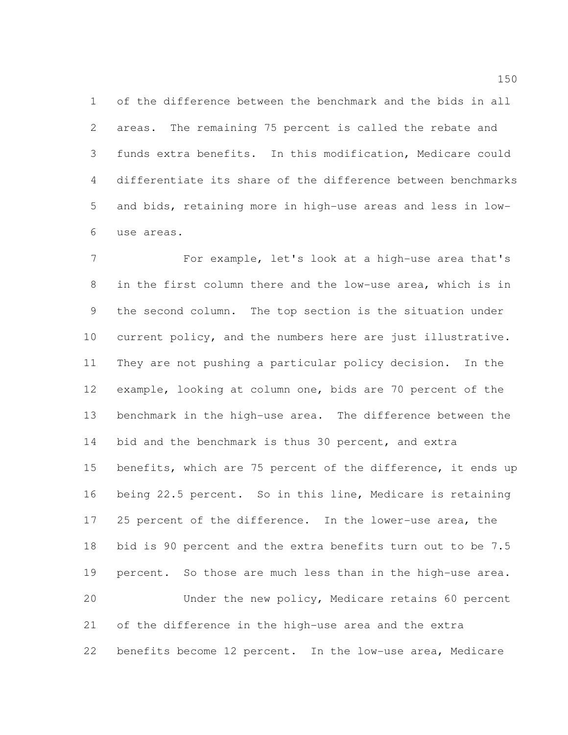of the difference between the benchmark and the bids in all areas. The remaining 75 percent is called the rebate and funds extra benefits. In this modification, Medicare could differentiate its share of the difference between benchmarks and bids, retaining more in high-use areas and less in low-use areas.

For example, let's look at a high-use area that's in the first column there and the low-use area, which is in the second column. The top section is the situation under current policy, and the numbers here are just illustrative. They are not pushing a particular policy decision. In the example, looking at column one, bids are 70 percent of the benchmark in the high-use area. The difference between the bid and the benchmark is thus 30 percent, and extra benefits, which are 75 percent of the difference, it ends up being 22.5 percent. So in this line, Medicare is retaining 25 percent of the difference. In the lower-use area, the bid is 90 percent and the extra benefits turn out to be 7.5 percent. So those are much less than in the high-use area.

Under the new policy, Medicare retains 60 percent of the difference in the high-use area and the extra benefits become 12 percent. In the low-use area, Medicare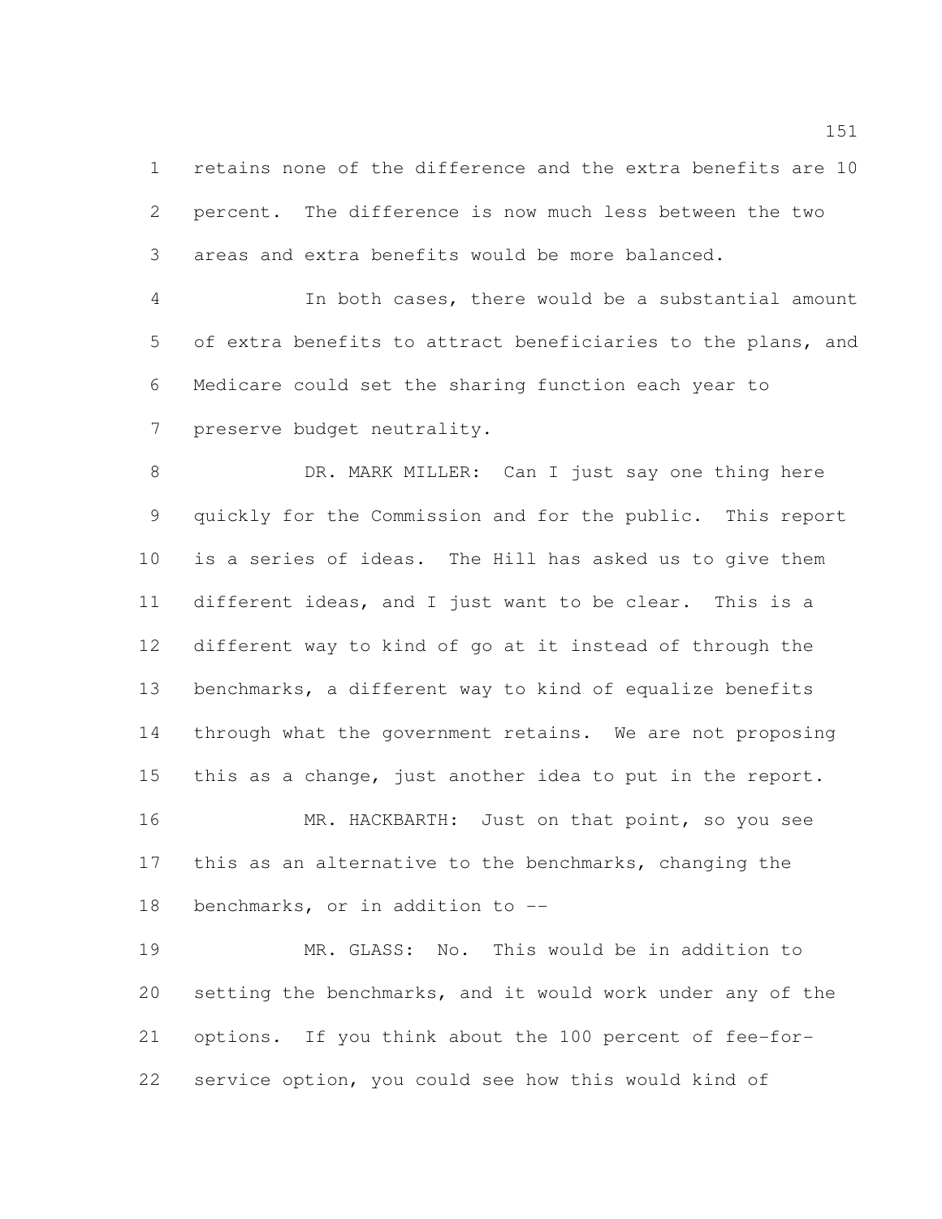retains none of the difference and the extra benefits are 10 percent. The difference is now much less between the two areas and extra benefits would be more balanced.

In both cases, there would be a substantial amount of extra benefits to attract beneficiaries to the plans, and Medicare could set the sharing function each year to preserve budget neutrality.

DR. MARK MILLER: Can I just say one thing here quickly for the Commission and for the public. This report is a series of ideas. The Hill has asked us to give them different ideas, and I just want to be clear. This is a different way to kind of go at it instead of through the benchmarks, a different way to kind of equalize benefits through what the government retains. We are not proposing this as a change, just another idea to put in the report.

MR. HACKBARTH: Just on that point, so you see this as an alternative to the benchmarks, changing the benchmarks, or in addition to --

MR. GLASS: No. This would be in addition to setting the benchmarks, and it would work under any of the options. If you think about the 100 percent of fee-for-service option, you could see how this would kind of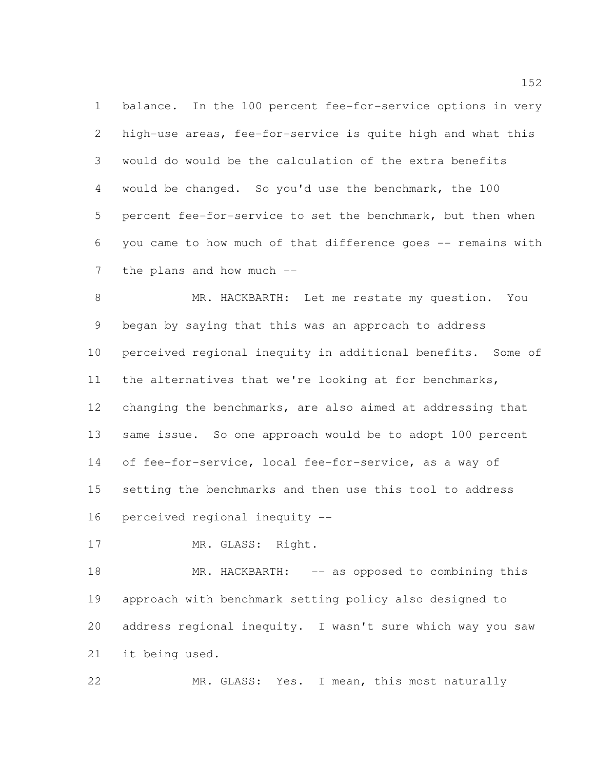balance. In the 100 percent fee-for-service options in very high-use areas, fee-for-service is quite high and what this would do would be the calculation of the extra benefits would be changed. So you'd use the benchmark, the 100 percent fee-for-service to set the benchmark, but then when you came to how much of that difference goes -- remains with the plans and how much --

MR. HACKBARTH: Let me restate my question. You began by saying that this was an approach to address perceived regional inequity in additional benefits. Some of the alternatives that we're looking at for benchmarks, changing the benchmarks, are also aimed at addressing that same issue. So one approach would be to adopt 100 percent of fee-for-service, local fee-for-service, as a way of setting the benchmarks and then use this tool to address perceived regional inequity --

MR. GLASS: Right.

MR. HACKBARTH: -- as opposed to combining this approach with benchmark setting policy also designed to address regional inequity. I wasn't sure which way you saw it being used.

MR. GLASS: Yes. I mean, this most naturally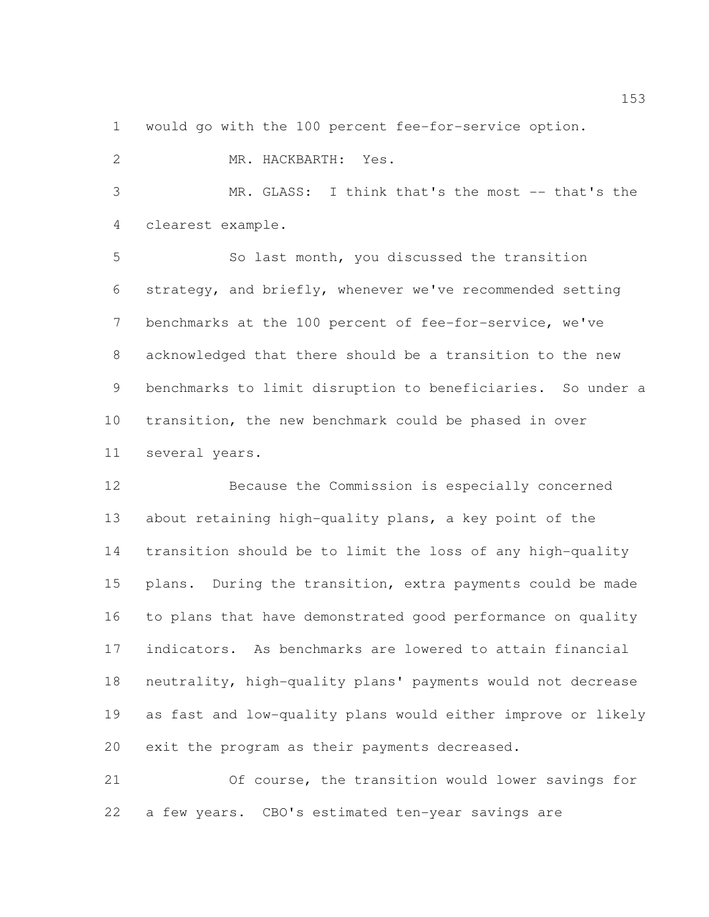would go with the 100 percent fee-for-service option.

MR. HACKBARTH: Yes.

MR. GLASS: I think that's the most -- that's the clearest example.

So last month, you discussed the transition strategy, and briefly, whenever we've recommended setting benchmarks at the 100 percent of fee-for-service, we've acknowledged that there should be a transition to the new benchmarks to limit disruption to beneficiaries. So under a transition, the new benchmark could be phased in over several years.

Because the Commission is especially concerned about retaining high-quality plans, a key point of the transition should be to limit the loss of any high-quality plans. During the transition, extra payments could be made to plans that have demonstrated good performance on quality indicators. As benchmarks are lowered to attain financial neutrality, high-quality plans' payments would not decrease as fast and low-quality plans would either improve or likely exit the program as their payments decreased.

Of course, the transition would lower savings for a few years. CBO's estimated ten-year savings are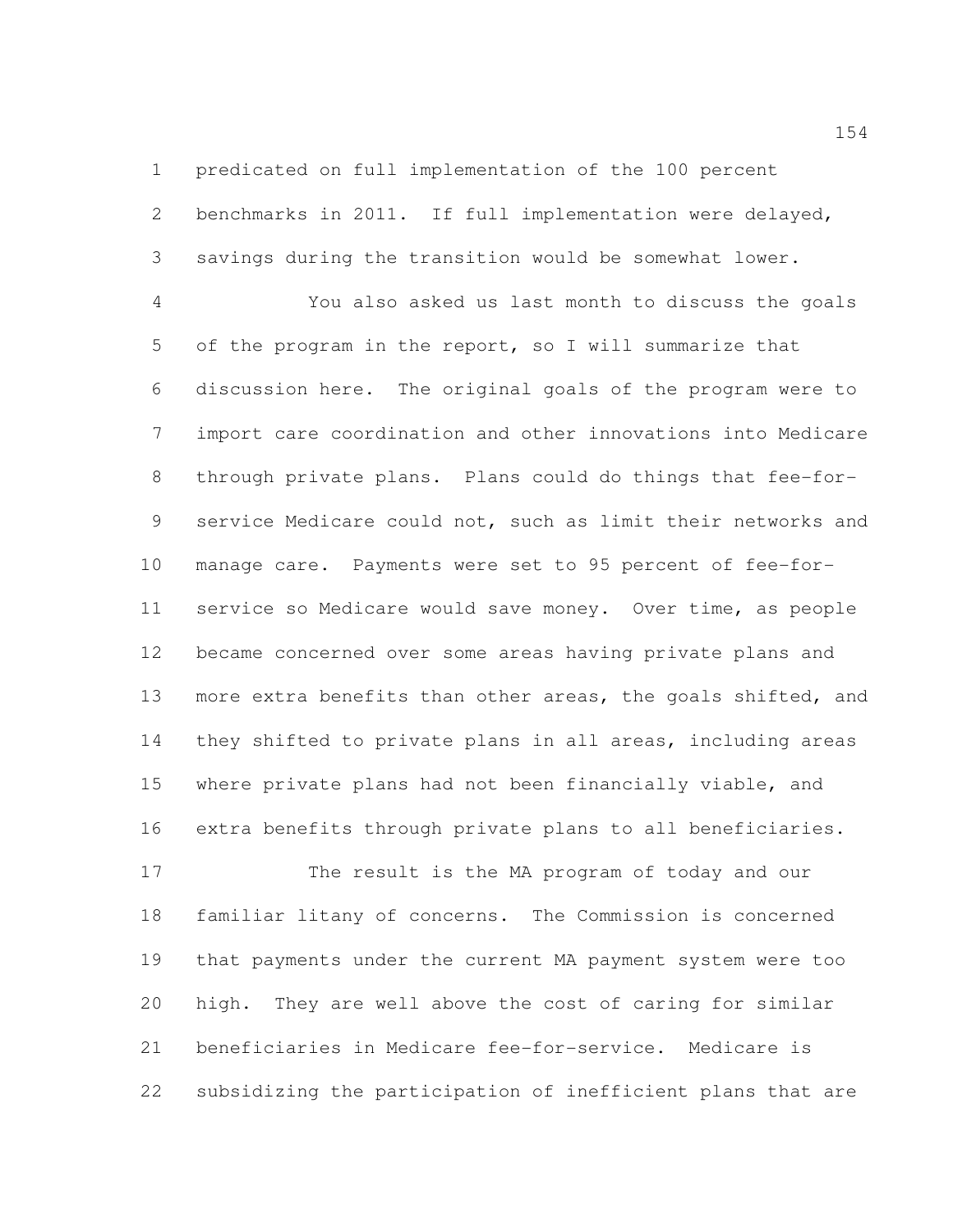predicated on full implementation of the 100 percent benchmarks in 2011. If full implementation were delayed, savings during the transition would be somewhat lower.

You also asked us last month to discuss the goals of the program in the report, so I will summarize that discussion here. The original goals of the program were to import care coordination and other innovations into Medicare through private plans. Plans could do things that fee-for-service Medicare could not, such as limit their networks and manage care. Payments were set to 95 percent of fee-for-service so Medicare would save money. Over time, as people became concerned over some areas having private plans and more extra benefits than other areas, the goals shifted, and they shifted to private plans in all areas, including areas where private plans had not been financially viable, and extra benefits through private plans to all beneficiaries.

The result is the MA program of today and our familiar litany of concerns. The Commission is concerned that payments under the current MA payment system were too high. They are well above the cost of caring for similar beneficiaries in Medicare fee-for-service. Medicare is subsidizing the participation of inefficient plans that are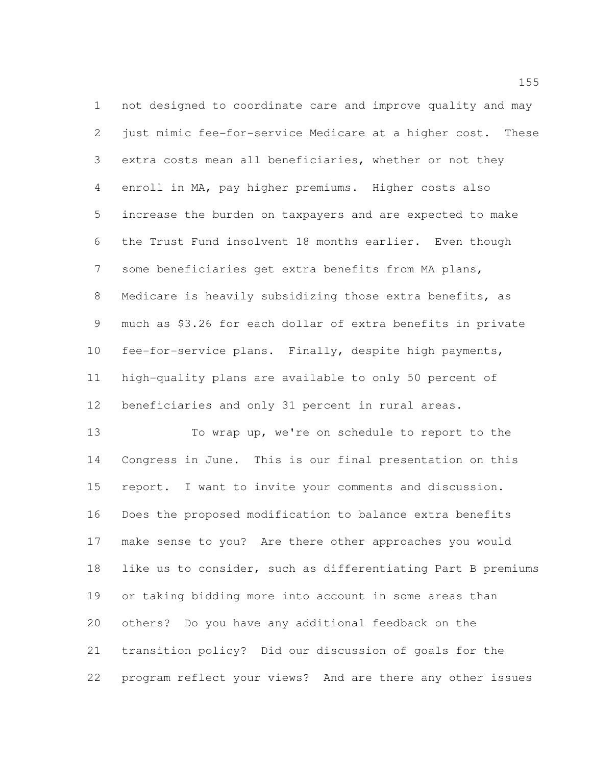not designed to coordinate care and improve quality and may just mimic fee-for-service Medicare at a higher cost. These extra costs mean all beneficiaries, whether or not they enroll in MA, pay higher premiums. Higher costs also increase the burden on taxpayers and are expected to make the Trust Fund insolvent 18 months earlier. Even though some beneficiaries get extra benefits from MA plans, Medicare is heavily subsidizing those extra benefits, as much as $3.26 for each dollar of extra benefits in private fee-for-service plans. Finally, despite high payments, high-quality plans are available to only 50 percent of beneficiaries and only 31 percent in rural areas.

To wrap up, we're on schedule to report to the Congress in June. This is our final presentation on this report. I want to invite your comments and discussion. Does the proposed modification to balance extra benefits make sense to you? Are there other approaches you would like us to consider, such as differentiating Part B premiums or taking bidding more into account in some areas than others? Do you have any additional feedback on the transition policy? Did our discussion of goals for the program reflect your views? And are there any other issues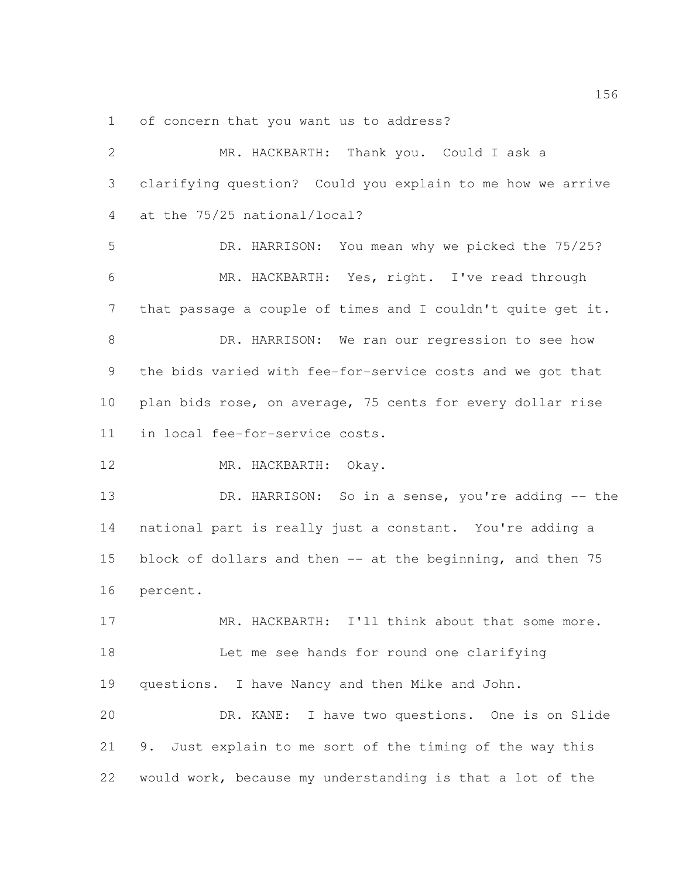of concern that you want us to address?

MR. HACKBARTH: Thank you. Could I ask a clarifying question? Could you explain to me how we arrive at the 75/25 national/local?

DR. HARRISON: You mean why we picked the 75/25?

MR. HACKBARTH: Yes, right. I've read through that passage a couple of times and I couldn't quite get it.

DR. HARRISON: We ran our regression to see how the bids varied with fee-for-service costs and we got that plan bids rose, on average, 75 cents for every dollar rise in local fee-for-service costs.

MR. HACKBARTH: Okay.

DR. HARRISON: So in a sense, you're adding -- the national part is really just a constant. You're adding a block of dollars and then -- at the beginning, and then 75 percent.

MR. HACKBARTH: I'll think about that some more.

Let me see hands for round one clarifying questions. I have Nancy and then Mike and John.

DR. KANE: I have two questions. One is on Slide 9. Just explain to me sort of the timing of the way this would work, because my understanding is that a lot of the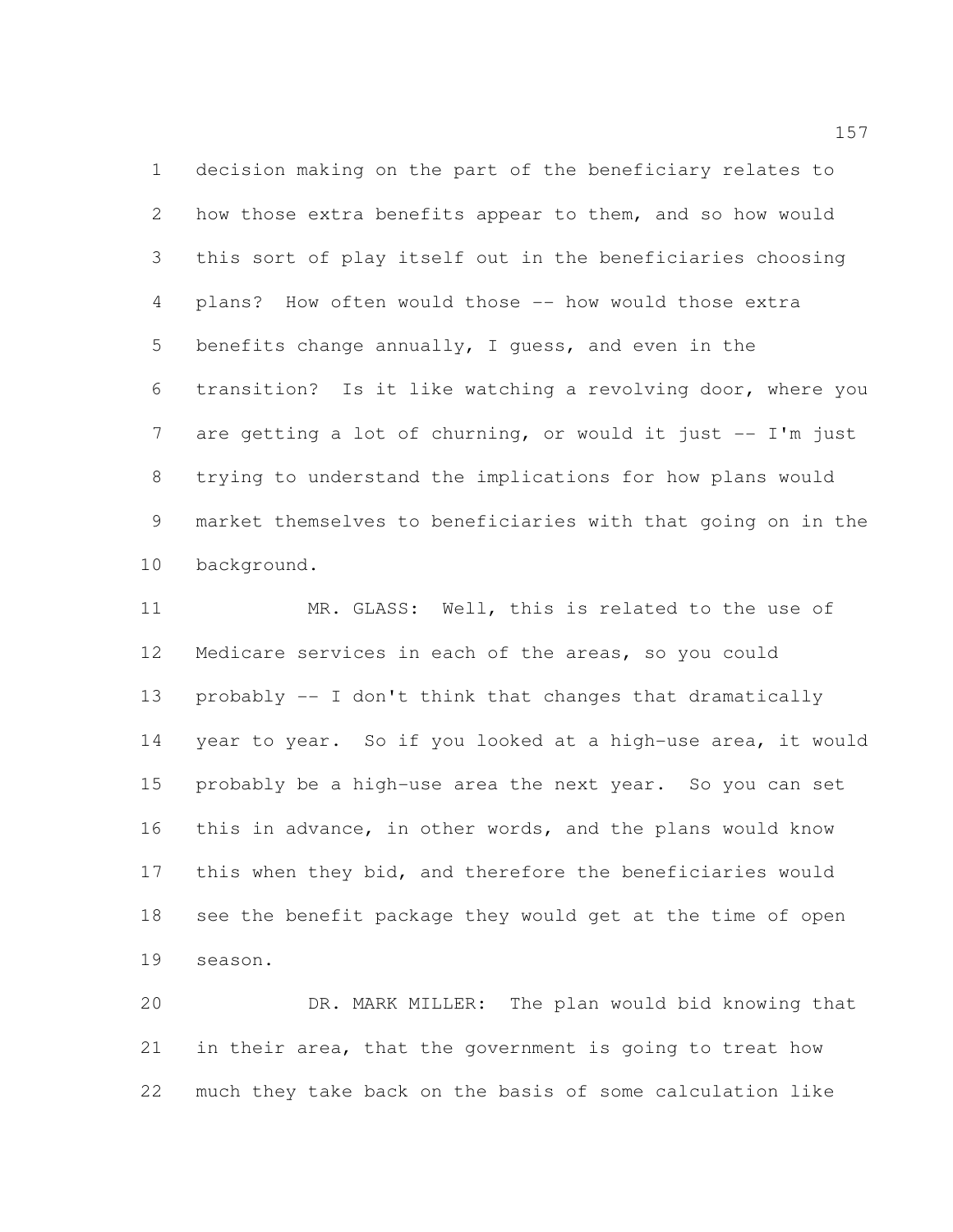decision making on the part of the beneficiary relates to how those extra benefits appear to them, and so how would this sort of play itself out in the beneficiaries choosing plans? How often would those -- how would those extra benefits change annually, I guess, and even in the transition? Is it like watching a revolving door, where you are getting a lot of churning, or would it just -- I'm just trying to understand the implications for how plans would market themselves to beneficiaries with that going on in the background.

MR. GLASS: Well, this is related to the use of Medicare services in each of the areas, so you could probably -- I don't think that changes that dramatically year to year. So if you looked at a high-use area, it would probably be a high-use area the next year. So you can set this in advance, in other words, and the plans would know this when they bid, and therefore the beneficiaries would see the benefit package they would get at the time of open season.

DR. MARK MILLER: The plan would bid knowing that in their area, that the government is going to treat how much they take back on the basis of some calculation like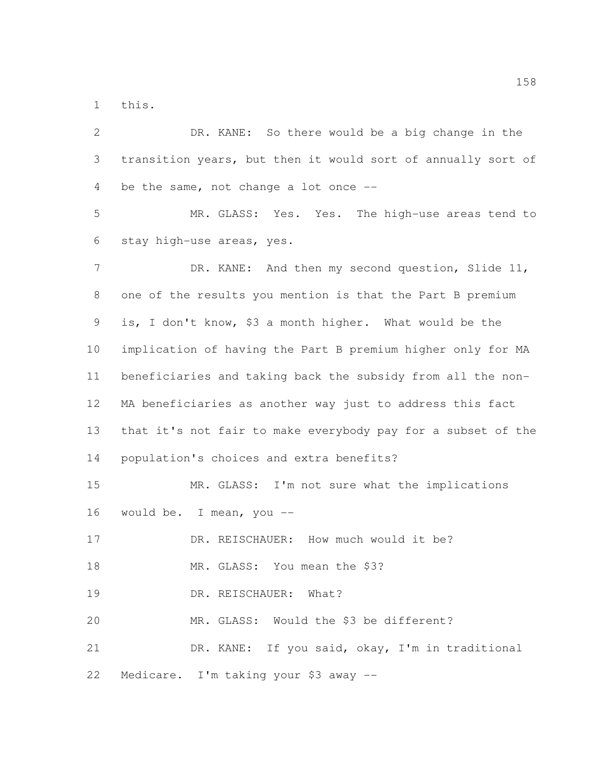this.

DR. KANE: So there would be a big change in the transition years, but then it would sort of annually sort of be the same, not change a lot once --

MR. GLASS: Yes. Yes. The high-use areas tend to stay high-use areas, yes.

DR. KANE: And then my second question, Slide 11, one of the results you mention is that the Part B premium is, I don't know, $3 a month higher. What would be the implication of having the Part B premium higher only for MA beneficiaries and taking back the subsidy from all the non-MA beneficiaries as another way just to address this fact that it's not fair to make everybody pay for a subset of the population's choices and extra benefits?

MR. GLASS: I'm not sure what the implications would be. I mean, you --

DR. REISCHAUER: How much would it be?

MR. GLASS: You mean the $3?

DR. REISCHAUER: What?

MR. GLASS: Would the $3 be different?

DR. KANE: If you said, okay, I'm in traditional Medicare. I'm taking your $3 away --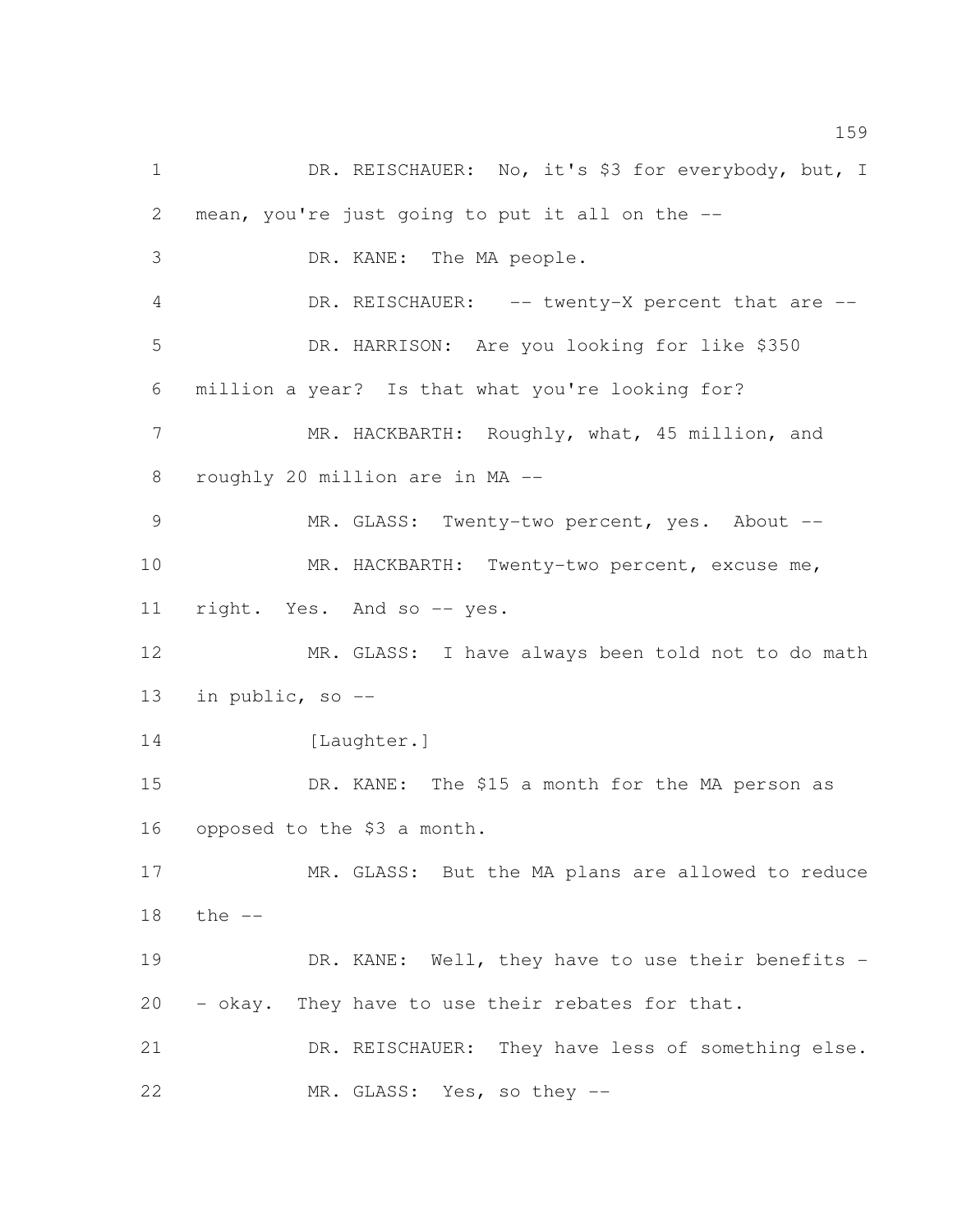DR. REISCHAUER: No, it's $3 for everybody, but, I mean, you're just going to put it all on the --

DR. KANE: The MA people.

DR. REISCHAUER: -- twenty-X percent that are --

DR. HARRISON: Are you looking for like $350 million a year? Is that what you're looking for?

MR. HACKBARTH: Roughly, what, 45 million, and roughly 20 million are in MA --

MR. GLASS: Twenty-two percent, yes. About --

MR. HACKBARTH: Twenty-two percent, excuse me, right. Yes. And so -- yes.

MR. GLASS: I have always been told not to do math in public, so --

[Laughter.]

DR. KANE: The $15 a month for the MA person as opposed to the $3 a month.

MR. GLASS: But the MA plans are allowed to reduce the --

DR. KANE: Well, they have to use their benefits -- okay. They have to use their rebates for that.

DR. REISCHAUER: They have less of something else.

MR. GLASS: Yes, so they --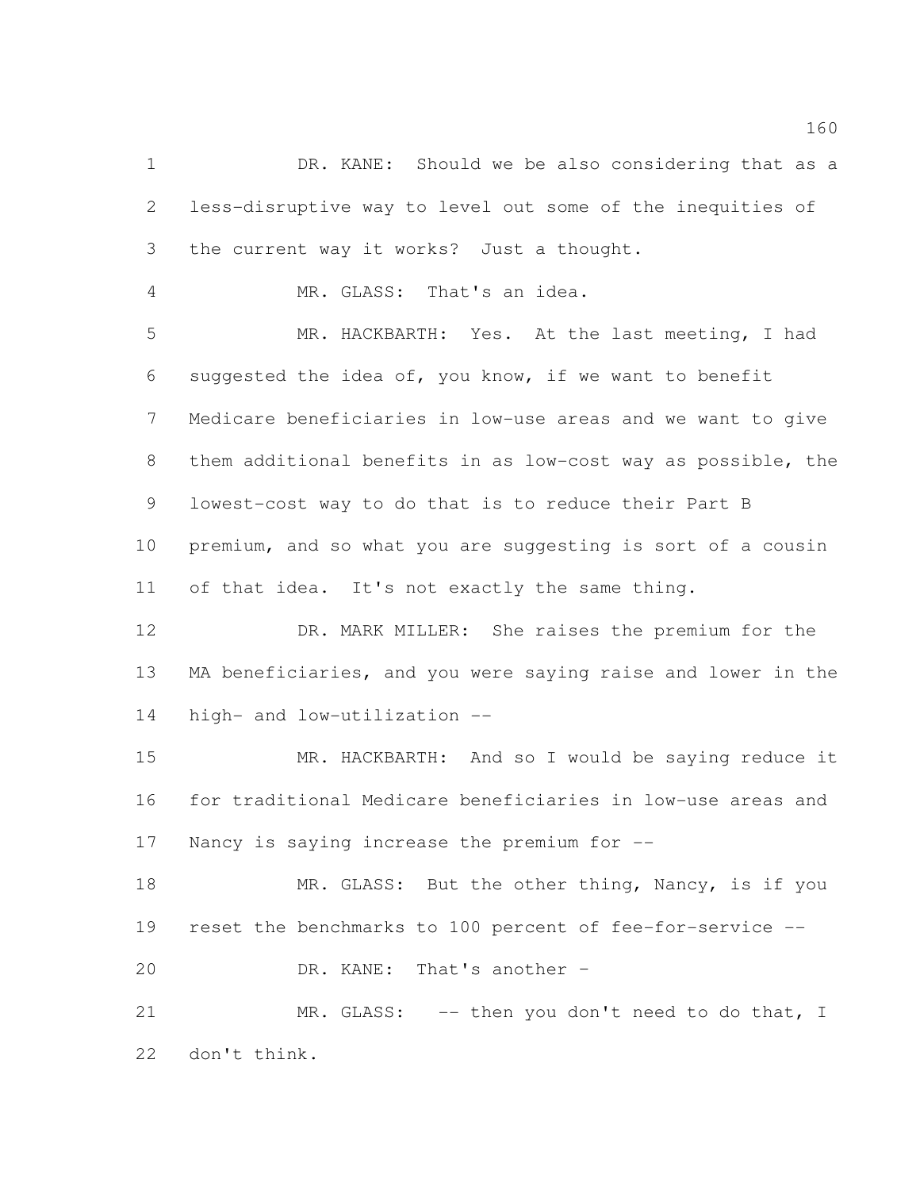DR. KANE: Should we be also considering that as a less-disruptive way to level out some of the inequities of the current way it works? Just a thought.

MR. GLASS: That's an idea.

MR. HACKBARTH: Yes. At the last meeting, I had suggested the idea of, you know, if we want to benefit Medicare beneficiaries in low-use areas and we want to give them additional benefits in as low-cost way as possible, the lowest-cost way to do that is to reduce their Part B premium, and so what you are suggesting is sort of a cousin of that idea. It's not exactly the same thing.

DR. MARK MILLER: She raises the premium for the MA beneficiaries, and you were saying raise and lower in the high- and low-utilization --

MR. HACKBARTH: And so I would be saying reduce it for traditional Medicare beneficiaries in low-use areas and Nancy is saying increase the premium for --

MR. GLASS: But the other thing, Nancy, is if you reset the benchmarks to 100 percent of fee-for-service --

DR. KANE: That's another -

MR. GLASS: -- then you don't need to do that, I don't think.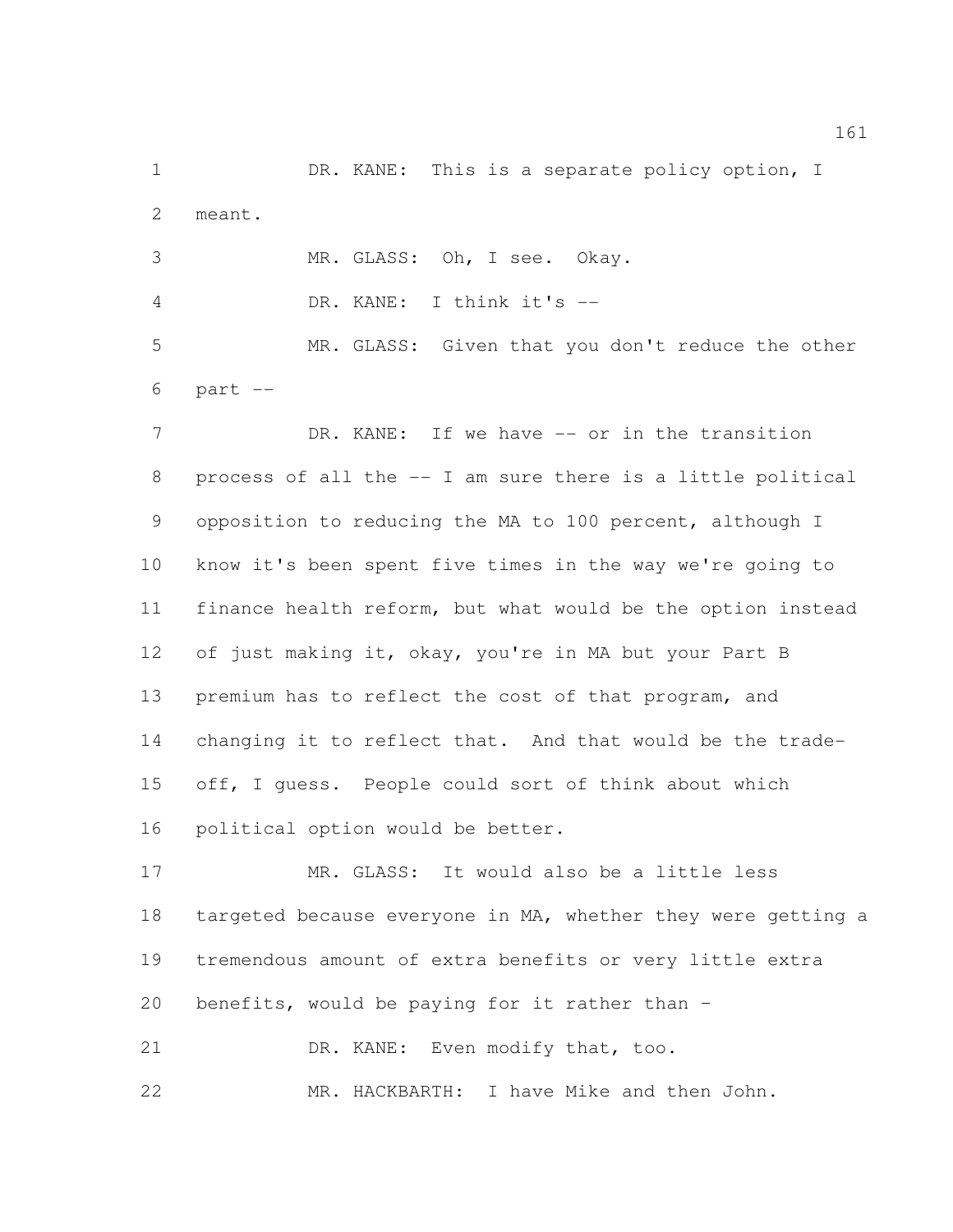DR. KANE: This is a separate policy option, I meant.

MR. GLASS: Oh, I see. Okay.

DR. KANE: I think it's --

MR. GLASS: Given that you don't reduce the other part --

DR. KANE: If we have -- or in the transition process of all the -- I am sure there is a little political opposition to reducing the MA to 100 percent, although I know it's been spent five times in the way we're going to finance health reform, but what would be the option instead of just making it, okay, you're in MA but your Part B premium has to reflect the cost of that program, and changing it to reflect that. And that would be the trade-off, I guess. People could sort of think about which political option would be better.

MR. GLASS: It would also be a little less targeted because everyone in MA, whether they were getting a tremendous amount of extra benefits or very little extra benefits, would be paying for it rather than -

DR. KANE: Even modify that, too.

MR. HACKBARTH: I have Mike and then John.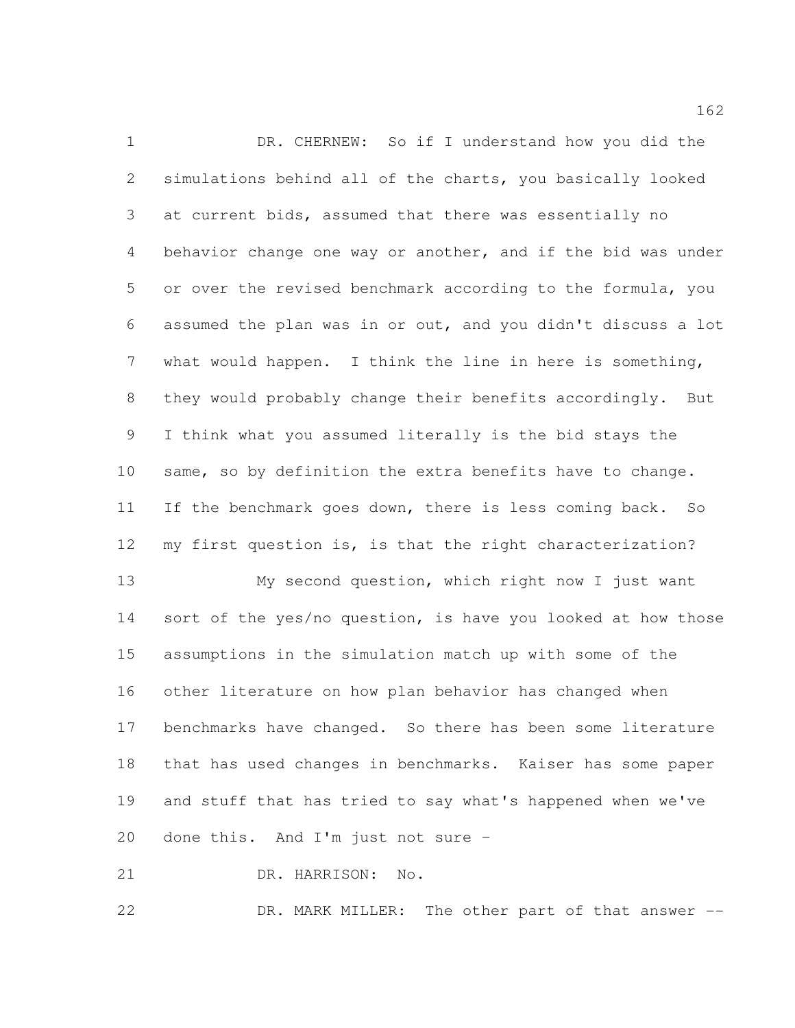DR. CHERNEW: So if I understand how you did the simulations behind all of the charts, you basically looked at current bids, assumed that there was essentially no behavior change one way or another, and if the bid was under or over the revised benchmark according to the formula, you assumed the plan was in or out, and you didn't discuss a lot what would happen. I think the line in here is something, they would probably change their benefits accordingly. But I think what you assumed literally is the bid stays the same, so by definition the extra benefits have to change. If the benchmark goes down, there is less coming back. So my first question is, is that the right characterization?

My second question, which right now I just want sort of the yes/no question, is have you looked at how those assumptions in the simulation match up with some of the other literature on how plan behavior has changed when benchmarks have changed. So there has been some literature that has used changes in benchmarks. Kaiser has some paper and stuff that has tried to say what's happened when we've done this. And I'm just not sure -

DR. HARRISON: No.

DR. MARK MILLER: The other part of that answer --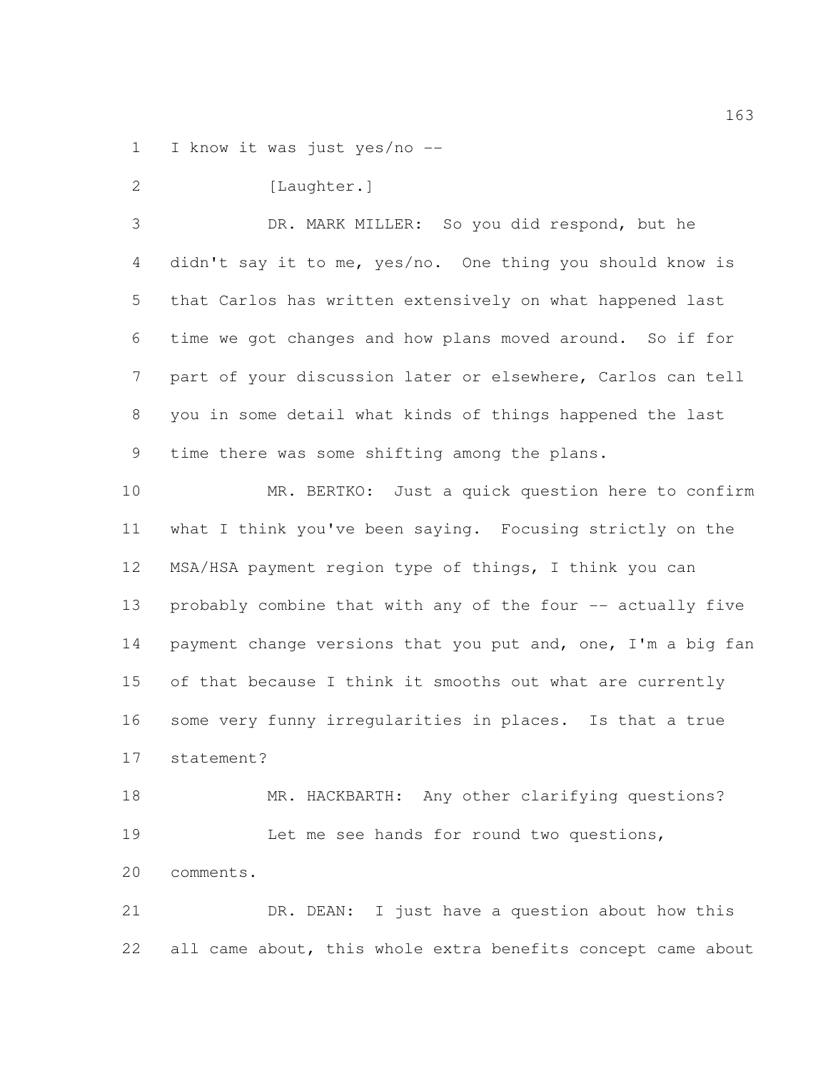I know it was just yes/no --

[Laughter.]

DR. MARK MILLER: So you did respond, but he didn't say it to me, yes/no. One thing you should know is that Carlos has written extensively on what happened last time we got changes and how plans moved around. So if for part of your discussion later or elsewhere, Carlos can tell you in some detail what kinds of things happened the last time there was some shifting among the plans.

MR. BERTKO: Just a quick question here to confirm what I think you've been saying. Focusing strictly on the MSA/HSA payment region type of things, I think you can probably combine that with any of the four -- actually five payment change versions that you put and, one, I'm a big fan of that because I think it smooths out what are currently some very funny irregularities in places. Is that a true statement?

MR. HACKBARTH: Any other clarifying questions?

Let me see hands for round two questions, comments.

DR. DEAN: I just have a question about how this all came about, this whole extra benefits concept came about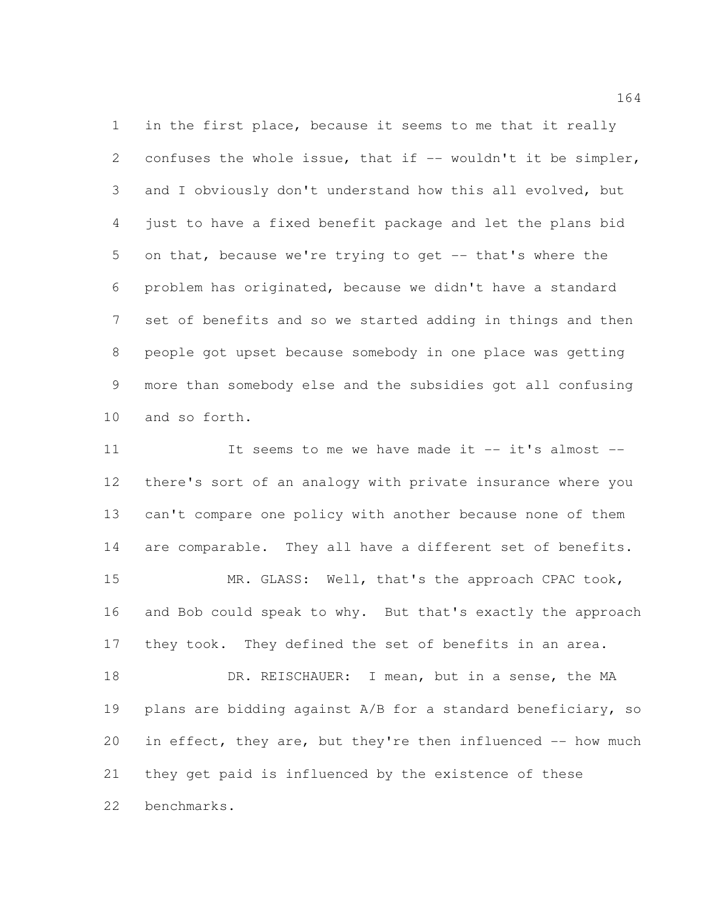in the first place, because it seems to me that it really confuses the whole issue, that if -- wouldn't it be simpler, and I obviously don't understand how this all evolved, but just to have a fixed benefit package and let the plans bid on that, because we're trying to get -- that's where the problem has originated, because we didn't have a standard set of benefits and so we started adding in things and then people got upset because somebody in one place was getting more than somebody else and the subsidies got all confusing and so forth.

It seems to me we have made it -- it's almost -- there's sort of an analogy with private insurance where you can't compare one policy with another because none of them are comparable. They all have a different set of benefits.

MR. GLASS: Well, that's the approach CPAC took, and Bob could speak to why. But that's exactly the approach they took. They defined the set of benefits in an area.

DR. REISCHAUER: I mean, but in a sense, the MA plans are bidding against A/B for a standard beneficiary, so in effect, they are, but they're then influenced -- how much they get paid is influenced by the existence of these benchmarks.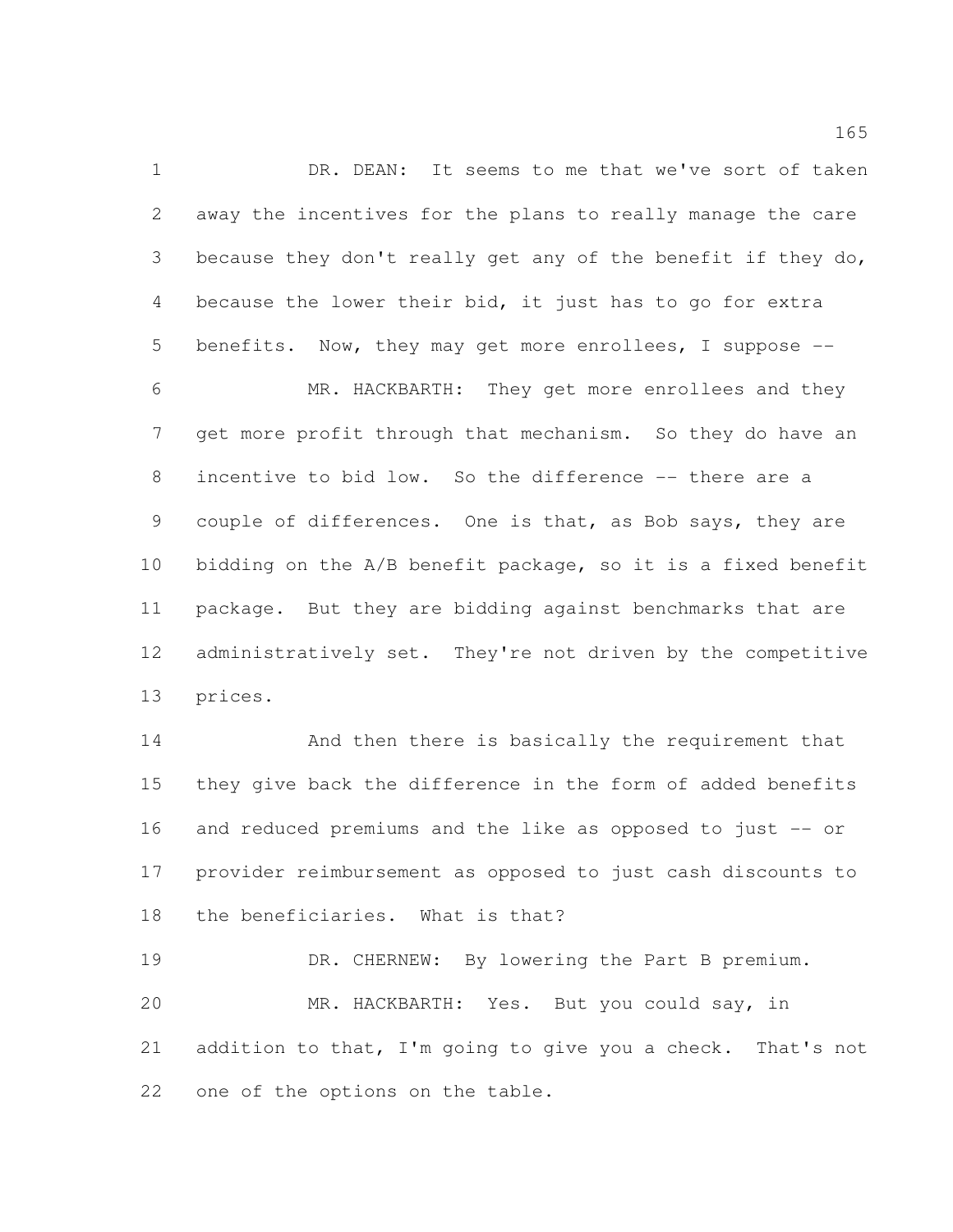DR. DEAN: It seems to me that we've sort of taken away the incentives for the plans to really manage the care because they don't really get any of the benefit if they do, because the lower their bid, it just has to go for extra benefits. Now, they may get more enrollees, I suppose --

MR. HACKBARTH: They get more enrollees and they get more profit through that mechanism. So they do have an incentive to bid low. So the difference -- there are a couple of differences. One is that, as Bob says, they are bidding on the A/B benefit package, so it is a fixed benefit package. But they are bidding against benchmarks that are administratively set. They're not driven by the competitive prices.

And then there is basically the requirement that they give back the difference in the form of added benefits and reduced premiums and the like as opposed to just -- or provider reimbursement as opposed to just cash discounts to the beneficiaries. What is that?

DR. CHERNEW: By lowering the Part B premium.

MR. HACKBARTH: Yes. But you could say, in addition to that, I'm going to give you a check. That's not one of the options on the table.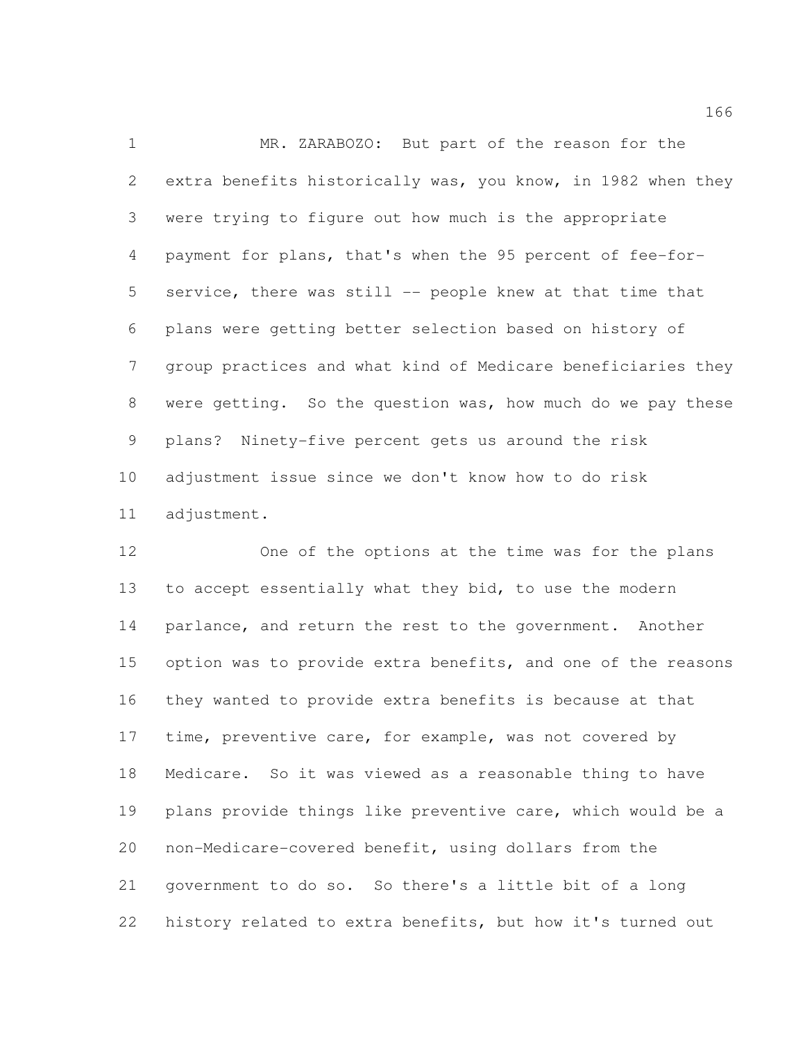MR. ZARABOZO: But part of the reason for the extra benefits historically was, you know, in 1982 when they were trying to figure out how much is the appropriate payment for plans, that's when the 95 percent of fee-for-service, there was still -- people knew at that time that plans were getting better selection based on history of group practices and what kind of Medicare beneficiaries they were getting. So the question was, how much do we pay these plans? Ninety-five percent gets us around the risk adjustment issue since we don't know how to do risk adjustment.

One of the options at the time was for the plans to accept essentially what they bid, to use the modern parlance, and return the rest to the government. Another option was to provide extra benefits, and one of the reasons they wanted to provide extra benefits is because at that time, preventive care, for example, was not covered by Medicare. So it was viewed as a reasonable thing to have plans provide things like preventive care, which would be a non-Medicare-covered benefit, using dollars from the government to do so. So there's a little bit of a long history related to extra benefits, but how it's turned out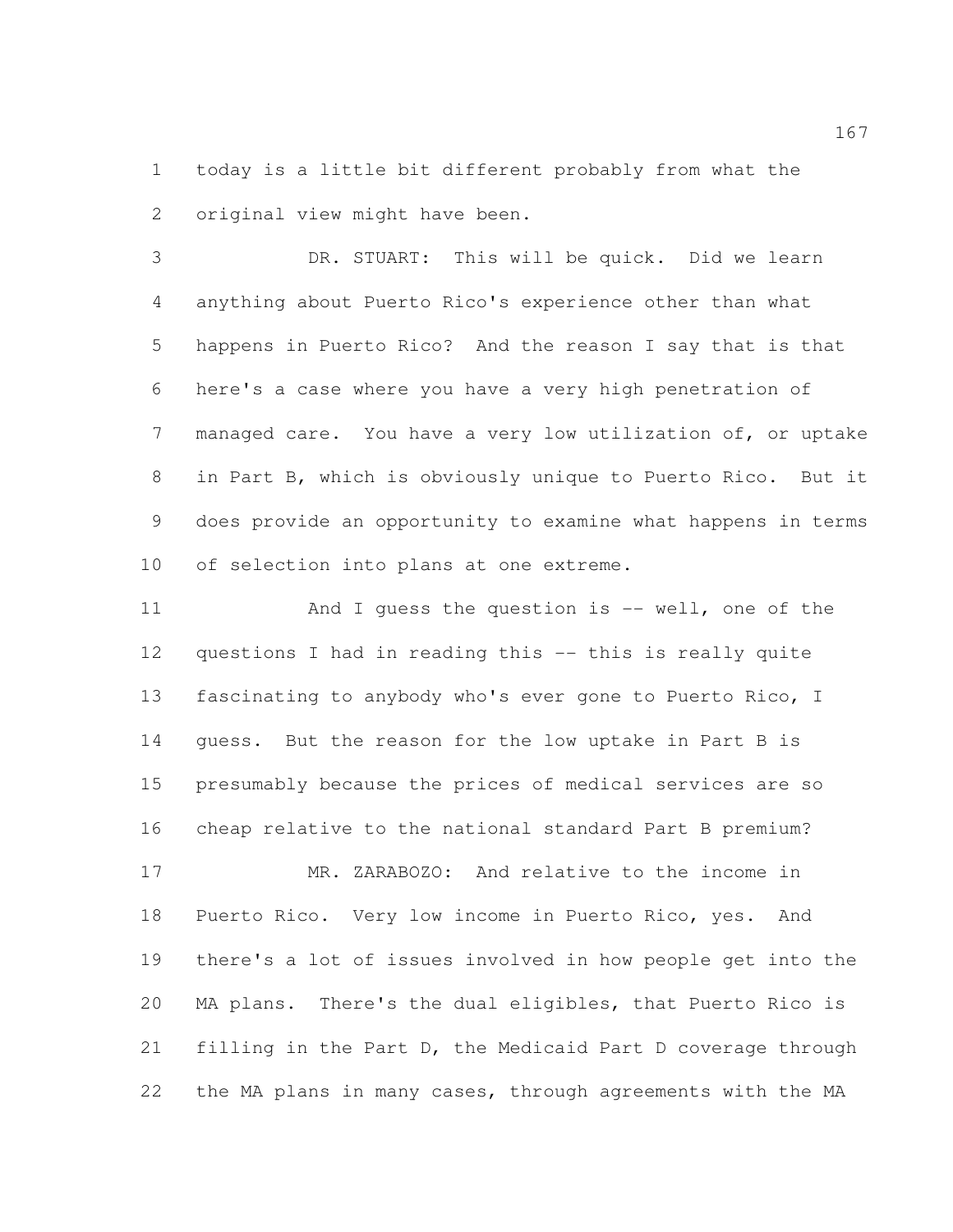today is a little bit different probably from what the original view might have been.

DR. STUART: This will be quick. Did we learn anything about Puerto Rico's experience other than what happens in Puerto Rico? And the reason I say that is that here's a case where you have a very high penetration of managed care. You have a very low utilization of, or uptake in Part B, which is obviously unique to Puerto Rico. But it does provide an opportunity to examine what happens in terms of selection into plans at one extreme.

And I guess the question is -- well, one of the questions I had in reading this -- this is really quite fascinating to anybody who's ever gone to Puerto Rico, I guess. But the reason for the low uptake in Part B is presumably because the prices of medical services are so cheap relative to the national standard Part B premium?

MR. ZARABOZO: And relative to the income in Puerto Rico. Very low income in Puerto Rico, yes. And there's a lot of issues involved in how people get into the MA plans. There's the dual eligibles, that Puerto Rico is filling in the Part D, the Medicaid Part D coverage through the MA plans in many cases, through agreements with the MA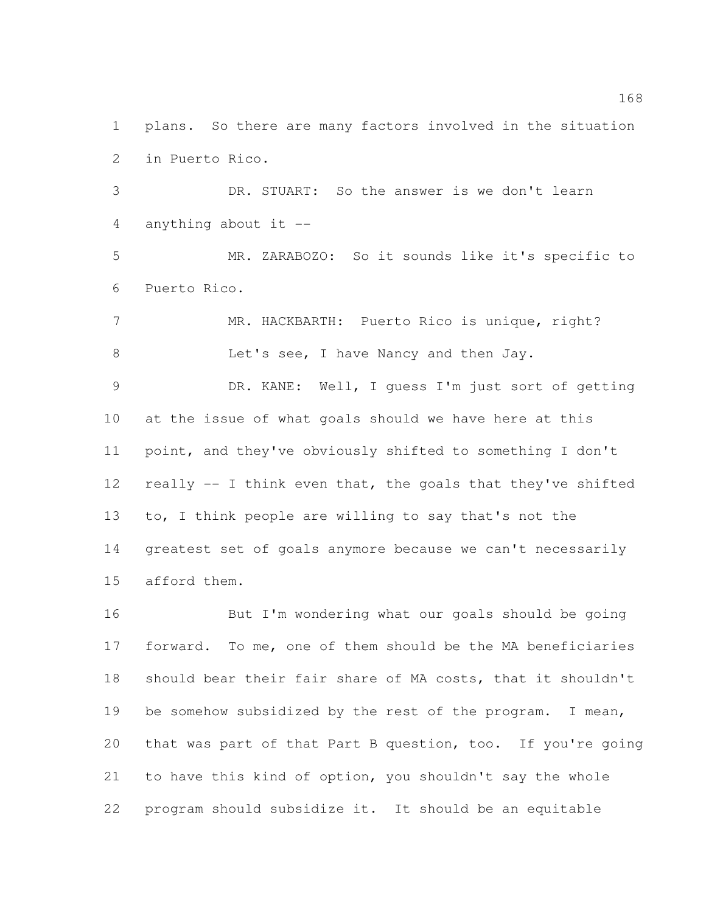plans. So there are many factors involved in the situation in Puerto Rico.

DR. STUART: So the answer is we don't learn anything about it --

MR. ZARABOZO: So it sounds like it's specific to Puerto Rico.

MR. HACKBARTH: Puerto Rico is unique, right?

Let's see, I have Nancy and then Jay.

DR. KANE: Well, I guess I'm just sort of getting at the issue of what goals should we have here at this point, and they've obviously shifted to something I don't really -- I think even that, the goals that they've shifted to, I think people are willing to say that's not the greatest set of goals anymore because we can't necessarily afford them.

But I'm wondering what our goals should be going forward. To me, one of them should be the MA beneficiaries should bear their fair share of MA costs, that it shouldn't be somehow subsidized by the rest of the program. I mean, that was part of that Part B question, too. If you're going to have this kind of option, you shouldn't say the whole program should subsidize it. It should be an equitable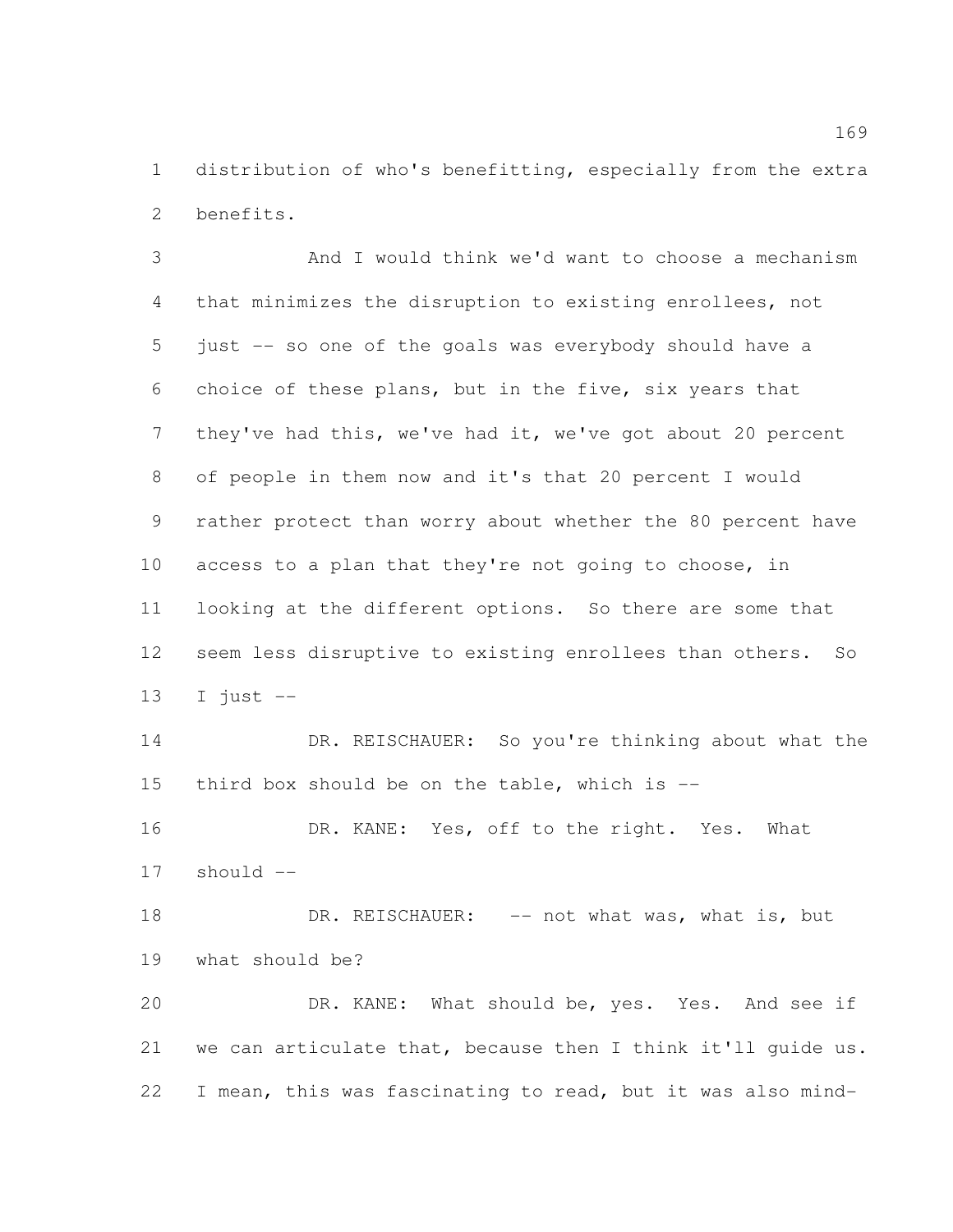distribution of who's benefitting, especially from the extra benefits.

And I would think we'd want to choose a mechanism that minimizes the disruption to existing enrollees, not just -- so one of the goals was everybody should have a choice of these plans, but in the five, six years that they've had this, we've had it, we've got about 20 percent of people in them now and it's that 20 percent I would rather protect than worry about whether the 80 percent have access to a plan that they're not going to choose, in looking at the different options. So there are some that seem less disruptive to existing enrollees than others. So I just --

DR. REISCHAUER: So you're thinking about what the third box should be on the table, which is --

DR. KANE: Yes, off to the right. Yes. What should --

DR. REISCHAUER: -- not what was, what is, but what should be?

DR. KANE: What should be, yes. Yes. And see if we can articulate that, because then I think it'll guide us. I mean, this was fascinating to read, but it was also mind-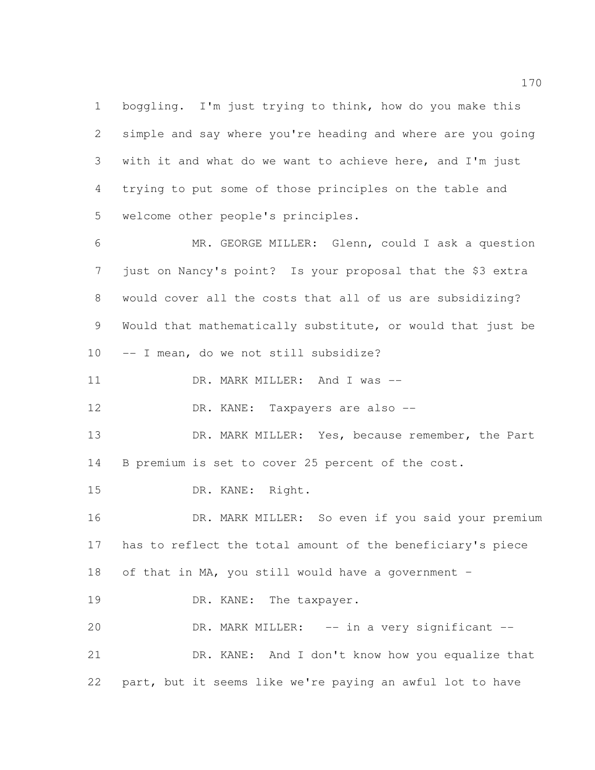boggling. I'm just trying to think, how do you make this simple and say where you're heading and where are you going with it and what do we want to achieve here, and I'm just trying to put some of those principles on the table and welcome other people's principles.

MR. GEORGE MILLER: Glenn, could I ask a question just on Nancy's point? Is your proposal that the $3 extra would cover all the costs that all of us are subsidizing? Would that mathematically substitute, or would that just be -- I mean, do we not still subsidize?

DR. MARK MILLER: And I was --

DR. KANE: Taxpayers are also --

DR. MARK MILLER: Yes, because remember, the Part B premium is set to cover 25 percent of the cost.

DR. KANE: Right.

DR. MARK MILLER: So even if you said your premium has to reflect the total amount of the beneficiary's piece of that in MA, you still would have a government -

DR. KANE: The taxpayer.

DR. MARK MILLER: -- in a very significant --

DR. KANE: And I don't know how you equalize that part, but it seems like we're paying an awful lot to have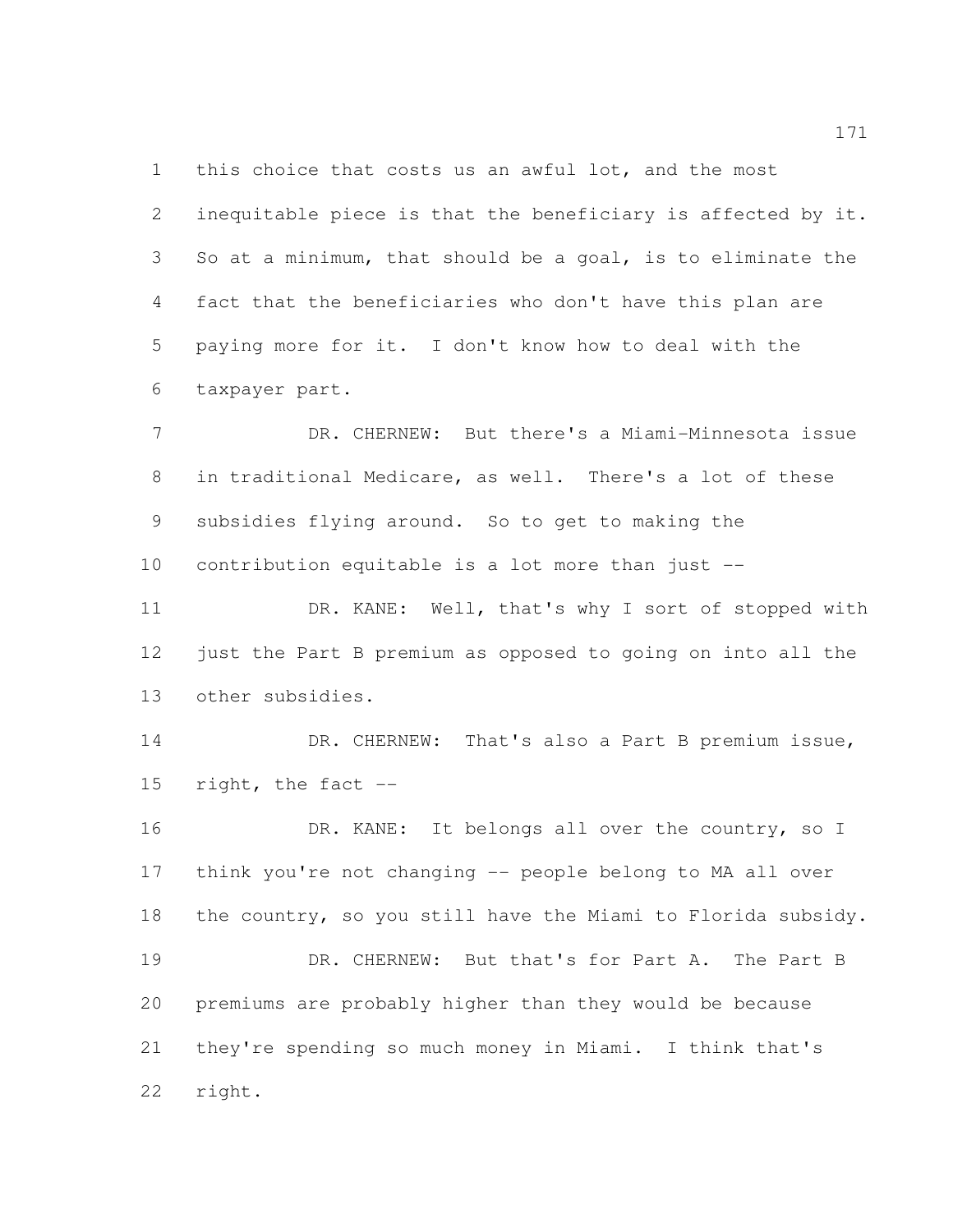this choice that costs us an awful lot, and the most inequitable piece is that the beneficiary is affected by it. So at a minimum, that should be a goal, is to eliminate the fact that the beneficiaries who don't have this plan are paying more for it. I don't know how to deal with the taxpayer part.

DR. CHERNEW: But there's a Miami-Minnesota issue in traditional Medicare, as well. There's a lot of these subsidies flying around. So to get to making the contribution equitable is a lot more than just --

DR. KANE: Well, that's why I sort of stopped with just the Part B premium as opposed to going on into all the other subsidies.

DR. CHERNEW: That's also a Part B premium issue, right, the fact --

DR. KANE: It belongs all over the country, so I think you're not changing -- people belong to MA all over the country, so you still have the Miami to Florida subsidy.

DR. CHERNEW: But that's for Part A. The Part B premiums are probably higher than they would be because they're spending so much money in Miami. I think that's right.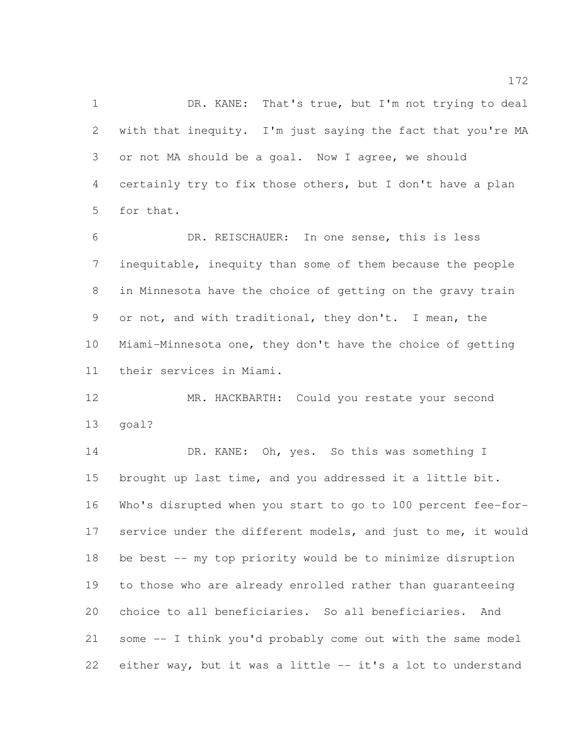DR. KANE: That's true, but I'm not trying to deal with that inequity. I'm just saying the fact that you're MA or not MA should be a goal. Now I agree, we should certainly try to fix those others, but I don't have a plan for that.

DR. REISCHAUER: In one sense, this is less inequitable, inequity than some of them because the people in Minnesota have the choice of getting on the gravy train or not, and with traditional, they don't. I mean, the Miami-Minnesota one, they don't have the choice of getting their services in Miami.

MR. HACKBARTH: Could you restate your second goal?

DR. KANE: Oh, yes. So this was something I brought up last time, and you addressed it a little bit. Who's disrupted when you start to go to 100 percent fee-for-service under the different models, and just to me, it would be best -- my top priority would be to minimize disruption to those who are already enrolled rather than guaranteeing choice to all beneficiaries. So all beneficiaries. And some -- I think you'd probably come out with the same model either way, but it was a little -- it's a lot to understand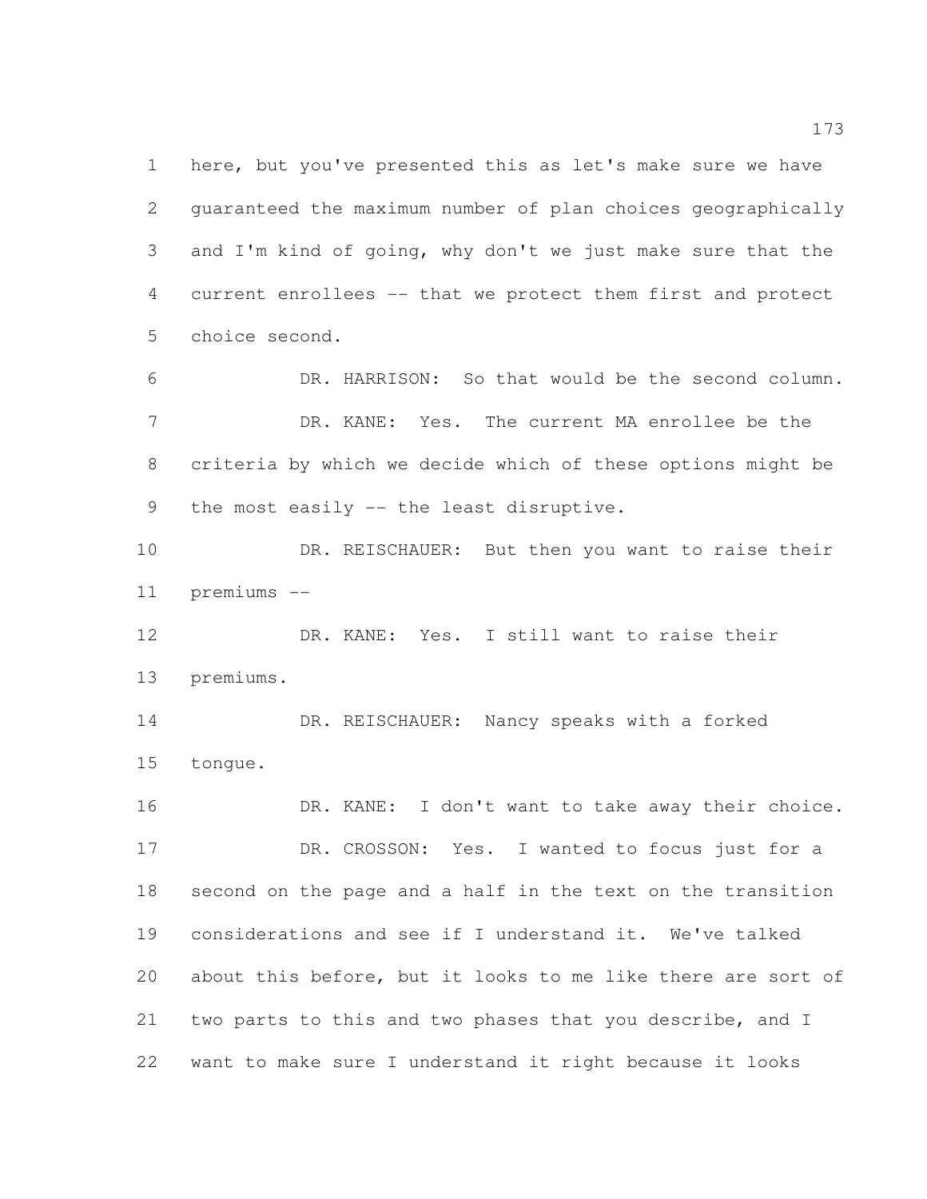here, but you've presented this as let's make sure we have guaranteed the maximum number of plan choices geographically and I'm kind of going, why don't we just make sure that the current enrollees -- that we protect them first and protect choice second.

DR. HARRISON: So that would be the second column.

DR. KANE: Yes. The current MA enrollee be the criteria by which we decide which of these options might be the most easily -- the least disruptive.

DR. REISCHAUER: But then you want to raise their premiums --

DR. KANE: Yes. I still want to raise their premiums.

DR. REISCHAUER: Nancy speaks with a forked tongue.

DR. KANE: I don't want to take away their choice.

DR. CROSSON: Yes. I wanted to focus just for a second on the page and a half in the text on the transition considerations and see if I understand it. We've talked about this before, but it looks to me like there are sort of two parts to this and two phases that you describe, and I want to make sure I understand it right because it looks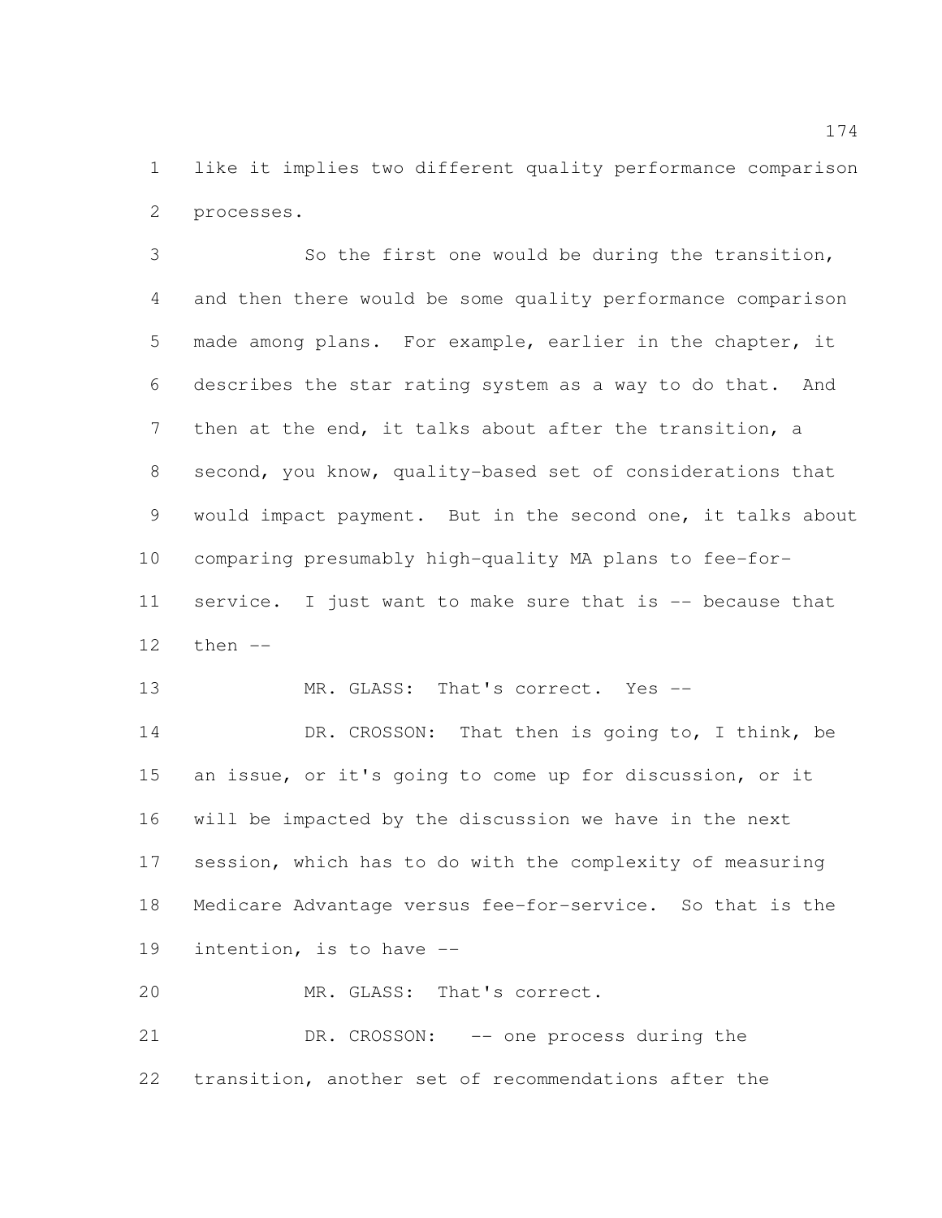like it implies two different quality performance comparison processes.

So the first one would be during the transition, and then there would be some quality performance comparison made among plans. For example, earlier in the chapter, it describes the star rating system as a way to do that. And then at the end, it talks about after the transition, a second, you know, quality-based set of considerations that would impact payment. But in the second one, it talks about comparing presumably high-quality MA plans to fee-for-service. I just want to make sure that is -- because that then --

MR. GLASS: That's correct. Yes --

DR. CROSSON: That then is going to, I think, be an issue, or it's going to come up for discussion, or it will be impacted by the discussion we have in the next session, which has to do with the complexity of measuring Medicare Advantage versus fee-for-service. So that is the intention, is to have --

MR. GLASS: That's correct.

DR. CROSSON: -- one process during the transition, another set of recommendations after the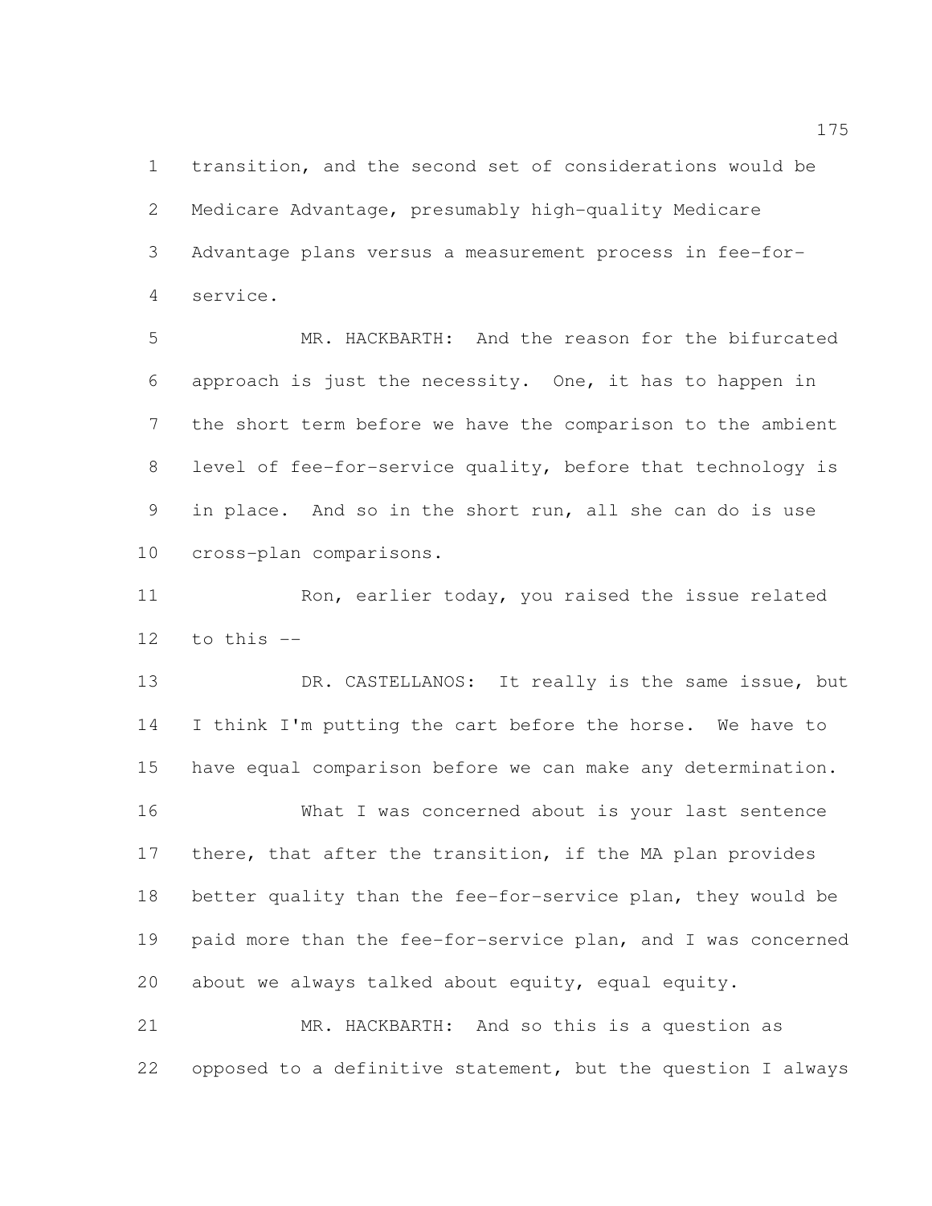transition, and the second set of considerations would be Medicare Advantage, presumably high-quality Medicare Advantage plans versus a measurement process in fee-for-service.

MR. HACKBARTH: And the reason for the bifurcated approach is just the necessity. One, it has to happen in the short term before we have the comparison to the ambient level of fee-for-service quality, before that technology is in place. And so in the short run, all she can do is use cross-plan comparisons.

Ron, earlier today, you raised the issue related to this --

DR. CASTELLANOS: It really is the same issue, but I think I'm putting the cart before the horse. We have to have equal comparison before we can make any determination.

What I was concerned about is your last sentence there, that after the transition, if the MA plan provides better quality than the fee-for-service plan, they would be paid more than the fee-for-service plan, and I was concerned about we always talked about equity, equal equity.

MR. HACKBARTH: And so this is a question as opposed to a definitive statement, but the question I always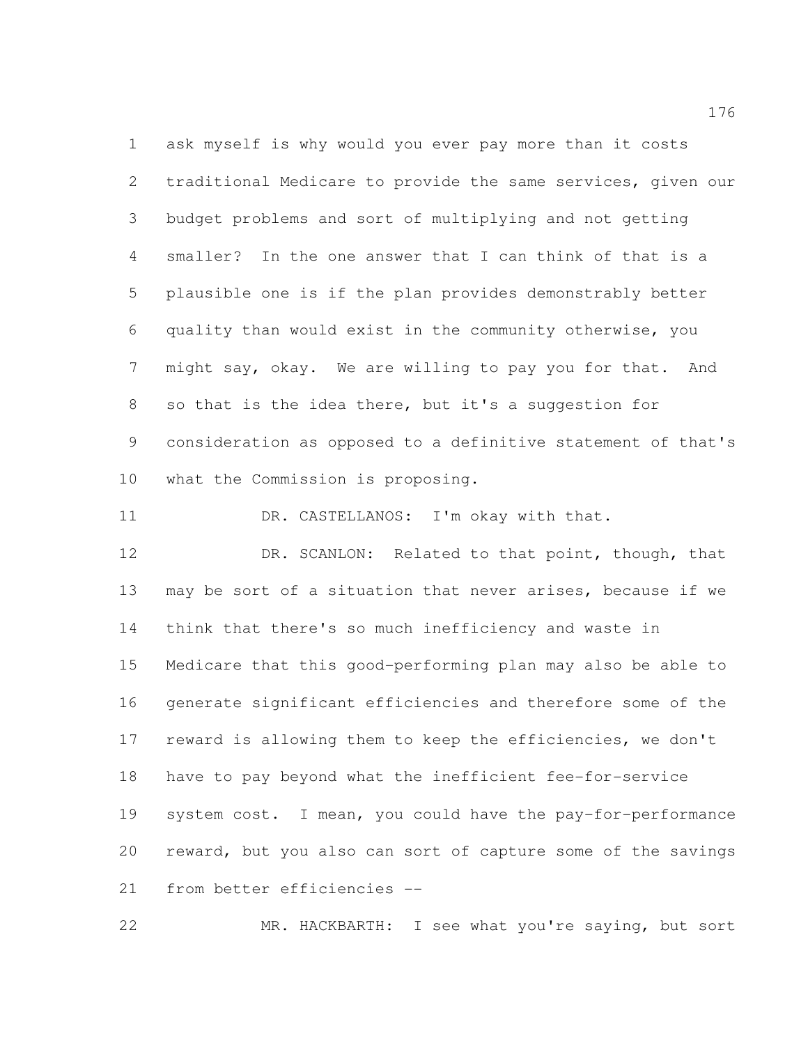ask myself is why would you ever pay more than it costs traditional Medicare to provide the same services, given our budget problems and sort of multiplying and not getting smaller? In the one answer that I can think of that is a plausible one is if the plan provides demonstrably better quality than would exist in the community otherwise, you might say, okay. We are willing to pay you for that. And so that is the idea there, but it's a suggestion for consideration as opposed to a definitive statement of that's what the Commission is proposing.

DR. CASTELLANOS: I'm okay with that.

DR. SCANLON: Related to that point, though, that may be sort of a situation that never arises, because if we think that there's so much inefficiency and waste in Medicare that this good-performing plan may also be able to generate significant efficiencies and therefore some of the reward is allowing them to keep the efficiencies, we don't have to pay beyond what the inefficient fee-for-service system cost. I mean, you could have the pay-for-performance reward, but you also can sort of capture some of the savings from better efficiencies --

MR. HACKBARTH: I see what you're saying, but sort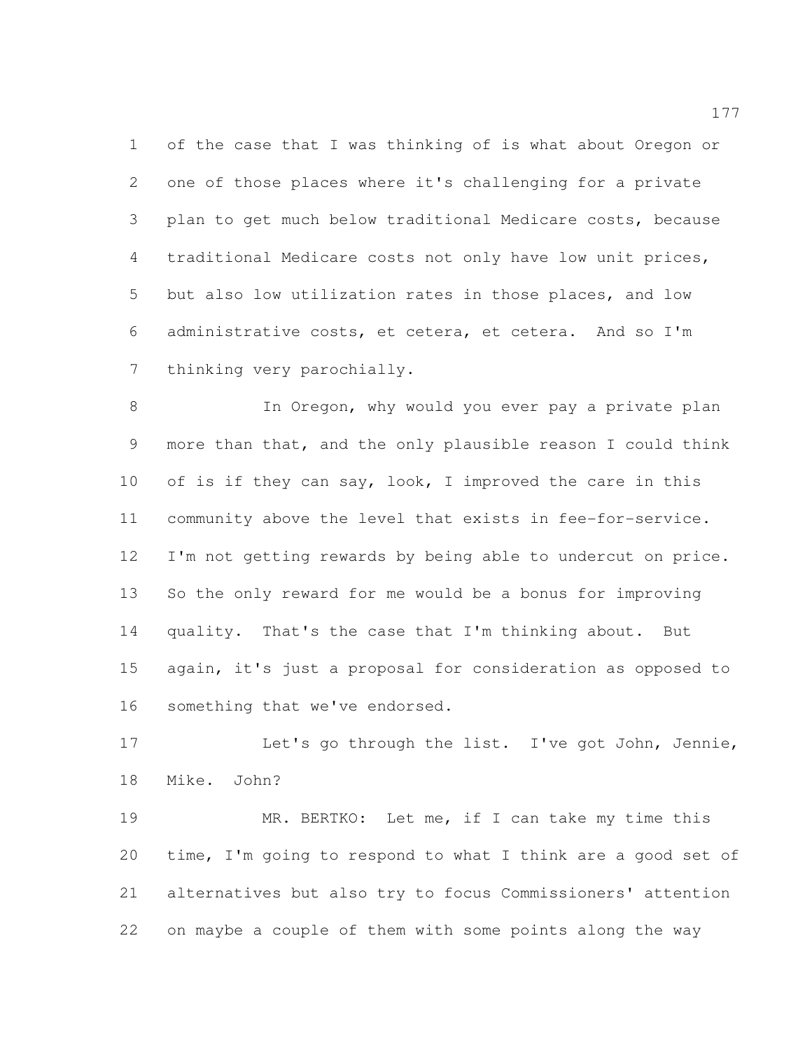of the case that I was thinking of is what about Oregon or one of those places where it's challenging for a private plan to get much below traditional Medicare costs, because traditional Medicare costs not only have low unit prices, but also low utilization rates in those places, and low administrative costs, et cetera, et cetera. And so I'm thinking very parochially.

In Oregon, why would you ever pay a private plan more than that, and the only plausible reason I could think of is if they can say, look, I improved the care in this community above the level that exists in fee-for-service. I'm not getting rewards by being able to undercut on price. So the only reward for me would be a bonus for improving quality. That's the case that I'm thinking about. But again, it's just a proposal for consideration as opposed to something that we've endorsed.

Let's go through the list. I've got John, Jennie, Mike. John?

MR. BERTKO: Let me, if I can take my time this time, I'm going to respond to what I think are a good set of alternatives but also try to focus Commissioners' attention on maybe a couple of them with some points along the way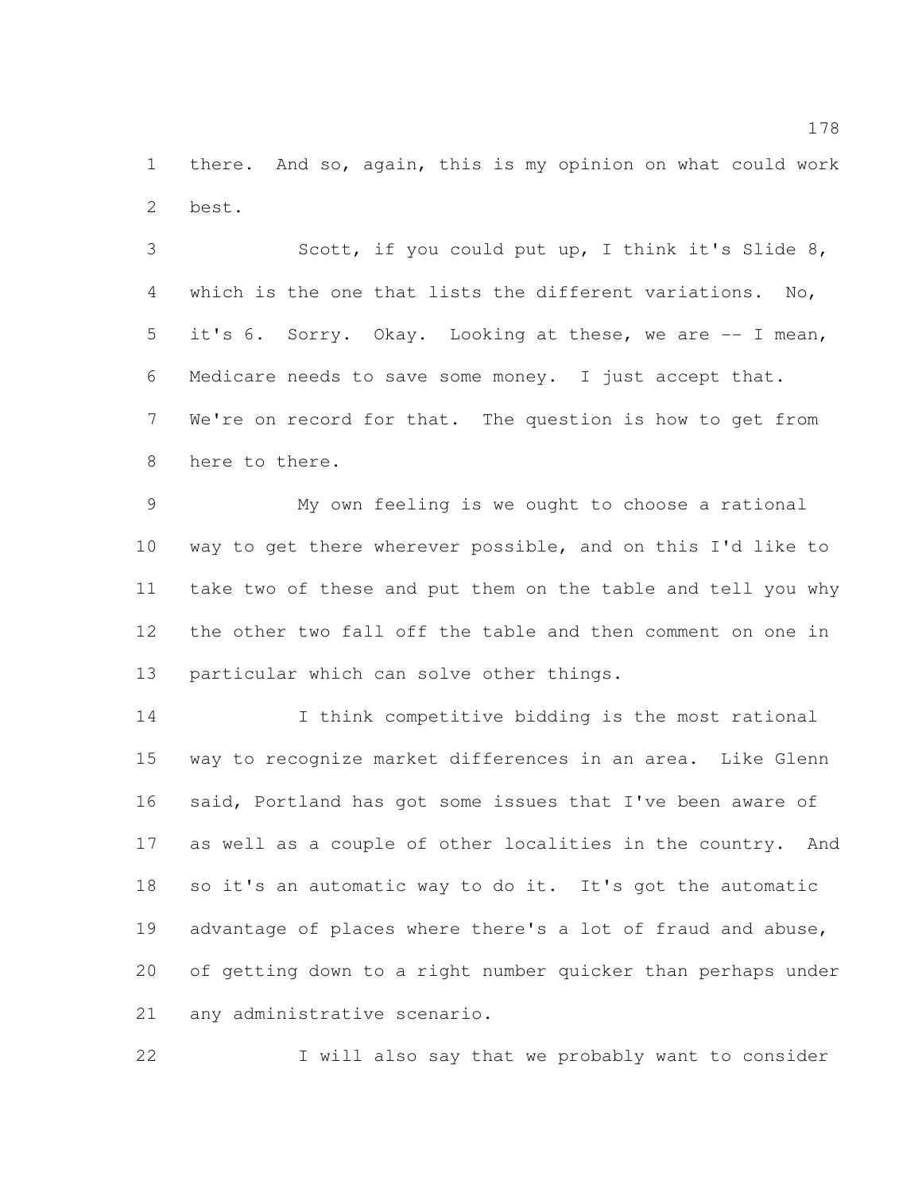there. And so, again, this is my opinion on what could work best.

Scott, if you could put up, I think it's Slide 8, which is the one that lists the different variations. No, it's 6. Sorry. Okay. Looking at these, we are -- I mean, Medicare needs to save some money. I just accept that. We're on record for that. The question is how to get from here to there.

My own feeling is we ought to choose a rational way to get there wherever possible, and on this I'd like to take two of these and put them on the table and tell you why the other two fall off the table and then comment on one in particular which can solve other things.

I think competitive bidding is the most rational way to recognize market differences in an area. Like Glenn said, Portland has got some issues that I've been aware of as well as a couple of other localities in the country. And so it's an automatic way to do it. It's got the automatic advantage of places where there's a lot of fraud and abuse, of getting down to a right number quicker than perhaps under any administrative scenario.

I will also say that we probably want to consider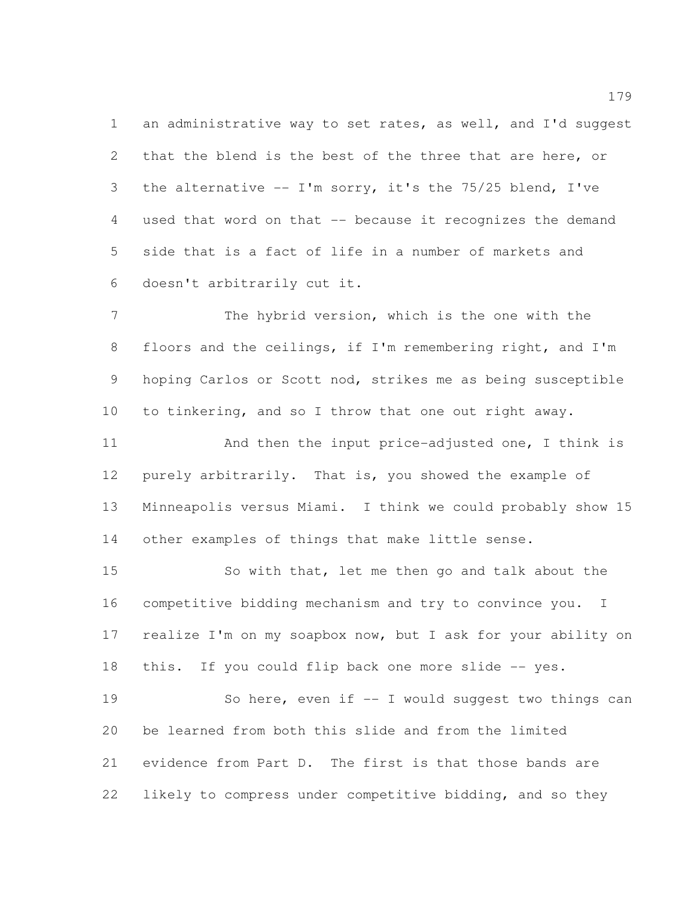an administrative way to set rates, as well, and I'd suggest that the blend is the best of the three that are here, or the alternative -- I'm sorry, it's the 75/25 blend, I've used that word on that -- because it recognizes the demand side that is a fact of life in a number of markets and doesn't arbitrarily cut it.

The hybrid version, which is the one with the floors and the ceilings, if I'm remembering right, and I'm hoping Carlos or Scott nod, strikes me as being susceptible to tinkering, and so I throw that one out right away.

And then the input price-adjusted one, I think is purely arbitrarily. That is, you showed the example of Minneapolis versus Miami. I think we could probably show 15 other examples of things that make little sense.

So with that, let me then go and talk about the competitive bidding mechanism and try to convince you. I realize I'm on my soapbox now, but I ask for your ability on this. If you could flip back one more slide -- yes.

So here, even if -- I would suggest two things can be learned from both this slide and from the limited evidence from Part D. The first is that those bands are likely to compress under competitive bidding, and so they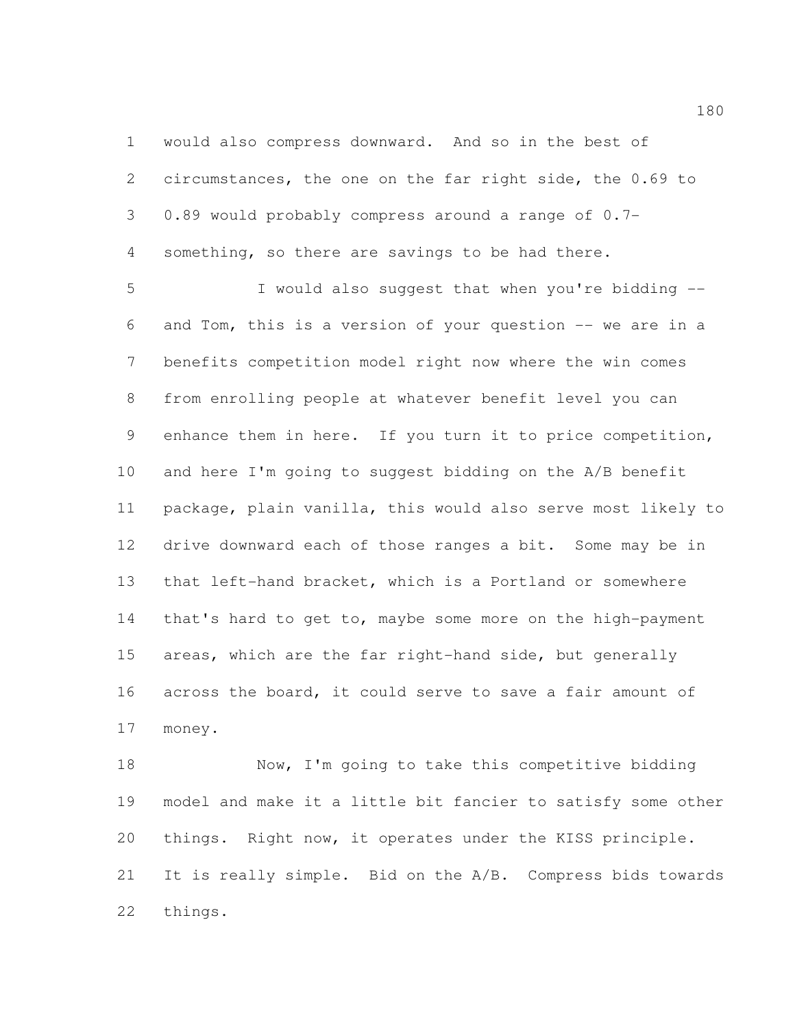would also compress downward. And so in the best of circumstances, the one on the far right side, the 0.69 to 0.89 would probably compress around a range of 0.7-something, so there are savings to be had there.

I would also suggest that when you're bidding -- and Tom, this is a version of your question -- we are in a benefits competition model right now where the win comes from enrolling people at whatever benefit level you can enhance them in here. If you turn it to price competition, and here I'm going to suggest bidding on the A/B benefit package, plain vanilla, this would also serve most likely to drive downward each of those ranges a bit. Some may be in that left-hand bracket, which is a Portland or somewhere that's hard to get to, maybe some more on the high-payment areas, which are the far right-hand side, but generally across the board, it could serve to save a fair amount of money.

Now, I'm going to take this competitive bidding model and make it a little bit fancier to satisfy some other things. Right now, it operates under the KISS principle. It is really simple. Bid on the A/B. Compress bids towards things.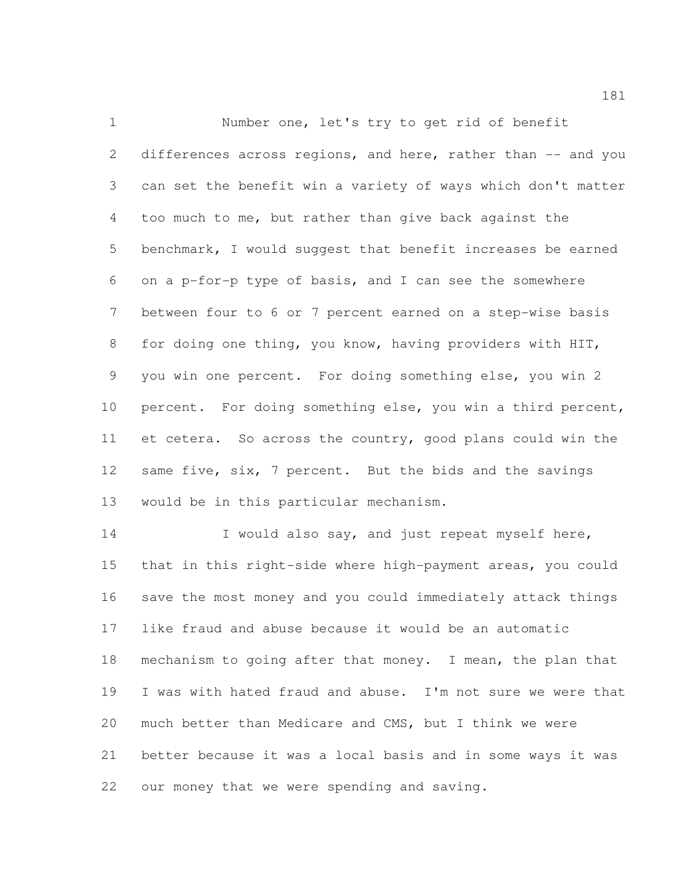Number one, let's try to get rid of benefit differences across regions, and here, rather than -- and you can set the benefit win a variety of ways which don't matter too much to me, but rather than give back against the benchmark, I would suggest that benefit increases be earned on a p-for-p type of basis, and I can see the somewhere between four to 6 or 7 percent earned on a step-wise basis for doing one thing, you know, having providers with HIT, you win one percent. For doing something else, you win 2 percent. For doing something else, you win a third percent, et cetera. So across the country, good plans could win the same five, six, 7 percent. But the bids and the savings would be in this particular mechanism.

I would also say, and just repeat myself here, that in this right-side where high-payment areas, you could save the most money and you could immediately attack things like fraud and abuse because it would be an automatic mechanism to going after that money. I mean, the plan that I was with hated fraud and abuse. I'm not sure we were that much better than Medicare and CMS, but I think we were better because it was a local basis and in some ways it was our money that we were spending and saving.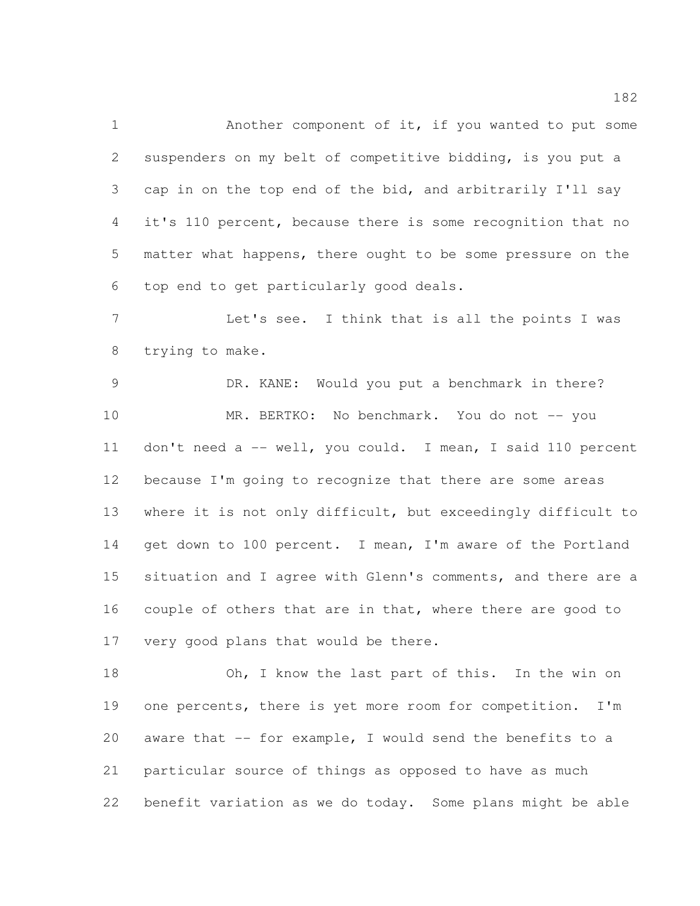Another component of it, if you wanted to put some suspenders on my belt of competitive bidding, is you put a cap in on the top end of the bid, and arbitrarily I'll say it's 110 percent, because there is some recognition that no matter what happens, there ought to be some pressure on the top end to get particularly good deals.

Let's see. I think that is all the points I was trying to make.

DR. KANE: Would you put a benchmark in there?

MR. BERTKO: No benchmark. You do not -- you don't need a -- well, you could. I mean, I said 110 percent because I'm going to recognize that there are some areas where it is not only difficult, but exceedingly difficult to get down to 100 percent. I mean, I'm aware of the Portland situation and I agree with Glenn's comments, and there are a couple of others that are in that, where there are good to very good plans that would be there.

Oh, I know the last part of this. In the win on one percents, there is yet more room for competition. I'm aware that -- for example, I would send the benefits to a particular source of things as opposed to have as much benefit variation as we do today. Some plans might be able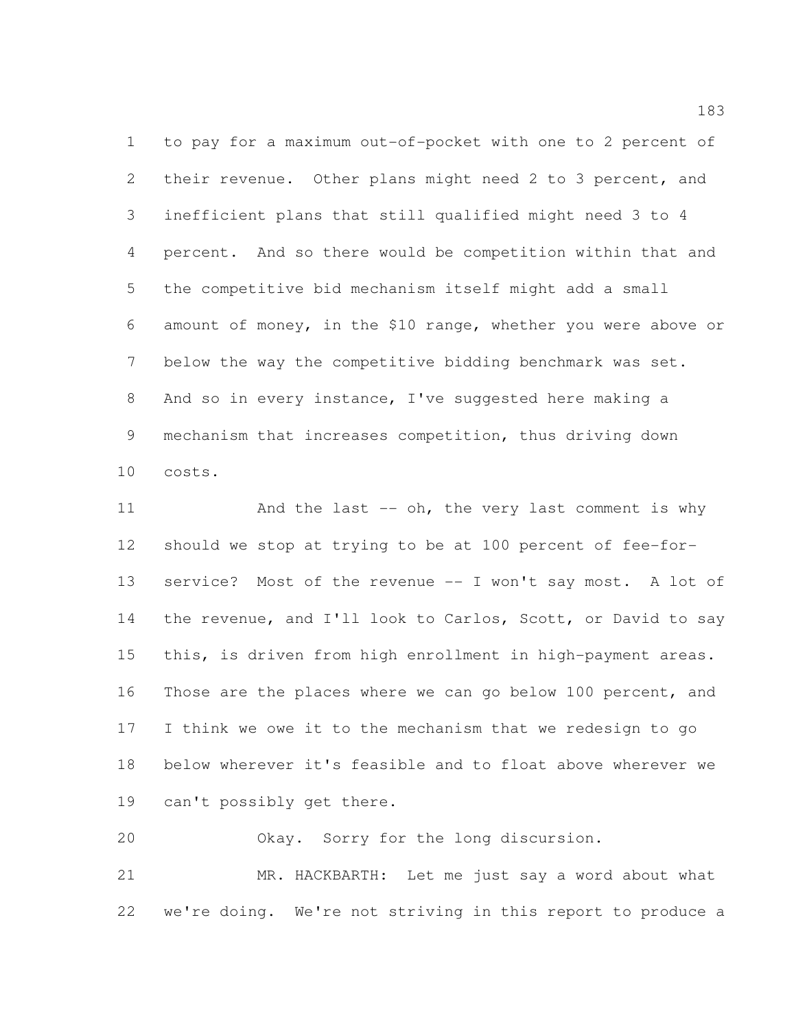to pay for a maximum out-of-pocket with one to 2 percent of their revenue. Other plans might need 2 to 3 percent, and inefficient plans that still qualified might need 3 to 4 percent. And so there would be competition within that and the competitive bid mechanism itself might add a small amount of money, in the $10 range, whether you were above or below the way the competitive bidding benchmark was set. And so in every instance, I've suggested here making a mechanism that increases competition, thus driving down costs.

And the last -- oh, the very last comment is why should we stop at trying to be at 100 percent of fee-for-service? Most of the revenue -- I won't say most. A lot of the revenue, and I'll look to Carlos, Scott, or David to say this, is driven from high enrollment in high-payment areas. Those are the places where we can go below 100 percent, and I think we owe it to the mechanism that we redesign to go below wherever it's feasible and to float above wherever we can't possibly get there.

Okay. Sorry for the long discursion.

MR. HACKBARTH: Let me just say a word about what we're doing. We're not striving in this report to produce a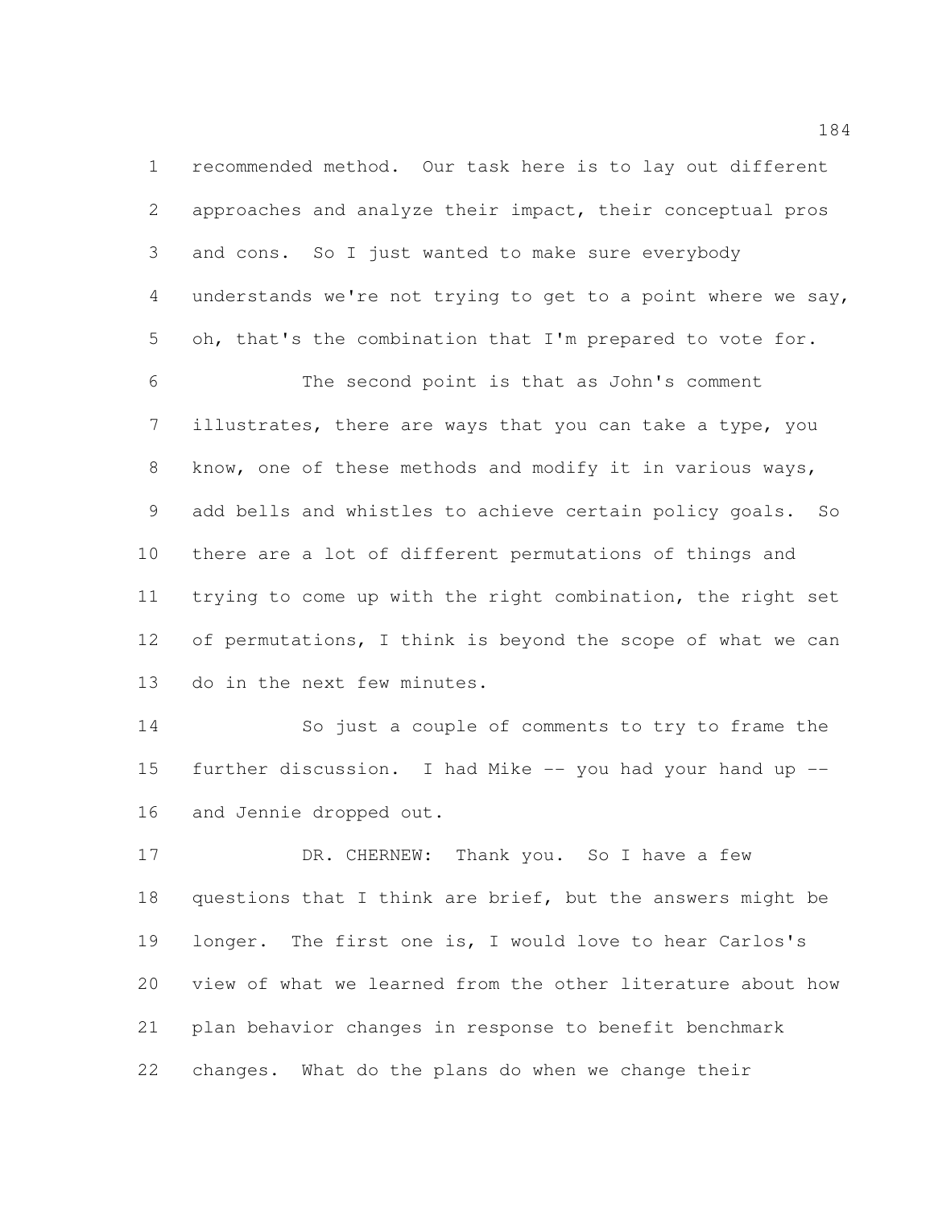recommended method. Our task here is to lay out different approaches and analyze their impact, their conceptual pros and cons. So I just wanted to make sure everybody understands we're not trying to get to a point where we say, oh, that's the combination that I'm prepared to vote for.

The second point is that as John's comment illustrates, there are ways that you can take a type, you know, one of these methods and modify it in various ways, add bells and whistles to achieve certain policy goals. So there are a lot of different permutations of things and trying to come up with the right combination, the right set of permutations, I think is beyond the scope of what we can do in the next few minutes.

So just a couple of comments to try to frame the further discussion. I had Mike -- you had your hand up -- and Jennie dropped out.

DR. CHERNEW: Thank you. So I have a few questions that I think are brief, but the answers might be longer. The first one is, I would love to hear Carlos's view of what we learned from the other literature about how plan behavior changes in response to benefit benchmark changes. What do the plans do when we change their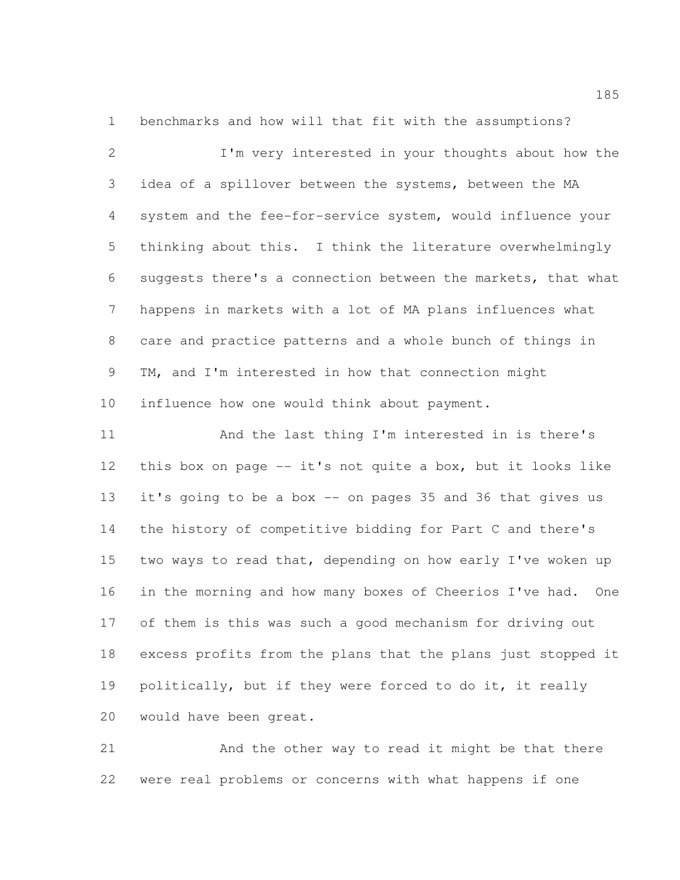benchmarks and how will that fit with the assumptions?

I'm very interested in your thoughts about how the idea of a spillover between the systems, between the MA system and the fee-for-service system, would influence your thinking about this. I think the literature overwhelmingly suggests there's a connection between the markets, that what happens in markets with a lot of MA plans influences what care and practice patterns and a whole bunch of things in TM, and I'm interested in how that connection might influence how one would think about payment.

And the last thing I'm interested in is there's this box on page -- it's not quite a box, but it looks like it's going to be a box -- on pages 35 and 36 that gives us the history of competitive bidding for Part C and there's two ways to read that, depending on how early I've woken up in the morning and how many boxes of Cheerios I've had. One of them is this was such a good mechanism for driving out excess profits from the plans that the plans just stopped it politically, but if they were forced to do it, it really would have been great.

And the other way to read it might be that there were real problems or concerns with what happens if one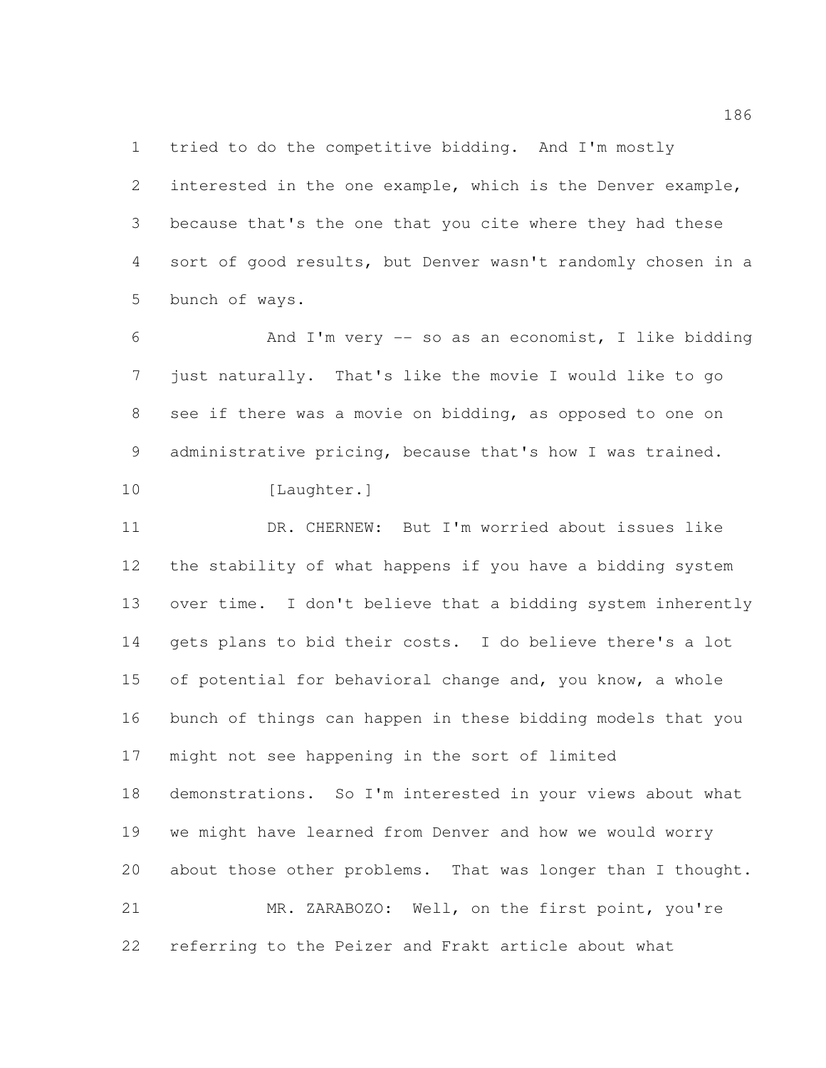tried to do the competitive bidding. And I'm mostly interested in the one example, which is the Denver example, because that's the one that you cite where they had these sort of good results, but Denver wasn't randomly chosen in a bunch of ways.

And I'm very -- so as an economist, I like bidding just naturally. That's like the movie I would like to go see if there was a movie on bidding, as opposed to one on administrative pricing, because that's how I was trained.

[Laughter.]

DR. CHERNEW: But I'm worried about issues like the stability of what happens if you have a bidding system over time. I don't believe that a bidding system inherently gets plans to bid their costs. I do believe there's a lot of potential for behavioral change and, you know, a whole bunch of things can happen in these bidding models that you might not see happening in the sort of limited demonstrations. So I'm interested in your views about what we might have learned from Denver and how we would worry about those other problems. That was longer than I thought.

MR. ZARABOZO: Well, on the first point, you're referring to the Peizer and Frakt article about what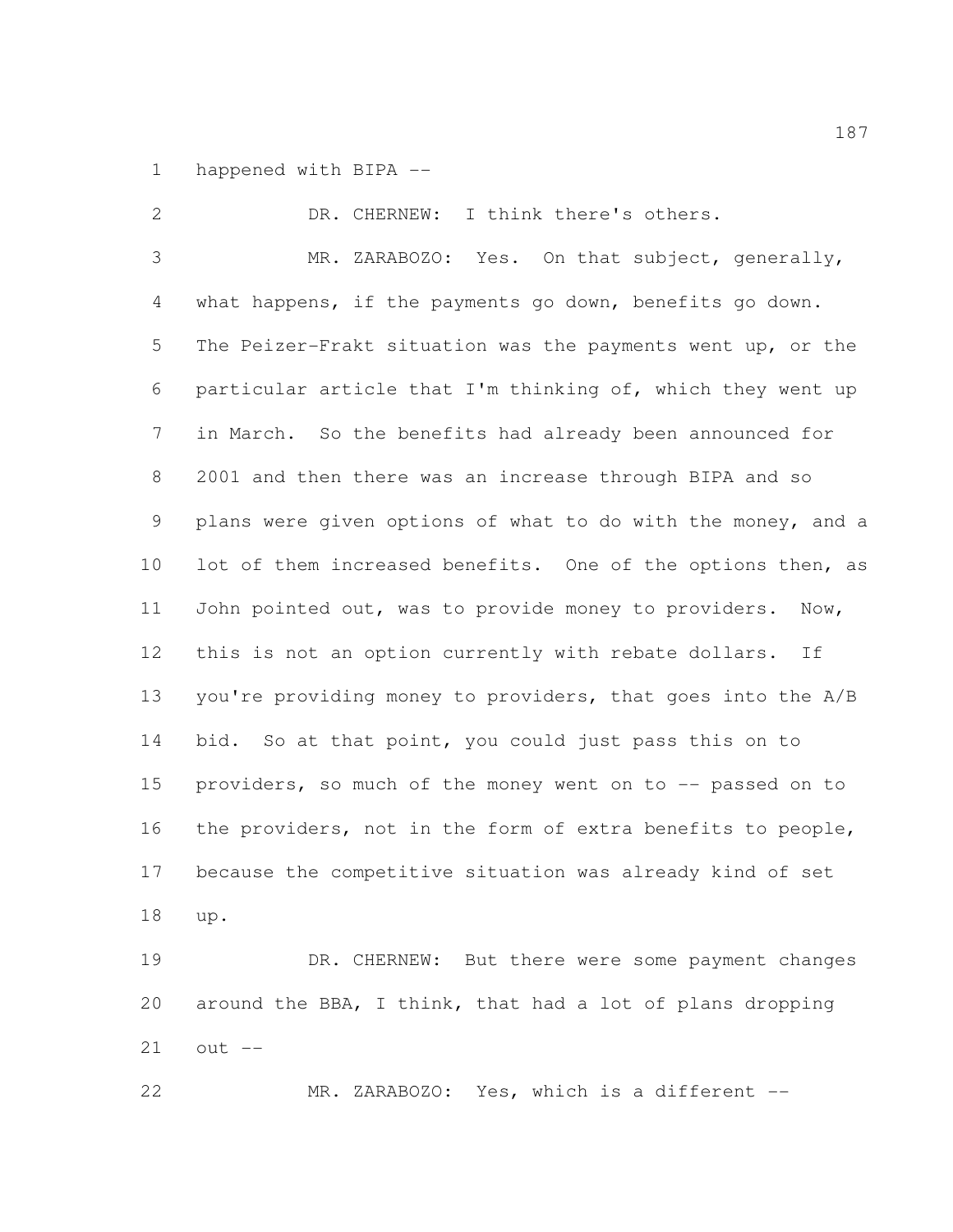happened with BIPA --

DR. CHERNEW: I think there's others.

MR. ZARABOZO: Yes. On that subject, generally, what happens, if the payments go down, benefits go down. The Peizer-Frakt situation was the payments went up, or the particular article that I'm thinking of, which they went up in March. So the benefits had already been announced for 2001 and then there was an increase through BIPA and so plans were given options of what to do with the money, and a lot of them increased benefits. One of the options then, as John pointed out, was to provide money to providers. Now, this is not an option currently with rebate dollars. If you're providing money to providers, that goes into the A/B bid. So at that point, you could just pass this on to providers, so much of the money went on to -- passed on to the providers, not in the form of extra benefits to people, because the competitive situation was already kind of set up.

DR. CHERNEW: But there were some payment changes around the BBA, I think, that had a lot of plans dropping out --

MR. ZARABOZO: Yes, which is a different --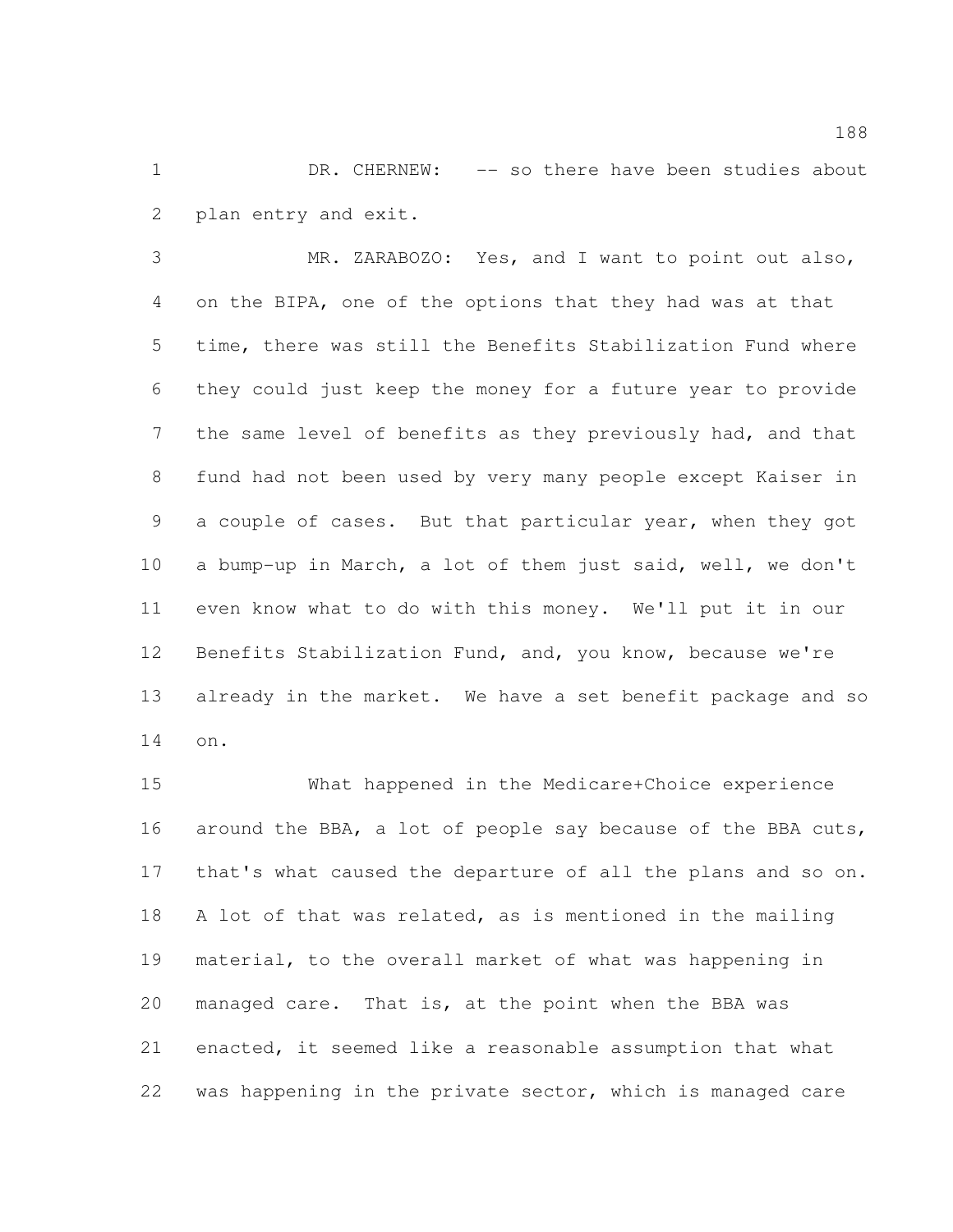DR. CHERNEW: -- so there have been studies about plan entry and exit.

MR. ZARABOZO: Yes, and I want to point out also, on the BIPA, one of the options that they had was at that time, there was still the Benefits Stabilization Fund where they could just keep the money for a future year to provide the same level of benefits as they previously had, and that fund had not been used by very many people except Kaiser in a couple of cases. But that particular year, when they got a bump-up in March, a lot of them just said, well, we don't even know what to do with this money. We'll put it in our Benefits Stabilization Fund, and, you know, because we're already in the market. We have a set benefit package and so on.

What happened in the Medicare+Choice experience around the BBA, a lot of people say because of the BBA cuts, that's what caused the departure of all the plans and so on. A lot of that was related, as is mentioned in the mailing material, to the overall market of what was happening in managed care. That is, at the point when the BBA was enacted, it seemed like a reasonable assumption that what was happening in the private sector, which is managed care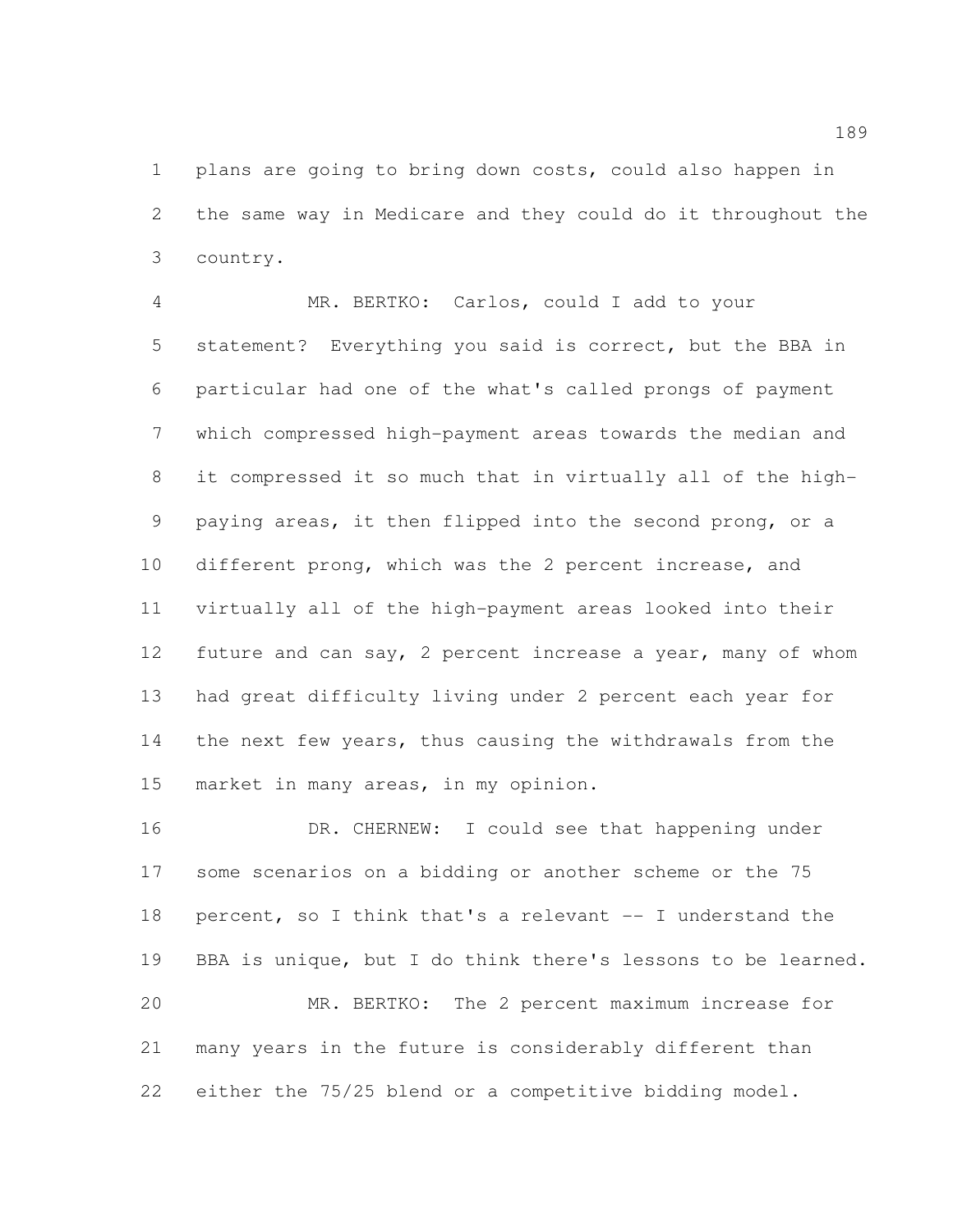plans are going to bring down costs, could also happen in the same way in Medicare and they could do it throughout the country.

MR. BERTKO: Carlos, could I add to your statement? Everything you said is correct, but the BBA in particular had one of the what's called prongs of payment which compressed high-payment areas towards the median and it compressed it so much that in virtually all of the high-paying areas, it then flipped into the second prong, or a different prong, which was the 2 percent increase, and virtually all of the high-payment areas looked into their future and can say, 2 percent increase a year, many of whom had great difficulty living under 2 percent each year for the next few years, thus causing the withdrawals from the market in many areas, in my opinion.

DR. CHERNEW: I could see that happening under some scenarios on a bidding or another scheme or the 75 percent, so I think that's a relevant -- I understand the BBA is unique, but I do think there's lessons to be learned.

MR. BERTKO: The 2 percent maximum increase for many years in the future is considerably different than either the 75/25 blend or a competitive bidding model.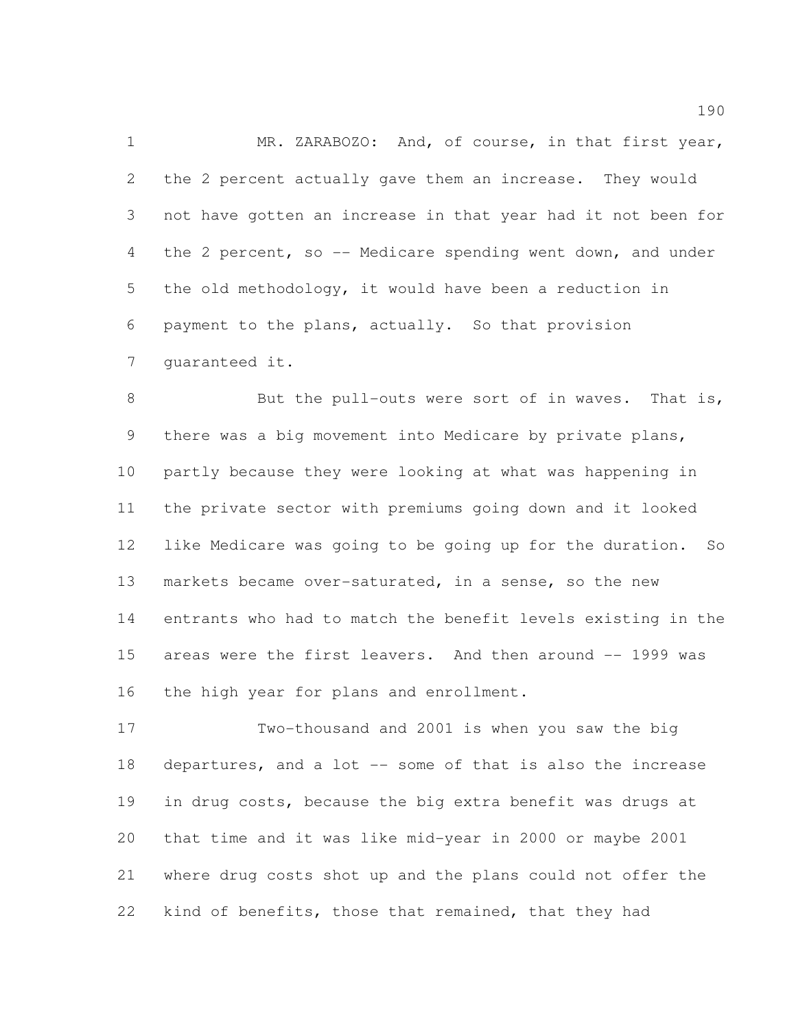MR. ZARABOZO: And, of course, in that first year, the 2 percent actually gave them an increase. They would not have gotten an increase in that year had it not been for the 2 percent, so -- Medicare spending went down, and under the old methodology, it would have been a reduction in payment to the plans, actually. So that provision guaranteed it.

But the pull-outs were sort of in waves. That is, there was a big movement into Medicare by private plans, partly because they were looking at what was happening in the private sector with premiums going down and it looked like Medicare was going to be going up for the duration. So markets became over-saturated, in a sense, so the new entrants who had to match the benefit levels existing in the areas were the first leavers. And then around -- 1999 was the high year for plans and enrollment.

Two-thousand and 2001 is when you saw the big departures, and a lot -- some of that is also the increase in drug costs, because the big extra benefit was drugs at that time and it was like mid-year in 2000 or maybe 2001 where drug costs shot up and the plans could not offer the kind of benefits, those that remained, that they had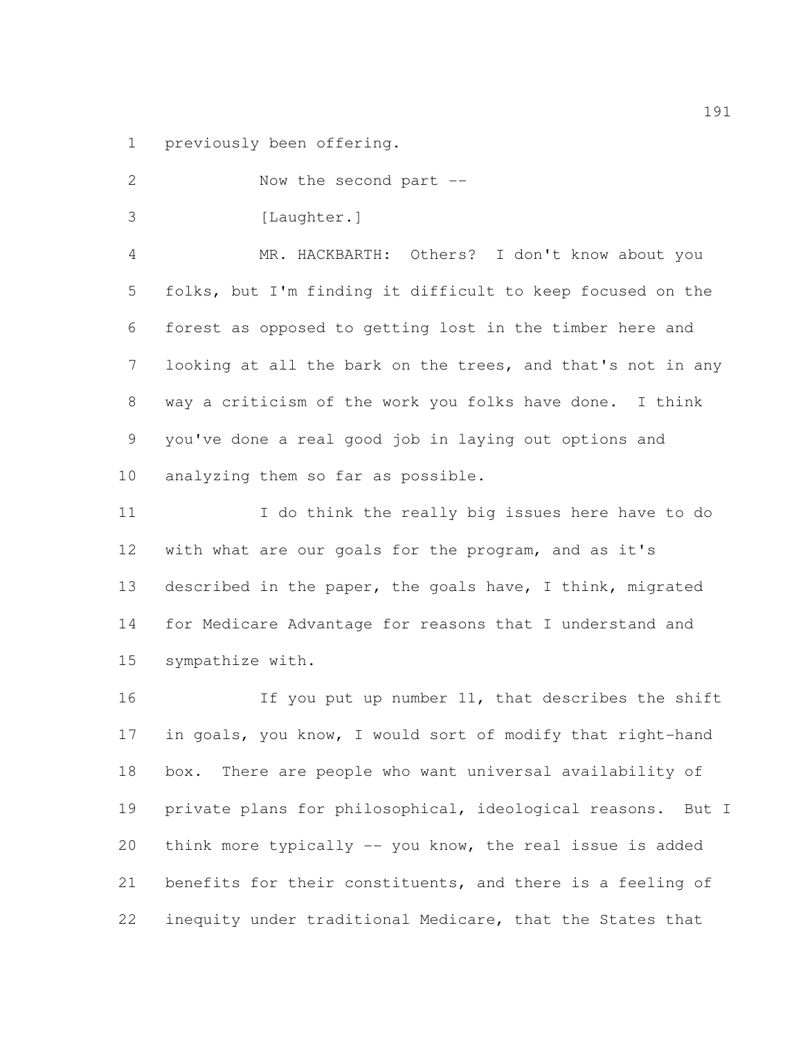previously been offering.

Now the second part --

[Laughter.]

MR. HACKBARTH: Others? I don't know about you folks, but I'm finding it difficult to keep focused on the forest as opposed to getting lost in the timber here and looking at all the bark on the trees, and that's not in any way a criticism of the work you folks have done. I think you've done a real good job in laying out options and analyzing them so far as possible.

I do think the really big issues here have to do with what are our goals for the program, and as it's described in the paper, the goals have, I think, migrated for Medicare Advantage for reasons that I understand and sympathize with.

If you put up number 11, that describes the shift in goals, you know, I would sort of modify that right-hand box. There are people who want universal availability of private plans for philosophical, ideological reasons. But I think more typically -- you know, the real issue is added benefits for their constituents, and there is a feeling of inequity under traditional Medicare, that the States that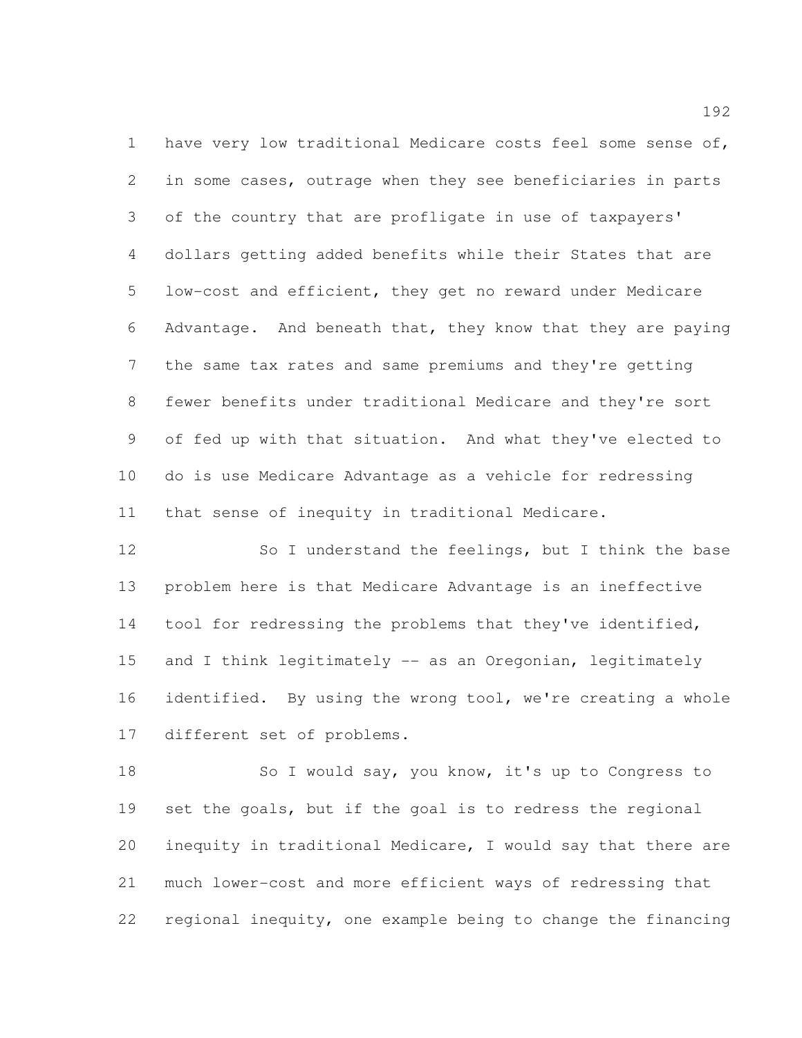have very low traditional Medicare costs feel some sense of, in some cases, outrage when they see beneficiaries in parts of the country that are profligate in use of taxpayers' dollars getting added benefits while their States that are low-cost and efficient, they get no reward under Medicare Advantage. And beneath that, they know that they are paying the same tax rates and same premiums and they're getting fewer benefits under traditional Medicare and they're sort of fed up with that situation. And what they've elected to do is use Medicare Advantage as a vehicle for redressing that sense of inequity in traditional Medicare.

So I understand the feelings, but I think the base problem here is that Medicare Advantage is an ineffective tool for redressing the problems that they've identified, and I think legitimately -- as an Oregonian, legitimately identified. By using the wrong tool, we're creating a whole different set of problems.

So I would say, you know, it's up to Congress to set the goals, but if the goal is to redress the regional inequity in traditional Medicare, I would say that there are much lower-cost and more efficient ways of redressing that regional inequity, one example being to change the financing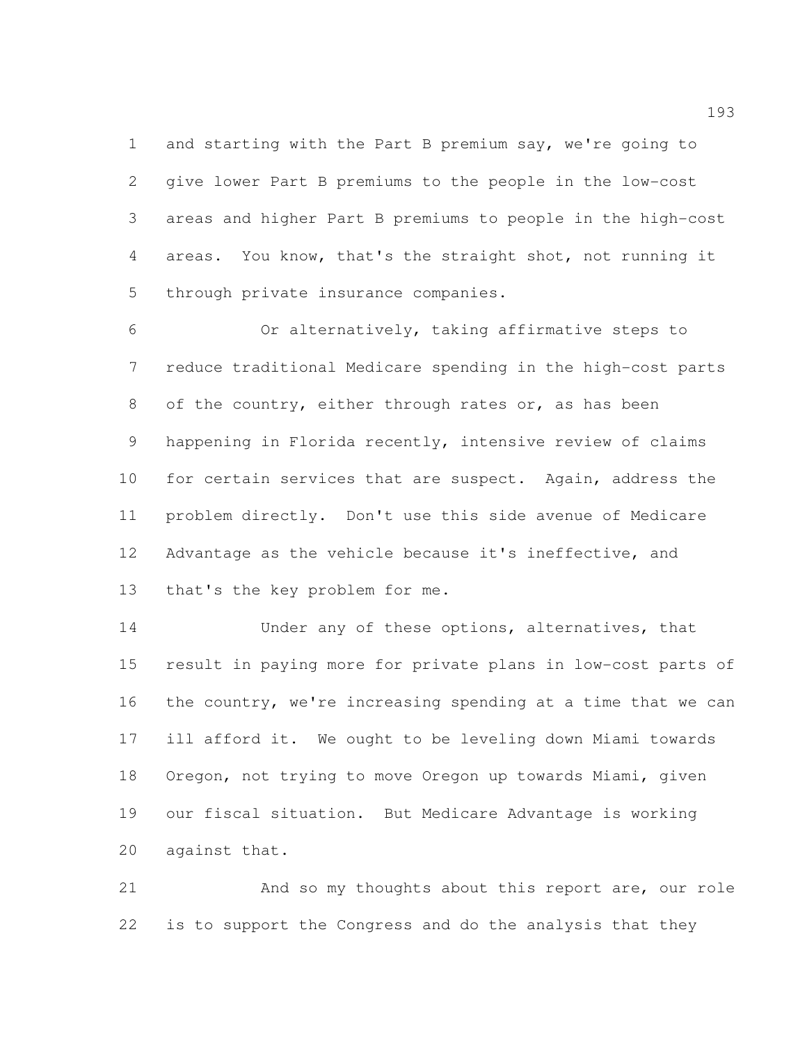and starting with the Part B premium say, we're going to give lower Part B premiums to the people in the low-cost areas and higher Part B premiums to people in the high-cost areas. You know, that's the straight shot, not running it through private insurance companies.

Or alternatively, taking affirmative steps to reduce traditional Medicare spending in the high-cost parts of the country, either through rates or, as has been happening in Florida recently, intensive review of claims for certain services that are suspect. Again, address the problem directly. Don't use this side avenue of Medicare Advantage as the vehicle because it's ineffective, and that's the key problem for me.

Under any of these options, alternatives, that result in paying more for private plans in low-cost parts of the country, we're increasing spending at a time that we can ill afford it. We ought to be leveling down Miami towards Oregon, not trying to move Oregon up towards Miami, given our fiscal situation. But Medicare Advantage is working against that.

And so my thoughts about this report are, our role is to support the Congress and do the analysis that they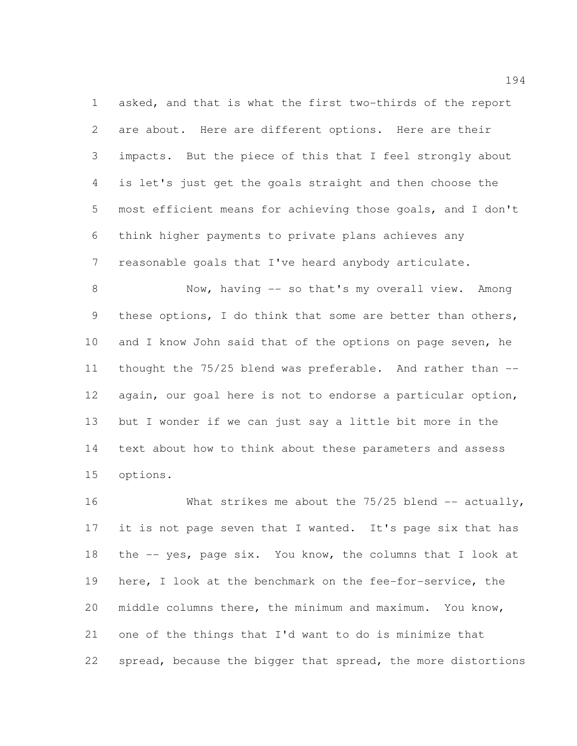asked, and that is what the first two-thirds of the report are about. Here are different options. Here are their impacts. But the piece of this that I feel strongly about is let's just get the goals straight and then choose the most efficient means for achieving those goals, and I don't think higher payments to private plans achieves any reasonable goals that I've heard anybody articulate.

Now, having -- so that's my overall view. Among these options, I do think that some are better than others, and I know John said that of the options on page seven, he thought the 75/25 blend was preferable. And rather than -- again, our goal here is not to endorse a particular option, but I wonder if we can just say a little bit more in the text about how to think about these parameters and assess options.

What strikes me about the 75/25 blend -- actually, it is not page seven that I wanted. It's page six that has the -- yes, page six. You know, the columns that I look at here, I look at the benchmark on the fee-for-service, the middle columns there, the minimum and maximum. You know, one of the things that I'd want to do is minimize that spread, because the bigger that spread, the more distortions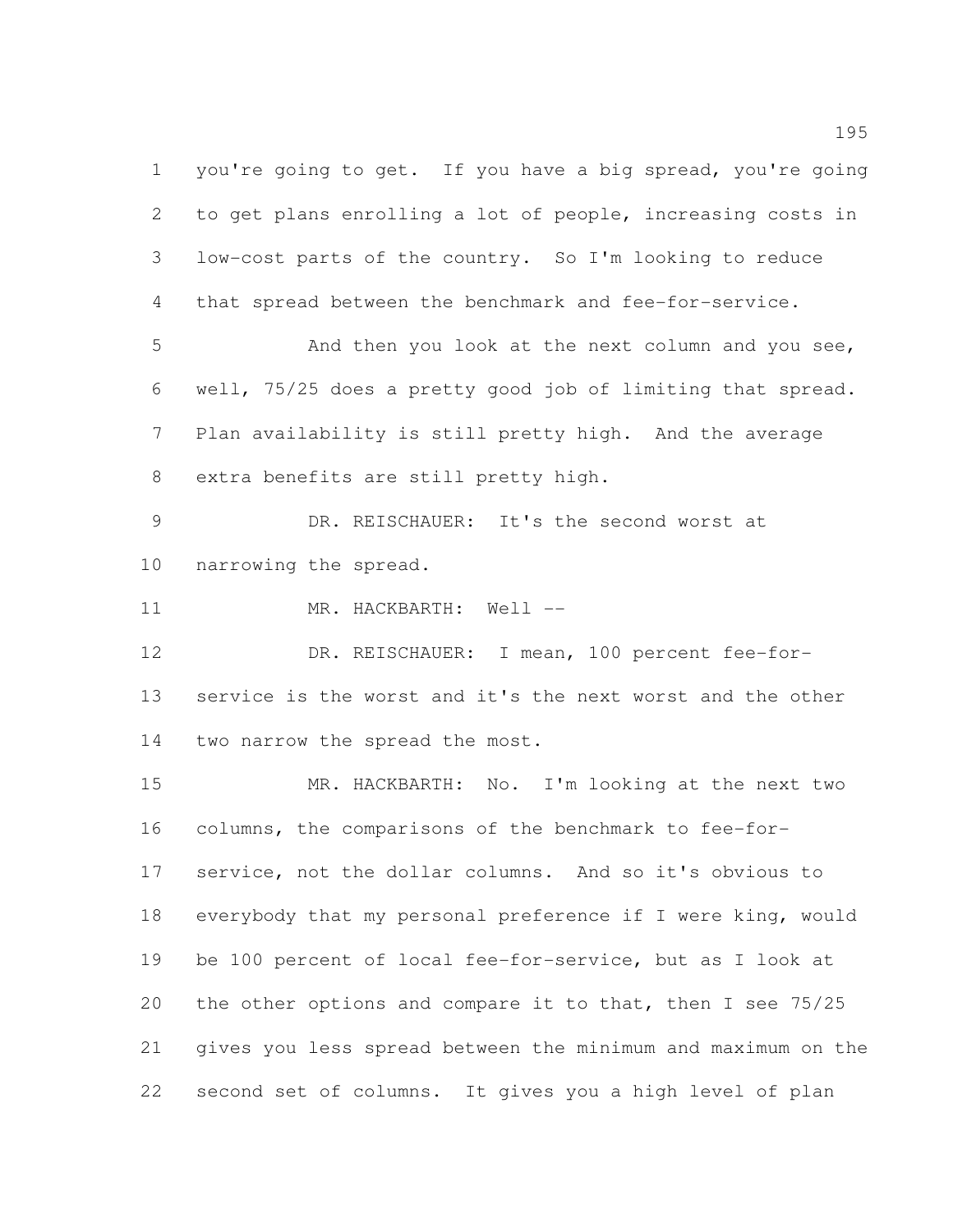you're going to get. If you have a big spread, you're going to get plans enrolling a lot of people, increasing costs in low-cost parts of the country. So I'm looking to reduce that spread between the benchmark and fee-for-service.

And then you look at the next column and you see, well, 75/25 does a pretty good job of limiting that spread. Plan availability is still pretty high. And the average extra benefits are still pretty high.

DR. REISCHAUER: It's the second worst at narrowing the spread.

MR. HACKBARTH: Well --

DR. REISCHAUER: I mean, 100 percent fee-for-service is the worst and it's the next worst and the other two narrow the spread the most.

MR. HACKBARTH: No. I'm looking at the next two columns, the comparisons of the benchmark to fee-for-service, not the dollar columns. And so it's obvious to everybody that my personal preference if I were king, would be 100 percent of local fee-for-service, but as I look at the other options and compare it to that, then I see 75/25 gives you less spread between the minimum and maximum on the second set of columns. It gives you a high level of plan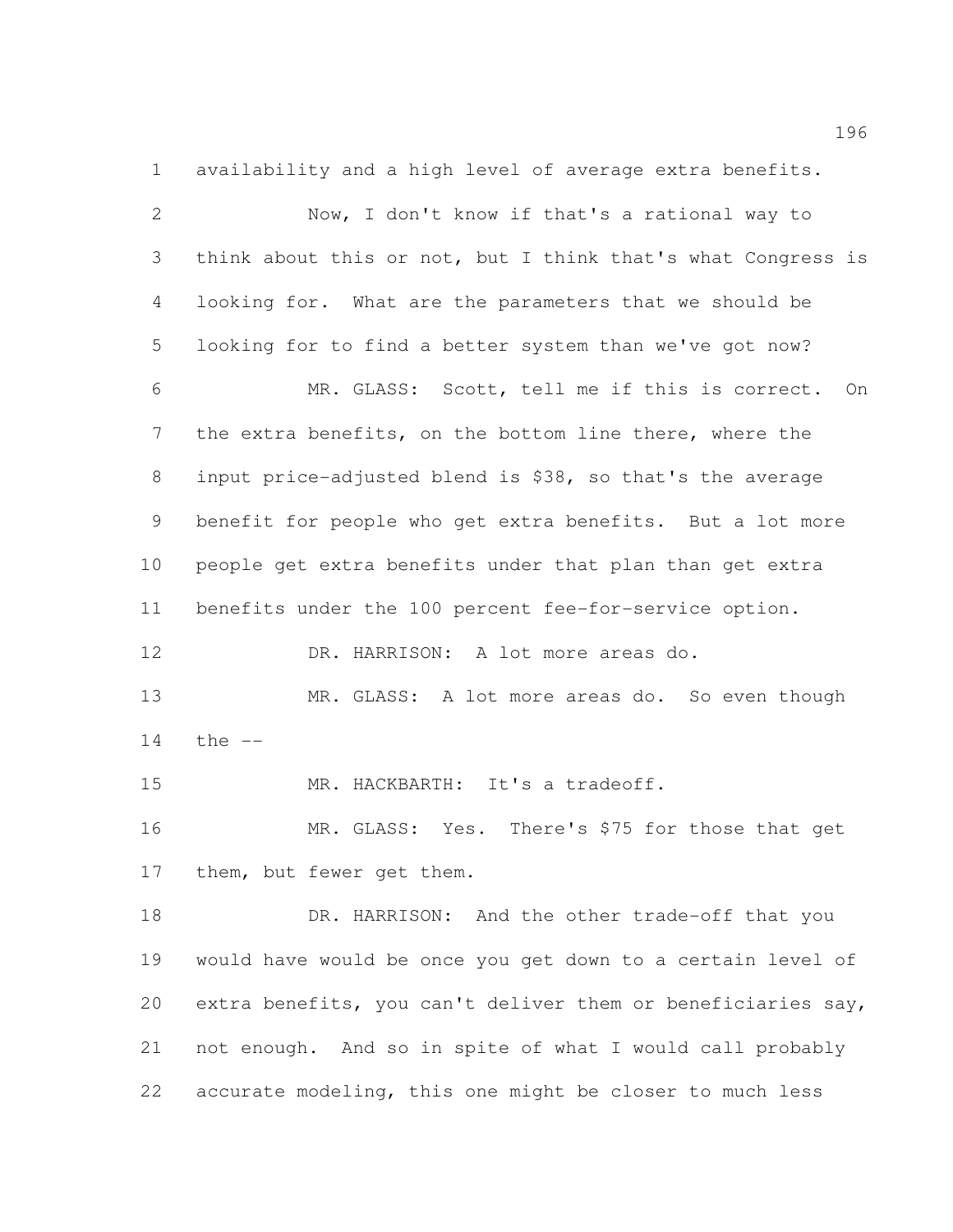availability and a high level of average extra benefits.

Now, I don't know if that's a rational way to think about this or not, but I think that's what Congress is looking for. What are the parameters that we should be looking for to find a better system than we've got now?

MR. GLASS: Scott, tell me if this is correct. On the extra benefits, on the bottom line there, where the input price-adjusted blend is $38, so that's the average benefit for people who get extra benefits. But a lot more people get extra benefits under that plan than get extra benefits under the 100 percent fee-for-service option.

DR. HARRISON: A lot more areas do.

MR. GLASS: A lot more areas do. So even though the --

MR. HACKBARTH: It's a tradeoff.

MR. GLASS: Yes. There's $75 for those that get them, but fewer get them.

DR. HARRISON: And the other trade-off that you would have would be once you get down to a certain level of extra benefits, you can't deliver them or beneficiaries say, not enough. And so in spite of what I would call probably accurate modeling, this one might be closer to much less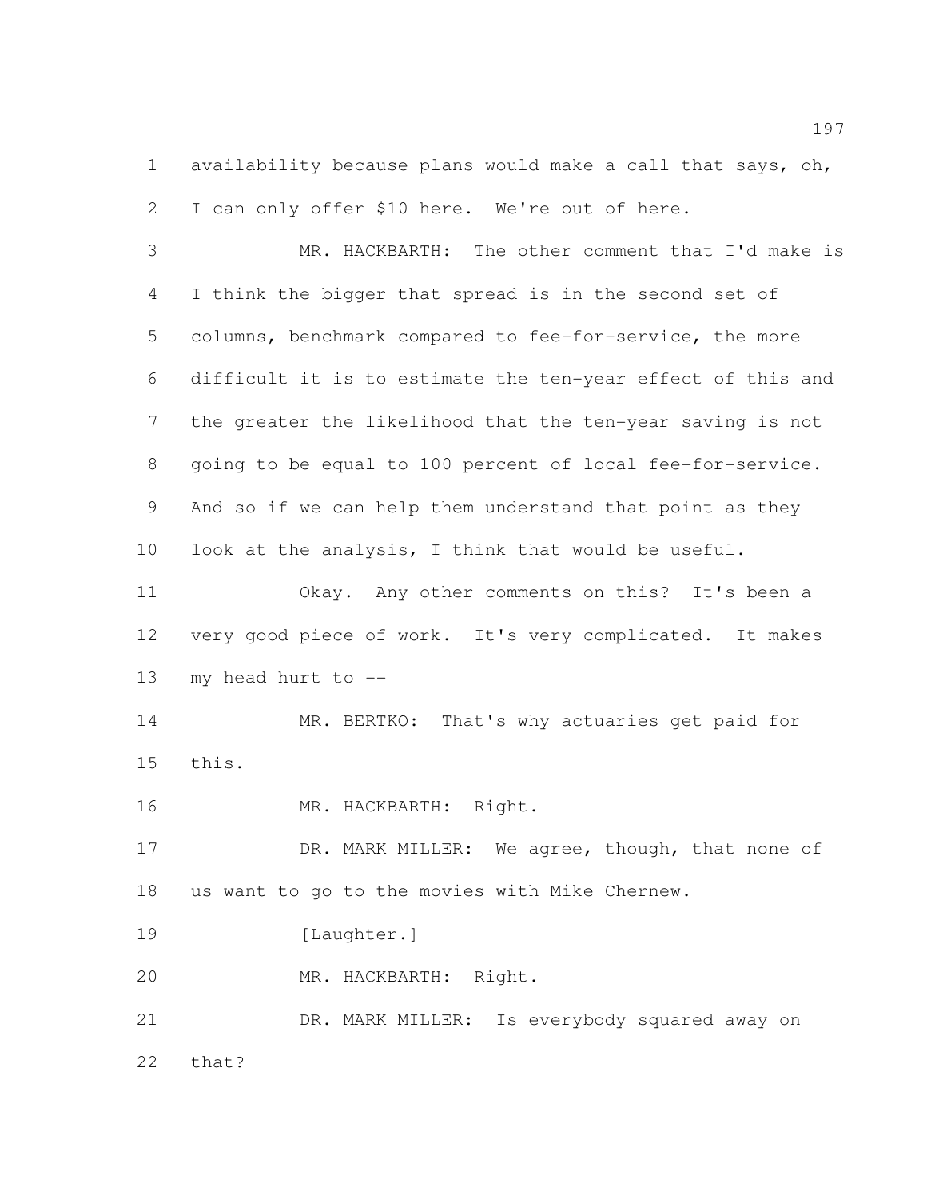availability because plans would make a call that says, oh, I can only offer $10 here. We're out of here.

MR. HACKBARTH: The other comment that I'd make is I think the bigger that spread is in the second set of columns, benchmark compared to fee-for-service, the more difficult it is to estimate the ten-year effect of this and the greater the likelihood that the ten-year saving is not going to be equal to 100 percent of local fee-for-service. And so if we can help them understand that point as they look at the analysis, I think that would be useful.

Okay. Any other comments on this? It's been a very good piece of work. It's very complicated. It makes my head hurt to --

MR. BERTKO: That's why actuaries get paid for this.

MR. HACKBARTH: Right.

DR. MARK MILLER: We agree, though, that none of us want to go to the movies with Mike Chernew.

[Laughter.]

MR. HACKBARTH: Right.

DR. MARK MILLER: Is everybody squared away on that?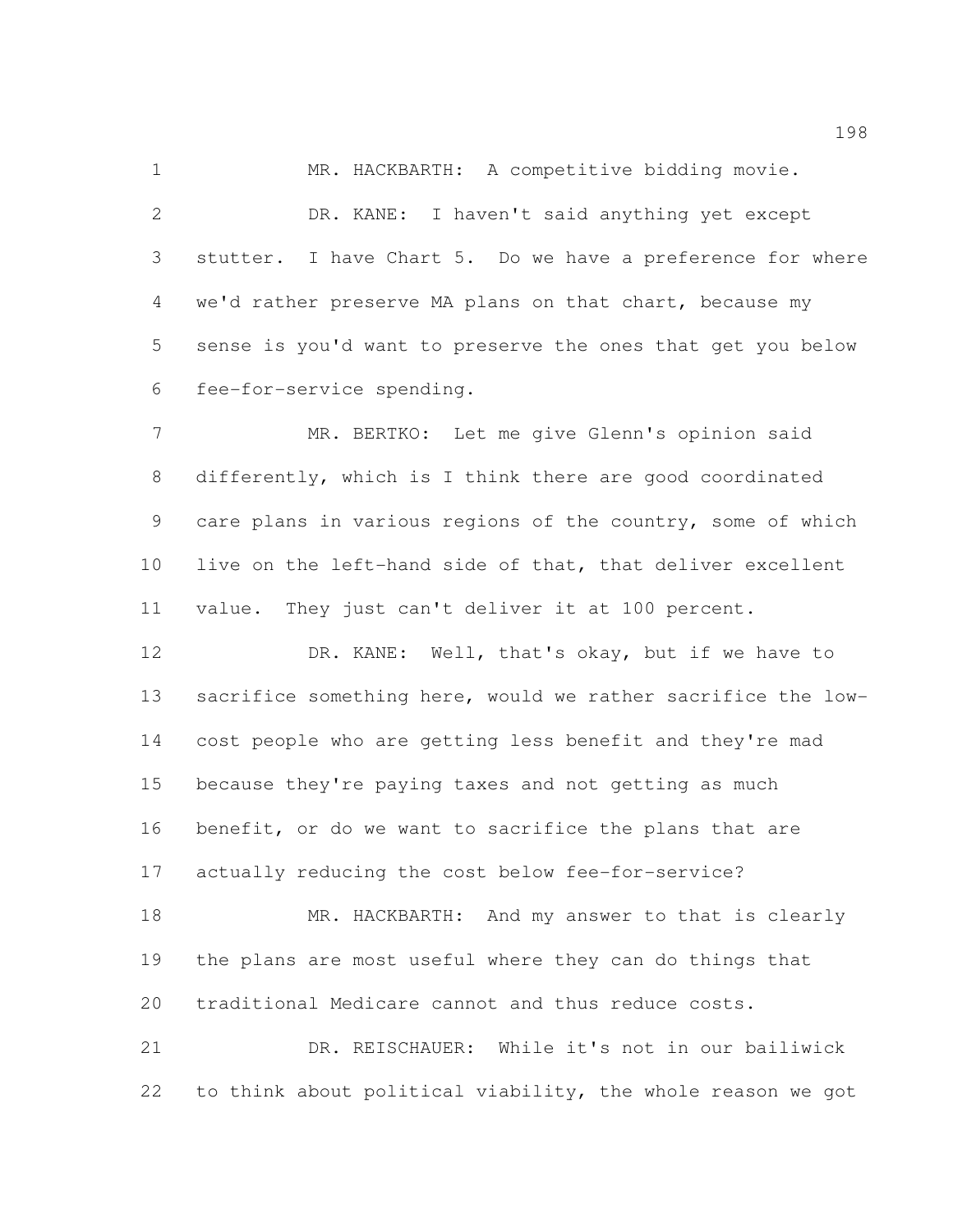MR. HACKBARTH: A competitive bidding movie.

DR. KANE: I haven't said anything yet except stutter. I have Chart 5. Do we have a preference for where we'd rather preserve MA plans on that chart, because my sense is you'd want to preserve the ones that get you below fee-for-service spending.

MR. BERTKO: Let me give Glenn's opinion said differently, which is I think there are good coordinated care plans in various regions of the country, some of which live on the left-hand side of that, that deliver excellent value. They just can't deliver it at 100 percent.

DR. KANE: Well, that's okay, but if we have to sacrifice something here, would we rather sacrifice the low-cost people who are getting less benefit and they're mad because they're paying taxes and not getting as much benefit, or do we want to sacrifice the plans that are actually reducing the cost below fee-for-service?

MR. HACKBARTH: And my answer to that is clearly the plans are most useful where they can do things that traditional Medicare cannot and thus reduce costs.

DR. REISCHAUER: While it's not in our bailiwick to think about political viability, the whole reason we got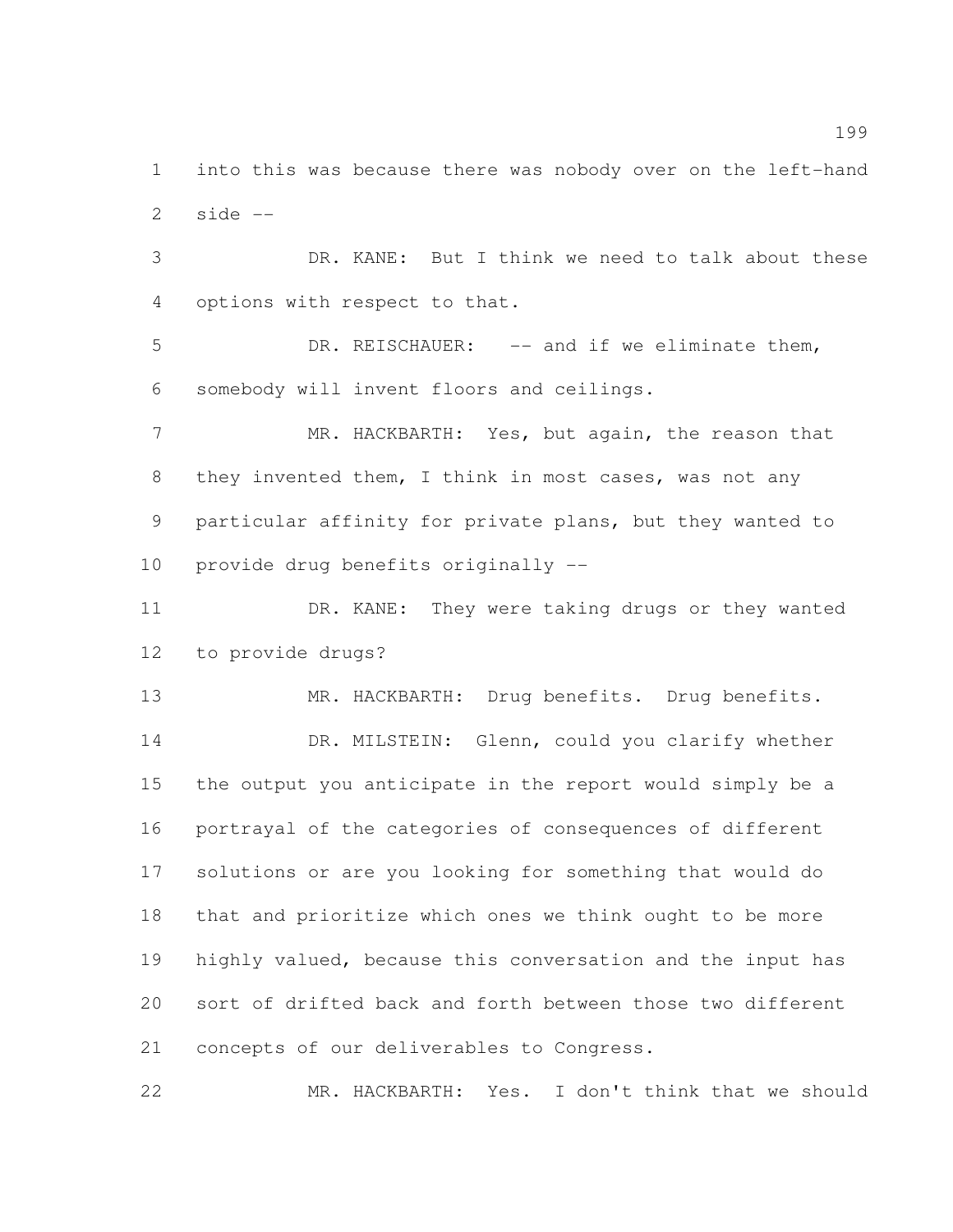into this was because there was nobody over on the left-hand side --

DR. KANE: But I think we need to talk about these options with respect to that.

DR. REISCHAUER: -- and if we eliminate them, somebody will invent floors and ceilings.

MR. HACKBARTH: Yes, but again, the reason that they invented them, I think in most cases, was not any particular affinity for private plans, but they wanted to provide drug benefits originally --

DR. KANE: They were taking drugs or they wanted to provide drugs?

MR. HACKBARTH: Drug benefits. Drug benefits.

DR. MILSTEIN: Glenn, could you clarify whether the output you anticipate in the report would simply be a portrayal of the categories of consequences of different solutions or are you looking for something that would do that and prioritize which ones we think ought to be more highly valued, because this conversation and the input has sort of drifted back and forth between those two different concepts of our deliverables to Congress.

MR. HACKBARTH: Yes. I don't think that we should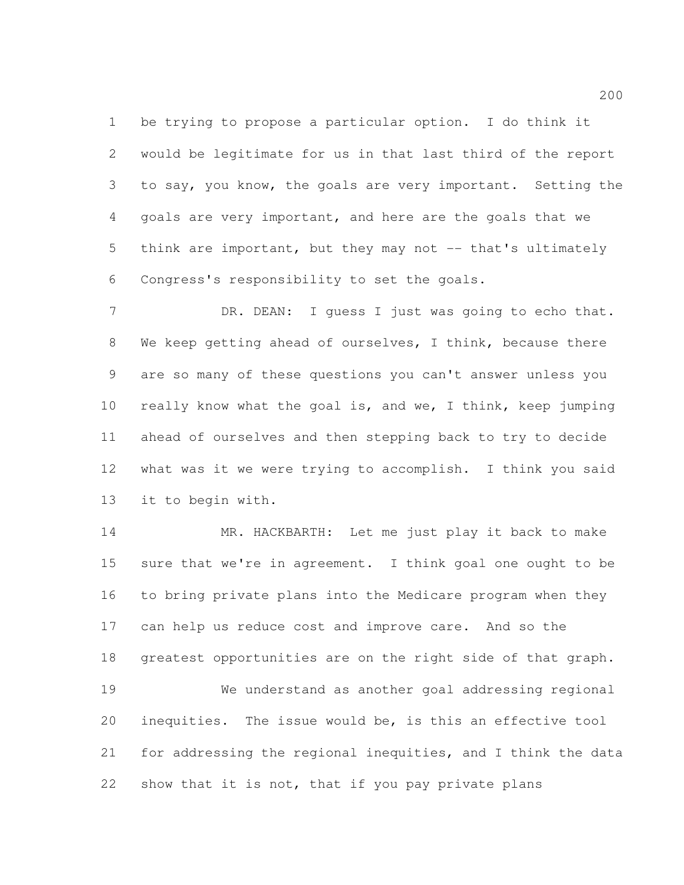be trying to propose a particular option. I do think it would be legitimate for us in that last third of the report to say, you know, the goals are very important. Setting the goals are very important, and here are the goals that we think are important, but they may not -- that's ultimately Congress's responsibility to set the goals.

DR. DEAN: I guess I just was going to echo that. We keep getting ahead of ourselves, I think, because there are so many of these questions you can't answer unless you really know what the goal is, and we, I think, keep jumping ahead of ourselves and then stepping back to try to decide what was it we were trying to accomplish. I think you said it to begin with.

MR. HACKBARTH: Let me just play it back to make sure that we're in agreement. I think goal one ought to be to bring private plans into the Medicare program when they can help us reduce cost and improve care. And so the greatest opportunities are on the right side of that graph.

We understand as another goal addressing regional inequities. The issue would be, is this an effective tool for addressing the regional inequities, and I think the data show that it is not, that if you pay private plans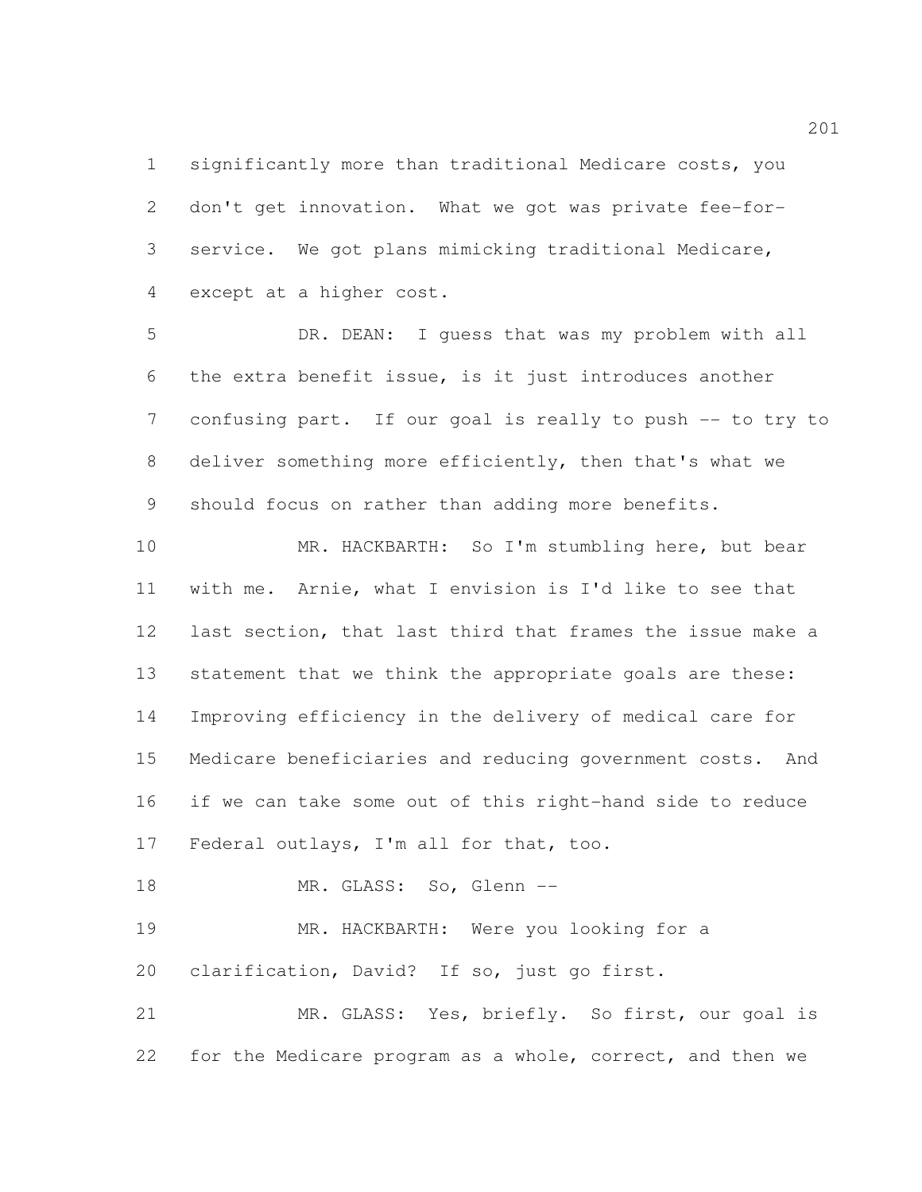significantly more than traditional Medicare costs, you don't get innovation. What we got was private fee-for-service. We got plans mimicking traditional Medicare, except at a higher cost.

DR. DEAN: I guess that was my problem with all the extra benefit issue, is it just introduces another confusing part. If our goal is really to push -- to try to deliver something more efficiently, then that's what we should focus on rather than adding more benefits.

MR. HACKBARTH: So I'm stumbling here, but bear with me. Arnie, what I envision is I'd like to see that last section, that last third that frames the issue make a statement that we think the appropriate goals are these: Improving efficiency in the delivery of medical care for Medicare beneficiaries and reducing government costs. And if we can take some out of this right-hand side to reduce Federal outlays, I'm all for that, too.

MR. GLASS: So, Glenn --

MR. HACKBARTH: Were you looking for a clarification, David? If so, just go first.

MR. GLASS: Yes, briefly. So first, our goal is for the Medicare program as a whole, correct, and then we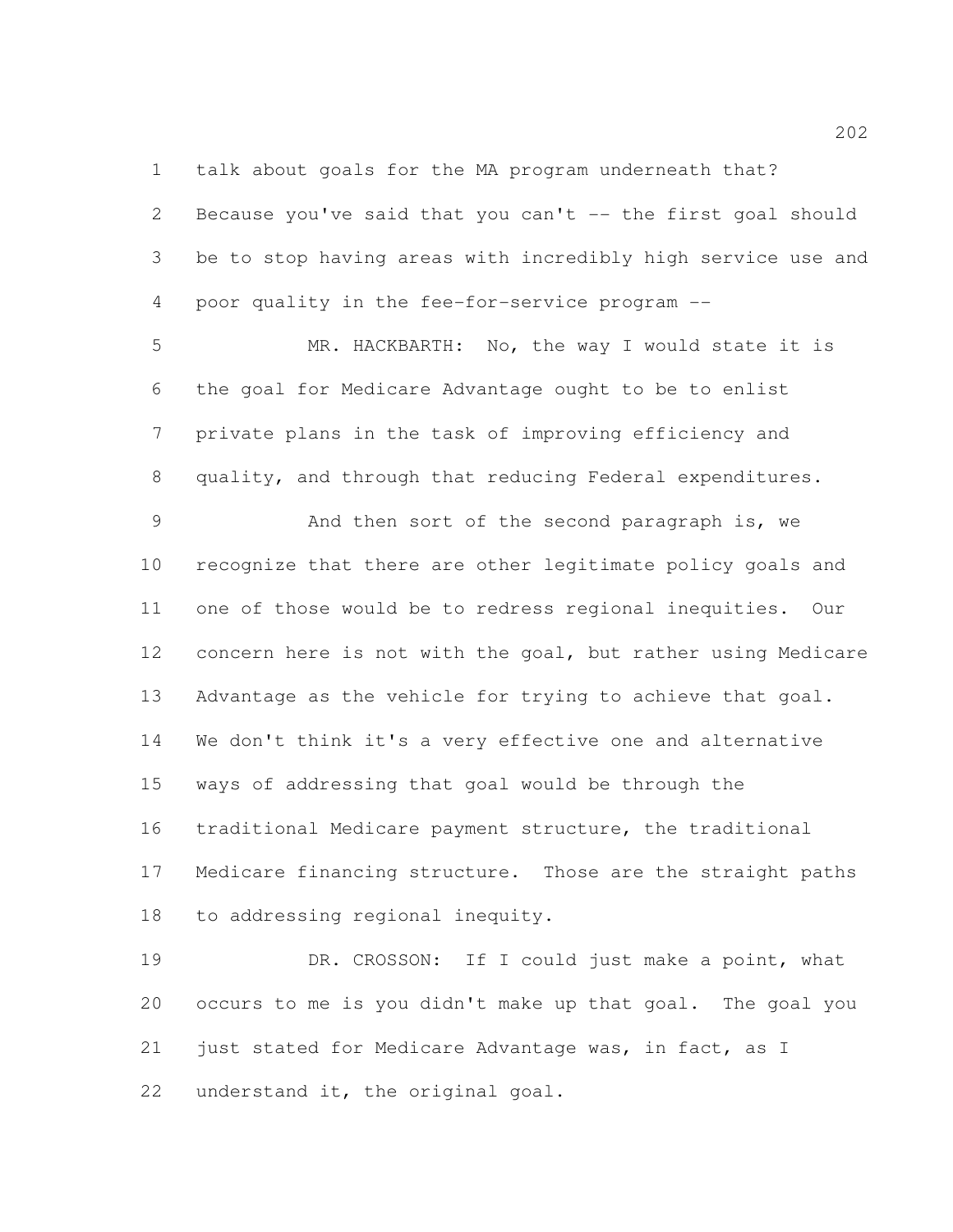talk about goals for the MA program underneath that? Because you've said that you can't -- the first goal should be to stop having areas with incredibly high service use and poor quality in the fee-for-service program --

MR. HACKBARTH: No, the way I would state it is the goal for Medicare Advantage ought to be to enlist private plans in the task of improving efficiency and quality, and through that reducing Federal expenditures.

And then sort of the second paragraph is, we recognize that there are other legitimate policy goals and one of those would be to redress regional inequities. Our concern here is not with the goal, but rather using Medicare Advantage as the vehicle for trying to achieve that goal. We don't think it's a very effective one and alternative ways of addressing that goal would be through the traditional Medicare payment structure, the traditional Medicare financing structure. Those are the straight paths to addressing regional inequity.

DR. CROSSON: If I could just make a point, what occurs to me is you didn't make up that goal. The goal you just stated for Medicare Advantage was, in fact, as I understand it, the original goal.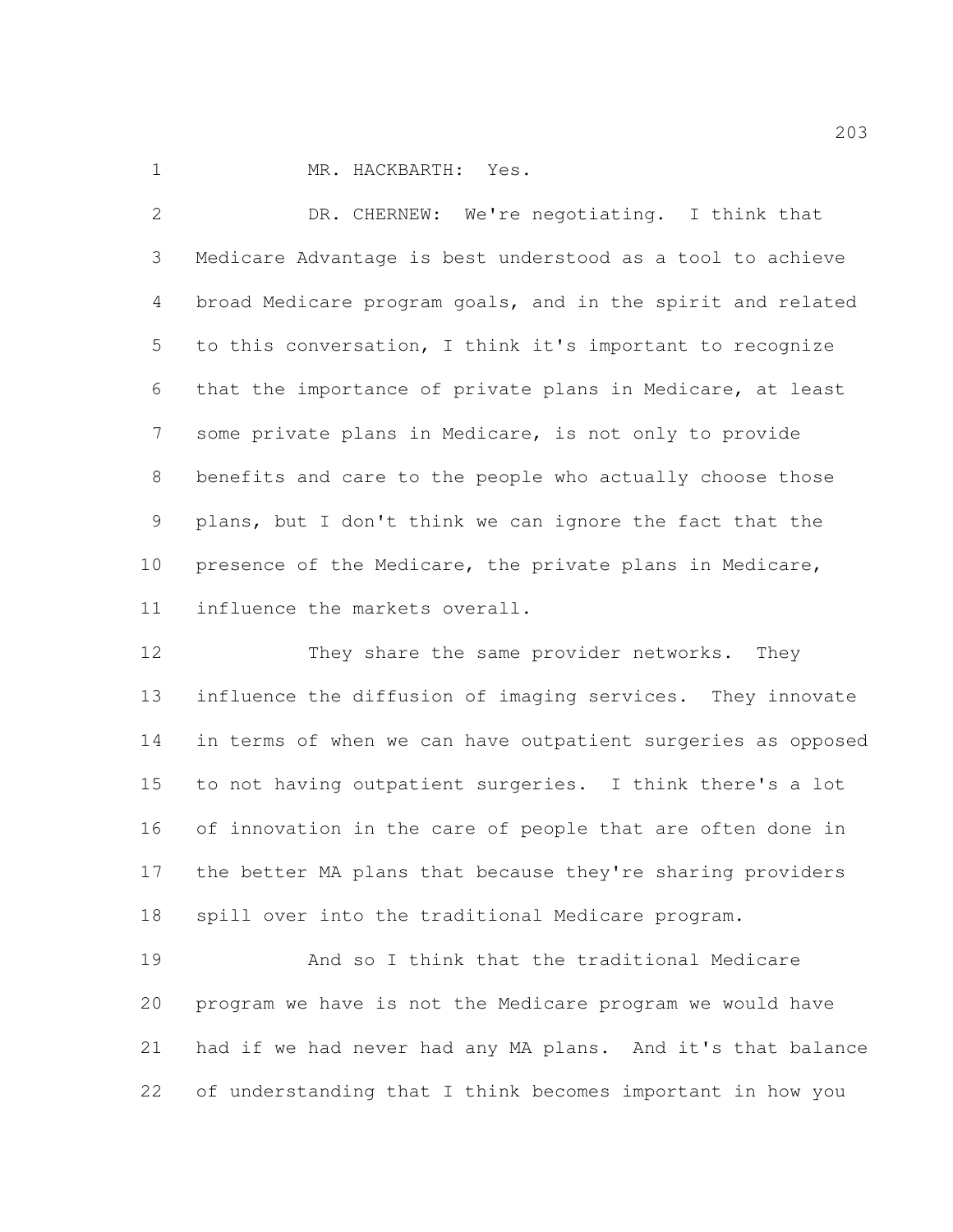MR. HACKBARTH: Yes.

DR. CHERNEW: We're negotiating. I think that Medicare Advantage is best understood as a tool to achieve broad Medicare program goals, and in the spirit and related to this conversation, I think it's important to recognize that the importance of private plans in Medicare, at least some private plans in Medicare, is not only to provide benefits and care to the people who actually choose those plans, but I don't think we can ignore the fact that the presence of the Medicare, the private plans in Medicare, influence the markets overall.

They share the same provider networks. They influence the diffusion of imaging services. They innovate in terms of when we can have outpatient surgeries as opposed to not having outpatient surgeries. I think there's a lot of innovation in the care of people that are often done in the better MA plans that because they're sharing providers spill over into the traditional Medicare program.

And so I think that the traditional Medicare program we have is not the Medicare program we would have had if we had never had any MA plans. And it's that balance of understanding that I think becomes important in how you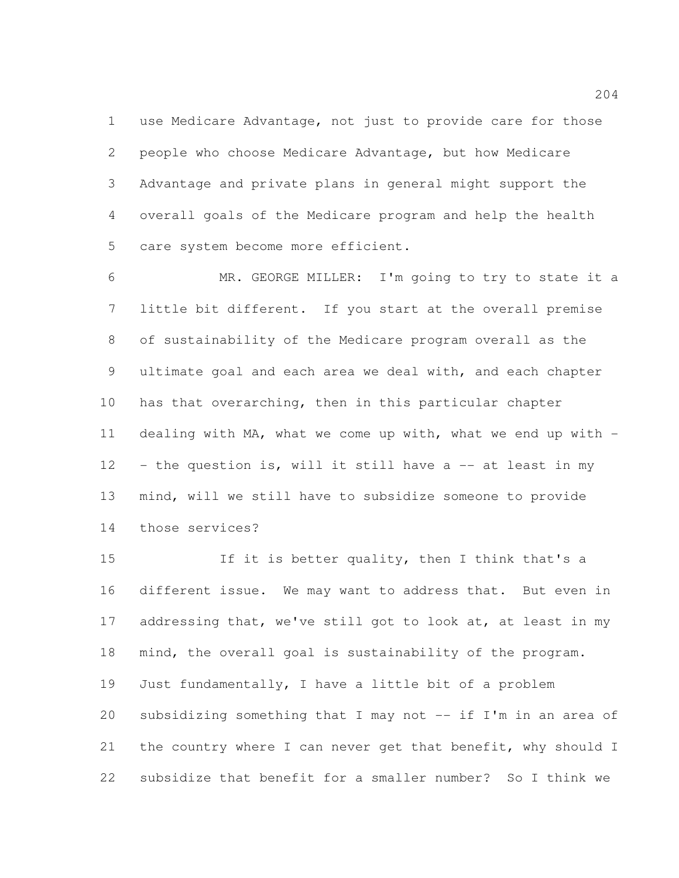use Medicare Advantage, not just to provide care for those people who choose Medicare Advantage, but how Medicare Advantage and private plans in general might support the overall goals of the Medicare program and help the health care system become more efficient.

MR. GEORGE MILLER: I'm going to try to state it a little bit different. If you start at the overall premise of sustainability of the Medicare program overall as the ultimate goal and each area we deal with, and each chapter has that overarching, then in this particular chapter dealing with MA, what we come up with, what we end up with -- the question is, will it still have a -- at least in my mind, will we still have to subsidize someone to provide those services?

If it is better quality, then I think that's a different issue. We may want to address that. But even in addressing that, we've still got to look at, at least in my mind, the overall goal is sustainability of the program. Just fundamentally, I have a little bit of a problem subsidizing something that I may not -- if I'm in an area of the country where I can never get that benefit, why should I subsidize that benefit for a smaller number? So I think we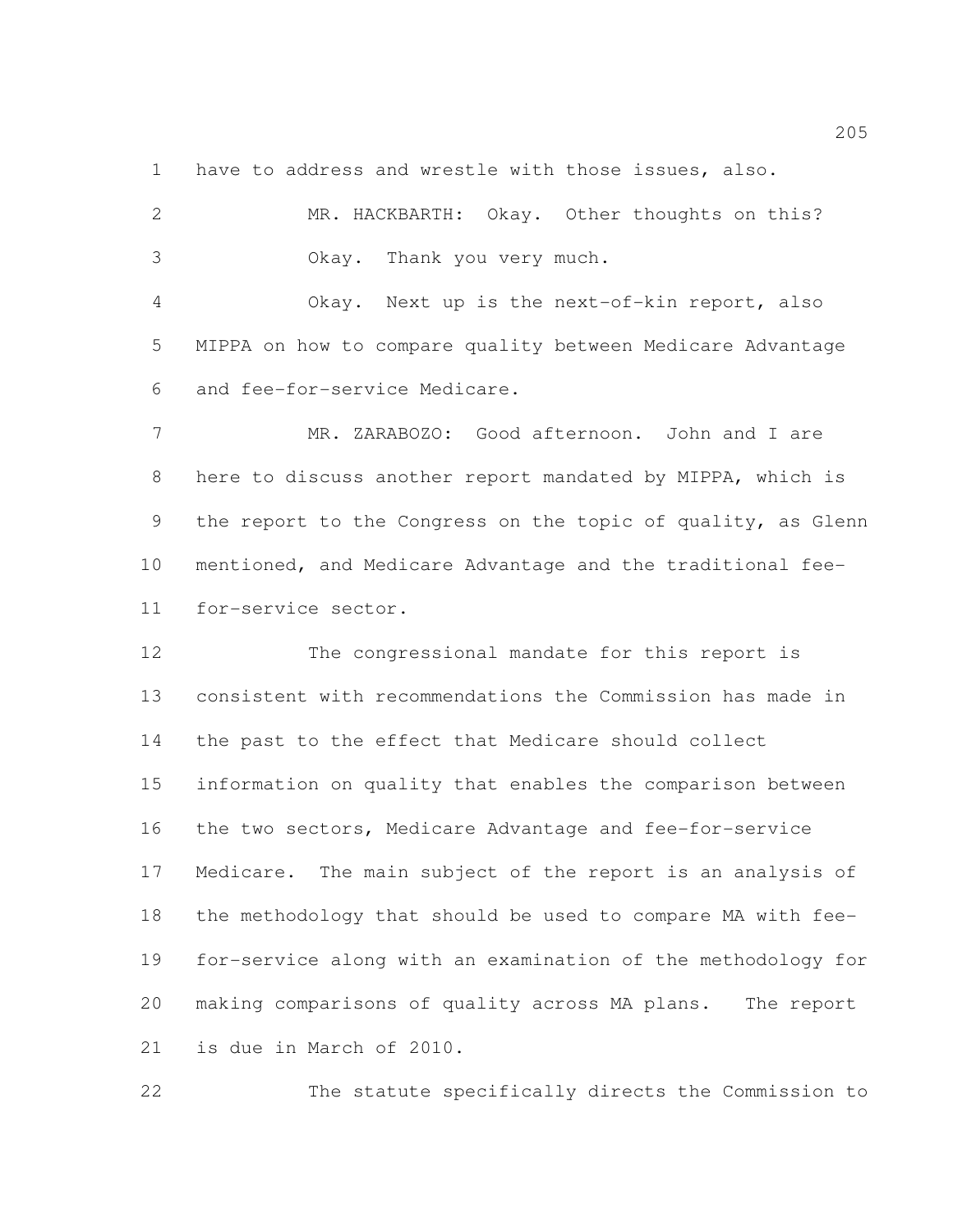have to address and wrestle with those issues, also.

MR. HACKBARTH: Okay. Other thoughts on this? Okay. Thank you very much.

Okay. Next up is the next-of-kin report, also MIPPA on how to compare quality between Medicare Advantage and fee-for-service Medicare.

MR. ZARABOZO: Good afternoon. John and I are here to discuss another report mandated by MIPPA, which is the report to the Congress on the topic of quality, as Glenn mentioned, and Medicare Advantage and the traditional fee-for-service sector.

The congressional mandate for this report is consistent with recommendations the Commission has made in the past to the effect that Medicare should collect information on quality that enables the comparison between the two sectors, Medicare Advantage and fee-for-service Medicare. The main subject of the report is an analysis of the methodology that should be used to compare MA with fee-for-service along with an examination of the methodology for making comparisons of quality across MA plans. The report is due in March of 2010.

The statute specifically directs the Commission to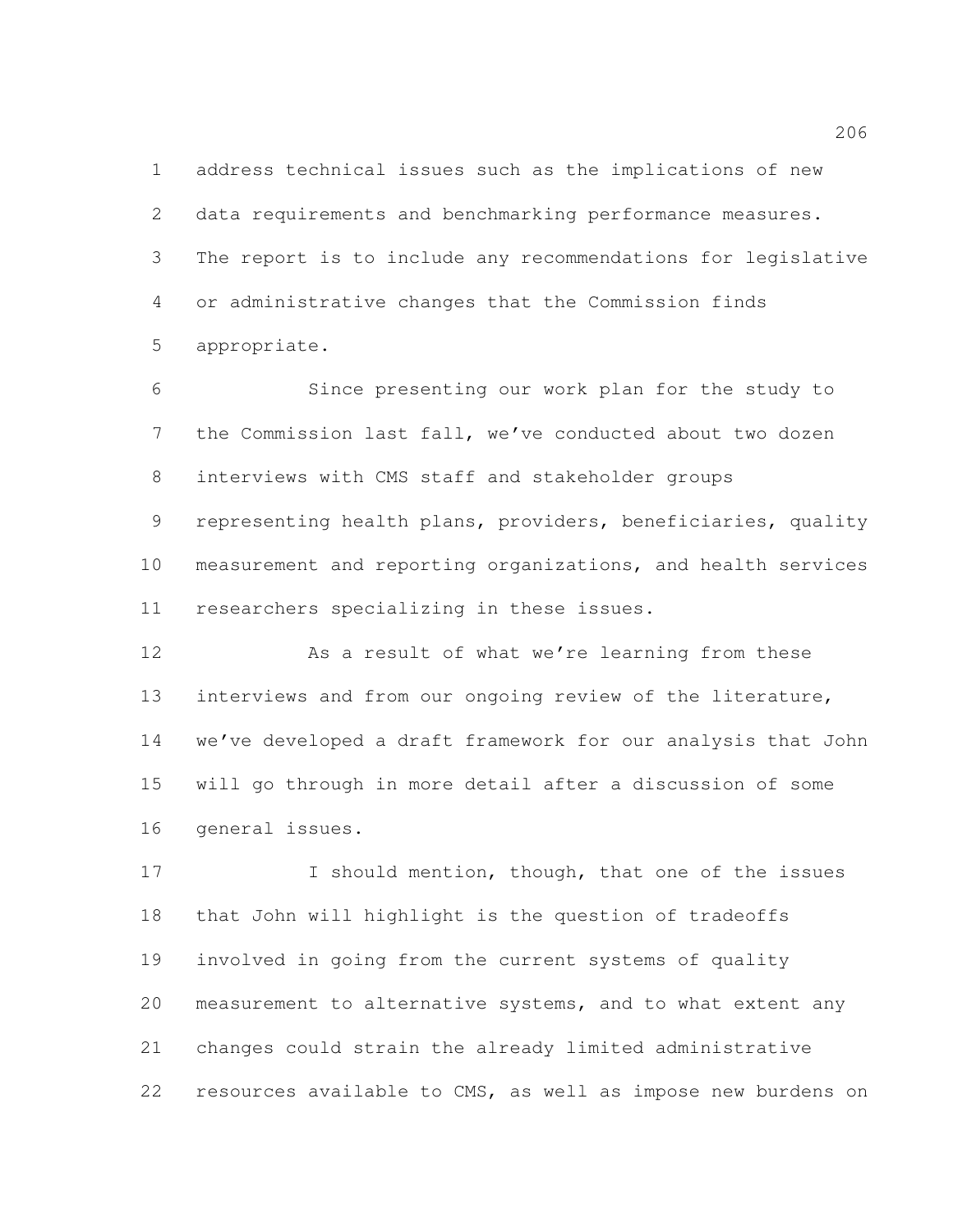address technical issues such as the implications of new data requirements and benchmarking performance measures. The report is to include any recommendations for legislative or administrative changes that the Commission finds appropriate.

Since presenting our work plan for the study to the Commission last fall, we've conducted about two dozen interviews with CMS staff and stakeholder groups representing health plans, providers, beneficiaries, quality measurement and reporting organizations, and health services researchers specializing in these issues.

As a result of what we're learning from these interviews and from our ongoing review of the literature, we've developed a draft framework for our analysis that John will go through in more detail after a discussion of some general issues.

I should mention, though, that one of the issues that John will highlight is the question of tradeoffs involved in going from the current systems of quality measurement to alternative systems, and to what extent any changes could strain the already limited administrative resources available to CMS, as well as impose new burdens on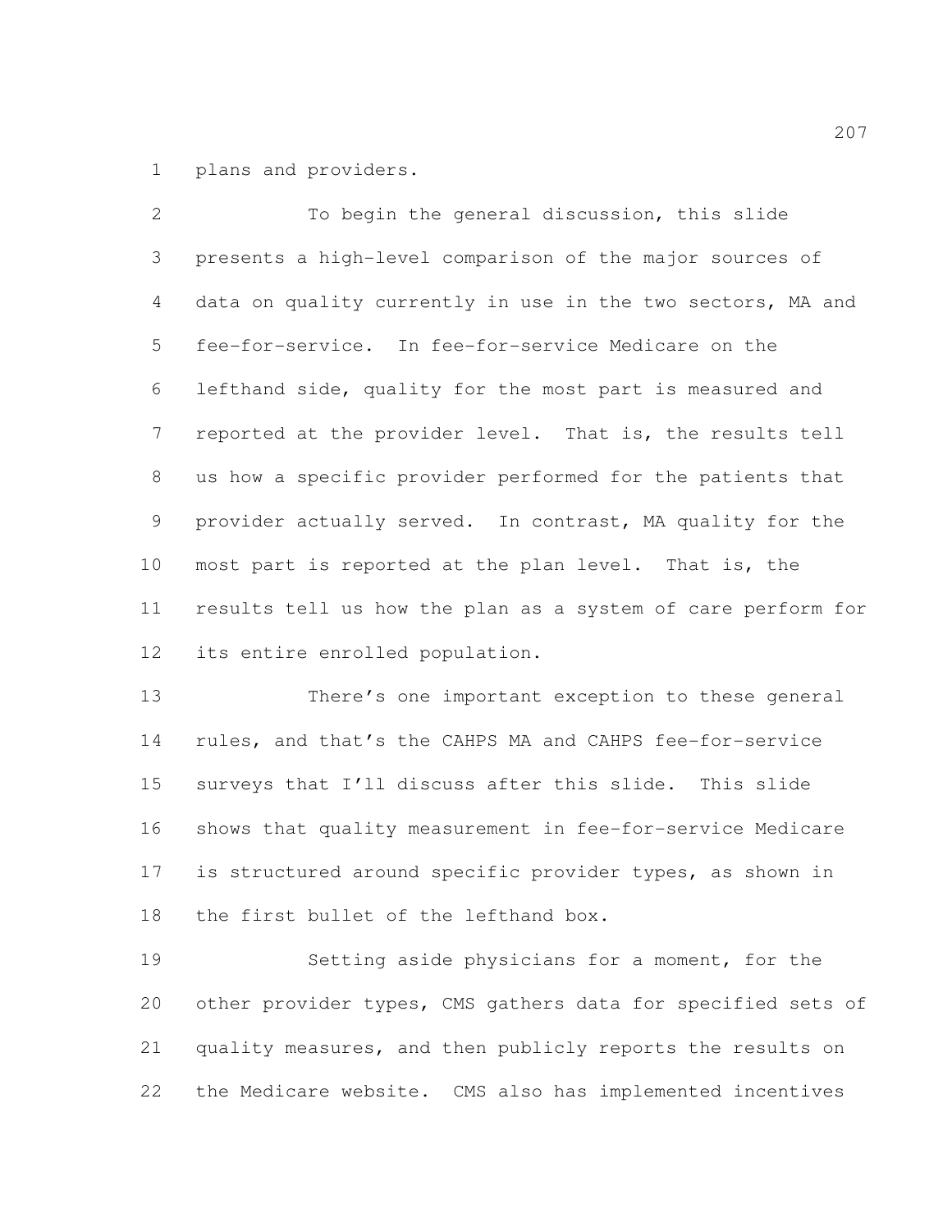plans and providers.

To begin the general discussion, this slide presents a high-level comparison of the major sources of data on quality currently in use in the two sectors, MA and fee-for-service. In fee-for-service Medicare on the lefthand side, quality for the most part is measured and reported at the provider level. That is, the results tell us how a specific provider performed for the patients that provider actually served. In contrast, MA quality for the most part is reported at the plan level. That is, the results tell us how the plan as a system of care perform for its entire enrolled population.

There's one important exception to these general rules, and that's the CAHPS MA and CAHPS fee-for-service surveys that I'll discuss after this slide. This slide shows that quality measurement in fee-for-service Medicare is structured around specific provider types, as shown in the first bullet of the lefthand box.

Setting aside physicians for a moment, for the other provider types, CMS gathers data for specified sets of quality measures, and then publicly reports the results on the Medicare website. CMS also has implemented incentives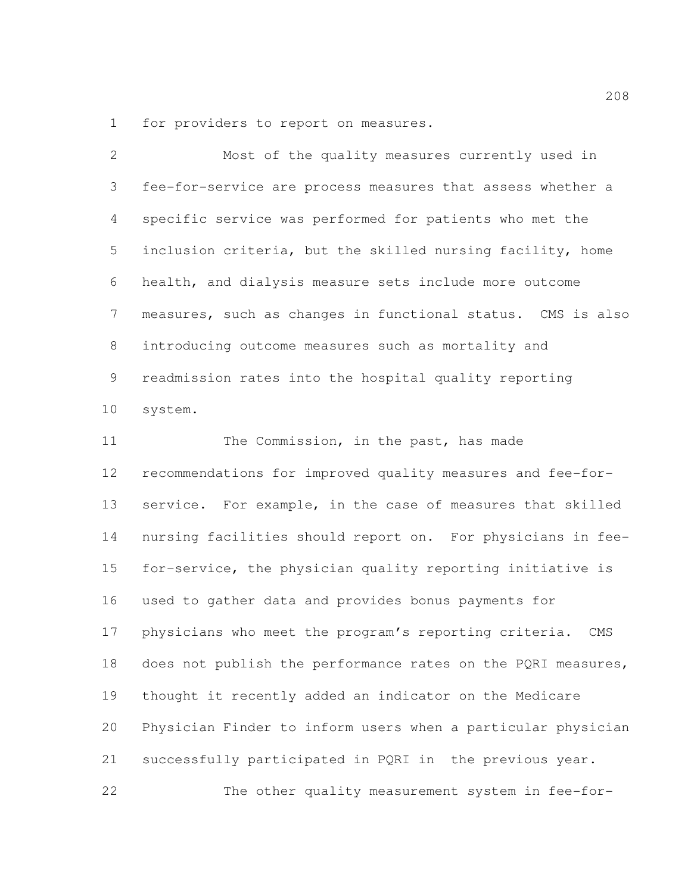for providers to report on measures.

Most of the quality measures currently used in fee-for-service are process measures that assess whether a specific service was performed for patients who met the inclusion criteria, but the skilled nursing facility, home health, and dialysis measure sets include more outcome measures, such as changes in functional status. CMS is also introducing outcome measures such as mortality and readmission rates into the hospital quality reporting system.

The Commission, in the past, has made recommendations for improved quality measures and fee-for-service. For example, in the case of measures that skilled nursing facilities should report on. For physicians in fee-for-service, the physician quality reporting initiative is used to gather data and provides bonus payments for physicians who meet the program's reporting criteria. CMS does not publish the performance rates on the PQRI measures, thought it recently added an indicator on the Medicare Physician Finder to inform users when a particular physician successfully participated in PQRI in the previous year.

The other quality measurement system in fee-for-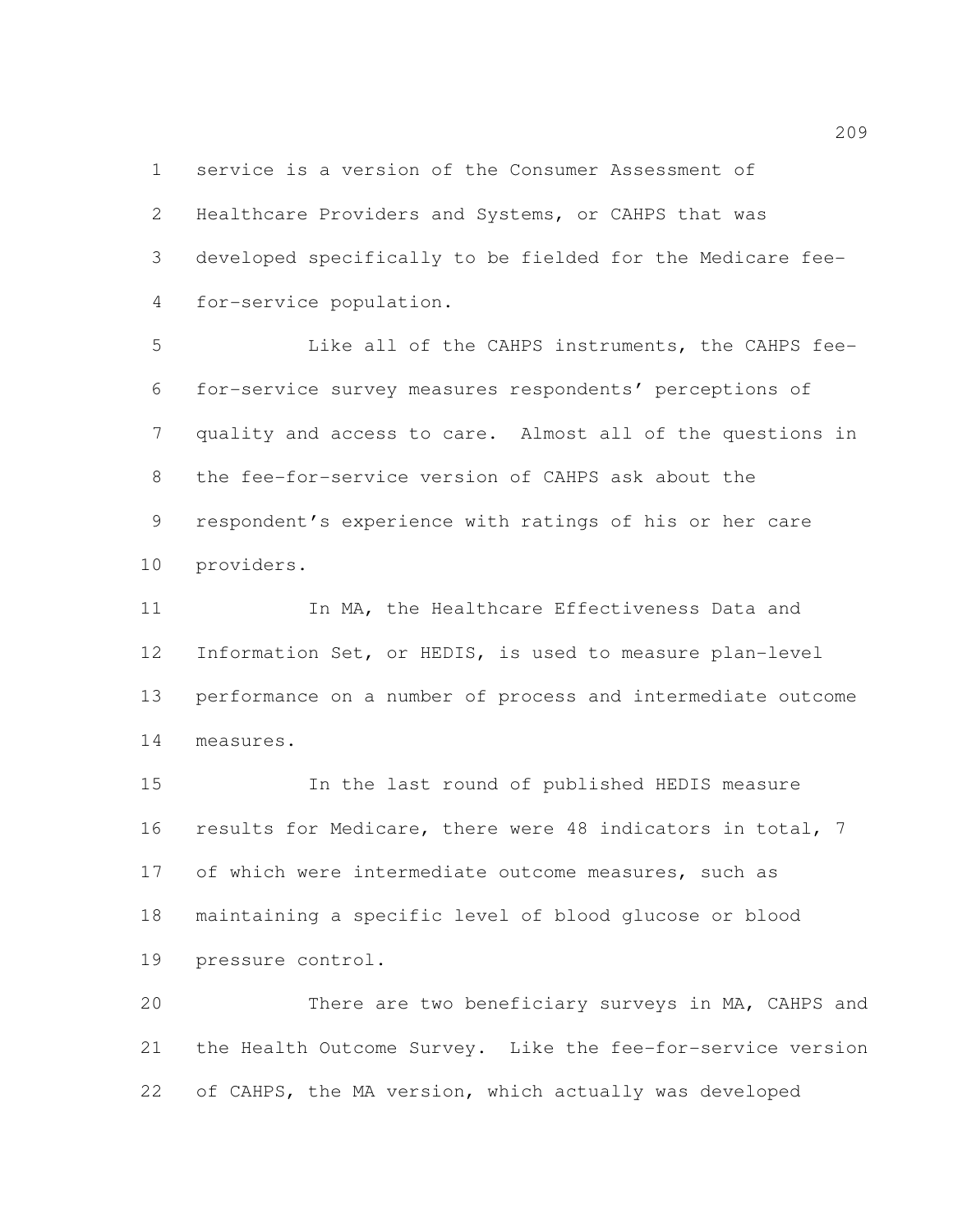service is a version of the Consumer Assessment of Healthcare Providers and Systems, or CAHPS that was developed specifically to be fielded for the Medicare fee-for-service population.

Like all of the CAHPS instruments, the CAHPS fee-for-service survey measures respondents' perceptions of quality and access to care. Almost all of the questions in the fee-for-service version of CAHPS ask about the respondent's experience with ratings of his or her care providers.

In MA, the Healthcare Effectiveness Data and Information Set, or HEDIS, is used to measure plan-level performance on a number of process and intermediate outcome measures.

In the last round of published HEDIS measure results for Medicare, there were 48 indicators in total, 7 of which were intermediate outcome measures, such as maintaining a specific level of blood glucose or blood pressure control.

There are two beneficiary surveys in MA, CAHPS and the Health Outcome Survey. Like the fee-for-service version of CAHPS, the MA version, which actually was developed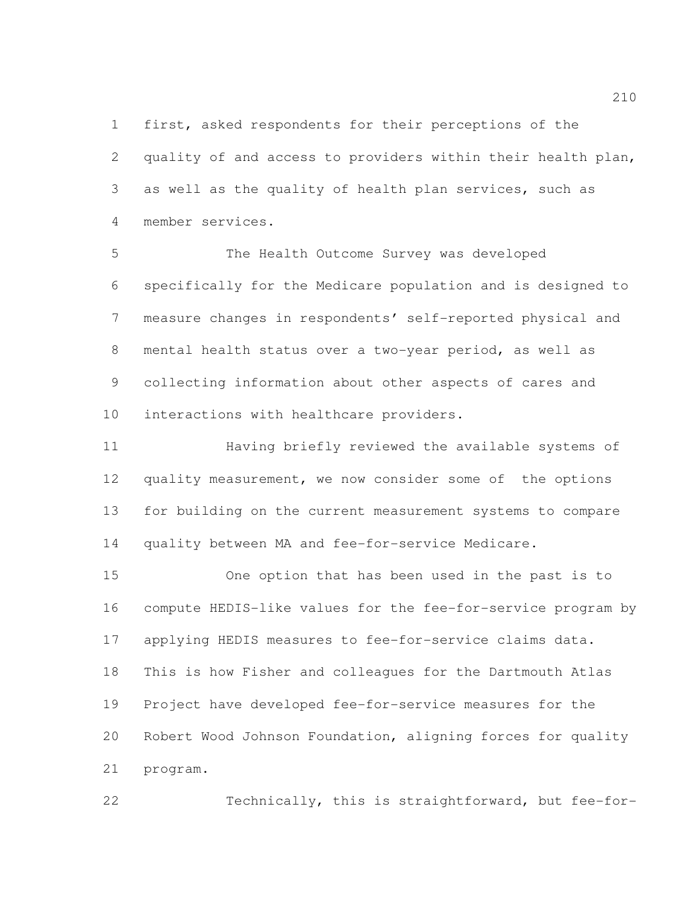first, asked respondents for their perceptions of the quality of and access to providers within their health plan, as well as the quality of health plan services, such as member services.

The Health Outcome Survey was developed specifically for the Medicare population and is designed to measure changes in respondents' self-reported physical and mental health status over a two-year period, as well as collecting information about other aspects of cares and interactions with healthcare providers.

Having briefly reviewed the available systems of quality measurement, we now consider some of the options for building on the current measurement systems to compare quality between MA and fee-for-service Medicare.

One option that has been used in the past is to compute HEDIS-like values for the fee-for-service program by applying HEDIS measures to fee-for-service claims data. This is how Fisher and colleagues for the Dartmouth Atlas Project have developed fee-for-service measures for the Robert Wood Johnson Foundation, aligning forces for quality program.

Technically, this is straightforward, but fee-for-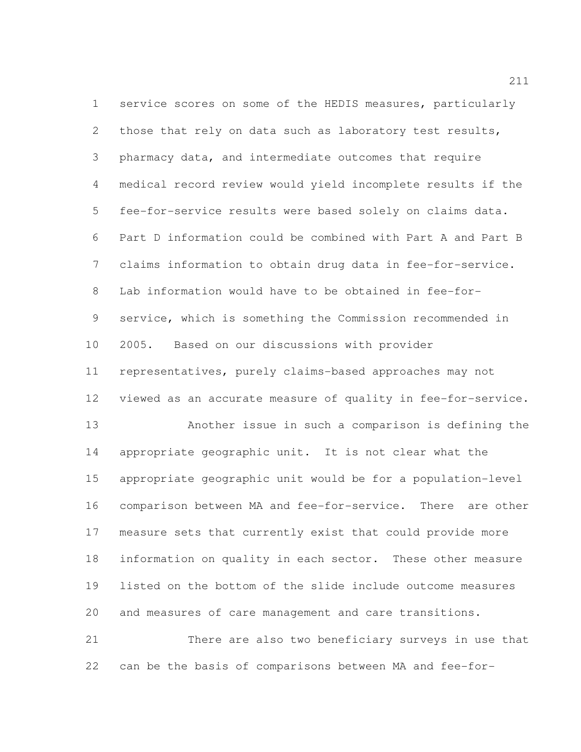service scores on some of the HEDIS measures, particularly those that rely on data such as laboratory test results, pharmacy data, and intermediate outcomes that require medical record review would yield incomplete results if the fee-for-service results were based solely on claims data. Part D information could be combined with Part A and Part B claims information to obtain drug data in fee-for-service. Lab information would have to be obtained in fee-for-service, which is something the Commission recommended in 2005. Based on our discussions with provider representatives, purely claims-based approaches may not viewed as an accurate measure of quality in fee-for-service.

Another issue in such a comparison is defining the appropriate geographic unit. It is not clear what the appropriate geographic unit would be for a population-level comparison between MA and fee-for-service. There are other measure sets that currently exist that could provide more information on quality in each sector. These other measure listed on the bottom of the slide include outcome measures and measures of care management and care transitions.

There are also two beneficiary surveys in use that can be the basis of comparisons between MA and fee-for-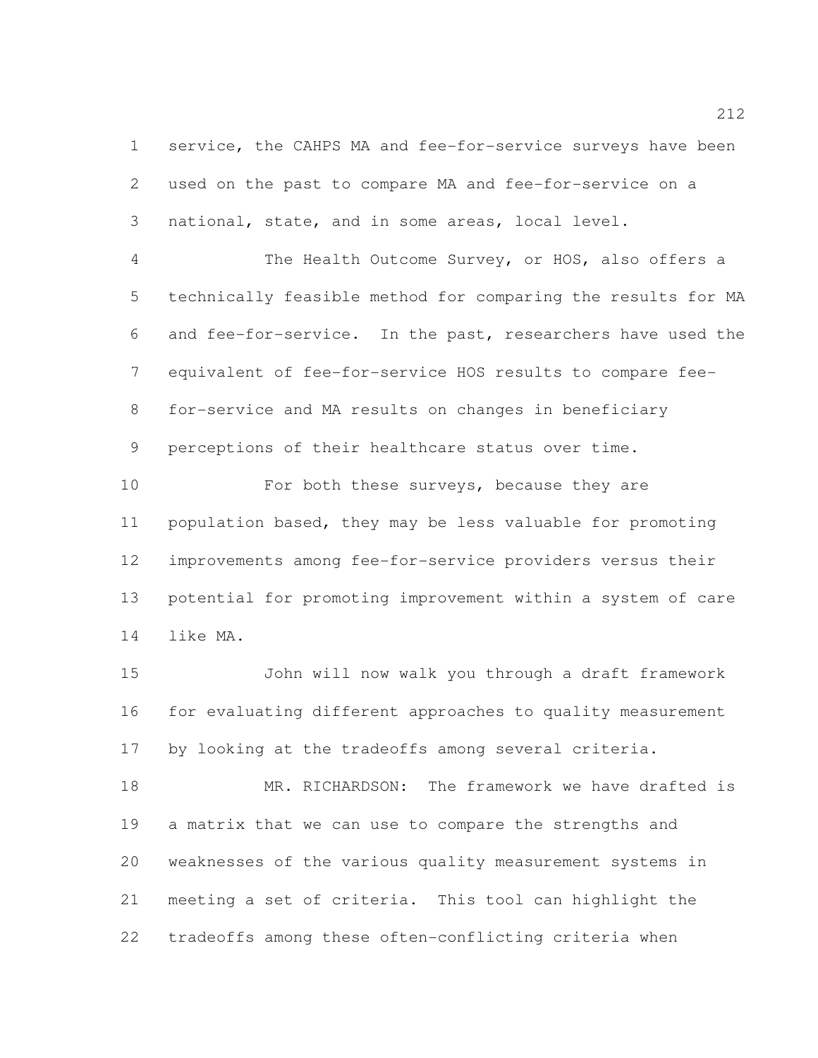service, the CAHPS MA and fee-for-service surveys have been used on the past to compare MA and fee-for-service on a national, state, and in some areas, local level.

The Health Outcome Survey, or HOS, also offers a technically feasible method for comparing the results for MA and fee-for-service. In the past, researchers have used the equivalent of fee-for-service HOS results to compare fee-for-service and MA results on changes in beneficiary perceptions of their healthcare status over time.

For both these surveys, because they are population based, they may be less valuable for promoting improvements among fee-for-service providers versus their potential for promoting improvement within a system of care like MA.

John will now walk you through a draft framework for evaluating different approaches to quality measurement by looking at the tradeoffs among several criteria.

MR. RICHARDSON: The framework we have drafted is a matrix that we can use to compare the strengths and weaknesses of the various quality measurement systems in meeting a set of criteria. This tool can highlight the tradeoffs among these often-conflicting criteria when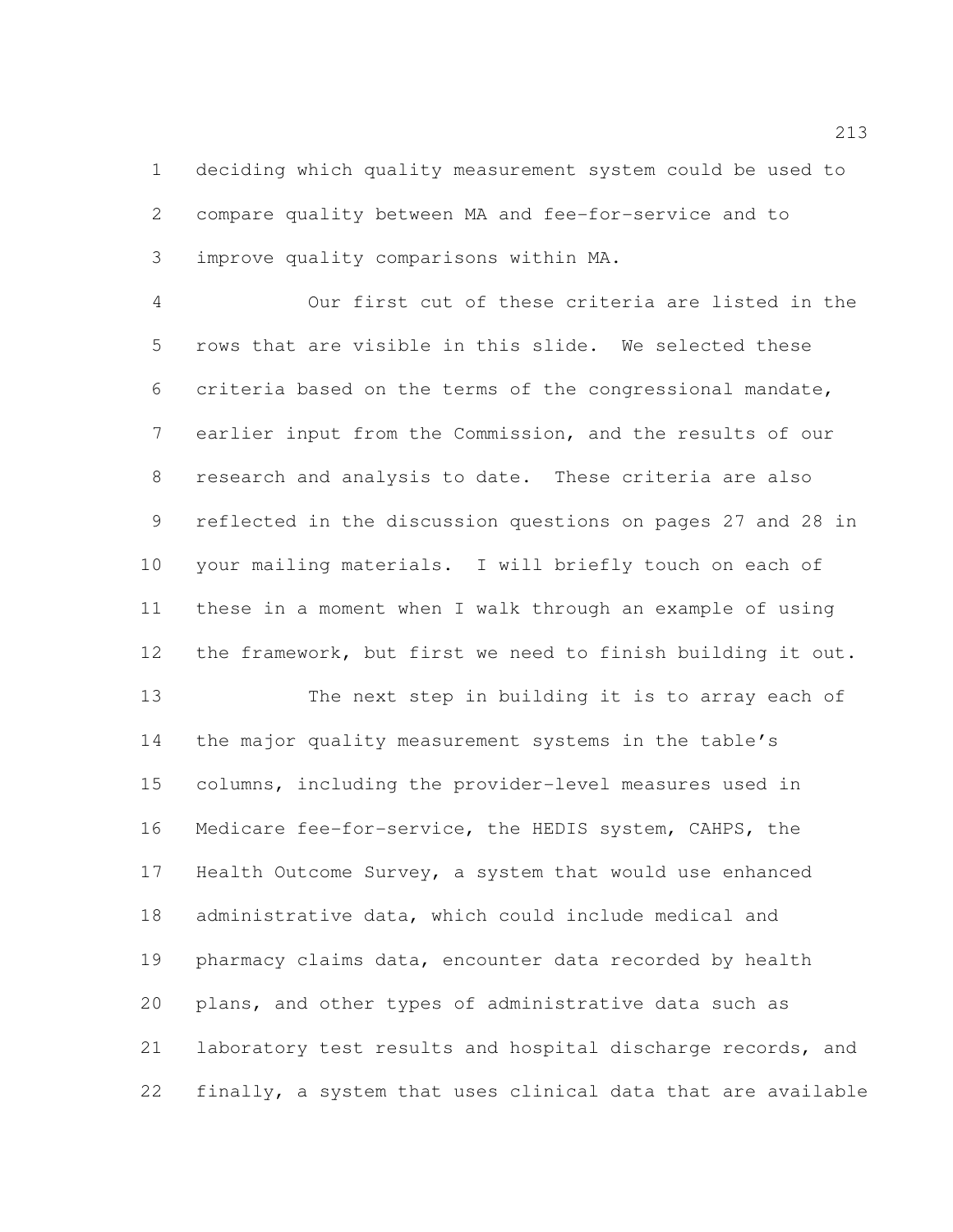deciding which quality measurement system could be used to compare quality between MA and fee-for-service and to improve quality comparisons within MA.

Our first cut of these criteria are listed in the rows that are visible in this slide. We selected these criteria based on the terms of the congressional mandate, earlier input from the Commission, and the results of our research and analysis to date. These criteria are also reflected in the discussion questions on pages 27 and 28 in your mailing materials. I will briefly touch on each of these in a moment when I walk through an example of using the framework, but first we need to finish building it out.

The next step in building it is to array each of the major quality measurement systems in the table's columns, including the provider-level measures used in Medicare fee-for-service, the HEDIS system, CAHPS, the Health Outcome Survey, a system that would use enhanced administrative data, which could include medical and pharmacy claims data, encounter data recorded by health plans, and other types of administrative data such as laboratory test results and hospital discharge records, and finally, a system that uses clinical data that are available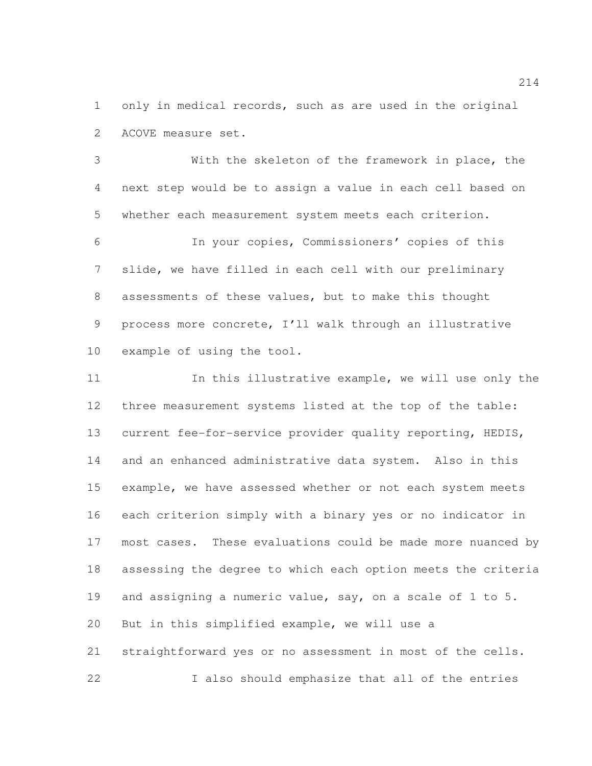only in medical records, such as are used in the original ACOVE measure set.

With the skeleton of the framework in place, the next step would be to assign a value in each cell based on whether each measurement system meets each criterion.

In your copies, Commissioners' copies of this slide, we have filled in each cell with our preliminary assessments of these values, but to make this thought process more concrete, I'll walk through an illustrative example of using the tool.

In this illustrative example, we will use only the three measurement systems listed at the top of the table: current fee-for-service provider quality reporting, HEDIS, and an enhanced administrative data system. Also in this example, we have assessed whether or not each system meets each criterion simply with a binary yes or no indicator in most cases. These evaluations could be made more nuanced by assessing the degree to which each option meets the criteria and assigning a numeric value, say, on a scale of 1 to 5. But in this simplified example, we will use a straightforward yes or no assessment in most of the cells.

I also should emphasize that all of the entries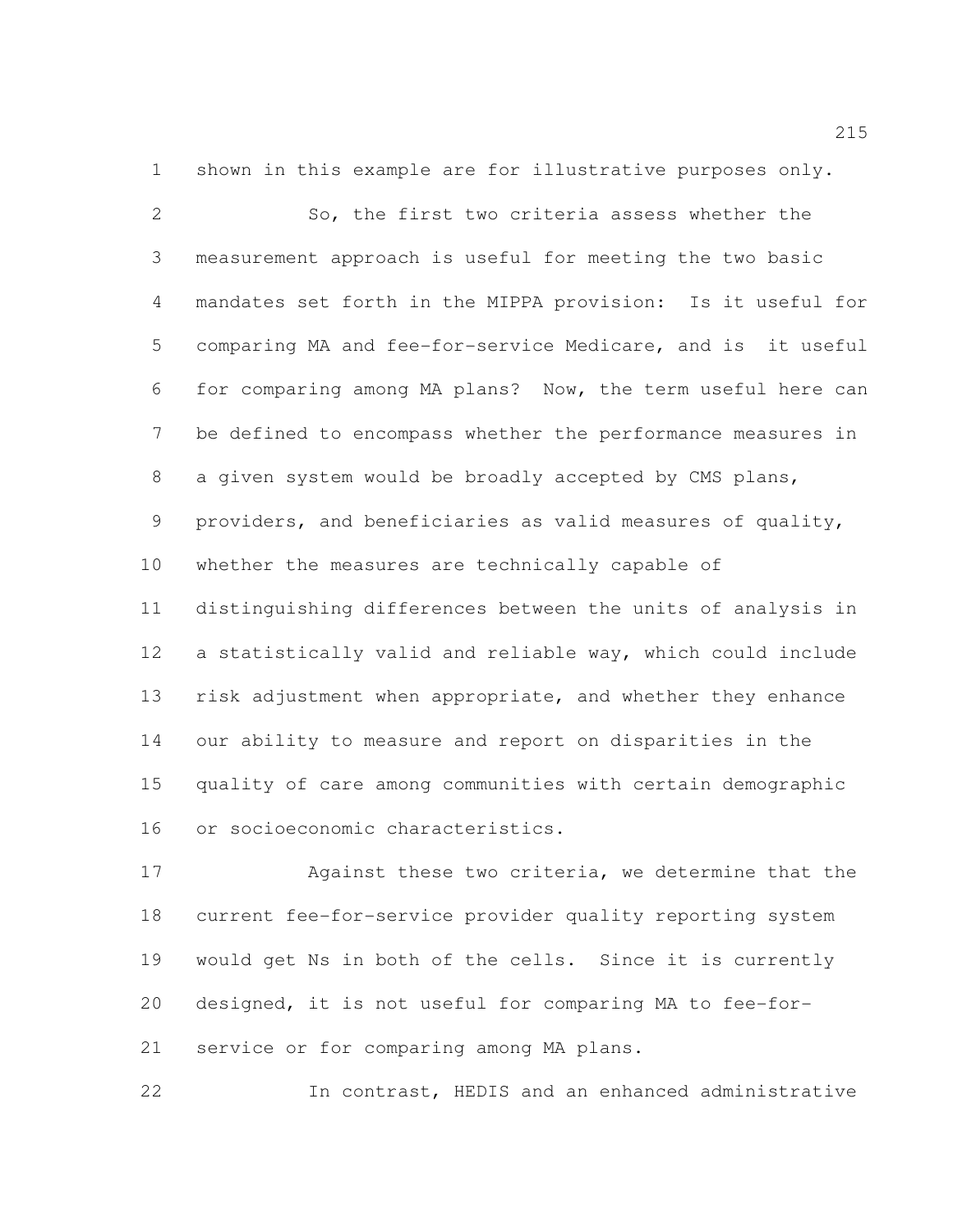shown in this example are for illustrative purposes only.

So, the first two criteria assess whether the measurement approach is useful for meeting the two basic mandates set forth in the MIPPA provision: Is it useful for comparing MA and fee-for-service Medicare, and is it useful for comparing among MA plans? Now, the term useful here can be defined to encompass whether the performance measures in a given system would be broadly accepted by CMS plans, providers, and beneficiaries as valid measures of quality, whether the measures are technically capable of distinguishing differences between the units of analysis in a statistically valid and reliable way, which could include risk adjustment when appropriate, and whether they enhance our ability to measure and report on disparities in the quality of care among communities with certain demographic or socioeconomic characteristics.

Against these two criteria, we determine that the current fee-for-service provider quality reporting system would get Ns in both of the cells. Since it is currently designed, it is not useful for comparing MA to fee-for-service or for comparing among MA plans.

In contrast, HEDIS and an enhanced administrative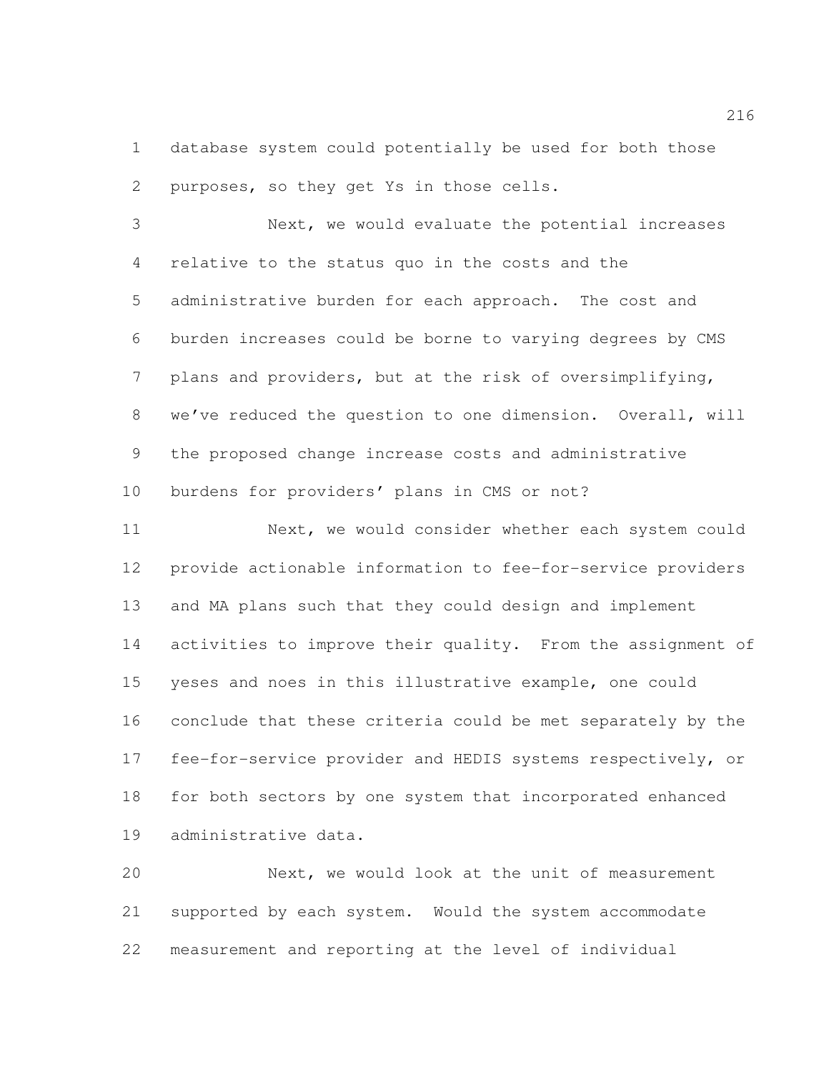database system could potentially be used for both those purposes, so they get Ys in those cells.

Next, we would evaluate the potential increases relative to the status quo in the costs and the administrative burden for each approach. The cost and burden increases could be borne to varying degrees by CMS plans and providers, but at the risk of oversimplifying, we've reduced the question to one dimension. Overall, will the proposed change increase costs and administrative burdens for providers' plans in CMS or not?

Next, we would consider whether each system could provide actionable information to fee-for-service providers and MA plans such that they could design and implement activities to improve their quality. From the assignment of yeses and noes in this illustrative example, one could conclude that these criteria could be met separately by the fee-for-service provider and HEDIS systems respectively, or for both sectors by one system that incorporated enhanced administrative data.

Next, we would look at the unit of measurement supported by each system. Would the system accommodate measurement and reporting at the level of individual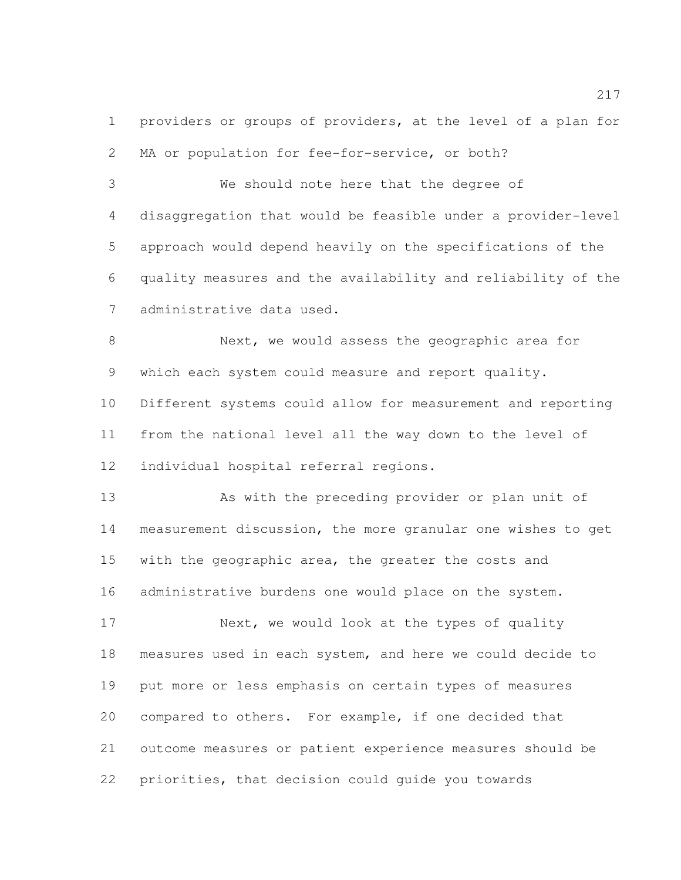providers or groups of providers, at the level of a plan for MA or population for fee-for-service, or both?

We should note here that the degree of disaggregation that would be feasible under a provider-level approach would depend heavily on the specifications of the quality measures and the availability and reliability of the administrative data used.

Next, we would assess the geographic area for which each system could measure and report quality. Different systems could allow for measurement and reporting from the national level all the way down to the level of individual hospital referral regions.

As with the preceding provider or plan unit of measurement discussion, the more granular one wishes to get with the geographic area, the greater the costs and administrative burdens one would place on the system.

Next, we would look at the types of quality measures used in each system, and here we could decide to put more or less emphasis on certain types of measures compared to others. For example, if one decided that outcome measures or patient experience measures should be priorities, that decision could guide you towards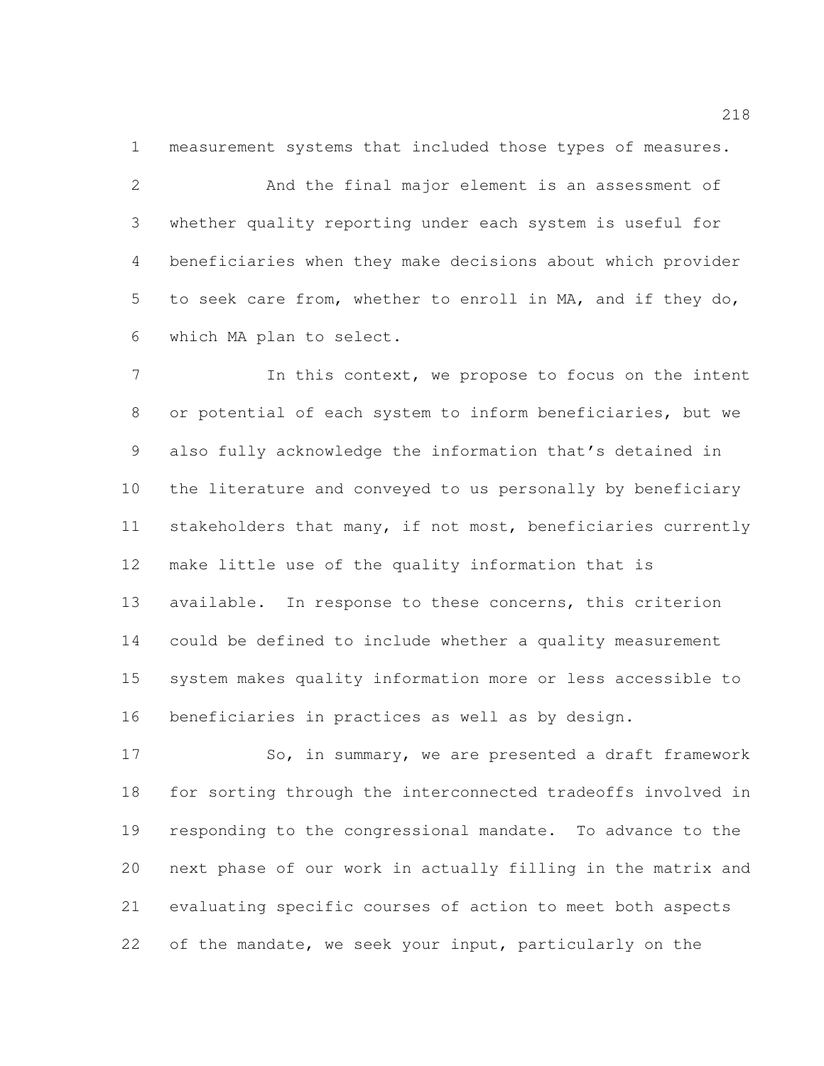measurement systems that included those types of measures.

And the final major element is an assessment of whether quality reporting under each system is useful for beneficiaries when they make decisions about which provider to seek care from, whether to enroll in MA, and if they do, which MA plan to select.

In this context, we propose to focus on the intent or potential of each system to inform beneficiaries, but we also fully acknowledge the information that's detained in the literature and conveyed to us personally by beneficiary stakeholders that many, if not most, beneficiaries currently make little use of the quality information that is available. In response to these concerns, this criterion could be defined to include whether a quality measurement system makes quality information more or less accessible to beneficiaries in practices as well as by design.

So, in summary, we are presented a draft framework for sorting through the interconnected tradeoffs involved in responding to the congressional mandate. To advance to the next phase of our work in actually filling in the matrix and evaluating specific courses of action to meet both aspects of the mandate, we seek your input, particularly on the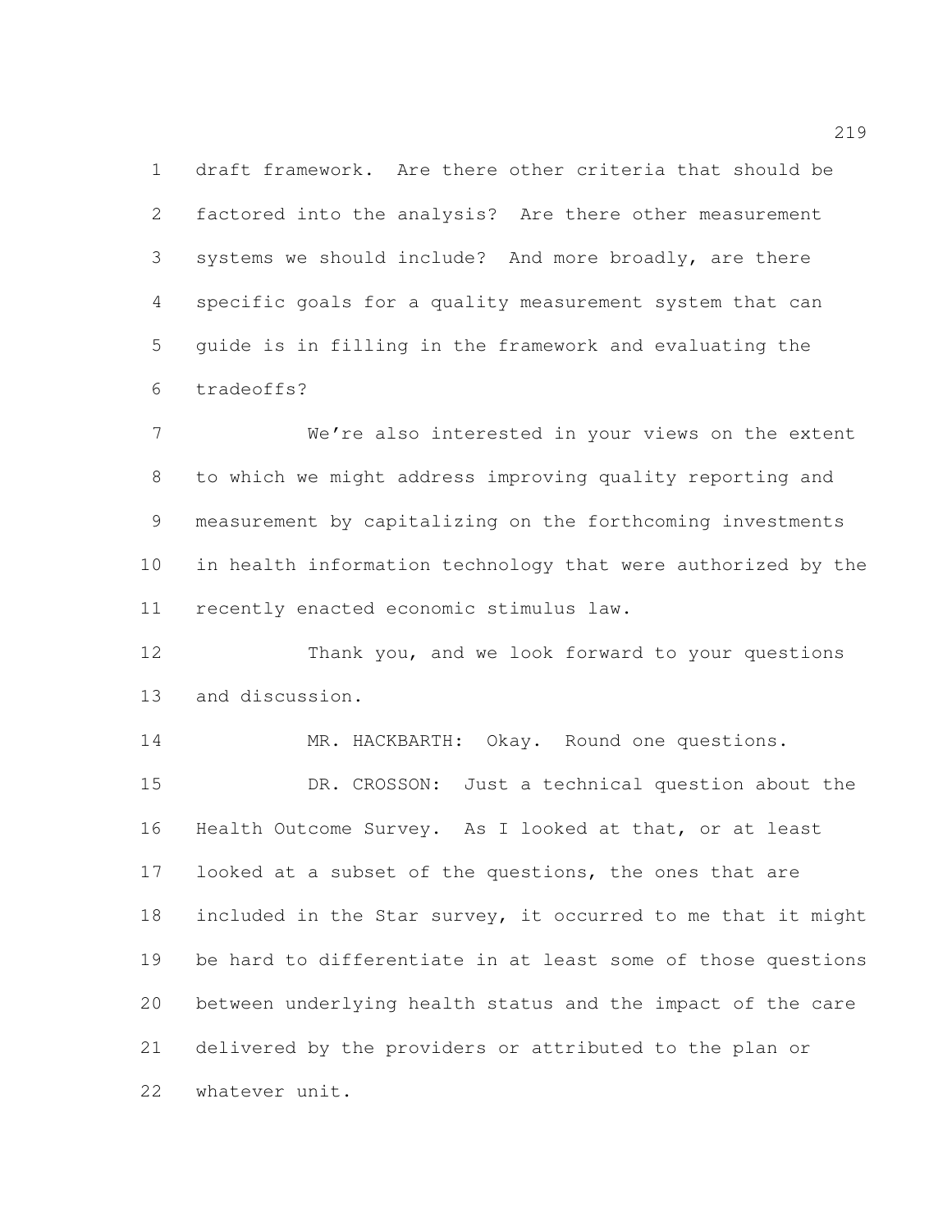draft framework. Are there other criteria that should be factored into the analysis? Are there other measurement systems we should include? And more broadly, are there specific goals for a quality measurement system that can guide is in filling in the framework and evaluating the tradeoffs?

We're also interested in your views on the extent to which we might address improving quality reporting and measurement by capitalizing on the forthcoming investments in health information technology that were authorized by the recently enacted economic stimulus law.

Thank you, and we look forward to your questions and discussion.

MR. HACKBARTH: Okay. Round one questions.

DR. CROSSON: Just a technical question about the Health Outcome Survey. As I looked at that, or at least looked at a subset of the questions, the ones that are included in the Star survey, it occurred to me that it might be hard to differentiate in at least some of those questions between underlying health status and the impact of the care delivered by the providers or attributed to the plan or whatever unit.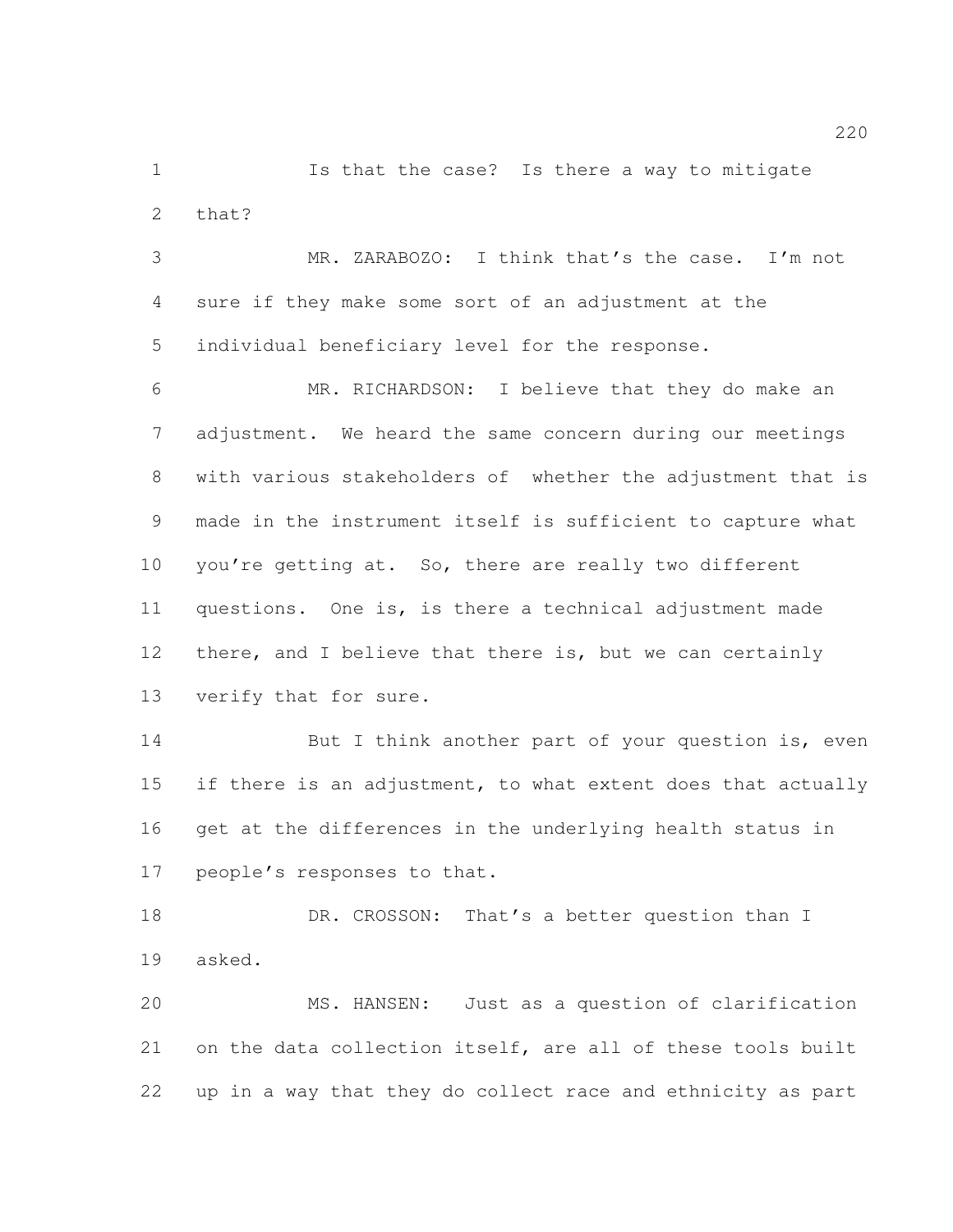Is that the case? Is there a way to mitigate that?

MR. ZARABOZO: I think that's the case. I'm not sure if they make some sort of an adjustment at the individual beneficiary level for the response.

MR. RICHARDSON: I believe that they do make an adjustment. We heard the same concern during our meetings with various stakeholders of whether the adjustment that is made in the instrument itself is sufficient to capture what you're getting at. So, there are really two different questions. One is, is there a technical adjustment made there, and I believe that there is, but we can certainly verify that for sure.

But I think another part of your question is, even if there is an adjustment, to what extent does that actually get at the differences in the underlying health status in people's responses to that.

DR. CROSSON: That's a better question than I asked.

MS. HANSEN: Just as a question of clarification on the data collection itself, are all of these tools built up in a way that they do collect race and ethnicity as part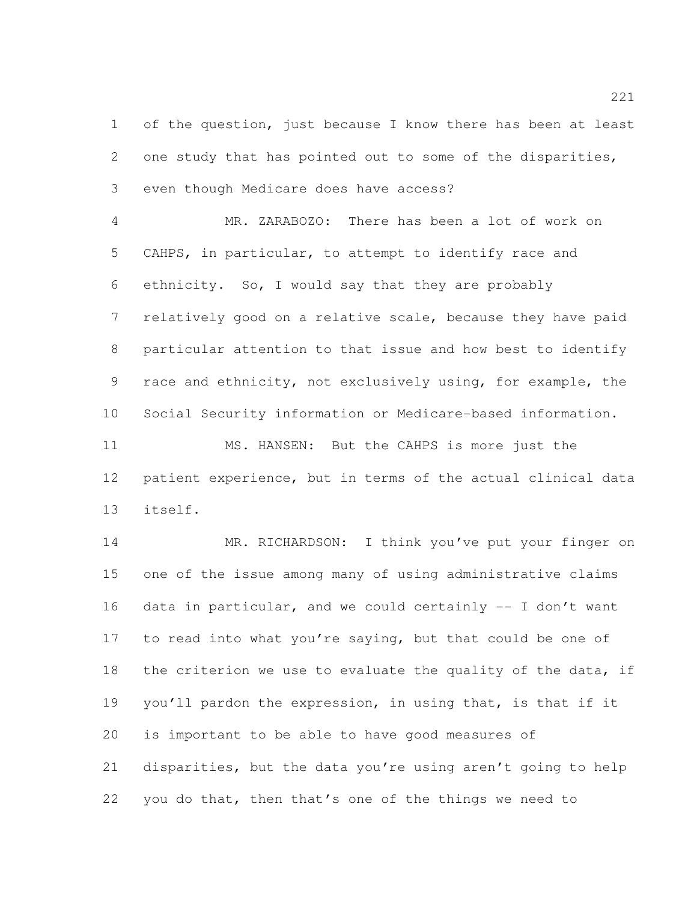of the question, just because I know there has been at least one study that has pointed out to some of the disparities, even though Medicare does have access?

MR. ZARABOZO: There has been a lot of work on CAHPS, in particular, to attempt to identify race and ethnicity. So, I would say that they are probably relatively good on a relative scale, because they have paid particular attention to that issue and how best to identify race and ethnicity, not exclusively using, for example, the Social Security information or Medicare-based information.

MS. HANSEN: But the CAHPS is more just the patient experience, but in terms of the actual clinical data itself.

MR. RICHARDSON: I think you've put your finger on one of the issue among many of using administrative claims data in particular, and we could certainly -- I don't want to read into what you're saying, but that could be one of the criterion we use to evaluate the quality of the data, if you'll pardon the expression, in using that, is that if it is important to be able to have good measures of disparities, but the data you're using aren't going to help you do that, then that's one of the things we need to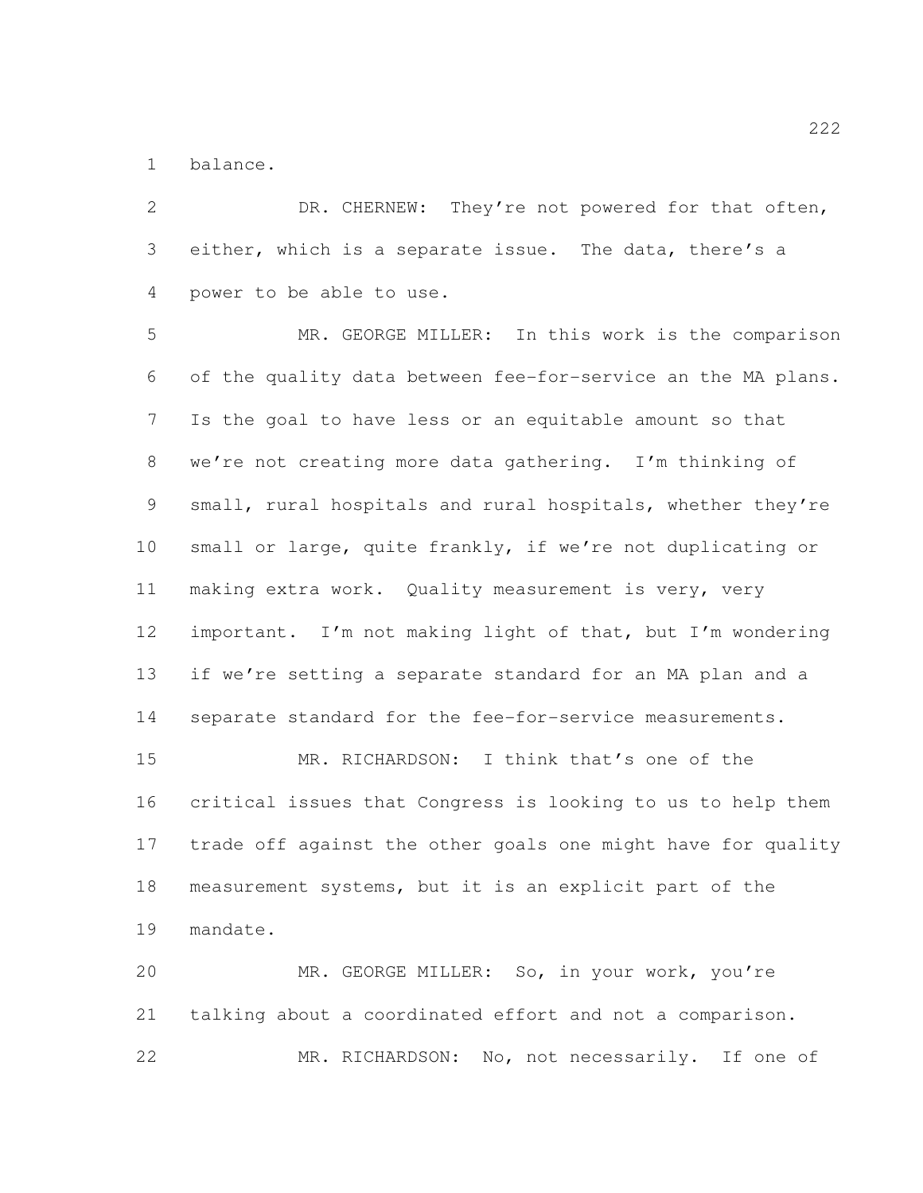balance.

DR. CHERNEW: They're not powered for that often, either, which is a separate issue. The data, there's a power to be able to use.

MR. GEORGE MILLER: In this work is the comparison of the quality data between fee-for-service an the MA plans. Is the goal to have less or an equitable amount so that we're not creating more data gathering. I'm thinking of small, rural hospitals and rural hospitals, whether they're small or large, quite frankly, if we're not duplicating or making extra work. Quality measurement is very, very important. I'm not making light of that, but I'm wondering if we're setting a separate standard for an MA plan and a separate standard for the fee-for-service measurements.

MR. RICHARDSON: I think that's one of the critical issues that Congress is looking to us to help them trade off against the other goals one might have for quality measurement systems, but it is an explicit part of the mandate.

MR. GEORGE MILLER: So, in your work, you're talking about a coordinated effort and not a comparison.

MR. RICHARDSON: No, not necessarily. If one of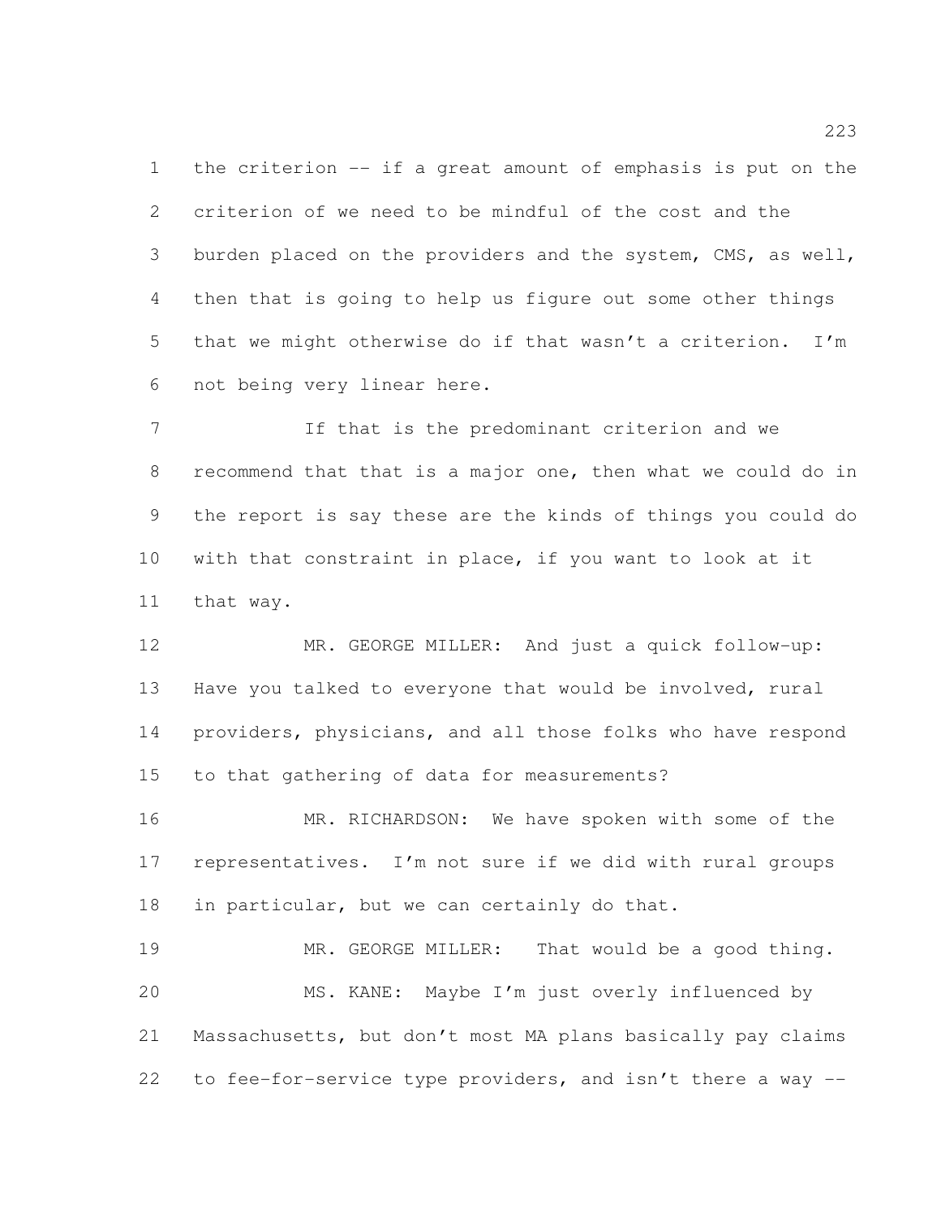the criterion -- if a great amount of emphasis is put on the criterion of we need to be mindful of the cost and the burden placed on the providers and the system, CMS, as well, then that is going to help us figure out some other things that we might otherwise do if that wasn't a criterion. I'm not being very linear here.

If that is the predominant criterion and we recommend that that is a major one, then what we could do in the report is say these are the kinds of things you could do with that constraint in place, if you want to look at it that way.

MR. GEORGE MILLER: And just a quick follow-up: Have you talked to everyone that would be involved, rural providers, physicians, and all those folks who have respond to that gathering of data for measurements?

MR. RICHARDSON: We have spoken with some of the representatives. I'm not sure if we did with rural groups in particular, but we can certainly do that.

MR. GEORGE MILLER: That would be a good thing.

MS. KANE: Maybe I'm just overly influenced by Massachusetts, but don't most MA plans basically pay claims to fee-for-service type providers, and isn't there a way --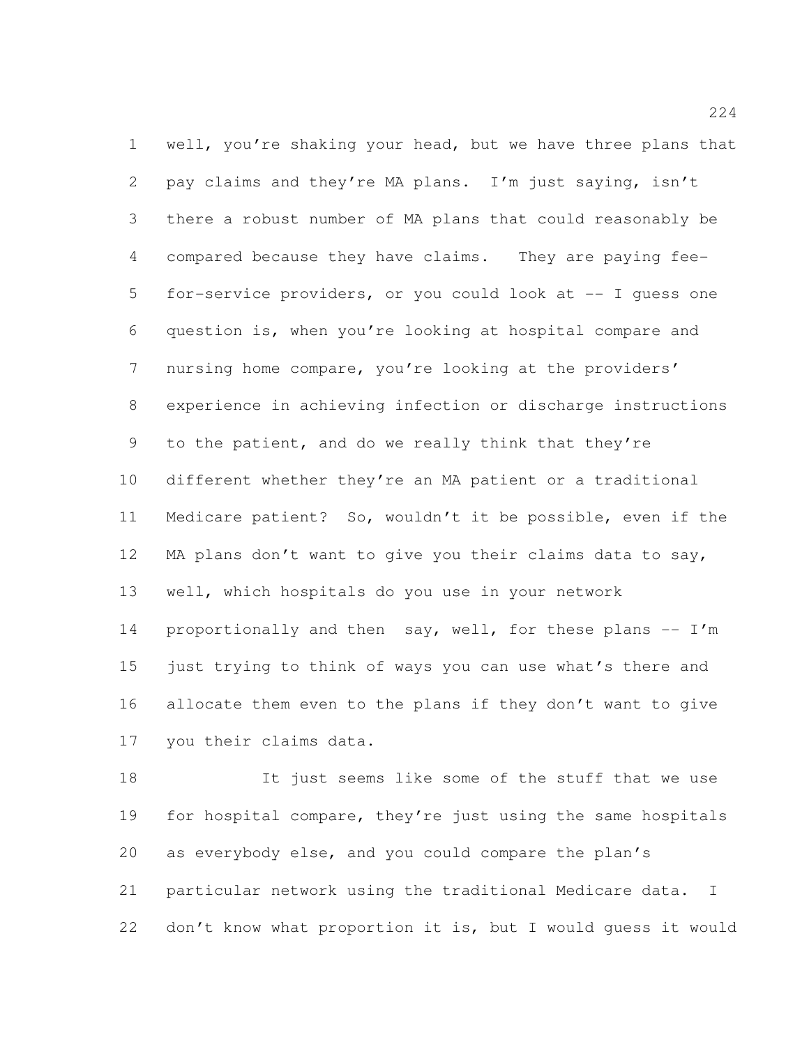well, you're shaking your head, but we have three plans that pay claims and they're MA plans. I'm just saying, isn't there a robust number of MA plans that could reasonably be compared because they have claims. They are paying fee-for-service providers, or you could look at -- I guess one question is, when you're looking at hospital compare and nursing home compare, you're looking at the providers' experience in achieving infection or discharge instructions to the patient, and do we really think that they're different whether they're an MA patient or a traditional Medicare patient? So, wouldn't it be possible, even if the MA plans don't want to give you their claims data to say, well, which hospitals do you use in your network proportionally and then say, well, for these plans -- I'm just trying to think of ways you can use what's there and allocate them even to the plans if they don't want to give you their claims data.

It just seems like some of the stuff that we use for hospital compare, they're just using the same hospitals as everybody else, and you could compare the plan's particular network using the traditional Medicare data. I don't know what proportion it is, but I would guess it would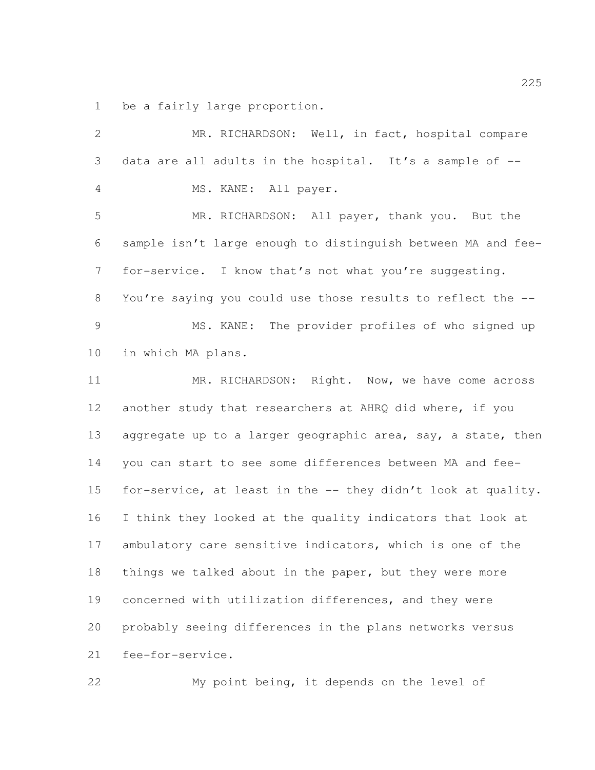be a fairly large proportion.

MR. RICHARDSON: Well, in fact, hospital compare data are all adults in the hospital. It's a sample of --

MS. KANE: All payer.

MR. RICHARDSON: All payer, thank you. But the sample isn't large enough to distinguish between MA and fee-for-service. I know that's not what you're suggesting. You're saying you could use those results to reflect the --

MS. KANE: The provider profiles of who signed up in which MA plans.

MR. RICHARDSON: Right. Now, we have come across another study that researchers at AHRQ did where, if you aggregate up to a larger geographic area, say, a state, then you can start to see some differences between MA and fee-for-service, at least in the -- they didn't look at quality. I think they looked at the quality indicators that look at ambulatory care sensitive indicators, which is one of the things we talked about in the paper, but they were more concerned with utilization differences, and they were probably seeing differences in the plans networks versus fee-for-service.

My point being, it depends on the level of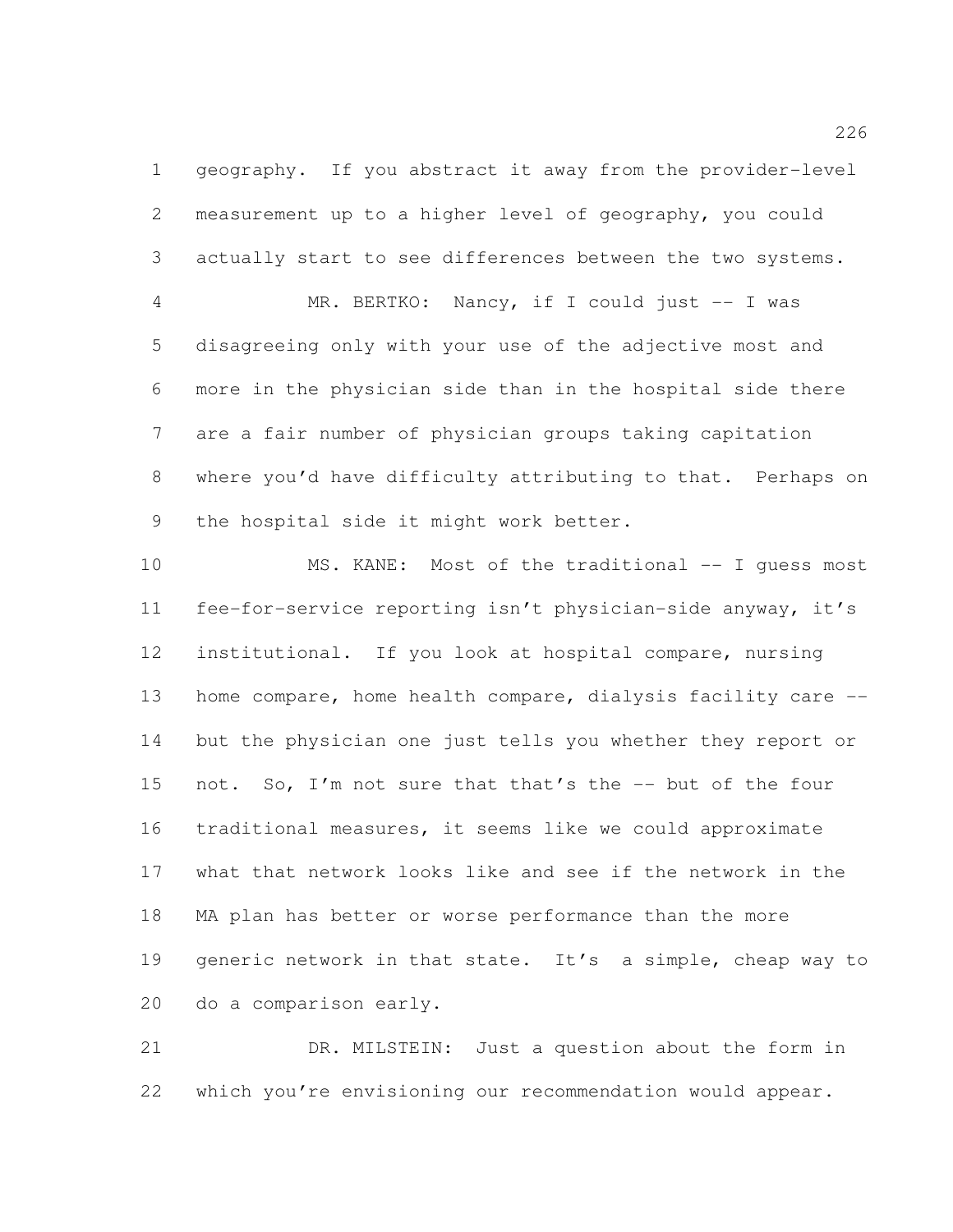geography. If you abstract it away from the provider-level measurement up to a higher level of geography, you could actually start to see differences between the two systems.

MR. BERTKO: Nancy, if I could just -- I was disagreeing only with your use of the adjective most and more in the physician side than in the hospital side there are a fair number of physician groups taking capitation where you'd have difficulty attributing to that. Perhaps on the hospital side it might work better.

MS. KANE: Most of the traditional -- I guess most fee-for-service reporting isn't physician-side anyway, it's institutional. If you look at hospital compare, nursing home compare, home health compare, dialysis facility care -- but the physician one just tells you whether they report or not. So, I'm not sure that that's the -- but of the four traditional measures, it seems like we could approximate what that network looks like and see if the network in the MA plan has better or worse performance than the more generic network in that state. It's a simple, cheap way to do a comparison early.

DR. MILSTEIN: Just a question about the form in which you're envisioning our recommendation would appear.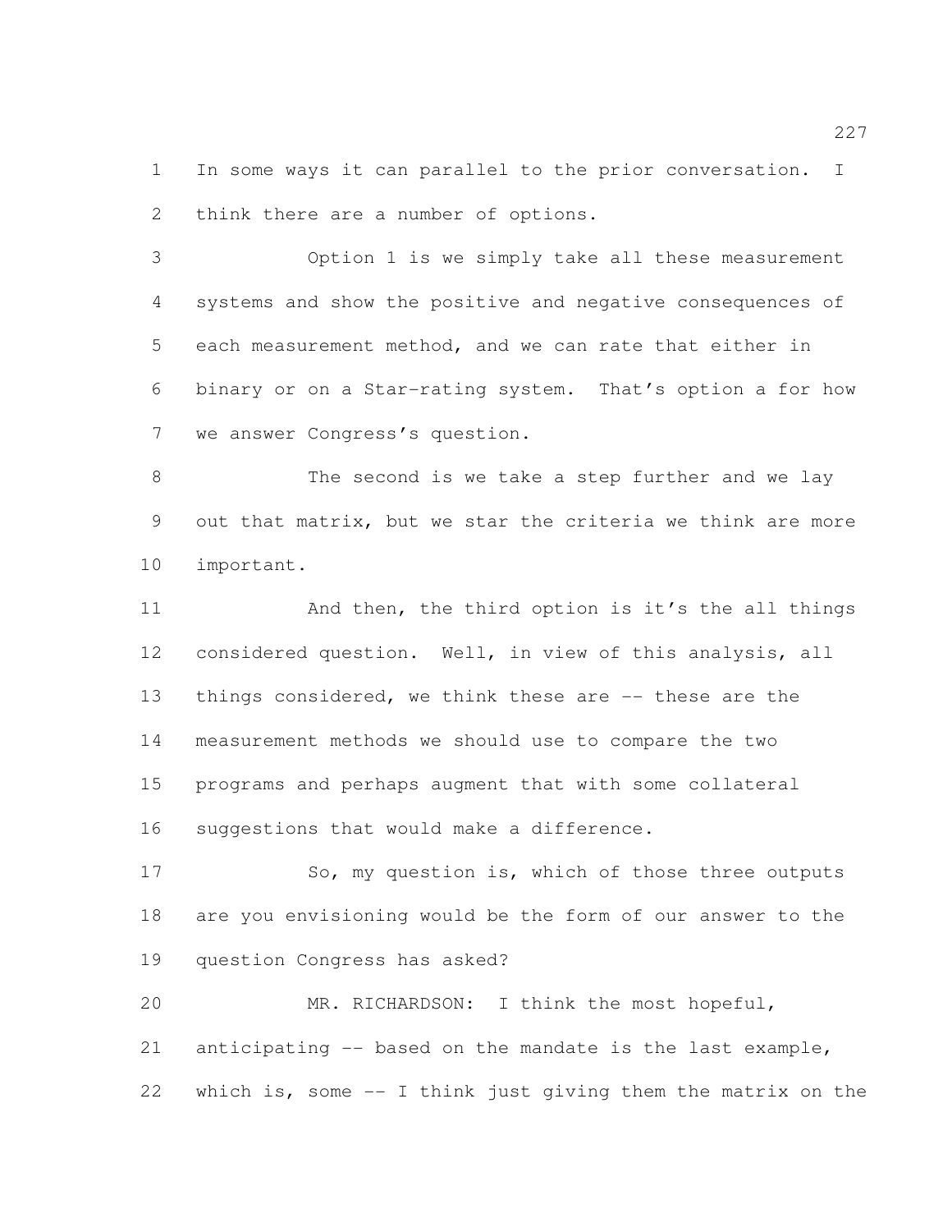In some ways it can parallel to the prior conversation. I think there are a number of options.

Option 1 is we simply take all these measurement systems and show the positive and negative consequences of each measurement method, and we can rate that either in binary or on a Star-rating system. That's option a for how we answer Congress's question.

The second is we take a step further and we lay out that matrix, but we star the criteria we think are more important.

And then, the third option is it's the all things considered question. Well, in view of this analysis, all things considered, we think these are -- these are the measurement methods we should use to compare the two programs and perhaps augment that with some collateral suggestions that would make a difference.

So, my question is, which of those three outputs are you envisioning would be the form of our answer to the question Congress has asked?

MR. RICHARDSON: I think the most hopeful, anticipating -- based on the mandate is the last example, which is, some -- I think just giving them the matrix on the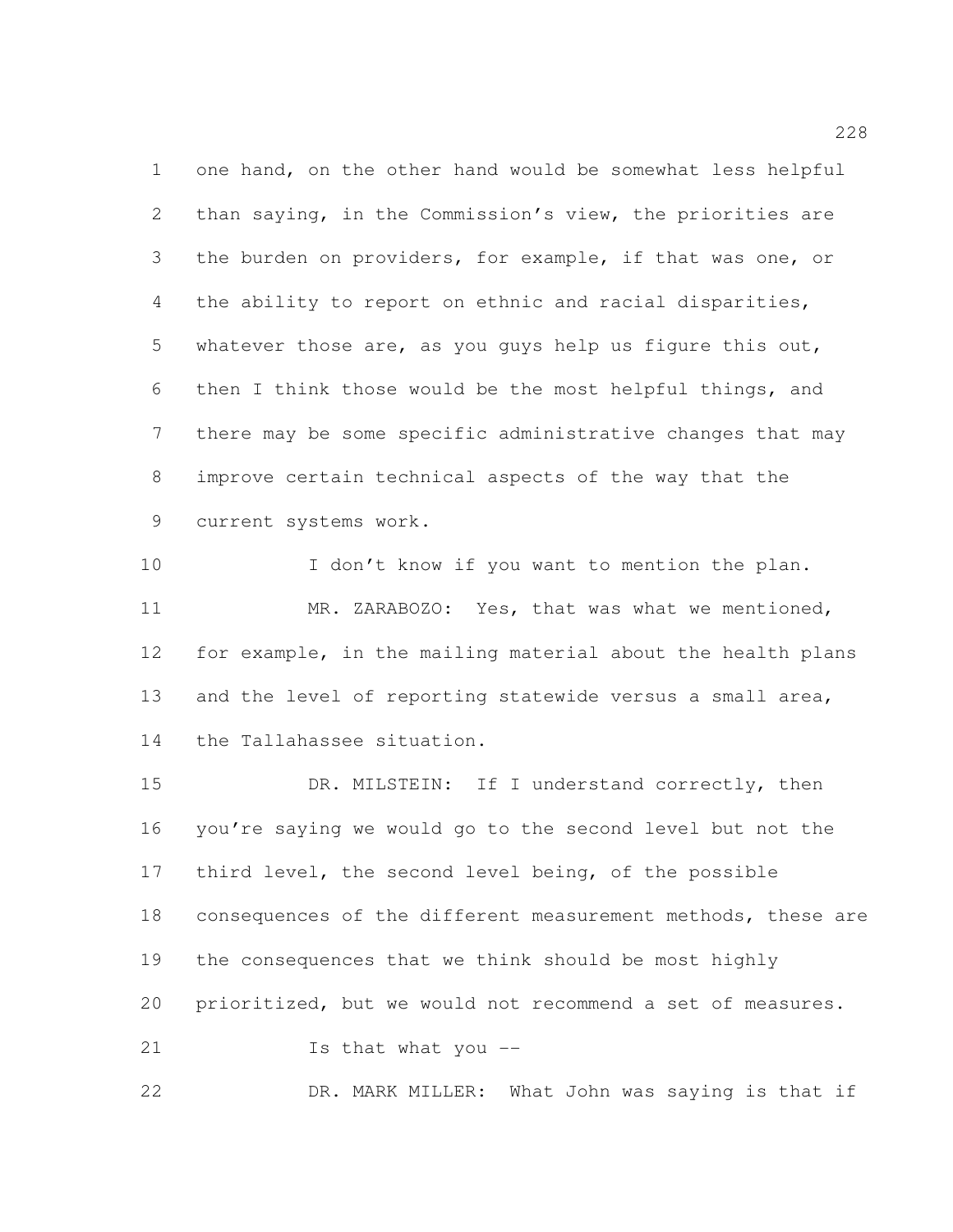one hand, on the other hand would be somewhat less helpful than saying, in the Commission's view, the priorities are the burden on providers, for example, if that was one, or the ability to report on ethnic and racial disparities, whatever those are, as you guys help us figure this out, then I think those would be the most helpful things, and there may be some specific administrative changes that may improve certain technical aspects of the way that the current systems work.

I don't know if you want to mention the plan.

MR. ZARABOZO: Yes, that was what we mentioned, for example, in the mailing material about the health plans and the level of reporting statewide versus a small area, the Tallahassee situation.

DR. MILSTEIN: If I understand correctly, then you're saying we would go to the second level but not the third level, the second level being, of the possible consequences of the different measurement methods, these are the consequences that we think should be most highly prioritized, but we would not recommend a set of measures.

Is that what you --

DR. MARK MILLER: What John was saying is that if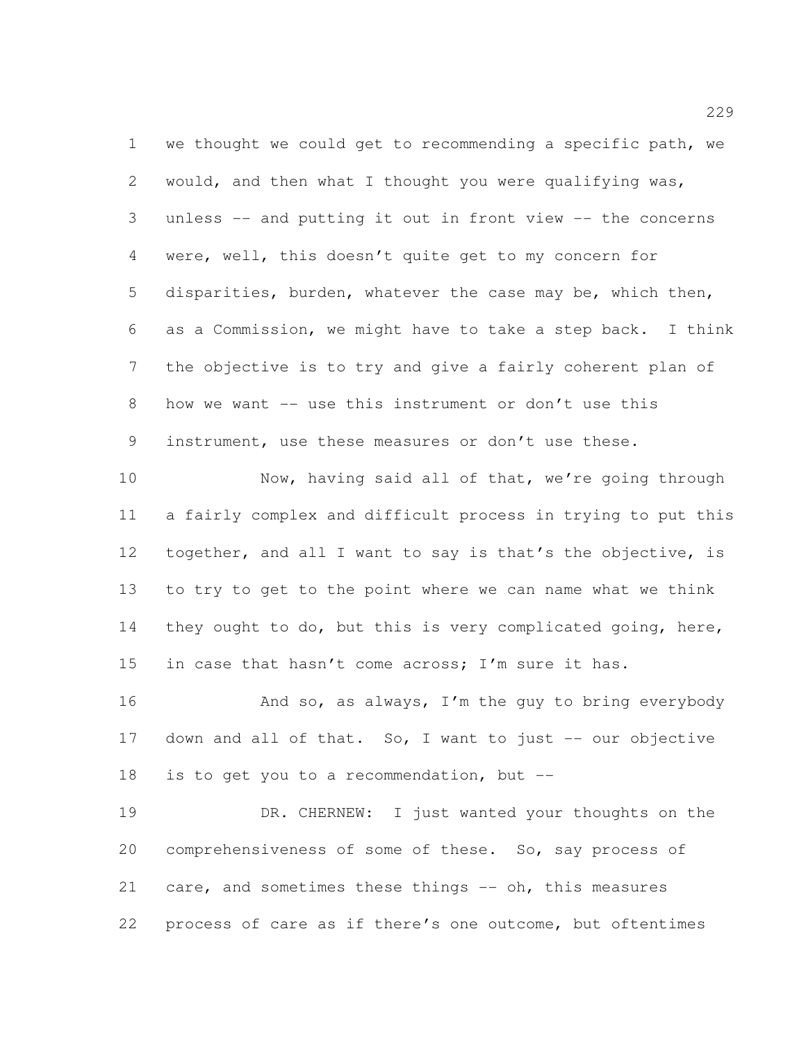we thought we could get to recommending a specific path, we would, and then what I thought you were qualifying was, unless -- and putting it out in front view -- the concerns were, well, this doesn't quite get to my concern for disparities, burden, whatever the case may be, which then, as a Commission, we might have to take a step back. I think the objective is to try and give a fairly coherent plan of how we want -- use this instrument or don't use this instrument, use these measures or don't use these.

Now, having said all of that, we're going through a fairly complex and difficult process in trying to put this together, and all I want to say is that's the objective, is to try to get to the point where we can name what we think they ought to do, but this is very complicated going, here, in case that hasn't come across; I'm sure it has.

And so, as always, I'm the guy to bring everybody down and all of that. So, I want to just -- our objective is to get you to a recommendation, but --

DR. CHERNEW: I just wanted your thoughts on the comprehensiveness of some of these. So, say process of care, and sometimes these things -- oh, this measures process of care as if there's one outcome, but oftentimes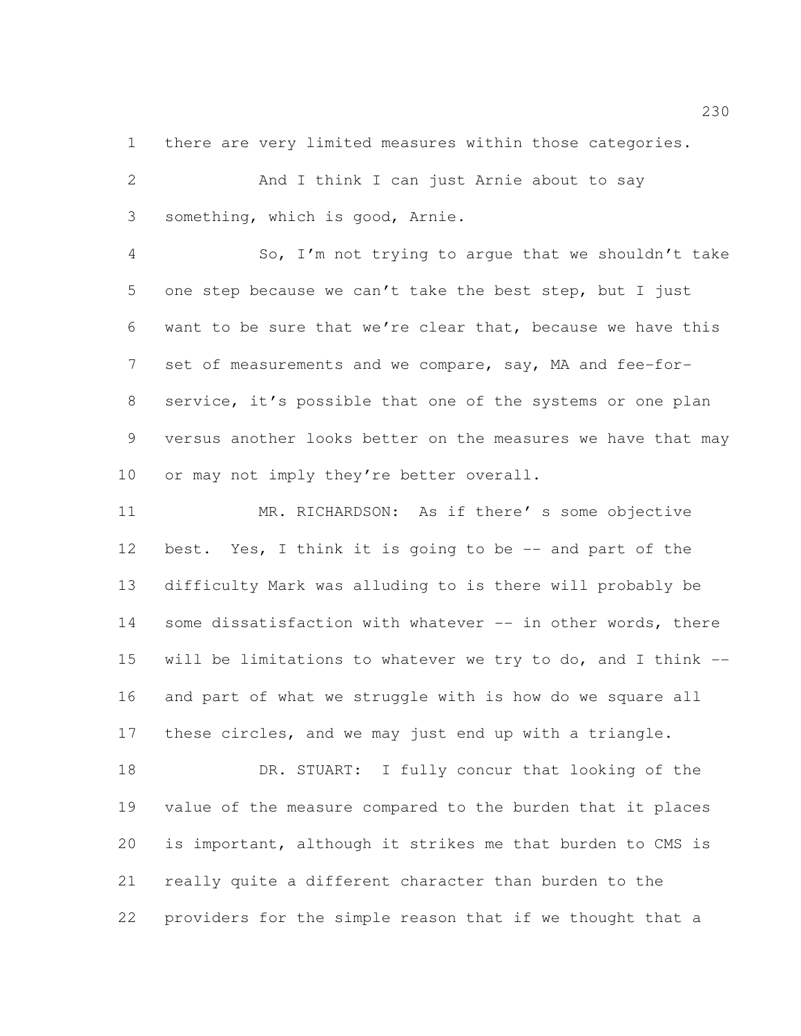there are very limited measures within those categories.

And I think I can just Arnie about to say something, which is good, Arnie.

So, I'm not trying to argue that we shouldn't take one step because we can't take the best step, but I just want to be sure that we're clear that, because we have this set of measurements and we compare, say, MA and fee-for-service, it's possible that one of the systems or one plan versus another looks better on the measures we have that may or may not imply they're better overall.

MR. RICHARDSON: As if there' s some objective best. Yes, I think it is going to be -- and part of the difficulty Mark was alluding to is there will probably be some dissatisfaction with whatever -- in other words, there will be limitations to whatever we try to do, and I think -- and part of what we struggle with is how do we square all these circles, and we may just end up with a triangle.

DR. STUART: I fully concur that looking of the value of the measure compared to the burden that it places is important, although it strikes me that burden to CMS is really quite a different character than burden to the providers for the simple reason that if we thought that a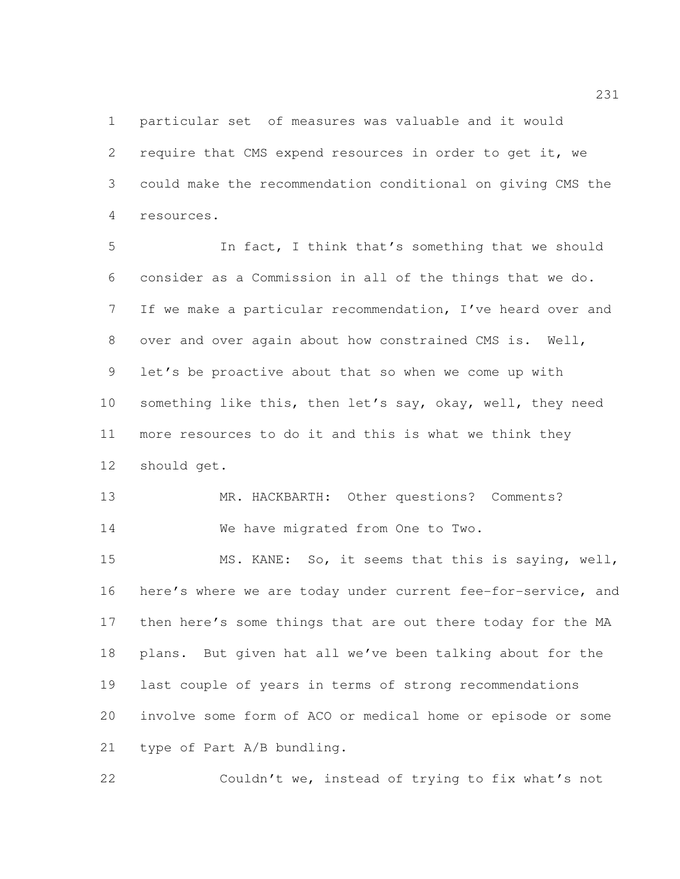particular set of measures was valuable and it would require that CMS expend resources in order to get it, we could make the recommendation conditional on giving CMS the resources.

In fact, I think that's something that we should consider as a Commission in all of the things that we do. If we make a particular recommendation, I've heard over and over and over again about how constrained CMS is. Well, let's be proactive about that so when we come up with something like this, then let's say, okay, well, they need more resources to do it and this is what we think they should get.

MR. HACKBARTH: Other questions? Comments?

We have migrated from One to Two.

MS. KANE: So, it seems that this is saying, well, here's where we are today under current fee-for-service, and then here's some things that are out there today for the MA plans. But given hat all we've been talking about for the last couple of years in terms of strong recommendations involve some form of ACO or medical home or episode or some type of Part A/B bundling.

Couldn't we, instead of trying to fix what's not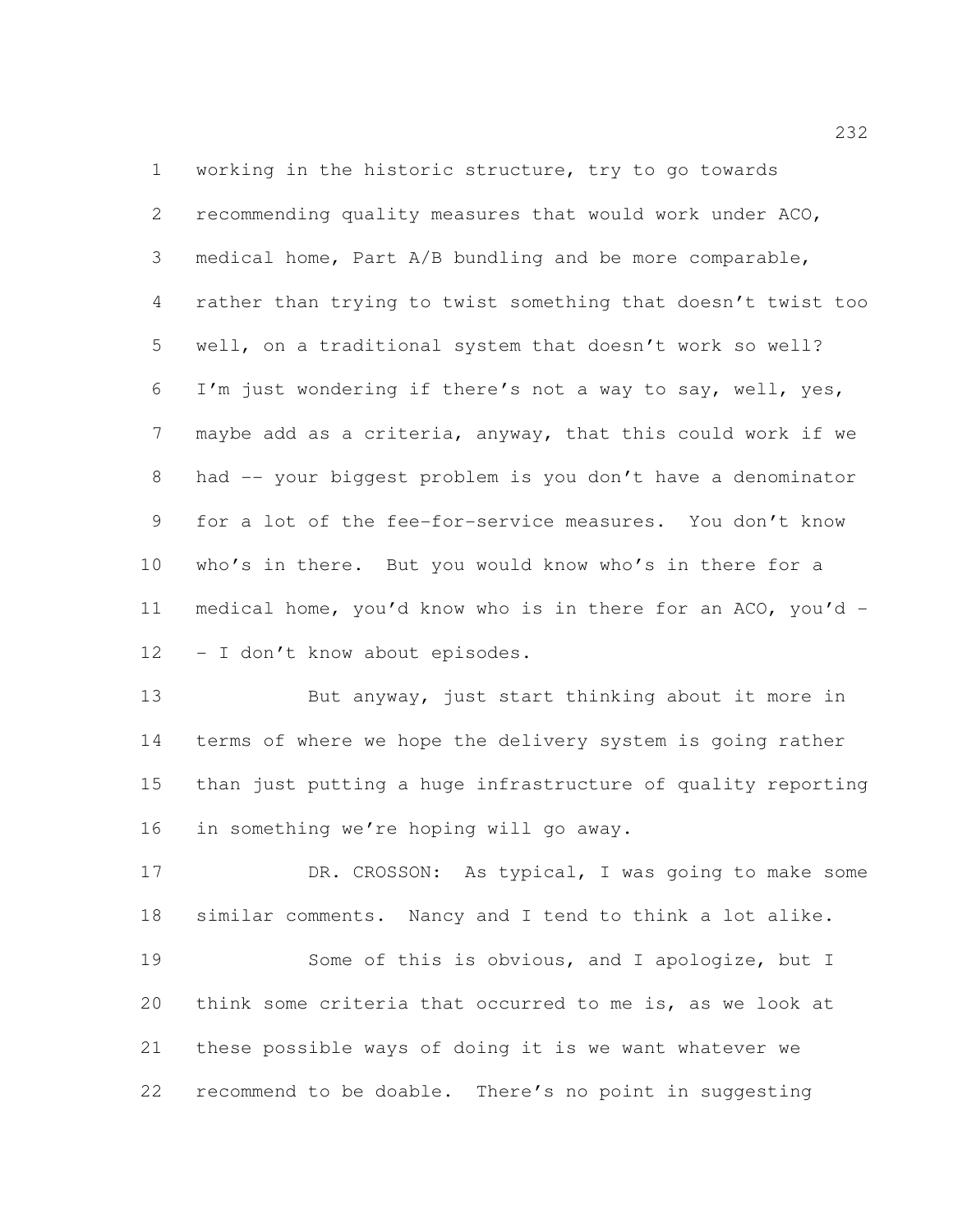working in the historic structure, try to go towards recommending quality measures that would work under ACO, medical home, Part A/B bundling and be more comparable, rather than trying to twist something that doesn't twist too well, on a traditional system that doesn't work so well? I'm just wondering if there's not a way to say, well, yes, maybe add as a criteria, anyway, that this could work if we had -- your biggest problem is you don't have a denominator for a lot of the fee-for-service measures. You don't know who's in there. But you would know who's in there for a medical home, you'd know who is in there for an ACO, you'd -- I don't know about episodes.

But anyway, just start thinking about it more in terms of where we hope the delivery system is going rather than just putting a huge infrastructure of quality reporting in something we're hoping will go away.

DR. CROSSON: As typical, I was going to make some similar comments. Nancy and I tend to think a lot alike.

Some of this is obvious, and I apologize, but I think some criteria that occurred to me is, as we look at these possible ways of doing it is we want whatever we recommend to be doable. There's no point in suggesting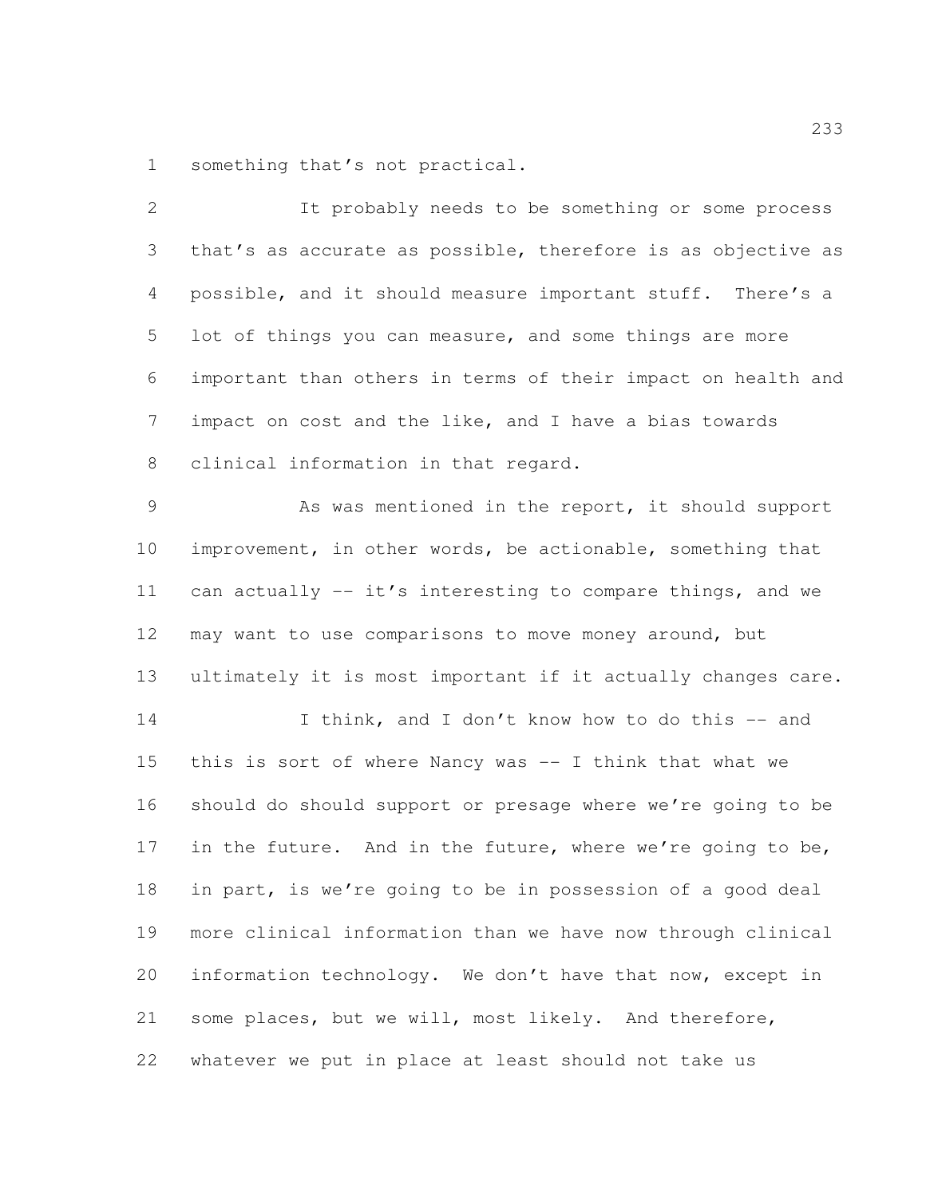something that's not practical.

It probably needs to be something or some process that's as accurate as possible, therefore is as objective as possible, and it should measure important stuff. There's a lot of things you can measure, and some things are more important than others in terms of their impact on health and impact on cost and the like, and I have a bias towards clinical information in that regard.

As was mentioned in the report, it should support improvement, in other words, be actionable, something that can actually -- it's interesting to compare things, and we may want to use comparisons to move money around, but ultimately it is most important if it actually changes care.

I think, and I don't know how to do this -- and this is sort of where Nancy was -- I think that what we should do should support or presage where we're going to be in the future. And in the future, where we're going to be, in part, is we're going to be in possession of a good deal more clinical information than we have now through clinical information technology. We don't have that now, except in some places, but we will, most likely. And therefore, whatever we put in place at least should not take us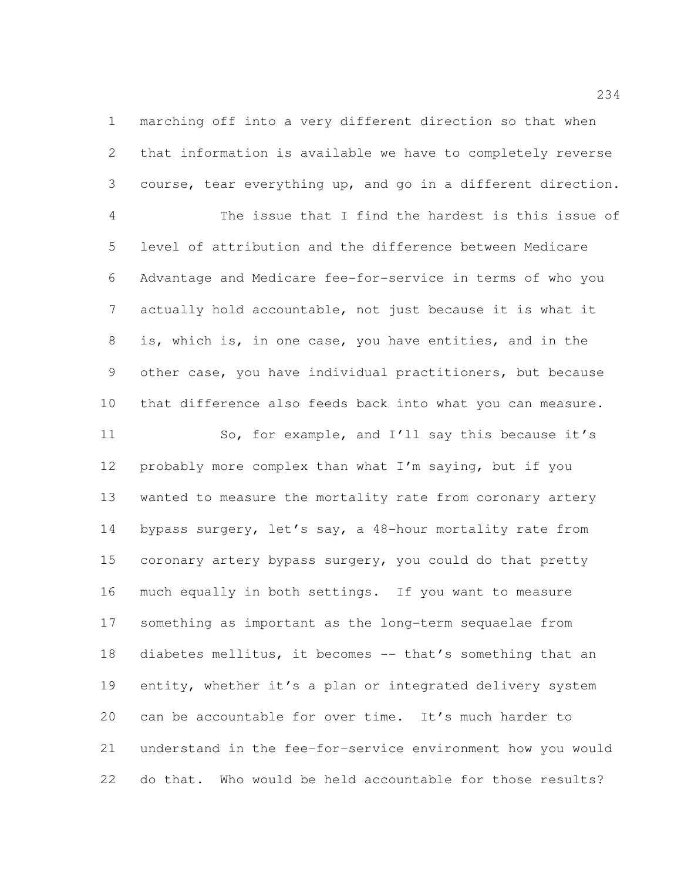marching off into a very different direction so that when that information is available we have to completely reverse course, tear everything up, and go in a different direction.

The issue that I find the hardest is this issue of level of attribution and the difference between Medicare Advantage and Medicare fee-for-service in terms of who you actually hold accountable, not just because it is what it is, which is, in one case, you have entities, and in the other case, you have individual practitioners, but because that difference also feeds back into what you can measure.

So, for example, and I'll say this because it's probably more complex than what I'm saying, but if you wanted to measure the mortality rate from coronary artery bypass surgery, let's say, a 48-hour mortality rate from coronary artery bypass surgery, you could do that pretty much equally in both settings. If you want to measure something as important as the long-term sequaelae from diabetes mellitus, it becomes -- that's something that an entity, whether it's a plan or integrated delivery system can be accountable for over time. It's much harder to understand in the fee-for-service environment how you would do that. Who would be held accountable for those results?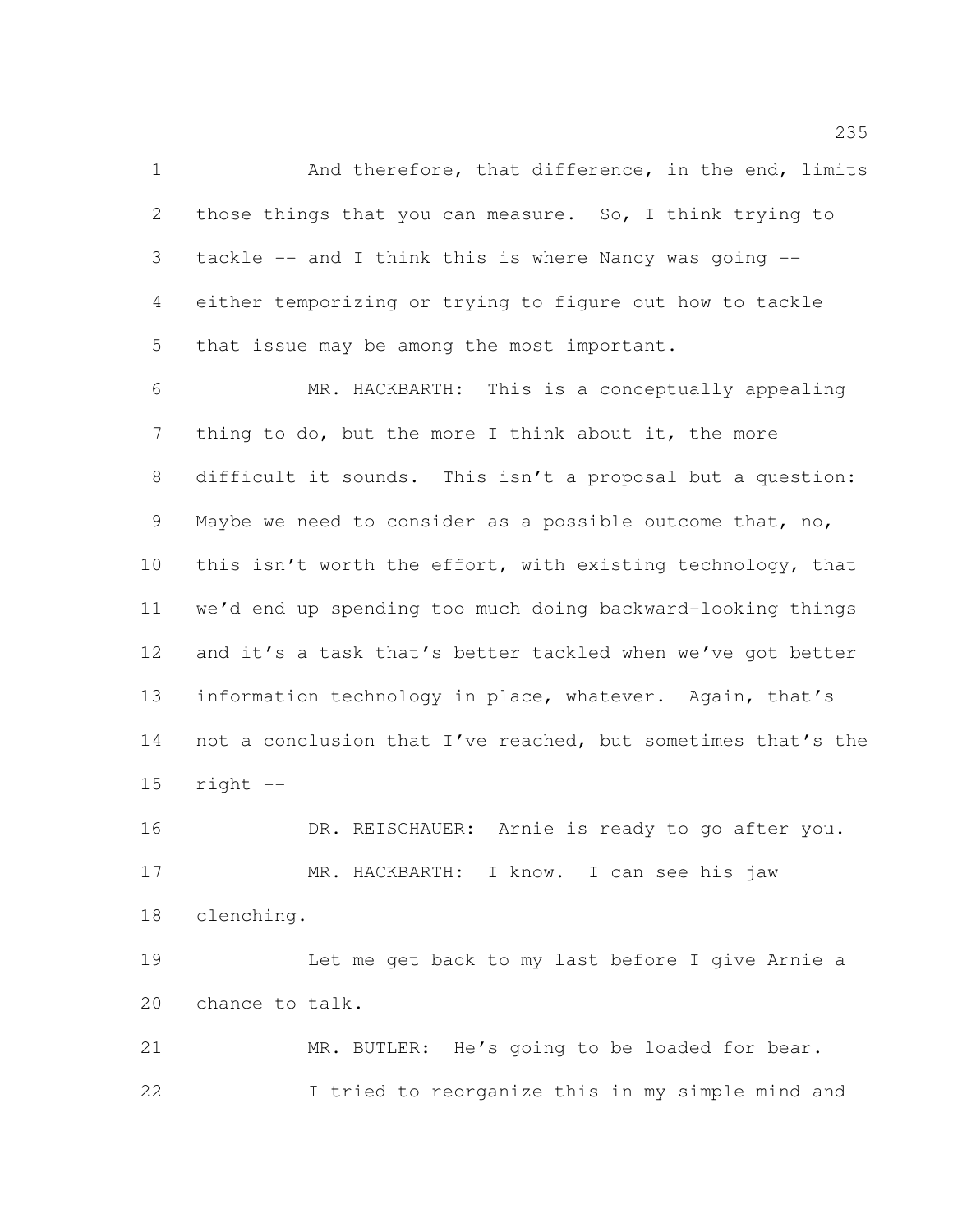And therefore, that difference, in the end, limits those things that you can measure. So, I think trying to tackle -- and I think this is where Nancy was going -- either temporizing or trying to figure out how to tackle that issue may be among the most important.

MR. HACKBARTH: This is a conceptually appealing thing to do, but the more I think about it, the more difficult it sounds. This isn't a proposal but a question: Maybe we need to consider as a possible outcome that, no, this isn't worth the effort, with existing technology, that we'd end up spending too much doing backward-looking things and it's a task that's better tackled when we've got better information technology in place, whatever. Again, that's not a conclusion that I've reached, but sometimes that's the right --

DR. REISCHAUER: Arnie is ready to go after you.

MR. HACKBARTH: I know. I can see his jaw clenching.

Let me get back to my last before I give Arnie a chance to talk.

MR. BUTLER: He's going to be loaded for bear.

I tried to reorganize this in my simple mind and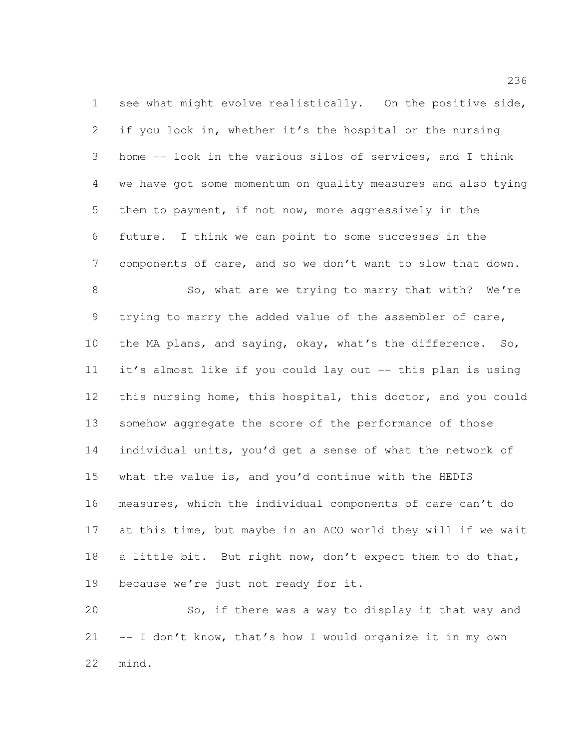see what might evolve realistically. On the positive side, if you look in, whether it's the hospital or the nursing home -- look in the various silos of services, and I think we have got some momentum on quality measures and also tying them to payment, if not now, more aggressively in the future. I think we can point to some successes in the components of care, and so we don't want to slow that down.

So, what are we trying to marry that with? We're trying to marry the added value of the assembler of care, the MA plans, and saying, okay, what's the difference. So, it's almost like if you could lay out -- this plan is using this nursing home, this hospital, this doctor, and you could somehow aggregate the score of the performance of those individual units, you'd get a sense of what the network of what the value is, and you'd continue with the HEDIS measures, which the individual components of care can't do at this time, but maybe in an ACO world they will if we wait a little bit. But right now, don't expect them to do that, because we're just not ready for it.

So, if there was a way to display it that way and -- I don't know, that's how I would organize it in my own mind.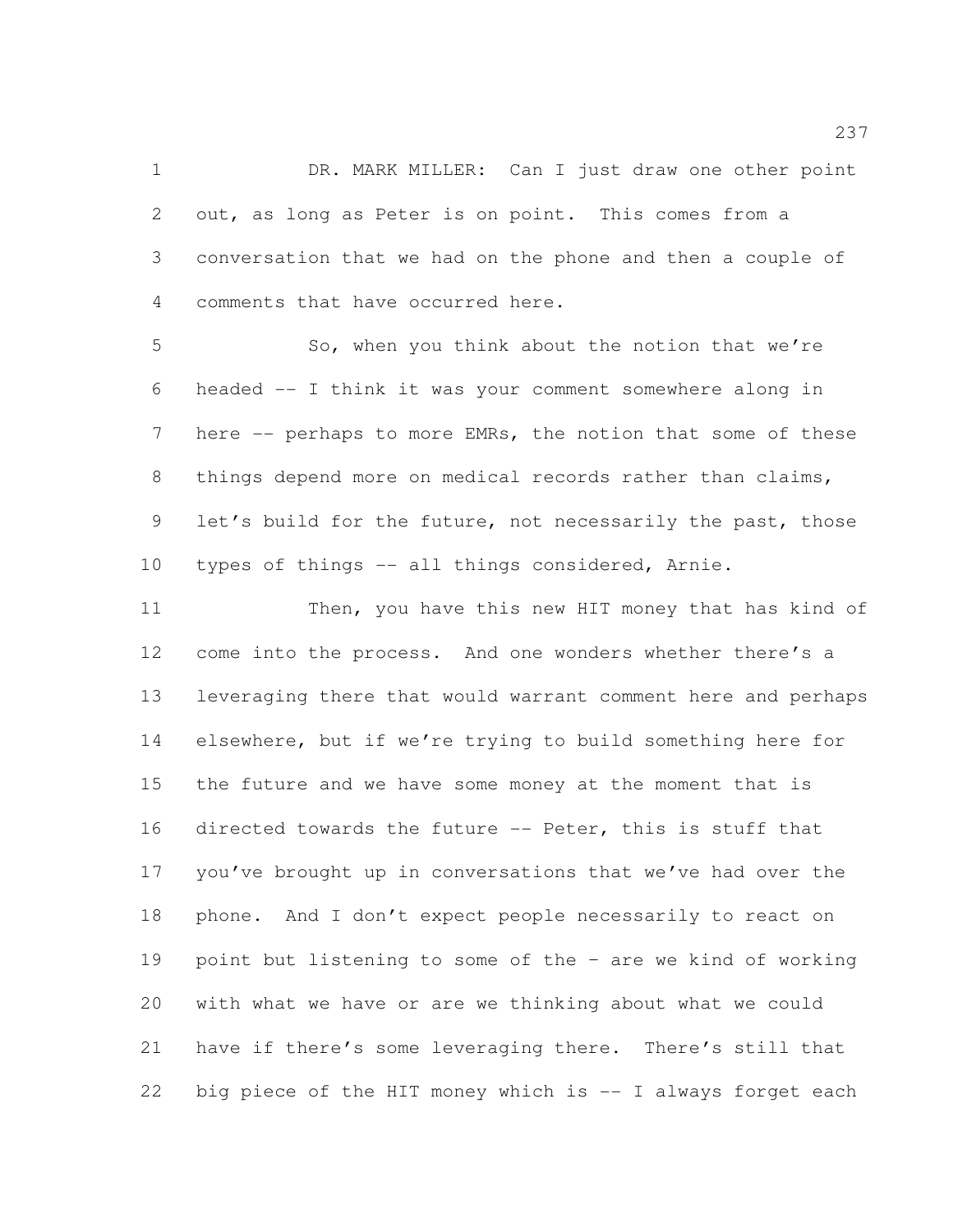DR. MARK MILLER: Can I just draw one other point out, as long as Peter is on point. This comes from a conversation that we had on the phone and then a couple of comments that have occurred here.

So, when you think about the notion that we're headed -- I think it was your comment somewhere along in here -- perhaps to more EMRs, the notion that some of these things depend more on medical records rather than claims, let's build for the future, not necessarily the past, those types of things -- all things considered, Arnie.

Then, you have this new HIT money that has kind of come into the process. And one wonders whether there's a leveraging there that would warrant comment here and perhaps elsewhere, but if we're trying to build something here for the future and we have some money at the moment that is directed towards the future -- Peter, this is stuff that you've brought up in conversations that we've had over the phone. And I don't expect people necessarily to react on point but listening to some of the – are we kind of working with what we have or are we thinking about what we could have if there's some leveraging there. There's still that big piece of the HIT money which is -- I always forget each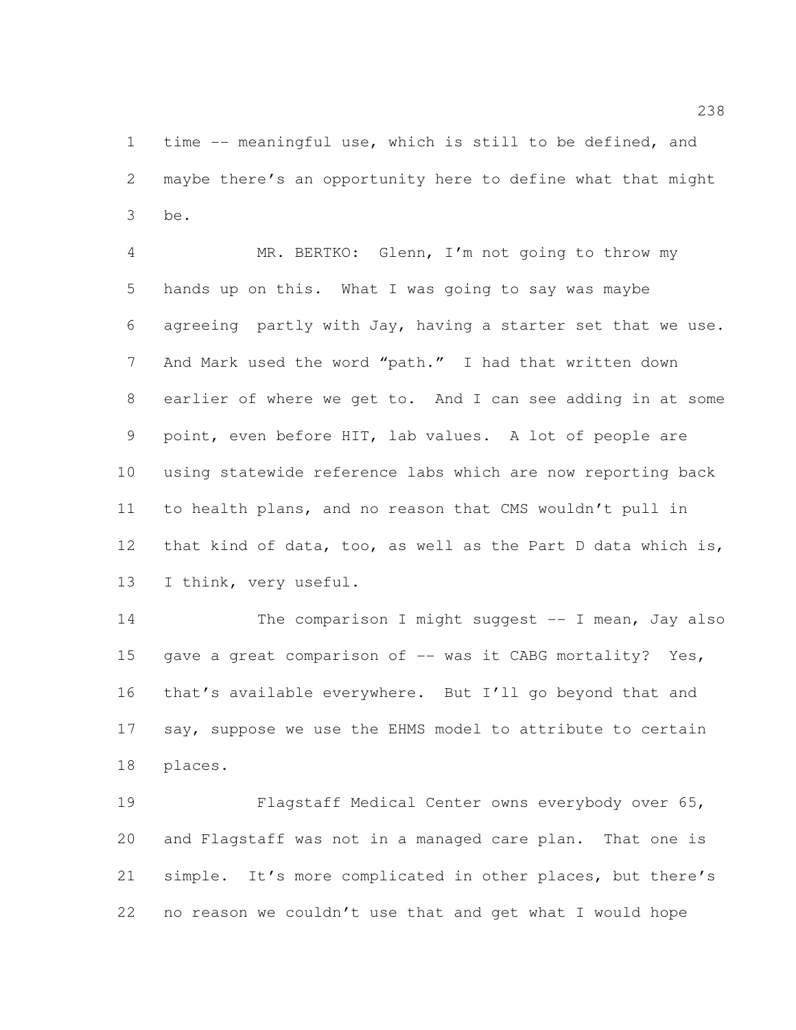time -- meaningful use, which is still to be defined, and maybe there's an opportunity here to define what that might be.

MR. BERTKO: Glenn, I'm not going to throw my hands up on this. What I was going to say was maybe agreeing partly with Jay, having a starter set that we use. And Mark used the word "path." I had that written down earlier of where we get to. And I can see adding in at some point, even before HIT, lab values. A lot of people are using statewide reference labs which are now reporting back to health plans, and no reason that CMS wouldn't pull in that kind of data, too, as well as the Part D data which is, I think, very useful.

The comparison I might suggest -- I mean, Jay also gave a great comparison of -- was it CABG mortality? Yes, that's available everywhere. But I'll go beyond that and say, suppose we use the EHMS model to attribute to certain places.

Flagstaff Medical Center owns everybody over 65, and Flagstaff was not in a managed care plan. That one is simple. It's more complicated in other places, but there's no reason we couldn't use that and get what I would hope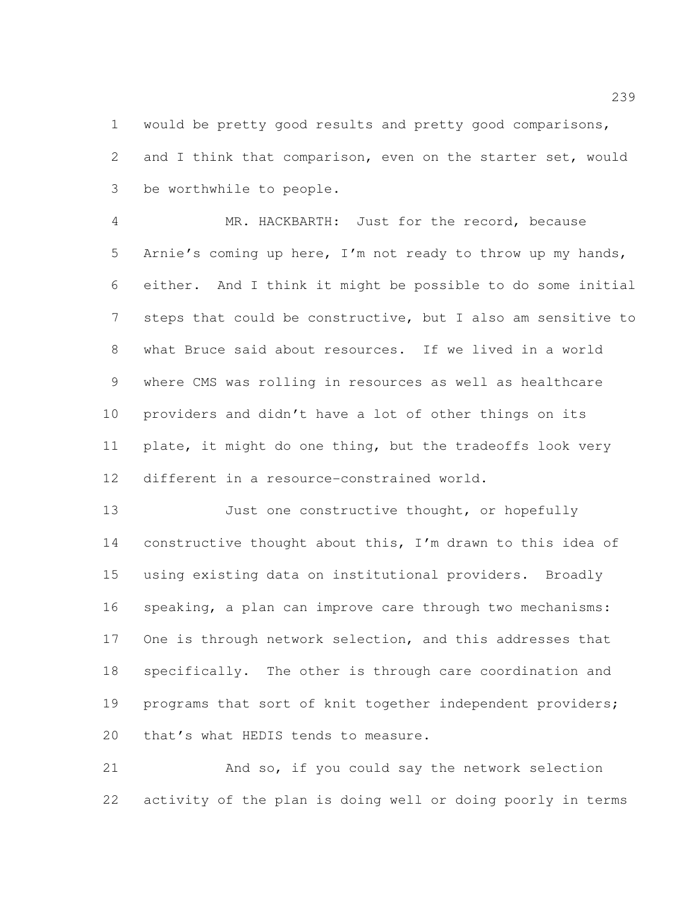would be pretty good results and pretty good comparisons, and I think that comparison, even on the starter set, would be worthwhile to people.

MR. HACKBARTH: Just for the record, because Arnie's coming up here, I'm not ready to throw up my hands, either. And I think it might be possible to do some initial steps that could be constructive, but I also am sensitive to what Bruce said about resources. If we lived in a world where CMS was rolling in resources as well as healthcare providers and didn't have a lot of other things on its plate, it might do one thing, but the tradeoffs look very different in a resource-constrained world.

Just one constructive thought, or hopefully constructive thought about this, I'm drawn to this idea of using existing data on institutional providers. Broadly speaking, a plan can improve care through two mechanisms: One is through network selection, and this addresses that specifically. The other is through care coordination and programs that sort of knit together independent providers; that's what HEDIS tends to measure.

And so, if you could say the network selection activity of the plan is doing well or doing poorly in terms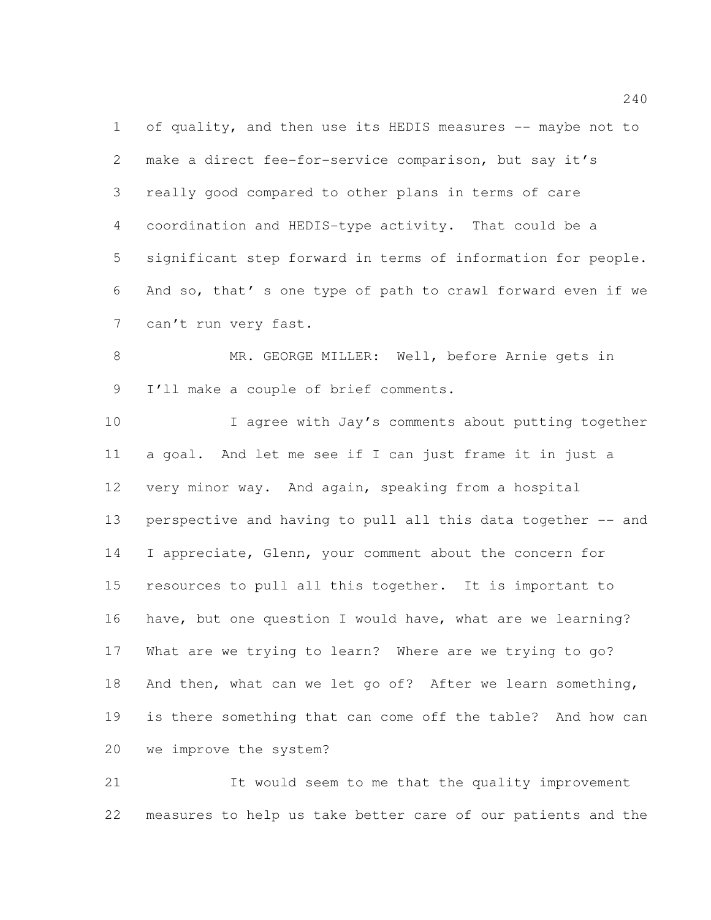of quality, and then use its HEDIS measures -- maybe not to make a direct fee-for-service comparison, but say it's really good compared to other plans in terms of care coordination and HEDIS-type activity. That could be a significant step forward in terms of information for people. And so, that' s one type of path to crawl forward even if we can't run very fast.

MR. GEORGE MILLER: Well, before Arnie gets in I'll make a couple of brief comments.

I agree with Jay's comments about putting together a goal. And let me see if I can just frame it in just a very minor way. And again, speaking from a hospital perspective and having to pull all this data together -- and I appreciate, Glenn, your comment about the concern for resources to pull all this together. It is important to have, but one question I would have, what are we learning? What are we trying to learn? Where are we trying to go? And then, what can we let go of? After we learn something, is there something that can come off the table? And how can we improve the system?

It would seem to me that the quality improvement measures to help us take better care of our patients and the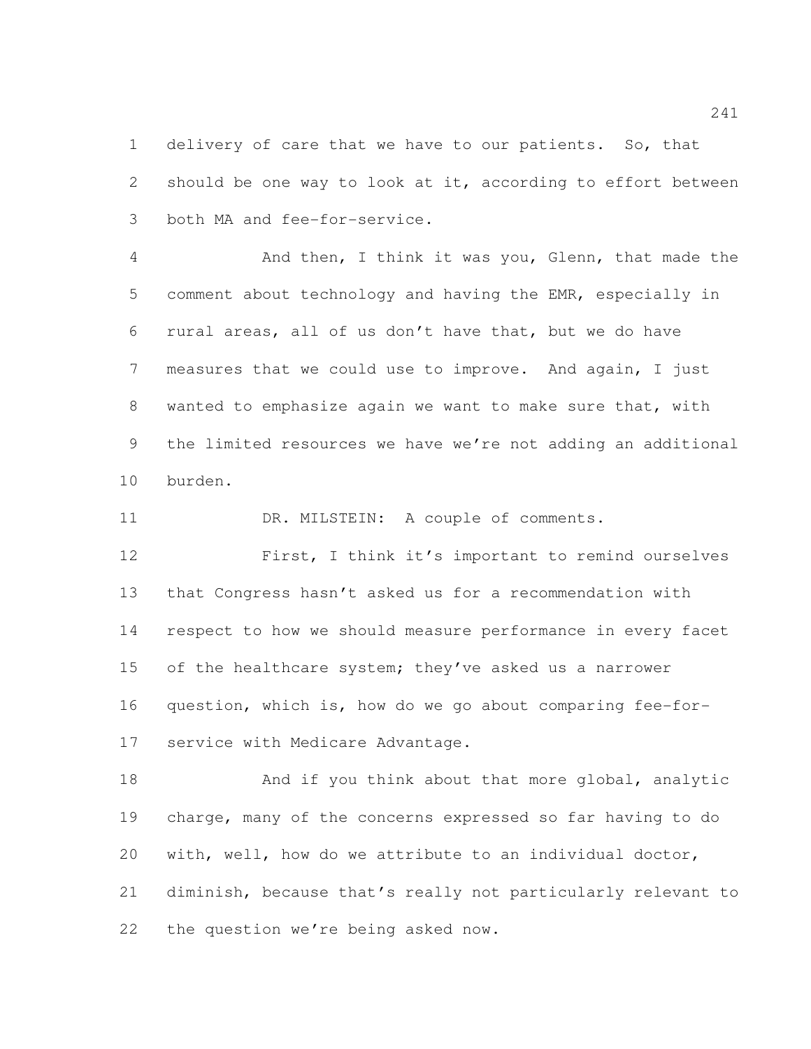delivery of care that we have to our patients. So, that should be one way to look at it, according to effort between both MA and fee-for-service.

And then, I think it was you, Glenn, that made the comment about technology and having the EMR, especially in rural areas, all of us don't have that, but we do have measures that we could use to improve. And again, I just wanted to emphasize again we want to make sure that, with the limited resources we have we're not adding an additional burden.

DR. MILSTEIN: A couple of comments.

First, I think it's important to remind ourselves that Congress hasn't asked us for a recommendation with respect to how we should measure performance in every facet of the healthcare system; they've asked us a narrower question, which is, how do we go about comparing fee-for-service with Medicare Advantage.

And if you think about that more global, analytic charge, many of the concerns expressed so far having to do with, well, how do we attribute to an individual doctor, diminish, because that's really not particularly relevant to the question we're being asked now.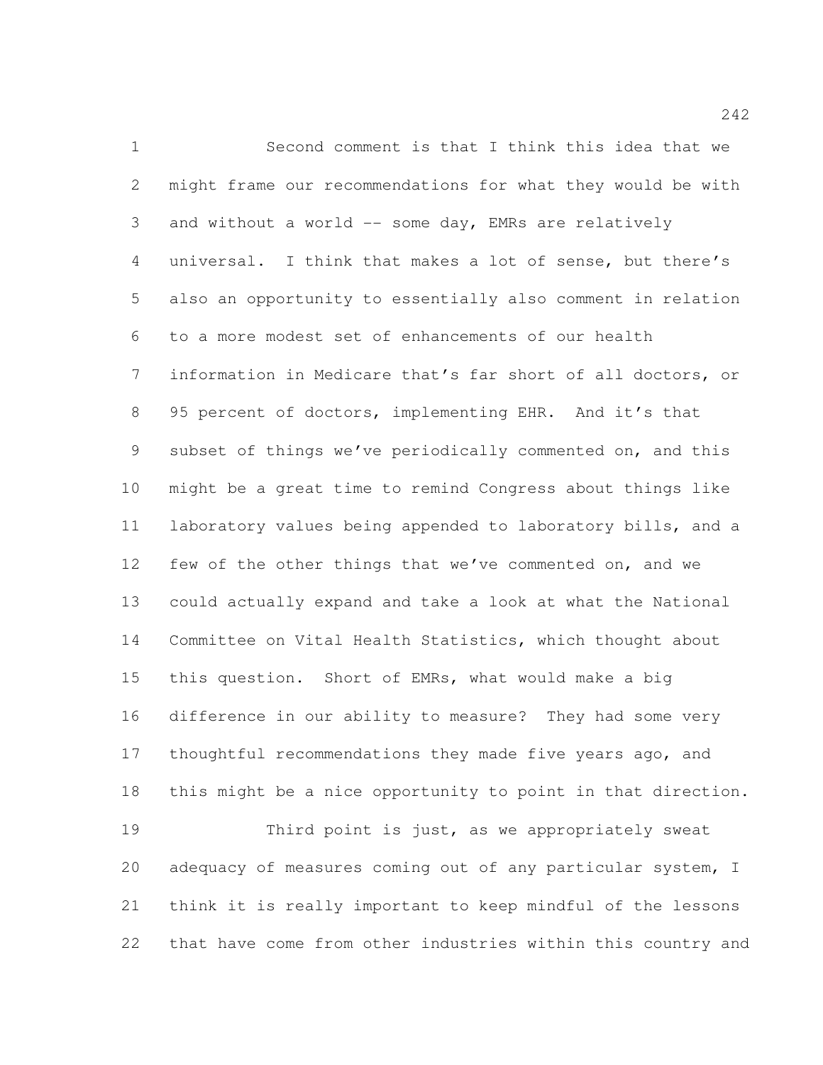Second comment is that I think this idea that we might frame our recommendations for what they would be with and without a world -- some day, EMRs are relatively universal. I think that makes a lot of sense, but there's also an opportunity to essentially also comment in relation to a more modest set of enhancements of our health information in Medicare that's far short of all doctors, or 95 percent of doctors, implementing EHR. And it's that subset of things we've periodically commented on, and this might be a great time to remind Congress about things like laboratory values being appended to laboratory bills, and a few of the other things that we've commented on, and we could actually expand and take a look at what the National Committee on Vital Health Statistics, which thought about this question. Short of EMRs, what would make a big difference in our ability to measure? They had some very thoughtful recommendations they made five years ago, and this might be a nice opportunity to point in that direction.

Third point is just, as we appropriately sweat adequacy of measures coming out of any particular system, I think it is really important to keep mindful of the lessons that have come from other industries within this country and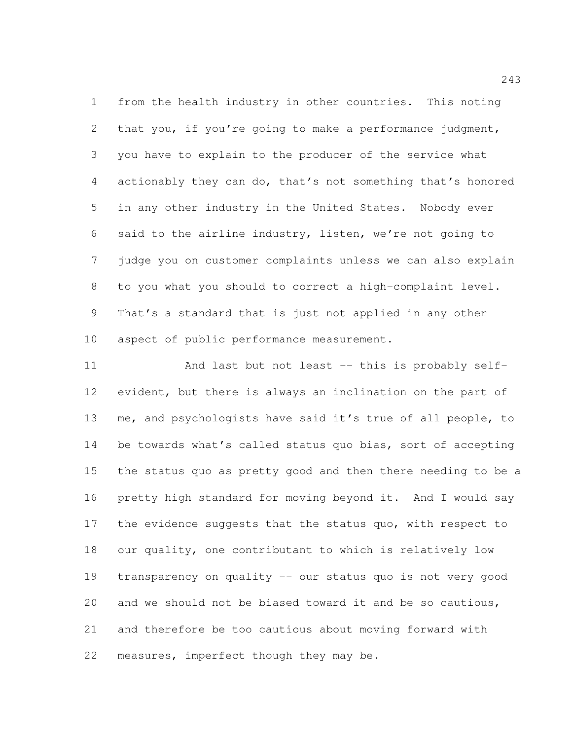from the health industry in other countries. This noting that you, if you're going to make a performance judgment, you have to explain to the producer of the service what actionably they can do, that's not something that's honored in any other industry in the United States. Nobody ever said to the airline industry, listen, we're not going to judge you on customer complaints unless we can also explain to you what you should to correct a high-complaint level. That's a standard that is just not applied in any other aspect of public performance measurement.

And last but not least -- this is probably self-evident, but there is always an inclination on the part of me, and psychologists have said it's true of all people, to be towards what's called status quo bias, sort of accepting the status quo as pretty good and then there needing to be a pretty high standard for moving beyond it. And I would say the evidence suggests that the status quo, with respect to our quality, one contributant to which is relatively low transparency on quality -- our status quo is not very good and we should not be biased toward it and be so cautious, and therefore be too cautious about moving forward with measures, imperfect though they may be.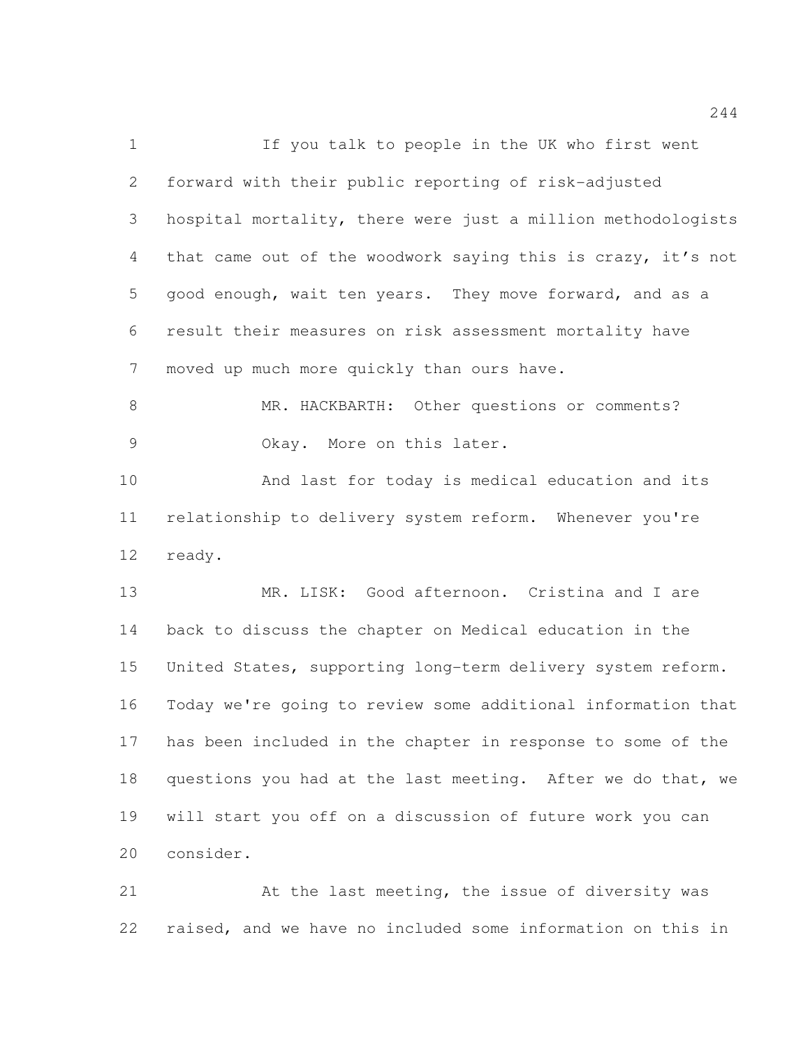If you talk to people in the UK who first went forward with their public reporting of risk-adjusted hospital mortality, there were just a million methodologists that came out of the woodwork saying this is crazy, it's not good enough, wait ten years. They move forward, and as a result their measures on risk assessment mortality have moved up much more quickly than ours have.

MR. HACKBARTH: Other questions or comments?

Okay. More on this later.

And last for today is medical education and its relationship to delivery system reform. Whenever you're ready.

MR. LISK: Good afternoon. Cristina and I are back to discuss the chapter on Medical education in the United States, supporting long-term delivery system reform. Today we're going to review some additional information that has been included in the chapter in response to some of the questions you had at the last meeting. After we do that, we will start you off on a discussion of future work you can consider.

At the last meeting, the issue of diversity was raised, and we have no included some information on this in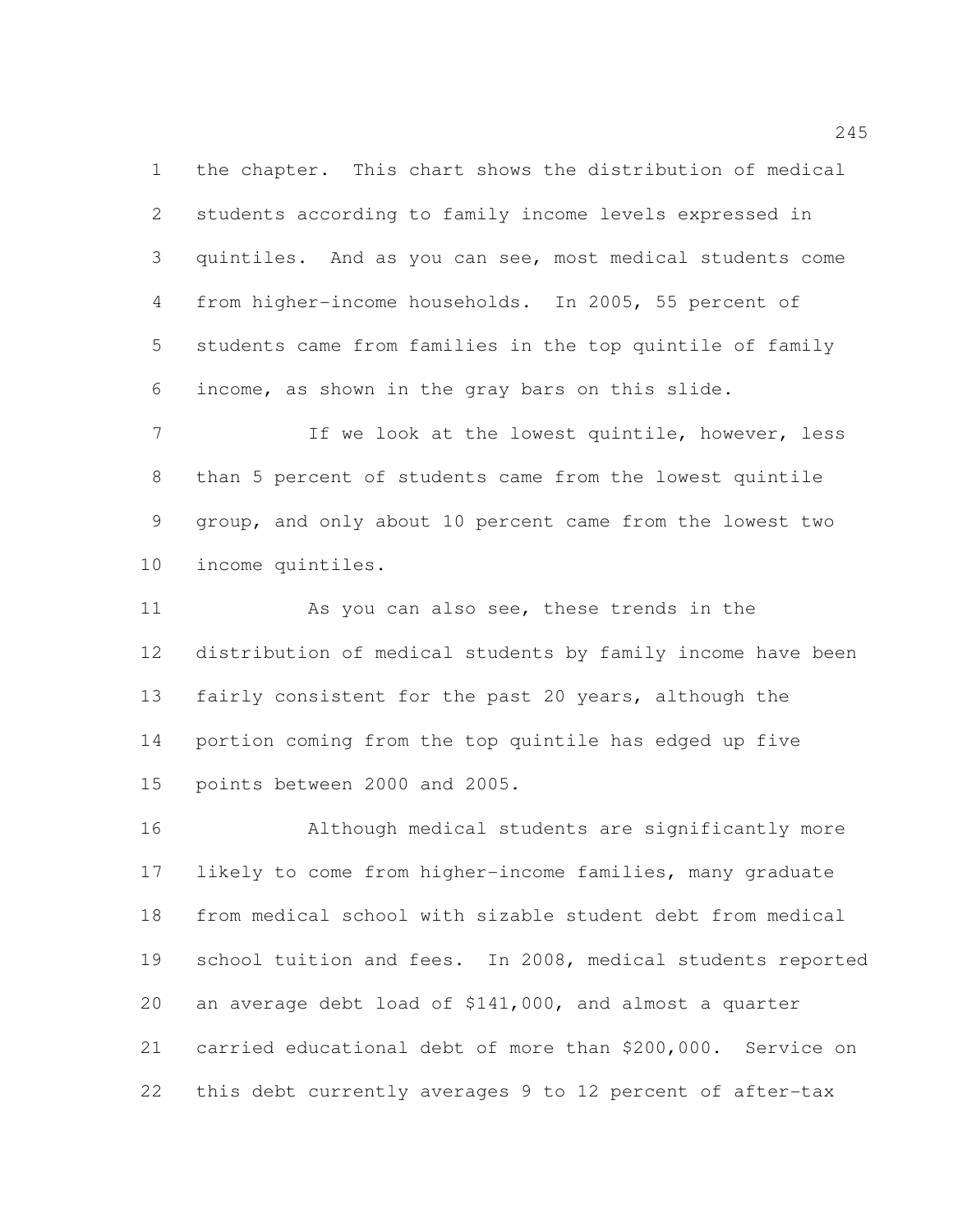the chapter. This chart shows the distribution of medical students according to family income levels expressed in quintiles. And as you can see, most medical students come from higher-income households. In 2005, 55 percent of students came from families in the top quintile of family income, as shown in the gray bars on this slide.

If we look at the lowest quintile, however, less than 5 percent of students came from the lowest quintile group, and only about 10 percent came from the lowest two income quintiles.

As you can also see, these trends in the distribution of medical students by family income have been fairly consistent for the past 20 years, although the portion coming from the top quintile has edged up five points between 2000 and 2005.

Although medical students are significantly more likely to come from higher-income families, many graduate from medical school with sizable student debt from medical school tuition and fees. In 2008, medical students reported an average debt load of $141,000, and almost a quarter carried educational debt of more than $200,000. Service on this debt currently averages 9 to 12 percent of after-tax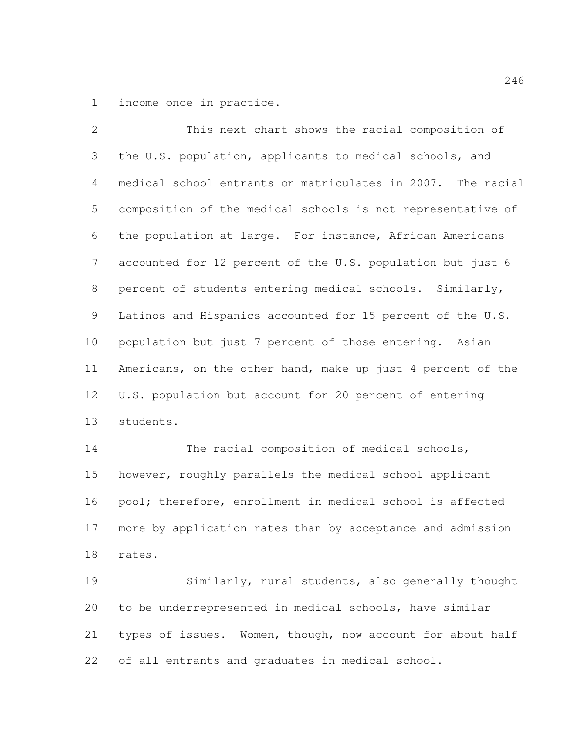income once in practice.

This next chart shows the racial composition of the U.S. population, applicants to medical schools, and medical school entrants or matriculates in 2007. The racial composition of the medical schools is not representative of the population at large. For instance, African Americans accounted for 12 percent of the U.S. population but just 6 percent of students entering medical schools. Similarly, Latinos and Hispanics accounted for 15 percent of the U.S. population but just 7 percent of those entering. Asian Americans, on the other hand, make up just 4 percent of the U.S. population but account for 20 percent of entering students.

The racial composition of medical schools, however, roughly parallels the medical school applicant pool; therefore, enrollment in medical school is affected more by application rates than by acceptance and admission rates.

Similarly, rural students, also generally thought to be underrepresented in medical schools, have similar types of issues. Women, though, now account for about half of all entrants and graduates in medical school.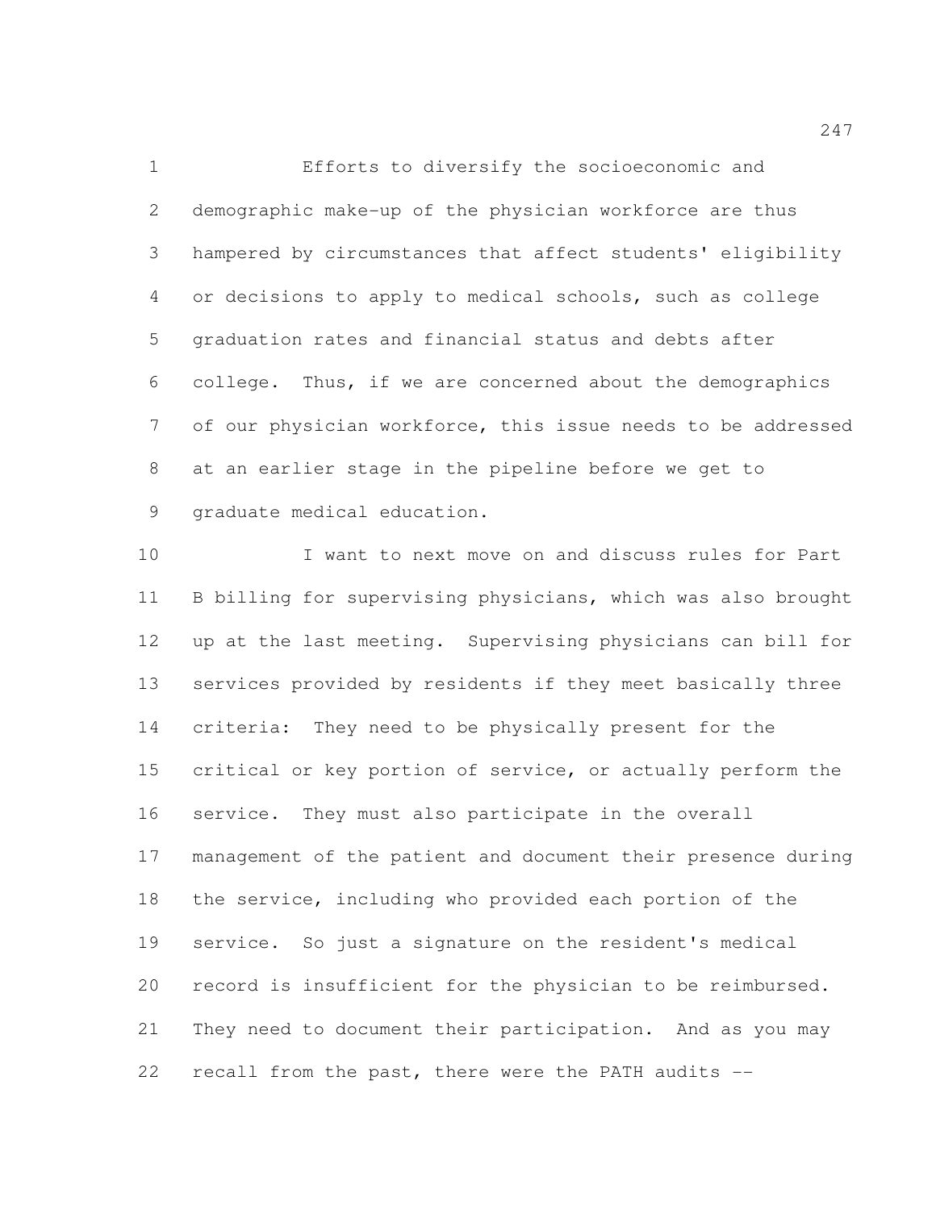Efforts to diversify the socioeconomic and demographic make-up of the physician workforce are thus hampered by circumstances that affect students' eligibility or decisions to apply to medical schools, such as college graduation rates and financial status and debts after college. Thus, if we are concerned about the demographics of our physician workforce, this issue needs to be addressed at an earlier stage in the pipeline before we get to graduate medical education.

I want to next move on and discuss rules for Part B billing for supervising physicians, which was also brought up at the last meeting. Supervising physicians can bill for services provided by residents if they meet basically three criteria: They need to be physically present for the critical or key portion of service, or actually perform the service. They must also participate in the overall management of the patient and document their presence during the service, including who provided each portion of the service. So just a signature on the resident's medical record is insufficient for the physician to be reimbursed. They need to document their participation. And as you may recall from the past, there were the PATH audits --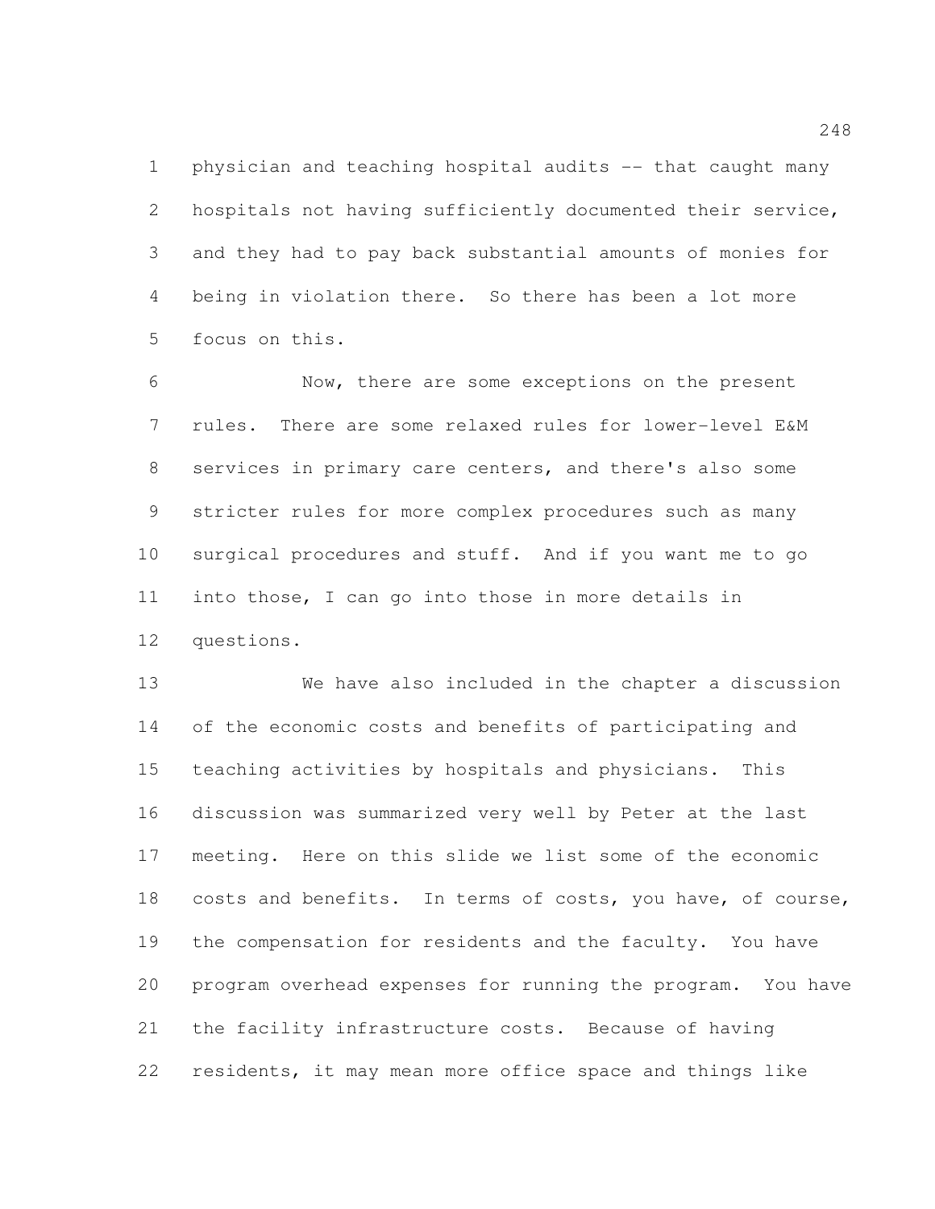physician and teaching hospital audits -- that caught many hospitals not having sufficiently documented their service, and they had to pay back substantial amounts of monies for being in violation there. So there has been a lot more focus on this.

Now, there are some exceptions on the present rules. There are some relaxed rules for lower-level E&M services in primary care centers, and there's also some stricter rules for more complex procedures such as many surgical procedures and stuff. And if you want me to go into those, I can go into those in more details in questions.

We have also included in the chapter a discussion of the economic costs and benefits of participating and teaching activities by hospitals and physicians. This discussion was summarized very well by Peter at the last meeting. Here on this slide we list some of the economic costs and benefits. In terms of costs, you have, of course, the compensation for residents and the faculty. You have program overhead expenses for running the program. You have the facility infrastructure costs. Because of having residents, it may mean more office space and things like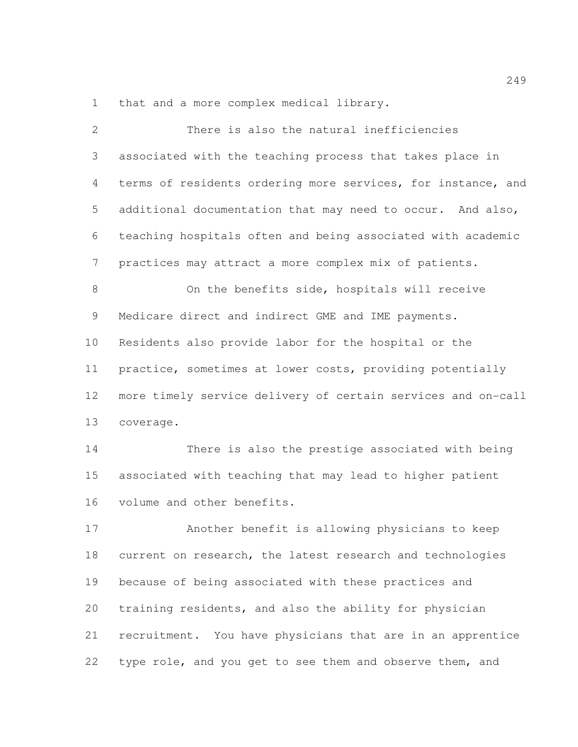that and a more complex medical library.

There is also the natural inefficiencies associated with the teaching process that takes place in terms of residents ordering more services, for instance, and additional documentation that may need to occur. And also, teaching hospitals often and being associated with academic practices may attract a more complex mix of patients.

On the benefits side, hospitals will receive Medicare direct and indirect GME and IME payments. Residents also provide labor for the hospital or the practice, sometimes at lower costs, providing potentially more timely service delivery of certain services and on-call coverage.

There is also the prestige associated with being associated with teaching that may lead to higher patient volume and other benefits.

Another benefit is allowing physicians to keep current on research, the latest research and technologies because of being associated with these practices and training residents, and also the ability for physician recruitment. You have physicians that are in an apprentice type role, and you get to see them and observe them, and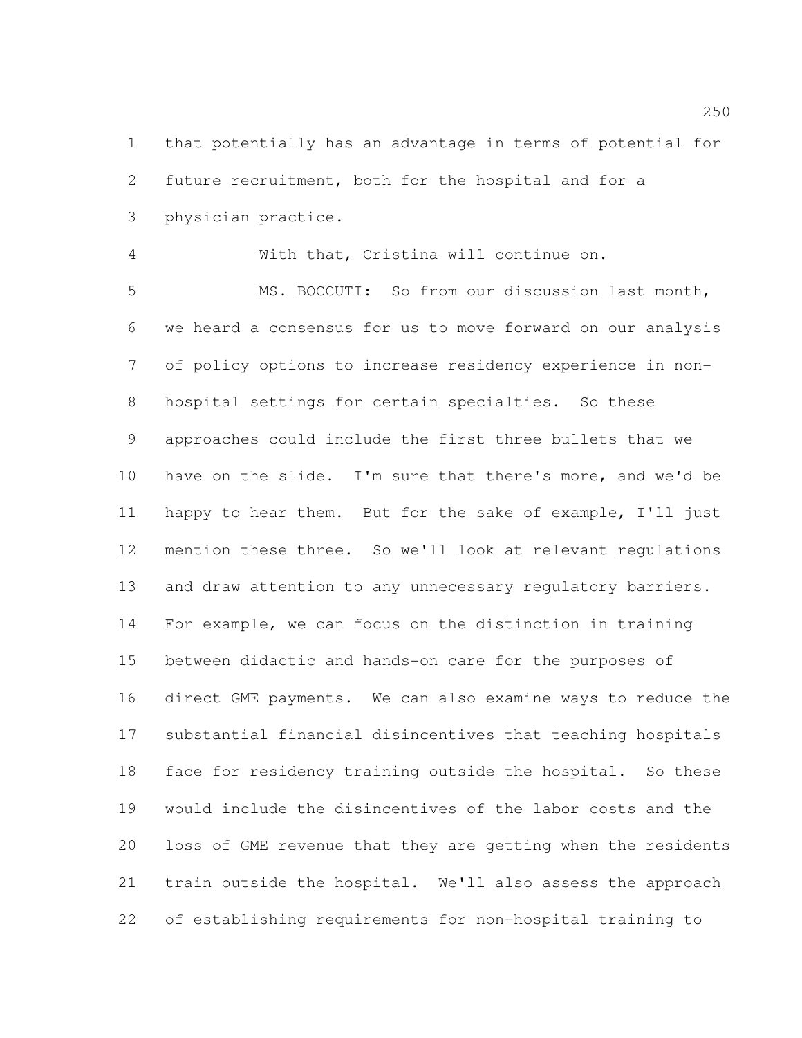that potentially has an advantage in terms of potential for future recruitment, both for the hospital and for a physician practice.

With that, Cristina will continue on.

MS. BOCCUTI: So from our discussion last month, we heard a consensus for us to move forward on our analysis of policy options to increase residency experience in non-hospital settings for certain specialties. So these approaches could include the first three bullets that we have on the slide. I'm sure that there's more, and we'd be happy to hear them. But for the sake of example, I'll just mention these three. So we'll look at relevant regulations and draw attention to any unnecessary regulatory barriers. For example, we can focus on the distinction in training between didactic and hands-on care for the purposes of direct GME payments. We can also examine ways to reduce the substantial financial disincentives that teaching hospitals face for residency training outside the hospital. So these would include the disincentives of the labor costs and the loss of GME revenue that they are getting when the residents train outside the hospital. We'll also assess the approach of establishing requirements for non-hospital training to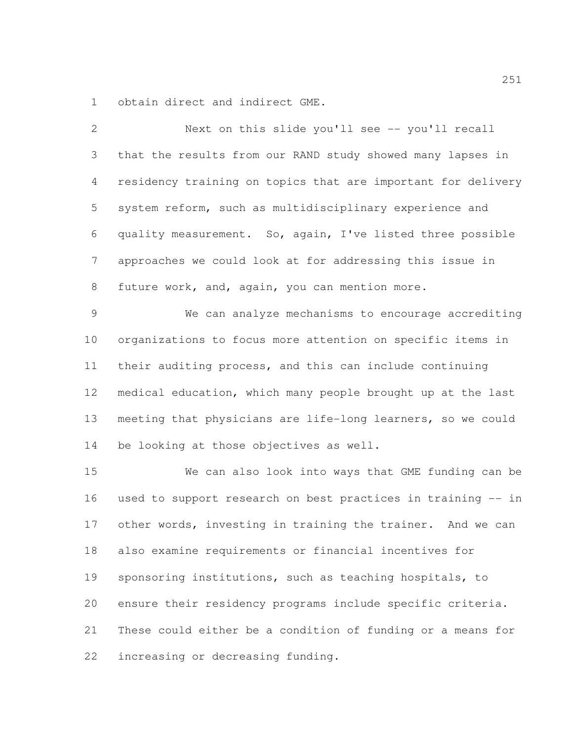obtain direct and indirect GME.

Next on this slide you'll see -- you'll recall that the results from our RAND study showed many lapses in residency training on topics that are important for delivery system reform, such as multidisciplinary experience and quality measurement. So, again, I've listed three possible approaches we could look at for addressing this issue in future work, and, again, you can mention more.

We can analyze mechanisms to encourage accrediting organizations to focus more attention on specific items in their auditing process, and this can include continuing medical education, which many people brought up at the last meeting that physicians are life-long learners, so we could be looking at those objectives as well.

We can also look into ways that GME funding can be used to support research on best practices in training -- in other words, investing in training the trainer. And we can also examine requirements or financial incentives for sponsoring institutions, such as teaching hospitals, to ensure their residency programs include specific criteria. These could either be a condition of funding or a means for increasing or decreasing funding.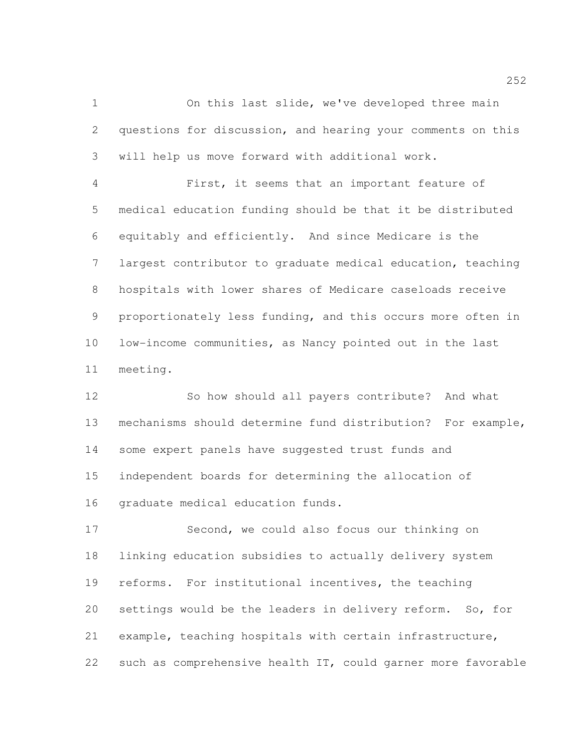On this last slide, we've developed three main questions for discussion, and hearing your comments on this will help us move forward with additional work.

First, it seems that an important feature of medical education funding should be that it be distributed equitably and efficiently. And since Medicare is the largest contributor to graduate medical education, teaching hospitals with lower shares of Medicare caseloads receive proportionately less funding, and this occurs more often in low-income communities, as Nancy pointed out in the last meeting.

So how should all payers contribute? And what mechanisms should determine fund distribution? For example, some expert panels have suggested trust funds and independent boards for determining the allocation of graduate medical education funds.

Second, we could also focus our thinking on linking education subsidies to actually delivery system reforms. For institutional incentives, the teaching settings would be the leaders in delivery reform. So, for example, teaching hospitals with certain infrastructure, such as comprehensive health IT, could garner more favorable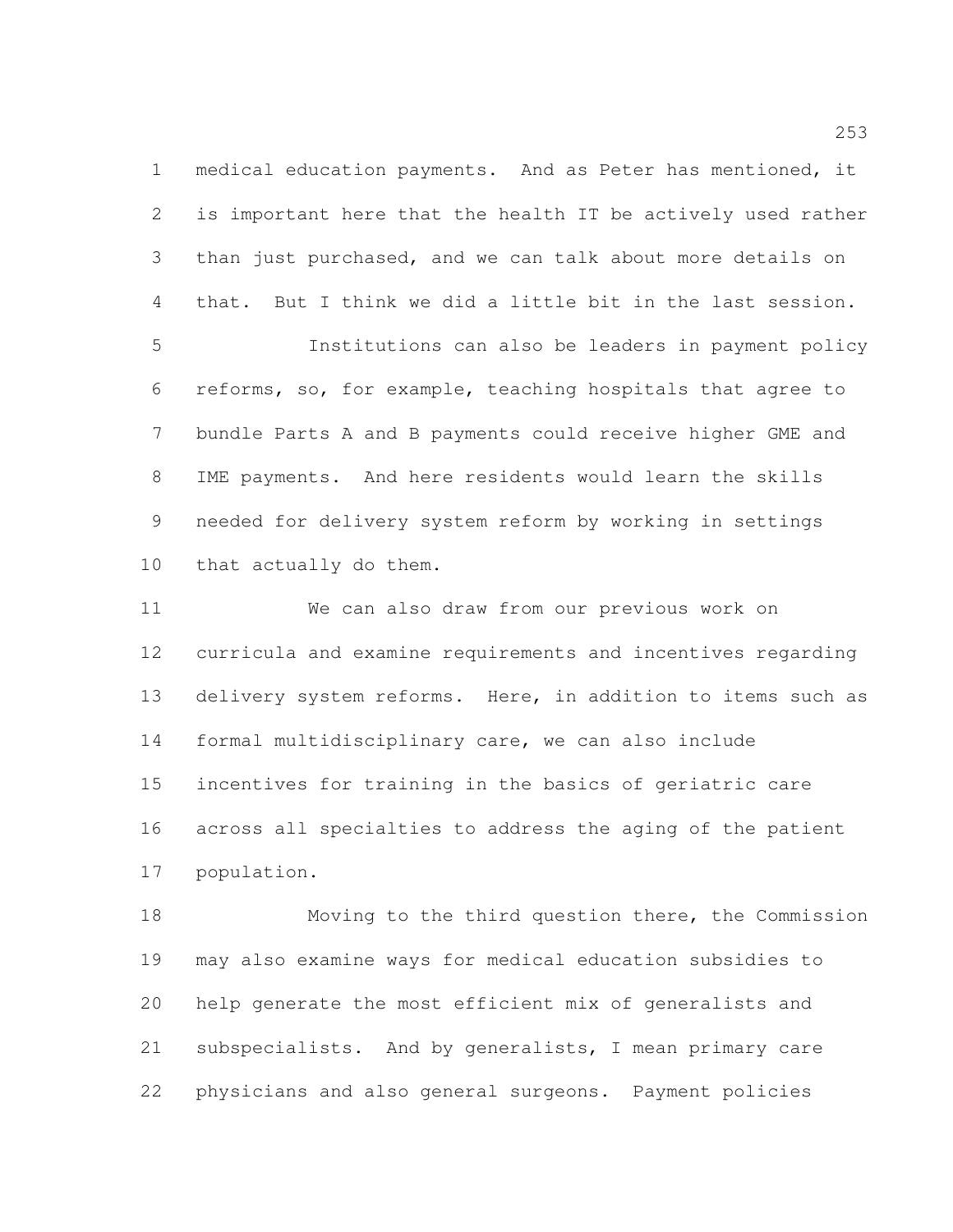medical education payments. And as Peter has mentioned, it is important here that the health IT be actively used rather than just purchased, and we can talk about more details on that. But I think we did a little bit in the last session.

Institutions can also be leaders in payment policy reforms, so, for example, teaching hospitals that agree to bundle Parts A and B payments could receive higher GME and IME payments. And here residents would learn the skills needed for delivery system reform by working in settings that actually do them.

We can also draw from our previous work on curricula and examine requirements and incentives regarding delivery system reforms. Here, in addition to items such as formal multidisciplinary care, we can also include incentives for training in the basics of geriatric care across all specialties to address the aging of the patient population.

Moving to the third question there, the Commission may also examine ways for medical education subsidies to help generate the most efficient mix of generalists and subspecialists. And by generalists, I mean primary care physicians and also general surgeons. Payment policies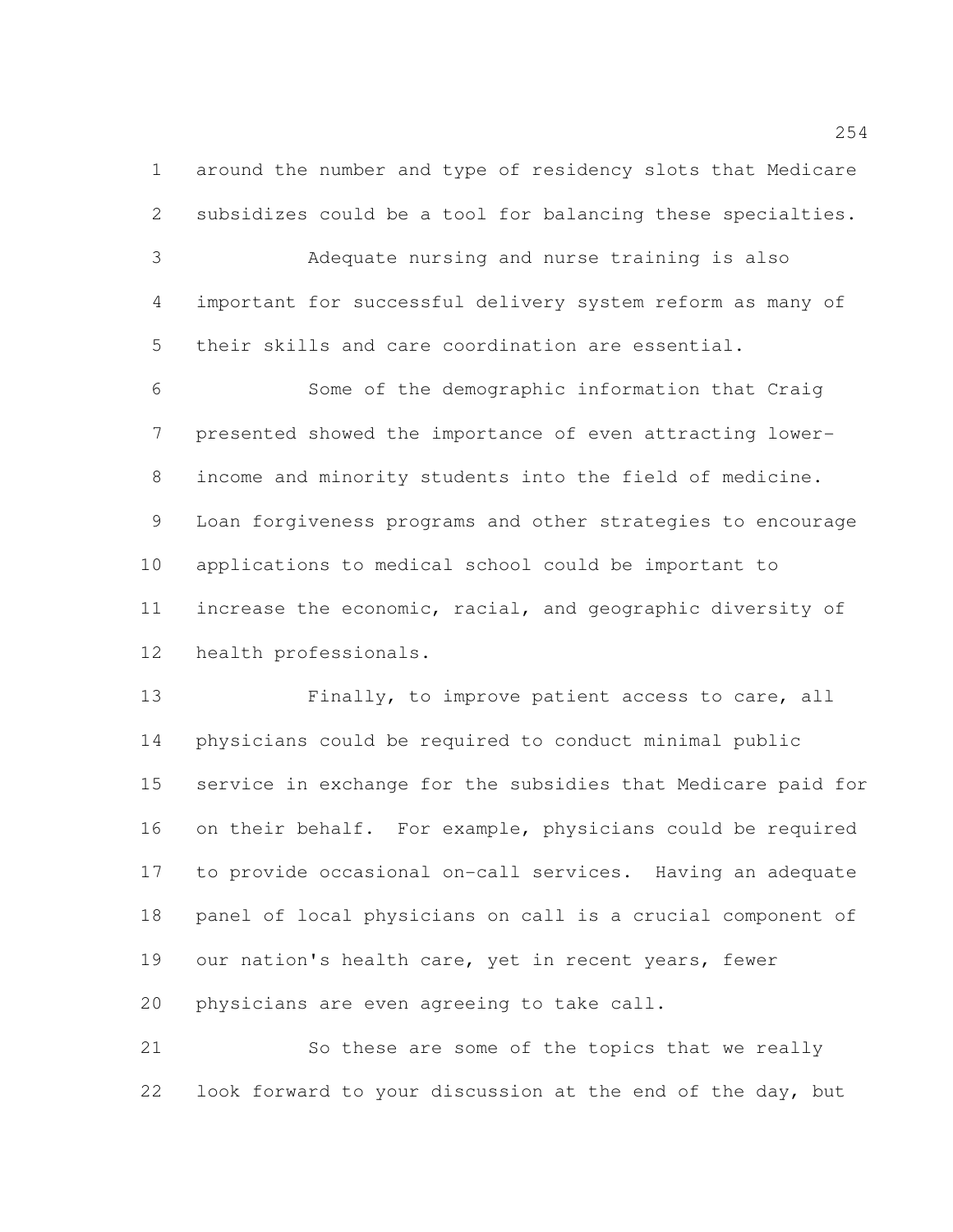around the number and type of residency slots that Medicare subsidizes could be a tool for balancing these specialties.

Adequate nursing and nurse training is also important for successful delivery system reform as many of their skills and care coordination are essential.

Some of the demographic information that Craig presented showed the importance of even attracting lower-income and minority students into the field of medicine. Loan forgiveness programs and other strategies to encourage applications to medical school could be important to increase the economic, racial, and geographic diversity of health professionals.

Finally, to improve patient access to care, all physicians could be required to conduct minimal public service in exchange for the subsidies that Medicare paid for on their behalf. For example, physicians could be required to provide occasional on-call services. Having an adequate panel of local physicians on call is a crucial component of our nation's health care, yet in recent years, fewer physicians are even agreeing to take call.

So these are some of the topics that we really look forward to your discussion at the end of the day, but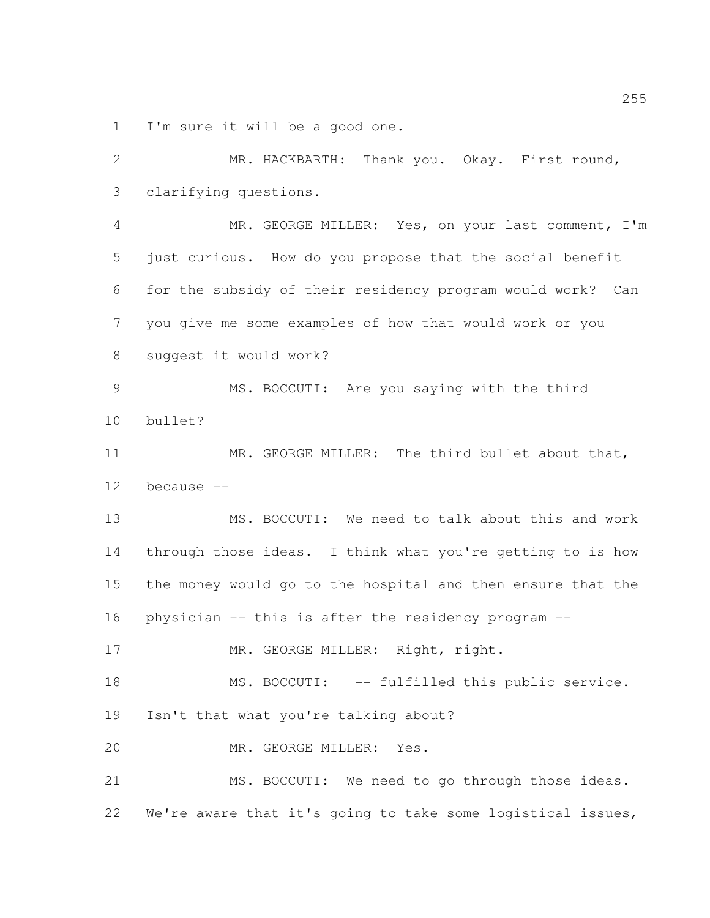I'm sure it will be a good one.

MR. HACKBARTH: Thank you. Okay. First round, clarifying questions.

MR. GEORGE MILLER: Yes, on your last comment, I'm just curious. How do you propose that the social benefit for the subsidy of their residency program would work? Can you give me some examples of how that would work or you suggest it would work?

MS. BOCCUTI: Are you saying with the third bullet?

MR. GEORGE MILLER: The third bullet about that, because --

MS. BOCCUTI: We need to talk about this and work through those ideas. I think what you're getting to is how the money would go to the hospital and then ensure that the physician -- this is after the residency program --

MR. GEORGE MILLER: Right, right.

MS. BOCCUTI: -- fulfilled this public service. Isn't that what you're talking about?

MR. GEORGE MILLER: Yes.

MS. BOCCUTI: We need to go through those ideas. We're aware that it's going to take some logistical issues,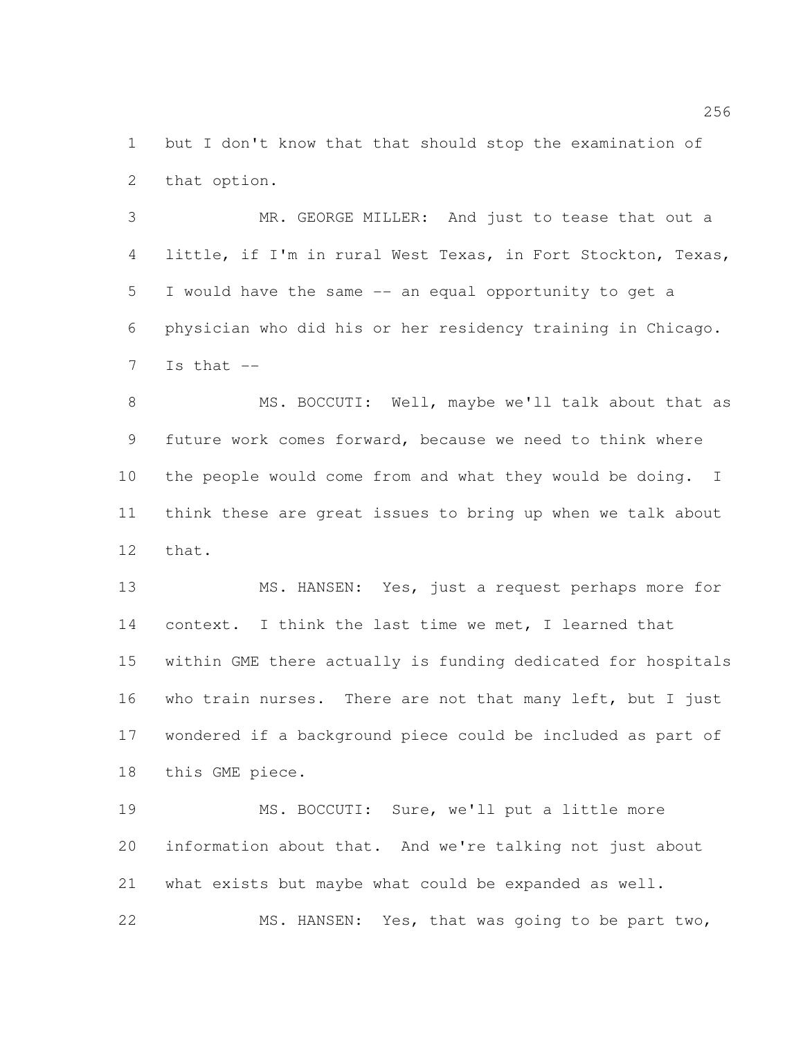but I don't know that that should stop the examination of that option.

MR. GEORGE MILLER: And just to tease that out a little, if I'm in rural West Texas, in Fort Stockton, Texas, I would have the same -- an equal opportunity to get a physician who did his or her residency training in Chicago. Is that --

MS. BOCCUTI: Well, maybe we'll talk about that as future work comes forward, because we need to think where the people would come from and what they would be doing. I think these are great issues to bring up when we talk about that.

MS. HANSEN: Yes, just a request perhaps more for context. I think the last time we met, I learned that within GME there actually is funding dedicated for hospitals who train nurses. There are not that many left, but I just wondered if a background piece could be included as part of this GME piece.

MS. BOCCUTI: Sure, we'll put a little more information about that. And we're talking not just about what exists but maybe what could be expanded as well.

MS. HANSEN: Yes, that was going to be part two,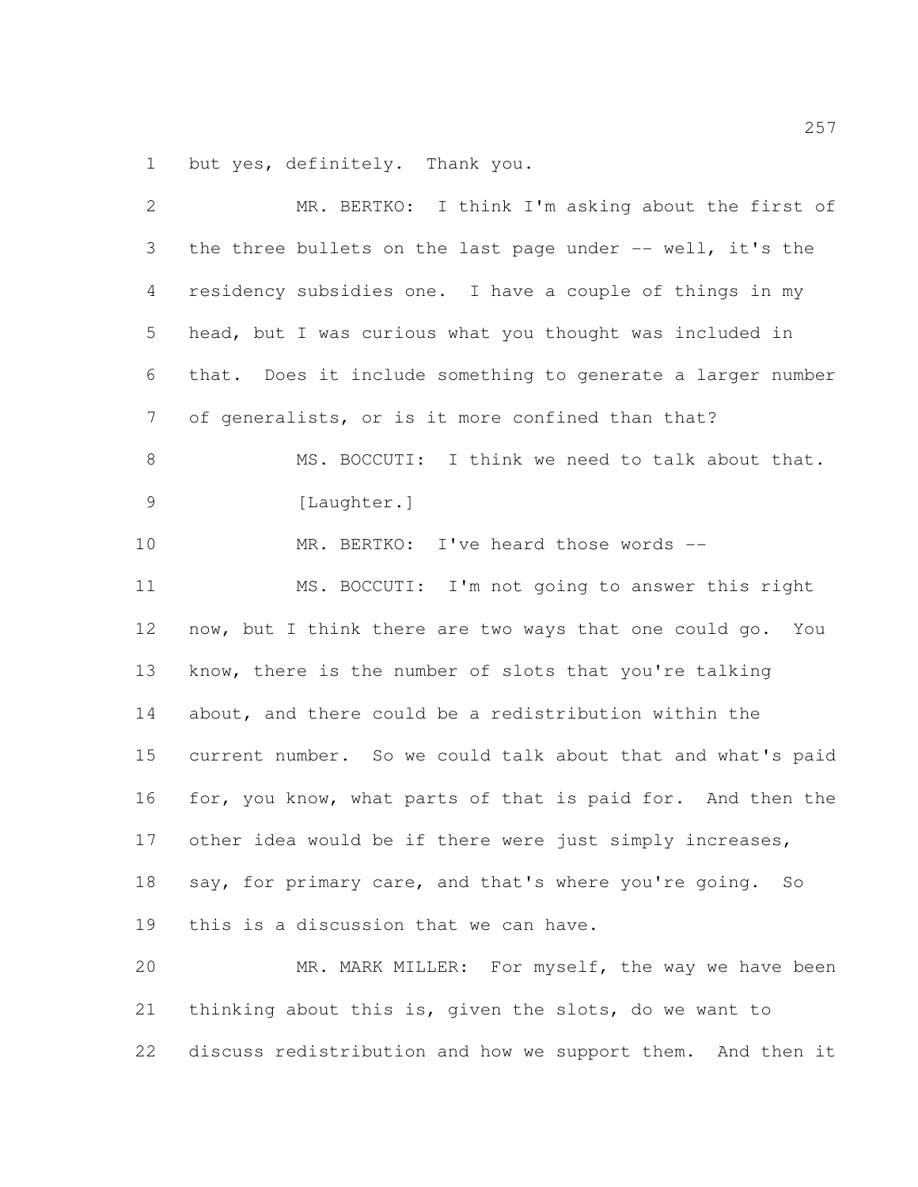but yes, definitely. Thank you.

MR. BERTKO: I think I'm asking about the first of the three bullets on the last page under -- well, it's the residency subsidies one. I have a couple of things in my head, but I was curious what you thought was included in that. Does it include something to generate a larger number of generalists, or is it more confined than that?

MS. BOCCUTI: I think we need to talk about that.

[Laughter.]

MR. BERTKO: I've heard those words --

MS. BOCCUTI: I'm not going to answer this right now, but I think there are two ways that one could go. You know, there is the number of slots that you're talking about, and there could be a redistribution within the current number. So we could talk about that and what's paid for, you know, what parts of that is paid for. And then the other idea would be if there were just simply increases, say, for primary care, and that's where you're going. So this is a discussion that we can have.

MR. MARK MILLER: For myself, the way we have been thinking about this is, given the slots, do we want to discuss redistribution and how we support them. And then it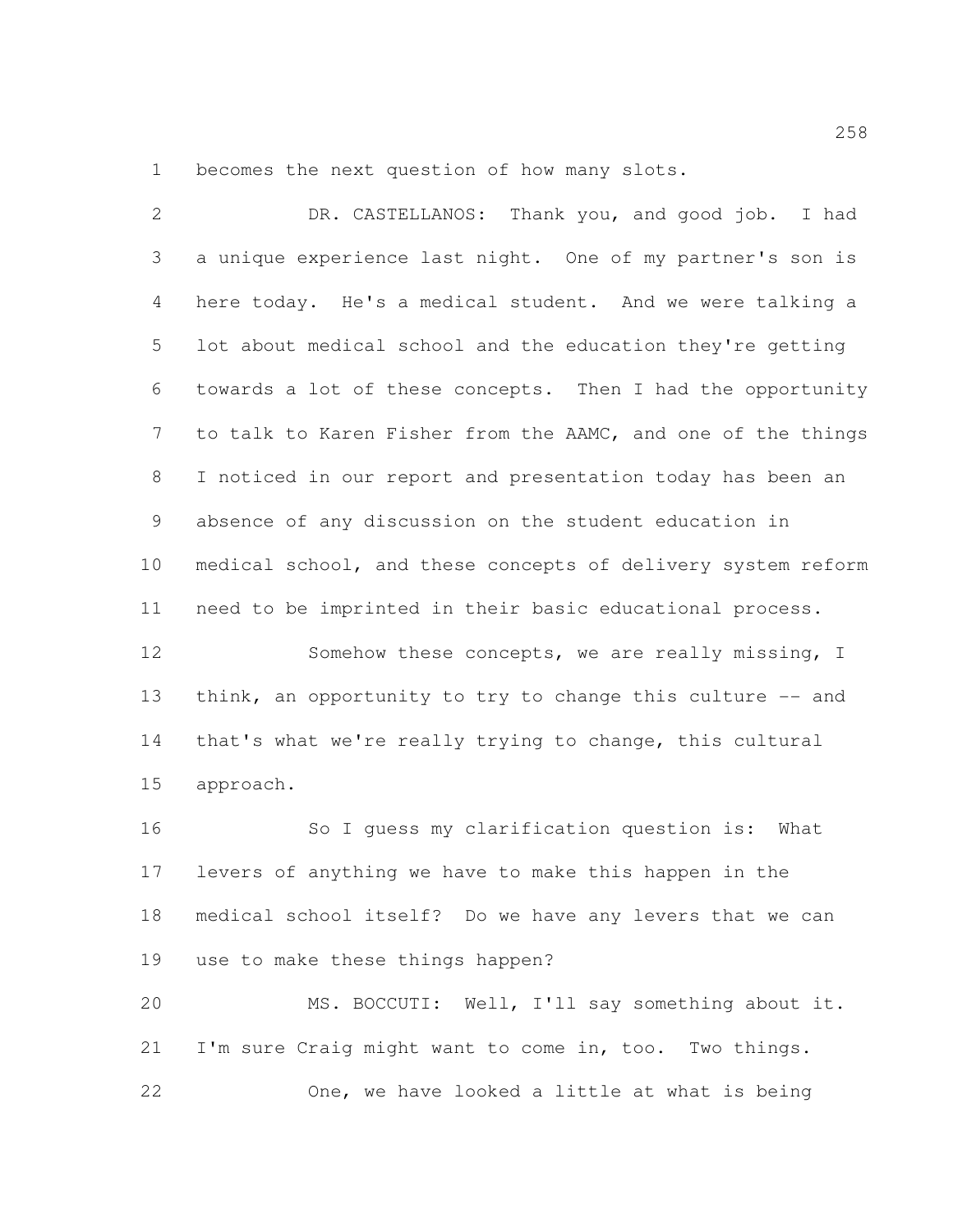becomes the next question of how many slots.

DR. CASTELLANOS: Thank you, and good job. I had a unique experience last night. One of my partner's son is here today. He's a medical student. And we were talking a lot about medical school and the education they're getting towards a lot of these concepts. Then I had the opportunity to talk to Karen Fisher from the AAMC, and one of the things I noticed in our report and presentation today has been an absence of any discussion on the student education in medical school, and these concepts of delivery system reform need to be imprinted in their basic educational process.

Somehow these concepts, we are really missing, I think, an opportunity to try to change this culture -- and that's what we're really trying to change, this cultural approach.

So I guess my clarification question is: What levers of anything we have to make this happen in the medical school itself? Do we have any levers that we can use to make these things happen?

MS. BOCCUTI: Well, I'll say something about it. I'm sure Craig might want to come in, too. Two things.

One, we have looked a little at what is being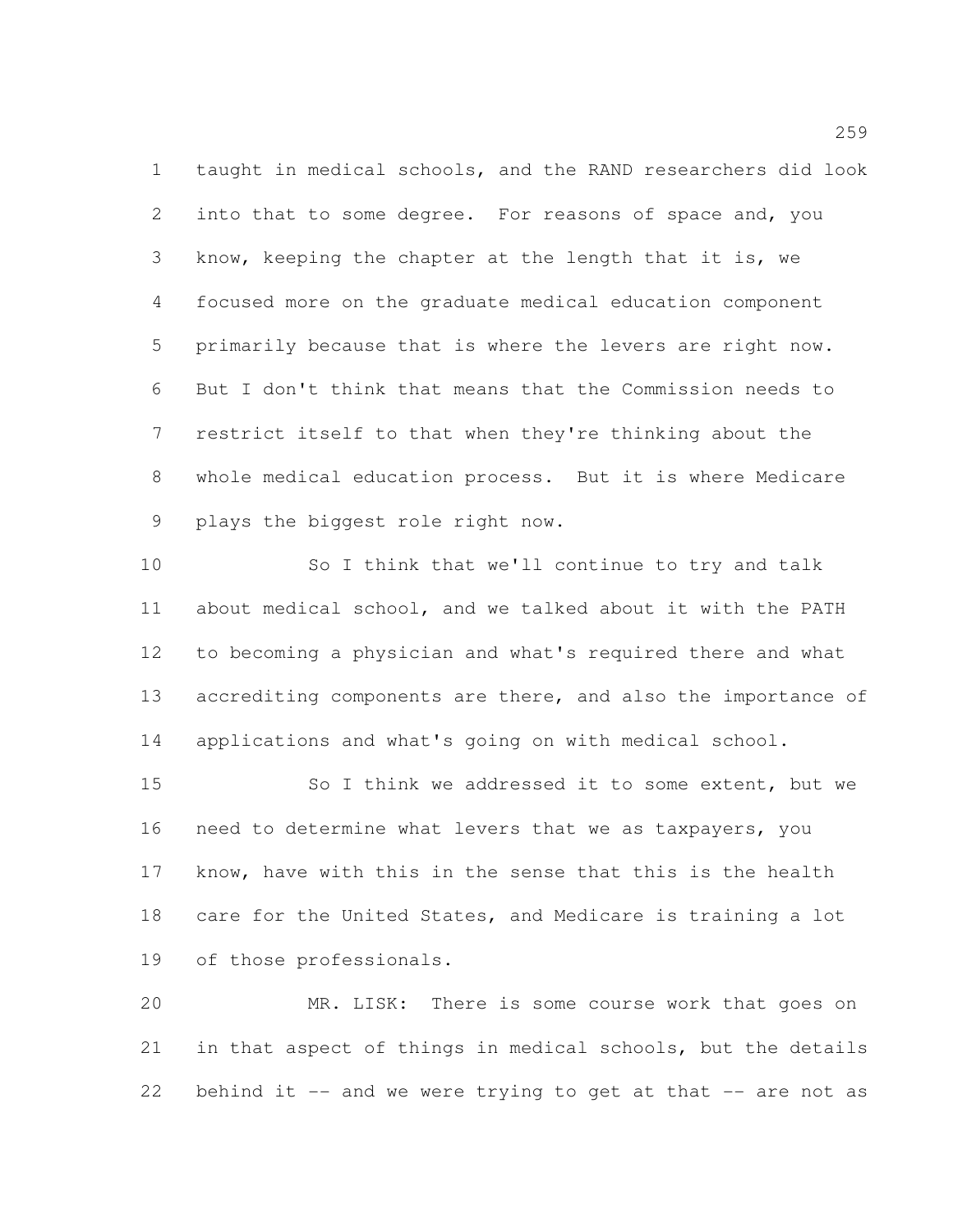taught in medical schools, and the RAND researchers did look into that to some degree. For reasons of space and, you know, keeping the chapter at the length that it is, we focused more on the graduate medical education component primarily because that is where the levers are right now. But I don't think that means that the Commission needs to restrict itself to that when they're thinking about the whole medical education process. But it is where Medicare plays the biggest role right now.

So I think that we'll continue to try and talk about medical school, and we talked about it with the PATH to becoming a physician and what's required there and what accrediting components are there, and also the importance of applications and what's going on with medical school.

So I think we addressed it to some extent, but we need to determine what levers that we as taxpayers, you know, have with this in the sense that this is the health care for the United States, and Medicare is training a lot of those professionals.

MR. LISK: There is some course work that goes on in that aspect of things in medical schools, but the details behind it -- and we were trying to get at that -- are not as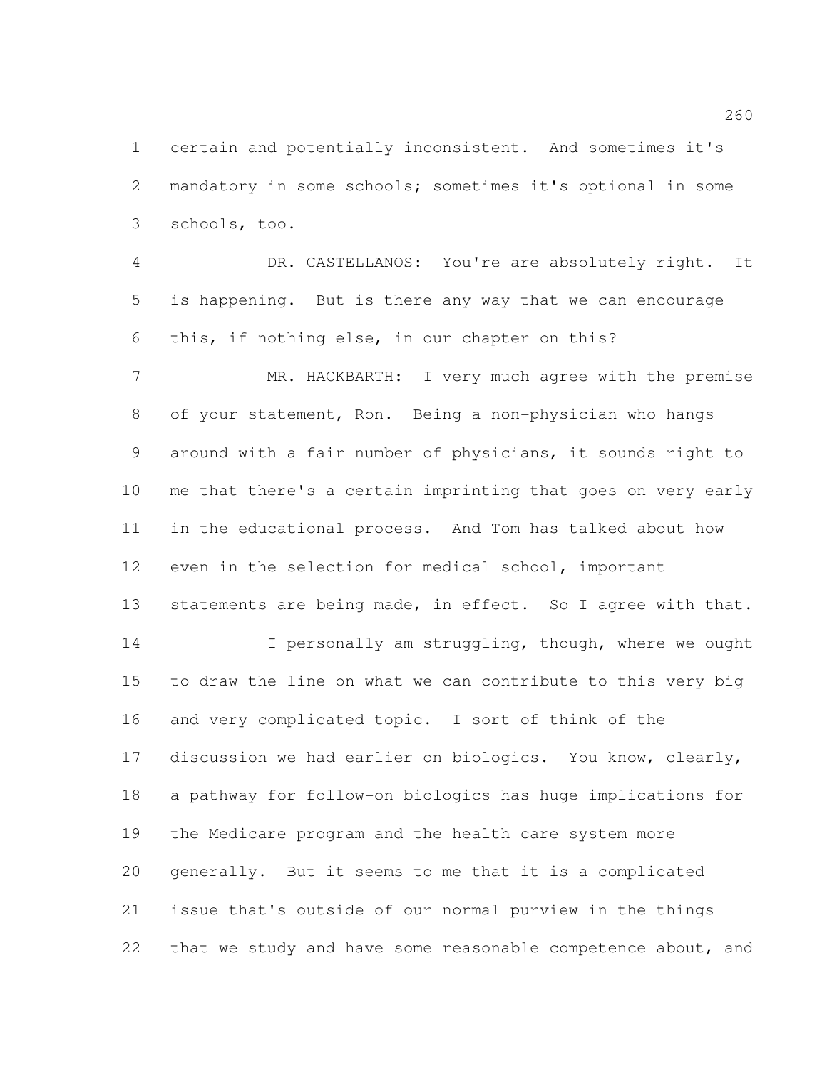certain and potentially inconsistent. And sometimes it's mandatory in some schools; sometimes it's optional in some schools, too.

DR. CASTELLANOS: You're are absolutely right. It is happening. But is there any way that we can encourage this, if nothing else, in our chapter on this?

MR. HACKBARTH: I very much agree with the premise of your statement, Ron. Being a non-physician who hangs around with a fair number of physicians, it sounds right to me that there's a certain imprinting that goes on very early in the educational process. And Tom has talked about how even in the selection for medical school, important statements are being made, in effect. So I agree with that.

I personally am struggling, though, where we ought to draw the line on what we can contribute to this very big and very complicated topic. I sort of think of the discussion we had earlier on biologics. You know, clearly, a pathway for follow-on biologics has huge implications for the Medicare program and the health care system more generally. But it seems to me that it is a complicated issue that's outside of our normal purview in the things that we study and have some reasonable competence about, and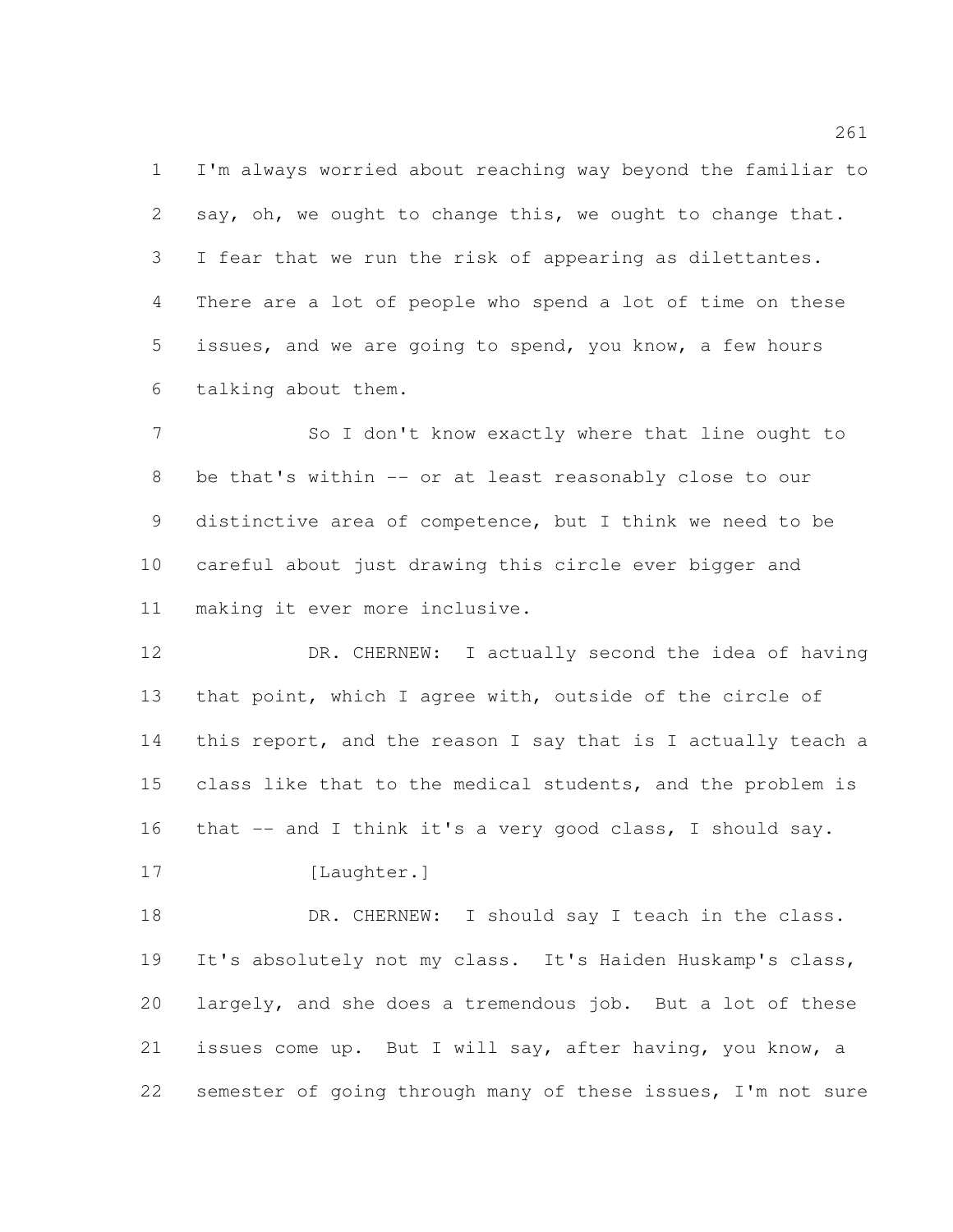I'm always worried about reaching way beyond the familiar to say, oh, we ought to change this, we ought to change that. I fear that we run the risk of appearing as dilettantes. There are a lot of people who spend a lot of time on these issues, and we are going to spend, you know, a few hours talking about them.

So I don't know exactly where that line ought to be that's within -- or at least reasonably close to our distinctive area of competence, but I think we need to be careful about just drawing this circle ever bigger and making it ever more inclusive.

DR. CHERNEW: I actually second the idea of having that point, which I agree with, outside of the circle of this report, and the reason I say that is I actually teach a class like that to the medical students, and the problem is that -- and I think it's a very good class, I should say.

[Laughter.]

DR. CHERNEW: I should say I teach in the class. It's absolutely not my class. It's Haiden Huskamp's class, largely, and she does a tremendous job. But a lot of these issues come up. But I will say, after having, you know, a semester of going through many of these issues, I'm not sure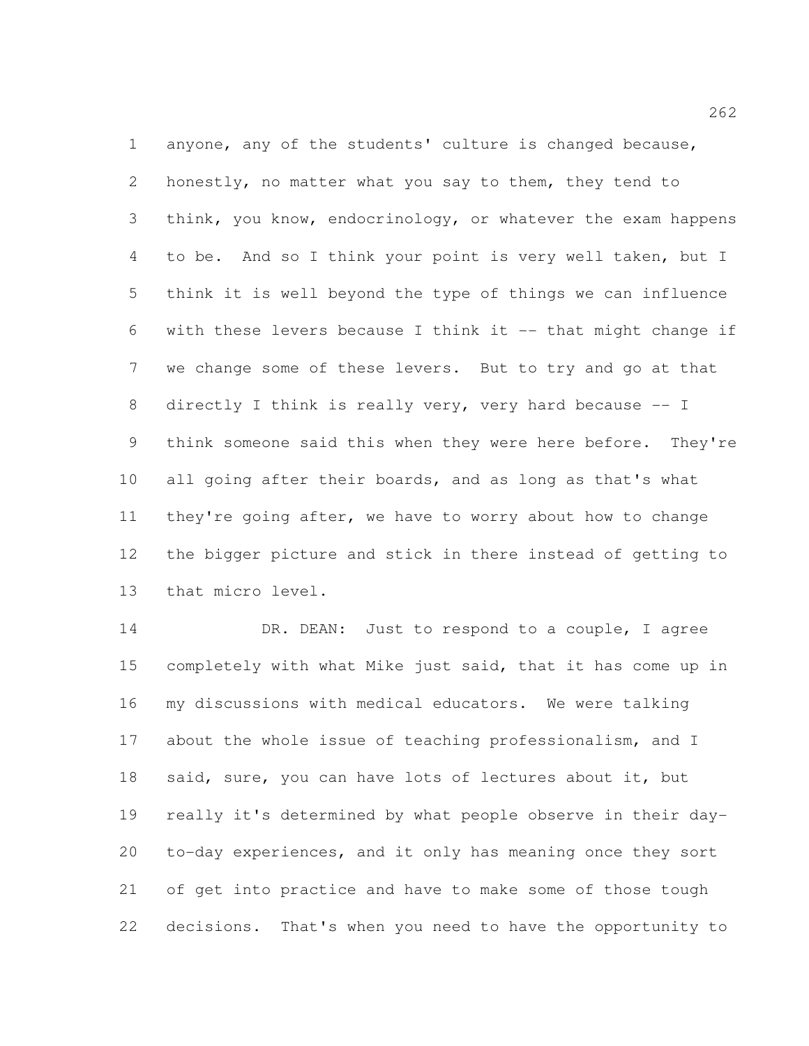anyone, any of the students' culture is changed because, honestly, no matter what you say to them, they tend to think, you know, endocrinology, or whatever the exam happens to be. And so I think your point is very well taken, but I think it is well beyond the type of things we can influence with these levers because I think it -- that might change if we change some of these levers. But to try and go at that directly I think is really very, very hard because -- I think someone said this when they were here before. They're all going after their boards, and as long as that's what they're going after, we have to worry about how to change the bigger picture and stick in there instead of getting to that micro level.

DR. DEAN: Just to respond to a couple, I agree completely with what Mike just said, that it has come up in my discussions with medical educators. We were talking about the whole issue of teaching professionalism, and I said, sure, you can have lots of lectures about it, but really it's determined by what people observe in their day-to-day experiences, and it only has meaning once they sort of get into practice and have to make some of those tough decisions. That's when you need to have the opportunity to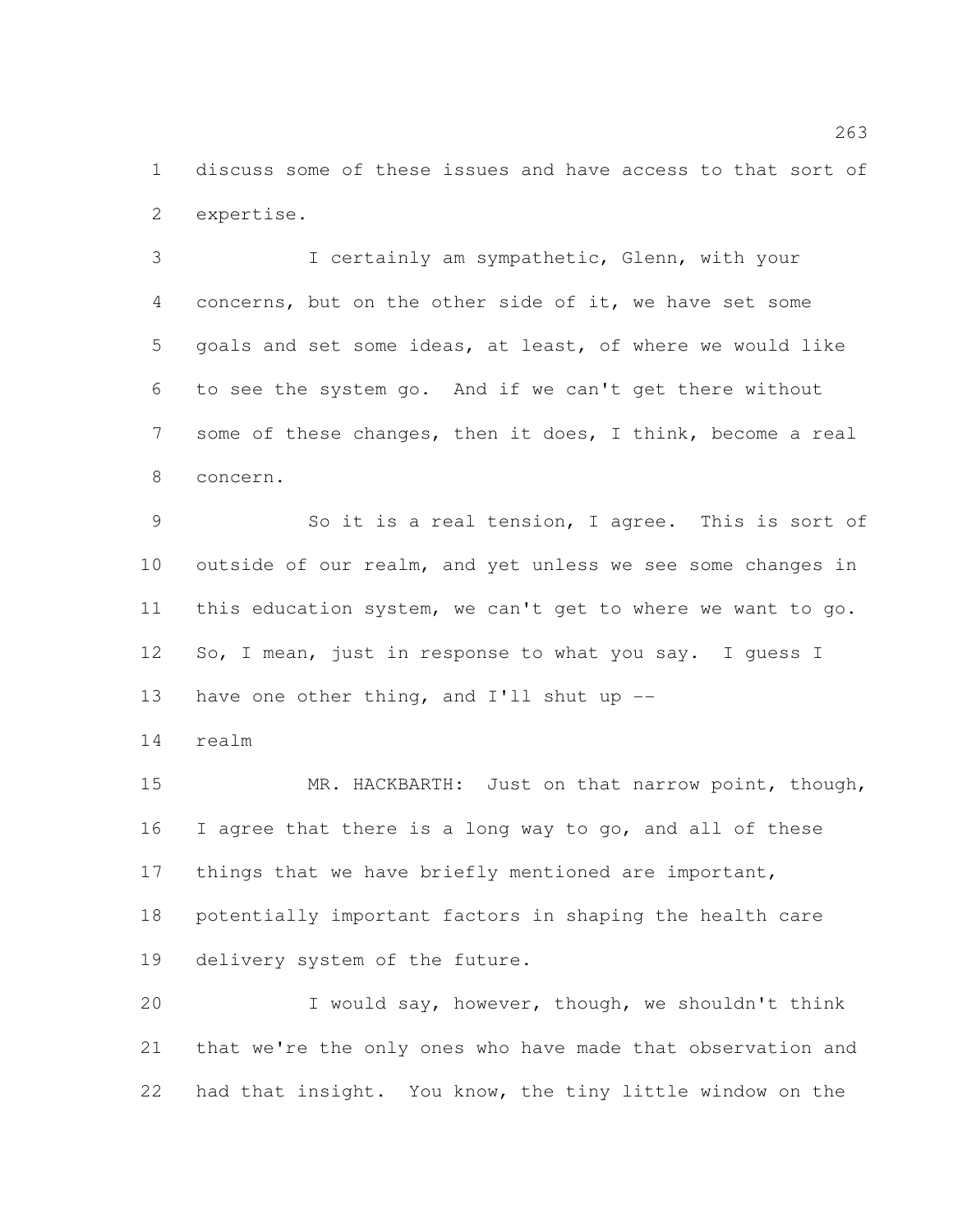discuss some of these issues and have access to that sort of expertise.

I certainly am sympathetic, Glenn, with your concerns, but on the other side of it, we have set some goals and set some ideas, at least, of where we would like to see the system go. And if we can't get there without some of these changes, then it does, I think, become a real concern.

So it is a real tension, I agree. This is sort of outside of our realm, and yet unless we see some changes in this education system, we can't get to where we want to go. So, I mean, just in response to what you say. I guess I have one other thing, and I'll shut up --

realm

MR. HACKBARTH: Just on that narrow point, though, I agree that there is a long way to go, and all of these things that we have briefly mentioned are important, potentially important factors in shaping the health care delivery system of the future.

I would say, however, though, we shouldn't think that we're the only ones who have made that observation and had that insight. You know, the tiny little window on the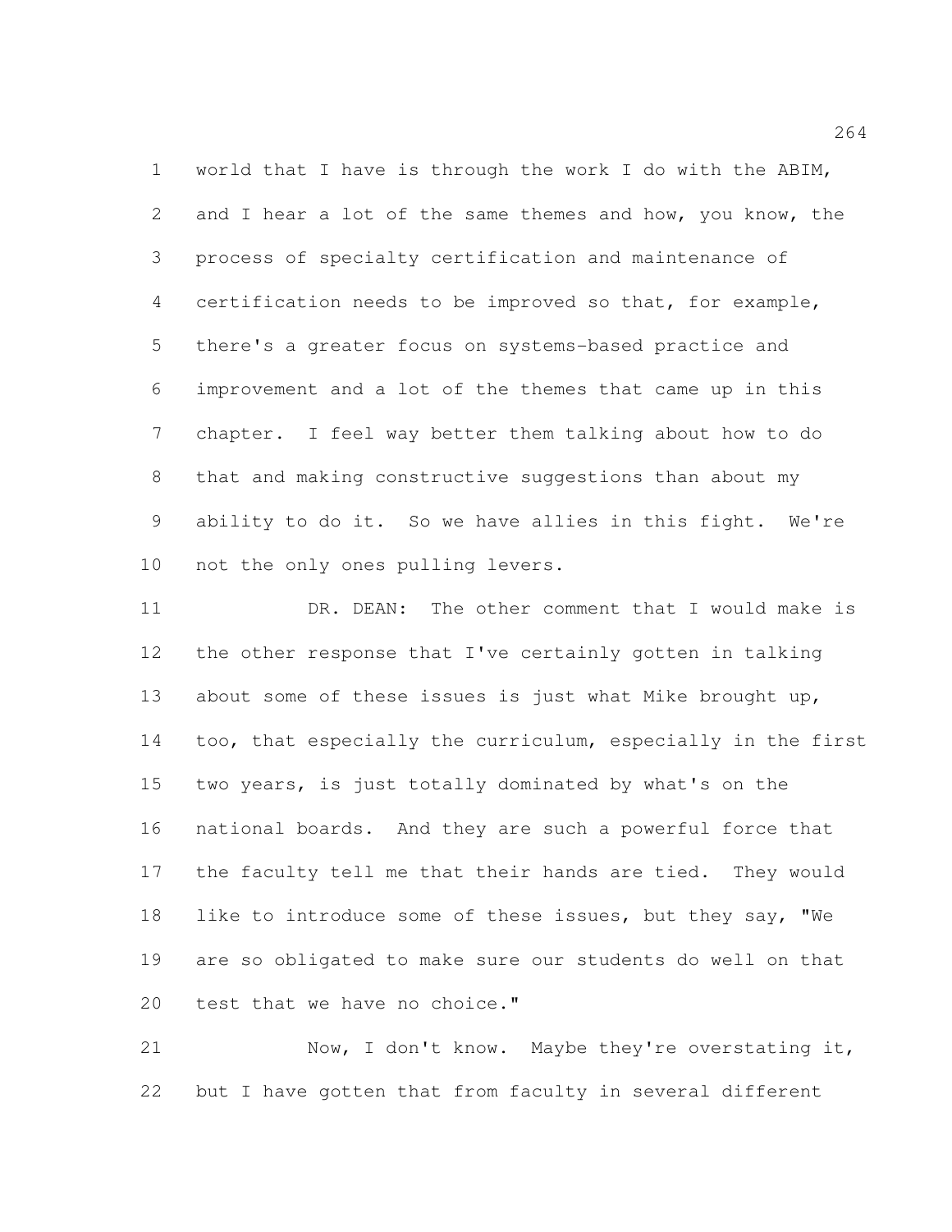world that I have is through the work I do with the ABIM, and I hear a lot of the same themes and how, you know, the process of specialty certification and maintenance of certification needs to be improved so that, for example, there's a greater focus on systems-based practice and improvement and a lot of the themes that came up in this chapter. I feel way better them talking about how to do that and making constructive suggestions than about my ability to do it. So we have allies in this fight. We're not the only ones pulling levers.

DR. DEAN: The other comment that I would make is the other response that I've certainly gotten in talking about some of these issues is just what Mike brought up, too, that especially the curriculum, especially in the first two years, is just totally dominated by what's on the national boards. And they are such a powerful force that the faculty tell me that their hands are tied. They would like to introduce some of these issues, but they say, "We are so obligated to make sure our students do well on that test that we have no choice."

Now, I don't know. Maybe they're overstating it, but I have gotten that from faculty in several different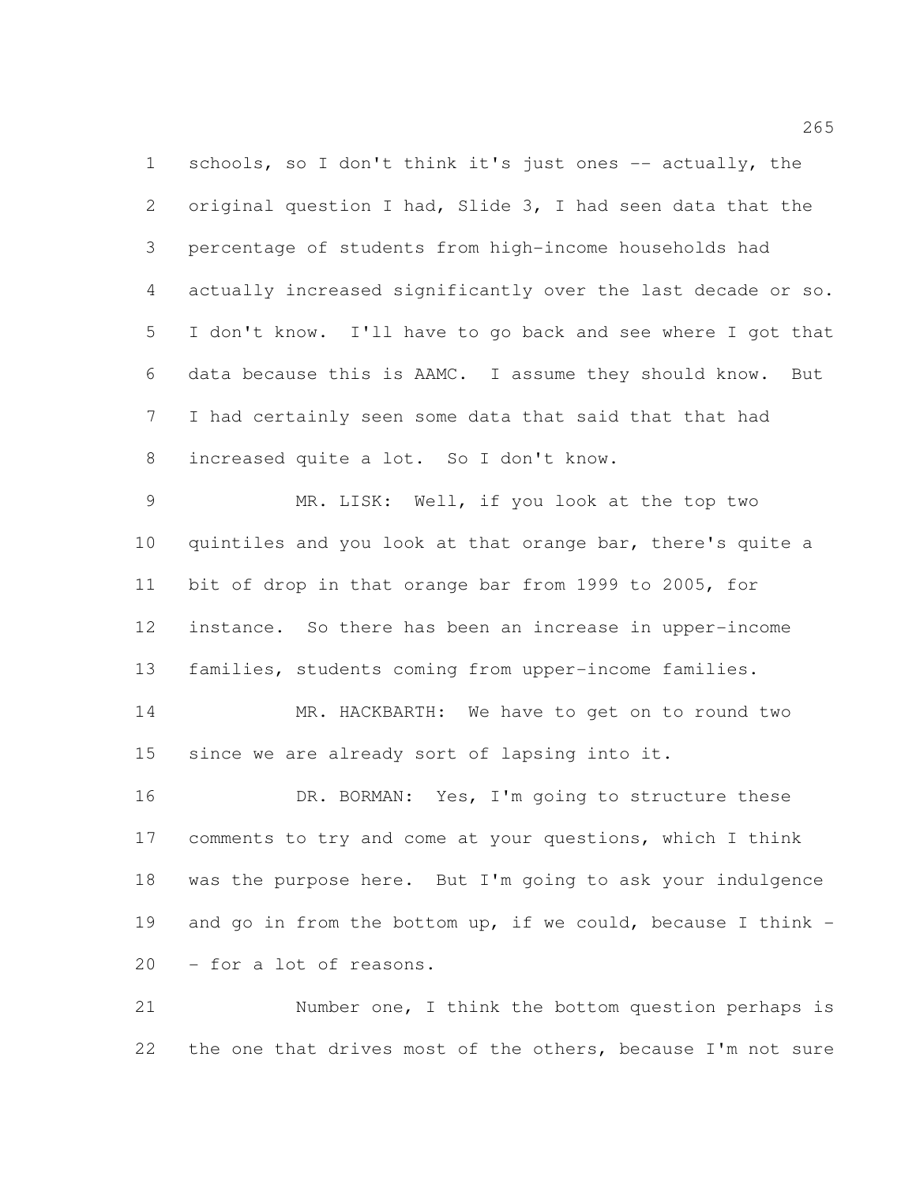schools, so I don't think it's just ones -- actually, the original question I had, Slide 3, I had seen data that the percentage of students from high-income households had actually increased significantly over the last decade or so. I don't know. I'll have to go back and see where I got that data because this is AAMC. I assume they should know. But I had certainly seen some data that said that that had increased quite a lot. So I don't know.

MR. LISK: Well, if you look at the top two quintiles and you look at that orange bar, there's quite a bit of drop in that orange bar from 1999 to 2005, for instance. So there has been an increase in upper-income families, students coming from upper-income families.

MR. HACKBARTH: We have to get on to round two since we are already sort of lapsing into it.

DR. BORMAN: Yes, I'm going to structure these comments to try and come at your questions, which I think was the purpose here. But I'm going to ask your indulgence and go in from the bottom up, if we could, because I think -- for a lot of reasons.

Number one, I think the bottom question perhaps is the one that drives most of the others, because I'm not sure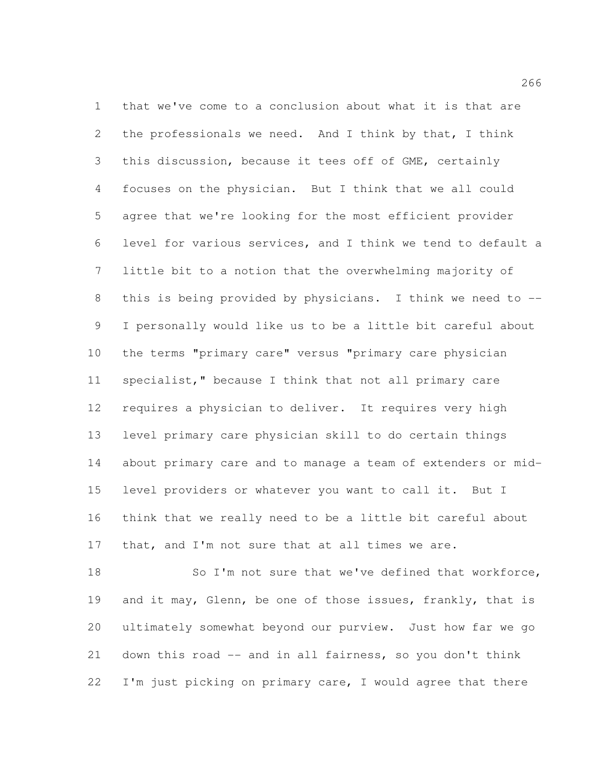that we've come to a conclusion about what it is that are the professionals we need. And I think by that, I think this discussion, because it tees off of GME, certainly focuses on the physician. But I think that we all could agree that we're looking for the most efficient provider level for various services, and I think we tend to default a little bit to a notion that the overwhelming majority of this is being provided by physicians. I think we need to -- I personally would like us to be a little bit careful about the terms "primary care" versus "primary care physician specialist," because I think that not all primary care requires a physician to deliver. It requires very high level primary care physician skill to do certain things about primary care and to manage a team of extenders or mid-level providers or whatever you want to call it. But I think that we really need to be a little bit careful about that, and I'm not sure that at all times we are.

So I'm not sure that we've defined that workforce, and it may, Glenn, be one of those issues, frankly, that is ultimately somewhat beyond our purview. Just how far we go down this road -- and in all fairness, so you don't think I'm just picking on primary care, I would agree that there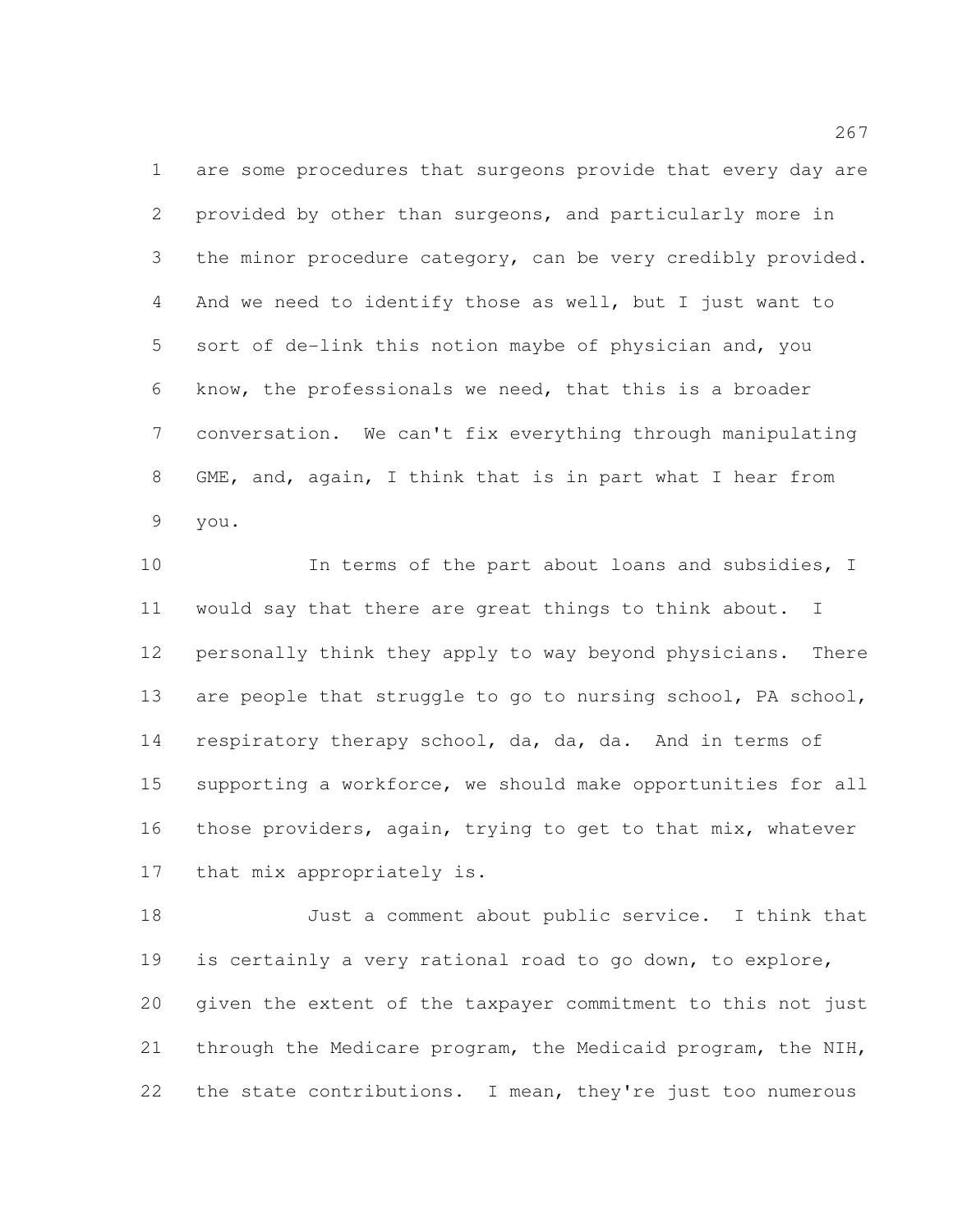are some procedures that surgeons provide that every day are provided by other than surgeons, and particularly more in the minor procedure category, can be very credibly provided. And we need to identify those as well, but I just want to sort of de-link this notion maybe of physician and, you know, the professionals we need, that this is a broader conversation. We can't fix everything through manipulating GME, and, again, I think that is in part what I hear from you.

In terms of the part about loans and subsidies, I would say that there are great things to think about. I personally think they apply to way beyond physicians. There are people that struggle to go to nursing school, PA school, respiratory therapy school, da, da, da. And in terms of supporting a workforce, we should make opportunities for all those providers, again, trying to get to that mix, whatever that mix appropriately is.

Just a comment about public service. I think that is certainly a very rational road to go down, to explore, given the extent of the taxpayer commitment to this not just through the Medicare program, the Medicaid program, the NIH, the state contributions. I mean, they're just too numerous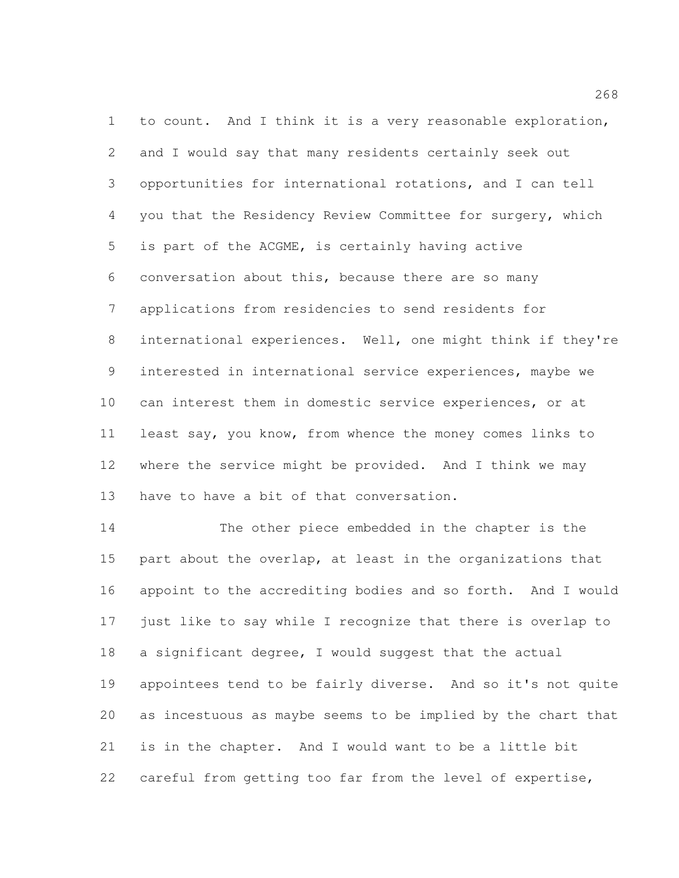to count. And I think it is a very reasonable exploration, and I would say that many residents certainly seek out opportunities for international rotations, and I can tell you that the Residency Review Committee for surgery, which is part of the ACGME, is certainly having active conversation about this, because there are so many applications from residencies to send residents for international experiences. Well, one might think if they're interested in international service experiences, maybe we can interest them in domestic service experiences, or at least say, you know, from whence the money comes links to where the service might be provided. And I think we may have to have a bit of that conversation.

The other piece embedded in the chapter is the part about the overlap, at least in the organizations that appoint to the accrediting bodies and so forth. And I would just like to say while I recognize that there is overlap to a significant degree, I would suggest that the actual appointees tend to be fairly diverse. And so it's not quite as incestuous as maybe seems to be implied by the chart that is in the chapter. And I would want to be a little bit careful from getting too far from the level of expertise,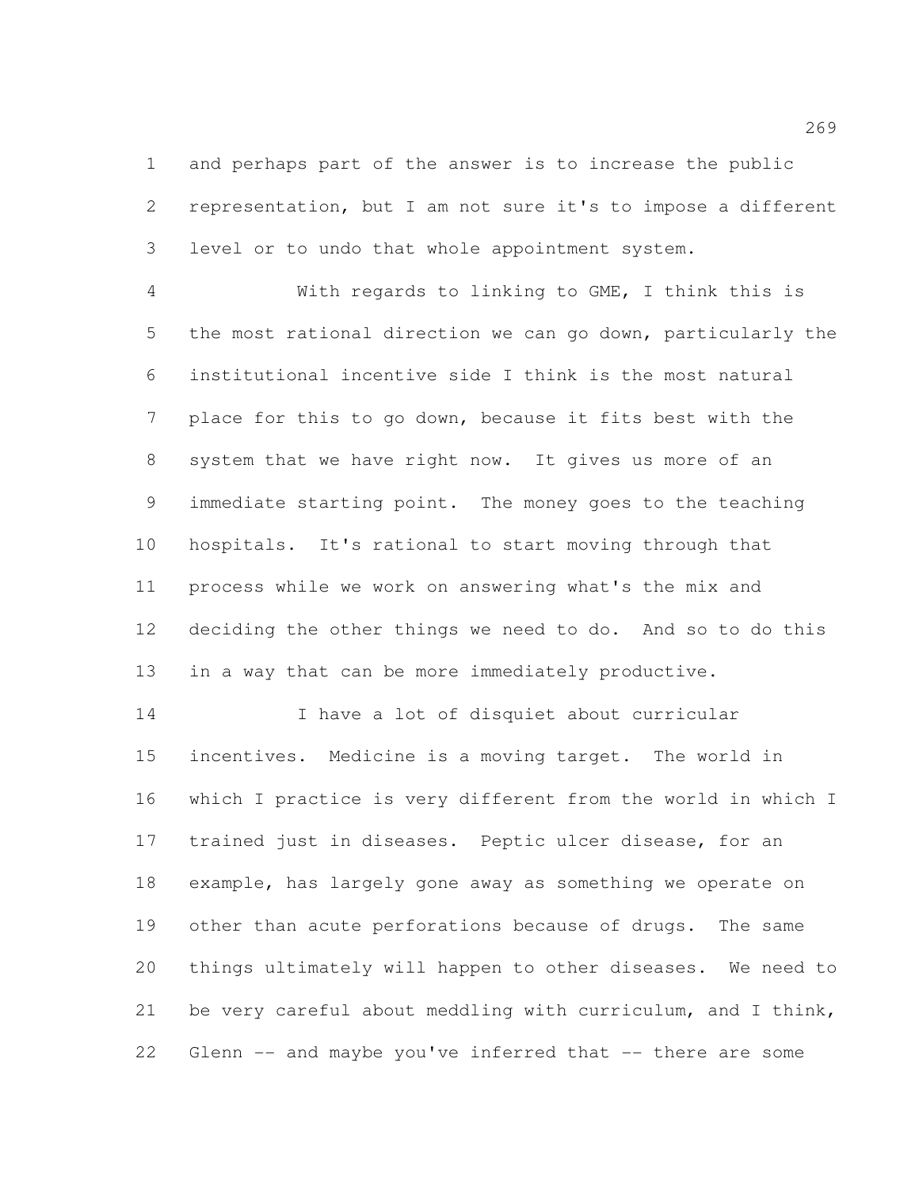and perhaps part of the answer is to increase the public representation, but I am not sure it's to impose a different level or to undo that whole appointment system.

With regards to linking to GME, I think this is the most rational direction we can go down, particularly the institutional incentive side I think is the most natural place for this to go down, because it fits best with the system that we have right now. It gives us more of an immediate starting point. The money goes to the teaching hospitals. It's rational to start moving through that process while we work on answering what's the mix and deciding the other things we need to do. And so to do this in a way that can be more immediately productive.

I have a lot of disquiet about curricular incentives. Medicine is a moving target. The world in which I practice is very different from the world in which I trained just in diseases. Peptic ulcer disease, for an example, has largely gone away as something we operate on other than acute perforations because of drugs. The same things ultimately will happen to other diseases. We need to be very careful about meddling with curriculum, and I think, Glenn -- and maybe you've inferred that -- there are some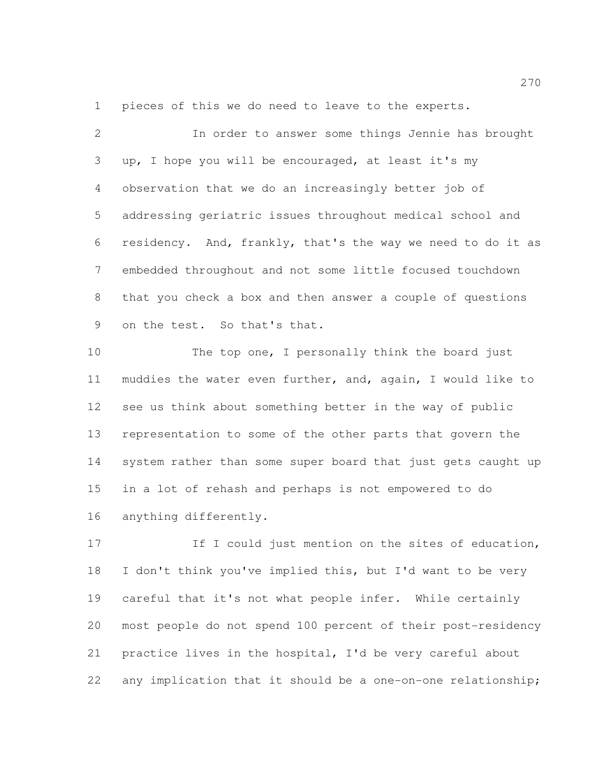pieces of this we do need to leave to the experts.

In order to answer some things Jennie has brought up, I hope you will be encouraged, at least it's my observation that we do an increasingly better job of addressing geriatric issues throughout medical school and residency. And, frankly, that's the way we need to do it as embedded throughout and not some little focused touchdown that you check a box and then answer a couple of questions on the test. So that's that.

The top one, I personally think the board just muddies the water even further, and, again, I would like to see us think about something better in the way of public representation to some of the other parts that govern the system rather than some super board that just gets caught up in a lot of rehash and perhaps is not empowered to do anything differently.

If I could just mention on the sites of education, I don't think you've implied this, but I'd want to be very careful that it's not what people infer. While certainly most people do not spend 100 percent of their post-residency practice lives in the hospital, I'd be very careful about any implication that it should be a one-on-one relationship;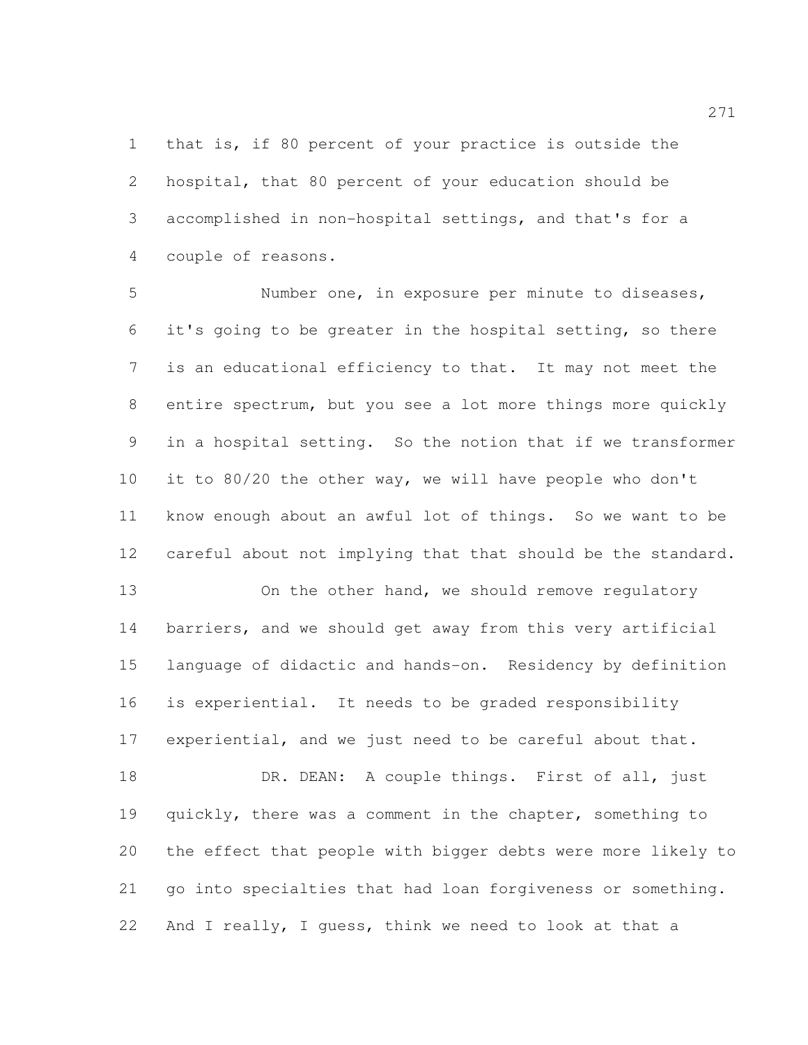that is, if 80 percent of your practice is outside the hospital, that 80 percent of your education should be accomplished in non-hospital settings, and that's for a couple of reasons.

Number one, in exposure per minute to diseases, it's going to be greater in the hospital setting, so there is an educational efficiency to that. It may not meet the entire spectrum, but you see a lot more things more quickly in a hospital setting. So the notion that if we transformer it to 80/20 the other way, we will have people who don't know enough about an awful lot of things. So we want to be careful about not implying that that should be the standard.

On the other hand, we should remove regulatory barriers, and we should get away from this very artificial language of didactic and hands-on. Residency by definition is experiential. It needs to be graded responsibility experiential, and we just need to be careful about that.

DR. DEAN: A couple things. First of all, just quickly, there was a comment in the chapter, something to the effect that people with bigger debts were more likely to go into specialties that had loan forgiveness or something. And I really, I guess, think we need to look at that a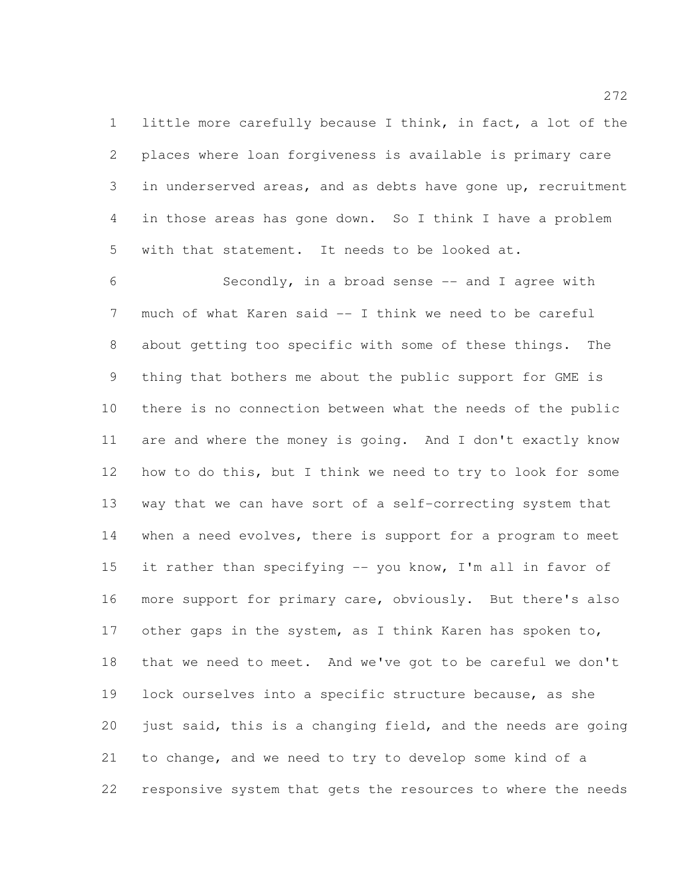little more carefully because I think, in fact, a lot of the places where loan forgiveness is available is primary care in underserved areas, and as debts have gone up, recruitment in those areas has gone down. So I think I have a problem with that statement. It needs to be looked at.

Secondly, in a broad sense -- and I agree with much of what Karen said -- I think we need to be careful about getting too specific with some of these things. The thing that bothers me about the public support for GME is there is no connection between what the needs of the public are and where the money is going. And I don't exactly know how to do this, but I think we need to try to look for some way that we can have sort of a self-correcting system that when a need evolves, there is support for a program to meet it rather than specifying -- you know, I'm all in favor of more support for primary care, obviously. But there's also other gaps in the system, as I think Karen has spoken to, that we need to meet. And we've got to be careful we don't lock ourselves into a specific structure because, as she just said, this is a changing field, and the needs are going to change, and we need to try to develop some kind of a responsive system that gets the resources to where the needs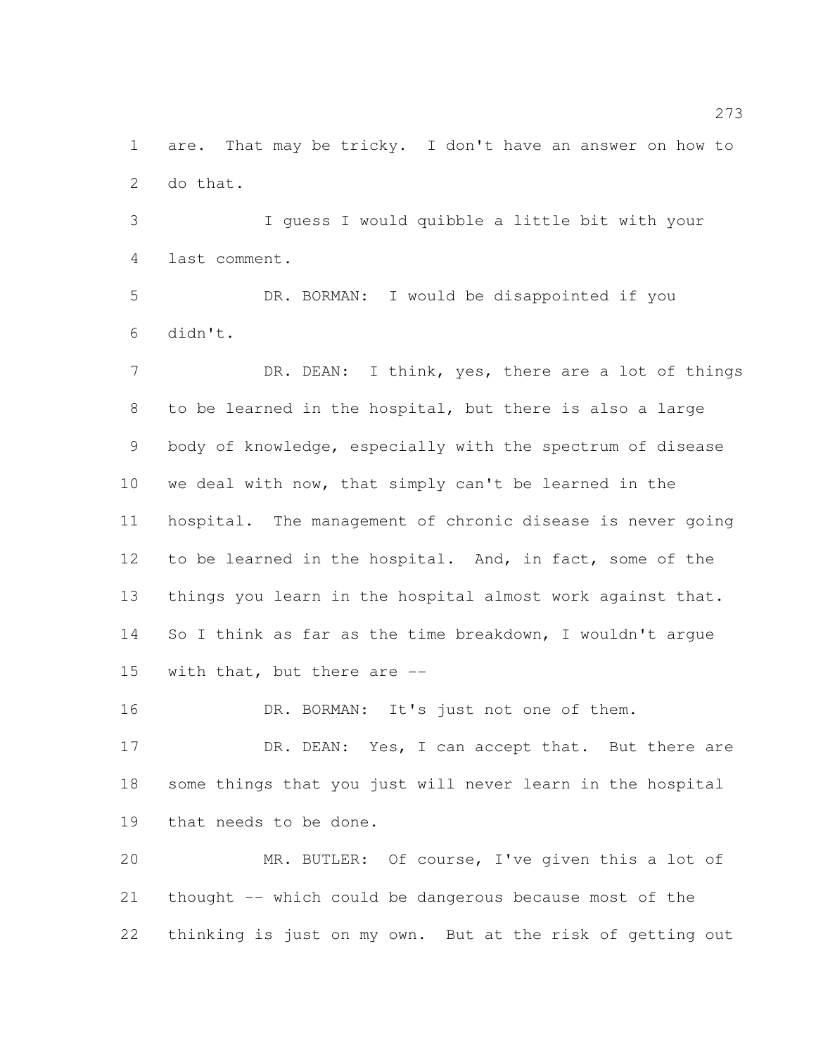are. That may be tricky. I don't have an answer on how to do that.

I guess I would quibble a little bit with your last comment.

DR. BORMAN: I would be disappointed if you didn't.

DR. DEAN: I think, yes, there are a lot of things to be learned in the hospital, but there is also a large body of knowledge, especially with the spectrum of disease we deal with now, that simply can't be learned in the hospital. The management of chronic disease is never going to be learned in the hospital. And, in fact, some of the things you learn in the hospital almost work against that. So I think as far as the time breakdown, I wouldn't argue with that, but there are --

DR. BORMAN: It's just not one of them.

DR. DEAN: Yes, I can accept that. But there are some things that you just will never learn in the hospital that needs to be done.

MR. BUTLER: Of course, I've given this a lot of thought -- which could be dangerous because most of the thinking is just on my own. But at the risk of getting out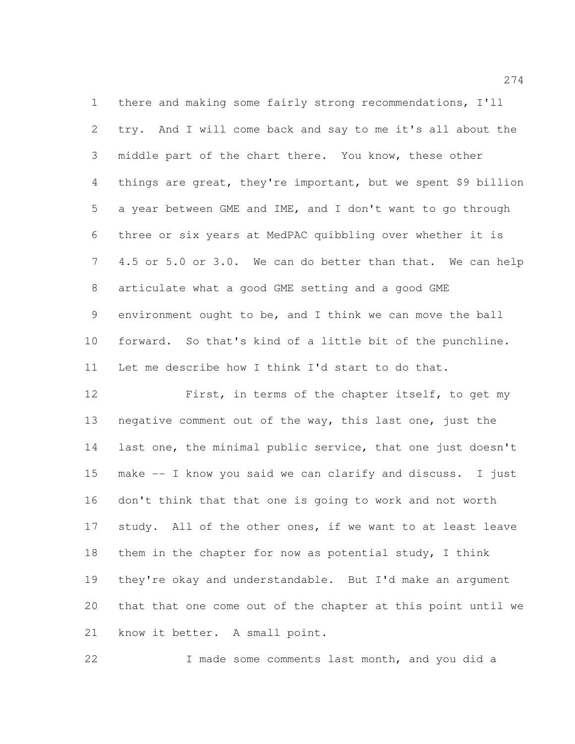there and making some fairly strong recommendations, I'll try. And I will come back and say to me it's all about the middle part of the chart there. You know, these other things are great, they're important, but we spent $9 billion a year between GME and IME, and I don't want to go through three or six years at MedPAC quibbling over whether it is 4.5 or 5.0 or 3.0. We can do better than that. We can help articulate what a good GME setting and a good GME environment ought to be, and I think we can move the ball forward. So that's kind of a little bit of the punchline. Let me describe how I think I'd start to do that.

First, in terms of the chapter itself, to get my negative comment out of the way, this last one, just the last one, the minimal public service, that one just doesn't make -- I know you said we can clarify and discuss. I just don't think that that one is going to work and not worth study. All of the other ones, if we want to at least leave them in the chapter for now as potential study, I think they're okay and understandable. But I'd make an argument that that one come out of the chapter at this point until we know it better. A small point.

I made some comments last month, and you did a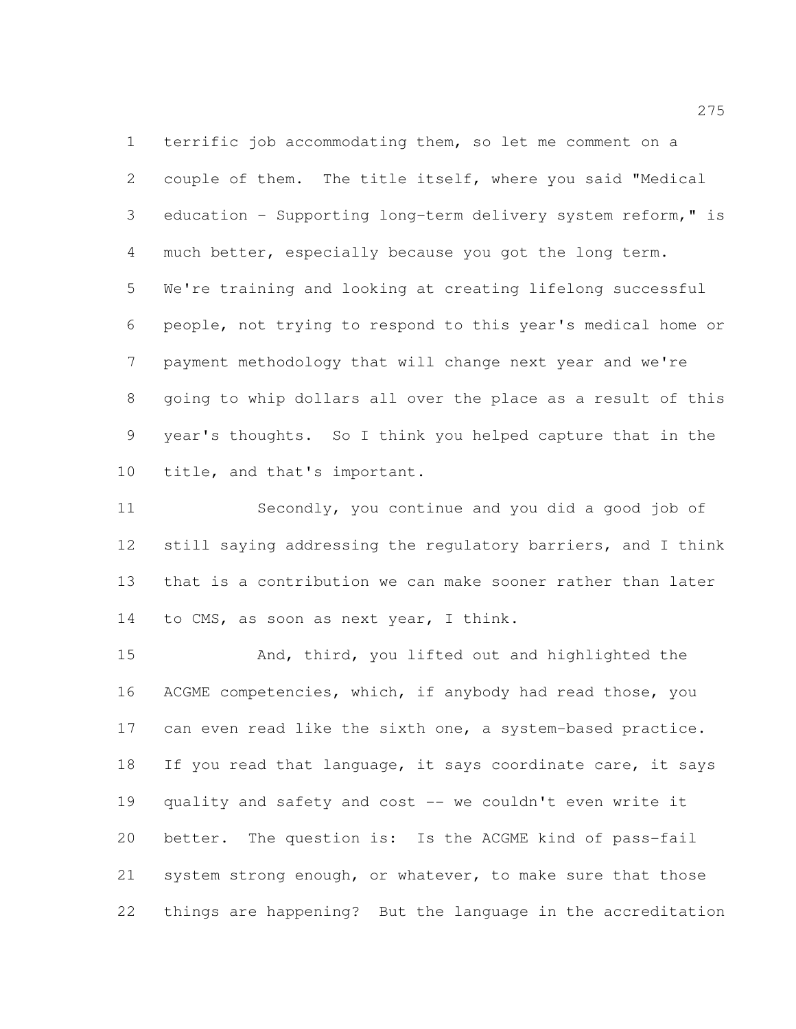terrific job accommodating them, so let me comment on a couple of them. The title itself, where you said "Medical education - Supporting long-term delivery system reform," is much better, especially because you got the long term. We're training and looking at creating lifelong successful people, not trying to respond to this year's medical home or payment methodology that will change next year and we're going to whip dollars all over the place as a result of this year's thoughts. So I think you helped capture that in the title, and that's important.

Secondly, you continue and you did a good job of still saying addressing the regulatory barriers, and I think that is a contribution we can make sooner rather than later to CMS, as soon as next year, I think.

And, third, you lifted out and highlighted the ACGME competencies, which, if anybody had read those, you can even read like the sixth one, a system-based practice. If you read that language, it says coordinate care, it says quality and safety and cost -- we couldn't even write it better. The question is: Is the ACGME kind of pass-fail system strong enough, or whatever, to make sure that those things are happening? But the language in the accreditation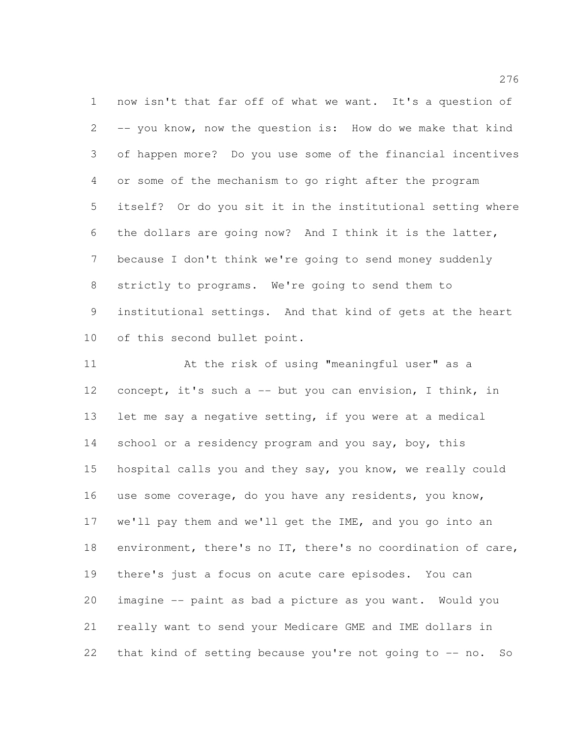now isn't that far off of what we want. It's a question of -- you know, now the question is: How do we make that kind of happen more? Do you use some of the financial incentives or some of the mechanism to go right after the program itself? Or do you sit it in the institutional setting where the dollars are going now? And I think it is the latter, because I don't think we're going to send money suddenly strictly to programs. We're going to send them to institutional settings. And that kind of gets at the heart of this second bullet point.

At the risk of using "meaningful user" as a concept, it's such a -- but you can envision, I think, in let me say a negative setting, if you were at a medical school or a residency program and you say, boy, this hospital calls you and they say, you know, we really could use some coverage, do you have any residents, you know, we'll pay them and we'll get the IME, and you go into an environment, there's no IT, there's no coordination of care, there's just a focus on acute care episodes. You can imagine -- paint as bad a picture as you want. Would you really want to send your Medicare GME and IME dollars in that kind of setting because you're not going to -- no. So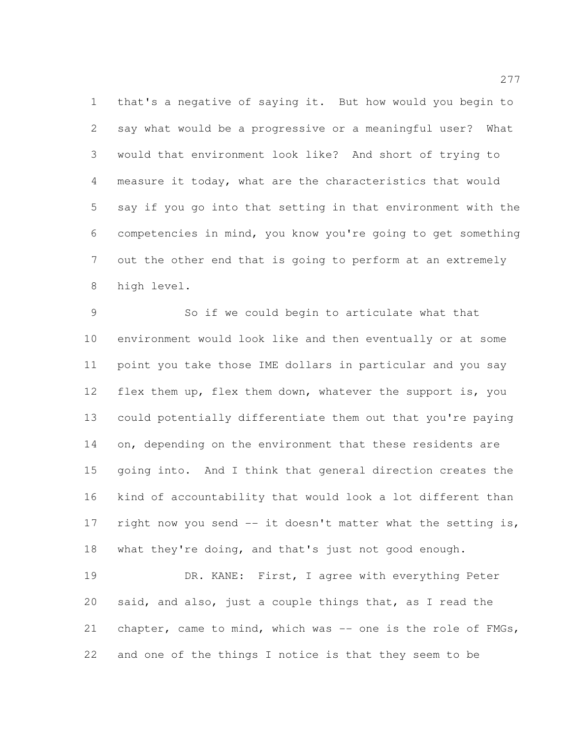that's a negative of saying it. But how would you begin to say what would be a progressive or a meaningful user? What would that environment look like? And short of trying to measure it today, what are the characteristics that would say if you go into that setting in that environment with the competencies in mind, you know you're going to get something out the other end that is going to perform at an extremely high level.

So if we could begin to articulate what that environment would look like and then eventually or at some point you take those IME dollars in particular and you say flex them up, flex them down, whatever the support is, you could potentially differentiate them out that you're paying on, depending on the environment that these residents are going into. And I think that general direction creates the kind of accountability that would look a lot different than right now you send -- it doesn't matter what the setting is, what they're doing, and that's just not good enough.

DR. KANE: First, I agree with everything Peter said, and also, just a couple things that, as I read the chapter, came to mind, which was -- one is the role of FMGs, and one of the things I notice is that they seem to be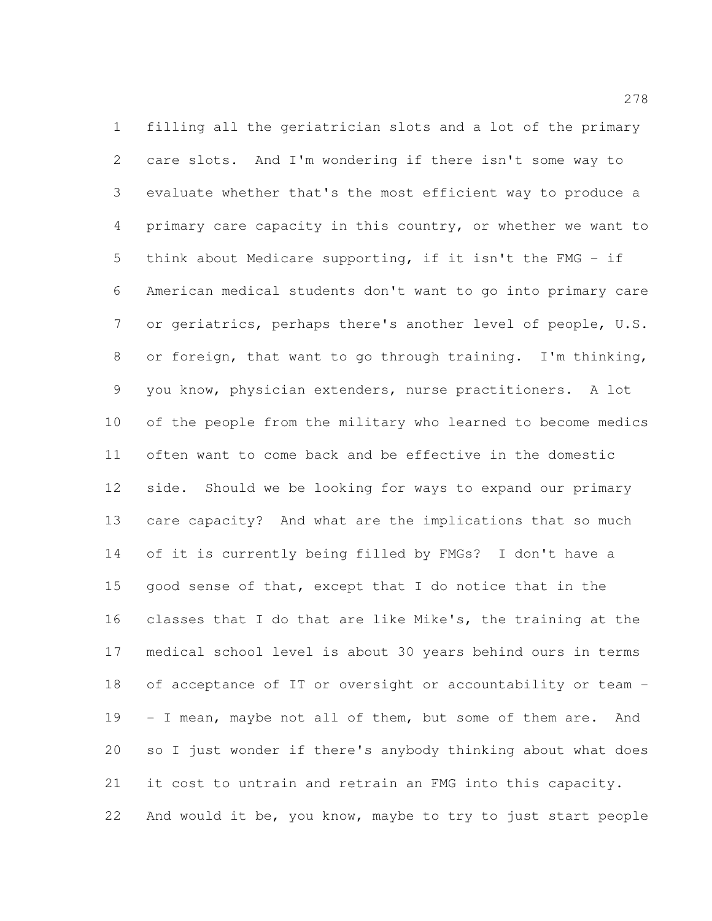filling all the geriatrician slots and a lot of the primary care slots. And I'm wondering if there isn't some way to evaluate whether that's the most efficient way to produce a primary care capacity in this country, or whether we want to think about Medicare supporting, if it isn't the FMG - if American medical students don't want to go into primary care or geriatrics, perhaps there's another level of people, U.S. or foreign, that want to go through training. I'm thinking, you know, physician extenders, nurse practitioners. A lot of the people from the military who learned to become medics often want to come back and be effective in the domestic side. Should we be looking for ways to expand our primary care capacity? And what are the implications that so much of it is currently being filled by FMGs? I don't have a good sense of that, except that I do notice that in the classes that I do that are like Mike's, the training at the medical school level is about 30 years behind ours in terms of acceptance of IT or oversight or accountability or team -- I mean, maybe not all of them, but some of them are. And so I just wonder if there's anybody thinking about what does it cost to untrain and retrain an FMG into this capacity. And would it be, you know, maybe to try to just start people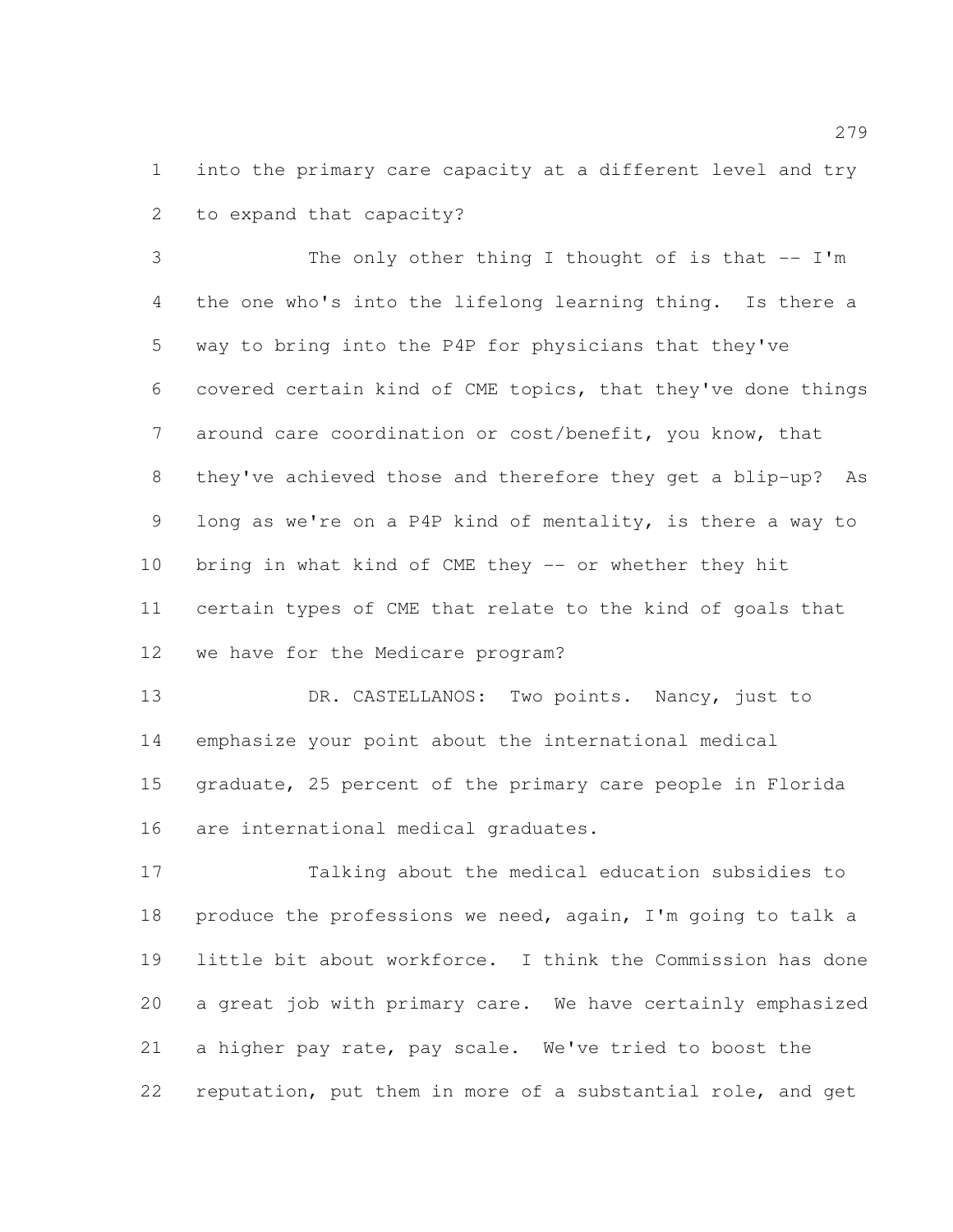into the primary care capacity at a different level and try to expand that capacity?

The only other thing I thought of is that -- I'm the one who's into the lifelong learning thing. Is there a way to bring into the P4P for physicians that they've covered certain kind of CME topics, that they've done things around care coordination or cost/benefit, you know, that they've achieved those and therefore they get a blip-up? As long as we're on a P4P kind of mentality, is there a way to bring in what kind of CME they -- or whether they hit certain types of CME that relate to the kind of goals that we have for the Medicare program?

DR. CASTELLANOS: Two points. Nancy, just to emphasize your point about the international medical graduate, 25 percent of the primary care people in Florida are international medical graduates.

Talking about the medical education subsidies to produce the professions we need, again, I'm going to talk a little bit about workforce. I think the Commission has done a great job with primary care. We have certainly emphasized a higher pay rate, pay scale. We've tried to boost the reputation, put them in more of a substantial role, and get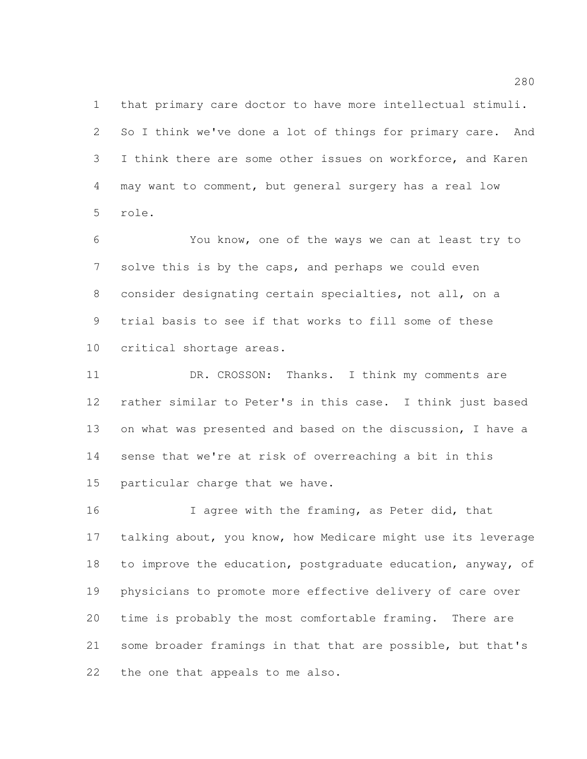that primary care doctor to have more intellectual stimuli. So I think we've done a lot of things for primary care. And I think there are some other issues on workforce, and Karen may want to comment, but general surgery has a real low role.

You know, one of the ways we can at least try to solve this is by the caps, and perhaps we could even consider designating certain specialties, not all, on a trial basis to see if that works to fill some of these critical shortage areas.

DR. CROSSON: Thanks. I think my comments are rather similar to Peter's in this case. I think just based on what was presented and based on the discussion, I have a sense that we're at risk of overreaching a bit in this particular charge that we have.

I agree with the framing, as Peter did, that talking about, you know, how Medicare might use its leverage to improve the education, postgraduate education, anyway, of physicians to promote more effective delivery of care over time is probably the most comfortable framing. There are some broader framings in that that are possible, but that's the one that appeals to me also.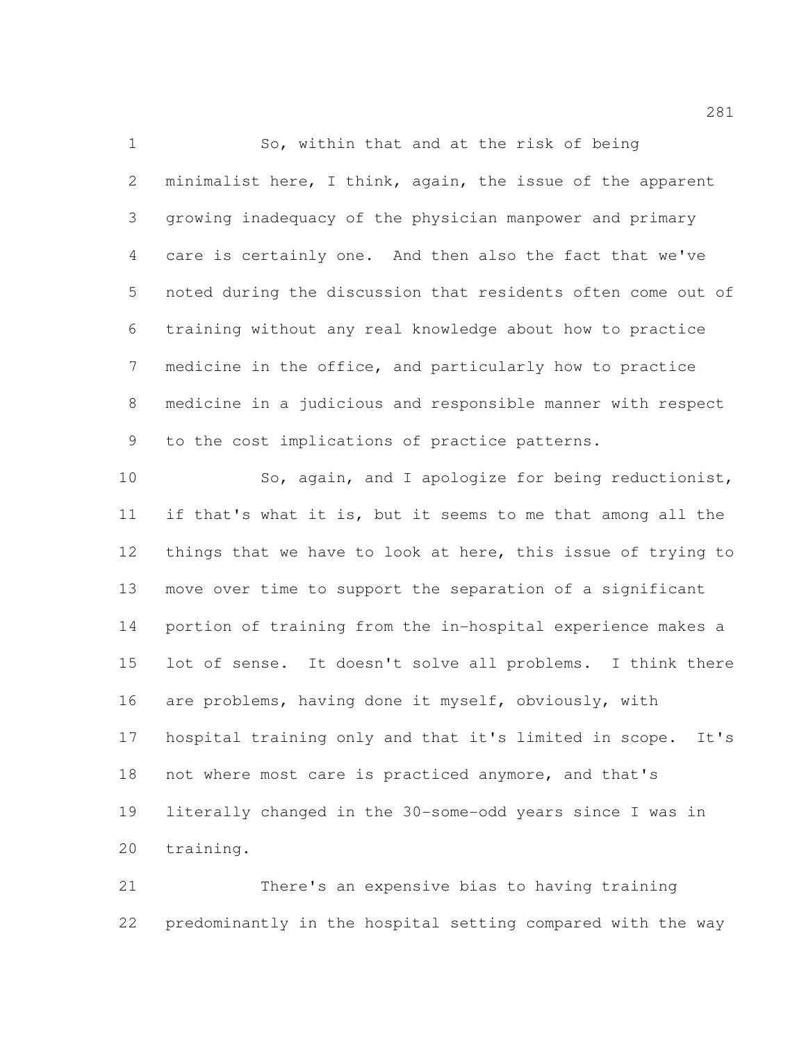So, within that and at the risk of being minimalist here, I think, again, the issue of the apparent growing inadequacy of the physician manpower and primary care is certainly one. And then also the fact that we've noted during the discussion that residents often come out of training without any real knowledge about how to practice medicine in the office, and particularly how to practice medicine in a judicious and responsible manner with respect to the cost implications of practice patterns.

So, again, and I apologize for being reductionist, if that's what it is, but it seems to me that among all the things that we have to look at here, this issue of trying to move over time to support the separation of a significant portion of training from the in-hospital experience makes a lot of sense. It doesn't solve all problems. I think there are problems, having done it myself, obviously, with hospital training only and that it's limited in scope. It's not where most care is practiced anymore, and that's literally changed in the 30-some-odd years since I was in training.

There's an expensive bias to having training predominantly in the hospital setting compared with the way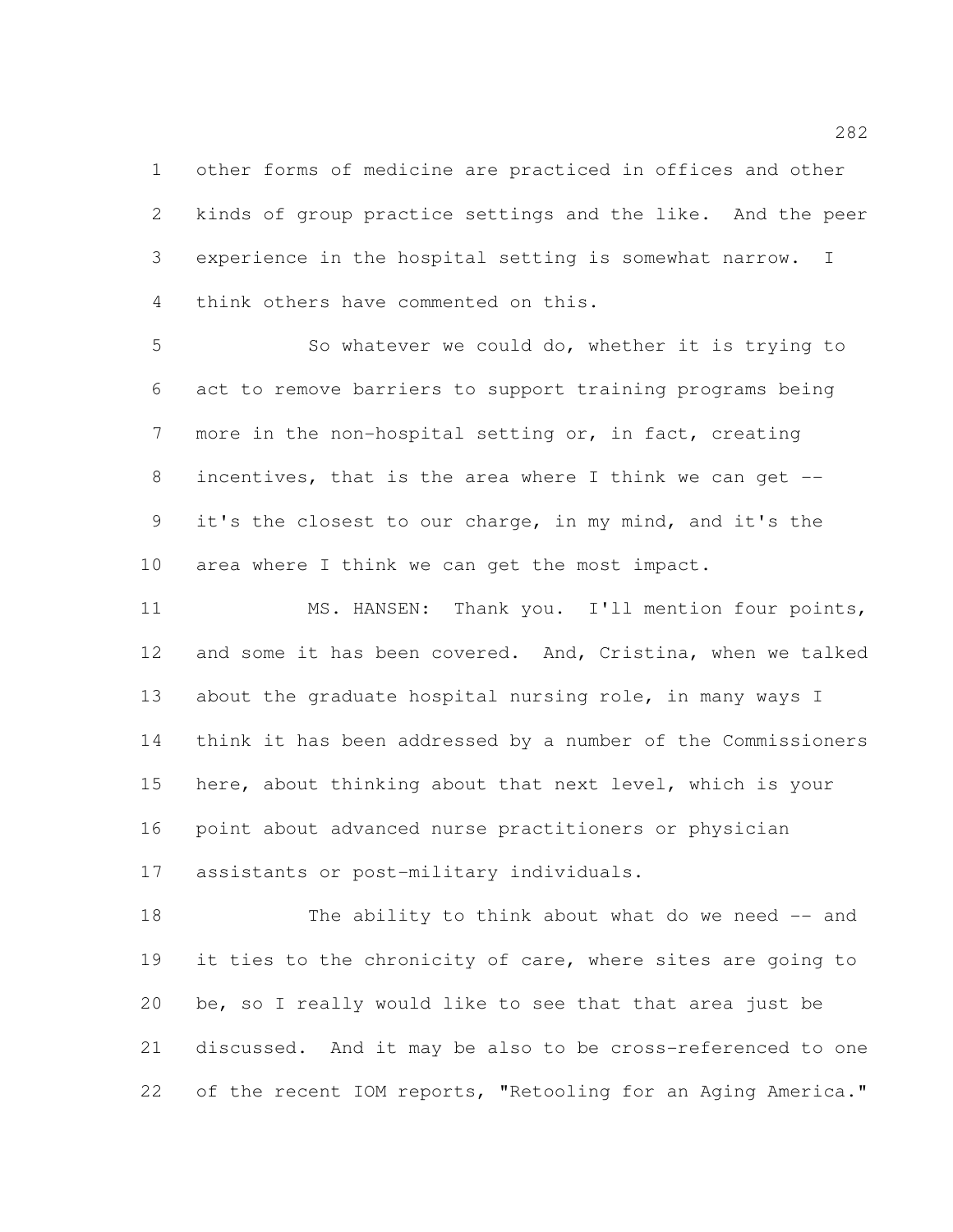other forms of medicine are practiced in offices and other kinds of group practice settings and the like. And the peer experience in the hospital setting is somewhat narrow. I think others have commented on this.

So whatever we could do, whether it is trying to act to remove barriers to support training programs being more in the non-hospital setting or, in fact, creating incentives, that is the area where I think we can get -- it's the closest to our charge, in my mind, and it's the area where I think we can get the most impact.

MS. HANSEN: Thank you. I'll mention four points, and some it has been covered. And, Cristina, when we talked about the graduate hospital nursing role, in many ways I think it has been addressed by a number of the Commissioners here, about thinking about that next level, which is your point about advanced nurse practitioners or physician assistants or post-military individuals.

The ability to think about what do we need -- and it ties to the chronicity of care, where sites are going to be, so I really would like to see that that area just be discussed. And it may be also to be cross-referenced to one of the recent IOM reports, "Retooling for an Aging America."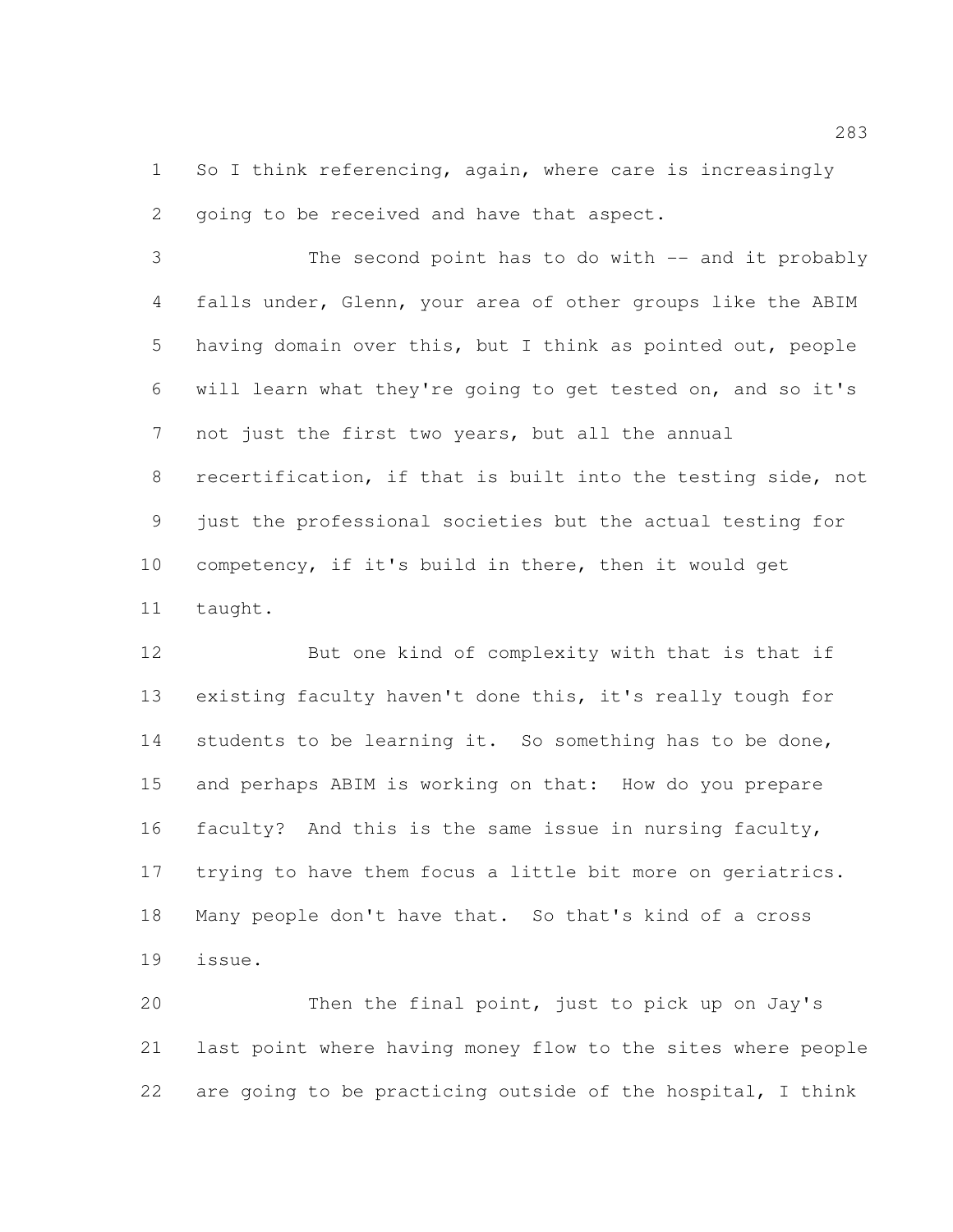So I think referencing, again, where care is increasingly going to be received and have that aspect.

The second point has to do with -- and it probably falls under, Glenn, your area of other groups like the ABIM having domain over this, but I think as pointed out, people will learn what they're going to get tested on, and so it's not just the first two years, but all the annual recertification, if that is built into the testing side, not just the professional societies but the actual testing for competency, if it's build in there, then it would get taught.

But one kind of complexity with that is that if existing faculty haven't done this, it's really tough for students to be learning it. So something has to be done, and perhaps ABIM is working on that: How do you prepare faculty? And this is the same issue in nursing faculty, trying to have them focus a little bit more on geriatrics. Many people don't have that. So that's kind of a cross issue.

Then the final point, just to pick up on Jay's last point where having money flow to the sites where people are going to be practicing outside of the hospital, I think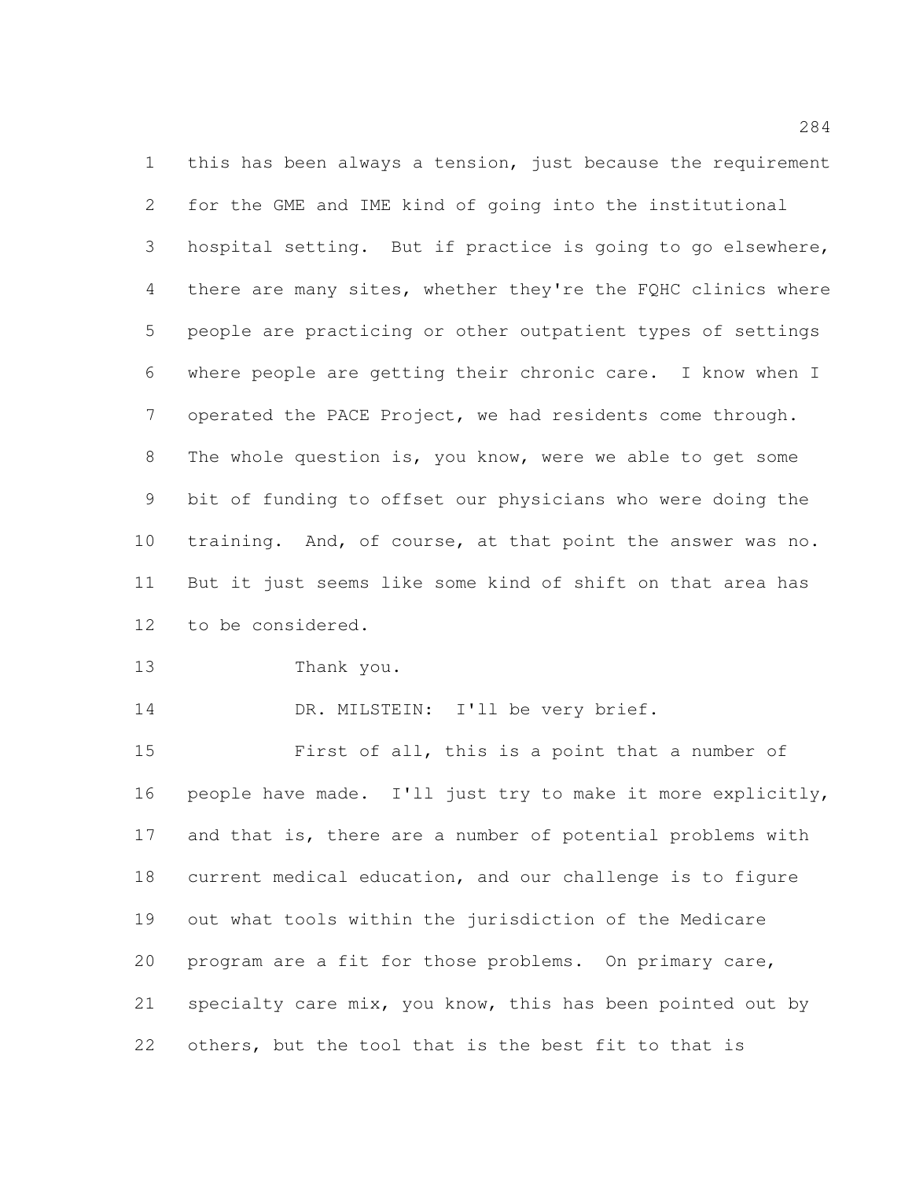this has been always a tension, just because the requirement for the GME and IME kind of going into the institutional hospital setting. But if practice is going to go elsewhere, there are many sites, whether they're the FQHC clinics where people are practicing or other outpatient types of settings where people are getting their chronic care. I know when I operated the PACE Project, we had residents come through. The whole question is, you know, were we able to get some bit of funding to offset our physicians who were doing the training. And, of course, at that point the answer was no. But it just seems like some kind of shift on that area has to be considered.

Thank you.

DR. MILSTEIN: I'll be very brief.

First of all, this is a point that a number of people have made. I'll just try to make it more explicitly, and that is, there are a number of potential problems with current medical education, and our challenge is to figure out what tools within the jurisdiction of the Medicare program are a fit for those problems. On primary care, specialty care mix, you know, this has been pointed out by others, but the tool that is the best fit to that is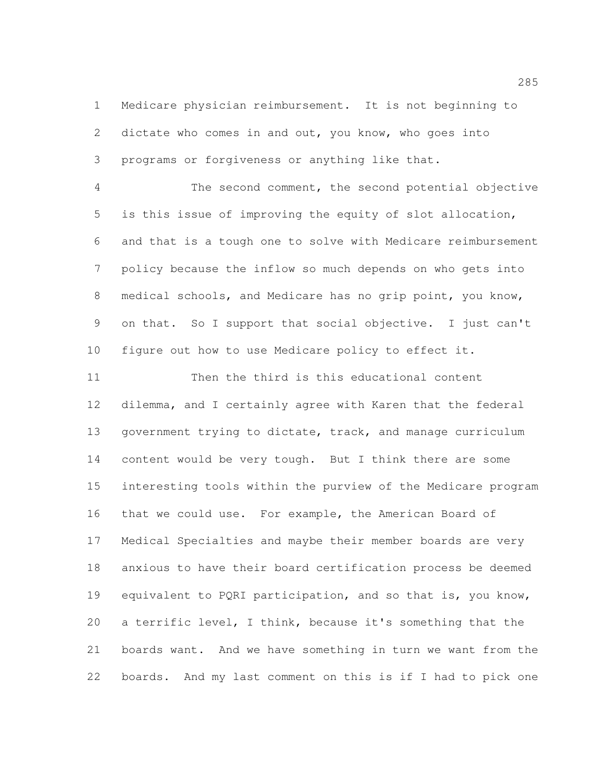Medicare physician reimbursement. It is not beginning to dictate who comes in and out, you know, who goes into programs or forgiveness or anything like that.

The second comment, the second potential objective is this issue of improving the equity of slot allocation, and that is a tough one to solve with Medicare reimbursement policy because the inflow so much depends on who gets into medical schools, and Medicare has no grip point, you know, on that. So I support that social objective. I just can't figure out how to use Medicare policy to effect it.

Then the third is this educational content dilemma, and I certainly agree with Karen that the federal government trying to dictate, track, and manage curriculum content would be very tough. But I think there are some interesting tools within the purview of the Medicare program that we could use. For example, the American Board of Medical Specialties and maybe their member boards are very anxious to have their board certification process be deemed equivalent to PQRI participation, and so that is, you know, a terrific level, I think, because it's something that the boards want. And we have something in turn we want from the boards. And my last comment on this is if I had to pick one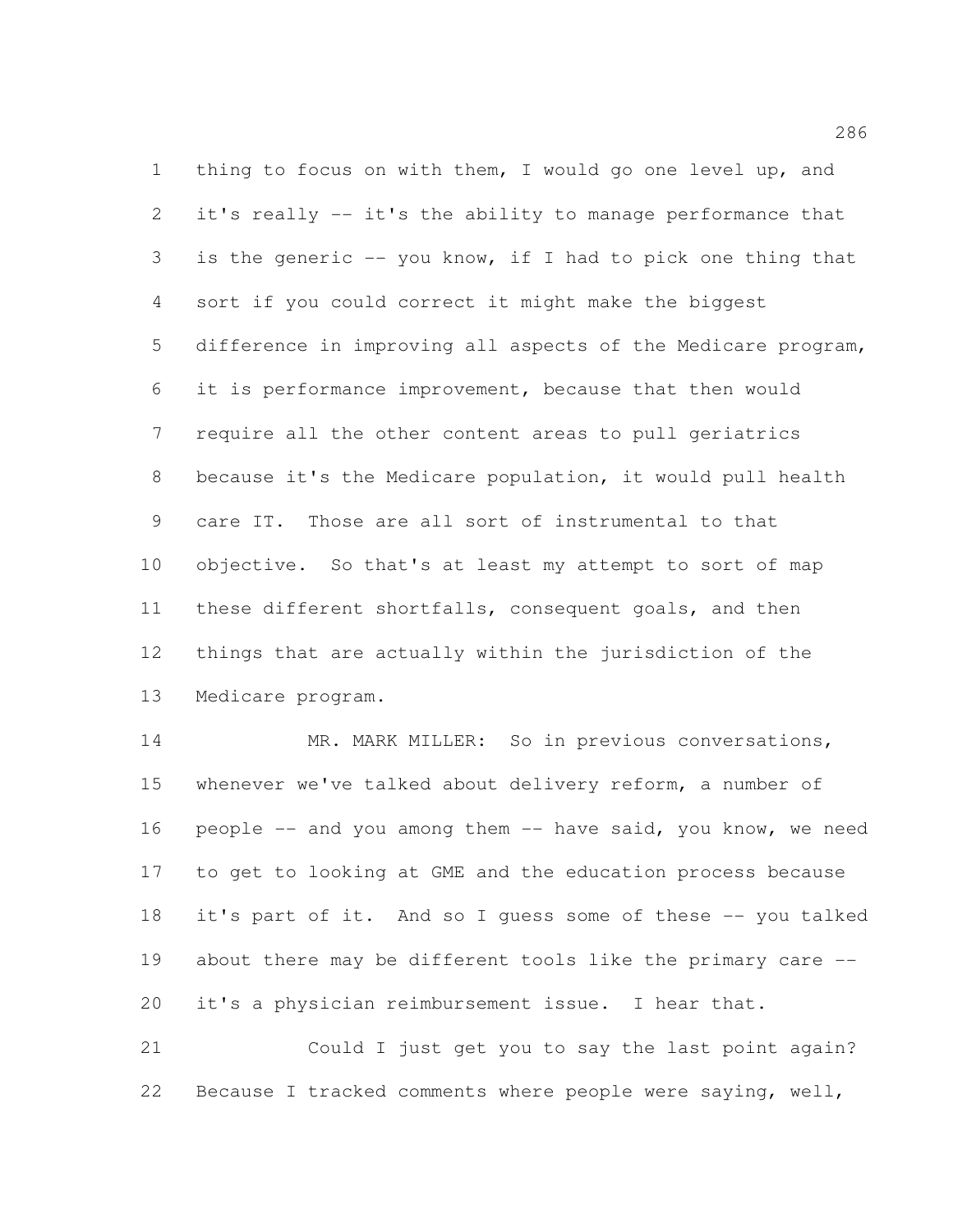thing to focus on with them, I would go one level up, and it's really -- it's the ability to manage performance that is the generic -- you know, if I had to pick one thing that sort if you could correct it might make the biggest difference in improving all aspects of the Medicare program, it is performance improvement, because that then would require all the other content areas to pull geriatrics because it's the Medicare population, it would pull health care IT. Those are all sort of instrumental to that objective. So that's at least my attempt to sort of map these different shortfalls, consequent goals, and then things that are actually within the jurisdiction of the Medicare program.

MR. MARK MILLER: So in previous conversations, whenever we've talked about delivery reform, a number of people -- and you among them -- have said, you know, we need to get to looking at GME and the education process because it's part of it. And so I guess some of these -- you talked about there may be different tools like the primary care -- it's a physician reimbursement issue. I hear that.

Could I just get you to say the last point again? Because I tracked comments where people were saying, well,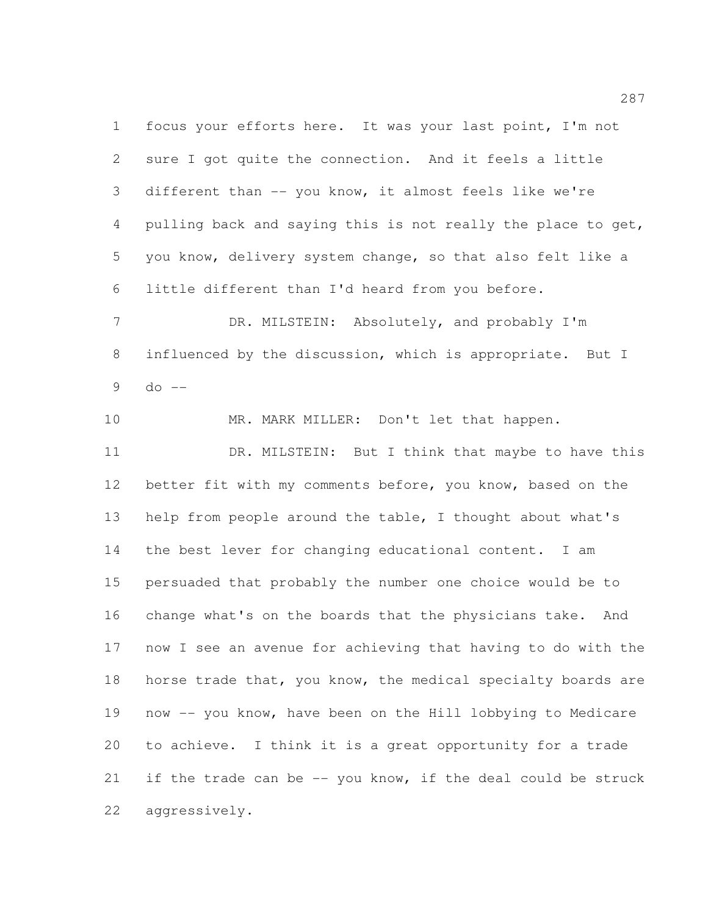focus your efforts here. It was your last point, I'm not sure I got quite the connection. And it feels a little different than -- you know, it almost feels like we're pulling back and saying this is not really the place to get, you know, delivery system change, so that also felt like a little different than I'd heard from you before.

DR. MILSTEIN: Absolutely, and probably I'm influenced by the discussion, which is appropriate. But I do --

MR. MARK MILLER: Don't let that happen.

DR. MILSTEIN: But I think that maybe to have this better fit with my comments before, you know, based on the help from people around the table, I thought about what's the best lever for changing educational content. I am persuaded that probably the number one choice would be to change what's on the boards that the physicians take. And now I see an avenue for achieving that having to do with the horse trade that, you know, the medical specialty boards are now -- you know, have been on the Hill lobbying to Medicare to achieve. I think it is a great opportunity for a trade if the trade can be -- you know, if the deal could be struck aggressively.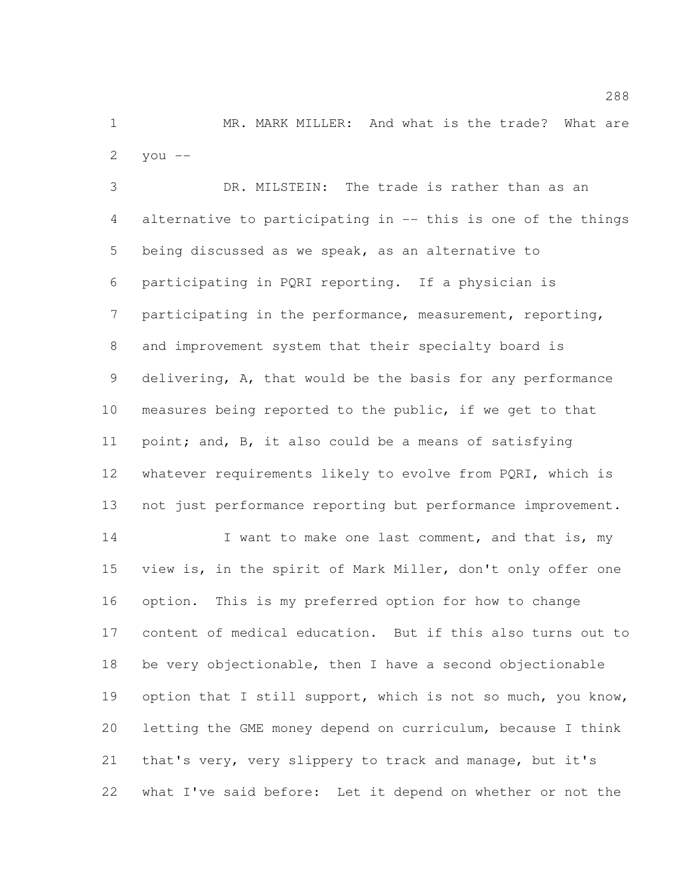MR. MARK MILLER: And what is the trade? What are you --

DR. MILSTEIN: The trade is rather than as an alternative to participating in -- this is one of the things being discussed as we speak, as an alternative to participating in PQRI reporting. If a physician is participating in the performance, measurement, reporting, and improvement system that their specialty board is delivering, A, that would be the basis for any performance measures being reported to the public, if we get to that point; and, B, it also could be a means of satisfying whatever requirements likely to evolve from PQRI, which is not just performance reporting but performance improvement.

I want to make one last comment, and that is, my view is, in the spirit of Mark Miller, don't only offer one option. This is my preferred option for how to change content of medical education. But if this also turns out to be very objectionable, then I have a second objectionable option that I still support, which is not so much, you know, letting the GME money depend on curriculum, because I think that's very, very slippery to track and manage, but it's what I've said before: Let it depend on whether or not the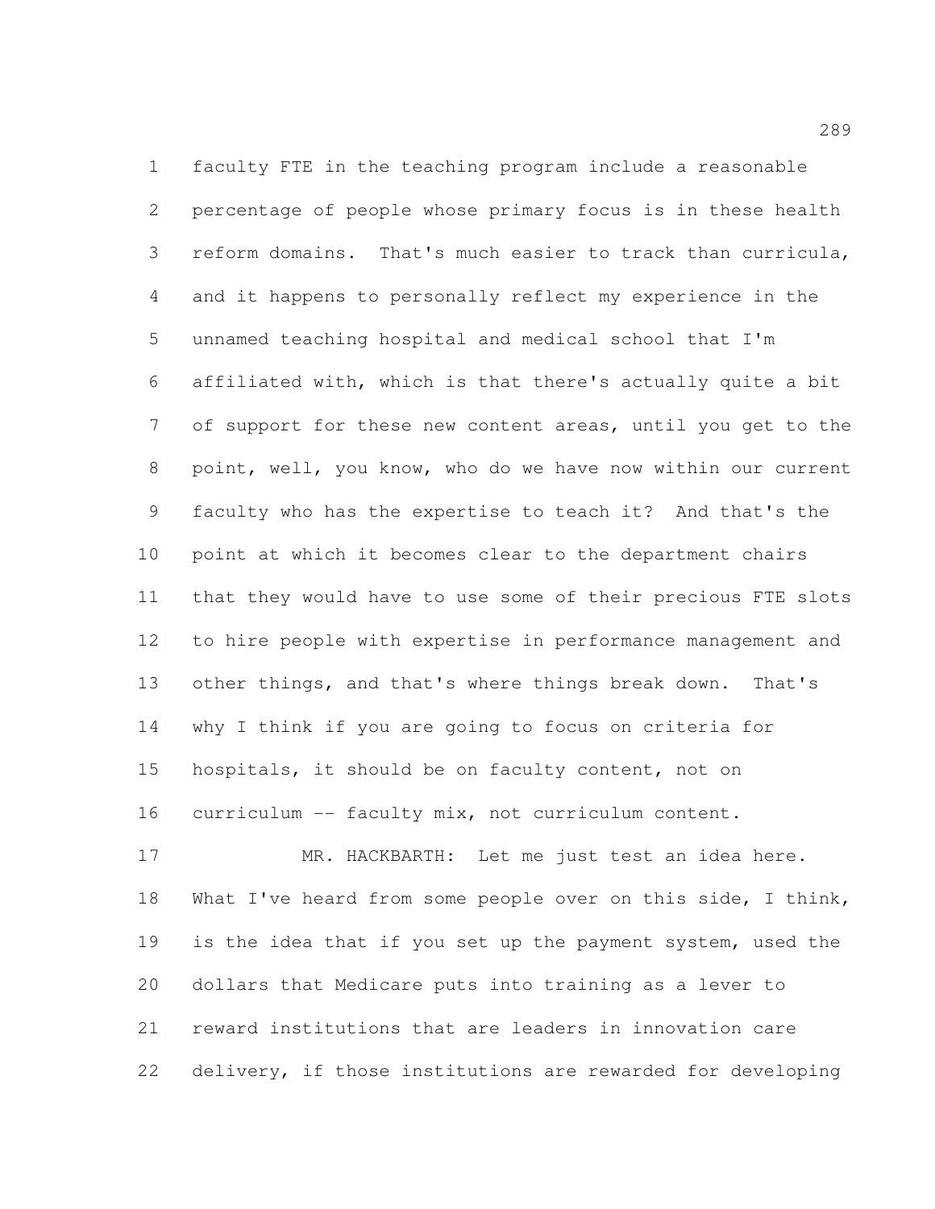faculty FTE in the teaching program include a reasonable percentage of people whose primary focus is in these health reform domains. That's much easier to track than curricula, and it happens to personally reflect my experience in the unnamed teaching hospital and medical school that I'm affiliated with, which is that there's actually quite a bit of support for these new content areas, until you get to the point, well, you know, who do we have now within our current faculty who has the expertise to teach it? And that's the point at which it becomes clear to the department chairs that they would have to use some of their precious FTE slots to hire people with expertise in performance management and other things, and that's where things break down. That's why I think if you are going to focus on criteria for hospitals, it should be on faculty content, not on curriculum -- faculty mix, not curriculum content.

MR. HACKBARTH: Let me just test an idea here. What I've heard from some people over on this side, I think, is the idea that if you set up the payment system, used the dollars that Medicare puts into training as a lever to reward institutions that are leaders in innovation care delivery, if those institutions are rewarded for developing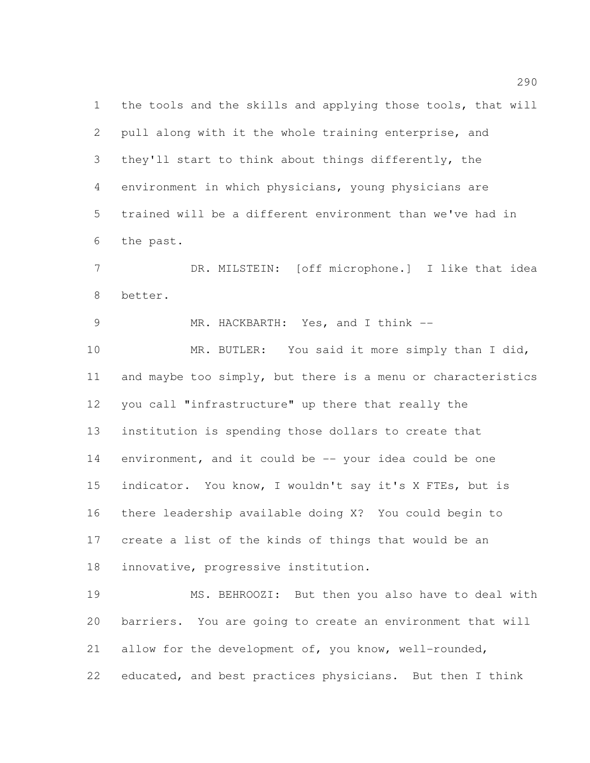the tools and the skills and applying those tools, that will pull along with it the whole training enterprise, and they'll start to think about things differently, the environment in which physicians, young physicians are trained will be a different environment than we've had in the past.

DR. MILSTEIN: [off microphone.] I like that idea better.

MR. HACKBARTH: Yes, and I think --

MR. BUTLER: You said it more simply than I did, and maybe too simply, but there is a menu or characteristics you call "infrastructure" up there that really the institution is spending those dollars to create that environment, and it could be -- your idea could be one indicator. You know, I wouldn't say it's X FTEs, but is there leadership available doing X? You could begin to create a list of the kinds of things that would be an innovative, progressive institution.

MS. BEHROOZI: But then you also have to deal with barriers. You are going to create an environment that will allow for the development of, you know, well-rounded, educated, and best practices physicians. But then I think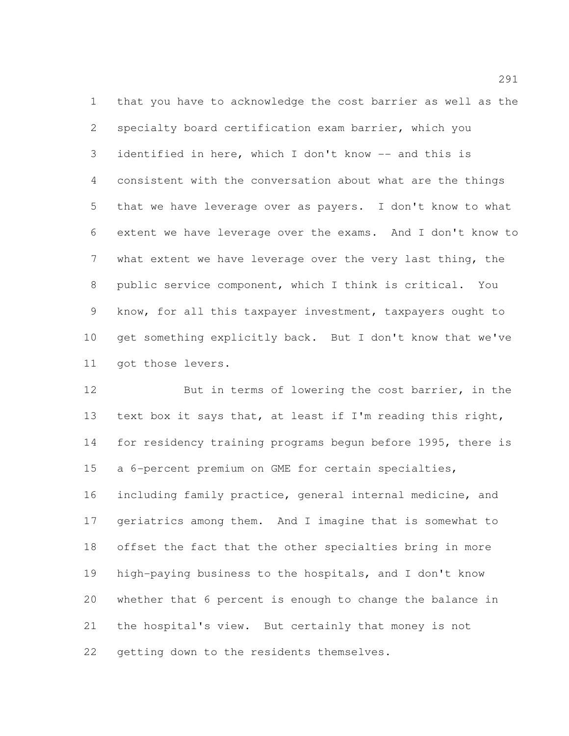that you have to acknowledge the cost barrier as well as the specialty board certification exam barrier, which you identified in here, which I don't know -- and this is consistent with the conversation about what are the things that we have leverage over as payers. I don't know to what extent we have leverage over the exams. And I don't know to what extent we have leverage over the very last thing, the public service component, which I think is critical. You know, for all this taxpayer investment, taxpayers ought to get something explicitly back. But I don't know that we've got those levers.

But in terms of lowering the cost barrier, in the text box it says that, at least if I'm reading this right, for residency training programs begun before 1995, there is a 6-percent premium on GME for certain specialties, including family practice, general internal medicine, and geriatrics among them. And I imagine that is somewhat to offset the fact that the other specialties bring in more high-paying business to the hospitals, and I don't know whether that 6 percent is enough to change the balance in the hospital's view. But certainly that money is not getting down to the residents themselves.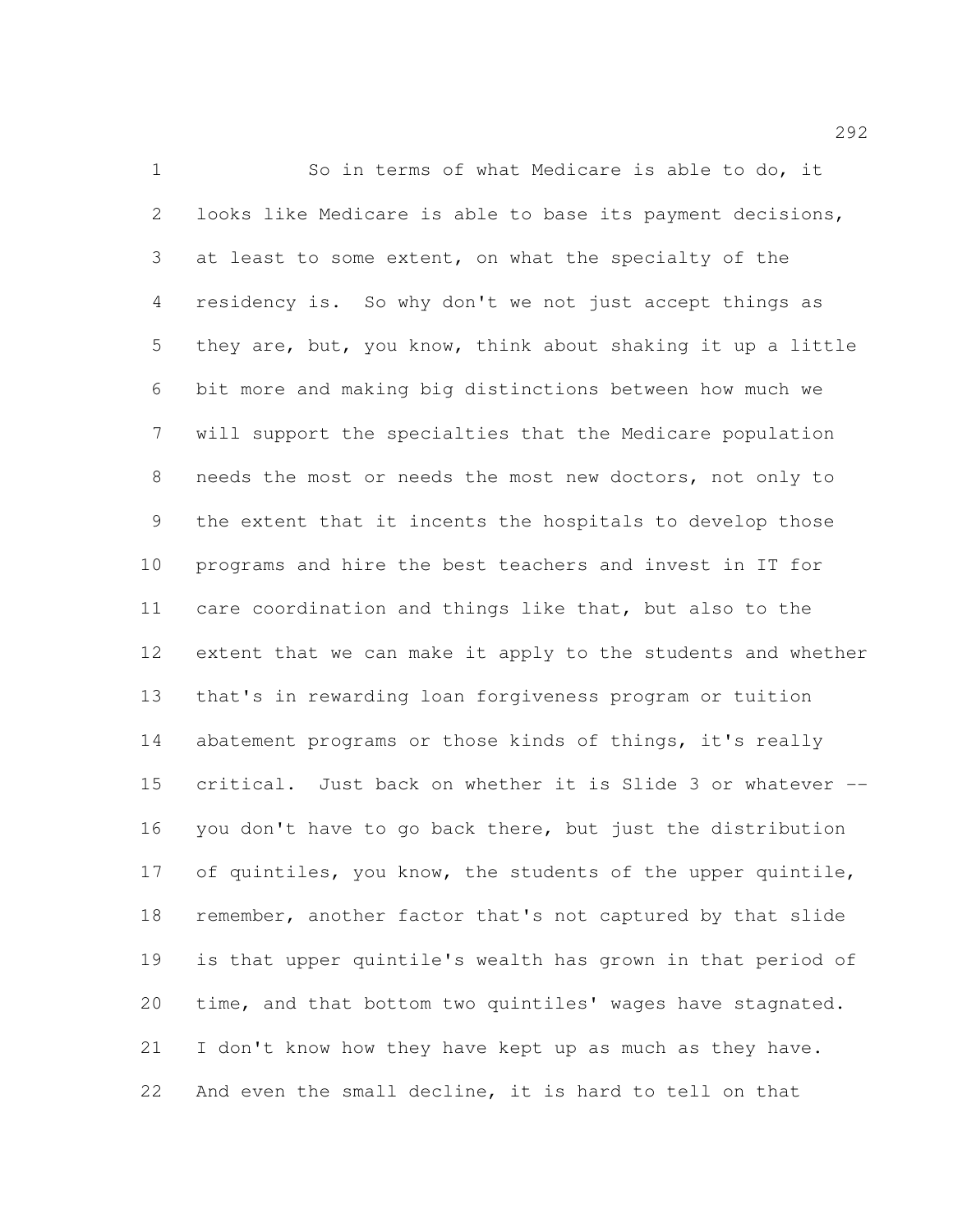So in terms of what Medicare is able to do, it looks like Medicare is able to base its payment decisions, at least to some extent, on what the specialty of the residency is. So why don't we not just accept things as they are, but, you know, think about shaking it up a little bit more and making big distinctions between how much we will support the specialties that the Medicare population needs the most or needs the most new doctors, not only to the extent that it incents the hospitals to develop those programs and hire the best teachers and invest in IT for care coordination and things like that, but also to the extent that we can make it apply to the students and whether that's in rewarding loan forgiveness program or tuition abatement programs or those kinds of things, it's really critical. Just back on whether it is Slide 3 or whatever -- you don't have to go back there, but just the distribution of quintiles, you know, the students of the upper quintile, remember, another factor that's not captured by that slide is that upper quintile's wealth has grown in that period of time, and that bottom two quintiles' wages have stagnated. I don't know how they have kept up as much as they have. And even the small decline, it is hard to tell on that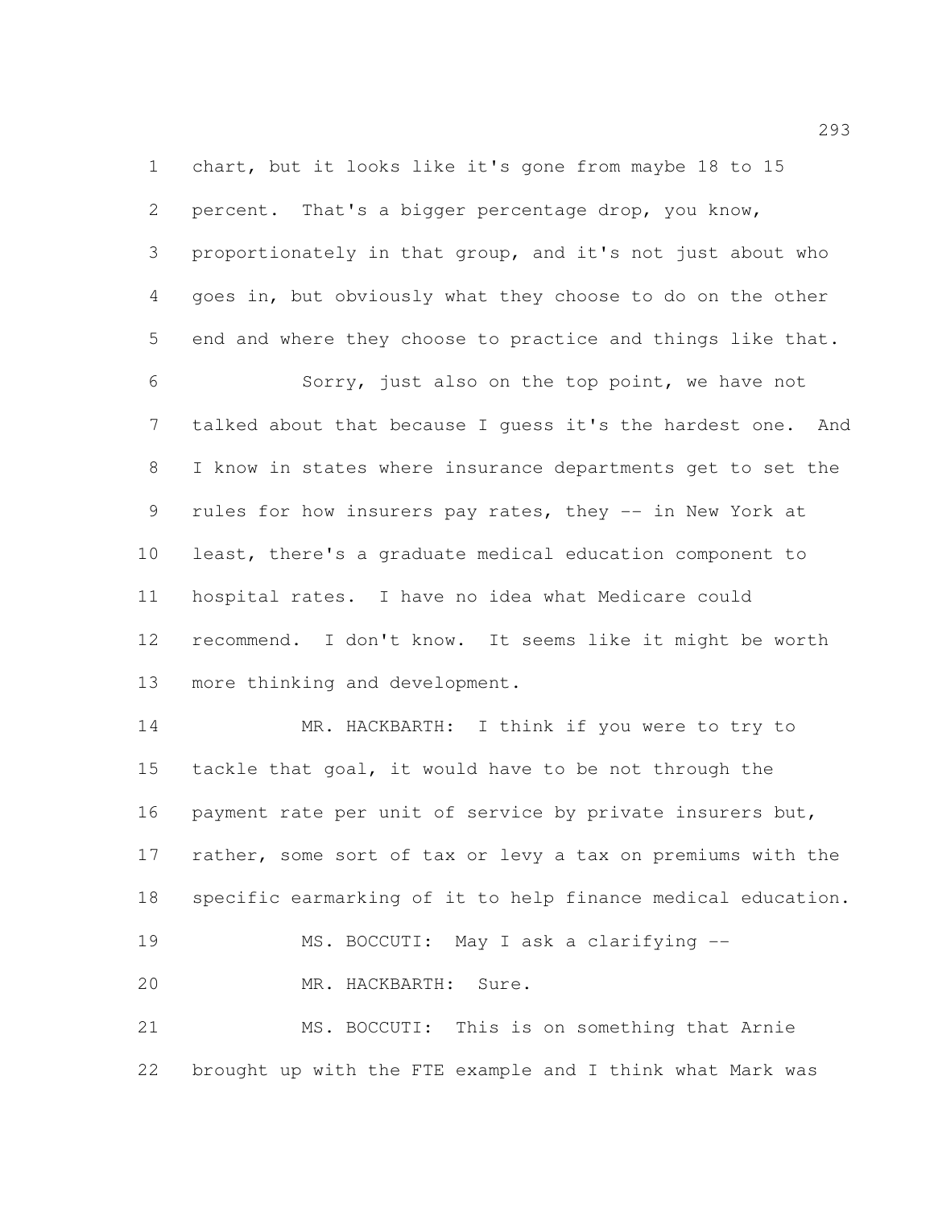chart, but it looks like it's gone from maybe 18 to 15 percent. That's a bigger percentage drop, you know, proportionately in that group, and it's not just about who goes in, but obviously what they choose to do on the other end and where they choose to practice and things like that.

Sorry, just also on the top point, we have not talked about that because I guess it's the hardest one. And I know in states where insurance departments get to set the rules for how insurers pay rates, they -- in New York at least, there's a graduate medical education component to hospital rates. I have no idea what Medicare could recommend. I don't know. It seems like it might be worth more thinking and development.

MR. HACKBARTH: I think if you were to try to tackle that goal, it would have to be not through the payment rate per unit of service by private insurers but, rather, some sort of tax or levy a tax on premiums with the specific earmarking of it to help finance medical education.

MS. BOCCUTI: May I ask a clarifying --

MR. HACKBARTH: Sure.

MS. BOCCUTI: This is on something that Arnie brought up with the FTE example and I think what Mark was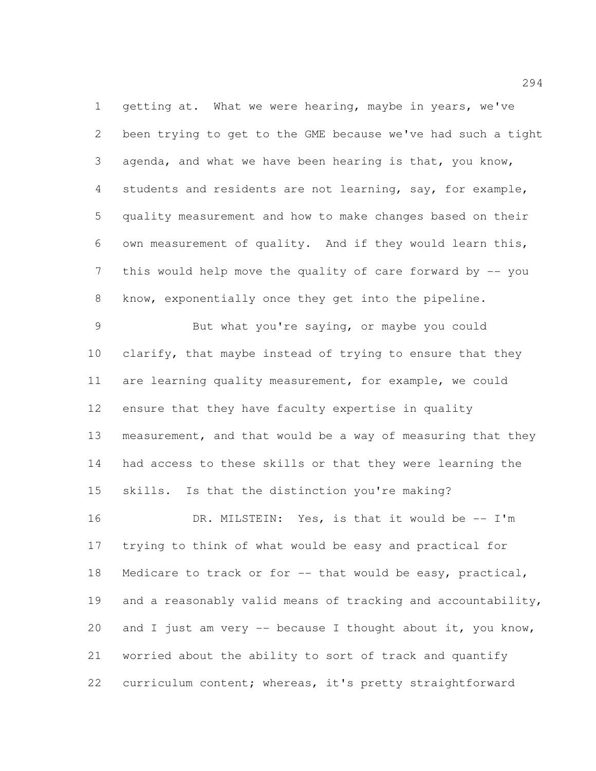getting at. What we were hearing, maybe in years, we've been trying to get to the GME because we've had such a tight agenda, and what we have been hearing is that, you know, students and residents are not learning, say, for example, quality measurement and how to make changes based on their own measurement of quality. And if they would learn this, this would help move the quality of care forward by -- you know, exponentially once they get into the pipeline.

But what you're saying, or maybe you could clarify, that maybe instead of trying to ensure that they are learning quality measurement, for example, we could ensure that they have faculty expertise in quality measurement, and that would be a way of measuring that they had access to these skills or that they were learning the skills. Is that the distinction you're making?

DR. MILSTEIN: Yes, is that it would be -- I'm trying to think of what would be easy and practical for Medicare to track or for -- that would be easy, practical, and a reasonably valid means of tracking and accountability, and I just am very -- because I thought about it, you know, worried about the ability to sort of track and quantify curriculum content; whereas, it's pretty straightforward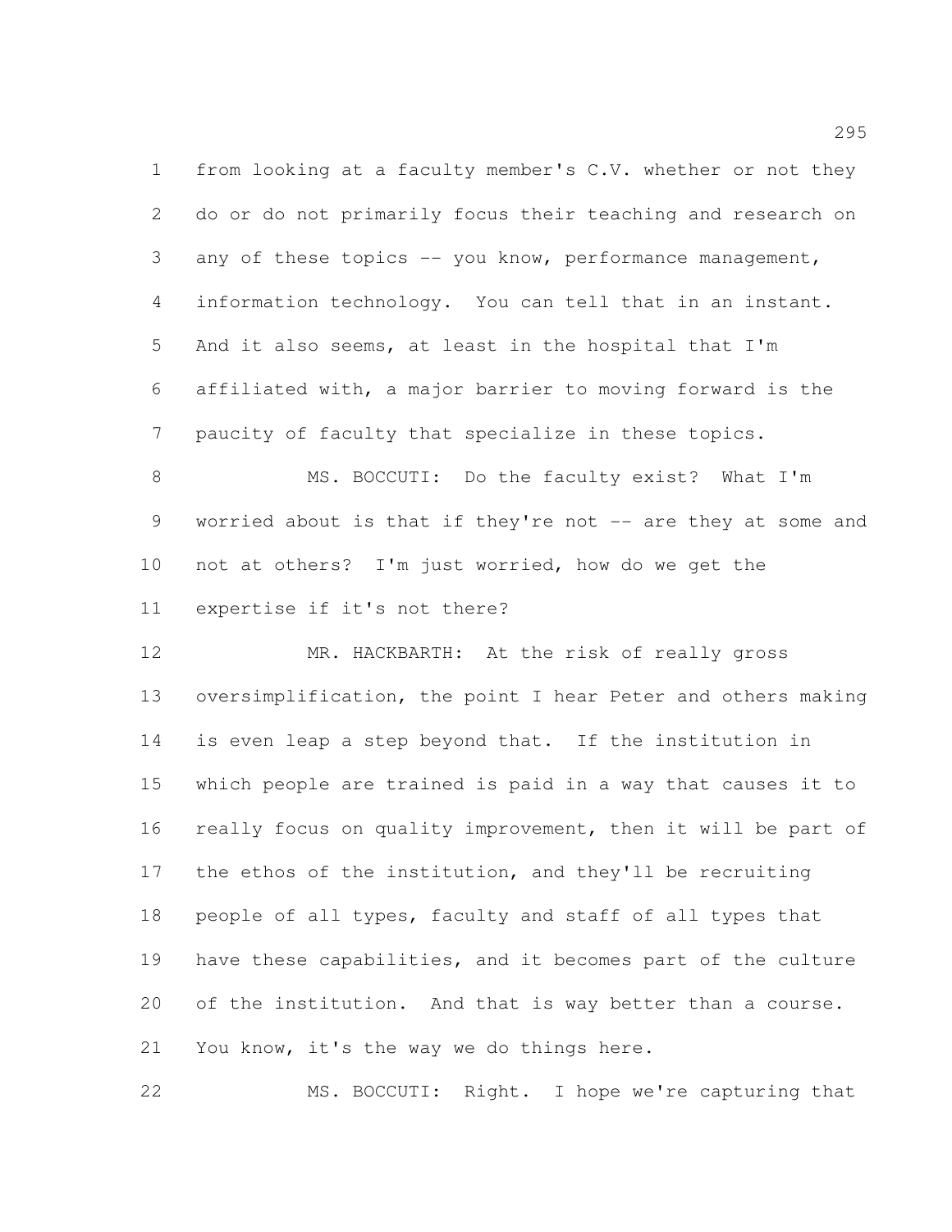from looking at a faculty member's C.V. whether or not they do or do not primarily focus their teaching and research on any of these topics -- you know, performance management, information technology. You can tell that in an instant. And it also seems, at least in the hospital that I'm affiliated with, a major barrier to moving forward is the paucity of faculty that specialize in these topics.

MS. BOCCUTI: Do the faculty exist? What I'm worried about is that if they're not -- are they at some and not at others? I'm just worried, how do we get the expertise if it's not there?

MR. HACKBARTH: At the risk of really gross oversimplification, the point I hear Peter and others making is even leap a step beyond that. If the institution in which people are trained is paid in a way that causes it to really focus on quality improvement, then it will be part of the ethos of the institution, and they'll be recruiting people of all types, faculty and staff of all types that have these capabilities, and it becomes part of the culture of the institution. And that is way better than a course. You know, it's the way we do things here.

MS. BOCCUTI: Right. I hope we're capturing that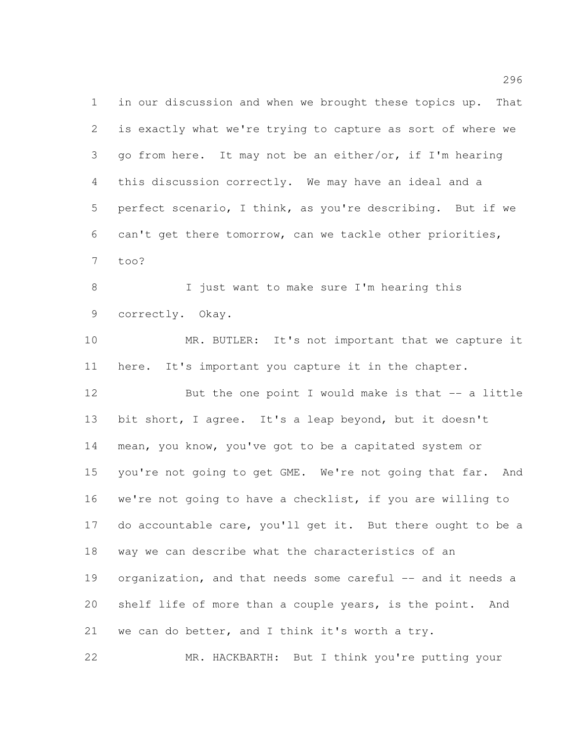in our discussion and when we brought these topics up. That is exactly what we're trying to capture as sort of where we go from here. It may not be an either/or, if I'm hearing this discussion correctly. We may have an ideal and a perfect scenario, I think, as you're describing. But if we can't get there tomorrow, can we tackle other priorities, too?

I just want to make sure I'm hearing this correctly. Okay.

MR. BUTLER: It's not important that we capture it here. It's important you capture it in the chapter.

But the one point I would make is that -- a little bit short, I agree. It's a leap beyond, but it doesn't mean, you know, you've got to be a capitated system or you're not going to get GME. We're not going that far. And we're not going to have a checklist, if you are willing to do accountable care, you'll get it. But there ought to be a way we can describe what the characteristics of an organization, and that needs some careful -- and it needs a shelf life of more than a couple years, is the point. And we can do better, and I think it's worth a try.

MR. HACKBARTH: But I think you're putting your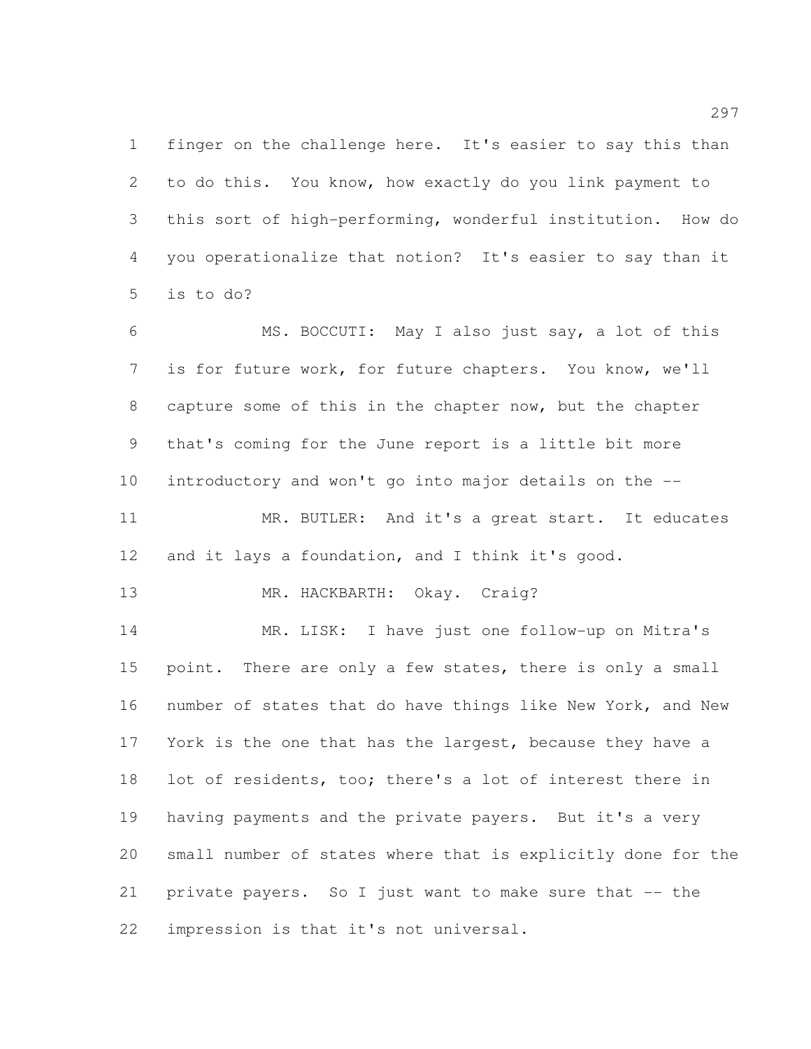finger on the challenge here. It's easier to say this than to do this. You know, how exactly do you link payment to this sort of high-performing, wonderful institution. How do you operationalize that notion? It's easier to say than it is to do?

MS. BOCCUTI: May I also just say, a lot of this is for future work, for future chapters. You know, we'll capture some of this in the chapter now, but the chapter that's coming for the June report is a little bit more introductory and won't go into major details on the --

MR. BUTLER: And it's a great start. It educates and it lays a foundation, and I think it's good.

MR. HACKBARTH: Okay. Craig?

MR. LISK: I have just one follow-up on Mitra's point. There are only a few states, there is only a small number of states that do have things like New York, and New York is the one that has the largest, because they have a lot of residents, too; there's a lot of interest there in having payments and the private payers. But it's a very small number of states where that is explicitly done for the private payers. So I just want to make sure that -- the impression is that it's not universal.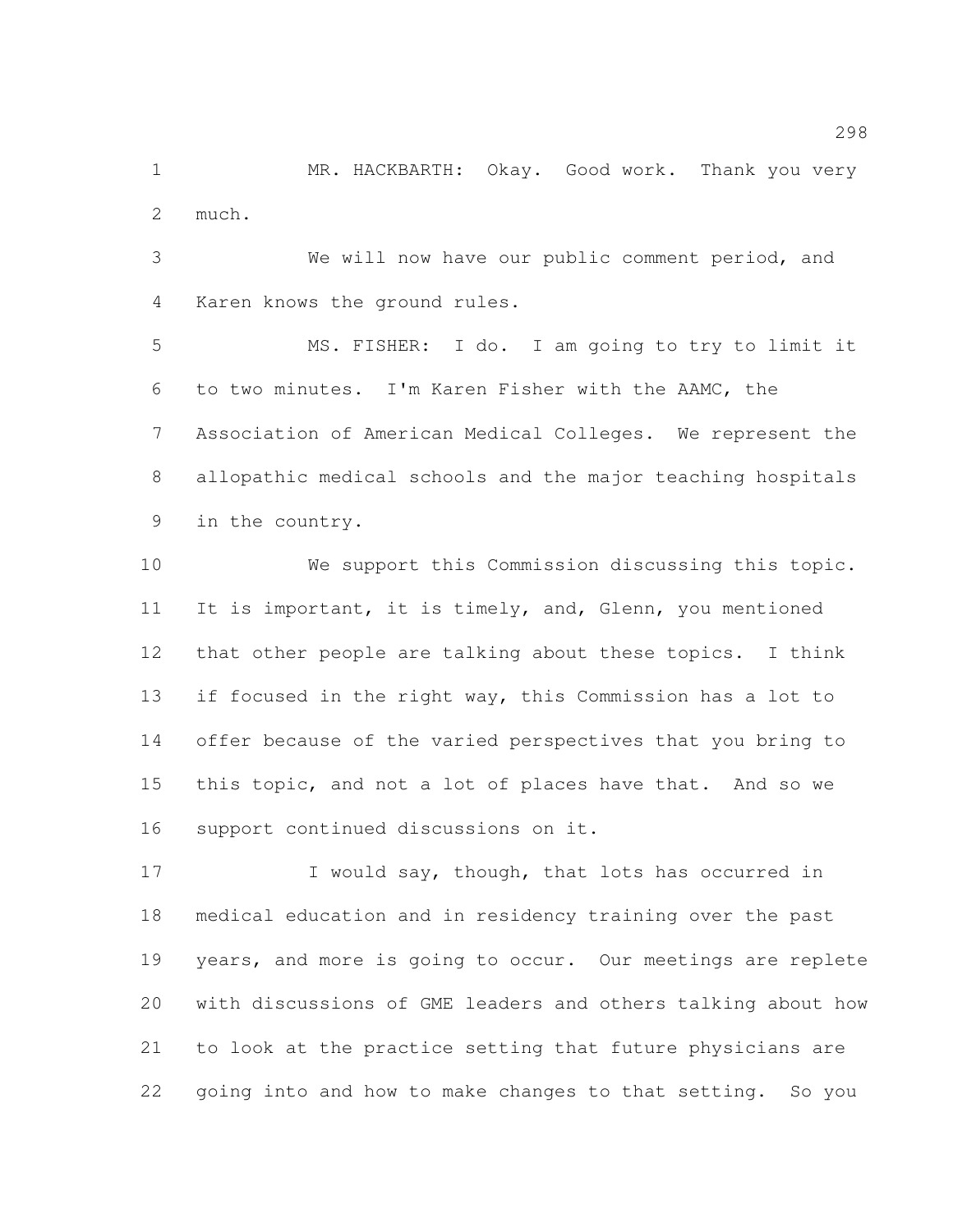MR. HACKBARTH: Okay. Good work. Thank you very much.

We will now have our public comment period, and Karen knows the ground rules.

MS. FISHER: I do. I am going to try to limit it to two minutes. I'm Karen Fisher with the AAMC, the Association of American Medical Colleges. We represent the allopathic medical schools and the major teaching hospitals in the country.

We support this Commission discussing this topic. It is important, it is timely, and, Glenn, you mentioned that other people are talking about these topics. I think if focused in the right way, this Commission has a lot to offer because of the varied perspectives that you bring to this topic, and not a lot of places have that. And so we support continued discussions on it.

I would say, though, that lots has occurred in medical education and in residency training over the past years, and more is going to occur. Our meetings are replete with discussions of GME leaders and others talking about how to look at the practice setting that future physicians are going into and how to make changes to that setting. So you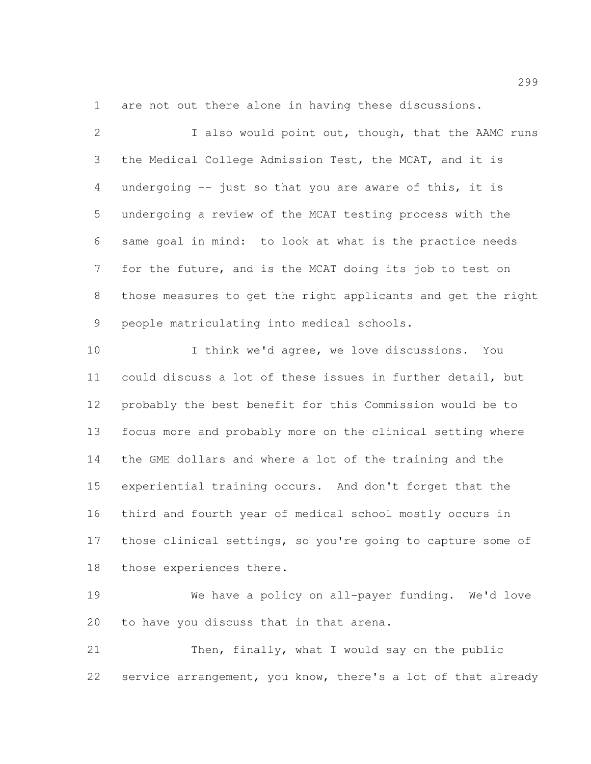are not out there alone in having these discussions.

I also would point out, though, that the AAMC runs the Medical College Admission Test, the MCAT, and it is undergoing -- just so that you are aware of this, it is undergoing a review of the MCAT testing process with the same goal in mind: to look at what is the practice needs for the future, and is the MCAT doing its job to test on those measures to get the right applicants and get the right people matriculating into medical schools.

I think we'd agree, we love discussions. You could discuss a lot of these issues in further detail, but probably the best benefit for this Commission would be to focus more and probably more on the clinical setting where the GME dollars and where a lot of the training and the experiential training occurs. And don't forget that the third and fourth year of medical school mostly occurs in those clinical settings, so you're going to capture some of those experiences there.

We have a policy on all-payer funding. We'd love to have you discuss that in that arena.

Then, finally, what I would say on the public service arrangement, you know, there's a lot of that already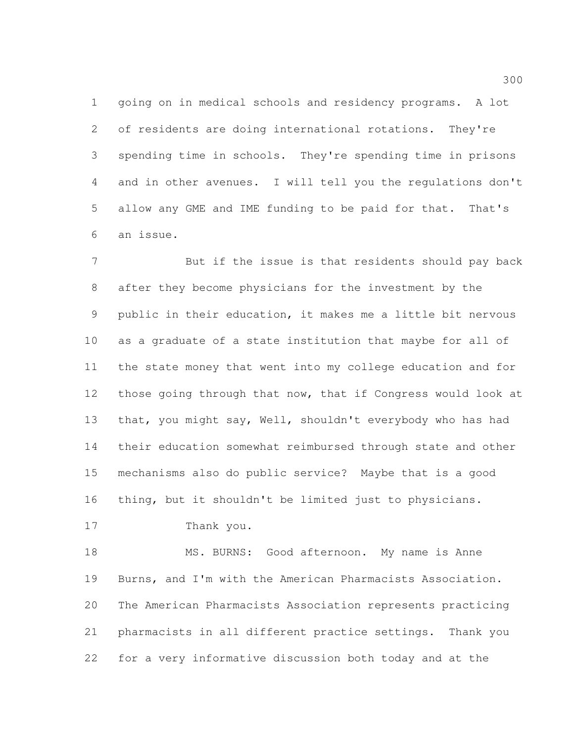going on in medical schools and residency programs. A lot of residents are doing international rotations. They're spending time in schools. They're spending time in prisons and in other avenues. I will tell you the regulations don't allow any GME and IME funding to be paid for that. That's an issue.

But if the issue is that residents should pay back after they become physicians for the investment by the public in their education, it makes me a little bit nervous as a graduate of a state institution that maybe for all of the state money that went into my college education and for those going through that now, that if Congress would look at that, you might say, Well, shouldn't everybody who has had their education somewhat reimbursed through state and other mechanisms also do public service? Maybe that is a good thing, but it shouldn't be limited just to physicians.

Thank you.

MS. BURNS: Good afternoon. My name is Anne Burns, and I'm with the American Pharmacists Association. The American Pharmacists Association represents practicing pharmacists in all different practice settings. Thank you for a very informative discussion both today and at the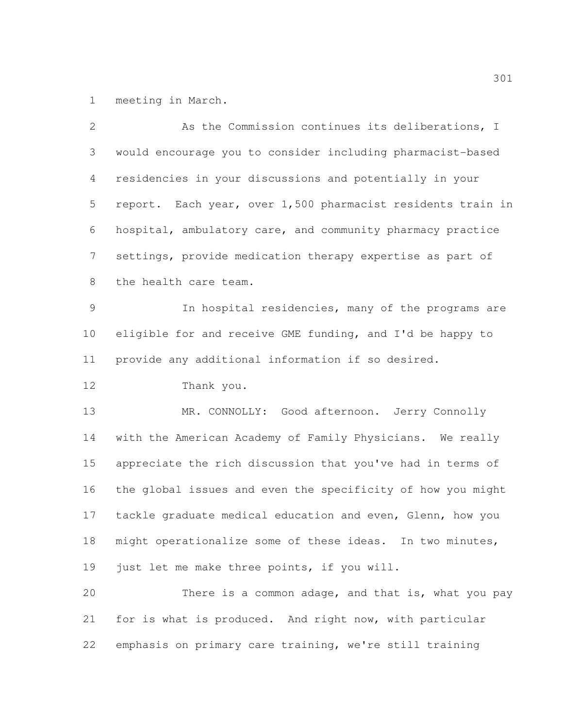meeting in March.

As the Commission continues its deliberations, I would encourage you to consider including pharmacist-based residencies in your discussions and potentially in your report. Each year, over 1,500 pharmacist residents train in hospital, ambulatory care, and community pharmacy practice settings, provide medication therapy expertise as part of the health care team.

In hospital residencies, many of the programs are eligible for and receive GME funding, and I'd be happy to provide any additional information if so desired.

Thank you.

MR. CONNOLLY: Good afternoon. Jerry Connolly with the American Academy of Family Physicians. We really appreciate the rich discussion that you've had in terms of the global issues and even the specificity of how you might tackle graduate medical education and even, Glenn, how you might operationalize some of these ideas. In two minutes, just let me make three points, if you will.

There is a common adage, and that is, what you pay for is what is produced. And right now, with particular emphasis on primary care training, we're still training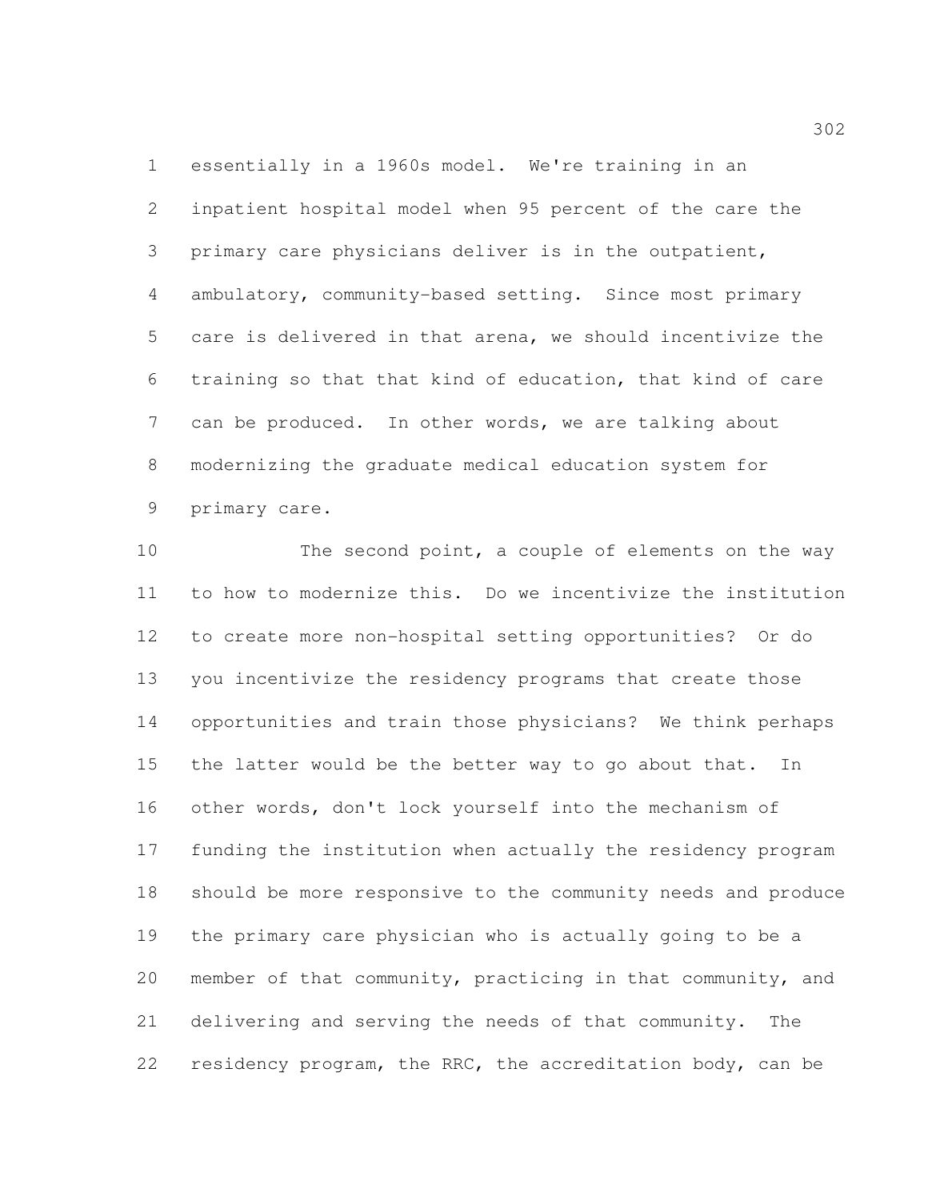essentially in a 1960s model. We're training in an inpatient hospital model when 95 percent of the care the primary care physicians deliver is in the outpatient, ambulatory, community-based setting. Since most primary care is delivered in that arena, we should incentivize the training so that that kind of education, that kind of care can be produced. In other words, we are talking about modernizing the graduate medical education system for primary care.

The second point, a couple of elements on the way to how to modernize this. Do we incentivize the institution to create more non-hospital setting opportunities? Or do you incentivize the residency programs that create those opportunities and train those physicians? We think perhaps the latter would be the better way to go about that. In other words, don't lock yourself into the mechanism of funding the institution when actually the residency program should be more responsive to the community needs and produce the primary care physician who is actually going to be a member of that community, practicing in that community, and delivering and serving the needs of that community. The residency program, the RRC, the accreditation body, can be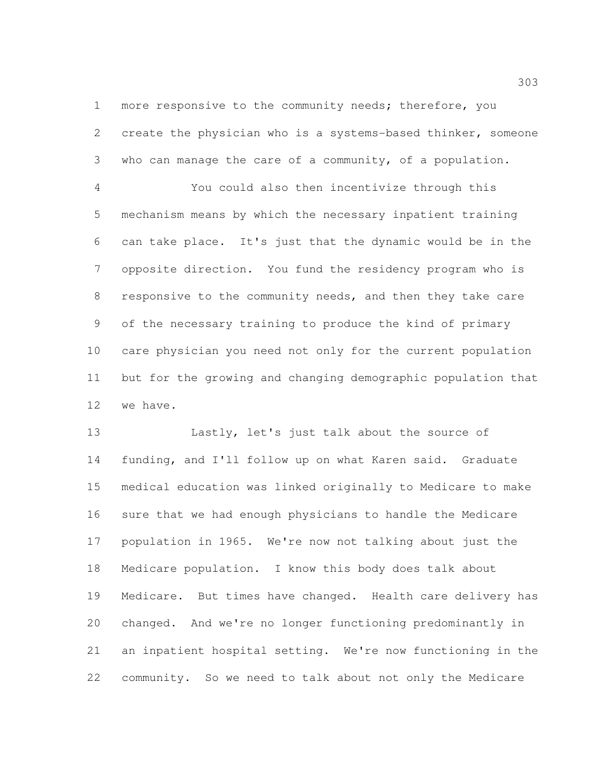more responsive to the community needs; therefore, you create the physician who is a systems-based thinker, someone who can manage the care of a community, of a population.

You could also then incentivize through this mechanism means by which the necessary inpatient training can take place. It's just that the dynamic would be in the opposite direction. You fund the residency program who is responsive to the community needs, and then they take care of the necessary training to produce the kind of primary care physician you need not only for the current population but for the growing and changing demographic population that we have.

Lastly, let's just talk about the source of funding, and I'll follow up on what Karen said. Graduate medical education was linked originally to Medicare to make sure that we had enough physicians to handle the Medicare population in 1965. We're now not talking about just the Medicare population. I know this body does talk about Medicare. But times have changed. Health care delivery has changed. And we're no longer functioning predominantly in an inpatient hospital setting. We're now functioning in the community. So we need to talk about not only the Medicare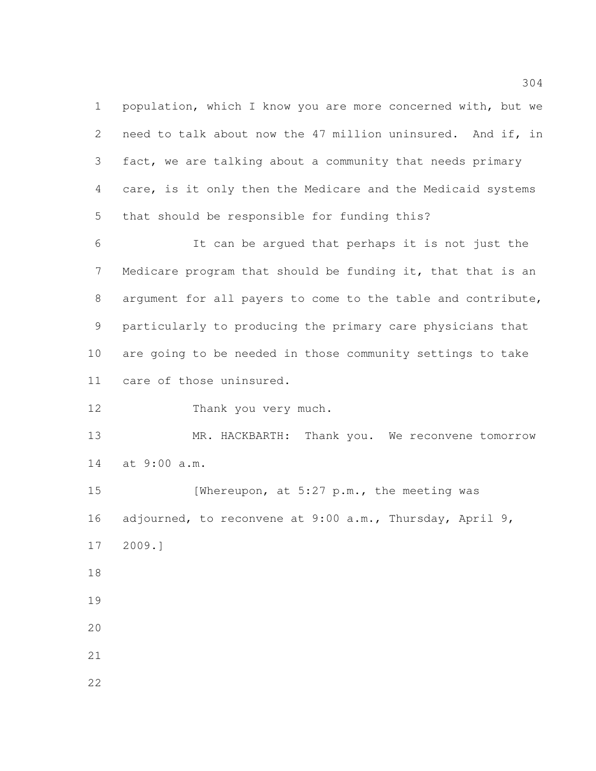population, which I know you are more concerned with, but we need to talk about now the 47 million uninsured. And if, in fact, we are talking about a community that needs primary care, is it only then the Medicare and the Medicaid systems that should be responsible for funding this?

It can be argued that perhaps it is not just the Medicare program that should be funding it, that that is an argument for all payers to come to the table and contribute, particularly to producing the primary care physicians that are going to be needed in those community settings to take care of those uninsured.

Thank you very much.

MR. HACKBARTH: Thank you. We reconvene tomorrow at 9:00 a.m.

[Whereupon, at 5:27 p.m., the meeting was adjourned, to reconvene at 9:00 a.m., Thursday, April 9, 2009.]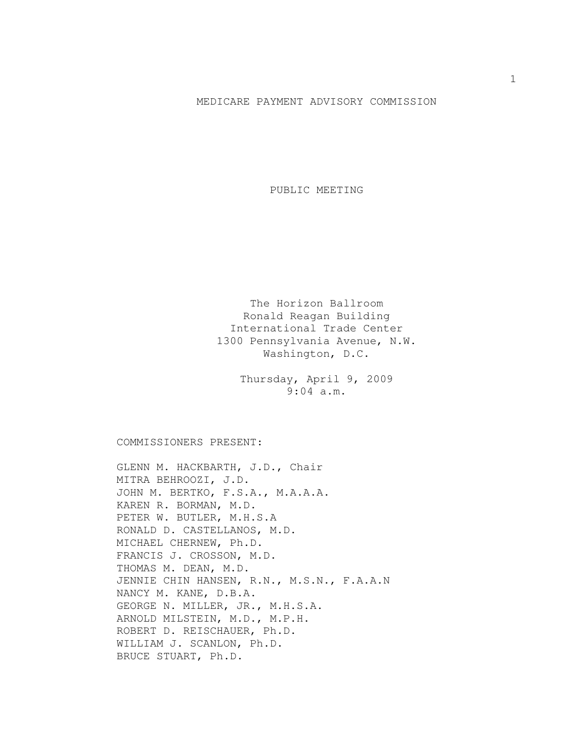# MEDICARE PAYMENT ADVISORY COMMISSION

## PUBLIC MEETING

The Horizon Ballroom
Ronald Reagan Building
International Trade Center
1300 Pennsylvania Avenue, N.W.
Washington, D.C.

Thursday, April 9, 2009
9:04 a.m.

COMMISSIONERS PRESENT:

GLENN M. HACKBARTH, J.D., Chair
MITRA BEHROOZI, J.D.
JOHN M. BERTKO, F.S.A., M.A.A.A.
KAREN R. BORMAN, M.D.
PETER W. BUTLER, M.H.S.A
RONALD D. CASTELLANOS, M.D.
MICHAEL CHERNEW, Ph.D.
FRANCIS J. CROSSON, M.D.
THOMAS M. DEAN, M.D.
JENNIE CHIN HANSEN, R.N., M.S.N., F.A.A.N
NANCY M. KANE, D.B.A.
GEORGE N. MILLER, JR., M.H.S.A.
ARNOLD MILSTEIN, M.D., M.P.H.
ROBERT D. REISCHAUER, Ph.D.
WILLIAM J. SCANLON, Ph.D.
BRUCE STUART, Ph.D.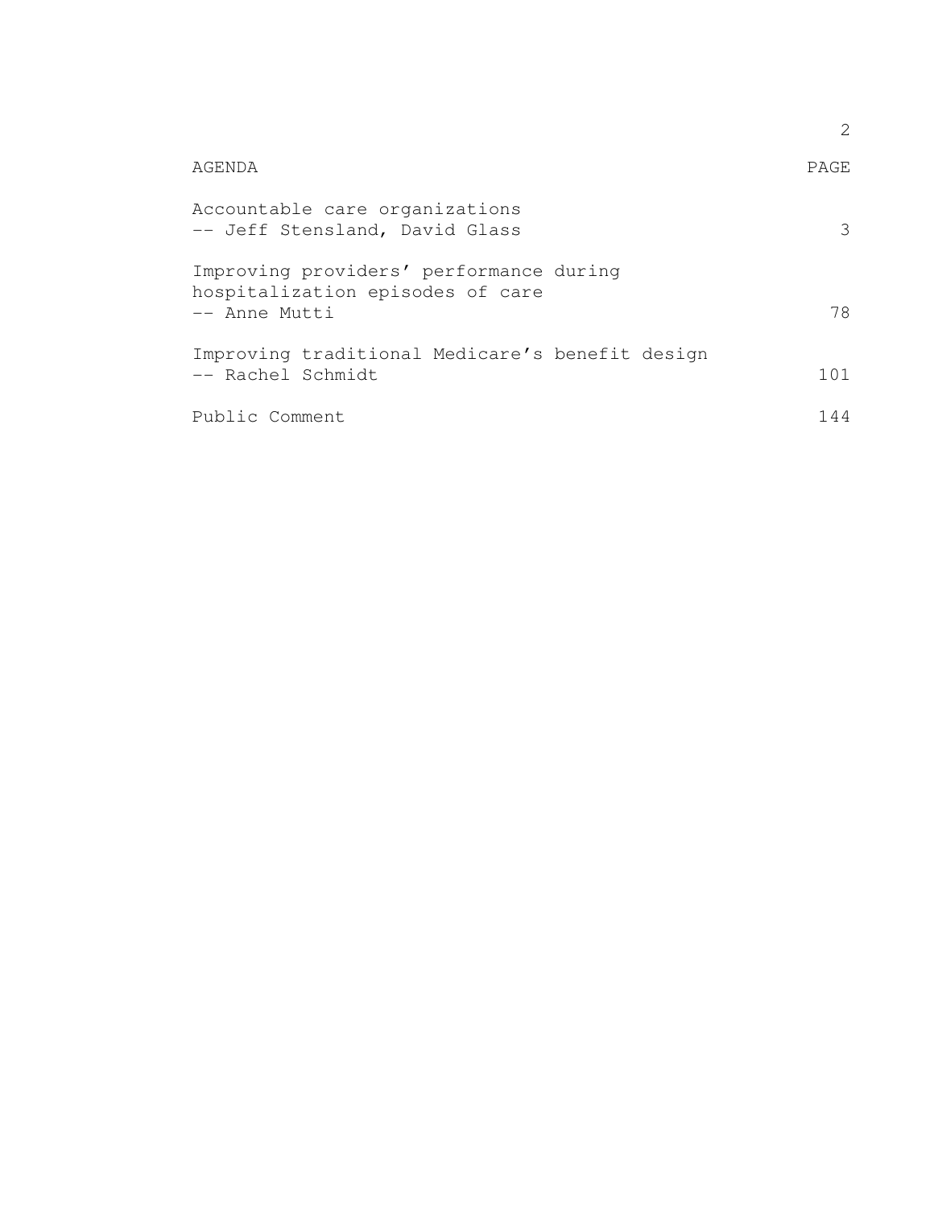| AGENDA | PAGE |
| --- | --- |
| Accountable care organizations<br>-- Jeff Stensland, David Glass | 3 |
| Improving providers' performance during hospitalization episodes of care<br>-- Anne Mutti | 78 |
| Improving traditional Medicare's benefit design<br>-- Rachel Schmidt | 101 |
| Public Comment | 144 |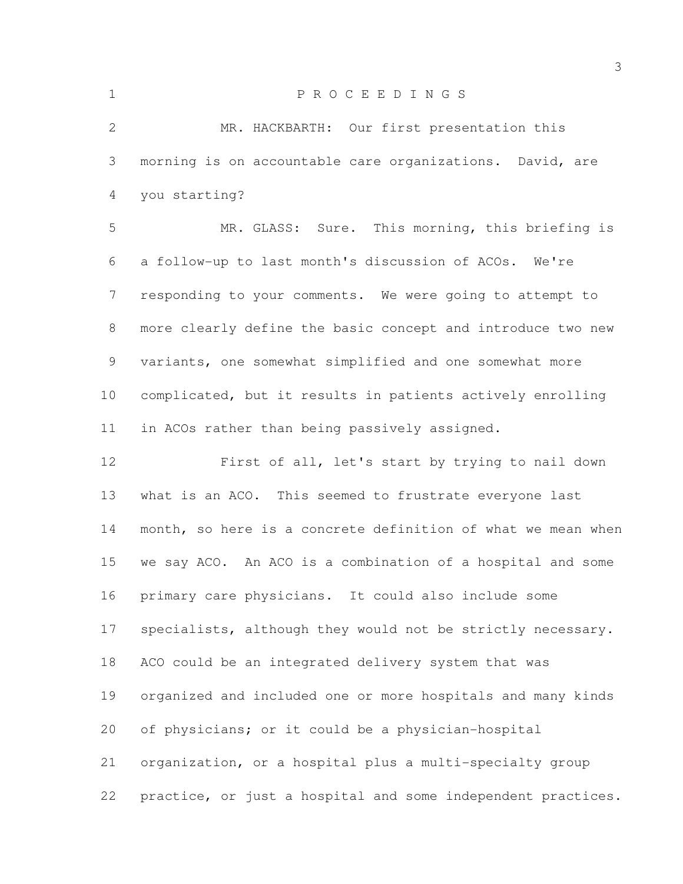P R O C E E D I N G S

MR. HACKBARTH: Our first presentation this morning is on accountable care organizations. David, are you starting?

MR. GLASS: Sure. This morning, this briefing is a follow-up to last month's discussion of ACOs. We're responding to your comments. We were going to attempt to more clearly define the basic concept and introduce two new variants, one somewhat simplified and one somewhat more complicated, but it results in patients actively enrolling in ACOs rather than being passively assigned.

First of all, let's start by trying to nail down what is an ACO. This seemed to frustrate everyone last month, so here is a concrete definition of what we mean when we say ACO. An ACO is a combination of a hospital and some primary care physicians. It could also include some specialists, although they would not be strictly necessary. ACO could be an integrated delivery system that was organized and included one or more hospitals and many kinds of physicians; or it could be a physician-hospital organization, or a hospital plus a multi-specialty group practice, or just a hospital and some independent practices.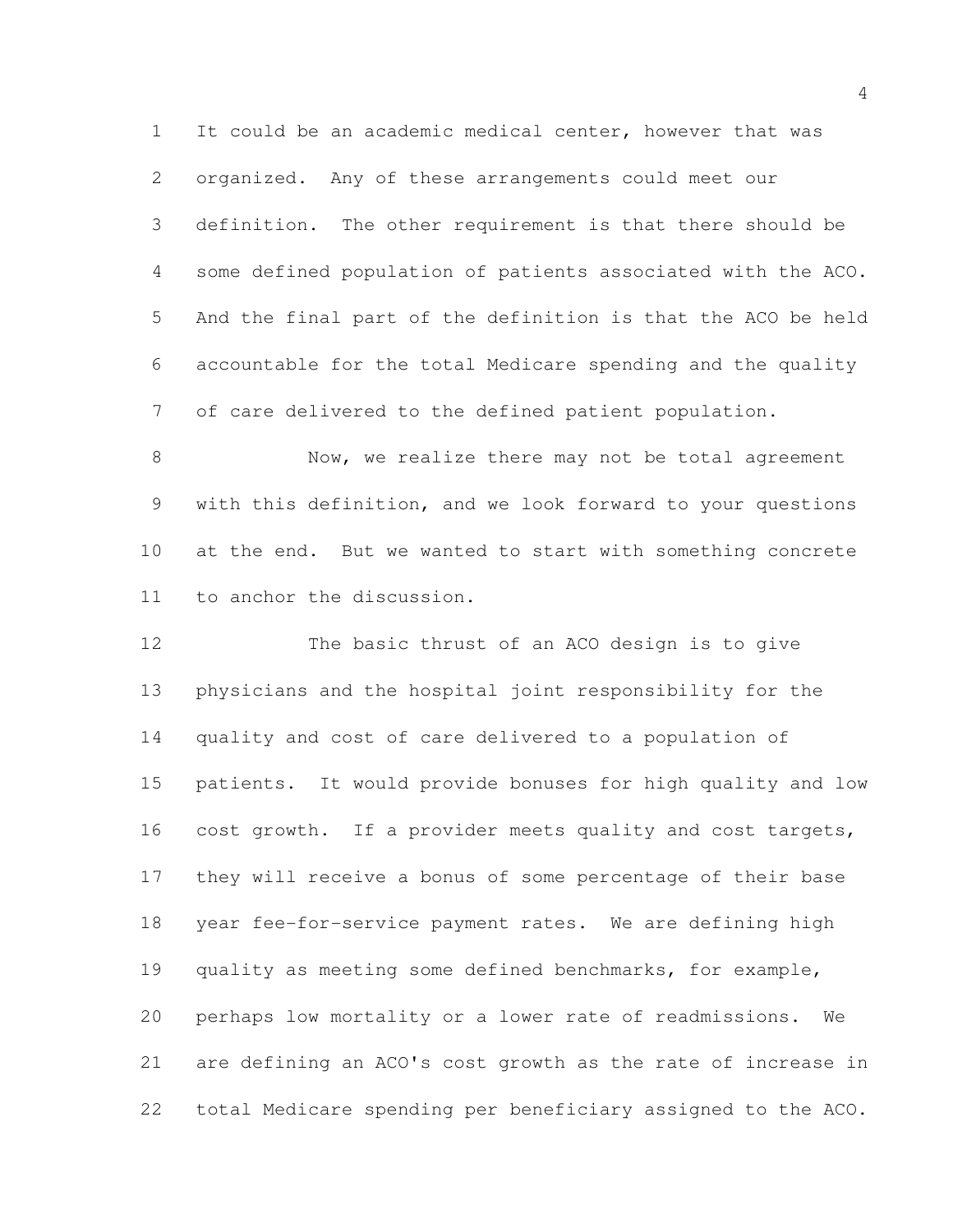It could be an academic medical center, however that was organized. Any of these arrangements could meet our definition. The other requirement is that there should be some defined population of patients associated with the ACO. And the final part of the definition is that the ACO be held accountable for the total Medicare spending and the quality of care delivered to the defined patient population.

Now, we realize there may not be total agreement with this definition, and we look forward to your questions at the end. But we wanted to start with something concrete to anchor the discussion.

The basic thrust of an ACO design is to give physicians and the hospital joint responsibility for the quality and cost of care delivered to a population of patients. It would provide bonuses for high quality and low cost growth. If a provider meets quality and cost targets, they will receive a bonus of some percentage of their base year fee-for-service payment rates. We are defining high quality as meeting some defined benchmarks, for example, perhaps low mortality or a lower rate of readmissions. We are defining an ACO's cost growth as the rate of increase in total Medicare spending per beneficiary assigned to the ACO.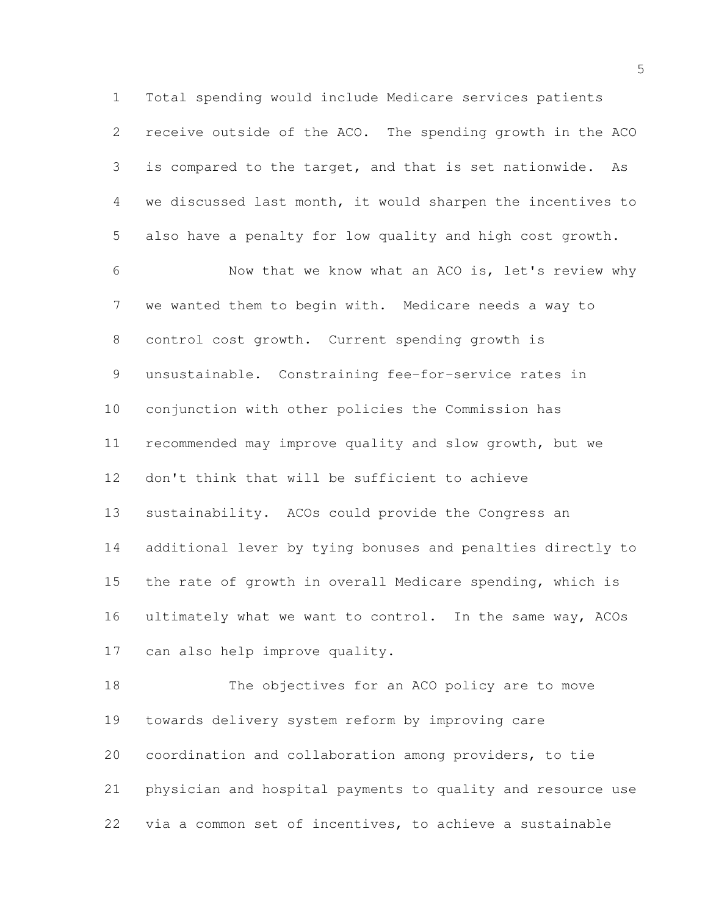Total spending would include Medicare services patients receive outside of the ACO. The spending growth in the ACO is compared to the target, and that is set nationwide. As we discussed last month, it would sharpen the incentives to also have a penalty for low quality and high cost growth.

Now that we know what an ACO is, let's review why we wanted them to begin with. Medicare needs a way to control cost growth. Current spending growth is unsustainable. Constraining fee-for-service rates in conjunction with other policies the Commission has recommended may improve quality and slow growth, but we don't think that will be sufficient to achieve sustainability. ACOs could provide the Congress an additional lever by tying bonuses and penalties directly to the rate of growth in overall Medicare spending, which is ultimately what we want to control. In the same way, ACOs can also help improve quality.

The objectives for an ACO policy are to move towards delivery system reform by improving care coordination and collaboration among providers, to tie physician and hospital payments to quality and resource use via a common set of incentives, to achieve a sustainable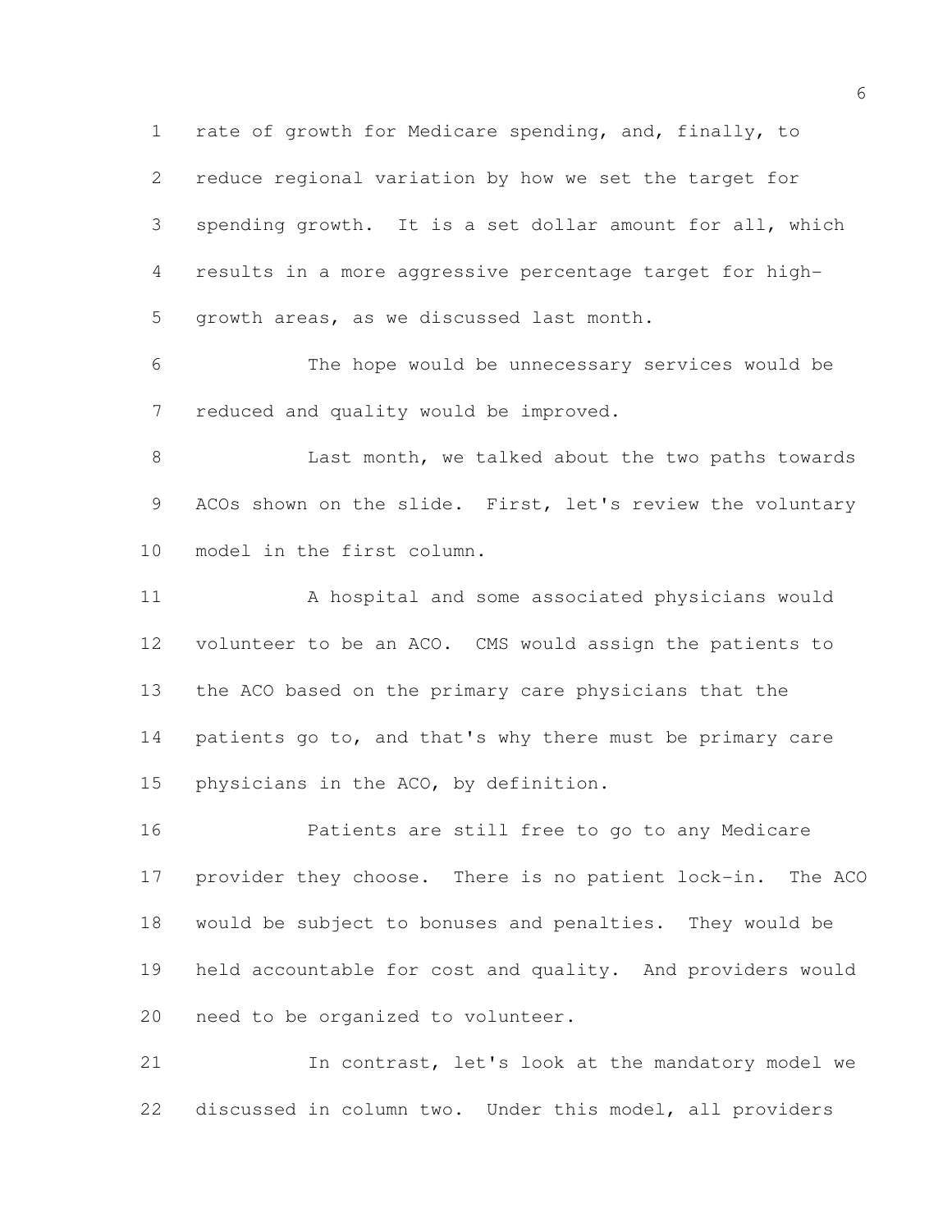rate of growth for Medicare spending, and, finally, to reduce regional variation by how we set the target for spending growth. It is a set dollar amount for all, which results in a more aggressive percentage target for high-growth areas, as we discussed last month.

The hope would be unnecessary services would be reduced and quality would be improved.

Last month, we talked about the two paths towards ACOs shown on the slide. First, let's review the voluntary model in the first column.

A hospital and some associated physicians would volunteer to be an ACO. CMS would assign the patients to the ACO based on the primary care physicians that the patients go to, and that's why there must be primary care physicians in the ACO, by definition.

Patients are still free to go to any Medicare provider they choose. There is no patient lock-in. The ACO would be subject to bonuses and penalties. They would be held accountable for cost and quality. And providers would need to be organized to volunteer.

In contrast, let's look at the mandatory model we discussed in column two. Under this model, all providers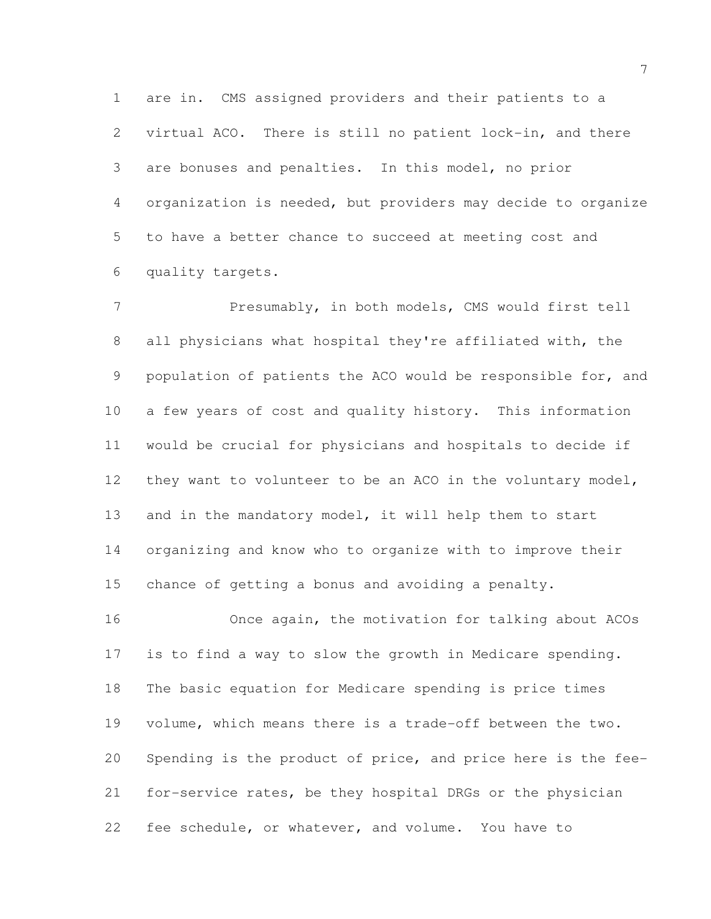are in. CMS assigned providers and their patients to a virtual ACO. There is still no patient lock-in, and there are bonuses and penalties. In this model, no prior organization is needed, but providers may decide to organize to have a better chance to succeed at meeting cost and quality targets.

Presumably, in both models, CMS would first tell all physicians what hospital they're affiliated with, the population of patients the ACO would be responsible for, and a few years of cost and quality history. This information would be crucial for physicians and hospitals to decide if they want to volunteer to be an ACO in the voluntary model, and in the mandatory model, it will help them to start organizing and know who to organize with to improve their chance of getting a bonus and avoiding a penalty.

Once again, the motivation for talking about ACOs is to find a way to slow the growth in Medicare spending. The basic equation for Medicare spending is price times volume, which means there is a trade-off between the two. Spending is the product of price, and price here is the fee-for-service rates, be they hospital DRGs or the physician fee schedule, or whatever, and volume. You have to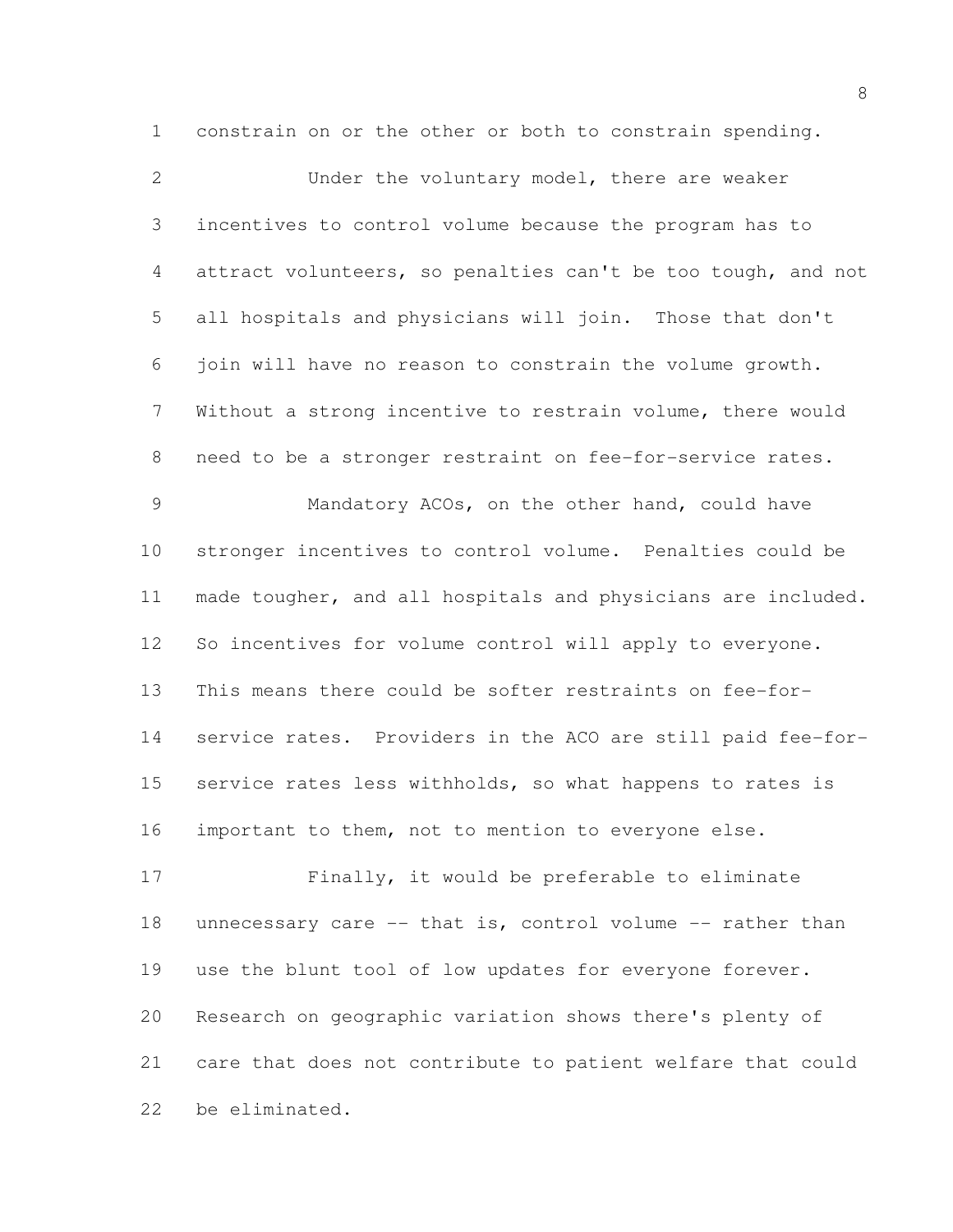constrain on or the other or both to constrain spending.

Under the voluntary model, there are weaker incentives to control volume because the program has to attract volunteers, so penalties can't be too tough, and not all hospitals and physicians will join. Those that don't join will have no reason to constrain the volume growth. Without a strong incentive to restrain volume, there would need to be a stronger restraint on fee-for-service rates.

Mandatory ACOs, on the other hand, could have stronger incentives to control volume. Penalties could be made tougher, and all hospitals and physicians are included. So incentives for volume control will apply to everyone. This means there could be softer restraints on fee-for-service rates. Providers in the ACO are still paid fee-for-service rates less withholds, so what happens to rates is important to them, not to mention to everyone else.

Finally, it would be preferable to eliminate unnecessary care -- that is, control volume -- rather than use the blunt tool of low updates for everyone forever. Research on geographic variation shows there's plenty of care that does not contribute to patient welfare that could be eliminated.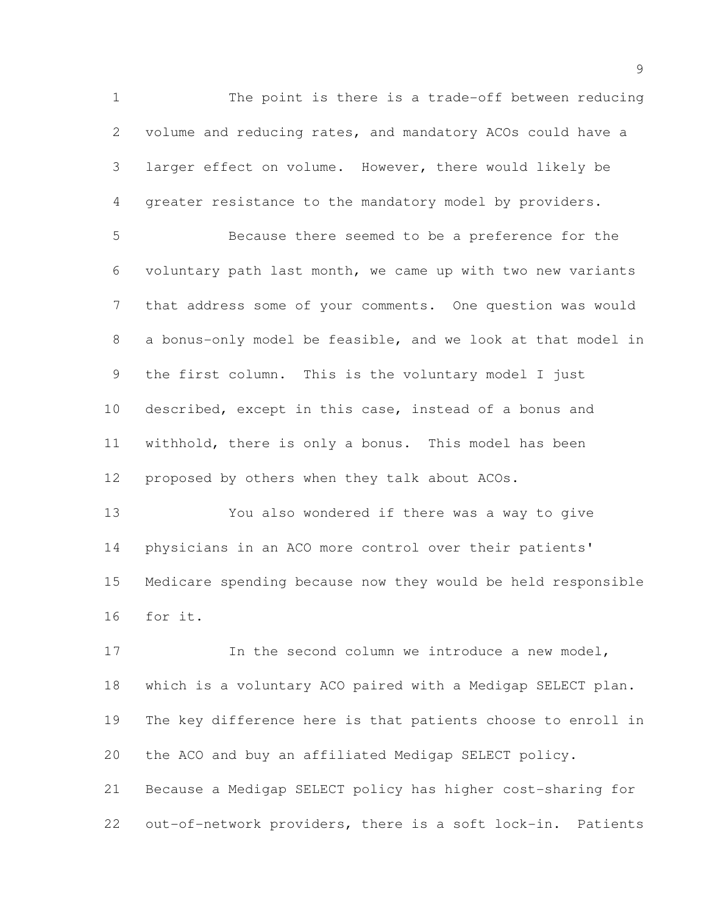The point is there is a trade-off between reducing volume and reducing rates, and mandatory ACOs could have a larger effect on volume. However, there would likely be greater resistance to the mandatory model by providers.

Because there seemed to be a preference for the voluntary path last month, we came up with two new variants that address some of your comments. One question was would a bonus-only model be feasible, and we look at that model in the first column. This is the voluntary model I just described, except in this case, instead of a bonus and withhold, there is only a bonus. This model has been proposed by others when they talk about ACOs.

You also wondered if there was a way to give physicians in an ACO more control over their patients' Medicare spending because now they would be held responsible for it.

In the second column we introduce a new model, which is a voluntary ACO paired with a Medigap SELECT plan. The key difference here is that patients choose to enroll in the ACO and buy an affiliated Medigap SELECT policy. Because a Medigap SELECT policy has higher cost-sharing for out-of-network providers, there is a soft lock-in. Patients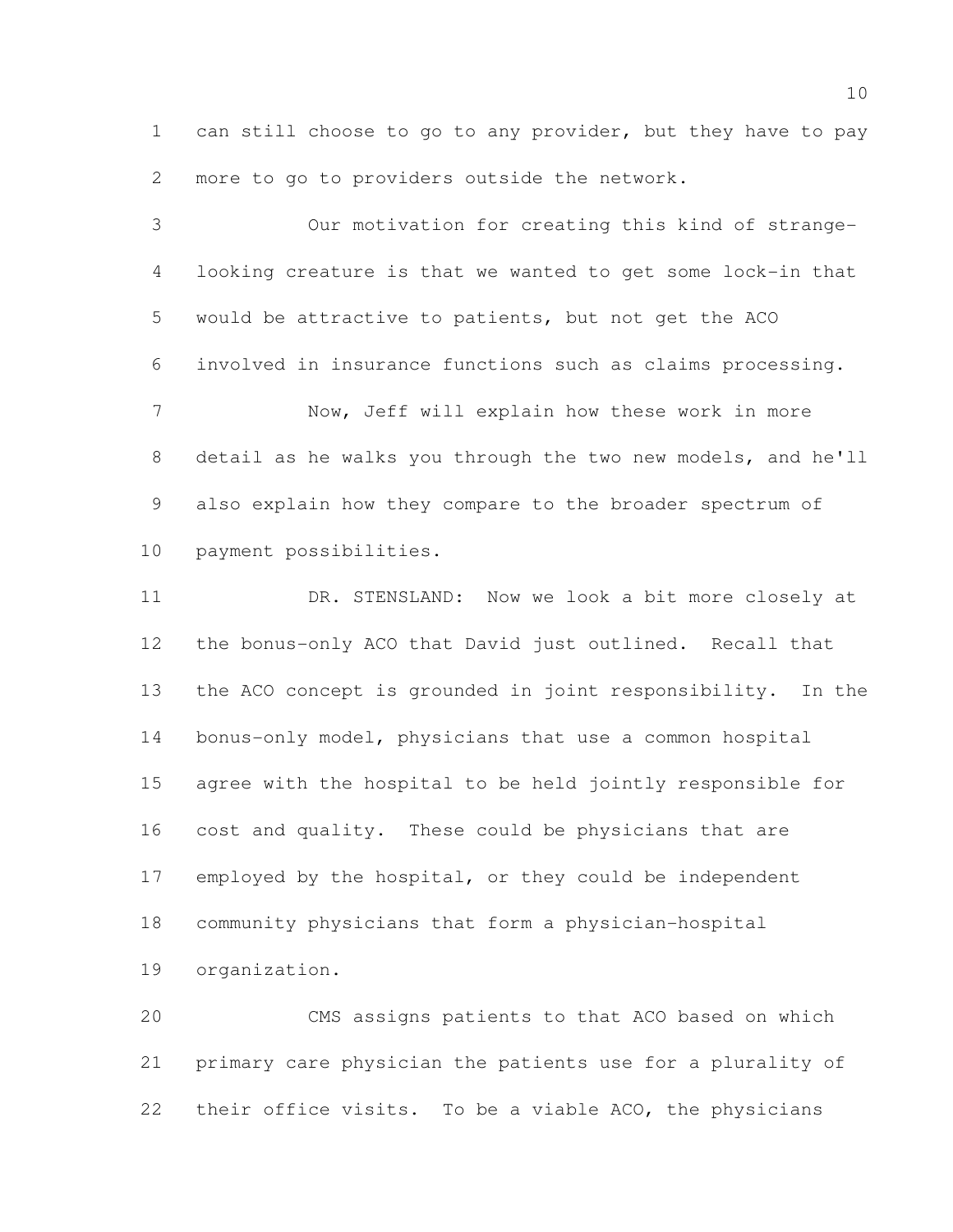can still choose to go to any provider, but they have to pay more to go to providers outside the network.

Our motivation for creating this kind of strange-looking creature is that we wanted to get some lock-in that would be attractive to patients, but not get the ACO involved in insurance functions such as claims processing.

Now, Jeff will explain how these work in more detail as he walks you through the two new models, and he'll also explain how they compare to the broader spectrum of payment possibilities.

DR. STENSLAND: Now we look a bit more closely at the bonus-only ACO that David just outlined. Recall that the ACO concept is grounded in joint responsibility. In the bonus-only model, physicians that use a common hospital agree with the hospital to be held jointly responsible for cost and quality. These could be physicians that are employed by the hospital, or they could be independent community physicians that form a physician-hospital organization.

CMS assigns patients to that ACO based on which primary care physician the patients use for a plurality of their office visits. To be a viable ACO, the physicians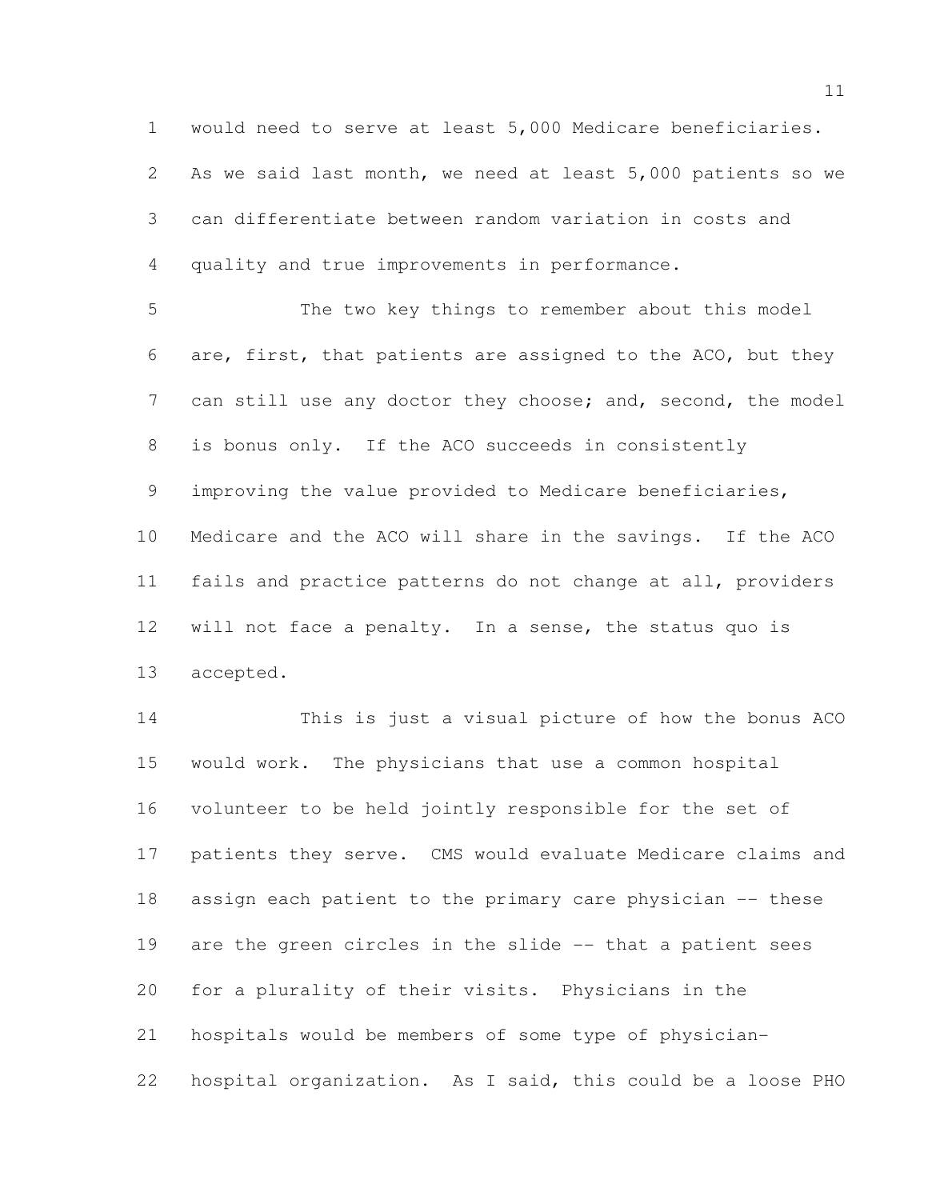would need to serve at least 5,000 Medicare beneficiaries. As we said last month, we need at least 5,000 patients so we can differentiate between random variation in costs and quality and true improvements in performance.

The two key things to remember about this model are, first, that patients are assigned to the ACO, but they can still use any doctor they choose; and, second, the model is bonus only. If the ACO succeeds in consistently improving the value provided to Medicare beneficiaries, Medicare and the ACO will share in the savings. If the ACO fails and practice patterns do not change at all, providers will not face a penalty. In a sense, the status quo is accepted.

This is just a visual picture of how the bonus ACO would work. The physicians that use a common hospital volunteer to be held jointly responsible for the set of patients they serve. CMS would evaluate Medicare claims and assign each patient to the primary care physician -- these are the green circles in the slide -- that a patient sees for a plurality of their visits. Physicians in the hospitals would be members of some type of physician-hospital organization. As I said, this could be a loose PHO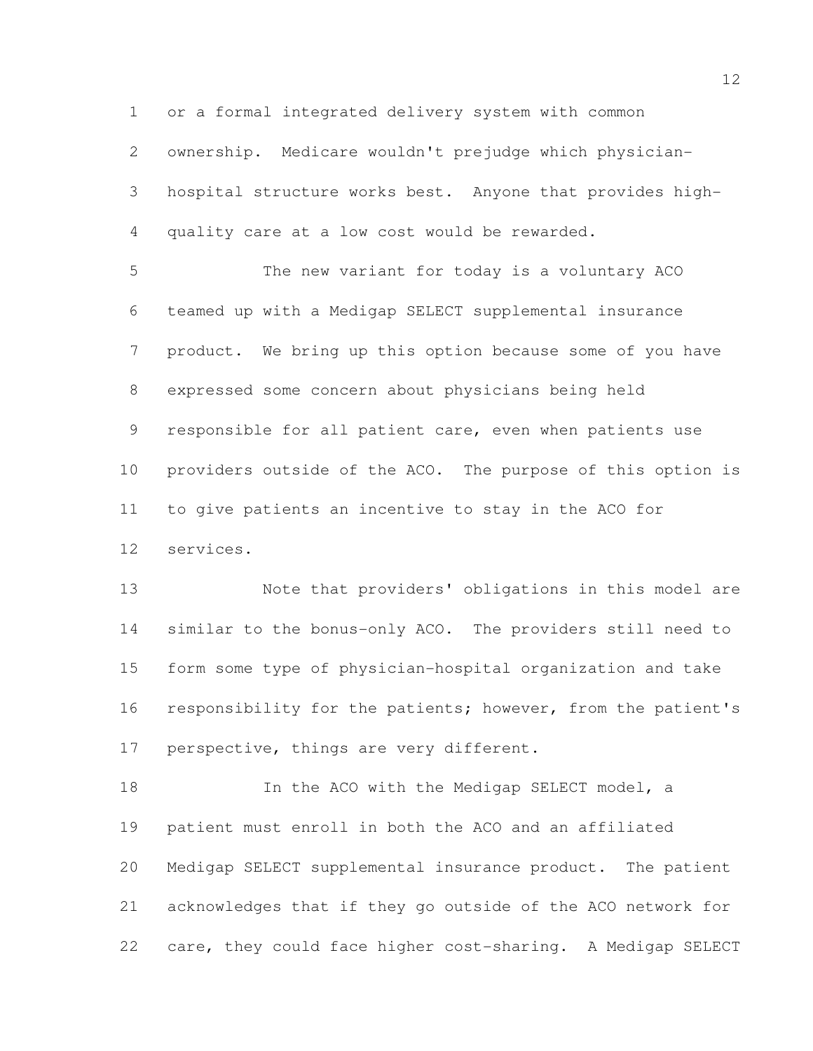or a formal integrated delivery system with common ownership. Medicare wouldn't prejudge which physician-hospital structure works best. Anyone that provides high-quality care at a low cost would be rewarded.

The new variant for today is a voluntary ACO teamed up with a Medigap SELECT supplemental insurance product. We bring up this option because some of you have expressed some concern about physicians being held responsible for all patient care, even when patients use providers outside of the ACO. The purpose of this option is to give patients an incentive to stay in the ACO for services.

Note that providers' obligations in this model are similar to the bonus-only ACO. The providers still need to form some type of physician-hospital organization and take responsibility for the patients; however, from the patient's perspective, things are very different.

In the ACO with the Medigap SELECT model, a patient must enroll in both the ACO and an affiliated Medigap SELECT supplemental insurance product. The patient acknowledges that if they go outside of the ACO network for care, they could face higher cost-sharing. A Medigap SELECT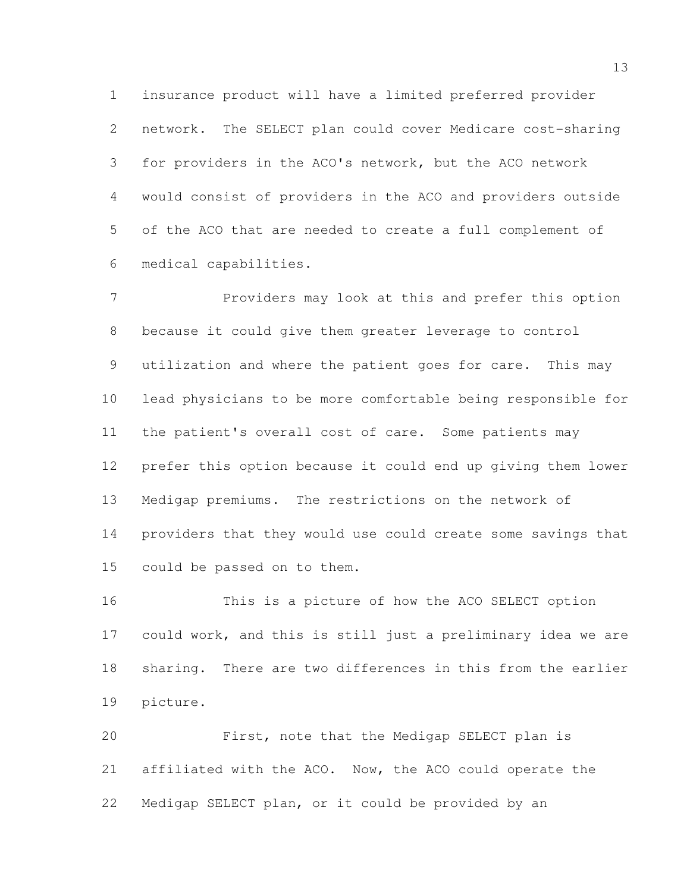insurance product will have a limited preferred provider network. The SELECT plan could cover Medicare cost-sharing for providers in the ACO's network, but the ACO network would consist of providers in the ACO and providers outside of the ACO that are needed to create a full complement of medical capabilities.

Providers may look at this and prefer this option because it could give them greater leverage to control utilization and where the patient goes for care. This may lead physicians to be more comfortable being responsible for the patient's overall cost of care. Some patients may prefer this option because it could end up giving them lower Medigap premiums. The restrictions on the network of providers that they would use could create some savings that could be passed on to them.

This is a picture of how the ACO SELECT option could work, and this is still just a preliminary idea we are sharing. There are two differences in this from the earlier picture.

First, note that the Medigap SELECT plan is affiliated with the ACO. Now, the ACO could operate the Medigap SELECT plan, or it could be provided by an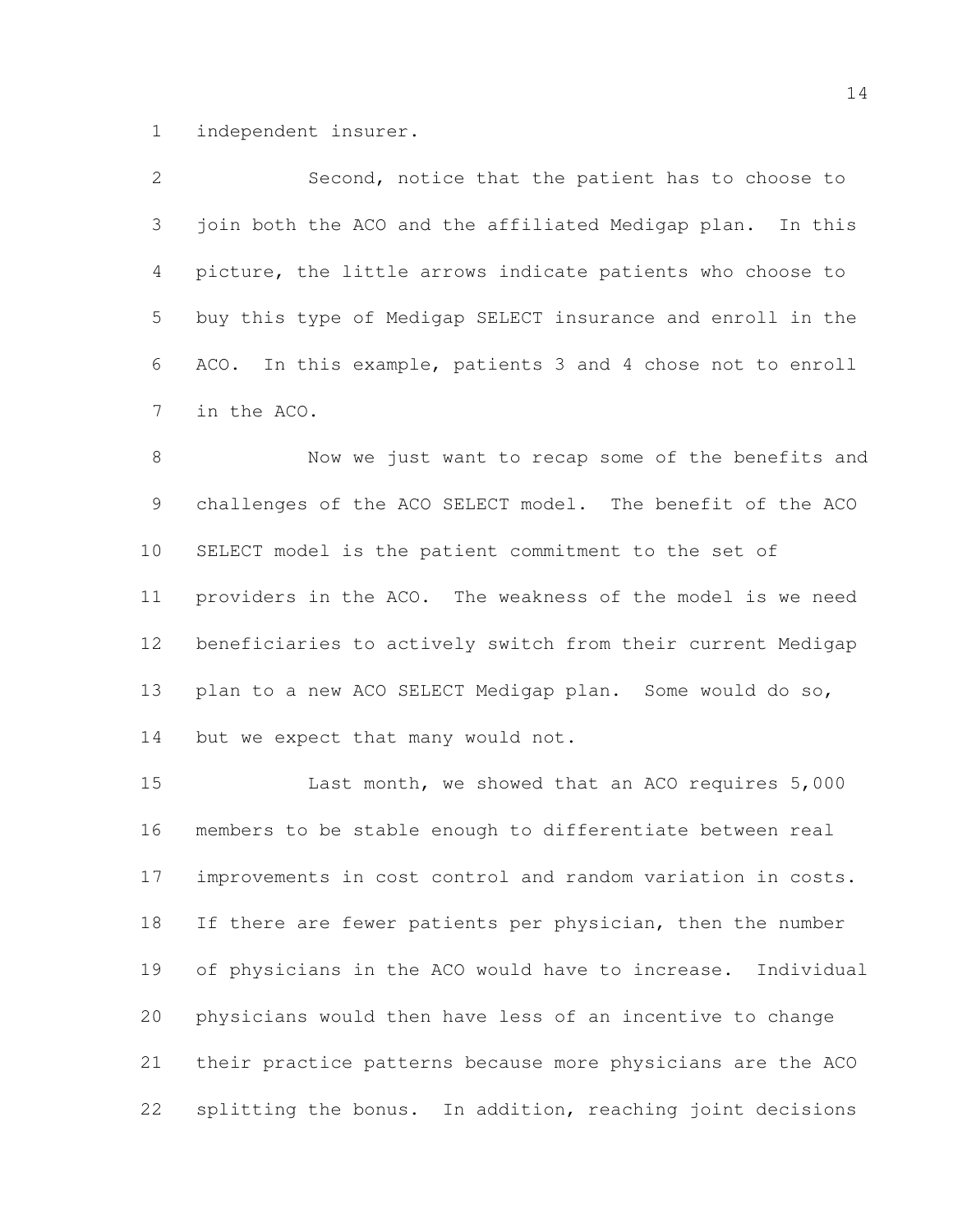independent insurer.

Second, notice that the patient has to choose to join both the ACO and the affiliated Medigap plan. In this picture, the little arrows indicate patients who choose to buy this type of Medigap SELECT insurance and enroll in the ACO. In this example, patients 3 and 4 chose not to enroll in the ACO.

Now we just want to recap some of the benefits and challenges of the ACO SELECT model. The benefit of the ACO SELECT model is the patient commitment to the set of providers in the ACO. The weakness of the model is we need beneficiaries to actively switch from their current Medigap plan to a new ACO SELECT Medigap plan. Some would do so, but we expect that many would not.

Last month, we showed that an ACO requires 5,000 members to be stable enough to differentiate between real improvements in cost control and random variation in costs. If there are fewer patients per physician, then the number of physicians in the ACO would have to increase. Individual physicians would then have less of an incentive to change their practice patterns because more physicians are the ACO splitting the bonus. In addition, reaching joint decisions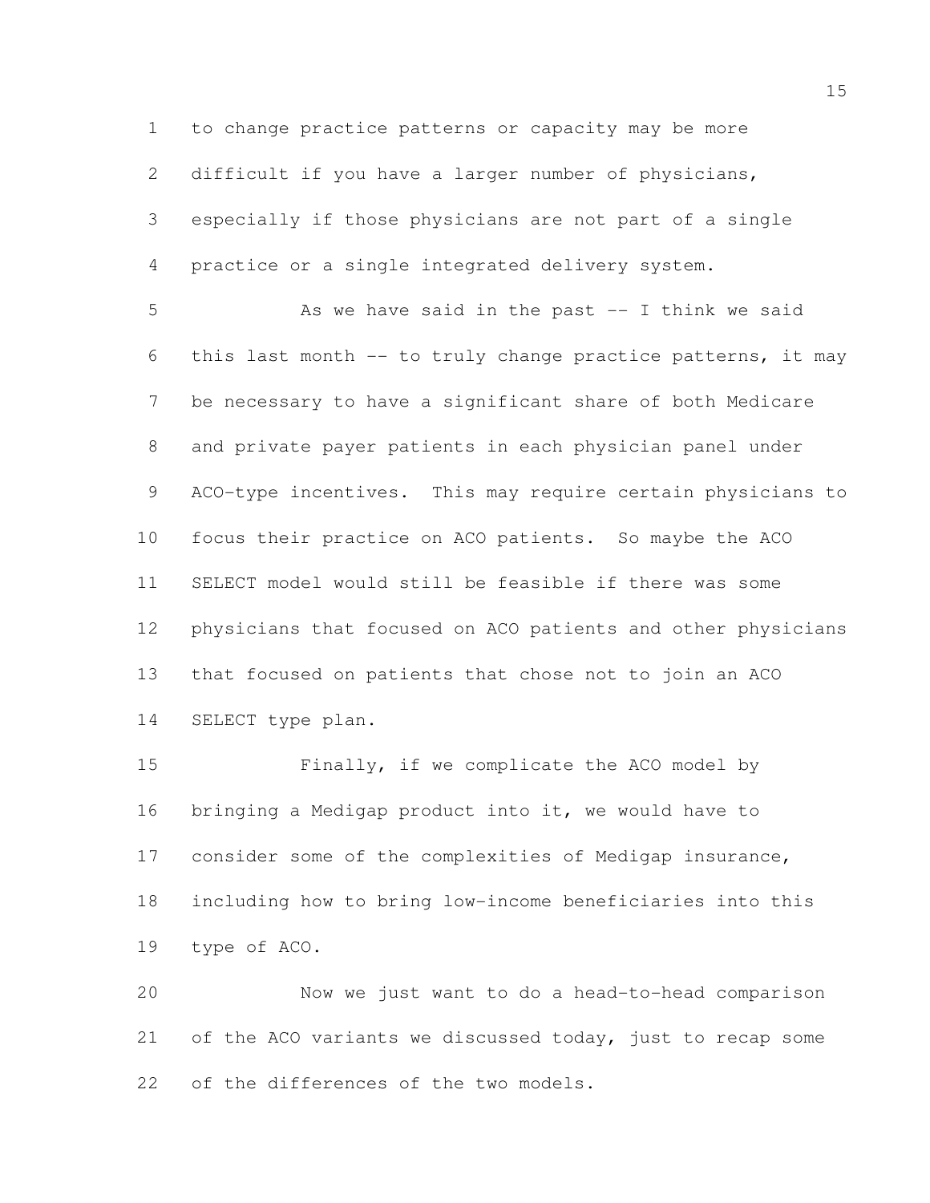to change practice patterns or capacity may be more difficult if you have a larger number of physicians, especially if those physicians are not part of a single practice or a single integrated delivery system.

As we have said in the past -- I think we said this last month -- to truly change practice patterns, it may be necessary to have a significant share of both Medicare and private payer patients in each physician panel under ACO-type incentives. This may require certain physicians to focus their practice on ACO patients. So maybe the ACO SELECT model would still be feasible if there was some physicians that focused on ACO patients and other physicians that focused on patients that chose not to join an ACO SELECT type plan.

Finally, if we complicate the ACO model by bringing a Medigap product into it, we would have to consider some of the complexities of Medigap insurance, including how to bring low-income beneficiaries into this type of ACO.

Now we just want to do a head-to-head comparison of the ACO variants we discussed today, just to recap some of the differences of the two models.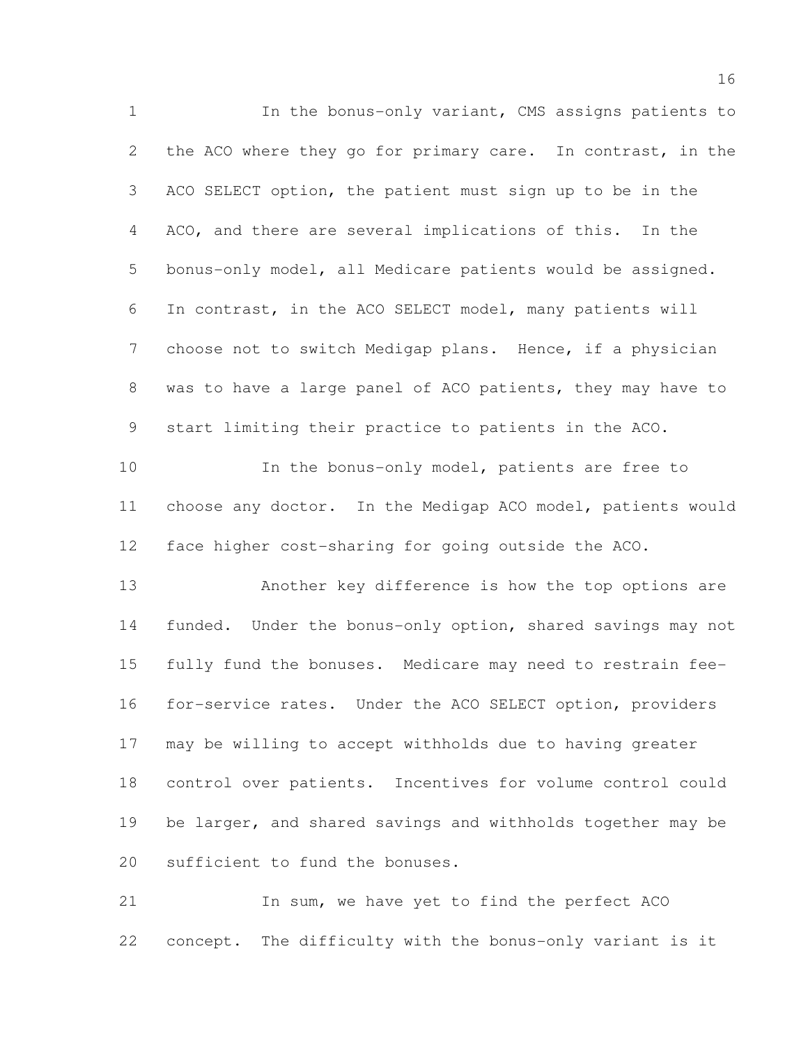In the bonus-only variant, CMS assigns patients to the ACO where they go for primary care. In contrast, in the ACO SELECT option, the patient must sign up to be in the ACO, and there are several implications of this. In the bonus-only model, all Medicare patients would be assigned. In contrast, in the ACO SELECT model, many patients will choose not to switch Medigap plans. Hence, if a physician was to have a large panel of ACO patients, they may have to start limiting their practice to patients in the ACO.

In the bonus-only model, patients are free to choose any doctor. In the Medigap ACO model, patients would face higher cost-sharing for going outside the ACO.

Another key difference is how the top options are funded. Under the bonus-only option, shared savings may not fully fund the bonuses. Medicare may need to restrain fee-for-service rates. Under the ACO SELECT option, providers may be willing to accept withholds due to having greater control over patients. Incentives for volume control could be larger, and shared savings and withholds together may be sufficient to fund the bonuses.

In sum, we have yet to find the perfect ACO concept. The difficulty with the bonus-only variant is it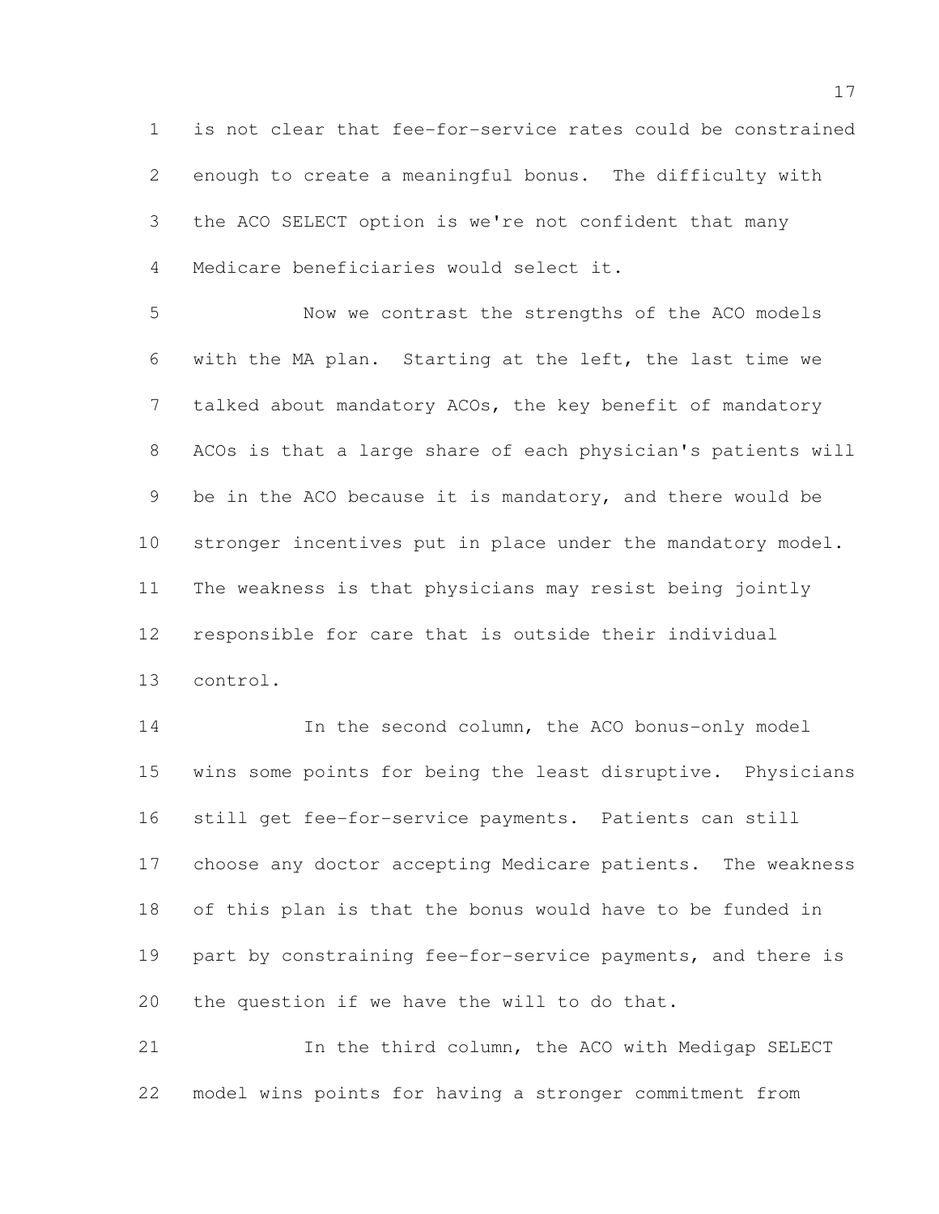is not clear that fee-for-service rates could be constrained enough to create a meaningful bonus. The difficulty with the ACO SELECT option is we're not confident that many Medicare beneficiaries would select it.

Now we contrast the strengths of the ACO models with the MA plan. Starting at the left, the last time we talked about mandatory ACOs, the key benefit of mandatory ACOs is that a large share of each physician's patients will be in the ACO because it is mandatory, and there would be stronger incentives put in place under the mandatory model. The weakness is that physicians may resist being jointly responsible for care that is outside their individual control.

In the second column, the ACO bonus-only model wins some points for being the least disruptive. Physicians still get fee-for-service payments. Patients can still choose any doctor accepting Medicare patients. The weakness of this plan is that the bonus would have to be funded in part by constraining fee-for-service payments, and there is the question if we have the will to do that.

In the third column, the ACO with Medigap SELECT model wins points for having a stronger commitment from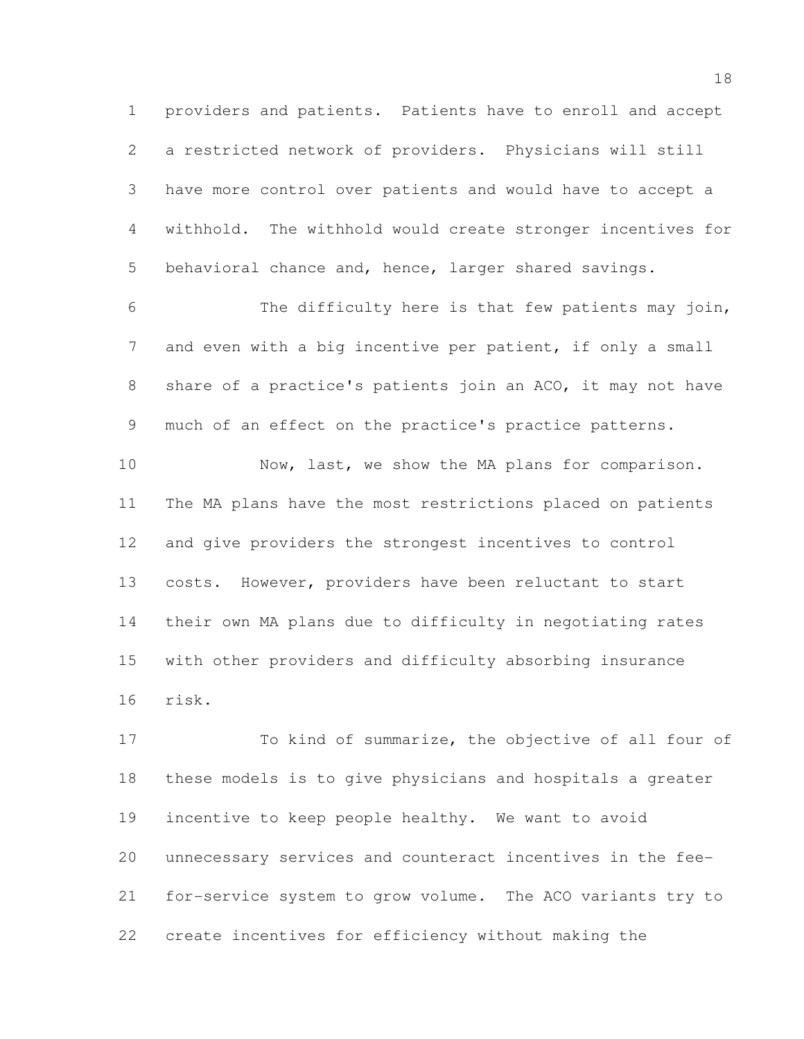providers and patients. Patients have to enroll and accept a restricted network of providers. Physicians will still have more control over patients and would have to accept a withhold. The withhold would create stronger incentives for behavioral chance and, hence, larger shared savings.

The difficulty here is that few patients may join, and even with a big incentive per patient, if only a small share of a practice's patients join an ACO, it may not have much of an effect on the practice's practice patterns.

Now, last, we show the MA plans for comparison. The MA plans have the most restrictions placed on patients and give providers the strongest incentives to control costs. However, providers have been reluctant to start their own MA plans due to difficulty in negotiating rates with other providers and difficulty absorbing insurance risk.

To kind of summarize, the objective of all four of these models is to give physicians and hospitals a greater incentive to keep people healthy. We want to avoid unnecessary services and counteract incentives in the fee-for-service system to grow volume. The ACO variants try to create incentives for efficiency without making the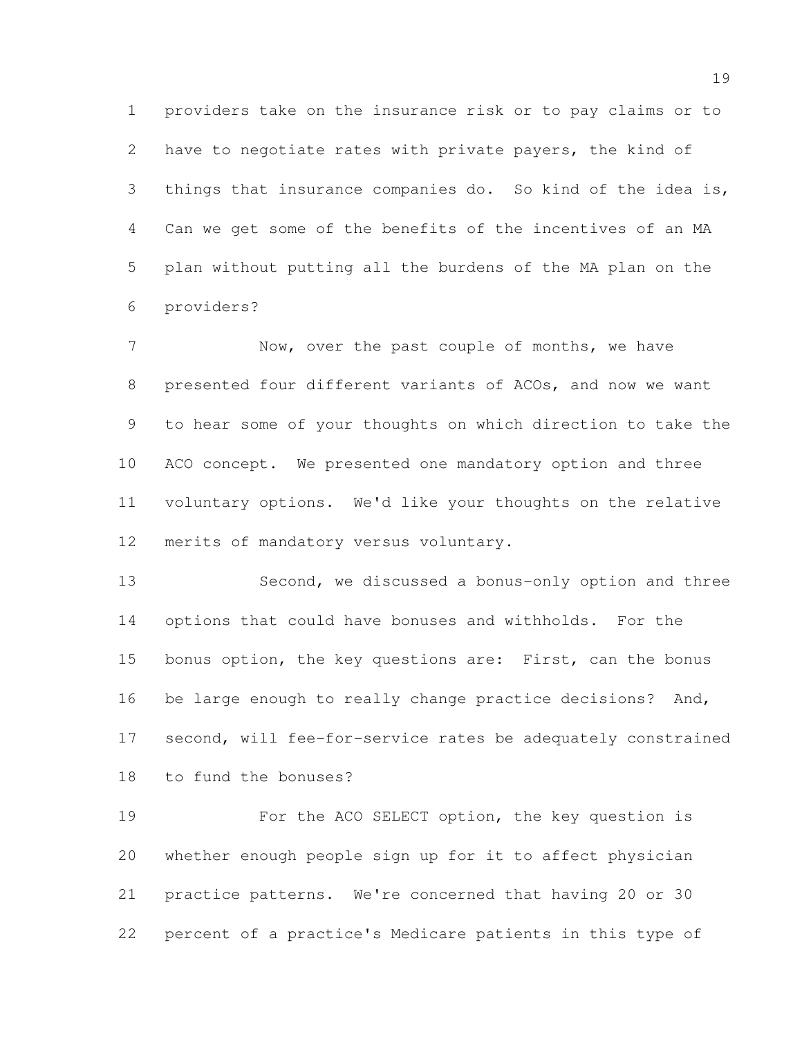providers take on the insurance risk or to pay claims or to have to negotiate rates with private payers, the kind of things that insurance companies do. So kind of the idea is, Can we get some of the benefits of the incentives of an MA plan without putting all the burdens of the MA plan on the providers?

Now, over the past couple of months, we have presented four different variants of ACOs, and now we want to hear some of your thoughts on which direction to take the ACO concept. We presented one mandatory option and three voluntary options. We'd like your thoughts on the relative merits of mandatory versus voluntary.

Second, we discussed a bonus-only option and three options that could have bonuses and withholds. For the bonus option, the key questions are: First, can the bonus be large enough to really change practice decisions? And, second, will fee-for-service rates be adequately constrained to fund the bonuses?

For the ACO SELECT option, the key question is whether enough people sign up for it to affect physician practice patterns. We're concerned that having 20 or 30 percent of a practice's Medicare patients in this type of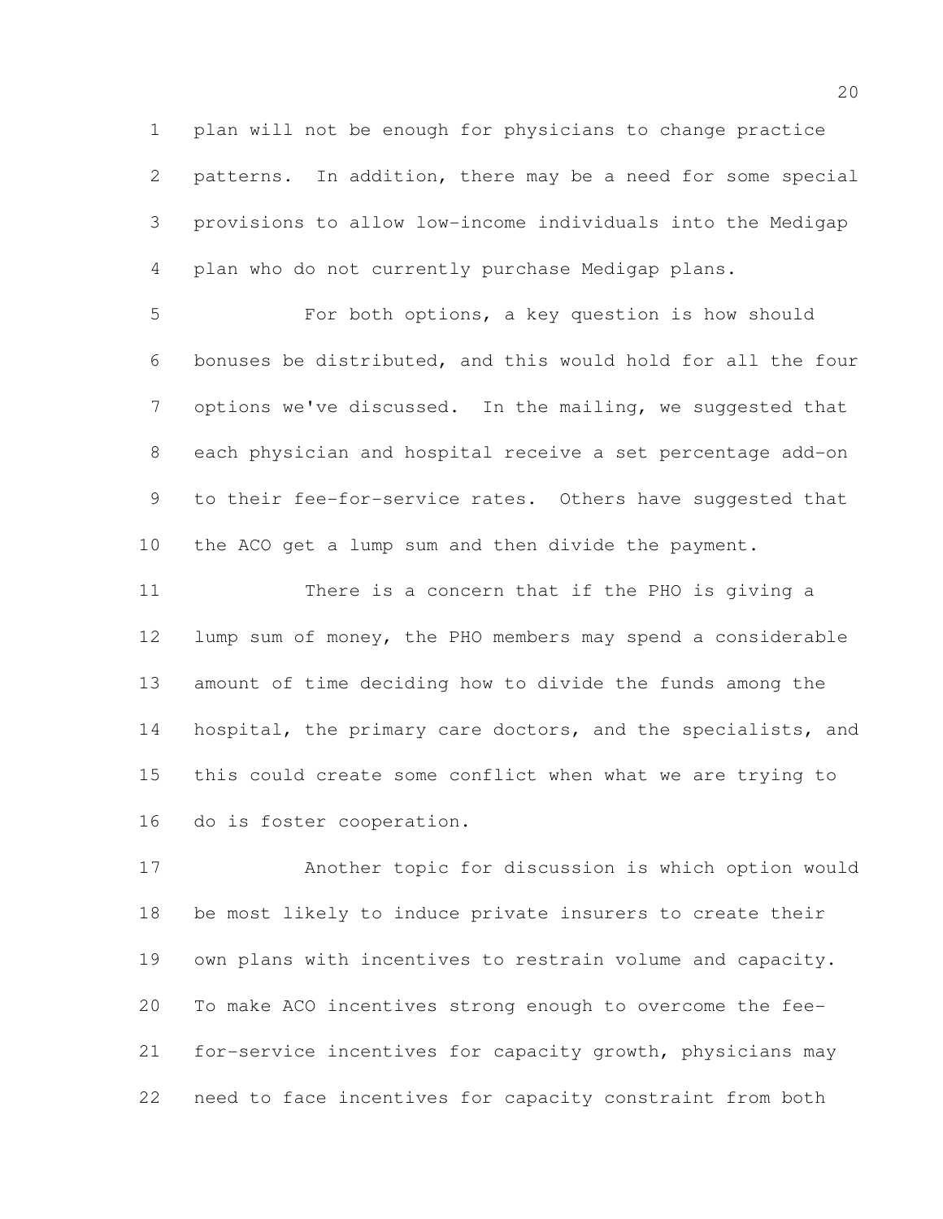plan will not be enough for physicians to change practice patterns. In addition, there may be a need for some special provisions to allow low-income individuals into the Medigap plan who do not currently purchase Medigap plans.

For both options, a key question is how should bonuses be distributed, and this would hold for all the four options we've discussed. In the mailing, we suggested that each physician and hospital receive a set percentage add-on to their fee-for-service rates. Others have suggested that the ACO get a lump sum and then divide the payment.

There is a concern that if the PHO is giving a lump sum of money, the PHO members may spend a considerable amount of time deciding how to divide the funds among the hospital, the primary care doctors, and the specialists, and this could create some conflict when what we are trying to do is foster cooperation.

Another topic for discussion is which option would be most likely to induce private insurers to create their own plans with incentives to restrain volume and capacity. To make ACO incentives strong enough to overcome the fee-for-service incentives for capacity growth, physicians may need to face incentives for capacity constraint from both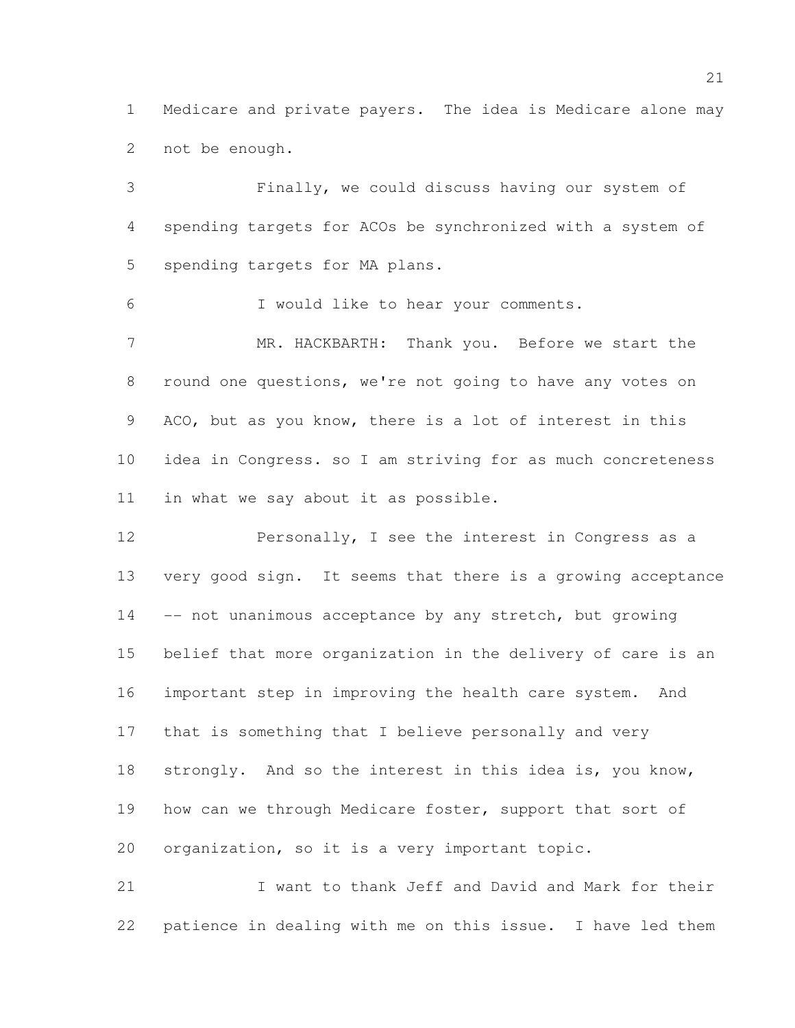Medicare and private payers. The idea is Medicare alone may not be enough.

Finally, we could discuss having our system of spending targets for ACOs be synchronized with a system of spending targets for MA plans.

I would like to hear your comments.

MR. HACKBARTH: Thank you. Before we start the round one questions, we're not going to have any votes on ACO, but as you know, there is a lot of interest in this idea in Congress. so I am striving for as much concreteness in what we say about it as possible.

Personally, I see the interest in Congress as a very good sign. It seems that there is a growing acceptance -- not unanimous acceptance by any stretch, but growing belief that more organization in the delivery of care is an important step in improving the health care system. And that is something that I believe personally and very strongly. And so the interest in this idea is, you know, how can we through Medicare foster, support that sort of organization, so it is a very important topic.

I want to thank Jeff and David and Mark for their patience in dealing with me on this issue. I have led them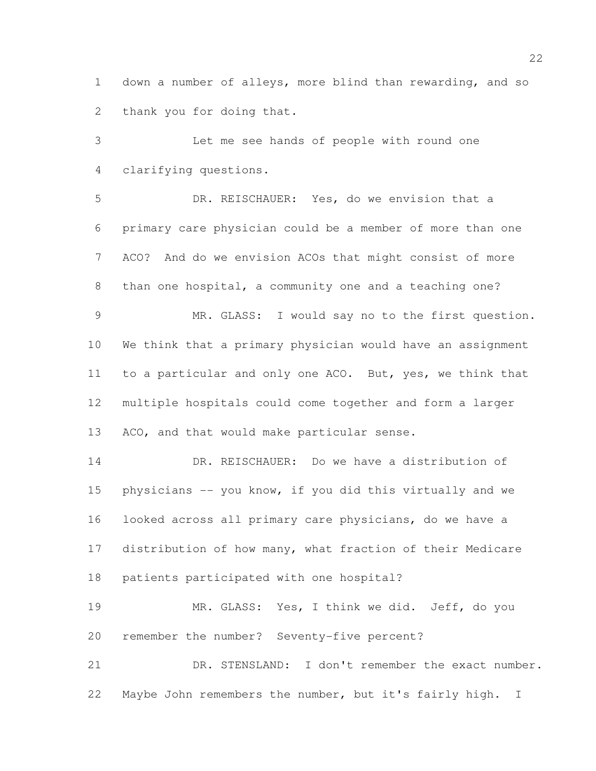down a number of alleys, more blind than rewarding, and so thank you for doing that.

Let me see hands of people with round one clarifying questions.

DR. REISCHAUER: Yes, do we envision that a primary care physician could be a member of more than one ACO? And do we envision ACOs that might consist of more than one hospital, a community one and a teaching one?

MR. GLASS: I would say no to the first question. We think that a primary physician would have an assignment to a particular and only one ACO. But, yes, we think that multiple hospitals could come together and form a larger ACO, and that would make particular sense.

DR. REISCHAUER: Do we have a distribution of physicians -- you know, if you did this virtually and we looked across all primary care physicians, do we have a distribution of how many, what fraction of their Medicare patients participated with one hospital?

MR. GLASS: Yes, I think we did. Jeff, do you remember the number? Seventy-five percent?

DR. STENSLAND: I don't remember the exact number. Maybe John remembers the number, but it's fairly high. I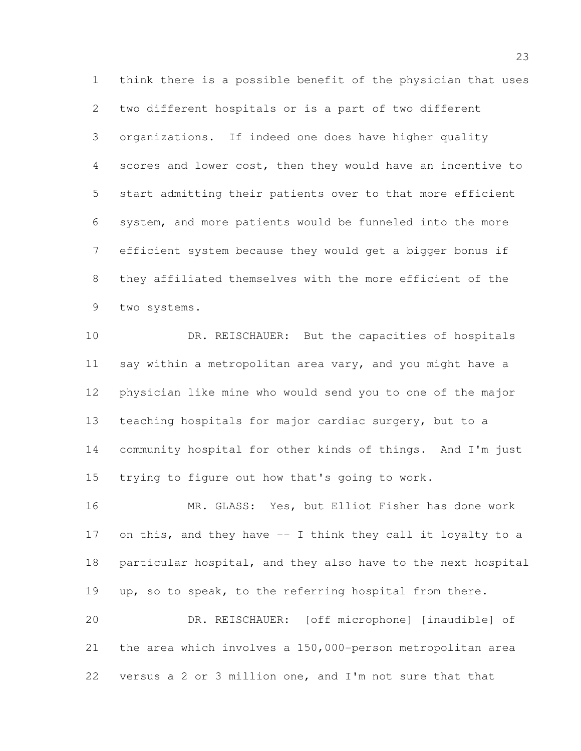think there is a possible benefit of the physician that uses two different hospitals or is a part of two different organizations. If indeed one does have higher quality scores and lower cost, then they would have an incentive to start admitting their patients over to that more efficient system, and more patients would be funneled into the more efficient system because they would get a bigger bonus if they affiliated themselves with the more efficient of the two systems.

DR. REISCHAUER: But the capacities of hospitals say within a metropolitan area vary, and you might have a physician like mine who would send you to one of the major teaching hospitals for major cardiac surgery, but to a community hospital for other kinds of things. And I'm just trying to figure out how that's going to work.

MR. GLASS: Yes, but Elliot Fisher has done work on this, and they have -- I think they call it loyalty to a particular hospital, and they also have to the next hospital up, so to speak, to the referring hospital from there.

DR. REISCHAUER: [off microphone] [inaudible] of the area which involves a 150,000-person metropolitan area versus a 2 or 3 million one, and I'm not sure that that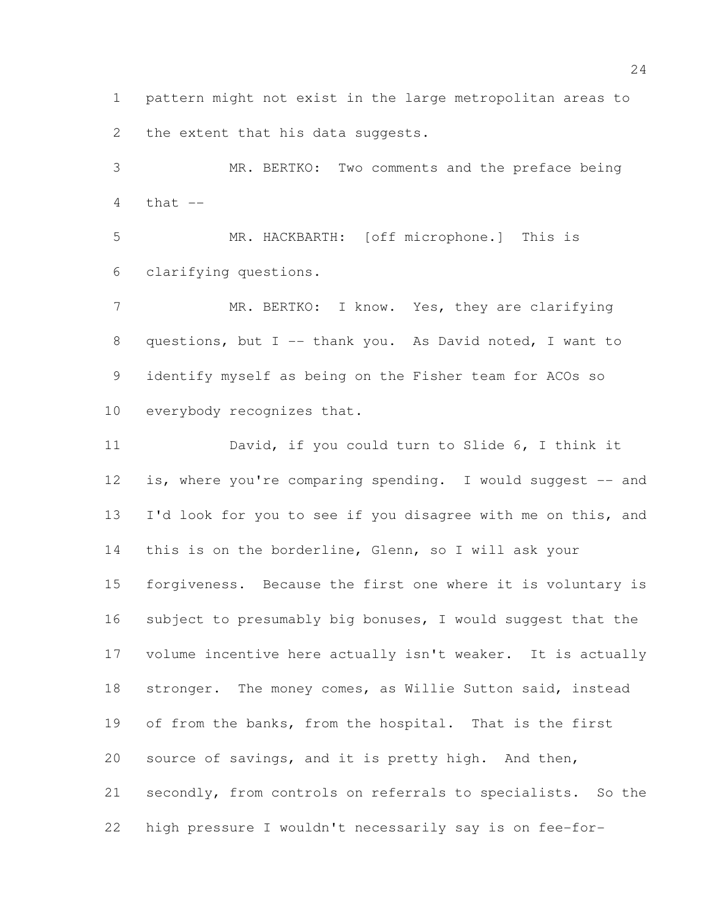pattern might not exist in the large metropolitan areas to the extent that his data suggests.

MR. BERTKO: Two comments and the preface being that --

MR. HACKBARTH: [off microphone.] This is clarifying questions.

MR. BERTKO: I know. Yes, they are clarifying questions, but I -- thank you. As David noted, I want to identify myself as being on the Fisher team for ACOs so everybody recognizes that.

David, if you could turn to Slide 6, I think it is, where you're comparing spending. I would suggest -- and I'd look for you to see if you disagree with me on this, and this is on the borderline, Glenn, so I will ask your forgiveness. Because the first one where it is voluntary is subject to presumably big bonuses, I would suggest that the volume incentive here actually isn't weaker. It is actually stronger. The money comes, as Willie Sutton said, instead of from the banks, from the hospital. That is the first source of savings, and it is pretty high. And then, secondly, from controls on referrals to specialists. So the high pressure I wouldn't necessarily say is on fee-for-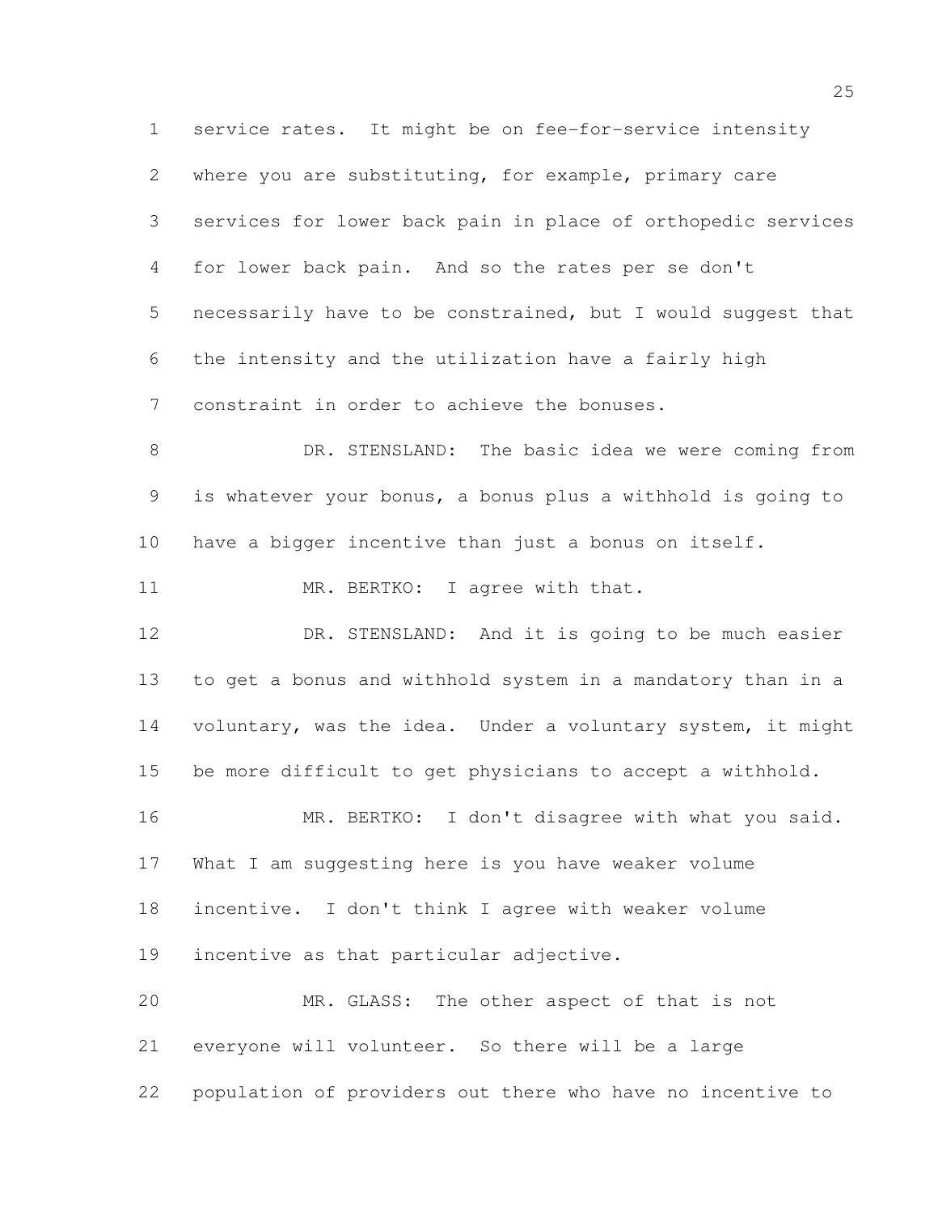service rates. It might be on fee-for-service intensity where you are substituting, for example, primary care services for lower back pain in place of orthopedic services for lower back pain. And so the rates per se don't necessarily have to be constrained, but I would suggest that the intensity and the utilization have a fairly high constraint in order to achieve the bonuses.

DR. STENSLAND: The basic idea we were coming from is whatever your bonus, a bonus plus a withhold is going to have a bigger incentive than just a bonus on itself.

MR. BERTKO: I agree with that.

DR. STENSLAND: And it is going to be much easier to get a bonus and withhold system in a mandatory than in a voluntary, was the idea. Under a voluntary system, it might be more difficult to get physicians to accept a withhold.

MR. BERTKO: I don't disagree with what you said. What I am suggesting here is you have weaker volume incentive. I don't think I agree with weaker volume incentive as that particular adjective.

MR. GLASS: The other aspect of that is not everyone will volunteer. So there will be a large population of providers out there who have no incentive to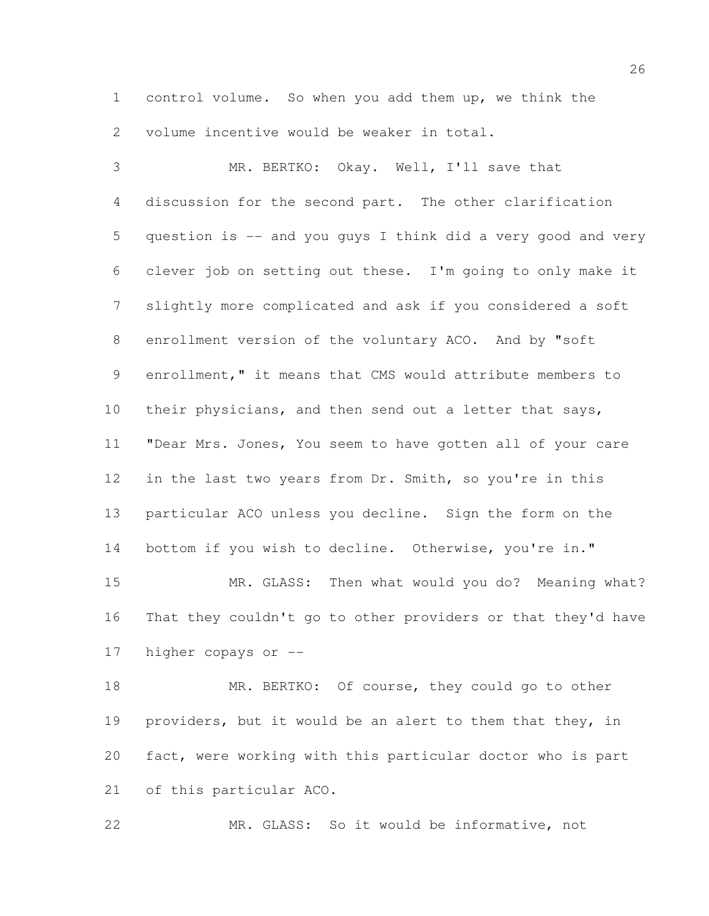control volume. So when you add them up, we think the volume incentive would be weaker in total.

MR. BERTKO: Okay. Well, I'll save that discussion for the second part. The other clarification question is -- and you guys I think did a very good and very clever job on setting out these. I'm going to only make it slightly more complicated and ask if you considered a soft enrollment version of the voluntary ACO. And by "soft enrollment," it means that CMS would attribute members to their physicians, and then send out a letter that says, "Dear Mrs. Jones, You seem to have gotten all of your care in the last two years from Dr. Smith, so you're in this particular ACO unless you decline. Sign the form on the bottom if you wish to decline. Otherwise, you're in."

MR. GLASS: Then what would you do? Meaning what? That they couldn't go to other providers or that they'd have higher copays or --

MR. BERTKO: Of course, they could go to other providers, but it would be an alert to them that they, in fact, were working with this particular doctor who is part of this particular ACO.

MR. GLASS: So it would be informative, not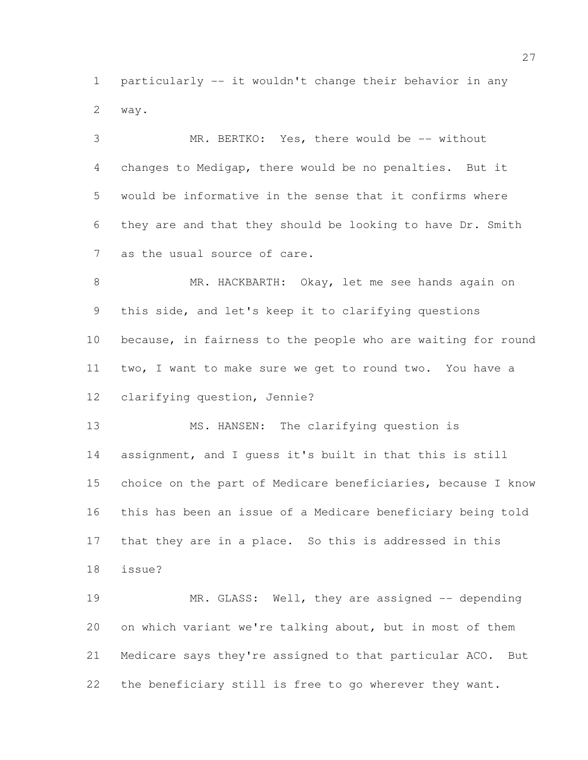particularly -- it wouldn't change their behavior in any way.

MR. BERTKO: Yes, there would be -- without changes to Medigap, there would be no penalties. But it would be informative in the sense that it confirms where they are and that they should be looking to have Dr. Smith as the usual source of care.

MR. HACKBARTH: Okay, let me see hands again on this side, and let's keep it to clarifying questions because, in fairness to the people who are waiting for round two, I want to make sure we get to round two. You have a clarifying question, Jennie?

MS. HANSEN: The clarifying question is assignment, and I guess it's built in that this is still choice on the part of Medicare beneficiaries, because I know this has been an issue of a Medicare beneficiary being told that they are in a place. So this is addressed in this issue?

MR. GLASS: Well, they are assigned -- depending on which variant we're talking about, but in most of them Medicare says they're assigned to that particular ACO. But the beneficiary still is free to go wherever they want.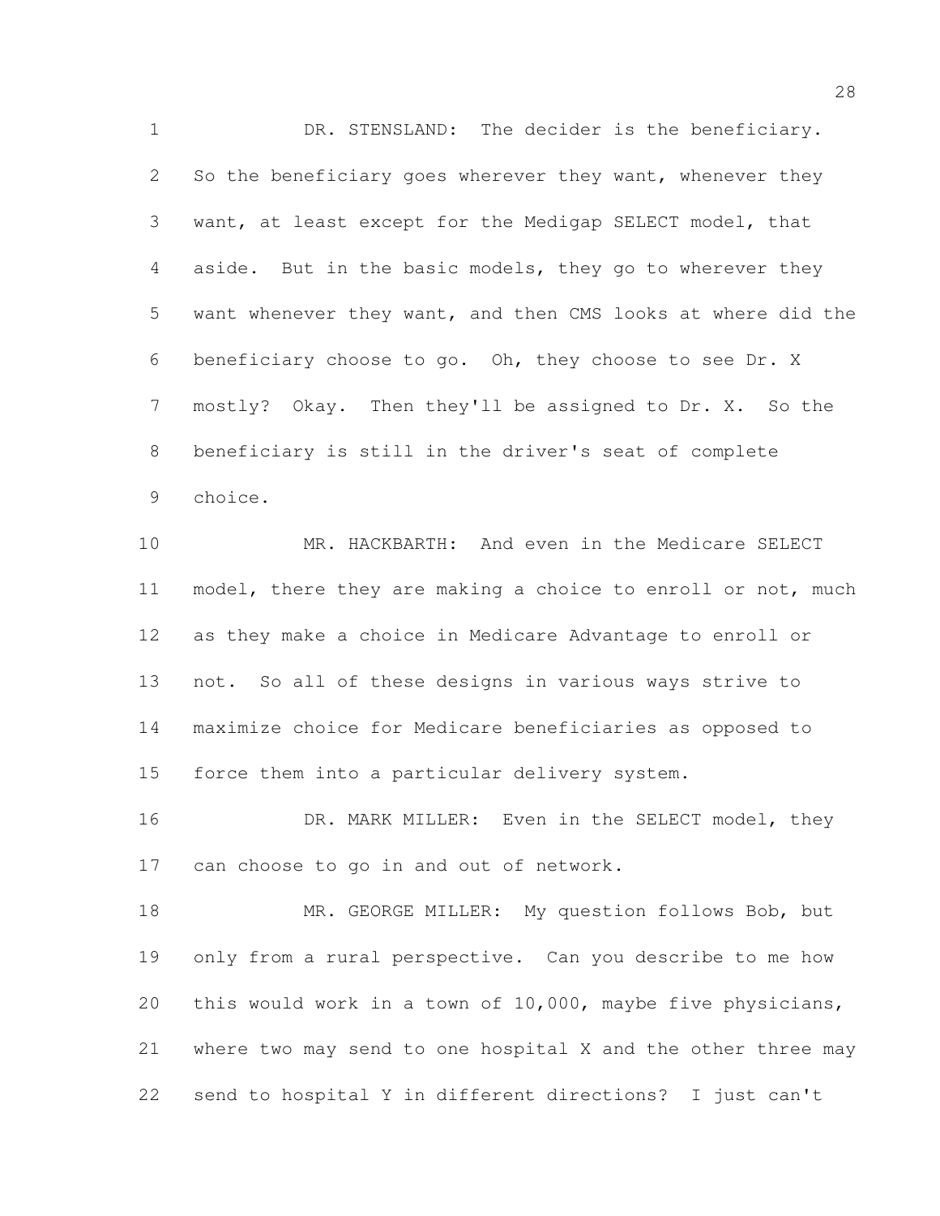DR. STENSLAND: The decider is the beneficiary. So the beneficiary goes wherever they want, whenever they want, at least except for the Medigap SELECT model, that aside. But in the basic models, they go to wherever they want whenever they want, and then CMS looks at where did the beneficiary choose to go. Oh, they choose to see Dr. X mostly? Okay. Then they'll be assigned to Dr. X. So the beneficiary is still in the driver's seat of complete choice.

MR. HACKBARTH: And even in the Medicare SELECT model, there they are making a choice to enroll or not, much as they make a choice in Medicare Advantage to enroll or not. So all of these designs in various ways strive to maximize choice for Medicare beneficiaries as opposed to force them into a particular delivery system.

DR. MARK MILLER: Even in the SELECT model, they can choose to go in and out of network.

MR. GEORGE MILLER: My question follows Bob, but only from a rural perspective. Can you describe to me how this would work in a town of 10,000, maybe five physicians, where two may send to one hospital X and the other three may send to hospital Y in different directions? I just can't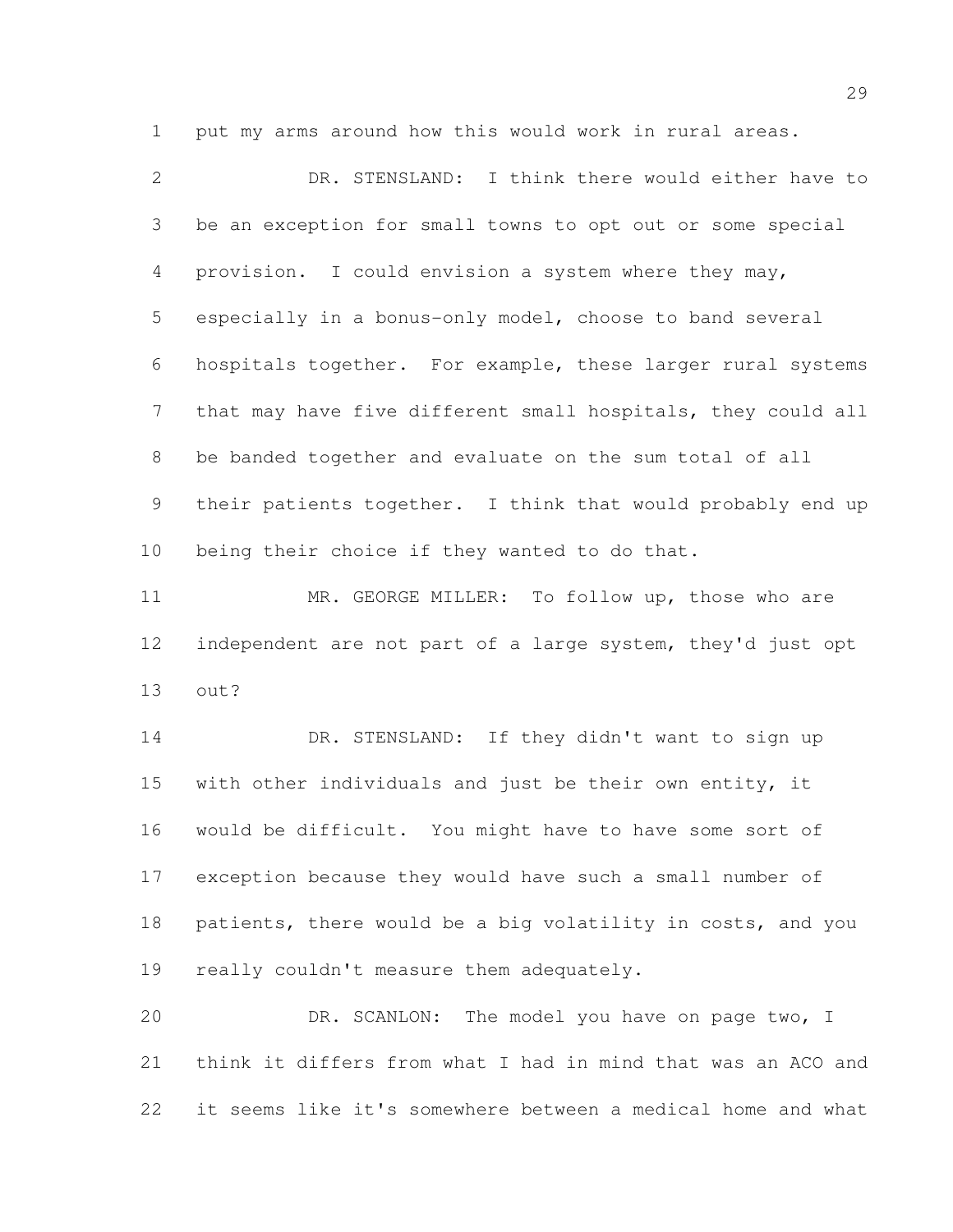put my arms around how this would work in rural areas.

DR. STENSLAND: I think there would either have to be an exception for small towns to opt out or some special provision. I could envision a system where they may, especially in a bonus-only model, choose to band several hospitals together. For example, these larger rural systems that may have five different small hospitals, they could all be banded together and evaluate on the sum total of all their patients together. I think that would probably end up being their choice if they wanted to do that.

MR. GEORGE MILLER: To follow up, those who are independent are not part of a large system, they'd just opt out?

DR. STENSLAND: If they didn't want to sign up with other individuals and just be their own entity, it would be difficult. You might have to have some sort of exception because they would have such a small number of patients, there would be a big volatility in costs, and you really couldn't measure them adequately.

DR. SCANLON: The model you have on page two, I think it differs from what I had in mind that was an ACO and it seems like it's somewhere between a medical home and what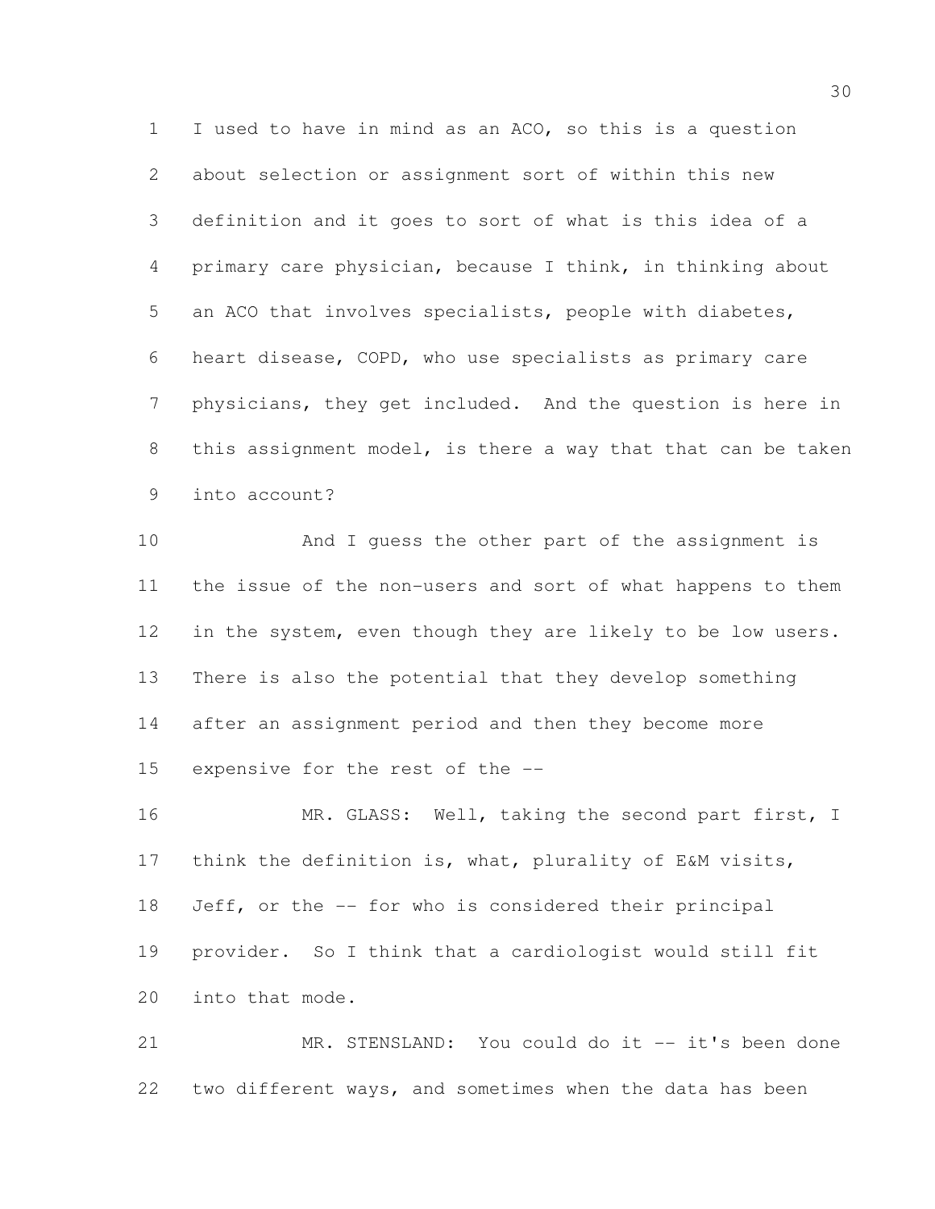I used to have in mind as an ACO, so this is a question about selection or assignment sort of within this new definition and it goes to sort of what is this idea of a primary care physician, because I think, in thinking about an ACO that involves specialists, people with diabetes, heart disease, COPD, who use specialists as primary care physicians, they get included. And the question is here in this assignment model, is there a way that that can be taken into account?

And I guess the other part of the assignment is the issue of the non-users and sort of what happens to them in the system, even though they are likely to be low users. There is also the potential that they develop something after an assignment period and then they become more expensive for the rest of the --

MR. GLASS: Well, taking the second part first, I think the definition is, what, plurality of E&M visits, Jeff, or the -- for who is considered their principal provider. So I think that a cardiologist would still fit into that mode.

MR. STENSLAND: You could do it -- it's been done two different ways, and sometimes when the data has been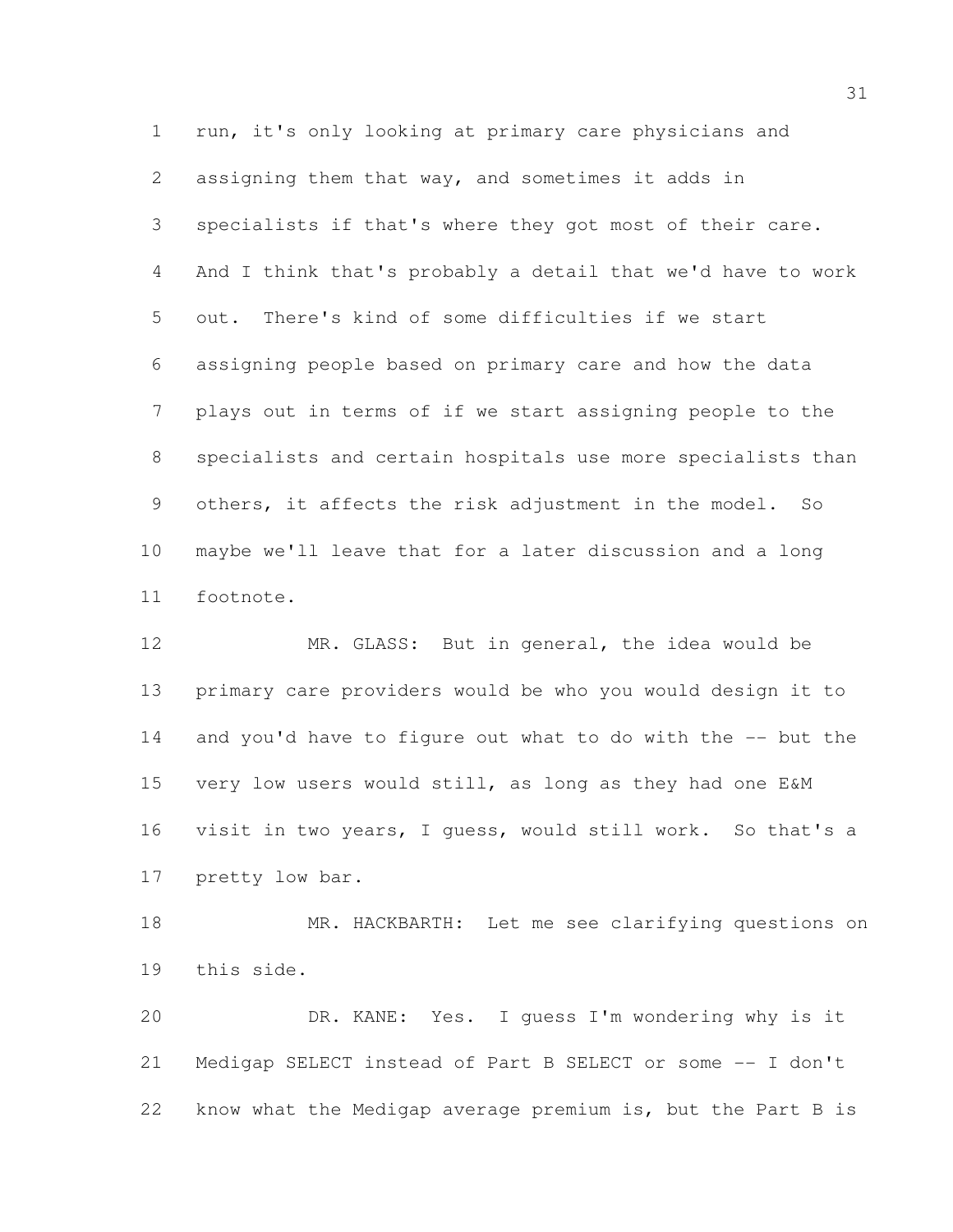run, it's only looking at primary care physicians and assigning them that way, and sometimes it adds in specialists if that's where they got most of their care. And I think that's probably a detail that we'd have to work out. There's kind of some difficulties if we start assigning people based on primary care and how the data plays out in terms of if we start assigning people to the specialists and certain hospitals use more specialists than others, it affects the risk adjustment in the model. So maybe we'll leave that for a later discussion and a long footnote.

MR. GLASS: But in general, the idea would be primary care providers would be who you would design it to and you'd have to figure out what to do with the -- but the very low users would still, as long as they had one E&M visit in two years, I guess, would still work. So that's a pretty low bar.

MR. HACKBARTH: Let me see clarifying questions on this side.

DR. KANE: Yes. I guess I'm wondering why is it Medigap SELECT instead of Part B SELECT or some -- I don't know what the Medigap average premium is, but the Part B is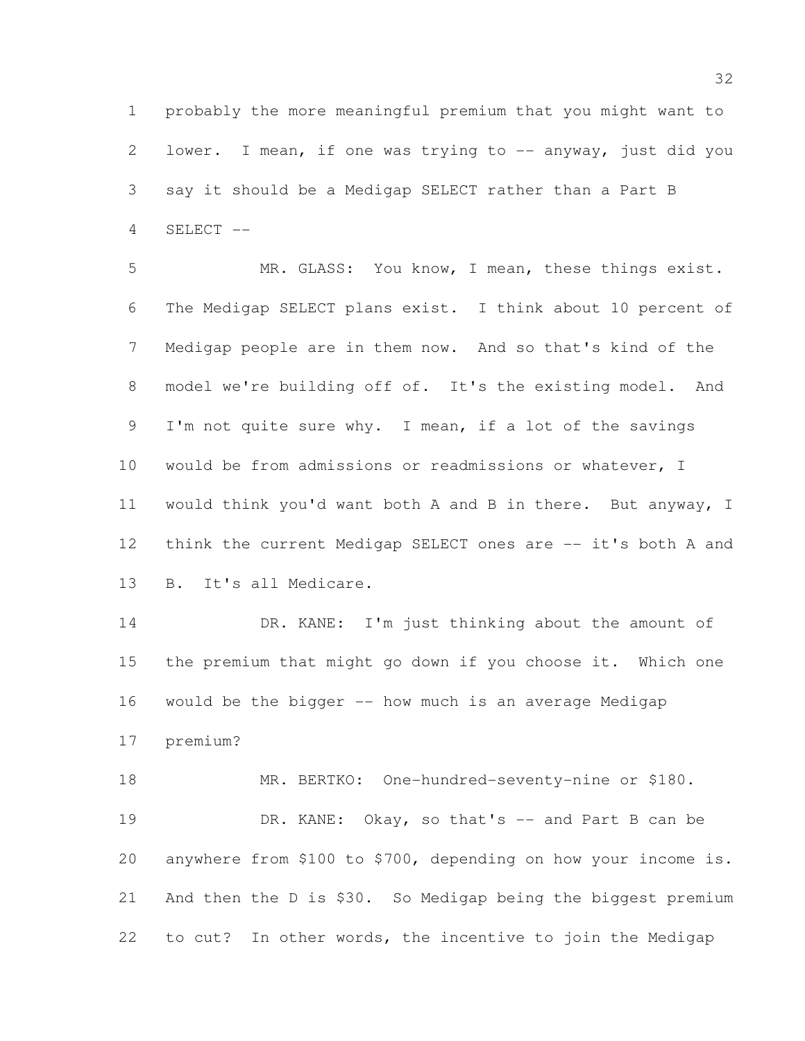probably the more meaningful premium that you might want to lower. I mean, if one was trying to -- anyway, just did you say it should be a Medigap SELECT rather than a Part B SELECT --

MR. GLASS: You know, I mean, these things exist. The Medigap SELECT plans exist. I think about 10 percent of Medigap people are in them now. And so that's kind of the model we're building off of. It's the existing model. And I'm not quite sure why. I mean, if a lot of the savings would be from admissions or readmissions or whatever, I would think you'd want both A and B in there. But anyway, I think the current Medigap SELECT ones are -- it's both A and B. It's all Medicare.

DR. KANE: I'm just thinking about the amount of the premium that might go down if you choose it. Which one would be the bigger -- how much is an average Medigap premium?

MR. BERTKO: One-hundred-seventy-nine or $180.

DR. KANE: Okay, so that's -- and Part B can be anywhere from $100 to $700, depending on how your income is. And then the D is $30. So Medigap being the biggest premium to cut? In other words, the incentive to join the Medigap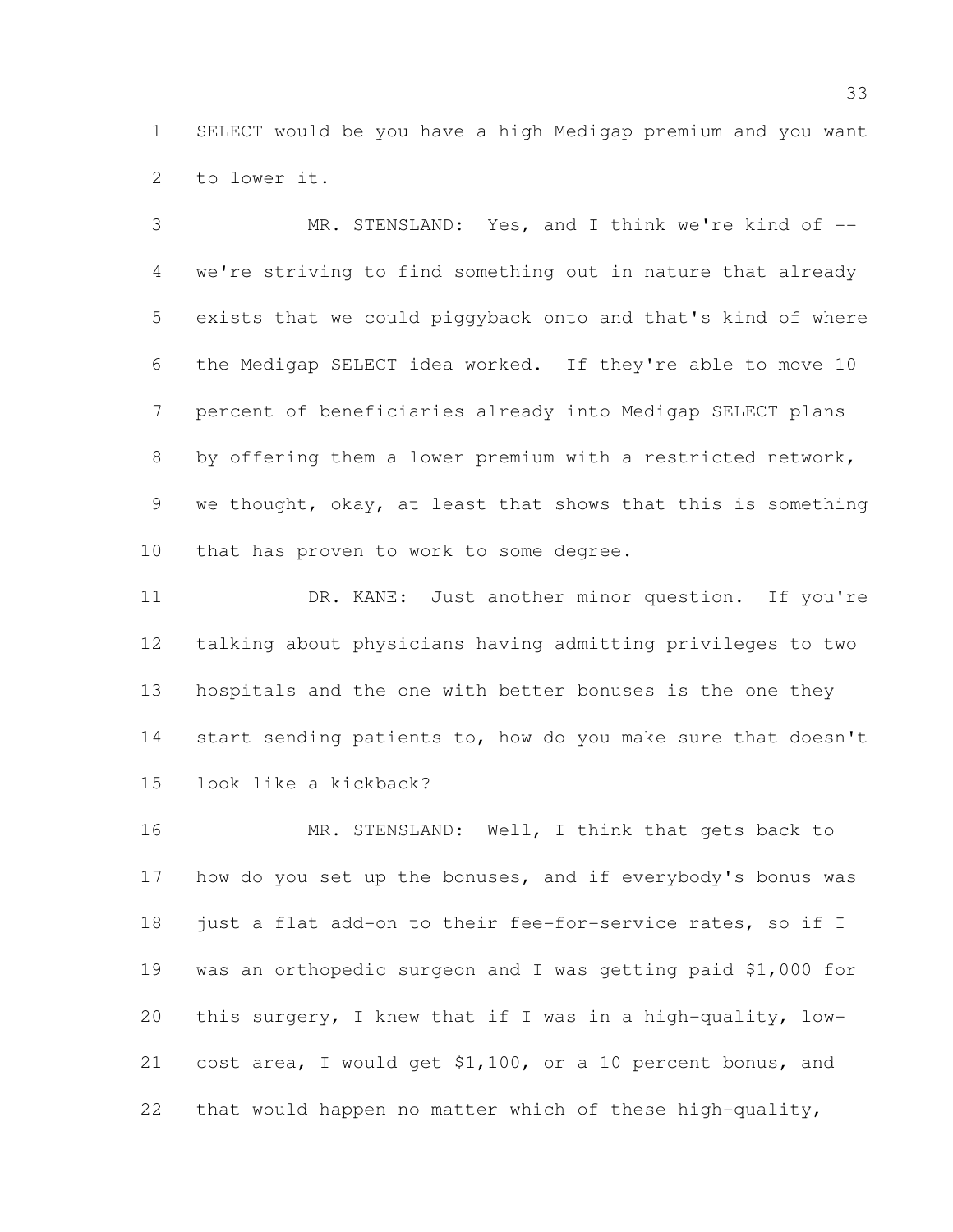SELECT would be you have a high Medigap premium and you want to lower it.

MR. STENSLAND: Yes, and I think we're kind of -- we're striving to find something out in nature that already exists that we could piggyback onto and that's kind of where the Medigap SELECT idea worked. If they're able to move 10 percent of beneficiaries already into Medigap SELECT plans by offering them a lower premium with a restricted network, we thought, okay, at least that shows that this is something that has proven to work to some degree.

DR. KANE: Just another minor question. If you're talking about physicians having admitting privileges to two hospitals and the one with better bonuses is the one they start sending patients to, how do you make sure that doesn't look like a kickback?

MR. STENSLAND: Well, I think that gets back to how do you set up the bonuses, and if everybody's bonus was just a flat add-on to their fee-for-service rates, so if I was an orthopedic surgeon and I was getting paid $1,000 for this surgery, I knew that if I was in a high-quality, low-cost area, I would get $1,100, or a 10 percent bonus, and that would happen no matter which of these high-quality,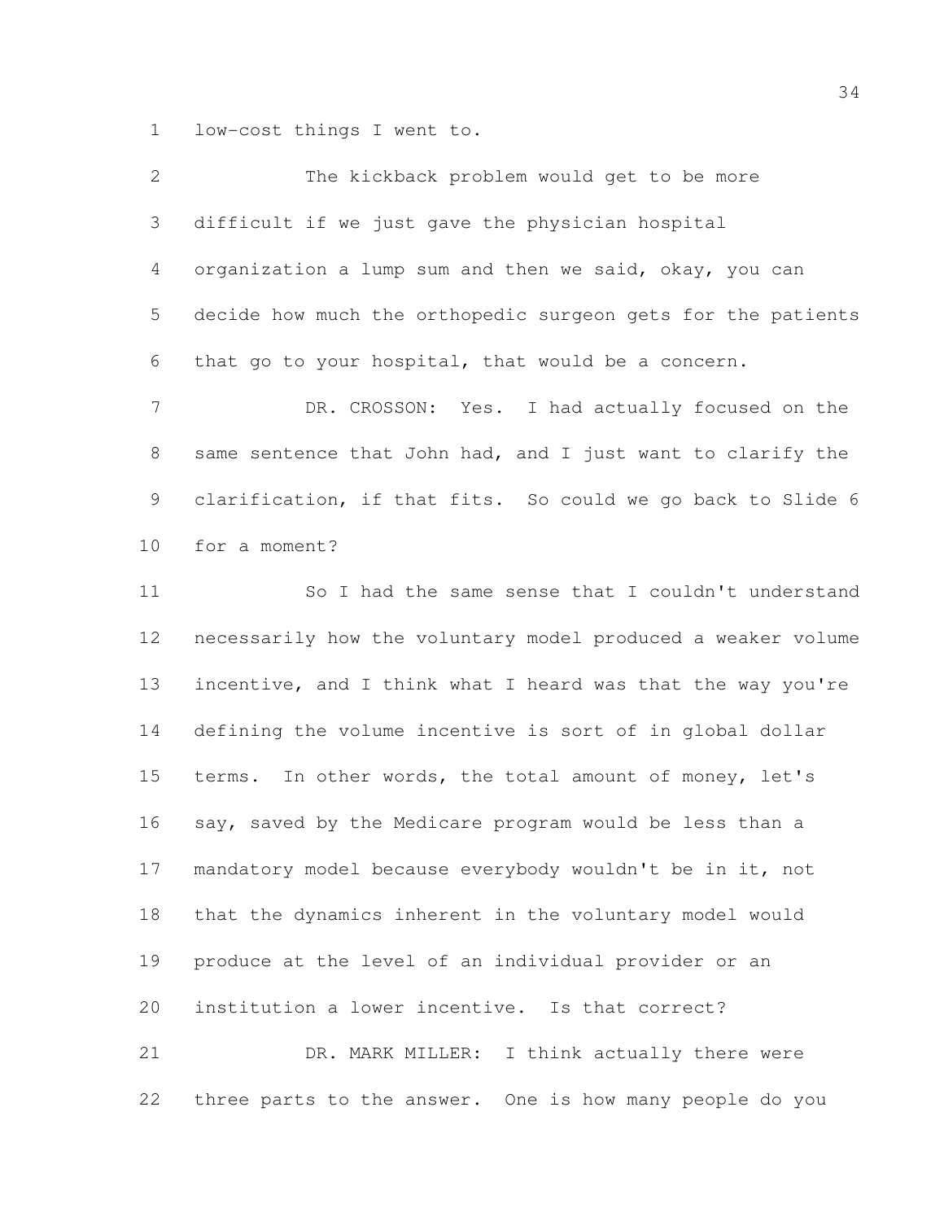low-cost things I went to.

The kickback problem would get to be more difficult if we just gave the physician hospital organization a lump sum and then we said, okay, you can decide how much the orthopedic surgeon gets for the patients that go to your hospital, that would be a concern.

DR. CROSSON: Yes. I had actually focused on the same sentence that John had, and I just want to clarify the clarification, if that fits. So could we go back to Slide 6 for a moment?

So I had the same sense that I couldn't understand necessarily how the voluntary model produced a weaker volume incentive, and I think what I heard was that the way you're defining the volume incentive is sort of in global dollar terms. In other words, the total amount of money, let's say, saved by the Medicare program would be less than a mandatory model because everybody wouldn't be in it, not that the dynamics inherent in the voluntary model would produce at the level of an individual provider or an institution a lower incentive. Is that correct?

DR. MARK MILLER: I think actually there were three parts to the answer. One is how many people do you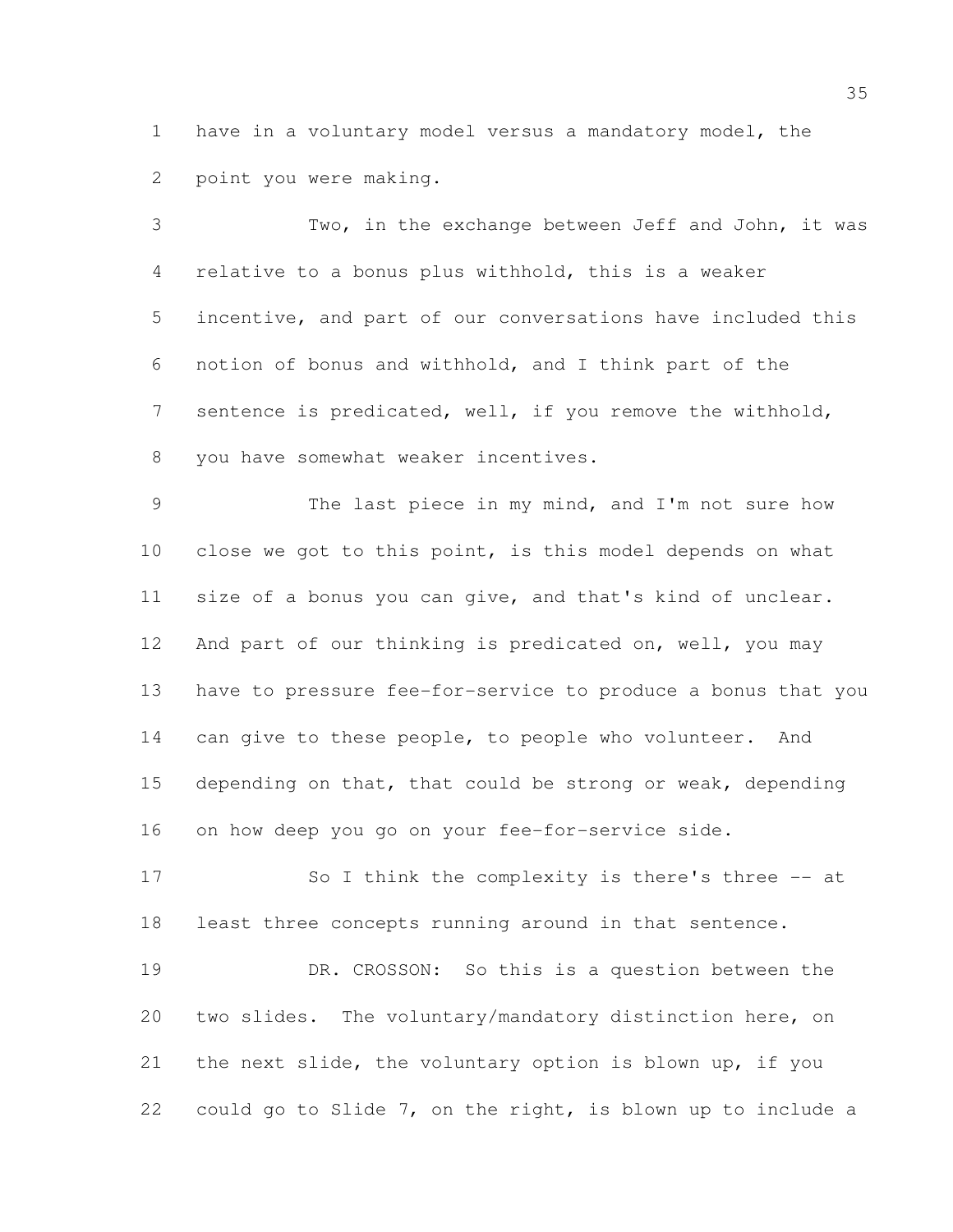have in a voluntary model versus a mandatory model, the point you were making.

Two, in the exchange between Jeff and John, it was relative to a bonus plus withhold, this is a weaker incentive, and part of our conversations have included this notion of bonus and withhold, and I think part of the sentence is predicated, well, if you remove the withhold, you have somewhat weaker incentives.

The last piece in my mind, and I'm not sure how close we got to this point, is this model depends on what size of a bonus you can give, and that's kind of unclear. And part of our thinking is predicated on, well, you may have to pressure fee-for-service to produce a bonus that you can give to these people, to people who volunteer. And depending on that, that could be strong or weak, depending on how deep you go on your fee-for-service side.

So I think the complexity is there's three -- at least three concepts running around in that sentence.

DR. CROSSON: So this is a question between the two slides. The voluntary/mandatory distinction here, on the next slide, the voluntary option is blown up, if you could go to Slide 7, on the right, is blown up to include a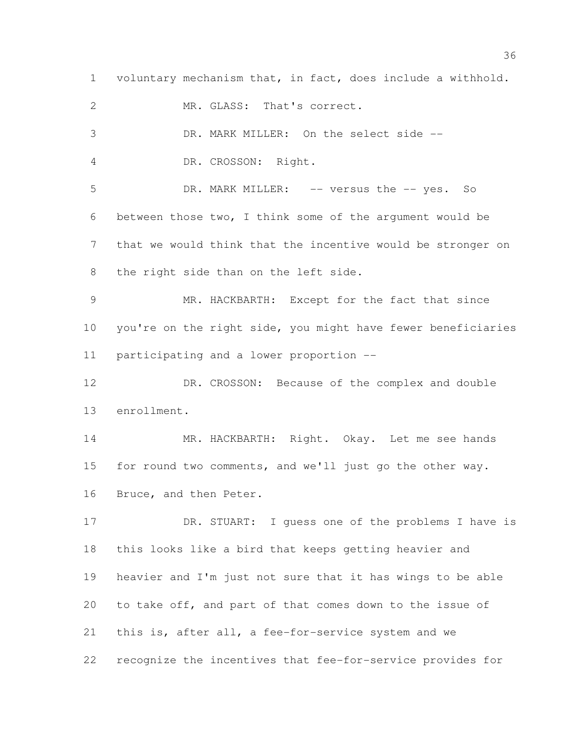voluntary mechanism that, in fact, does include a withhold.

MR. GLASS: That's correct.

DR. MARK MILLER: On the select side --

DR. CROSSON: Right.

DR. MARK MILLER: -- versus the -- yes. So between those two, I think some of the argument would be that we would think that the incentive would be stronger on the right side than on the left side.

MR. HACKBARTH: Except for the fact that since you're on the right side, you might have fewer beneficiaries participating and a lower proportion --

DR. CROSSON: Because of the complex and double enrollment.

MR. HACKBARTH: Right. Okay. Let me see hands for round two comments, and we'll just go the other way. Bruce, and then Peter.

DR. STUART: I guess one of the problems I have is this looks like a bird that keeps getting heavier and heavier and I'm just not sure that it has wings to be able to take off, and part of that comes down to the issue of this is, after all, a fee-for-service system and we recognize the incentives that fee-for-service provides for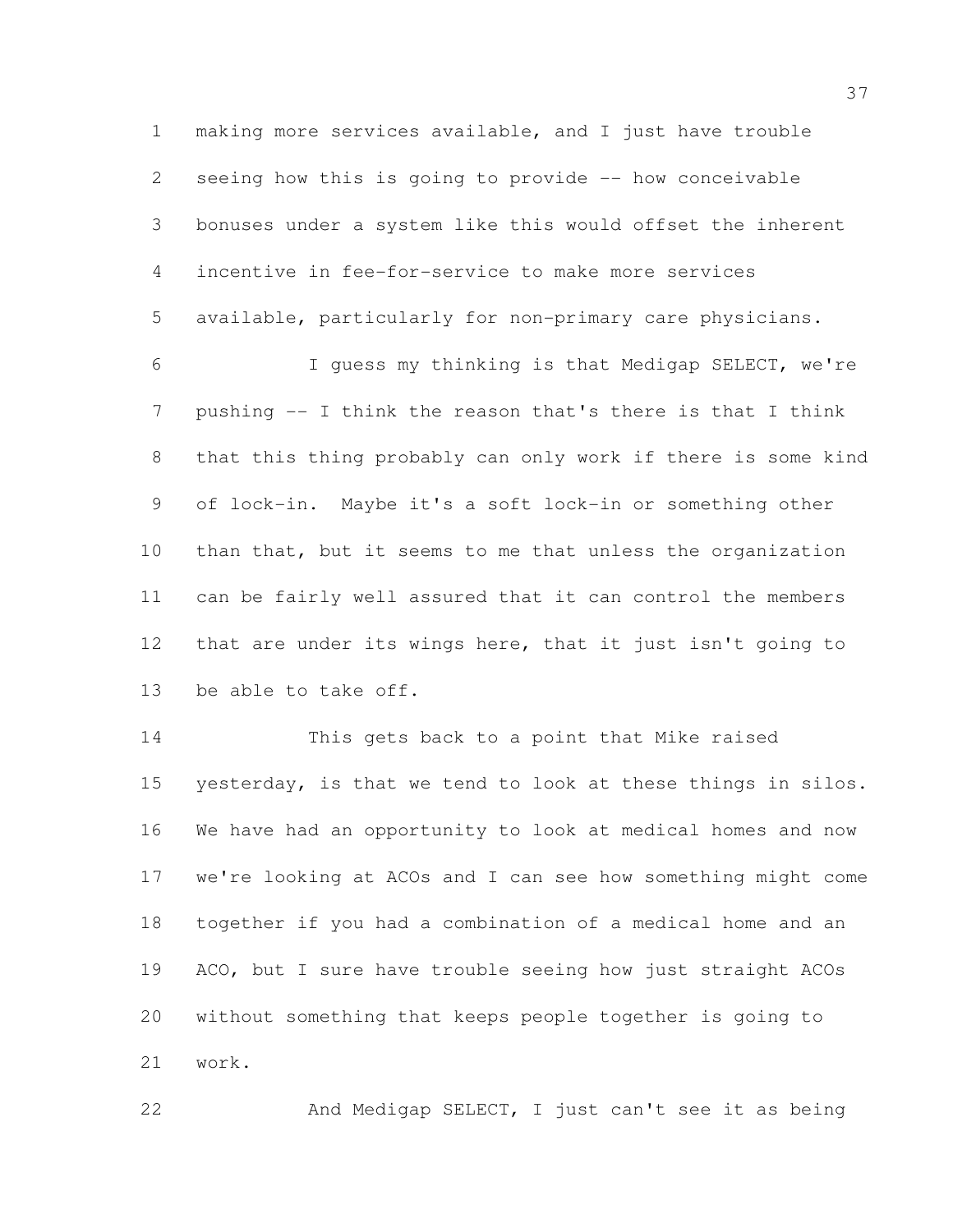making more services available, and I just have trouble seeing how this is going to provide -- how conceivable bonuses under a system like this would offset the inherent incentive in fee-for-service to make more services available, particularly for non-primary care physicians.

I guess my thinking is that Medigap SELECT, we're pushing -- I think the reason that's there is that I think that this thing probably can only work if there is some kind of lock-in. Maybe it's a soft lock-in or something other than that, but it seems to me that unless the organization can be fairly well assured that it can control the members that are under its wings here, that it just isn't going to be able to take off.

This gets back to a point that Mike raised yesterday, is that we tend to look at these things in silos. We have had an opportunity to look at medical homes and now we're looking at ACOs and I can see how something might come together if you had a combination of a medical home and an ACO, but I sure have trouble seeing how just straight ACOs without something that keeps people together is going to work.

And Medigap SELECT, I just can't see it as being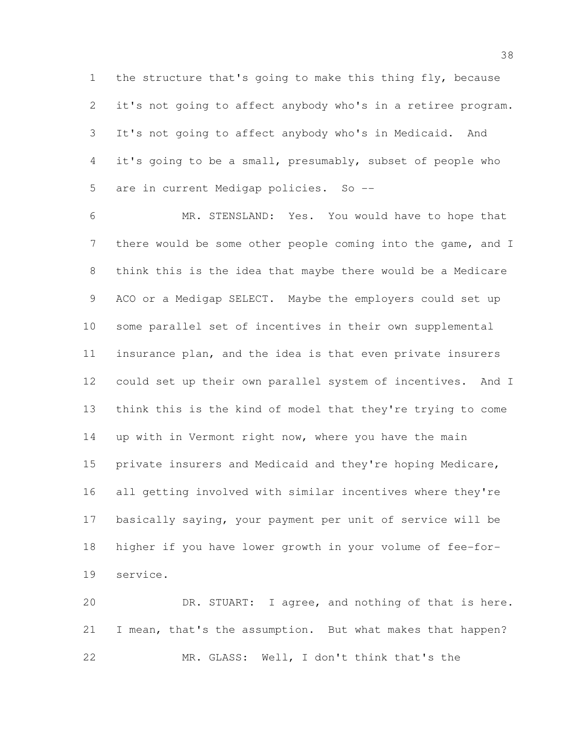the structure that's going to make this thing fly, because it's not going to affect anybody who's in a retiree program. It's not going to affect anybody who's in Medicaid. And it's going to be a small, presumably, subset of people who are in current Medigap policies. So --

MR. STENSLAND: Yes. You would have to hope that there would be some other people coming into the game, and I think this is the idea that maybe there would be a Medicare ACO or a Medigap SELECT. Maybe the employers could set up some parallel set of incentives in their own supplemental insurance plan, and the idea is that even private insurers could set up their own parallel system of incentives. And I think this is the kind of model that they're trying to come up with in Vermont right now, where you have the main private insurers and Medicaid and they're hoping Medicare, all getting involved with similar incentives where they're basically saying, your payment per unit of service will be higher if you have lower growth in your volume of fee-for-service.

DR. STUART: I agree, and nothing of that is here. I mean, that's the assumption. But what makes that happen?

MR. GLASS: Well, I don't think that's the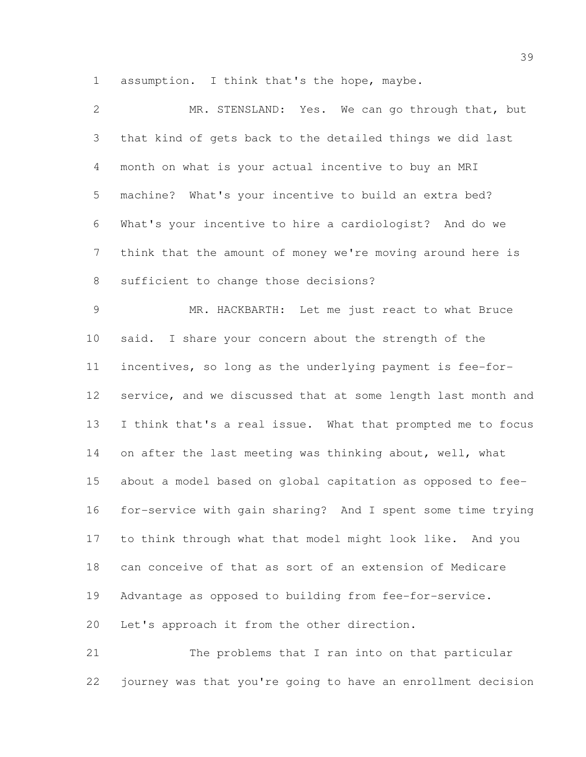assumption. I think that's the hope, maybe.

MR. STENSLAND: Yes. We can go through that, but that kind of gets back to the detailed things we did last month on what is your actual incentive to buy an MRI machine? What's your incentive to build an extra bed? What's your incentive to hire a cardiologist? And do we think that the amount of money we're moving around here is sufficient to change those decisions?

MR. HACKBARTH: Let me just react to what Bruce said. I share your concern about the strength of the incentives, so long as the underlying payment is fee-for-service, and we discussed that at some length last month and I think that's a real issue. What that prompted me to focus on after the last meeting was thinking about, well, what about a model based on global capitation as opposed to fee-for-service with gain sharing? And I spent some time trying to think through what that model might look like. And you can conceive of that as sort of an extension of Medicare Advantage as opposed to building from fee-for-service. Let's approach it from the other direction.

The problems that I ran into on that particular journey was that you're going to have an enrollment decision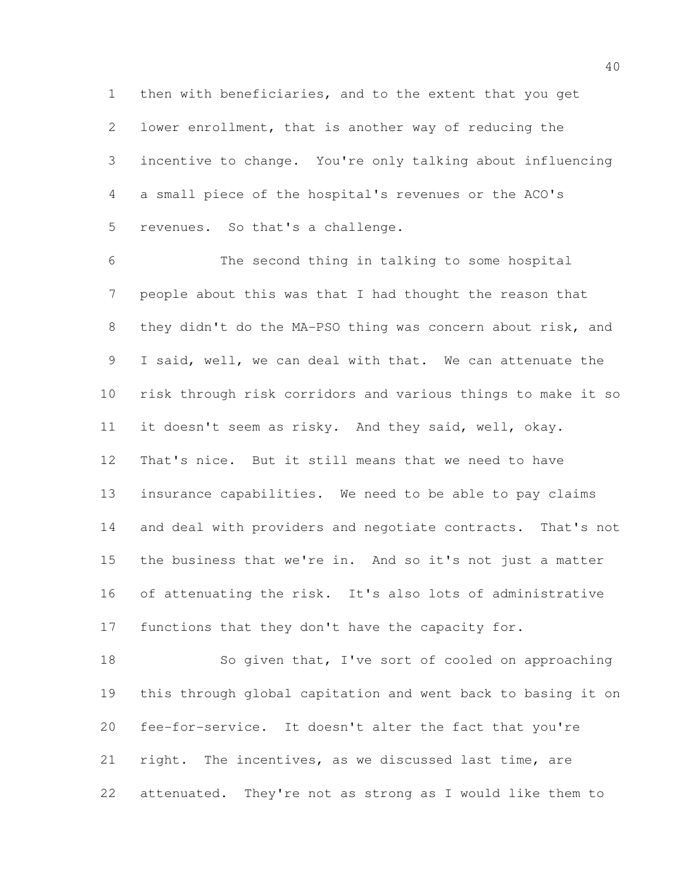then with beneficiaries, and to the extent that you get lower enrollment, that is another way of reducing the incentive to change. You're only talking about influencing a small piece of the hospital's revenues or the ACO's revenues. So that's a challenge.

The second thing in talking to some hospital people about this was that I had thought the reason that they didn't do the MA-PSO thing was concern about risk, and I said, well, we can deal with that. We can attenuate the risk through risk corridors and various things to make it so it doesn't seem as risky. And they said, well, okay. That's nice. But it still means that we need to have insurance capabilities. We need to be able to pay claims and deal with providers and negotiate contracts. That's not the business that we're in. And so it's not just a matter of attenuating the risk. It's also lots of administrative functions that they don't have the capacity for.

So given that, I've sort of cooled on approaching this through global capitation and went back to basing it on fee-for-service. It doesn't alter the fact that you're right. The incentives, as we discussed last time, are attenuated. They're not as strong as I would like them to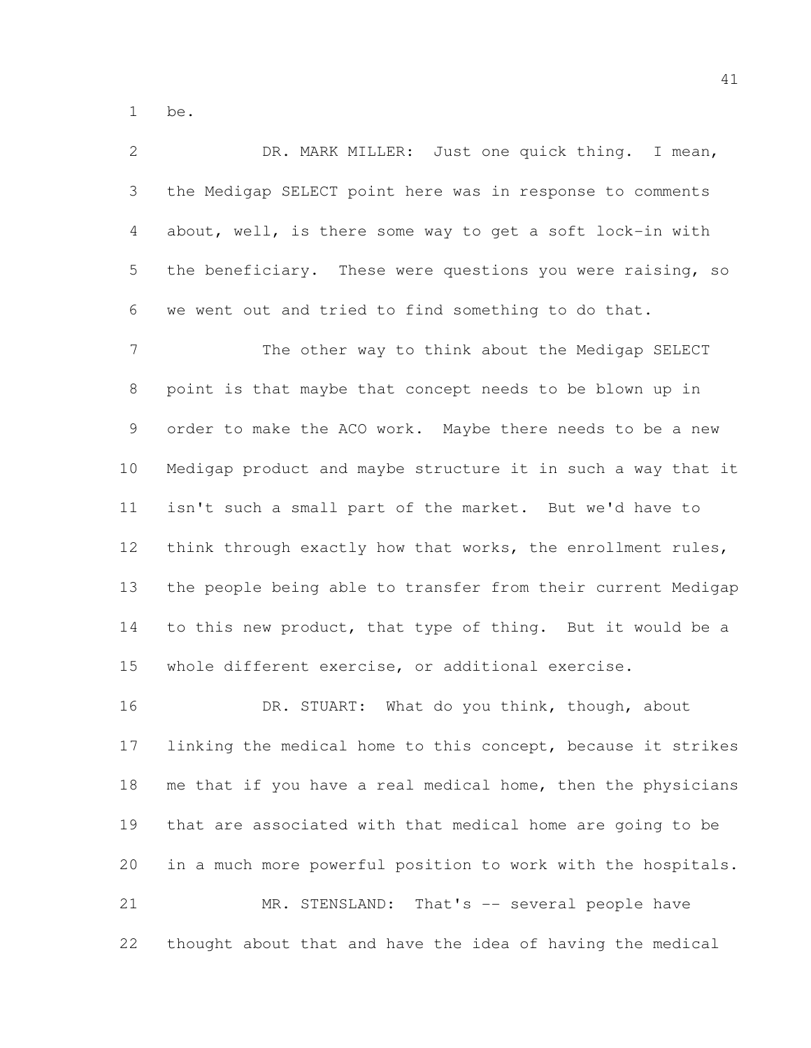be.

DR. MARK MILLER: Just one quick thing. I mean, the Medigap SELECT point here was in response to comments about, well, is there some way to get a soft lock-in with the beneficiary. These were questions you were raising, so we went out and tried to find something to do that.

The other way to think about the Medigap SELECT point is that maybe that concept needs to be blown up in order to make the ACO work. Maybe there needs to be a new Medigap product and maybe structure it in such a way that it isn't such a small part of the market. But we'd have to think through exactly how that works, the enrollment rules, the people being able to transfer from their current Medigap to this new product, that type of thing. But it would be a whole different exercise, or additional exercise.

DR. STUART: What do you think, though, about linking the medical home to this concept, because it strikes me that if you have a real medical home, then the physicians that are associated with that medical home are going to be in a much more powerful position to work with the hospitals.

MR. STENSLAND: That's -- several people have thought about that and have the idea of having the medical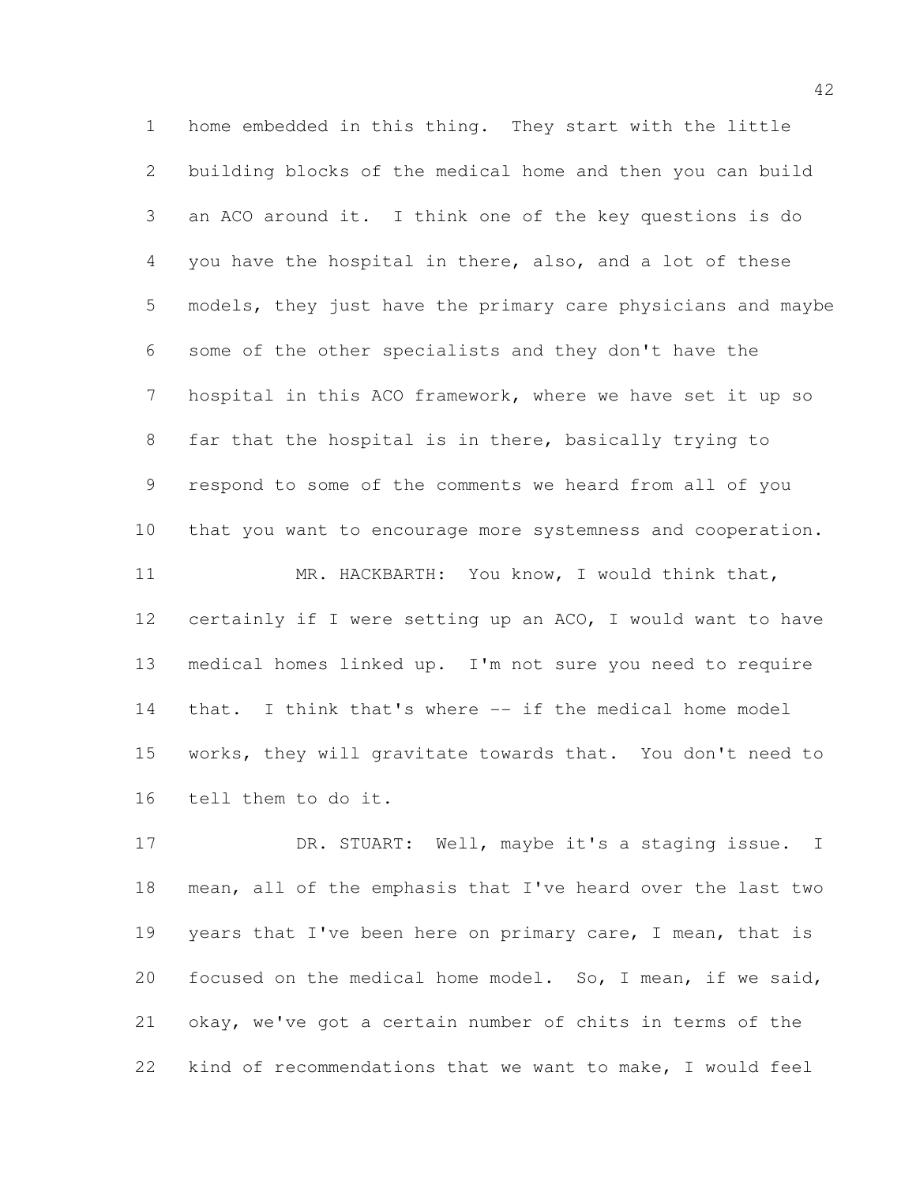home embedded in this thing. They start with the little building blocks of the medical home and then you can build an ACO around it. I think one of the key questions is do you have the hospital in there, also, and a lot of these models, they just have the primary care physicians and maybe some of the other specialists and they don't have the hospital in this ACO framework, where we have set it up so far that the hospital is in there, basically trying to respond to some of the comments we heard from all of you that you want to encourage more systemness and cooperation.

MR. HACKBARTH: You know, I would think that, certainly if I were setting up an ACO, I would want to have medical homes linked up. I'm not sure you need to require that. I think that's where -- if the medical home model works, they will gravitate towards that. You don't need to tell them to do it.

DR. STUART: Well, maybe it's a staging issue. I mean, all of the emphasis that I've heard over the last two years that I've been here on primary care, I mean, that is focused on the medical home model. So, I mean, if we said, okay, we've got a certain number of chits in terms of the kind of recommendations that we want to make, I would feel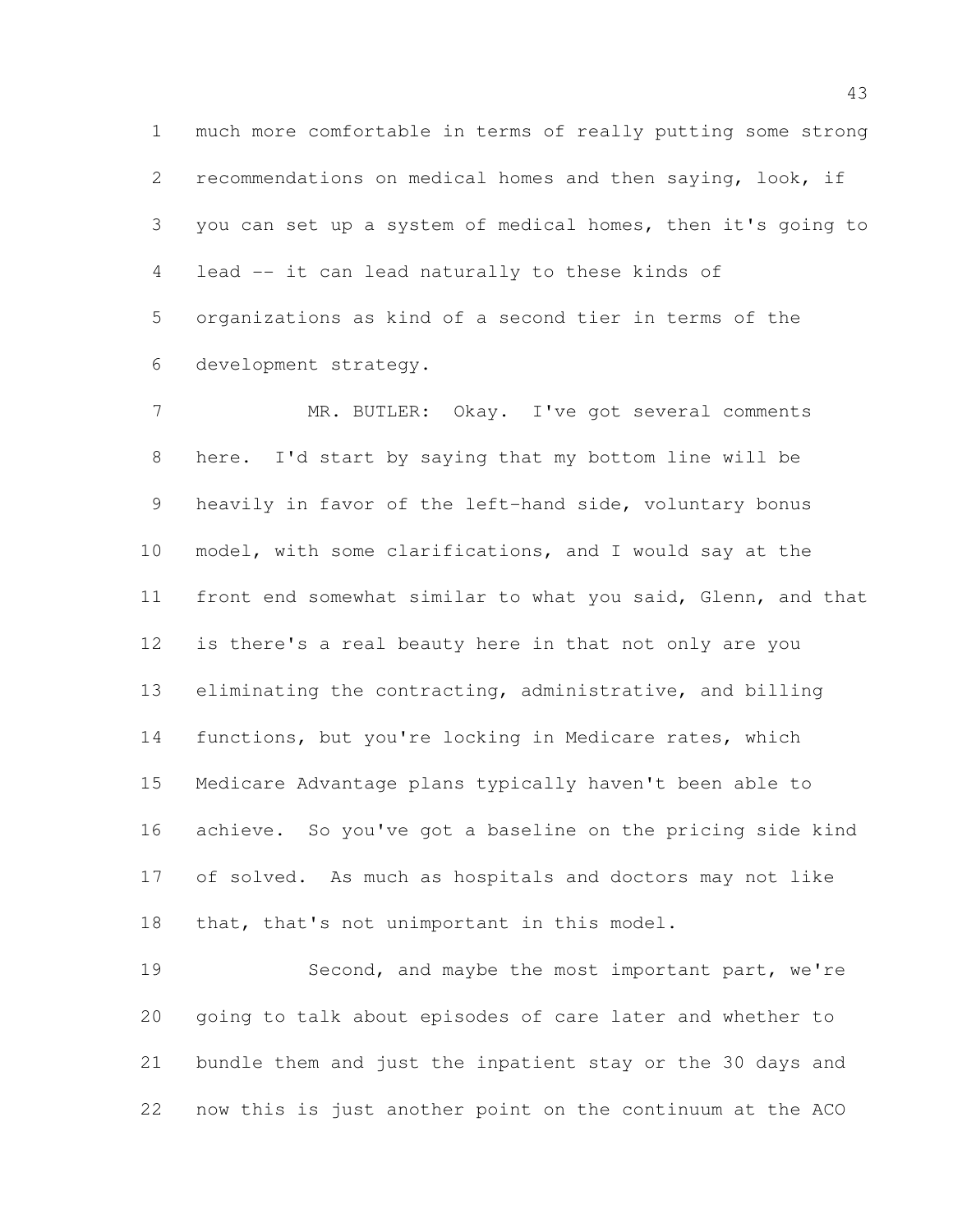much more comfortable in terms of really putting some strong recommendations on medical homes and then saying, look, if you can set up a system of medical homes, then it's going to lead -- it can lead naturally to these kinds of organizations as kind of a second tier in terms of the development strategy.

MR. BUTLER: Okay. I've got several comments here. I'd start by saying that my bottom line will be heavily in favor of the left-hand side, voluntary bonus model, with some clarifications, and I would say at the front end somewhat similar to what you said, Glenn, and that is there's a real beauty here in that not only are you eliminating the contracting, administrative, and billing functions, but you're locking in Medicare rates, which Medicare Advantage plans typically haven't been able to achieve. So you've got a baseline on the pricing side kind of solved. As much as hospitals and doctors may not like that, that's not unimportant in this model.

Second, and maybe the most important part, we're going to talk about episodes of care later and whether to bundle them and just the inpatient stay or the 30 days and now this is just another point on the continuum at the ACO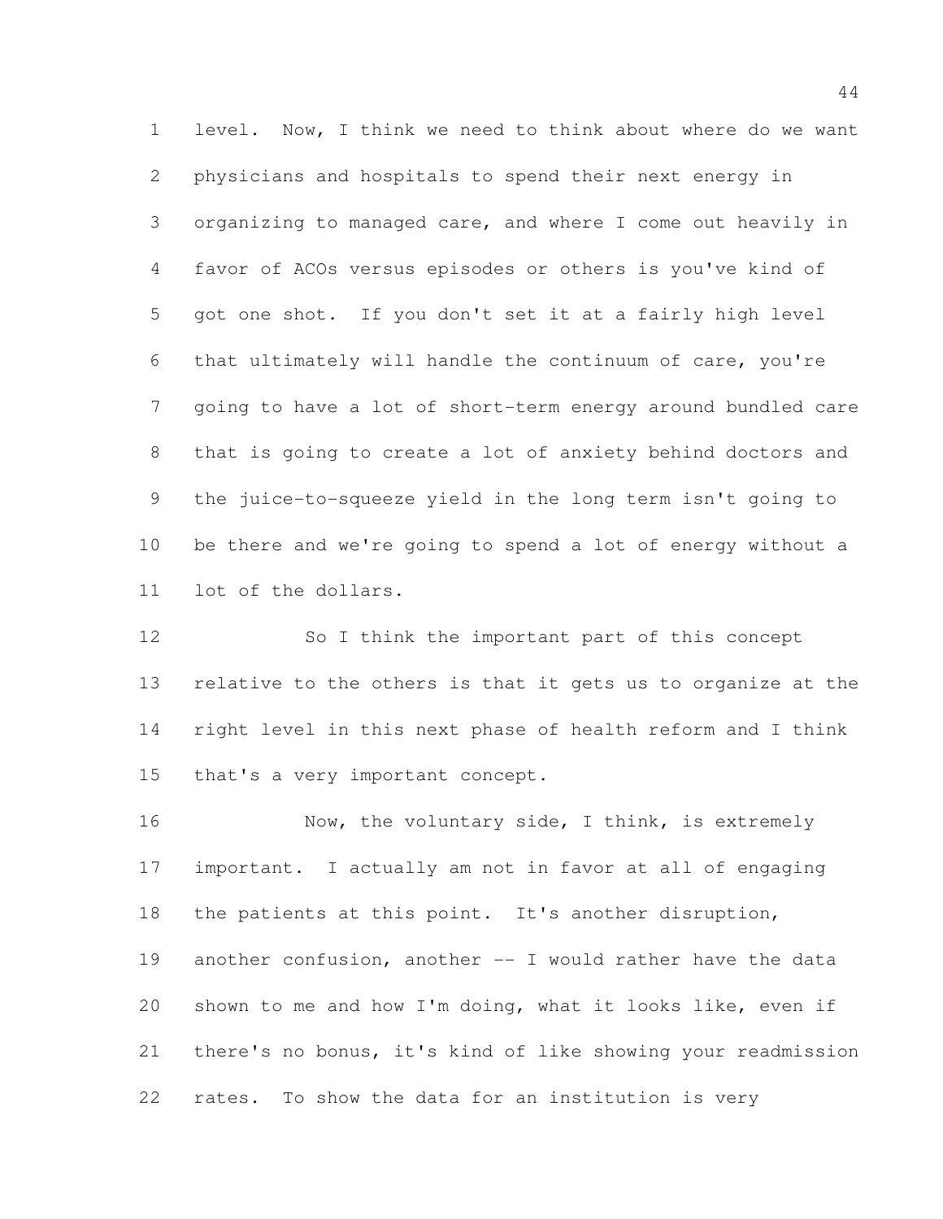level. Now, I think we need to think about where do we want physicians and hospitals to spend their next energy in organizing to managed care, and where I come out heavily in favor of ACOs versus episodes or others is you've kind of got one shot. If you don't set it at a fairly high level that ultimately will handle the continuum of care, you're going to have a lot of short-term energy around bundled care that is going to create a lot of anxiety behind doctors and the juice-to-squeeze yield in the long term isn't going to be there and we're going to spend a lot of energy without a lot of the dollars.

So I think the important part of this concept relative to the others is that it gets us to organize at the right level in this next phase of health reform and I think that's a very important concept.

Now, the voluntary side, I think, is extremely important. I actually am not in favor at all of engaging the patients at this point. It's another disruption, another confusion, another -- I would rather have the data shown to me and how I'm doing, what it looks like, even if there's no bonus, it's kind of like showing your readmission rates. To show the data for an institution is very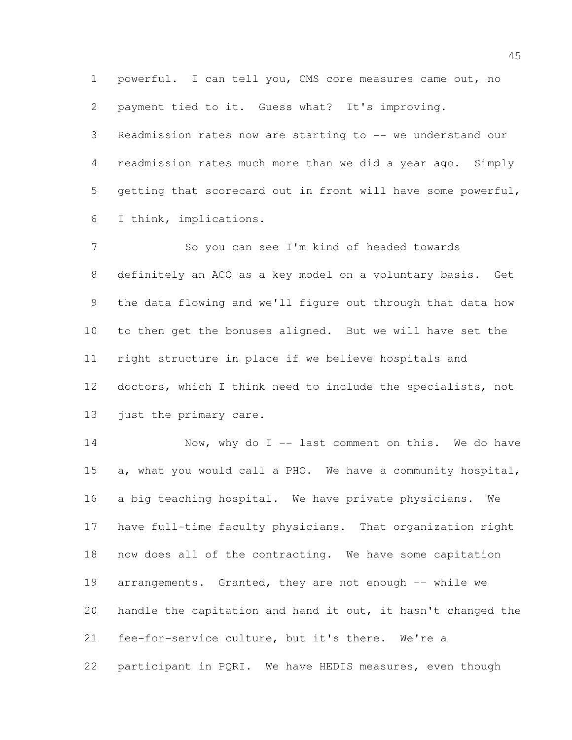powerful. I can tell you, CMS core measures came out, no payment tied to it. Guess what? It's improving. Readmission rates now are starting to -- we understand our readmission rates much more than we did a year ago. Simply getting that scorecard out in front will have some powerful, I think, implications.

So you can see I'm kind of headed towards definitely an ACO as a key model on a voluntary basis. Get the data flowing and we'll figure out through that data how to then get the bonuses aligned. But we will have set the right structure in place if we believe hospitals and doctors, which I think need to include the specialists, not just the primary care.

Now, why do I -- last comment on this. We do have a, what you would call a PHO. We have a community hospital, a big teaching hospital. We have private physicians. We have full-time faculty physicians. That organization right now does all of the contracting. We have some capitation arrangements. Granted, they are not enough -- while we handle the capitation and hand it out, it hasn't changed the fee-for-service culture, but it's there. We're a participant in PQRI. We have HEDIS measures, even though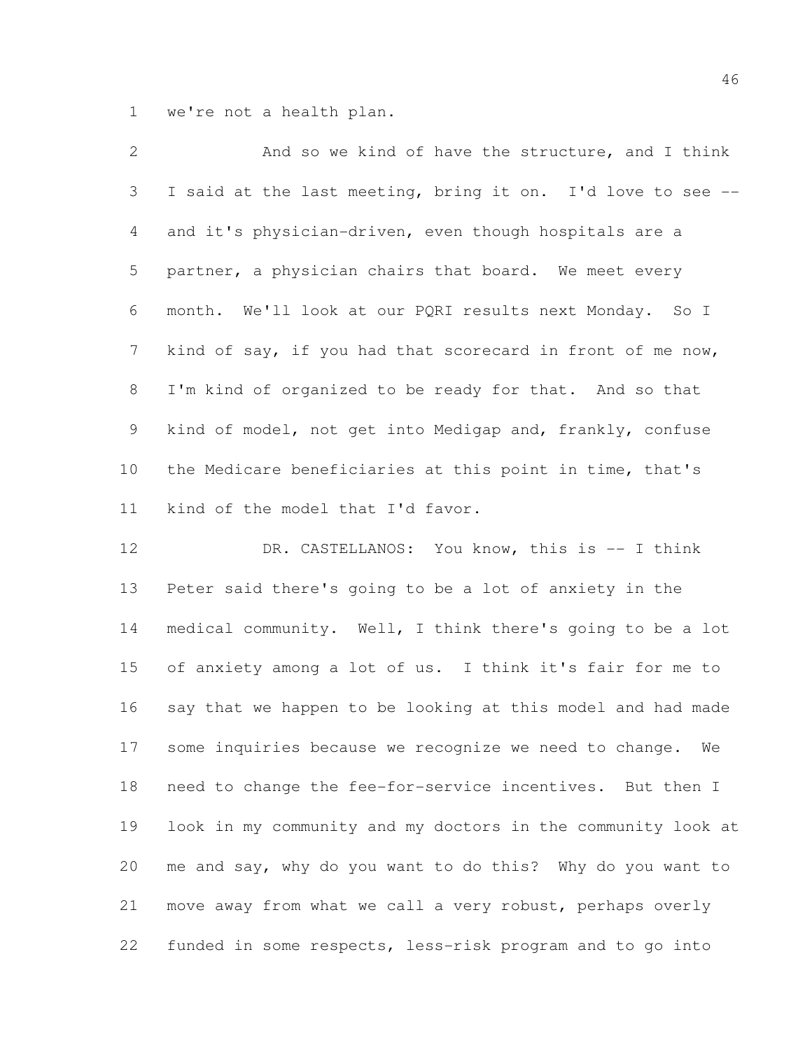we're not a health plan.

And so we kind of have the structure, and I think I said at the last meeting, bring it on. I'd love to see -- and it's physician-driven, even though hospitals are a partner, a physician chairs that board. We meet every month. We'll look at our PQRI results next Monday. So I kind of say, if you had that scorecard in front of me now, I'm kind of organized to be ready for that. And so that kind of model, not get into Medigap and, frankly, confuse the Medicare beneficiaries at this point in time, that's kind of the model that I'd favor.

DR. CASTELLANOS: You know, this is -- I think Peter said there's going to be a lot of anxiety in the medical community. Well, I think there's going to be a lot of anxiety among a lot of us. I think it's fair for me to say that we happen to be looking at this model and had made some inquiries because we recognize we need to change. We need to change the fee-for-service incentives. But then I look in my community and my doctors in the community look at me and say, why do you want to do this? Why do you want to move away from what we call a very robust, perhaps overly funded in some respects, less-risk program and to go into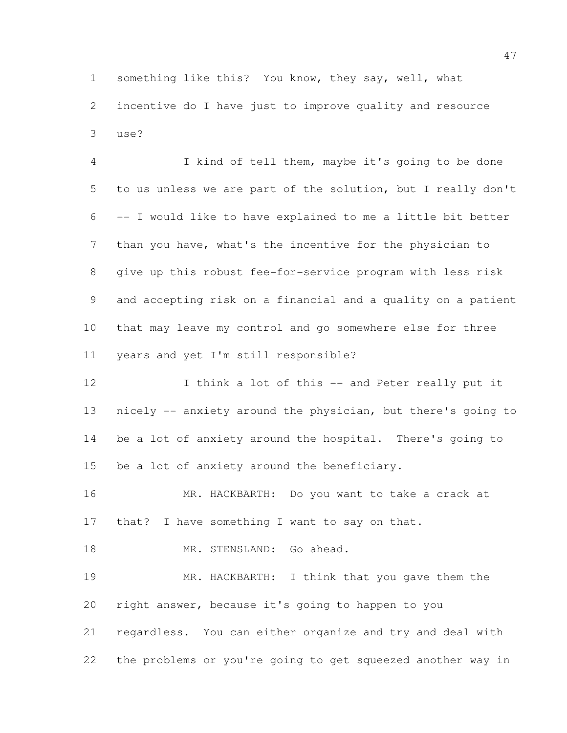something like this? You know, they say, well, what incentive do I have just to improve quality and resource use?

I kind of tell them, maybe it's going to be done to us unless we are part of the solution, but I really don't -- I would like to have explained to me a little bit better than you have, what's the incentive for the physician to give up this robust fee-for-service program with less risk and accepting risk on a financial and a quality on a patient that may leave my control and go somewhere else for three years and yet I'm still responsible?

I think a lot of this -- and Peter really put it nicely -- anxiety around the physician, but there's going to be a lot of anxiety around the hospital. There's going to be a lot of anxiety around the beneficiary.

MR. HACKBARTH: Do you want to take a crack at that? I have something I want to say on that.

MR. STENSLAND: Go ahead.

MR. HACKBARTH: I think that you gave them the right answer, because it's going to happen to you regardless. You can either organize and try and deal with the problems or you're going to get squeezed another way in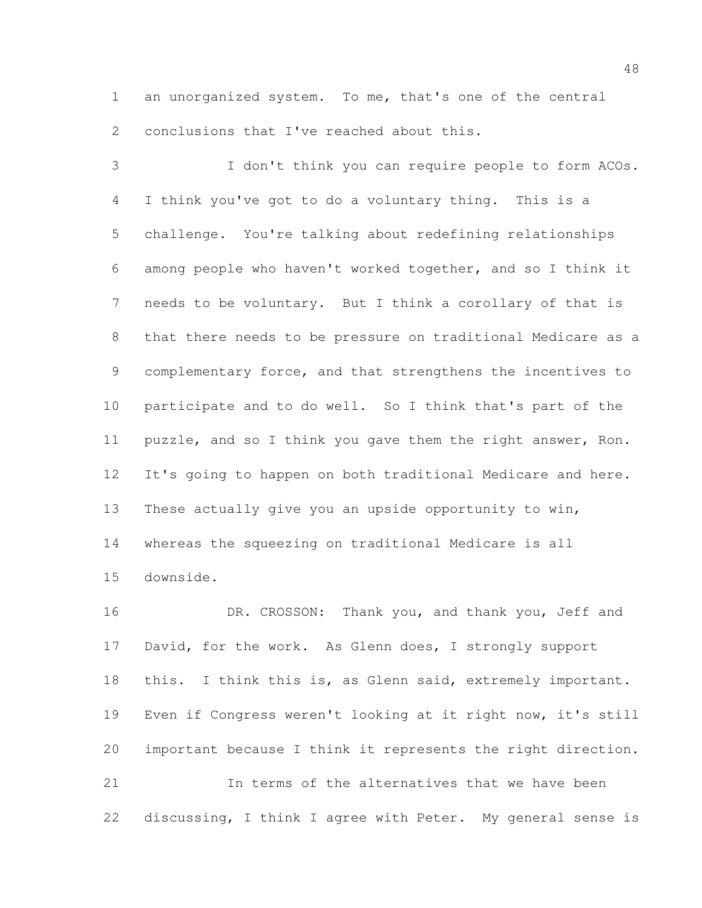an unorganized system. To me, that's one of the central conclusions that I've reached about this.

I don't think you can require people to form ACOs. I think you've got to do a voluntary thing. This is a challenge. You're talking about redefining relationships among people who haven't worked together, and so I think it needs to be voluntary. But I think a corollary of that is that there needs to be pressure on traditional Medicare as a complementary force, and that strengthens the incentives to participate and to do well. So I think that's part of the puzzle, and so I think you gave them the right answer, Ron. It's going to happen on both traditional Medicare and here. These actually give you an upside opportunity to win, whereas the squeezing on traditional Medicare is all downside.

DR. CROSSON: Thank you, and thank you, Jeff and David, for the work. As Glenn does, I strongly support this. I think this is, as Glenn said, extremely important. Even if Congress weren't looking at it right now, it's still important because I think it represents the right direction.

In terms of the alternatives that we have been discussing, I think I agree with Peter. My general sense is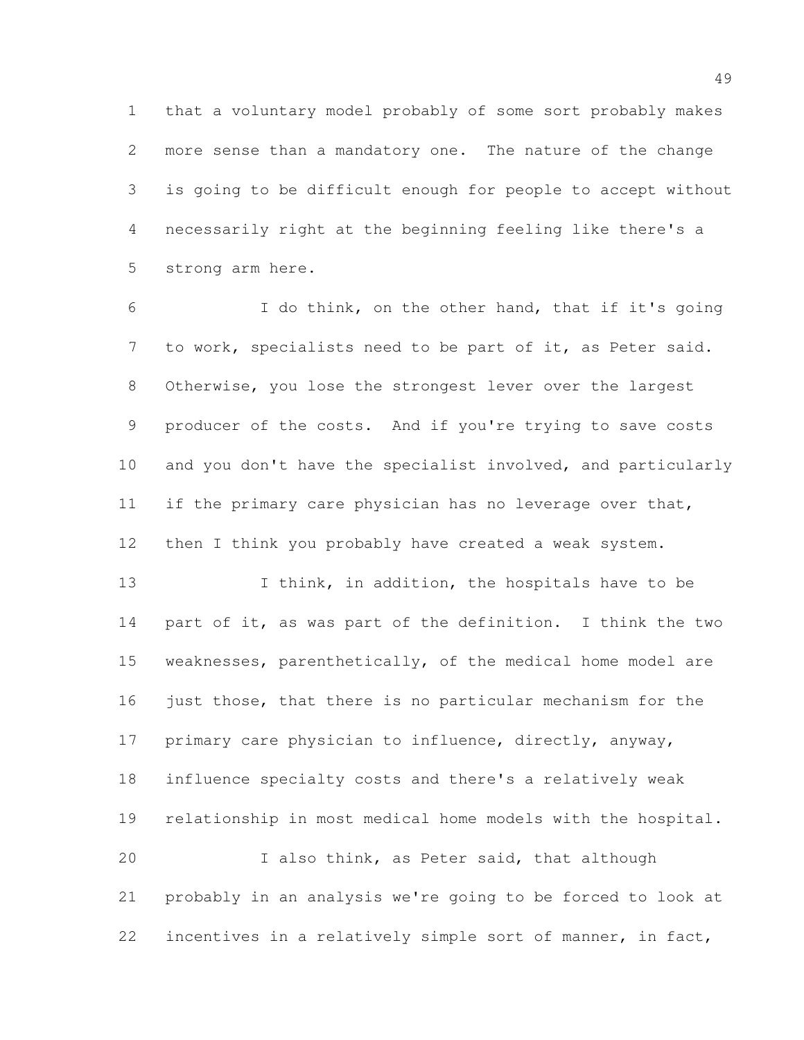that a voluntary model probably of some sort probably makes more sense than a mandatory one. The nature of the change is going to be difficult enough for people to accept without necessarily right at the beginning feeling like there's a strong arm here.

I do think, on the other hand, that if it's going to work, specialists need to be part of it, as Peter said. Otherwise, you lose the strongest lever over the largest producer of the costs. And if you're trying to save costs and you don't have the specialist involved, and particularly if the primary care physician has no leverage over that, then I think you probably have created a weak system.

I think, in addition, the hospitals have to be part of it, as was part of the definition. I think the two weaknesses, parenthetically, of the medical home model are just those, that there is no particular mechanism for the primary care physician to influence, directly, anyway, influence specialty costs and there's a relatively weak relationship in most medical home models with the hospital.

I also think, as Peter said, that although probably in an analysis we're going to be forced to look at incentives in a relatively simple sort of manner, in fact,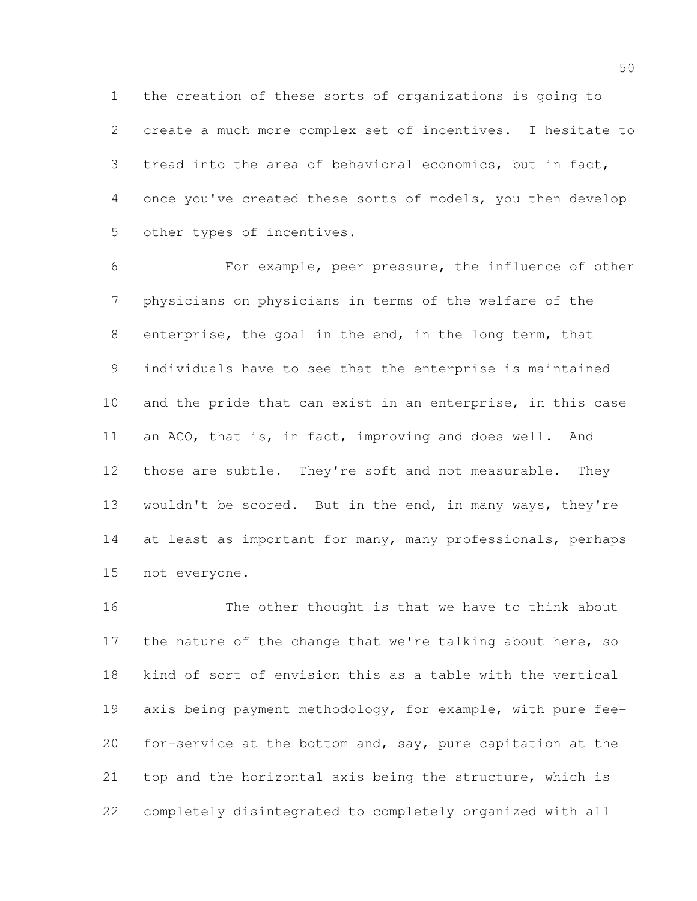the creation of these sorts of organizations is going to create a much more complex set of incentives. I hesitate to tread into the area of behavioral economics, but in fact, once you've created these sorts of models, you then develop other types of incentives.

For example, peer pressure, the influence of other physicians on physicians in terms of the welfare of the enterprise, the goal in the end, in the long term, that individuals have to see that the enterprise is maintained and the pride that can exist in an enterprise, in this case an ACO, that is, in fact, improving and does well. And those are subtle. They're soft and not measurable. They wouldn't be scored. But in the end, in many ways, they're at least as important for many, many professionals, perhaps not everyone.

The other thought is that we have to think about the nature of the change that we're talking about here, so kind of sort of envision this as a table with the vertical axis being payment methodology, for example, with pure fee-for-service at the bottom and, say, pure capitation at the top and the horizontal axis being the structure, which is completely disintegrated to completely organized with all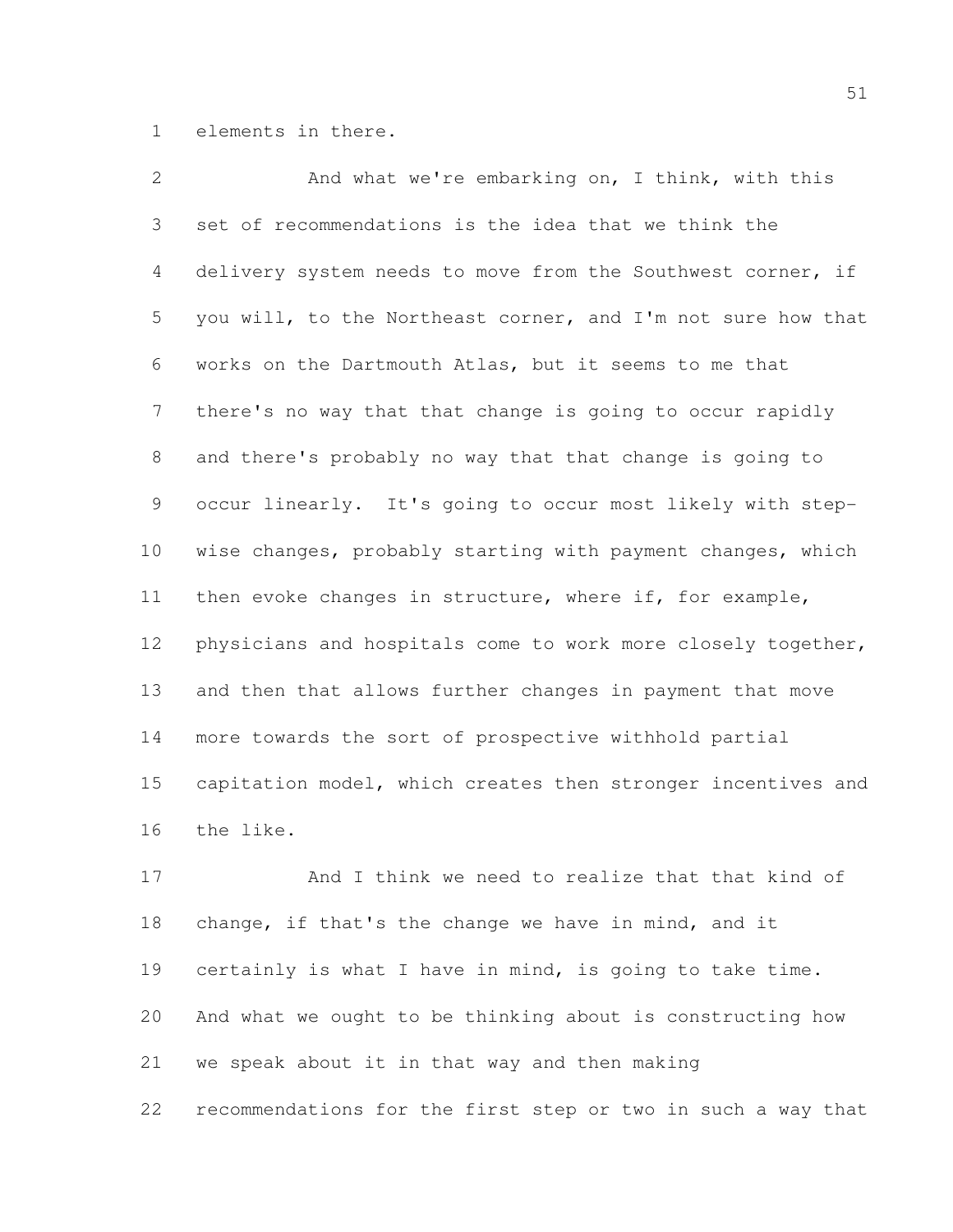elements in there.

And what we're embarking on, I think, with this set of recommendations is the idea that we think the delivery system needs to move from the Southwest corner, if you will, to the Northeast corner, and I'm not sure how that works on the Dartmouth Atlas, but it seems to me that there's no way that that change is going to occur rapidly and there's probably no way that that change is going to occur linearly. It's going to occur most likely with step-wise changes, probably starting with payment changes, which then evoke changes in structure, where if, for example, physicians and hospitals come to work more closely together, and then that allows further changes in payment that move more towards the sort of prospective withhold partial capitation model, which creates then stronger incentives and the like.

And I think we need to realize that that kind of change, if that's the change we have in mind, and it certainly is what I have in mind, is going to take time. And what we ought to be thinking about is constructing how we speak about it in that way and then making recommendations for the first step or two in such a way that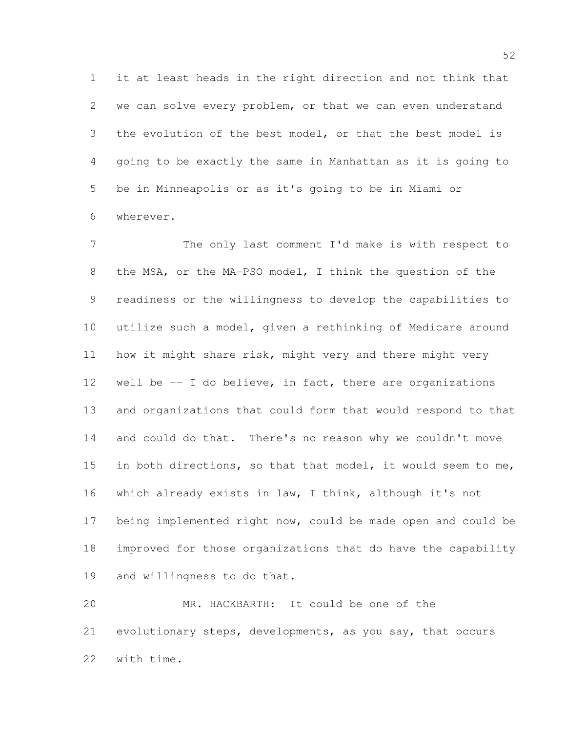it at least heads in the right direction and not think that we can solve every problem, or that we can even understand the evolution of the best model, or that the best model is going to be exactly the same in Manhattan as it is going to be in Minneapolis or as it's going to be in Miami or wherever.

The only last comment I'd make is with respect to the MSA, or the MA-PSO model, I think the question of the readiness or the willingness to develop the capabilities to utilize such a model, given a rethinking of Medicare around how it might share risk, might very and there might very well be -- I do believe, in fact, there are organizations and organizations that could form that would respond to that and could do that. There's no reason why we couldn't move in both directions, so that that model, it would seem to me, which already exists in law, I think, although it's not being implemented right now, could be made open and could be improved for those organizations that do have the capability and willingness to do that.

MR. HACKBARTH: It could be one of the evolutionary steps, developments, as you say, that occurs with time.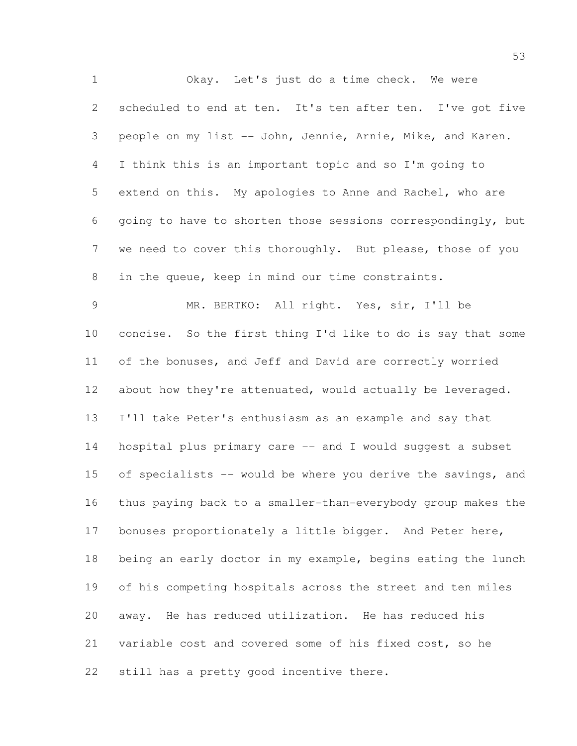Okay. Let's just do a time check. We were scheduled to end at ten. It's ten after ten. I've got five people on my list -- John, Jennie, Arnie, Mike, and Karen. I think this is an important topic and so I'm going to extend on this. My apologies to Anne and Rachel, who are going to have to shorten those sessions correspondingly, but we need to cover this thoroughly. But please, those of you in the queue, keep in mind our time constraints.

MR. BERTKO: All right. Yes, sir, I'll be concise. So the first thing I'd like to do is say that some of the bonuses, and Jeff and David are correctly worried about how they're attenuated, would actually be leveraged. I'll take Peter's enthusiasm as an example and say that hospital plus primary care -- and I would suggest a subset of specialists -- would be where you derive the savings, and thus paying back to a smaller-than-everybody group makes the bonuses proportionately a little bigger. And Peter here, being an early doctor in my example, begins eating the lunch of his competing hospitals across the street and ten miles away. He has reduced utilization. He has reduced his variable cost and covered some of his fixed cost, so he still has a pretty good incentive there.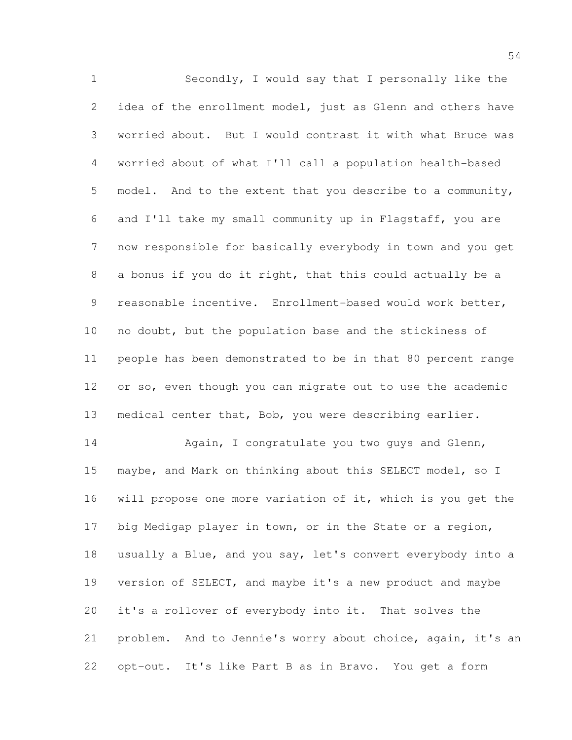Secondly, I would say that I personally like the idea of the enrollment model, just as Glenn and others have worried about. But I would contrast it with what Bruce was worried about of what I'll call a population health-based model. And to the extent that you describe to a community, and I'll take my small community up in Flagstaff, you are now responsible for basically everybody in town and you get a bonus if you do it right, that this could actually be a reasonable incentive. Enrollment-based would work better, no doubt, but the population base and the stickiness of people has been demonstrated to be in that 80 percent range or so, even though you can migrate out to use the academic medical center that, Bob, you were describing earlier.

Again, I congratulate you two guys and Glenn, maybe, and Mark on thinking about this SELECT model, so I will propose one more variation of it, which is you get the big Medigap player in town, or in the State or a region, usually a Blue, and you say, let's convert everybody into a version of SELECT, and maybe it's a new product and maybe it's a rollover of everybody into it. That solves the problem. And to Jennie's worry about choice, again, it's an opt-out. It's like Part B as in Bravo. You get a form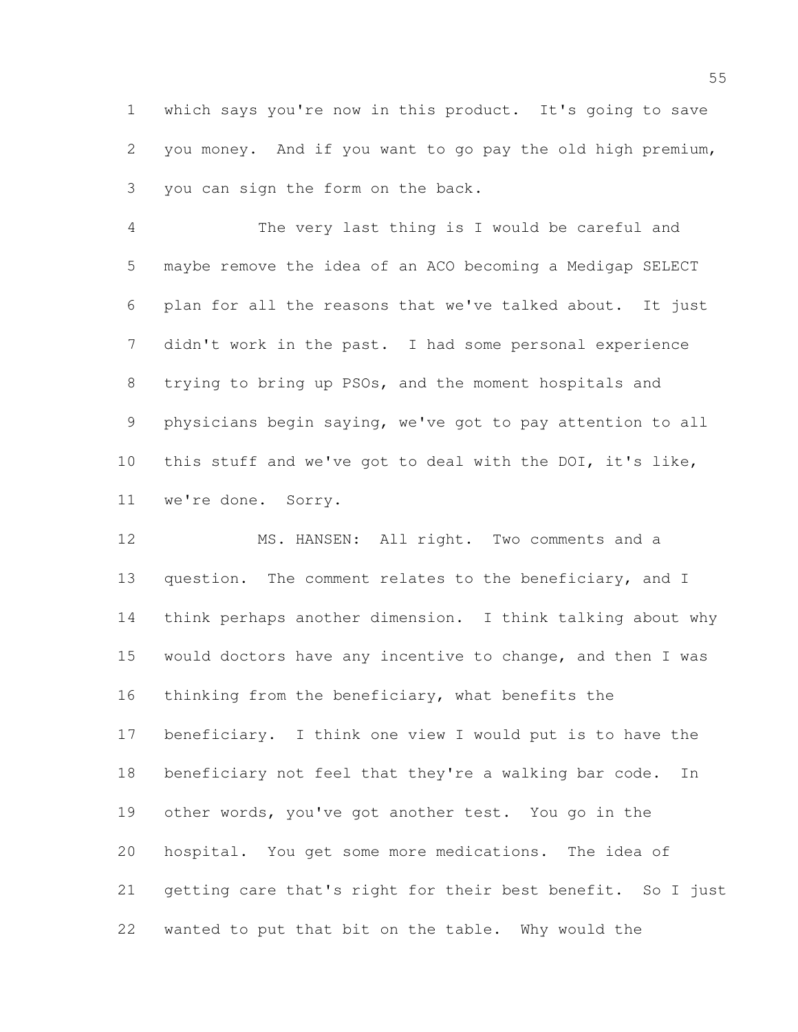which says you're now in this product. It's going to save you money. And if you want to go pay the old high premium, you can sign the form on the back.

The very last thing is I would be careful and maybe remove the idea of an ACO becoming a Medigap SELECT plan for all the reasons that we've talked about. It just didn't work in the past. I had some personal experience trying to bring up PSOs, and the moment hospitals and physicians begin saying, we've got to pay attention to all this stuff and we've got to deal with the DOI, it's like, we're done. Sorry.

MS. HANSEN: All right. Two comments and a question. The comment relates to the beneficiary, and I think perhaps another dimension. I think talking about why would doctors have any incentive to change, and then I was thinking from the beneficiary, what benefits the beneficiary. I think one view I would put is to have the beneficiary not feel that they're a walking bar code. In other words, you've got another test. You go in the hospital. You get some more medications. The idea of getting care that's right for their best benefit. So I just wanted to put that bit on the table. Why would the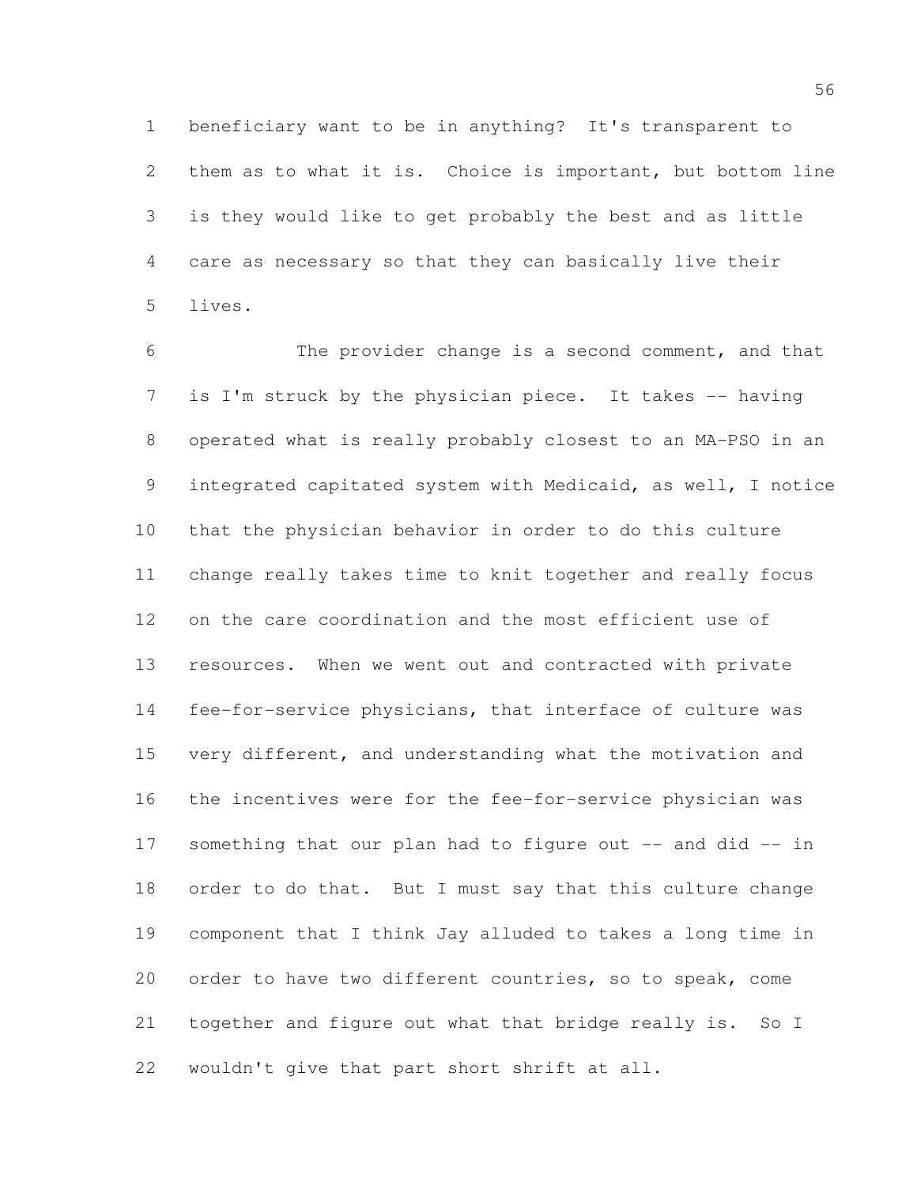beneficiary want to be in anything? It's transparent to them as to what it is. Choice is important, but bottom line is they would like to get probably the best and as little care as necessary so that they can basically live their lives.

The provider change is a second comment, and that is I'm struck by the physician piece. It takes -- having operated what is really probably closest to an MA-PSO in an integrated capitated system with Medicaid, as well, I notice that the physician behavior in order to do this culture change really takes time to knit together and really focus on the care coordination and the most efficient use of resources. When we went out and contracted with private fee-for-service physicians, that interface of culture was very different, and understanding what the motivation and the incentives were for the fee-for-service physician was something that our plan had to figure out -- and did -- in order to do that. But I must say that this culture change component that I think Jay alluded to takes a long time in order to have two different countries, so to speak, come together and figure out what that bridge really is. So I wouldn't give that part short shrift at all.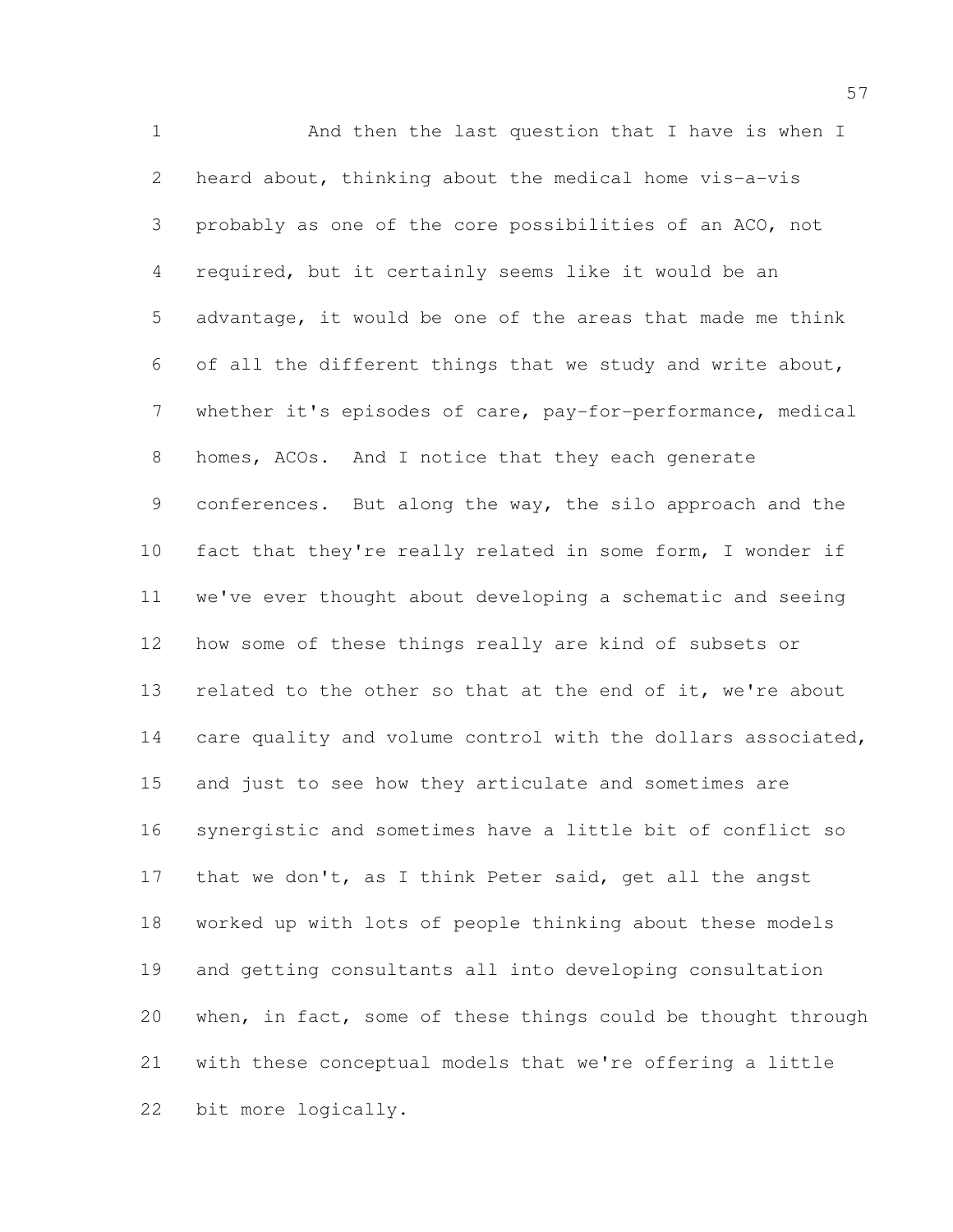And then the last question that I have is when I heard about, thinking about the medical home vis-a-vis probably as one of the core possibilities of an ACO, not required, but it certainly seems like it would be an advantage, it would be one of the areas that made me think of all the different things that we study and write about, whether it's episodes of care, pay-for-performance, medical homes, ACOs. And I notice that they each generate conferences. But along the way, the silo approach and the fact that they're really related in some form, I wonder if we've ever thought about developing a schematic and seeing how some of these things really are kind of subsets or related to the other so that at the end of it, we're about care quality and volume control with the dollars associated, and just to see how they articulate and sometimes are synergistic and sometimes have a little bit of conflict so that we don't, as I think Peter said, get all the angst worked up with lots of people thinking about these models and getting consultants all into developing consultation when, in fact, some of these things could be thought through with these conceptual models that we're offering a little bit more logically.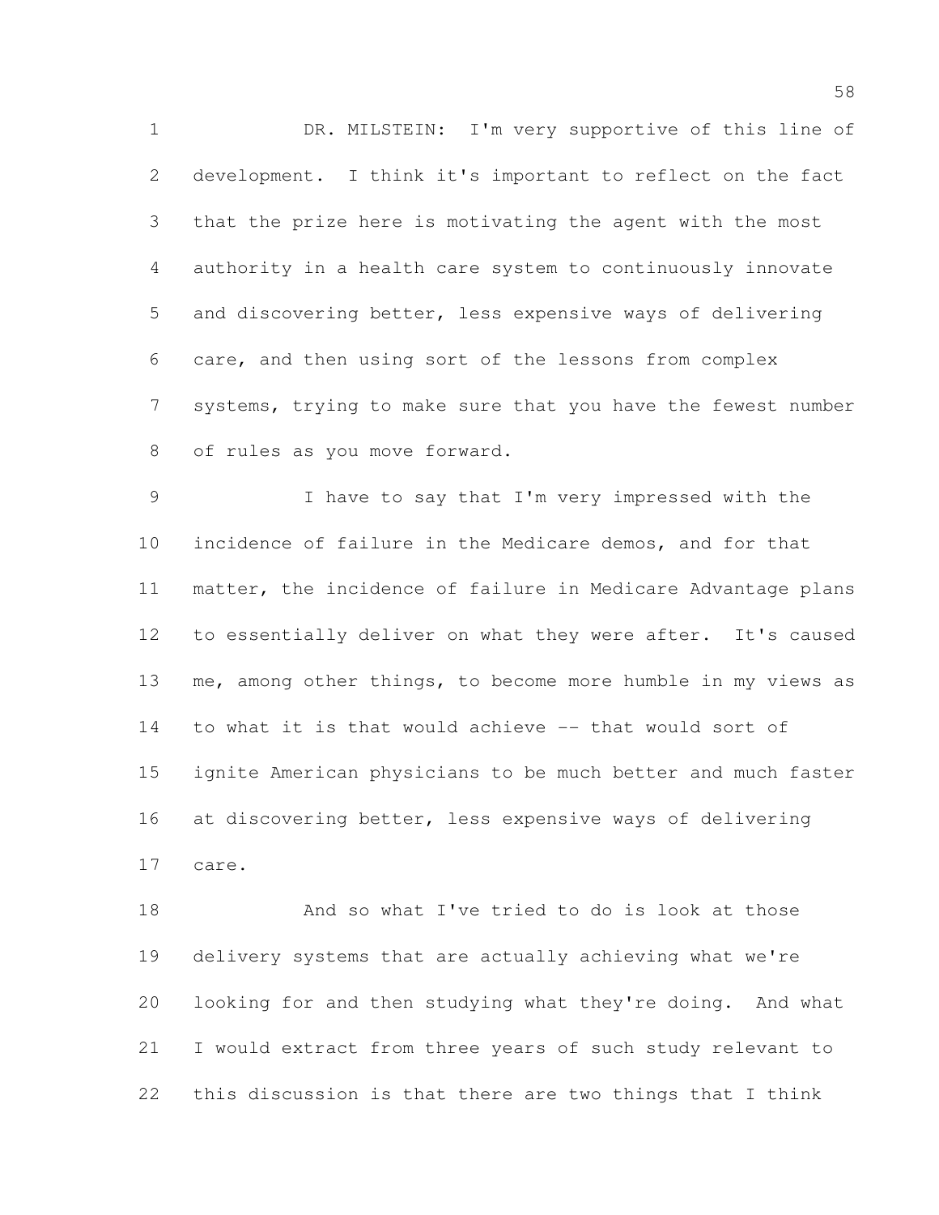DR. MILSTEIN: I'm very supportive of this line of development. I think it's important to reflect on the fact that the prize here is motivating the agent with the most authority in a health care system to continuously innovate and discovering better, less expensive ways of delivering care, and then using sort of the lessons from complex systems, trying to make sure that you have the fewest number of rules as you move forward.

I have to say that I'm very impressed with the incidence of failure in the Medicare demos, and for that matter, the incidence of failure in Medicare Advantage plans to essentially deliver on what they were after. It's caused me, among other things, to become more humble in my views as to what it is that would achieve -- that would sort of ignite American physicians to be much better and much faster at discovering better, less expensive ways of delivering care.

And so what I've tried to do is look at those delivery systems that are actually achieving what we're looking for and then studying what they're doing. And what I would extract from three years of such study relevant to this discussion is that there are two things that I think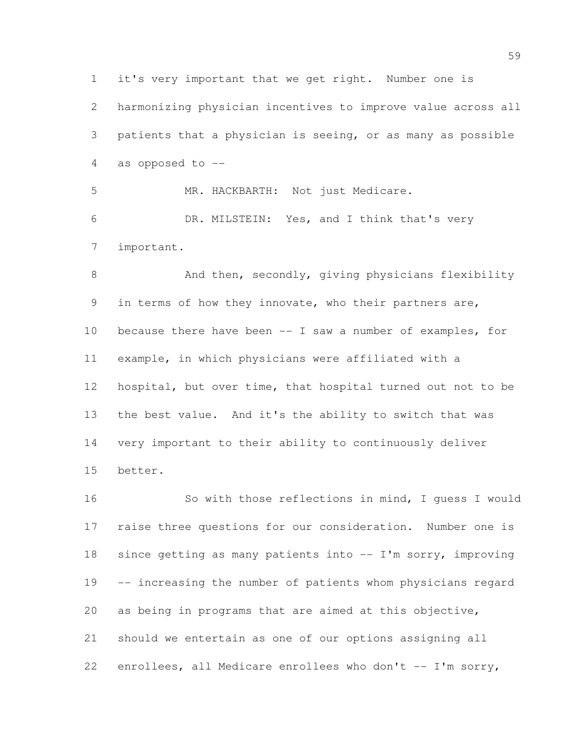it's very important that we get right. Number one is harmonizing physician incentives to improve value across all patients that a physician is seeing, or as many as possible as opposed to --

MR. HACKBARTH: Not just Medicare.

DR. MILSTEIN: Yes, and I think that's very important.

And then, secondly, giving physicians flexibility in terms of how they innovate, who their partners are, because there have been -- I saw a number of examples, for example, in which physicians were affiliated with a hospital, but over time, that hospital turned out not to be the best value. And it's the ability to switch that was very important to their ability to continuously deliver better.

So with those reflections in mind, I guess I would raise three questions for our consideration. Number one is since getting as many patients into -- I'm sorry, improving -- increasing the number of patients whom physicians regard as being in programs that are aimed at this objective, should we entertain as one of our options assigning all enrollees, all Medicare enrollees who don't -- I'm sorry,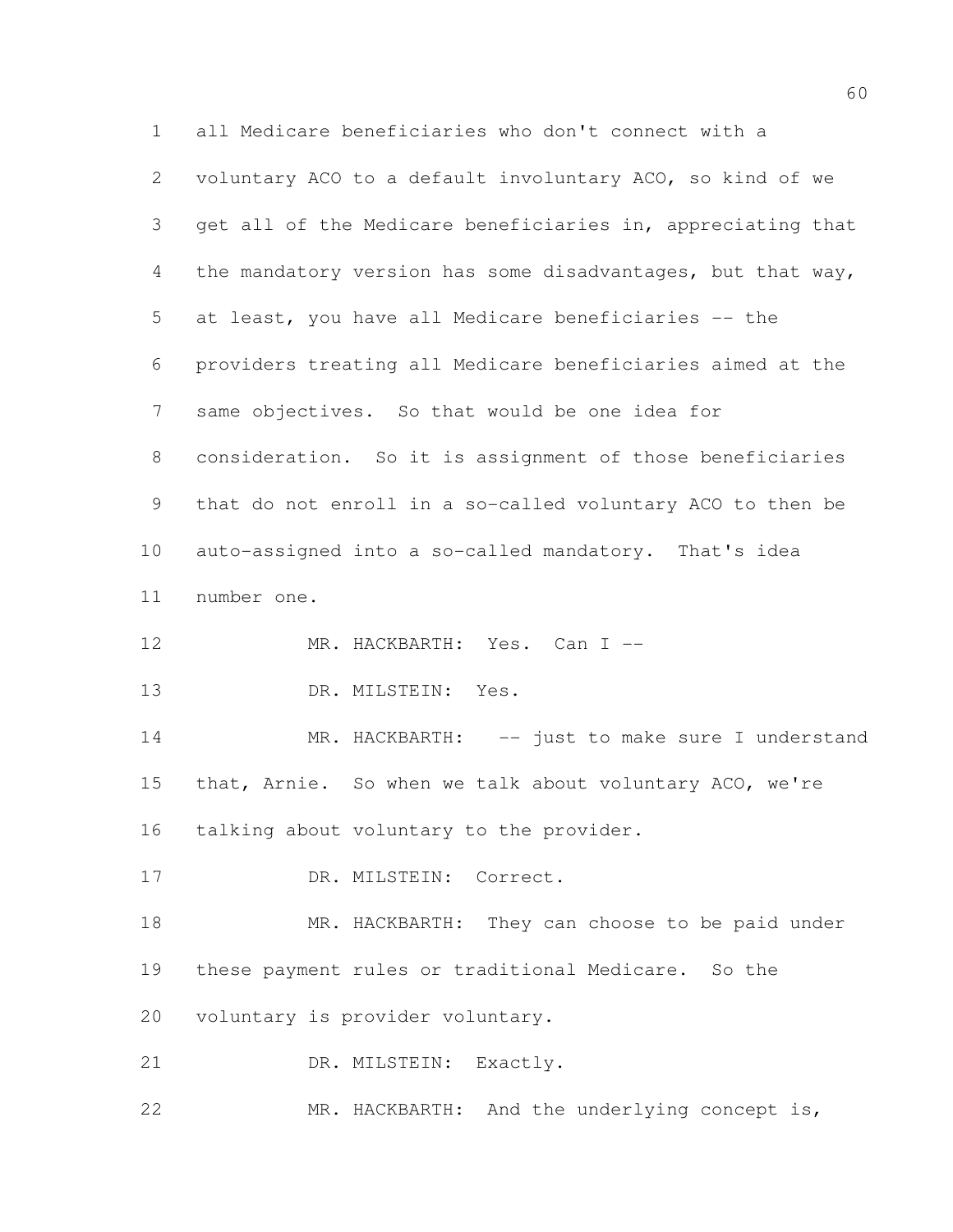all Medicare beneficiaries who don't connect with a voluntary ACO to a default involuntary ACO, so kind of we get all of the Medicare beneficiaries in, appreciating that the mandatory version has some disadvantages, but that way, at least, you have all Medicare beneficiaries -- the providers treating all Medicare beneficiaries aimed at the same objectives. So that would be one idea for consideration. So it is assignment of those beneficiaries that do not enroll in a so-called voluntary ACO to then be auto-assigned into a so-called mandatory. That's idea number one.

MR. HACKBARTH: Yes. Can I --

DR. MILSTEIN: Yes.

MR. HACKBARTH: -- just to make sure I understand that, Arnie. So when we talk about voluntary ACO, we're talking about voluntary to the provider.

DR. MILSTEIN: Correct.

MR. HACKBARTH: They can choose to be paid under these payment rules or traditional Medicare. So the voluntary is provider voluntary.

DR. MILSTEIN: Exactly.

MR. HACKBARTH: And the underlying concept is,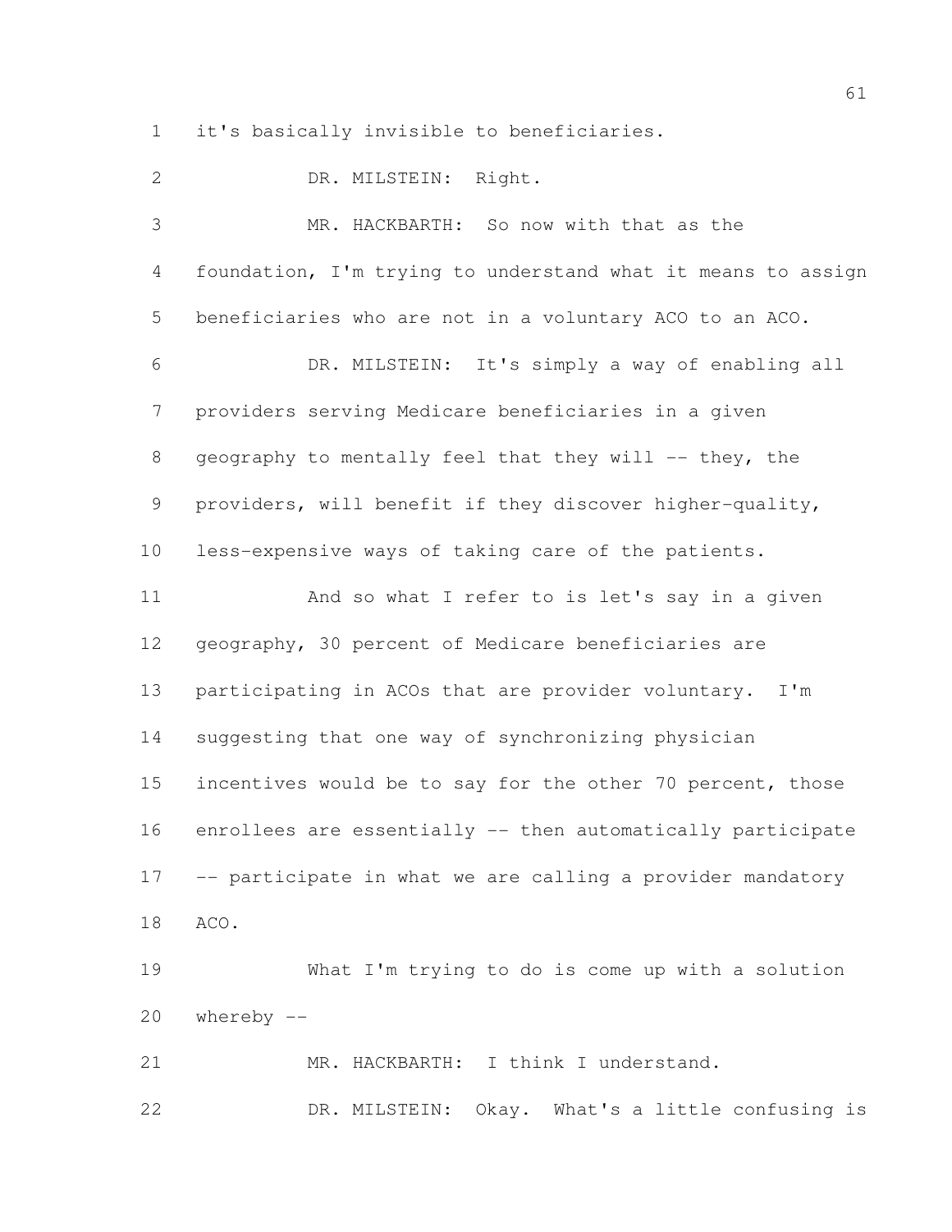it's basically invisible to beneficiaries.

DR. MILSTEIN: Right.

MR. HACKBARTH: So now with that as the foundation, I'm trying to understand what it means to assign beneficiaries who are not in a voluntary ACO to an ACO.

DR. MILSTEIN: It's simply a way of enabling all providers serving Medicare beneficiaries in a given geography to mentally feel that they will -- they, the providers, will benefit if they discover higher-quality, less-expensive ways of taking care of the patients.

And so what I refer to is let's say in a given geography, 30 percent of Medicare beneficiaries are participating in ACOs that are provider voluntary. I'm suggesting that one way of synchronizing physician incentives would be to say for the other 70 percent, those enrollees are essentially -- then automatically participate -- participate in what we are calling a provider mandatory ACO.

What I'm trying to do is come up with a solution whereby --

MR. HACKBARTH: I think I understand.

DR. MILSTEIN: Okay. What's a little confusing is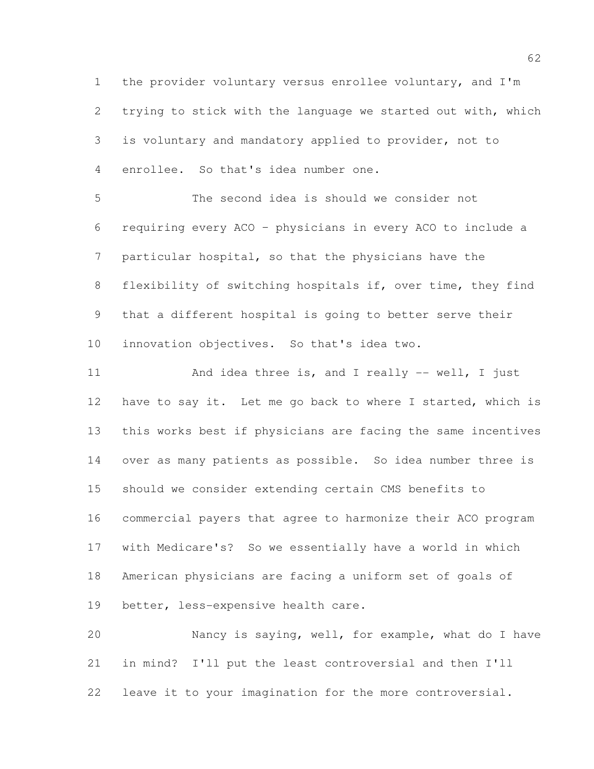the provider voluntary versus enrollee voluntary, and I'm trying to stick with the language we started out with, which is voluntary and mandatory applied to provider, not to enrollee. So that's idea number one.

The second idea is should we consider not requiring every ACO - physicians in every ACO to include a particular hospital, so that the physicians have the flexibility of switching hospitals if, over time, they find that a different hospital is going to better serve their innovation objectives. So that's idea two.

And idea three is, and I really -- well, I just have to say it. Let me go back to where I started, which is this works best if physicians are facing the same incentives over as many patients as possible. So idea number three is should we consider extending certain CMS benefits to commercial payers that agree to harmonize their ACO program with Medicare's? So we essentially have a world in which American physicians are facing a uniform set of goals of better, less-expensive health care.

Nancy is saying, well, for example, what do I have in mind? I'll put the least controversial and then I'll leave it to your imagination for the more controversial.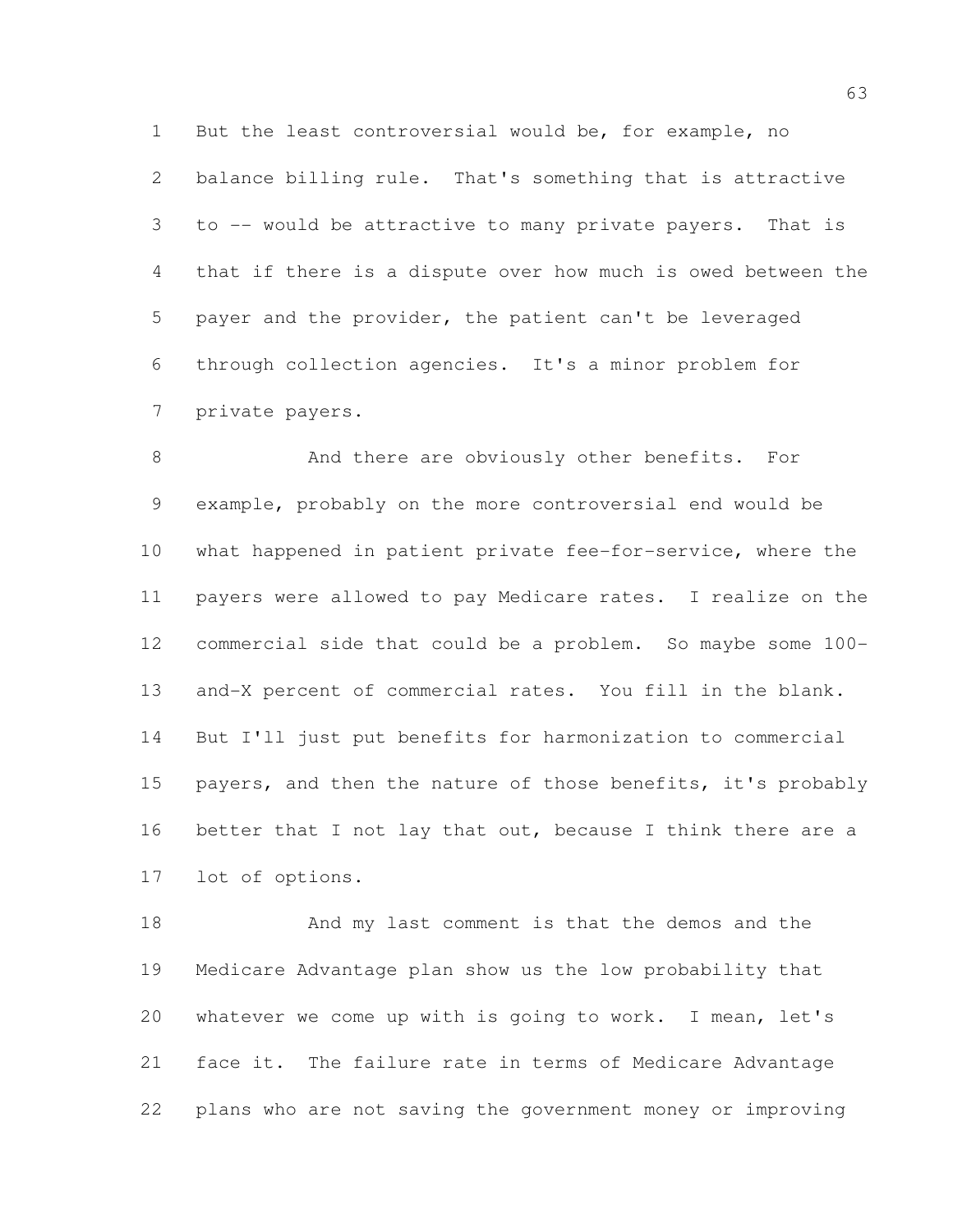But the least controversial would be, for example, no balance billing rule. That's something that is attractive to -- would be attractive to many private payers. That is that if there is a dispute over how much is owed between the payer and the provider, the patient can't be leveraged through collection agencies. It's a minor problem for private payers.

And there are obviously other benefits. For example, probably on the more controversial end would be what happened in patient private fee-for-service, where the payers were allowed to pay Medicare rates. I realize on the commercial side that could be a problem. So maybe some 100-and-X percent of commercial rates. You fill in the blank. But I'll just put benefits for harmonization to commercial payers, and then the nature of those benefits, it's probably better that I not lay that out, because I think there are a lot of options.

And my last comment is that the demos and the Medicare Advantage plan show us the low probability that whatever we come up with is going to work. I mean, let's face it. The failure rate in terms of Medicare Advantage plans who are not saving the government money or improving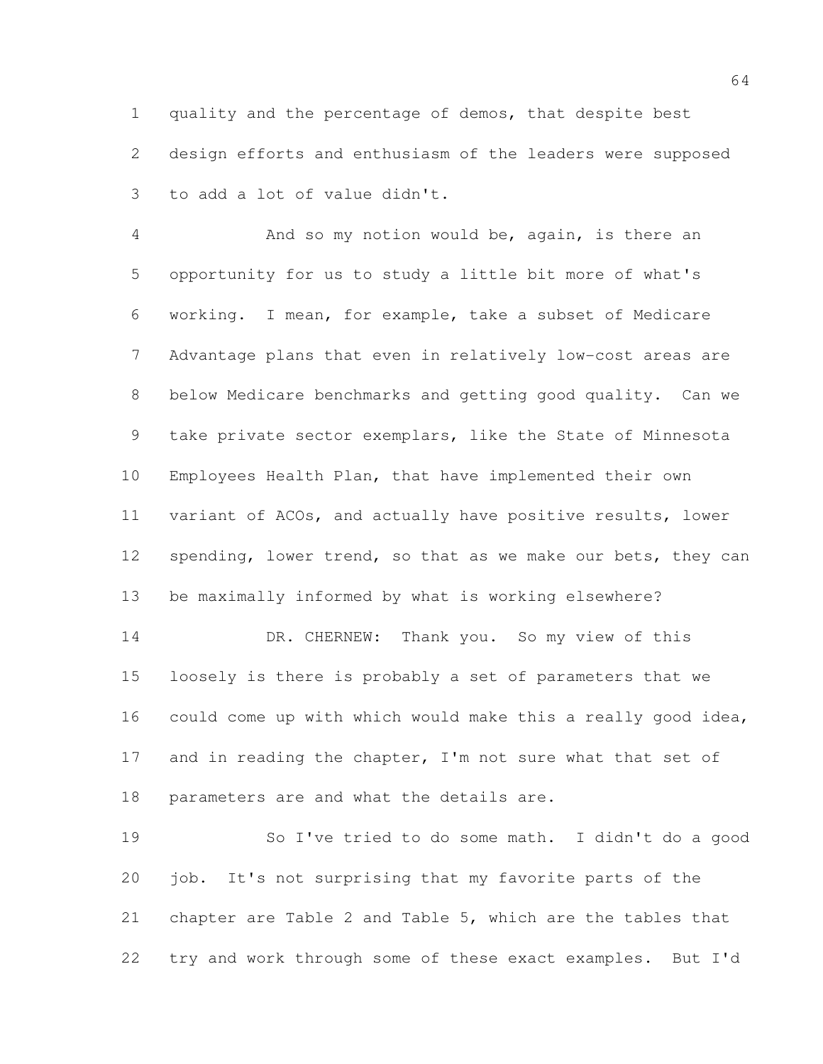quality and the percentage of demos, that despite best design efforts and enthusiasm of the leaders were supposed to add a lot of value didn't.

And so my notion would be, again, is there an opportunity for us to study a little bit more of what's working. I mean, for example, take a subset of Medicare Advantage plans that even in relatively low-cost areas are below Medicare benchmarks and getting good quality. Can we take private sector exemplars, like the State of Minnesota Employees Health Plan, that have implemented their own variant of ACOs, and actually have positive results, lower spending, lower trend, so that as we make our bets, they can be maximally informed by what is working elsewhere?

DR. CHERNEW: Thank you. So my view of this loosely is there is probably a set of parameters that we could come up with which would make this a really good idea, and in reading the chapter, I'm not sure what that set of parameters are and what the details are.

So I've tried to do some math. I didn't do a good job. It's not surprising that my favorite parts of the chapter are Table 2 and Table 5, which are the tables that try and work through some of these exact examples. But I'd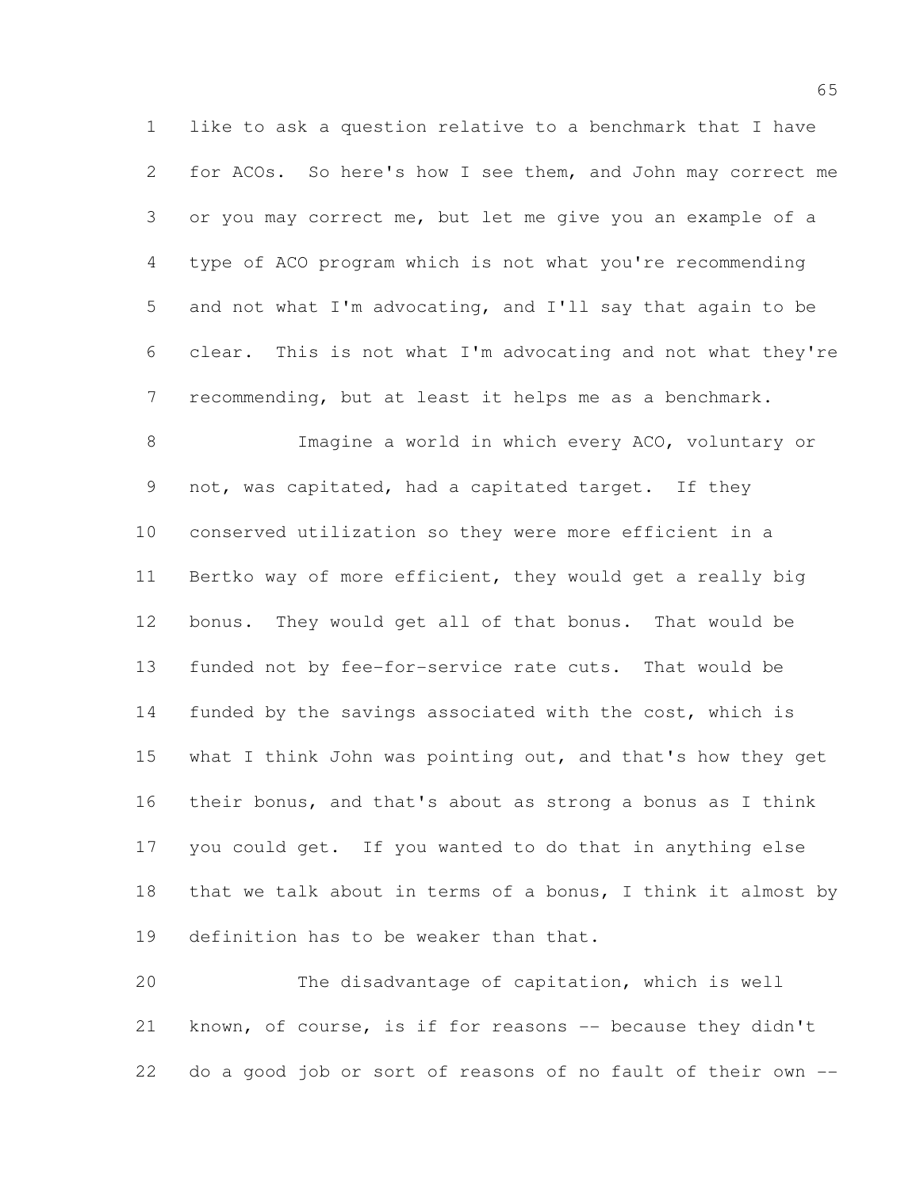like to ask a question relative to a benchmark that I have for ACOs. So here's how I see them, and John may correct me or you may correct me, but let me give you an example of a type of ACO program which is not what you're recommending and not what I'm advocating, and I'll say that again to be clear. This is not what I'm advocating and not what they're recommending, but at least it helps me as a benchmark.

Imagine a world in which every ACO, voluntary or not, was capitated, had a capitated target. If they conserved utilization so they were more efficient in a Bertko way of more efficient, they would get a really big bonus. They would get all of that bonus. That would be funded not by fee-for-service rate cuts. That would be funded by the savings associated with the cost, which is what I think John was pointing out, and that's how they get their bonus, and that's about as strong a bonus as I think you could get. If you wanted to do that in anything else that we talk about in terms of a bonus, I think it almost by definition has to be weaker than that.

The disadvantage of capitation, which is well known, of course, is if for reasons -- because they didn't do a good job or sort of reasons of no fault of their own --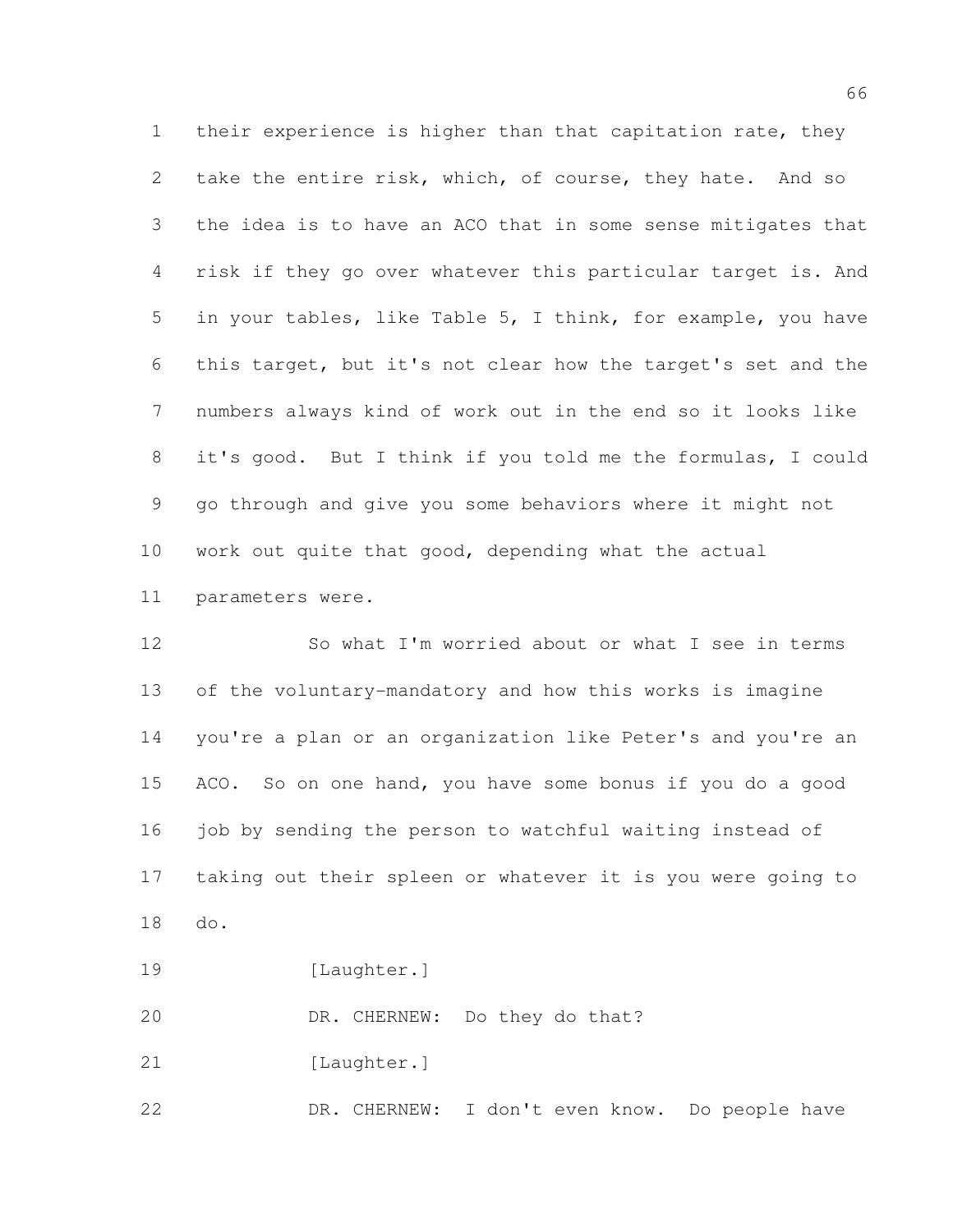their experience is higher than that capitation rate, they take the entire risk, which, of course, they hate. And so the idea is to have an ACO that in some sense mitigates that risk if they go over whatever this particular target is. And in your tables, like Table 5, I think, for example, you have this target, but it's not clear how the target's set and the numbers always kind of work out in the end so it looks like it's good. But I think if you told me the formulas, I could go through and give you some behaviors where it might not work out quite that good, depending what the actual parameters were.

So what I'm worried about or what I see in terms of the voluntary-mandatory and how this works is imagine you're a plan or an organization like Peter's and you're an ACO. So on one hand, you have some bonus if you do a good job by sending the person to watchful waiting instead of taking out their spleen or whatever it is you were going to do.

[Laughter.]

DR. CHERNEW: Do they do that?

[Laughter.]

DR. CHERNEW: I don't even know. Do people have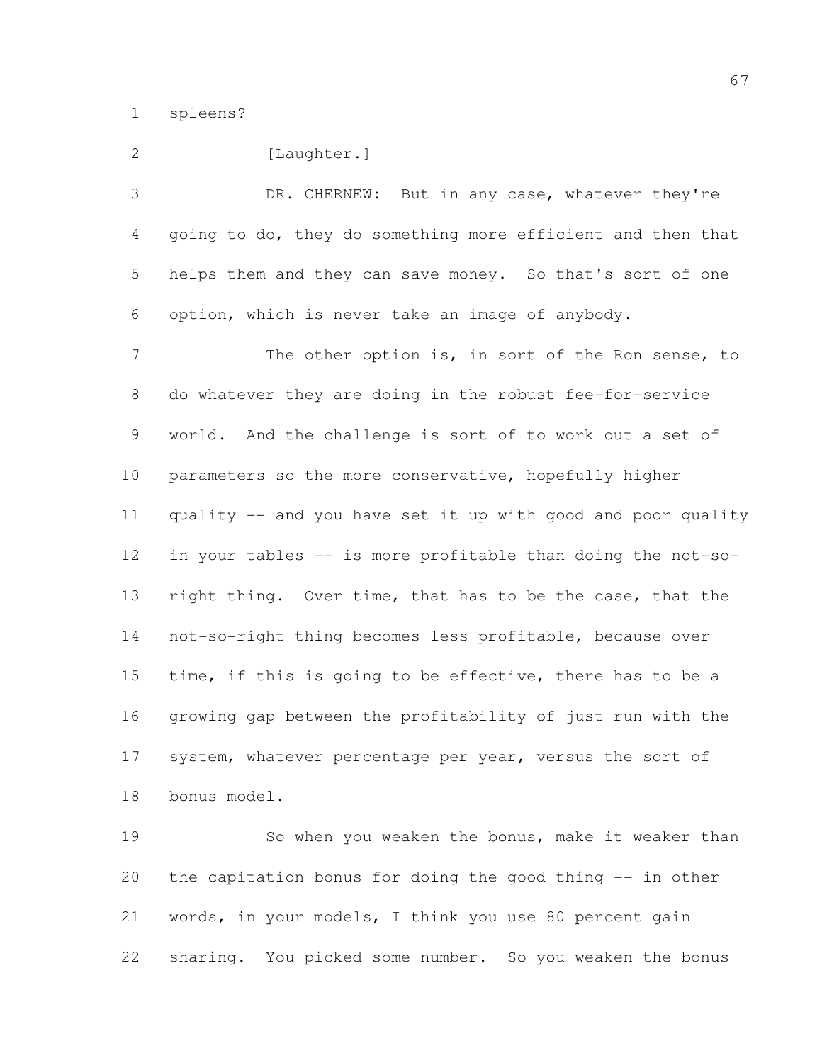spleens?

[Laughter.]

DR. CHERNEW: But in any case, whatever they're going to do, they do something more efficient and then that helps them and they can save money. So that's sort of one option, which is never take an image of anybody.

The other option is, in sort of the Ron sense, to do whatever they are doing in the robust fee-for-service world. And the challenge is sort of to work out a set of parameters so the more conservative, hopefully higher quality -- and you have set it up with good and poor quality in your tables -- is more profitable than doing the not-so-right thing. Over time, that has to be the case, that the not-so-right thing becomes less profitable, because over time, if this is going to be effective, there has to be a growing gap between the profitability of just run with the system, whatever percentage per year, versus the sort of bonus model.

So when you weaken the bonus, make it weaker than the capitation bonus for doing the good thing -- in other words, in your models, I think you use 80 percent gain sharing. You picked some number. So you weaken the bonus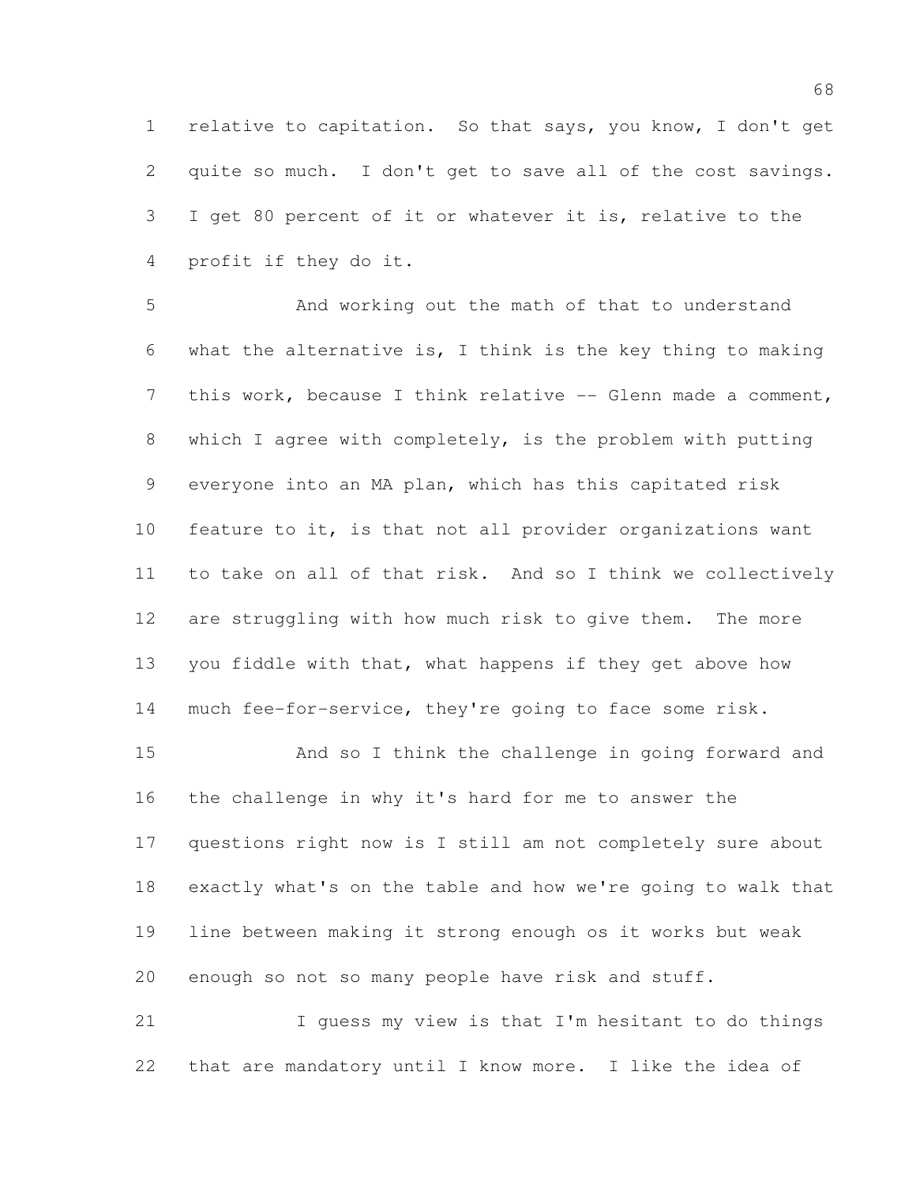relative to capitation. So that says, you know, I don't get quite so much. I don't get to save all of the cost savings. I get 80 percent of it or whatever it is, relative to the profit if they do it.

And working out the math of that to understand what the alternative is, I think is the key thing to making this work, because I think relative -- Glenn made a comment, which I agree with completely, is the problem with putting everyone into an MA plan, which has this capitated risk feature to it, is that not all provider organizations want to take on all of that risk. And so I think we collectively are struggling with how much risk to give them. The more you fiddle with that, what happens if they get above how much fee-for-service, they're going to face some risk.

And so I think the challenge in going forward and the challenge in why it's hard for me to answer the questions right now is I still am not completely sure about exactly what's on the table and how we're going to walk that line between making it strong enough os it works but weak enough so not so many people have risk and stuff.

I guess my view is that I'm hesitant to do things that are mandatory until I know more. I like the idea of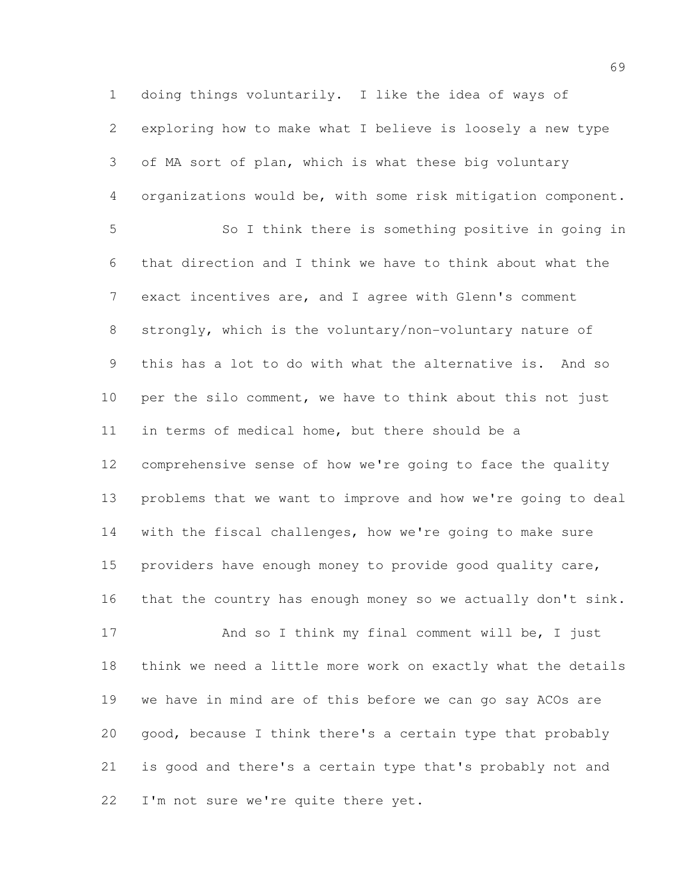doing things voluntarily. I like the idea of ways of exploring how to make what I believe is loosely a new type of MA sort of plan, which is what these big voluntary organizations would be, with some risk mitigation component.

So I think there is something positive in going in that direction and I think we have to think about what the exact incentives are, and I agree with Glenn's comment strongly, which is the voluntary/non-voluntary nature of this has a lot to do with what the alternative is. And so per the silo comment, we have to think about this not just in terms of medical home, but there should be a comprehensive sense of how we're going to face the quality problems that we want to improve and how we're going to deal with the fiscal challenges, how we're going to make sure providers have enough money to provide good quality care, that the country has enough money so we actually don't sink.

And so I think my final comment will be, I just think we need a little more work on exactly what the details we have in mind are of this before we can go say ACOs are good, because I think there's a certain type that probably is good and there's a certain type that's probably not and I'm not sure we're quite there yet.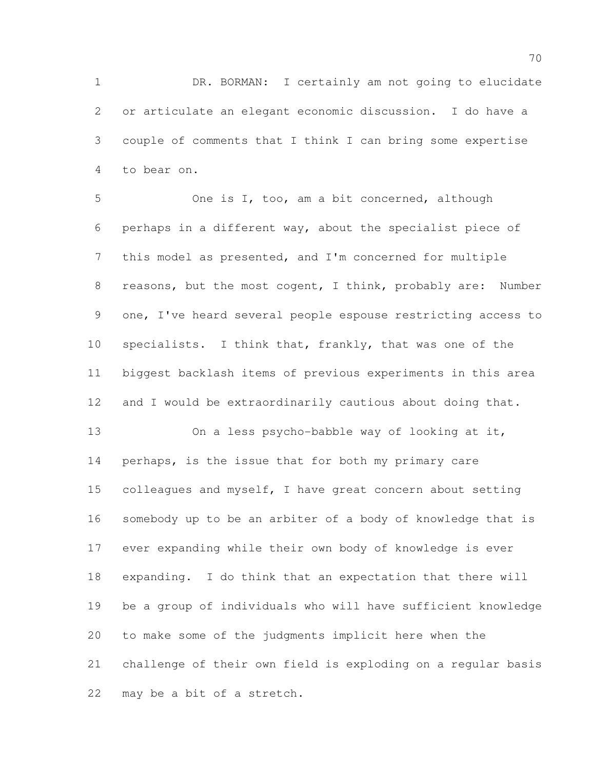DR. BORMAN: I certainly am not going to elucidate or articulate an elegant economic discussion. I do have a couple of comments that I think I can bring some expertise to bear on.

One is I, too, am a bit concerned, although perhaps in a different way, about the specialist piece of this model as presented, and I'm concerned for multiple reasons, but the most cogent, I think, probably are: Number one, I've heard several people espouse restricting access to specialists. I think that, frankly, that was one of the biggest backlash items of previous experiments in this area and I would be extraordinarily cautious about doing that.

On a less psycho-babble way of looking at it, perhaps, is the issue that for both my primary care colleagues and myself, I have great concern about setting somebody up to be an arbiter of a body of knowledge that is ever expanding while their own body of knowledge is ever expanding. I do think that an expectation that there will be a group of individuals who will have sufficient knowledge to make some of the judgments implicit here when the challenge of their own field is exploding on a regular basis may be a bit of a stretch.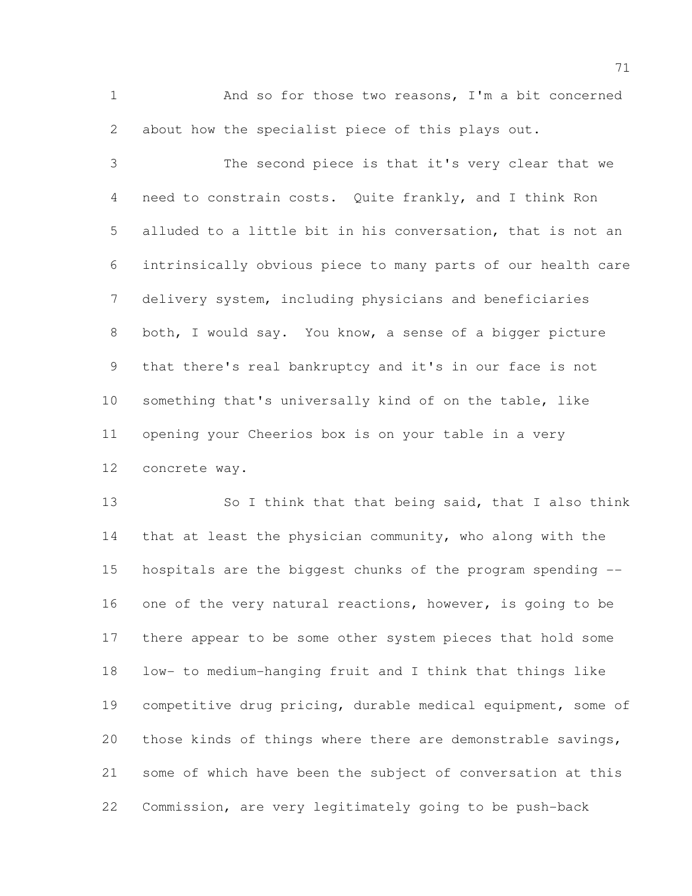And so for those two reasons, I'm a bit concerned about how the specialist piece of this plays out.

The second piece is that it's very clear that we need to constrain costs. Quite frankly, and I think Ron alluded to a little bit in his conversation, that is not an intrinsically obvious piece to many parts of our health care delivery system, including physicians and beneficiaries both, I would say. You know, a sense of a bigger picture that there's real bankruptcy and it's in our face is not something that's universally kind of on the table, like opening your Cheerios box is on your table in a very concrete way.

So I think that that being said, that I also think that at least the physician community, who along with the hospitals are the biggest chunks of the program spending -- one of the very natural reactions, however, is going to be there appear to be some other system pieces that hold some low- to medium-hanging fruit and I think that things like competitive drug pricing, durable medical equipment, some of those kinds of things where there are demonstrable savings, some of which have been the subject of conversation at this Commission, are very legitimately going to be push-back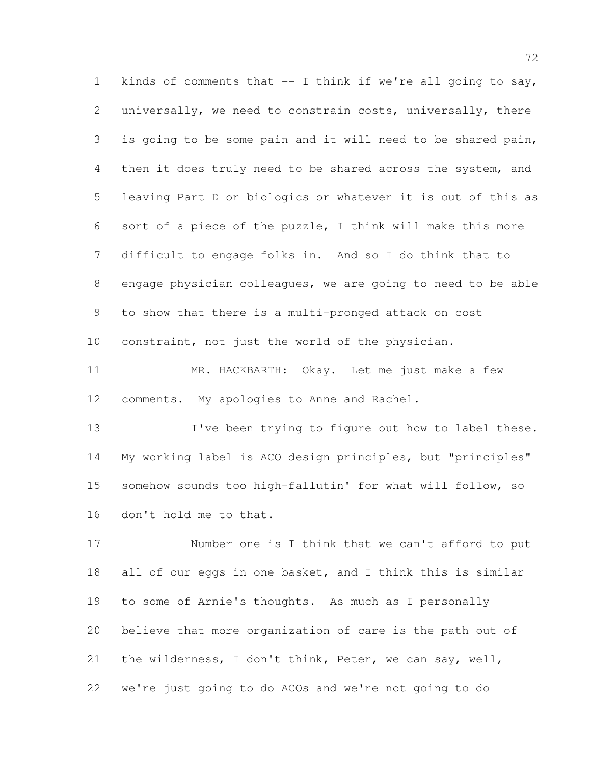kinds of comments that -- I think if we're all going to say, universally, we need to constrain costs, universally, there is going to be some pain and it will need to be shared pain, then it does truly need to be shared across the system, and leaving Part D or biologics or whatever it is out of this as sort of a piece of the puzzle, I think will make this more difficult to engage folks in. And so I do think that to engage physician colleagues, we are going to need to be able to show that there is a multi-pronged attack on cost constraint, not just the world of the physician.

MR. HACKBARTH: Okay. Let me just make a few comments. My apologies to Anne and Rachel.

I've been trying to figure out how to label these. My working label is ACO design principles, but "principles" somehow sounds too high-fallutin' for what will follow, so don't hold me to that.

Number one is I think that we can't afford to put all of our eggs in one basket, and I think this is similar to some of Arnie's thoughts. As much as I personally believe that more organization of care is the path out of the wilderness, I don't think, Peter, we can say, well, we're just going to do ACOs and we're not going to do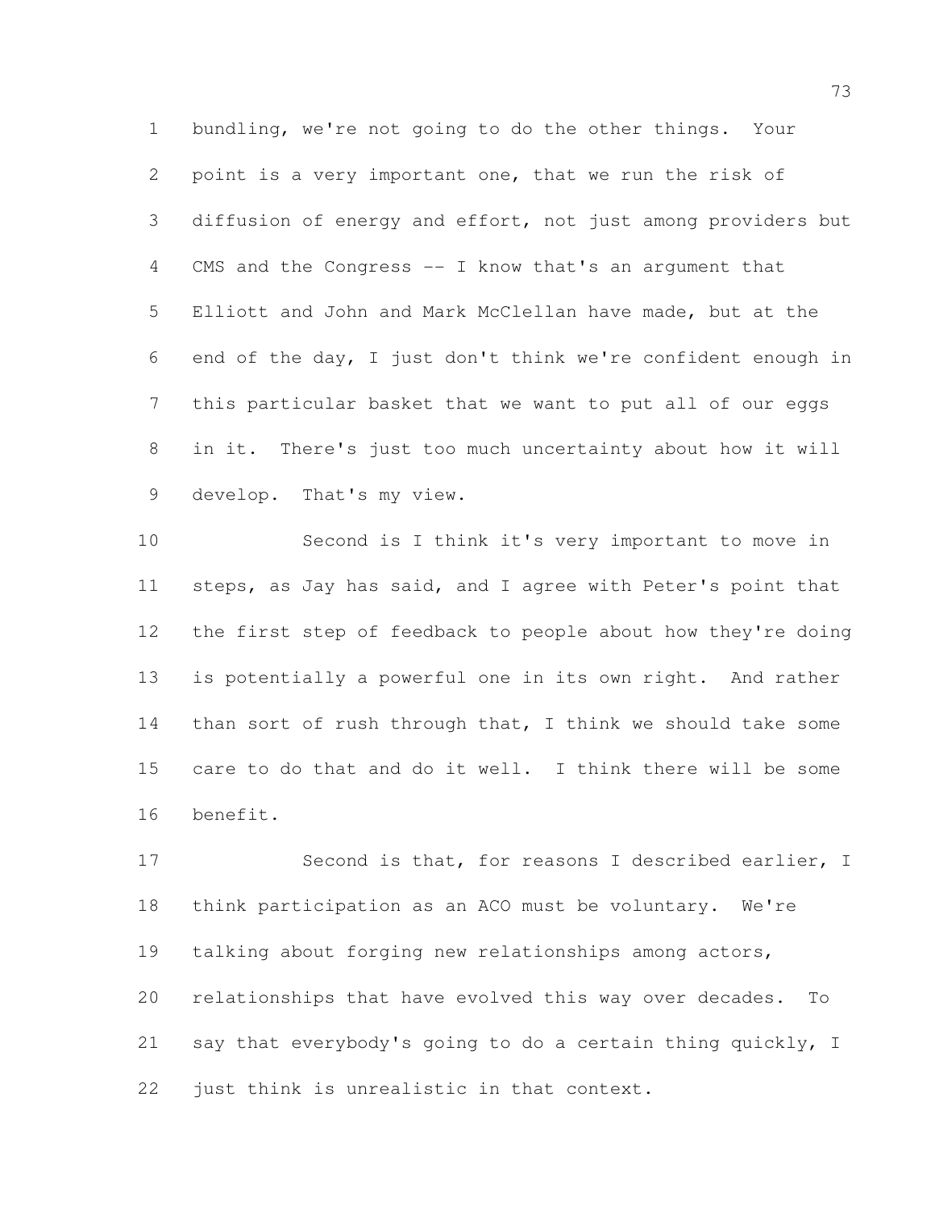bundling, we're not going to do the other things. Your point is a very important one, that we run the risk of diffusion of energy and effort, not just among providers but CMS and the Congress -- I know that's an argument that Elliott and John and Mark McClellan have made, but at the end of the day, I just don't think we're confident enough in this particular basket that we want to put all of our eggs in it. There's just too much uncertainty about how it will develop. That's my view.

Second is I think it's very important to move in steps, as Jay has said, and I agree with Peter's point that the first step of feedback to people about how they're doing is potentially a powerful one in its own right. And rather than sort of rush through that, I think we should take some care to do that and do it well. I think there will be some benefit.

Second is that, for reasons I described earlier, I think participation as an ACO must be voluntary. We're talking about forging new relationships among actors, relationships that have evolved this way over decades. To say that everybody's going to do a certain thing quickly, I just think is unrealistic in that context.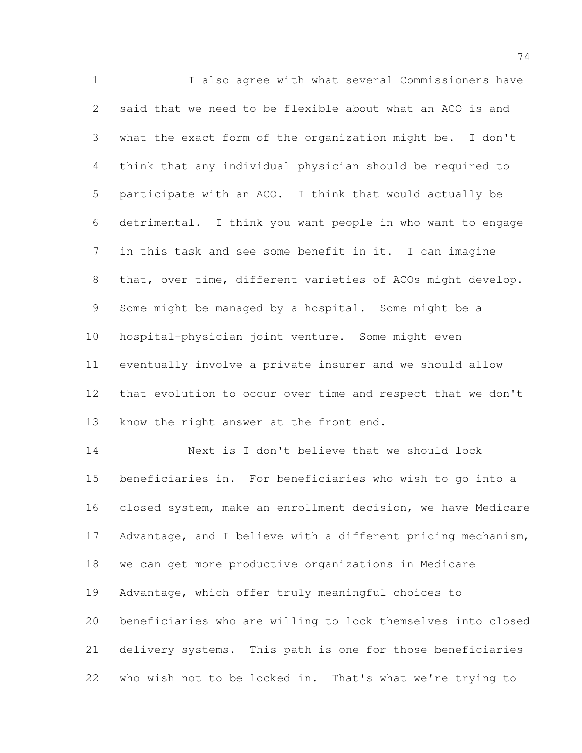I also agree with what several Commissioners have said that we need to be flexible about what an ACO is and what the exact form of the organization might be. I don't think that any individual physician should be required to participate with an ACO. I think that would actually be detrimental. I think you want people in who want to engage in this task and see some benefit in it. I can imagine that, over time, different varieties of ACOs might develop. Some might be managed by a hospital. Some might be a hospital-physician joint venture. Some might even eventually involve a private insurer and we should allow that evolution to occur over time and respect that we don't know the right answer at the front end.

Next is I don't believe that we should lock beneficiaries in. For beneficiaries who wish to go into a closed system, make an enrollment decision, we have Medicare Advantage, and I believe with a different pricing mechanism, we can get more productive organizations in Medicare Advantage, which offer truly meaningful choices to beneficiaries who are willing to lock themselves into closed delivery systems. This path is one for those beneficiaries who wish not to be locked in. That's what we're trying to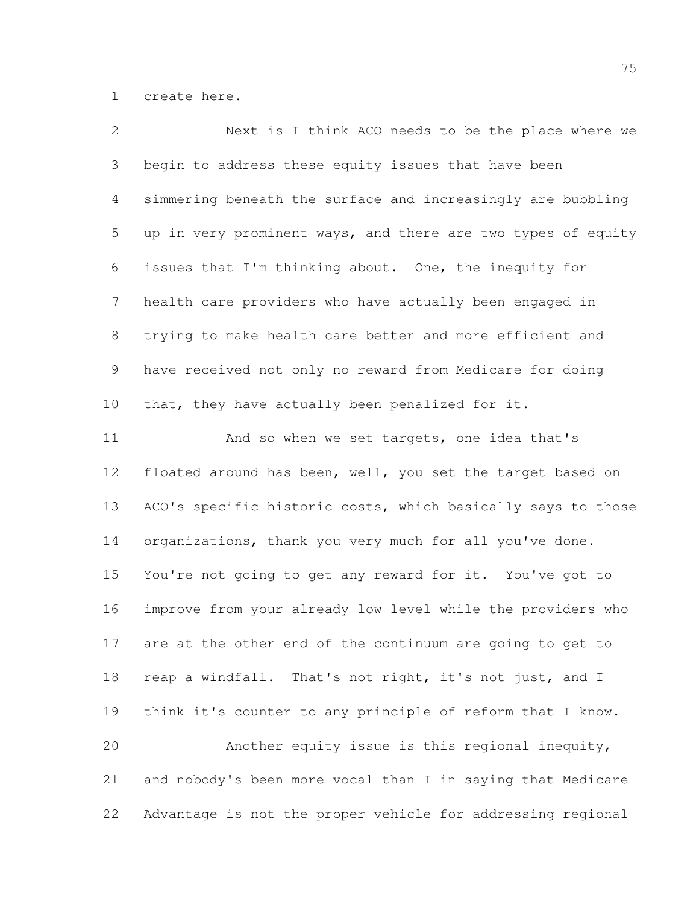create here.

Next is I think ACO needs to be the place where we begin to address these equity issues that have been simmering beneath the surface and increasingly are bubbling up in very prominent ways, and there are two types of equity issues that I'm thinking about. One, the inequity for health care providers who have actually been engaged in trying to make health care better and more efficient and have received not only no reward from Medicare for doing that, they have actually been penalized for it.

And so when we set targets, one idea that's floated around has been, well, you set the target based on ACO's specific historic costs, which basically says to those organizations, thank you very much for all you've done. You're not going to get any reward for it. You've got to improve from your already low level while the providers who are at the other end of the continuum are going to get to reap a windfall. That's not right, it's not just, and I think it's counter to any principle of reform that I know.

Another equity issue is this regional inequity, and nobody's been more vocal than I in saying that Medicare Advantage is not the proper vehicle for addressing regional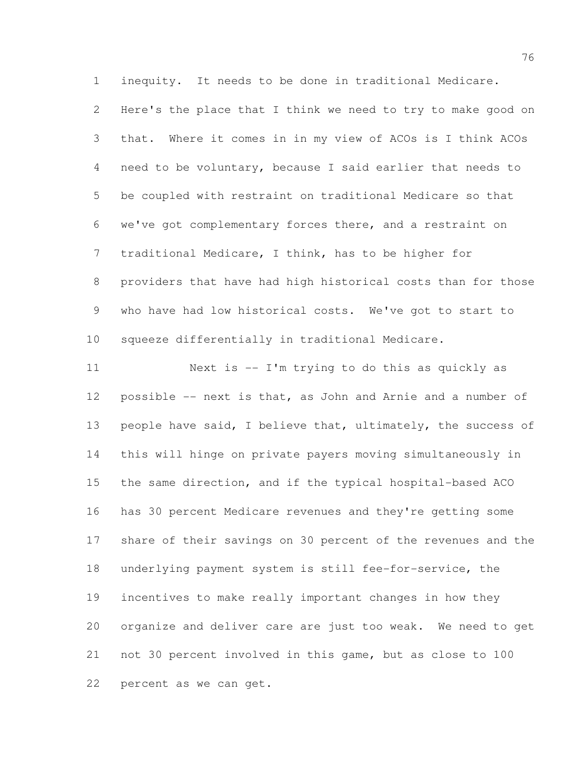inequity. It needs to be done in traditional Medicare. Here's the place that I think we need to try to make good on that. Where it comes in in my view of ACOs is I think ACOs need to be voluntary, because I said earlier that needs to be coupled with restraint on traditional Medicare so that we've got complementary forces there, and a restraint on traditional Medicare, I think, has to be higher for providers that have had high historical costs than for those who have had low historical costs. We've got to start to squeeze differentially in traditional Medicare.

Next is -- I'm trying to do this as quickly as possible -- next is that, as John and Arnie and a number of people have said, I believe that, ultimately, the success of this will hinge on private payers moving simultaneously in the same direction, and if the typical hospital-based ACO has 30 percent Medicare revenues and they're getting some share of their savings on 30 percent of the revenues and the underlying payment system is still fee-for-service, the incentives to make really important changes in how they organize and deliver care are just too weak. We need to get not 30 percent involved in this game, but as close to 100 percent as we can get.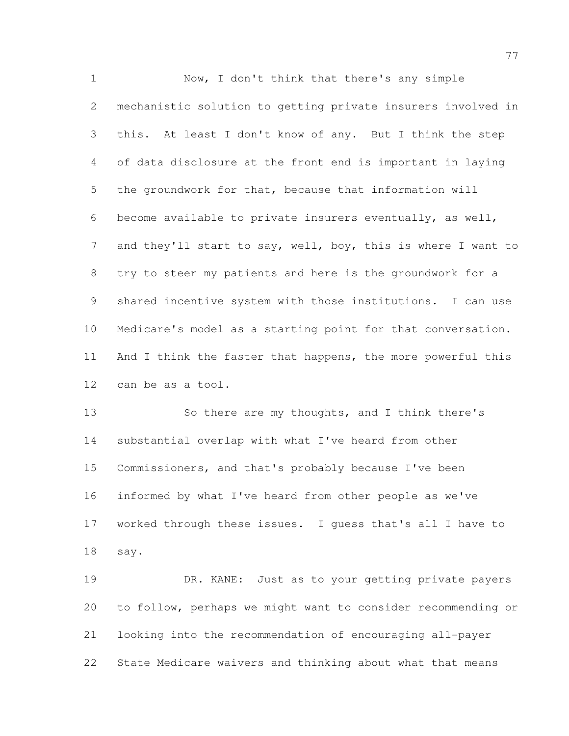Now, I don't think that there's any simple mechanistic solution to getting private insurers involved in this. At least I don't know of any. But I think the step of data disclosure at the front end is important in laying the groundwork for that, because that information will become available to private insurers eventually, as well, and they'll start to say, well, boy, this is where I want to try to steer my patients and here is the groundwork for a shared incentive system with those institutions. I can use Medicare's model as a starting point for that conversation. And I think the faster that happens, the more powerful this can be as a tool.

So there are my thoughts, and I think there's substantial overlap with what I've heard from other Commissioners, and that's probably because I've been informed by what I've heard from other people as we've worked through these issues. I guess that's all I have to say.

DR. KANE: Just as to your getting private payers to follow, perhaps we might want to consider recommending or looking into the recommendation of encouraging all-payer State Medicare waivers and thinking about what that means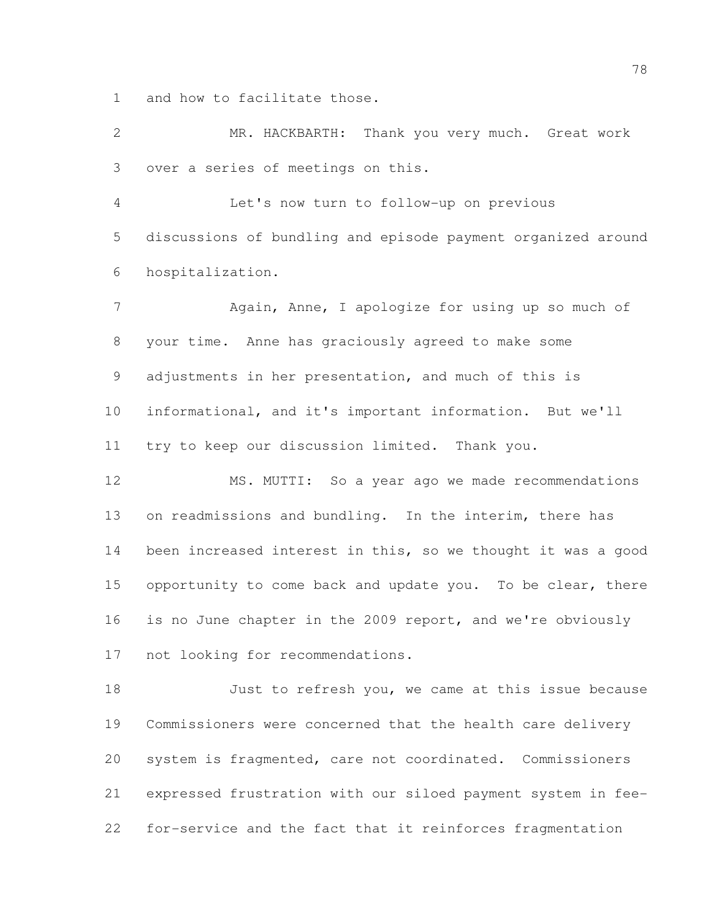and how to facilitate those.

MR. HACKBARTH: Thank you very much. Great work over a series of meetings on this.

Let's now turn to follow-up on previous discussions of bundling and episode payment organized around hospitalization.

Again, Anne, I apologize for using up so much of your time. Anne has graciously agreed to make some adjustments in her presentation, and much of this is informational, and it's important information. But we'll try to keep our discussion limited. Thank you.

MS. MUTTI: So a year ago we made recommendations on readmissions and bundling. In the interim, there has been increased interest in this, so we thought it was a good opportunity to come back and update you. To be clear, there is no June chapter in the 2009 report, and we're obviously not looking for recommendations.

Just to refresh you, we came at this issue because Commissioners were concerned that the health care delivery system is fragmented, care not coordinated. Commissioners expressed frustration with our siloed payment system in fee-for-service and the fact that it reinforces fragmentation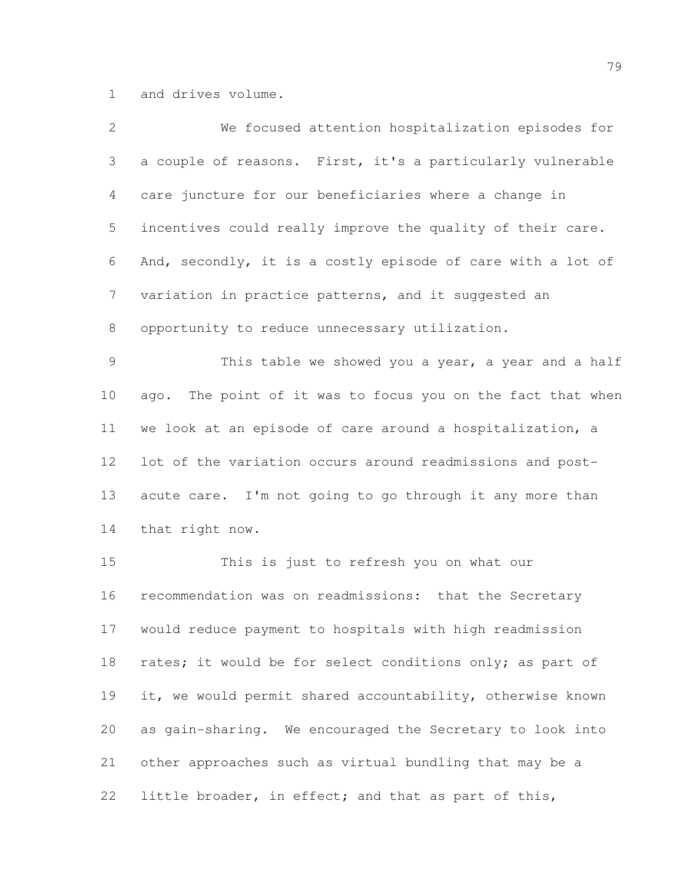and drives volume.

We focused attention hospitalization episodes for a couple of reasons. First, it's a particularly vulnerable care juncture for our beneficiaries where a change in incentives could really improve the quality of their care. And, secondly, it is a costly episode of care with a lot of variation in practice patterns, and it suggested an opportunity to reduce unnecessary utilization.

This table we showed you a year, a year and a half ago. The point of it was to focus you on the fact that when we look at an episode of care around a hospitalization, a lot of the variation occurs around readmissions and post-acute care. I'm not going to go through it any more than that right now.

This is just to refresh you on what our recommendation was on readmissions: that the Secretary would reduce payment to hospitals with high readmission rates; it would be for select conditions only; as part of it, we would permit shared accountability, otherwise known as gain-sharing. We encouraged the Secretary to look into other approaches such as virtual bundling that may be a little broader, in effect; and that as part of this,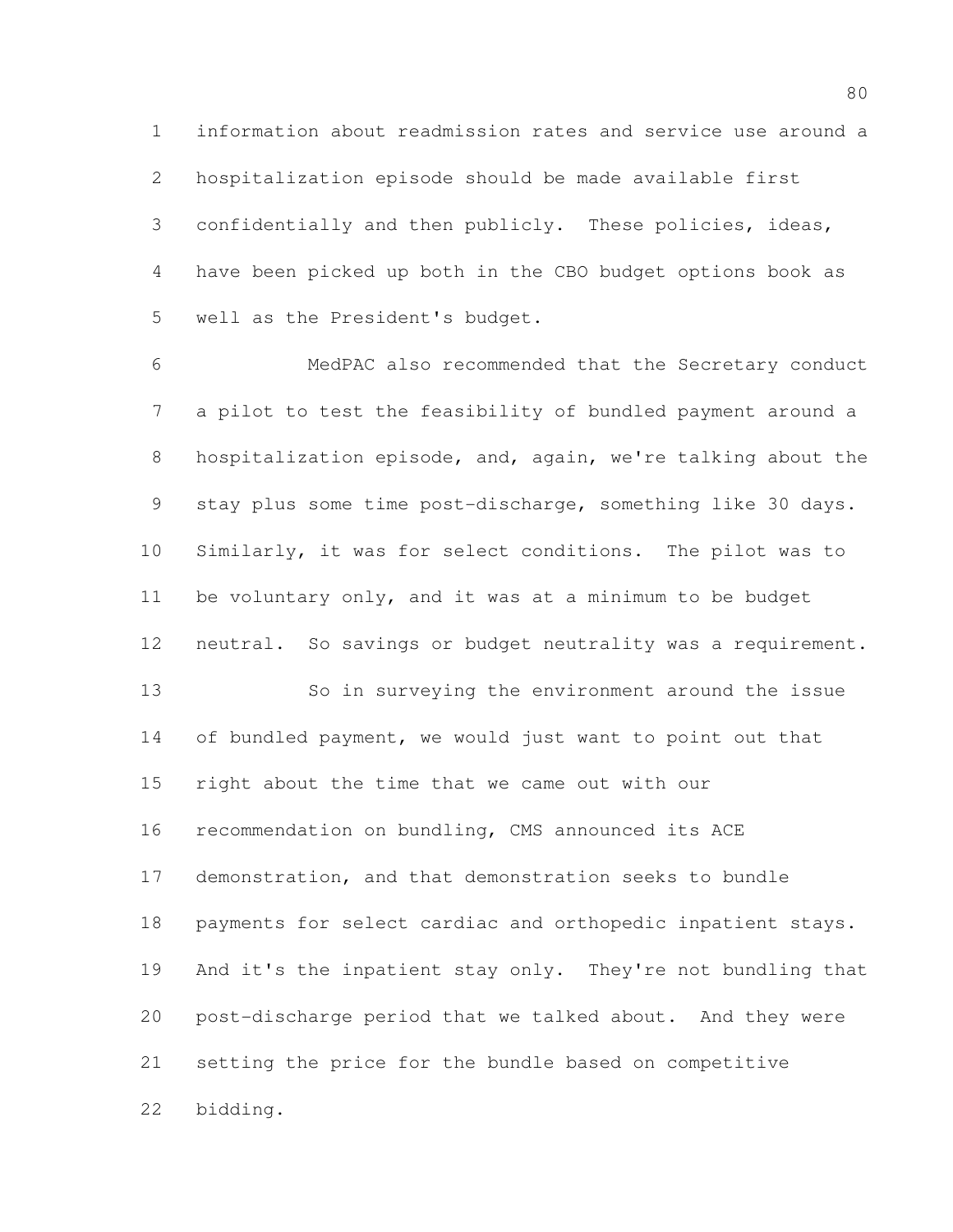information about readmission rates and service use around a hospitalization episode should be made available first confidentially and then publicly. These policies, ideas, have been picked up both in the CBO budget options book as well as the President's budget.

MedPAC also recommended that the Secretary conduct a pilot to test the feasibility of bundled payment around a hospitalization episode, and, again, we're talking about the stay plus some time post-discharge, something like 30 days. Similarly, it was for select conditions. The pilot was to be voluntary only, and it was at a minimum to be budget neutral. So savings or budget neutrality was a requirement.

So in surveying the environment around the issue of bundled payment, we would just want to point out that right about the time that we came out with our recommendation on bundling, CMS announced its ACE demonstration, and that demonstration seeks to bundle payments for select cardiac and orthopedic inpatient stays. And it's the inpatient stay only. They're not bundling that post-discharge period that we talked about. And they were setting the price for the bundle based on competitive bidding.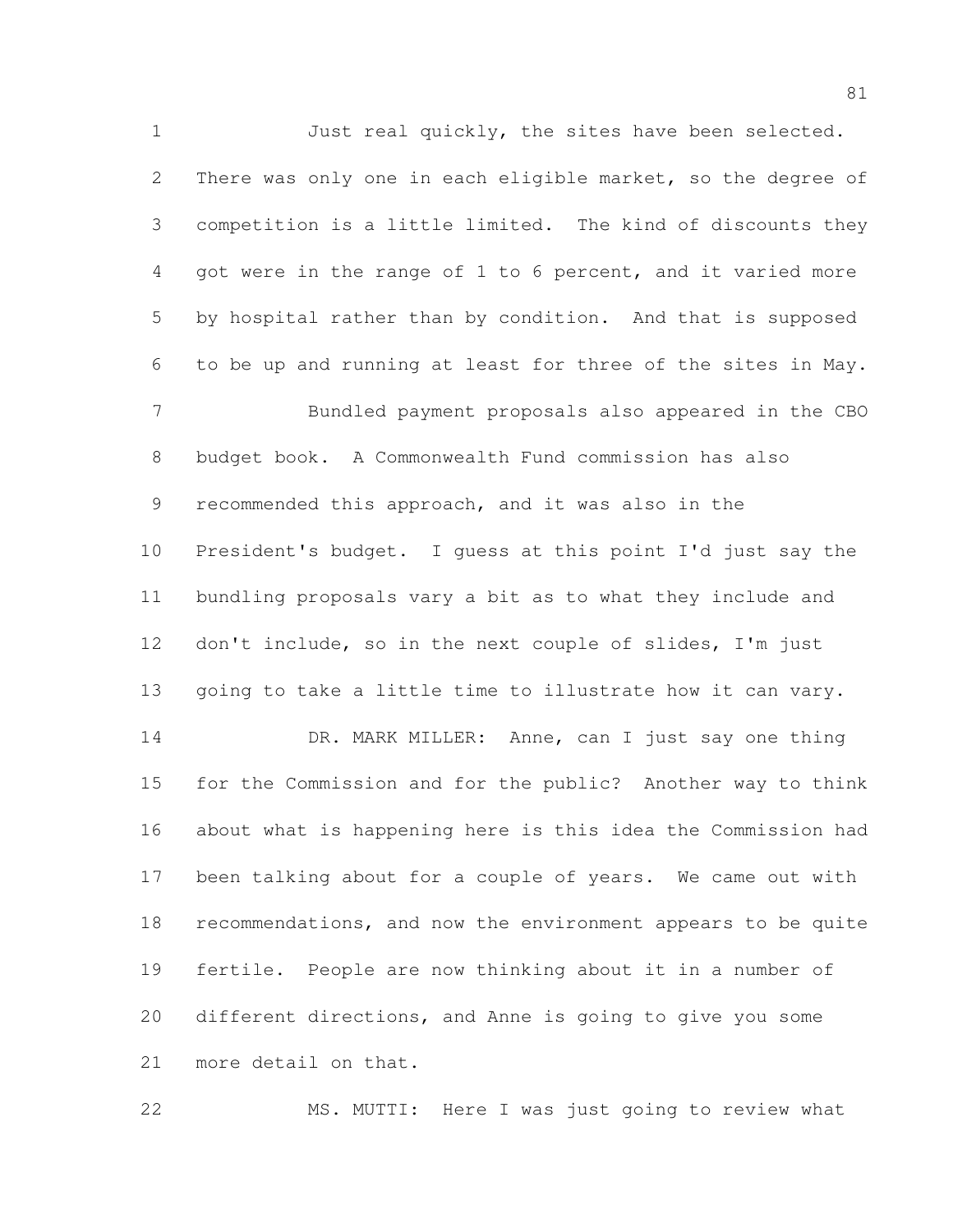Just real quickly, the sites have been selected. There was only one in each eligible market, so the degree of competition is a little limited. The kind of discounts they got were in the range of 1 to 6 percent, and it varied more by hospital rather than by condition. And that is supposed to be up and running at least for three of the sites in May.

Bundled payment proposals also appeared in the CBO budget book. A Commonwealth Fund commission has also recommended this approach, and it was also in the President's budget. I guess at this point I'd just say the bundling proposals vary a bit as to what they include and don't include, so in the next couple of slides, I'm just going to take a little time to illustrate how it can vary.

DR. MARK MILLER: Anne, can I just say one thing for the Commission and for the public? Another way to think about what is happening here is this idea the Commission had been talking about for a couple of years. We came out with recommendations, and now the environment appears to be quite fertile. People are now thinking about it in a number of different directions, and Anne is going to give you some more detail on that.

MS. MUTTI: Here I was just going to review what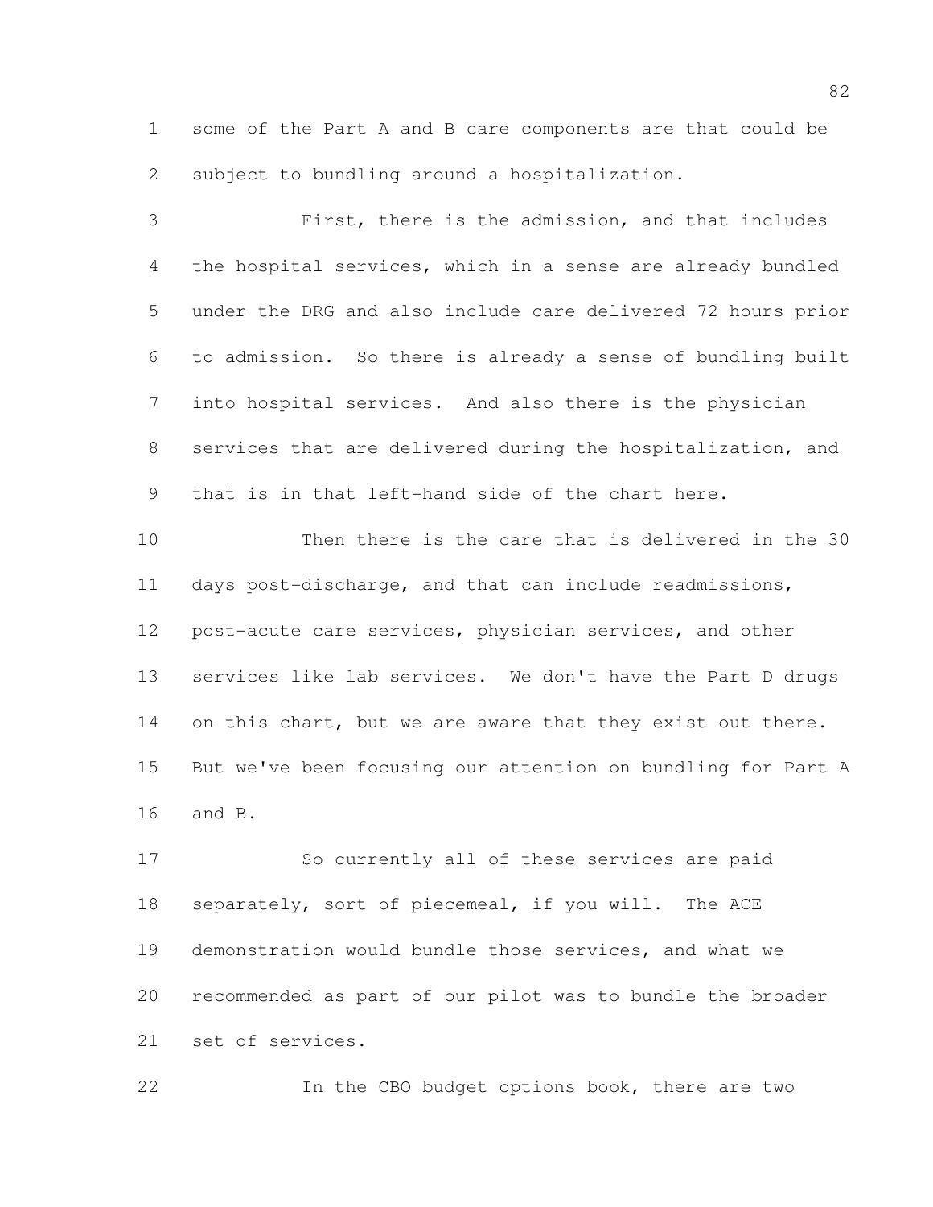some of the Part A and B care components are that could be subject to bundling around a hospitalization.

First, there is the admission, and that includes the hospital services, which in a sense are already bundled under the DRG and also include care delivered 72 hours prior to admission. So there is already a sense of bundling built into hospital services. And also there is the physician services that are delivered during the hospitalization, and that is in that left-hand side of the chart here.

Then there is the care that is delivered in the 30 days post-discharge, and that can include readmissions, post-acute care services, physician services, and other services like lab services. We don't have the Part D drugs on this chart, but we are aware that they exist out there. But we've been focusing our attention on bundling for Part A and B.

So currently all of these services are paid separately, sort of piecemeal, if you will. The ACE demonstration would bundle those services, and what we recommended as part of our pilot was to bundle the broader set of services.

In the CBO budget options book, there are two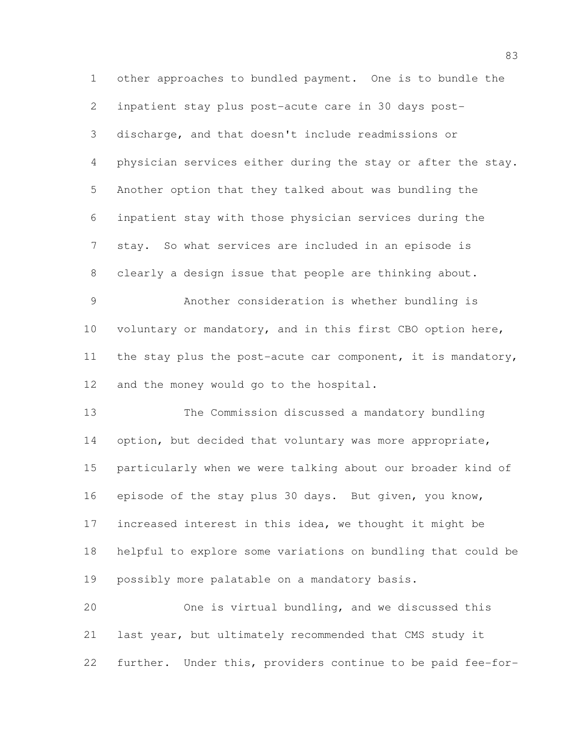other approaches to bundled payment. One is to bundle the inpatient stay plus post-acute care in 30 days post-discharge, and that doesn't include readmissions or physician services either during the stay or after the stay. Another option that they talked about was bundling the inpatient stay with those physician services during the stay. So what services are included in an episode is clearly a design issue that people are thinking about.

Another consideration is whether bundling is voluntary or mandatory, and in this first CBO option here, the stay plus the post-acute car component, it is mandatory, and the money would go to the hospital.

The Commission discussed a mandatory bundling option, but decided that voluntary was more appropriate, particularly when we were talking about our broader kind of episode of the stay plus 30 days. But given, you know, increased interest in this idea, we thought it might be helpful to explore some variations on bundling that could be possibly more palatable on a mandatory basis.

One is virtual bundling, and we discussed this last year, but ultimately recommended that CMS study it further. Under this, providers continue to be paid fee-for-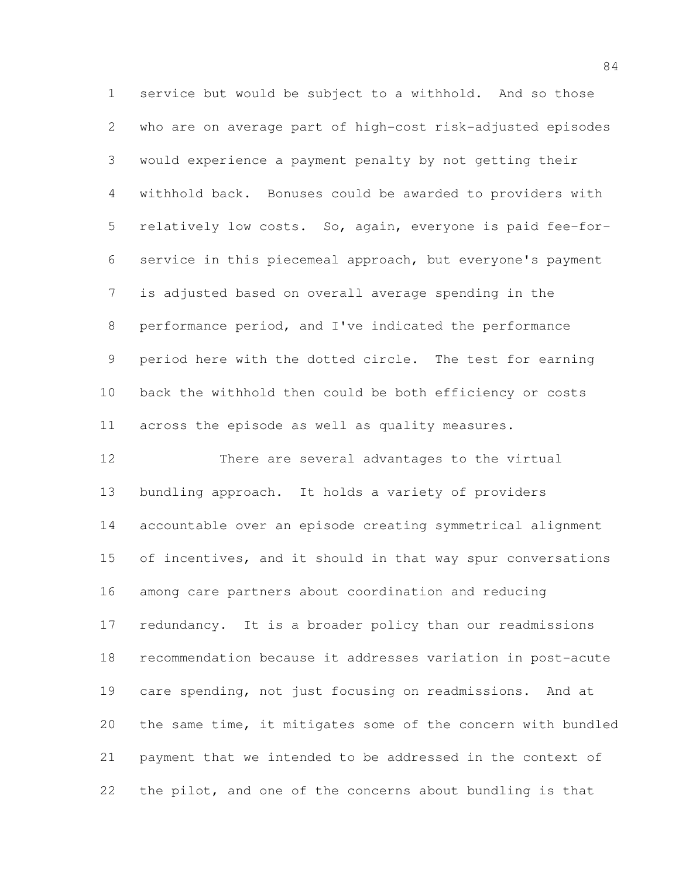service but would be subject to a withhold. And so those who are on average part of high-cost risk-adjusted episodes would experience a payment penalty by not getting their withhold back. Bonuses could be awarded to providers with relatively low costs. So, again, everyone is paid fee-for-service in this piecemeal approach, but everyone's payment is adjusted based on overall average spending in the performance period, and I've indicated the performance period here with the dotted circle. The test for earning back the withhold then could be both efficiency or costs across the episode as well as quality measures.

There are several advantages to the virtual bundling approach. It holds a variety of providers accountable over an episode creating symmetrical alignment of incentives, and it should in that way spur conversations among care partners about coordination and reducing redundancy. It is a broader policy than our readmissions recommendation because it addresses variation in post-acute care spending, not just focusing on readmissions. And at the same time, it mitigates some of the concern with bundled payment that we intended to be addressed in the context of the pilot, and one of the concerns about bundling is that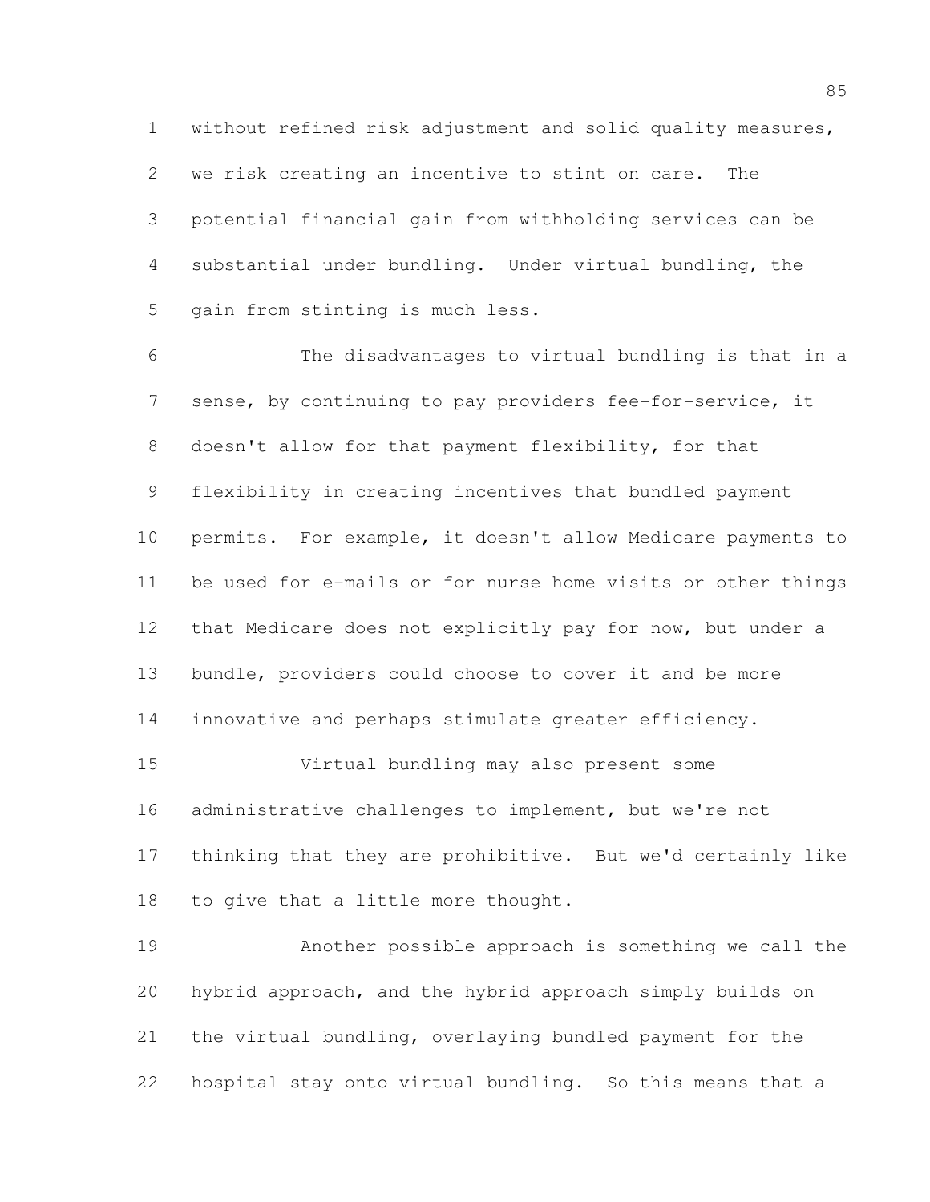without refined risk adjustment and solid quality measures, we risk creating an incentive to stint on care. The potential financial gain from withholding services can be substantial under bundling. Under virtual bundling, the gain from stinting is much less.

The disadvantages to virtual bundling is that in a sense, by continuing to pay providers fee-for-service, it doesn't allow for that payment flexibility, for that flexibility in creating incentives that bundled payment permits. For example, it doesn't allow Medicare payments to be used for e-mails or for nurse home visits or other things that Medicare does not explicitly pay for now, but under a bundle, providers could choose to cover it and be more innovative and perhaps stimulate greater efficiency.

Virtual bundling may also present some administrative challenges to implement, but we're not thinking that they are prohibitive. But we'd certainly like to give that a little more thought.

Another possible approach is something we call the hybrid approach, and the hybrid approach simply builds on the virtual bundling, overlaying bundled payment for the hospital stay onto virtual bundling. So this means that a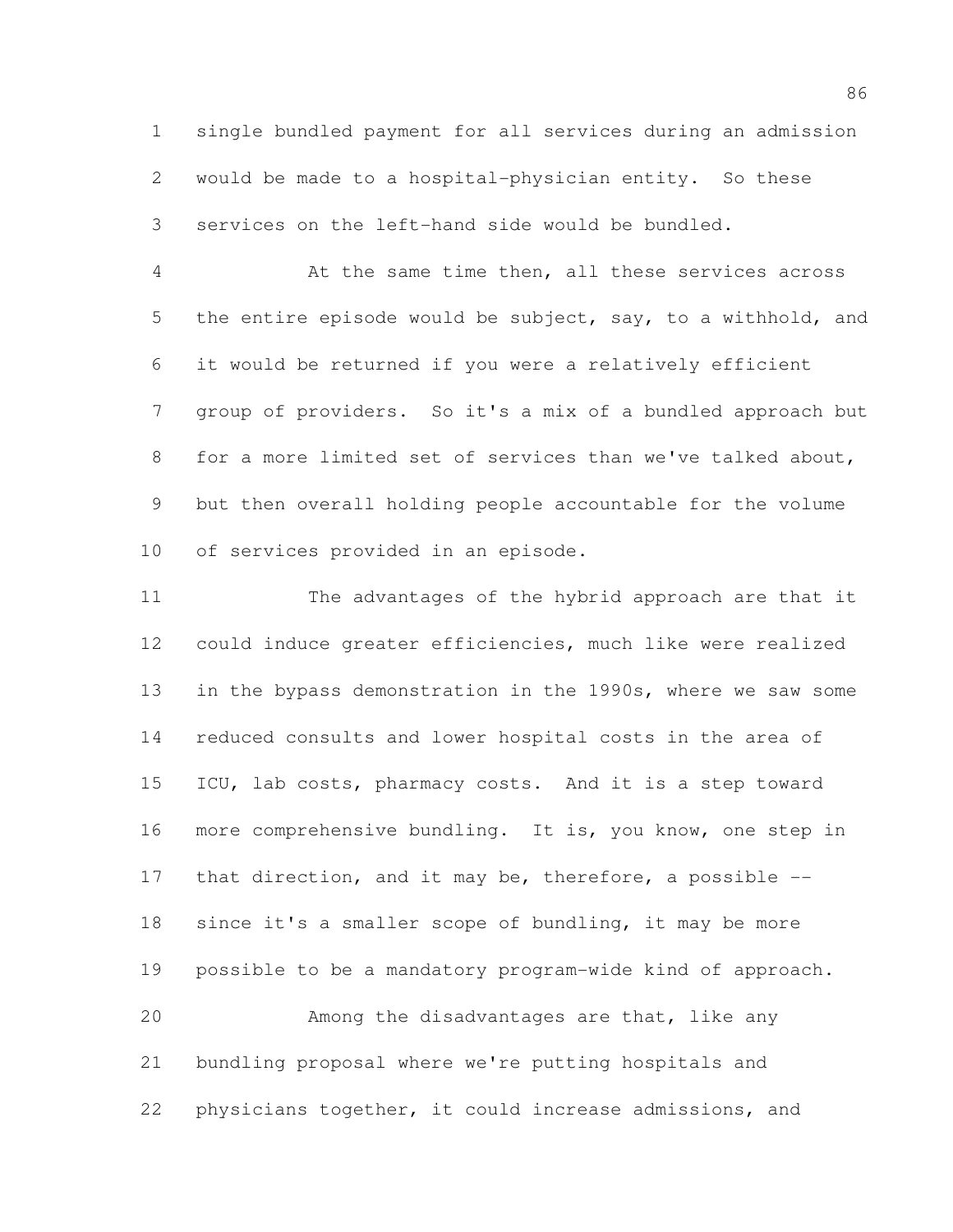single bundled payment for all services during an admission would be made to a hospital-physician entity. So these services on the left-hand side would be bundled.

At the same time then, all these services across the entire episode would be subject, say, to a withhold, and it would be returned if you were a relatively efficient group of providers. So it's a mix of a bundled approach but for a more limited set of services than we've talked about, but then overall holding people accountable for the volume of services provided in an episode.

The advantages of the hybrid approach are that it could induce greater efficiencies, much like were realized in the bypass demonstration in the 1990s, where we saw some reduced consults and lower hospital costs in the area of ICU, lab costs, pharmacy costs. And it is a step toward more comprehensive bundling. It is, you know, one step in that direction, and it may be, therefore, a possible -- since it's a smaller scope of bundling, it may be more possible to be a mandatory program-wide kind of approach.

Among the disadvantages are that, like any bundling proposal where we're putting hospitals and physicians together, it could increase admissions, and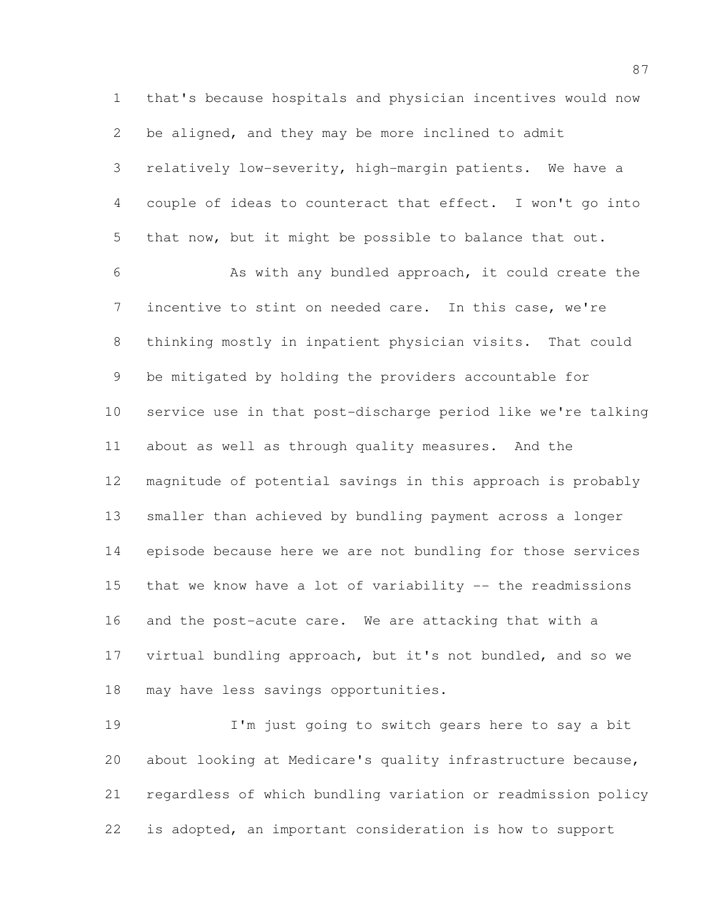that's because hospitals and physician incentives would now be aligned, and they may be more inclined to admit relatively low-severity, high-margin patients. We have a couple of ideas to counteract that effect. I won't go into that now, but it might be possible to balance that out.

As with any bundled approach, it could create the incentive to stint on needed care. In this case, we're thinking mostly in inpatient physician visits. That could be mitigated by holding the providers accountable for service use in that post-discharge period like we're talking about as well as through quality measures. And the magnitude of potential savings in this approach is probably smaller than achieved by bundling payment across a longer episode because here we are not bundling for those services that we know have a lot of variability -- the readmissions and the post-acute care. We are attacking that with a virtual bundling approach, but it's not bundled, and so we may have less savings opportunities.

I'm just going to switch gears here to say a bit about looking at Medicare's quality infrastructure because, regardless of which bundling variation or readmission policy is adopted, an important consideration is how to support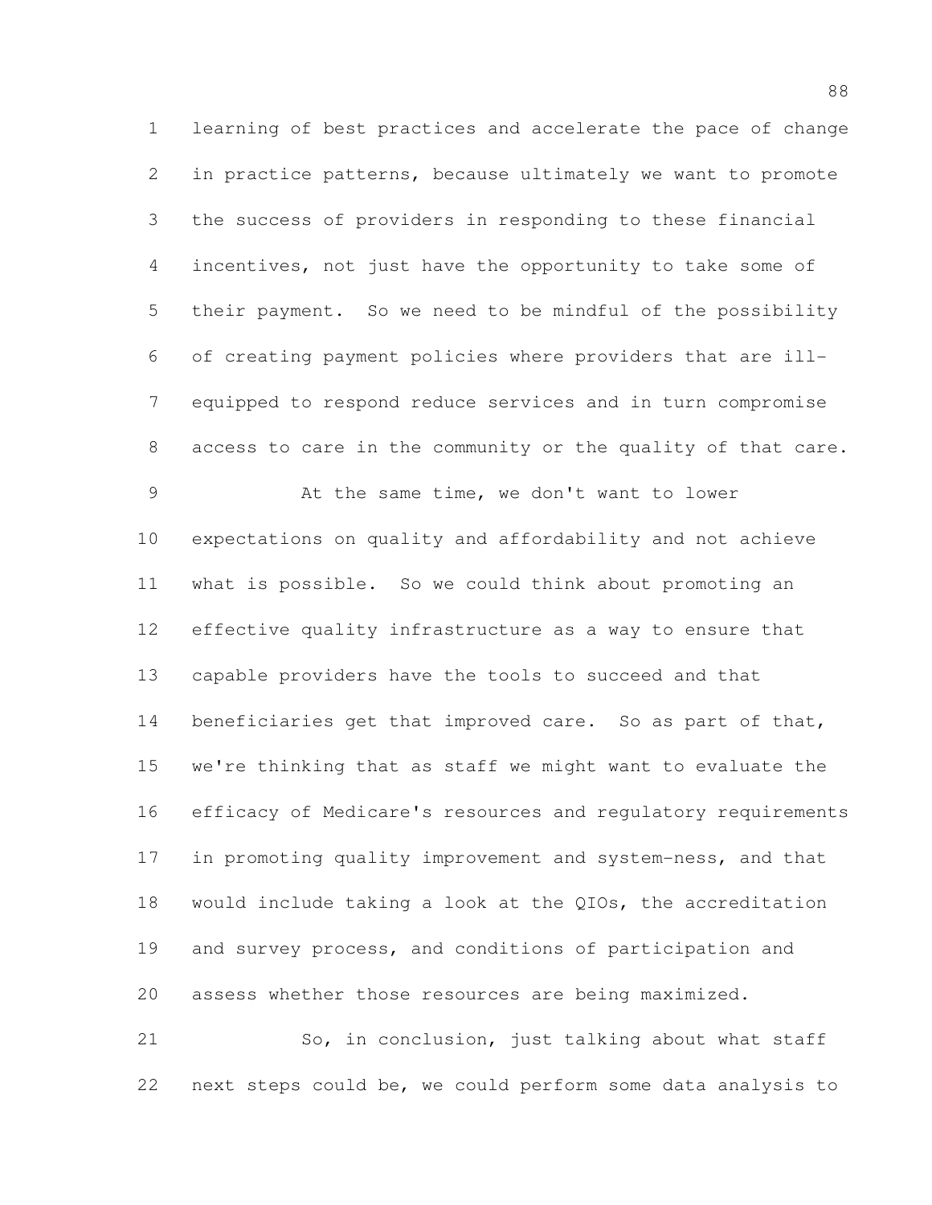learning of best practices and accelerate the pace of change in practice patterns, because ultimately we want to promote the success of providers in responding to these financial incentives, not just have the opportunity to take some of their payment. So we need to be mindful of the possibility of creating payment policies where providers that are ill-equipped to respond reduce services and in turn compromise access to care in the community or the quality of that care.

At the same time, we don't want to lower expectations on quality and affordability and not achieve what is possible. So we could think about promoting an effective quality infrastructure as a way to ensure that capable providers have the tools to succeed and that beneficiaries get that improved care. So as part of that, we're thinking that as staff we might want to evaluate the efficacy of Medicare's resources and regulatory requirements in promoting quality improvement and system-ness, and that would include taking a look at the QIOs, the accreditation and survey process, and conditions of participation and assess whether those resources are being maximized.

So, in conclusion, just talking about what staff next steps could be, we could perform some data analysis to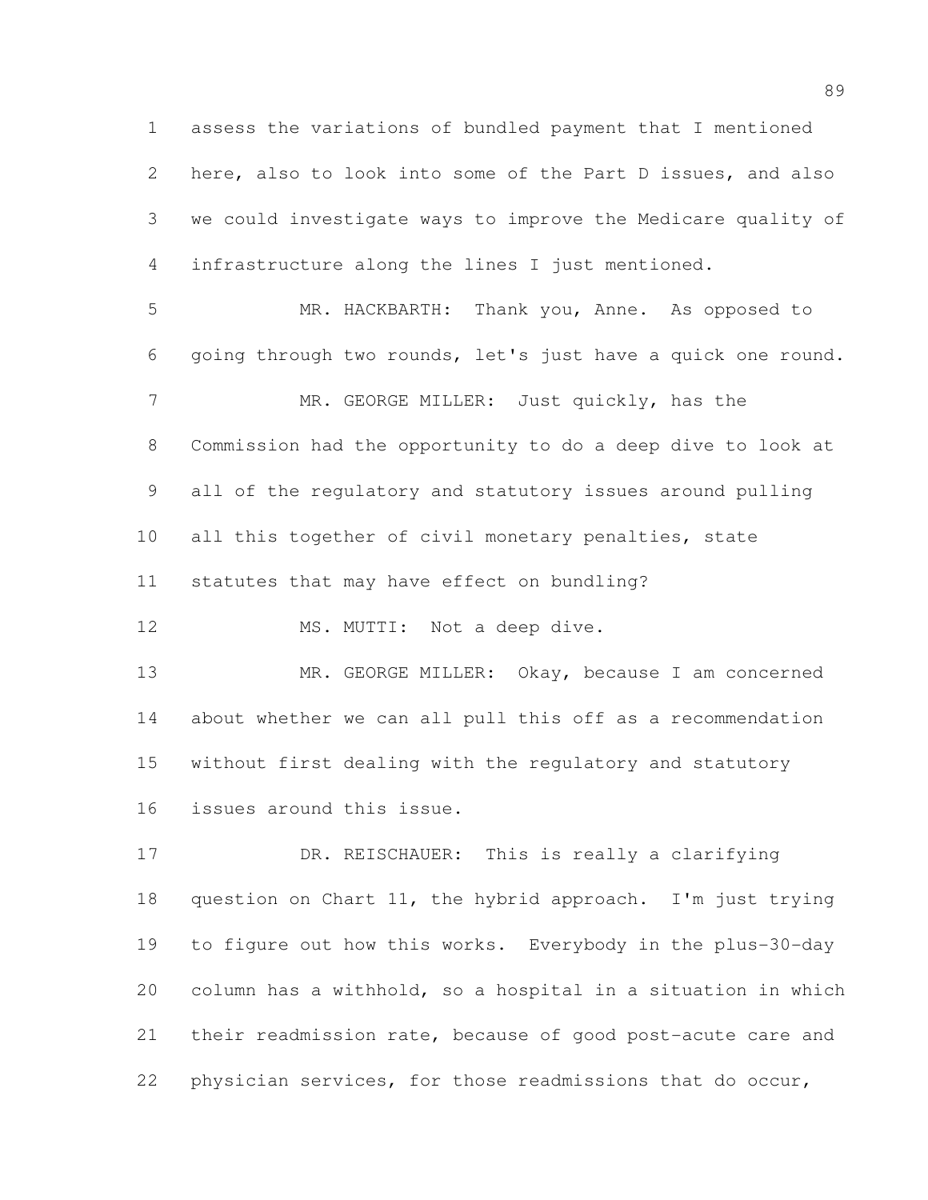assess the variations of bundled payment that I mentioned here, also to look into some of the Part D issues, and also we could investigate ways to improve the Medicare quality of infrastructure along the lines I just mentioned.

MR. HACKBARTH: Thank you, Anne. As opposed to going through two rounds, let's just have a quick one round.

MR. GEORGE MILLER: Just quickly, has the Commission had the opportunity to do a deep dive to look at all of the regulatory and statutory issues around pulling all this together of civil monetary penalties, state statutes that may have effect on bundling?

MS. MUTTI: Not a deep dive.

MR. GEORGE MILLER: Okay, because I am concerned about whether we can all pull this off as a recommendation without first dealing with the regulatory and statutory issues around this issue.

DR. REISCHAUER: This is really a clarifying question on Chart 11, the hybrid approach. I'm just trying to figure out how this works. Everybody in the plus-30-day column has a withhold, so a hospital in a situation in which their readmission rate, because of good post-acute care and physician services, for those readmissions that do occur,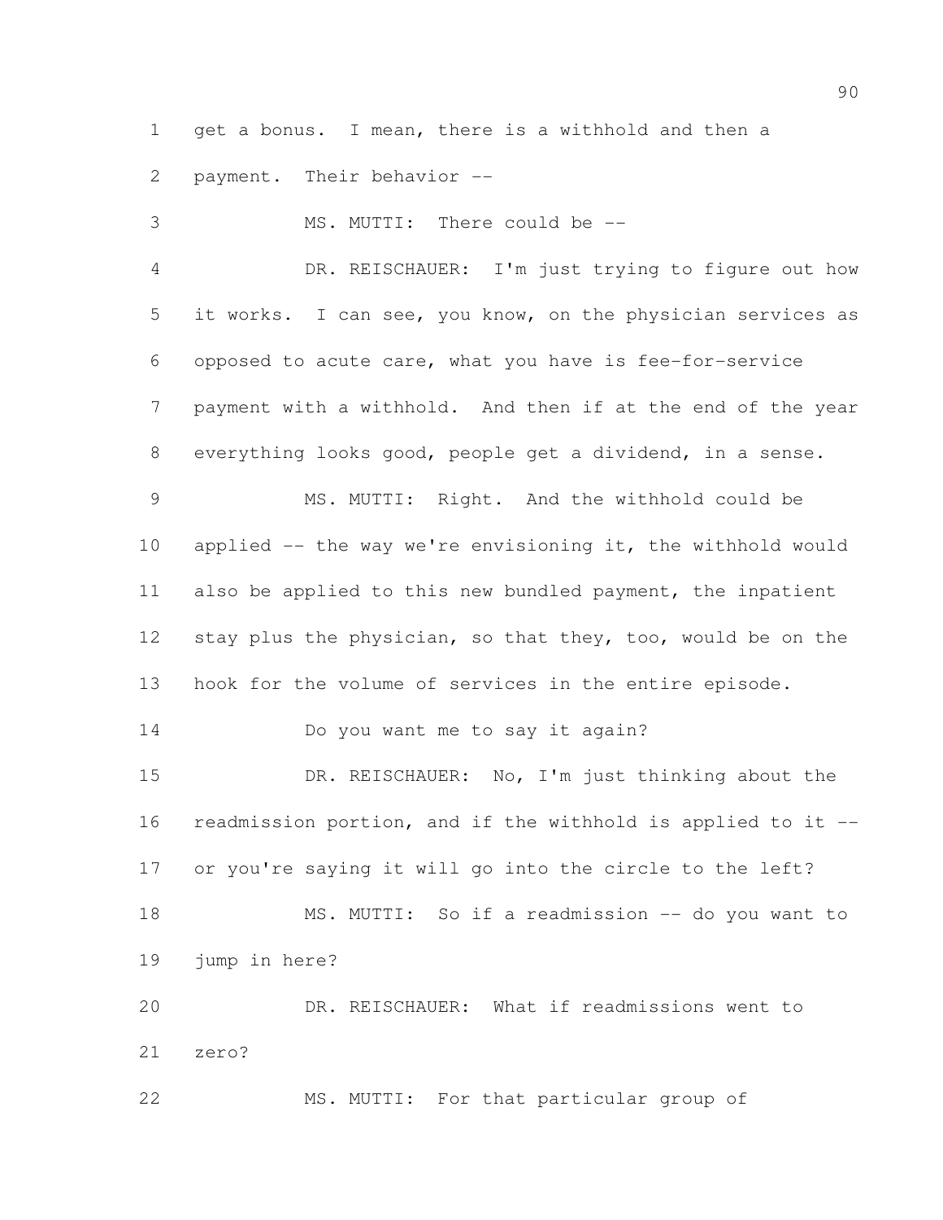get a bonus. I mean, there is a withhold and then a payment. Their behavior --

MS. MUTTI: There could be --

DR. REISCHAUER: I'm just trying to figure out how it works. I can see, you know, on the physician services as opposed to acute care, what you have is fee-for-service payment with a withhold. And then if at the end of the year everything looks good, people get a dividend, in a sense.

MS. MUTTI: Right. And the withhold could be applied -- the way we're envisioning it, the withhold would also be applied to this new bundled payment, the inpatient stay plus the physician, so that they, too, would be on the hook for the volume of services in the entire episode.

Do you want me to say it again?

DR. REISCHAUER: No, I'm just thinking about the readmission portion, and if the withhold is applied to it -- or you're saying it will go into the circle to the left?

MS. MUTTI: So if a readmission -- do you want to jump in here?

DR. REISCHAUER: What if readmissions went to zero?

MS. MUTTI: For that particular group of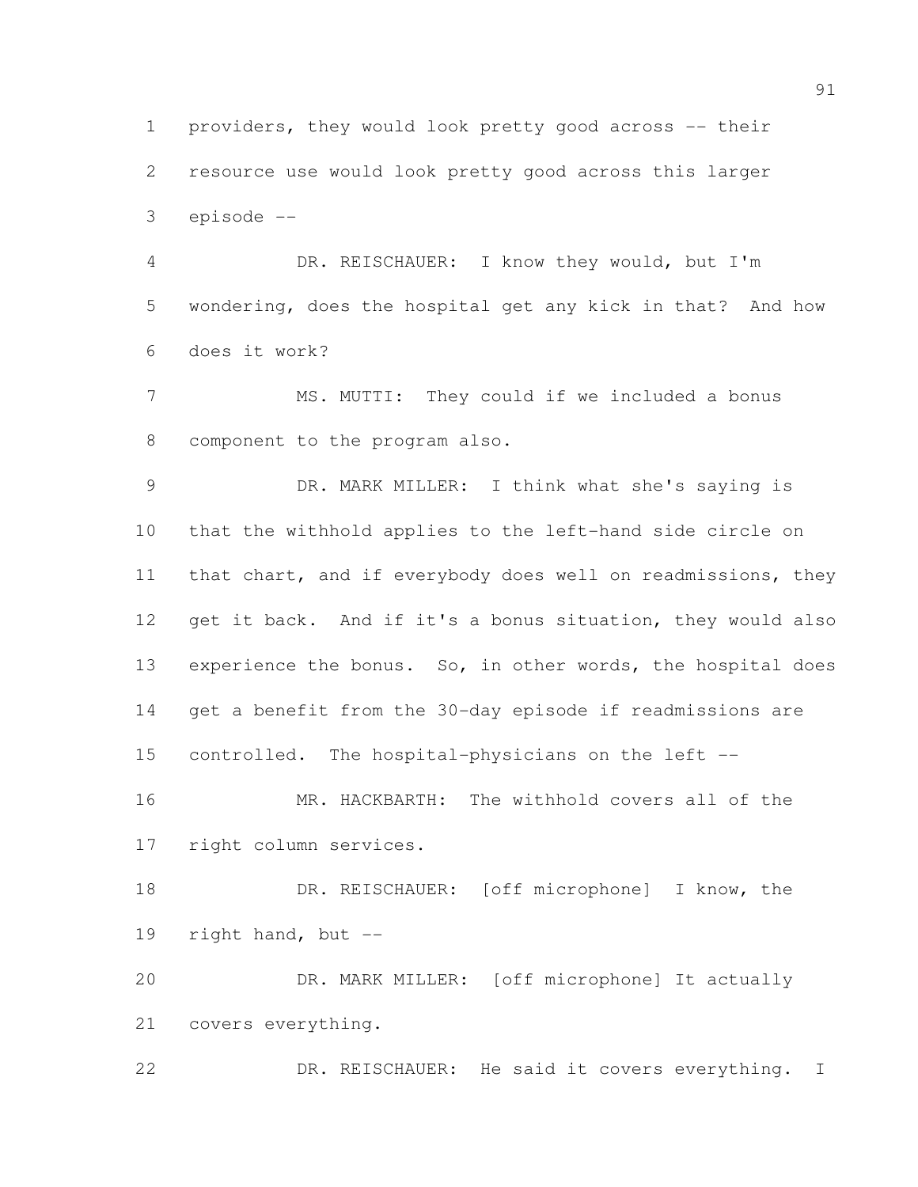providers, they would look pretty good across -- their resource use would look pretty good across this larger episode --

DR. REISCHAUER: I know they would, but I'm wondering, does the hospital get any kick in that? And how does it work?

MS. MUTTI: They could if we included a bonus component to the program also.

DR. MARK MILLER: I think what she's saying is that the withhold applies to the left-hand side circle on that chart, and if everybody does well on readmissions, they get it back. And if it's a bonus situation, they would also experience the bonus. So, in other words, the hospital does get a benefit from the 30-day episode if readmissions are controlled. The hospital-physicians on the left --

MR. HACKBARTH: The withhold covers all of the right column services.

DR. REISCHAUER: [off microphone] I know, the right hand, but --

DR. MARK MILLER: [off microphone] It actually covers everything.

DR. REISCHAUER: He said it covers everything. I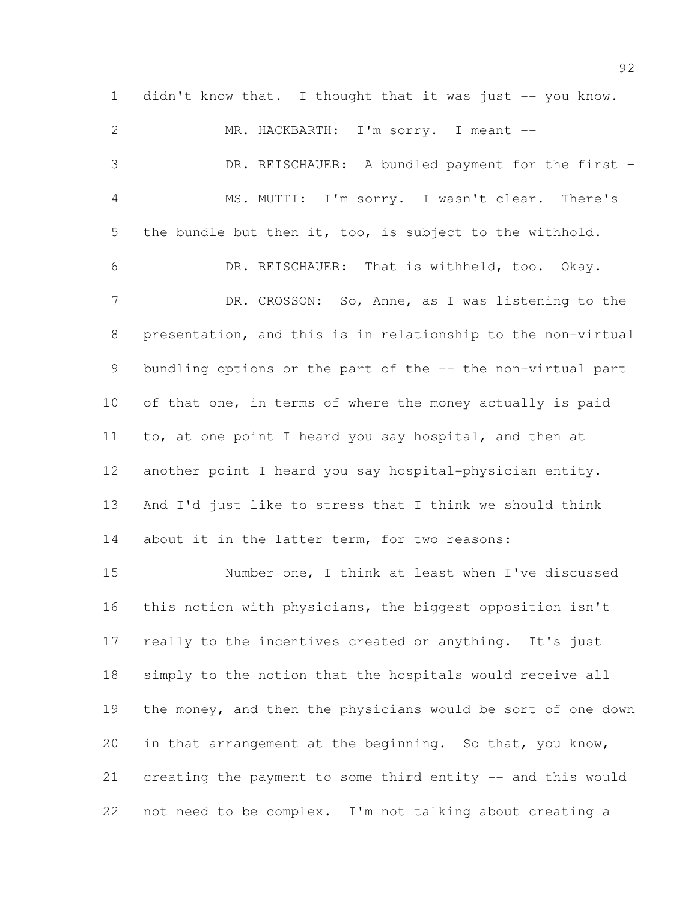didn't know that. I thought that it was just -- you know.

MR. HACKBARTH: I'm sorry. I meant --

DR. REISCHAUER: A bundled payment for the first –

MS. MUTTI: I'm sorry. I wasn't clear. There's the bundle but then it, too, is subject to the withhold.

DR. REISCHAUER: That is withheld, too. Okay.

DR. CROSSON: So, Anne, as I was listening to the presentation, and this is in relationship to the non-virtual bundling options or the part of the -- the non-virtual part of that one, in terms of where the money actually is paid to, at one point I heard you say hospital, and then at another point I heard you say hospital-physician entity. And I'd just like to stress that I think we should think about it in the latter term, for two reasons:

Number one, I think at least when I've discussed this notion with physicians, the biggest opposition isn't really to the incentives created or anything. It's just simply to the notion that the hospitals would receive all the money, and then the physicians would be sort of one down in that arrangement at the beginning. So that, you know, creating the payment to some third entity -- and this would not need to be complex. I'm not talking about creating a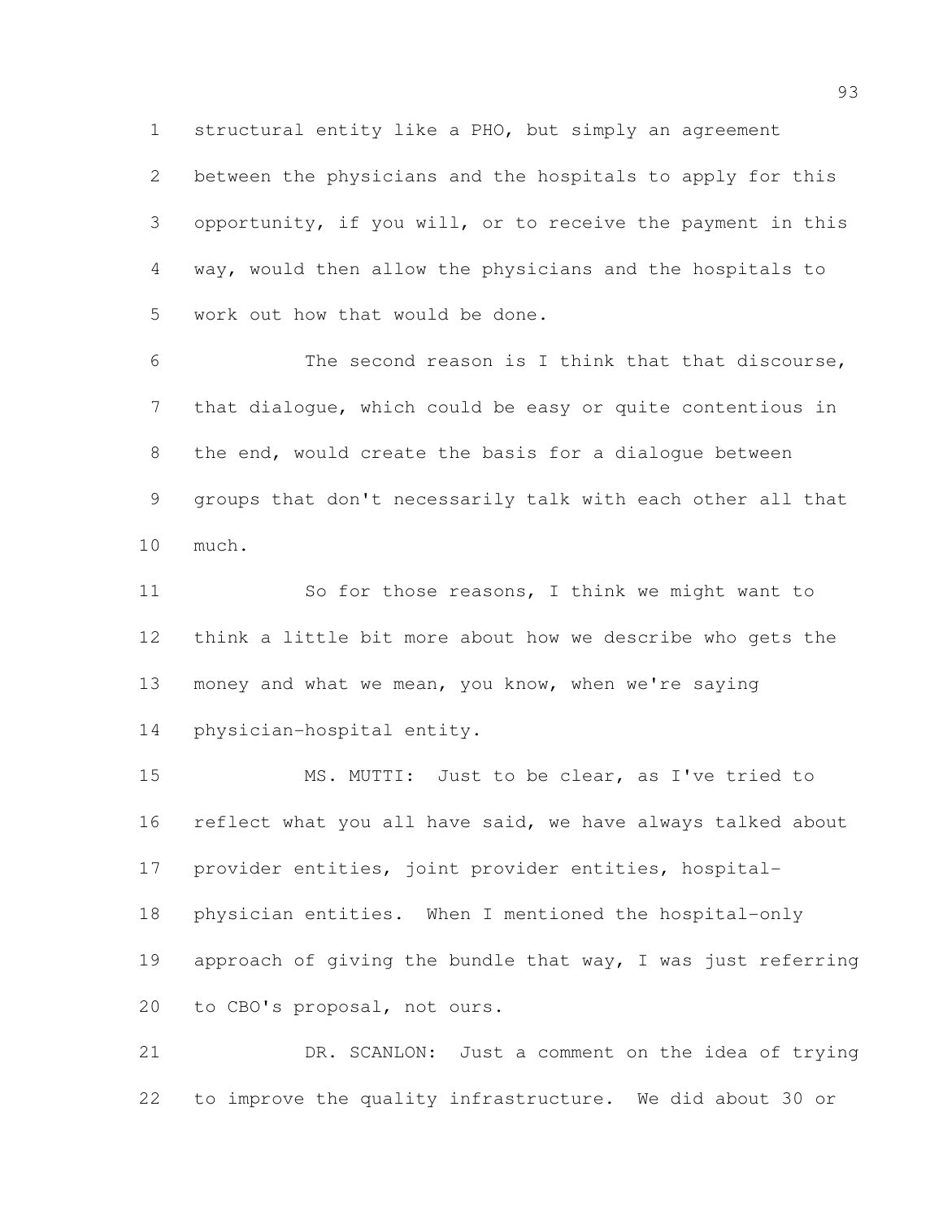structural entity like a PHO, but simply an agreement between the physicians and the hospitals to apply for this opportunity, if you will, or to receive the payment in this way, would then allow the physicians and the hospitals to work out how that would be done.

The second reason is I think that that discourse, that dialogue, which could be easy or quite contentious in the end, would create the basis for a dialogue between groups that don't necessarily talk with each other all that much.

So for those reasons, I think we might want to think a little bit more about how we describe who gets the money and what we mean, you know, when we're saying physician-hospital entity.

MS. MUTTI: Just to be clear, as I've tried to reflect what you all have said, we have always talked about provider entities, joint provider entities, hospital-physician entities. When I mentioned the hospital-only approach of giving the bundle that way, I was just referring to CBO's proposal, not ours.

DR. SCANLON: Just a comment on the idea of trying to improve the quality infrastructure. We did about 30 or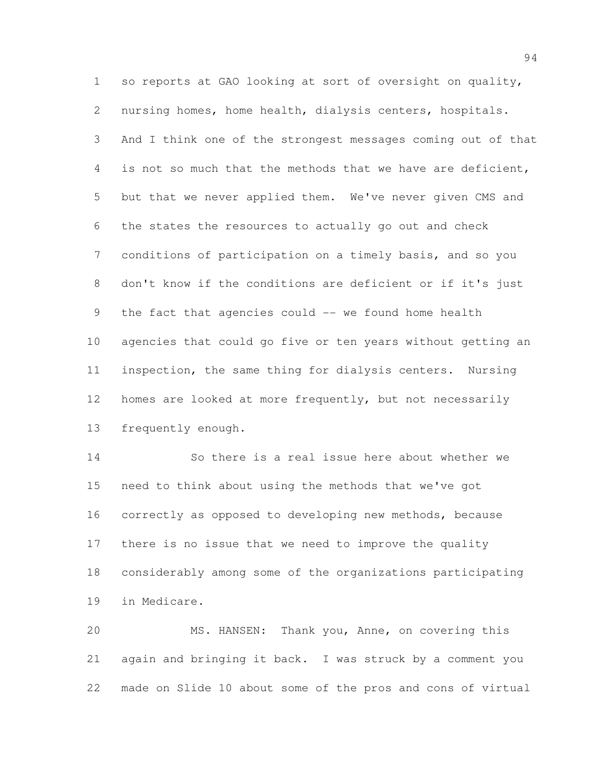so reports at GAO looking at sort of oversight on quality, nursing homes, home health, dialysis centers, hospitals. And I think one of the strongest messages coming out of that is not so much that the methods that we have are deficient, but that we never applied them. We've never given CMS and the states the resources to actually go out and check conditions of participation on a timely basis, and so you don't know if the conditions are deficient or if it's just the fact that agencies could -- we found home health agencies that could go five or ten years without getting an inspection, the same thing for dialysis centers. Nursing homes are looked at more frequently, but not necessarily frequently enough.

So there is a real issue here about whether we need to think about using the methods that we've got correctly as opposed to developing new methods, because there is no issue that we need to improve the quality considerably among some of the organizations participating in Medicare.

MS. HANSEN: Thank you, Anne, on covering this again and bringing it back. I was struck by a comment you made on Slide 10 about some of the pros and cons of virtual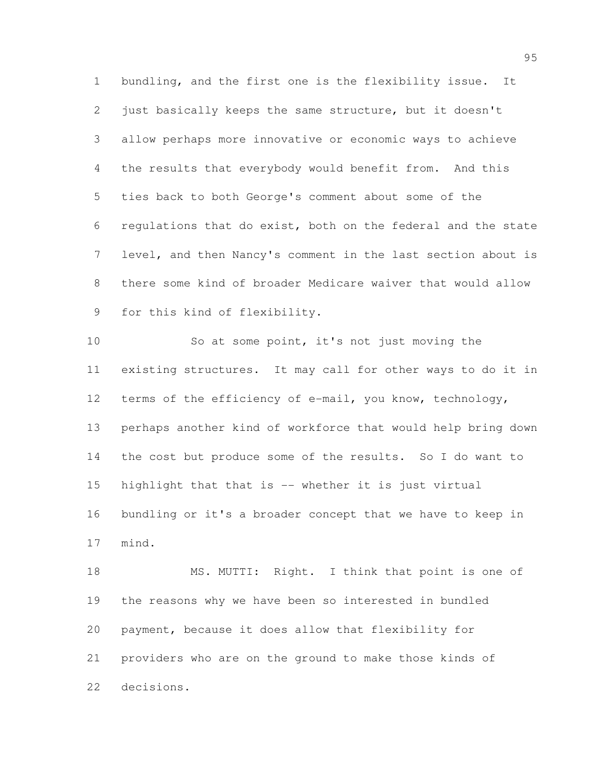bundling, and the first one is the flexibility issue. It just basically keeps the same structure, but it doesn't allow perhaps more innovative or economic ways to achieve the results that everybody would benefit from. And this ties back to both George's comment about some of the regulations that do exist, both on the federal and the state level, and then Nancy's comment in the last section about is there some kind of broader Medicare waiver that would allow for this kind of flexibility.

So at some point, it's not just moving the existing structures. It may call for other ways to do it in terms of the efficiency of e-mail, you know, technology, perhaps another kind of workforce that would help bring down the cost but produce some of the results. So I do want to highlight that that is -- whether it is just virtual bundling or it's a broader concept that we have to keep in mind.

MS. MUTTI: Right. I think that point is one of the reasons why we have been so interested in bundled payment, because it does allow that flexibility for providers who are on the ground to make those kinds of decisions.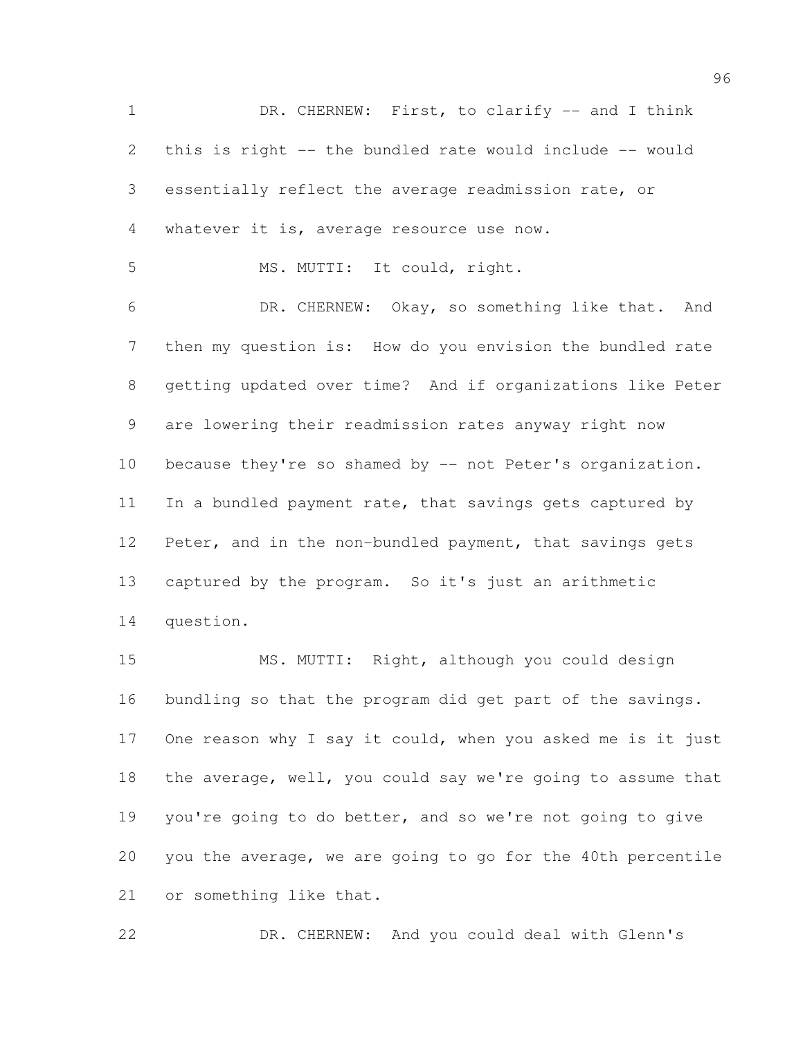DR. CHERNEW: First, to clarify -- and I think this is right -- the bundled rate would include -- would essentially reflect the average readmission rate, or whatever it is, average resource use now.

MS. MUTTI: It could, right.

DR. CHERNEW: Okay, so something like that. And then my question is: How do you envision the bundled rate getting updated over time? And if organizations like Peter are lowering their readmission rates anyway right now because they're so shamed by -- not Peter's organization. In a bundled payment rate, that savings gets captured by Peter, and in the non-bundled payment, that savings gets captured by the program. So it's just an arithmetic question.

MS. MUTTI: Right, although you could design bundling so that the program did get part of the savings. One reason why I say it could, when you asked me is it just the average, well, you could say we're going to assume that you're going to do better, and so we're not going to give you the average, we are going to go for the 40th percentile or something like that.

DR. CHERNEW: And you could deal with Glenn's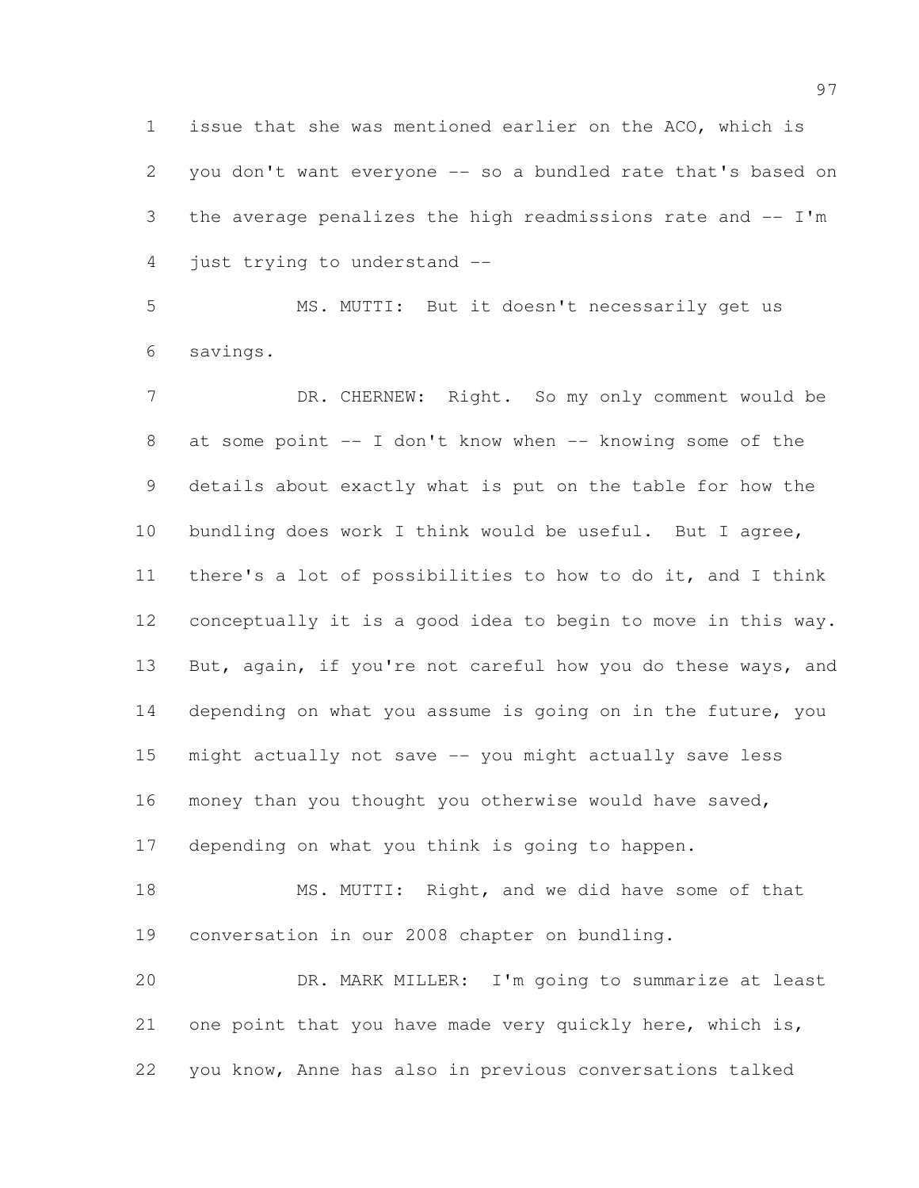issue that she was mentioned earlier on the ACO, which is you don't want everyone -- so a bundled rate that's based on the average penalizes the high readmissions rate and -- I'm just trying to understand --

MS. MUTTI: But it doesn't necessarily get us savings.

DR. CHERNEW: Right. So my only comment would be at some point -- I don't know when -- knowing some of the details about exactly what is put on the table for how the bundling does work I think would be useful. But I agree, there's a lot of possibilities to how to do it, and I think conceptually it is a good idea to begin to move in this way. But, again, if you're not careful how you do these ways, and depending on what you assume is going on in the future, you might actually not save -- you might actually save less money than you thought you otherwise would have saved, depending on what you think is going to happen.

MS. MUTTI: Right, and we did have some of that conversation in our 2008 chapter on bundling.

DR. MARK MILLER: I'm going to summarize at least one point that you have made very quickly here, which is, you know, Anne has also in previous conversations talked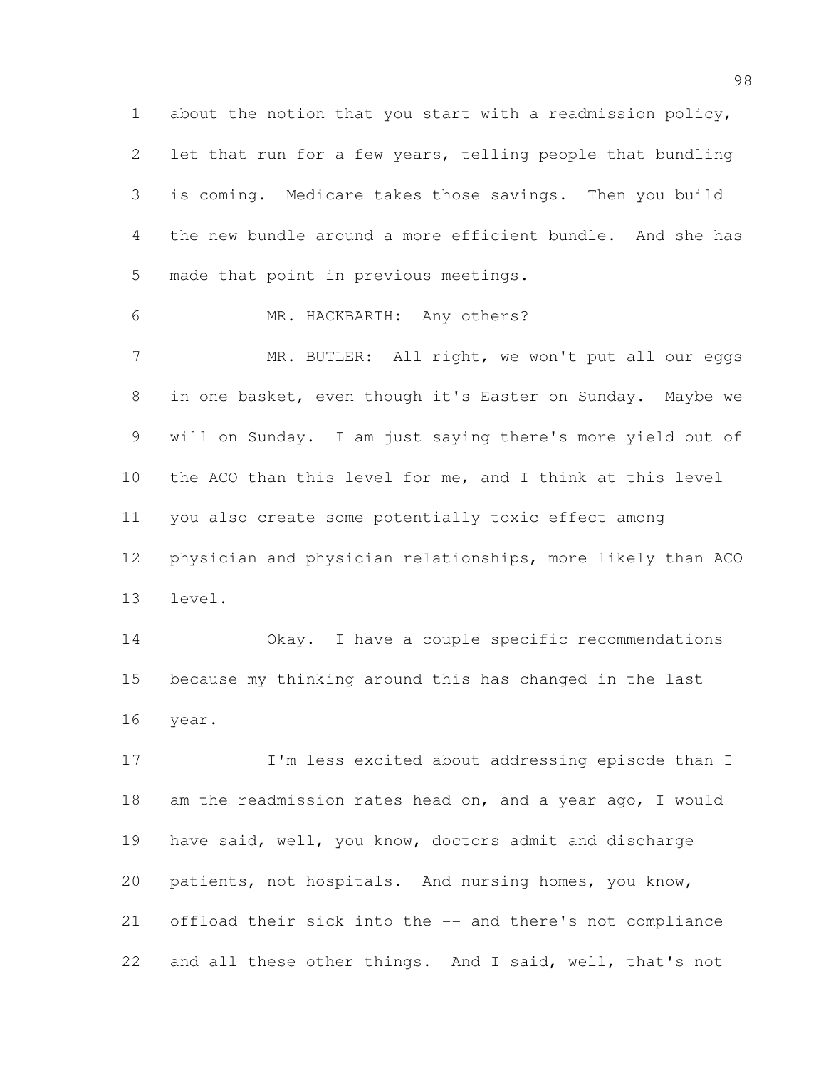about the notion that you start with a readmission policy, let that run for a few years, telling people that bundling is coming. Medicare takes those savings. Then you build the new bundle around a more efficient bundle. And she has made that point in previous meetings.

MR. HACKBARTH: Any others?

MR. BUTLER: All right, we won't put all our eggs in one basket, even though it's Easter on Sunday. Maybe we will on Sunday. I am just saying there's more yield out of the ACO than this level for me, and I think at this level you also create some potentially toxic effect among physician and physician relationships, more likely than ACO level.

Okay. I have a couple specific recommendations because my thinking around this has changed in the last year.

I'm less excited about addressing episode than I am the readmission rates head on, and a year ago, I would have said, well, you know, doctors admit and discharge patients, not hospitals. And nursing homes, you know, offload their sick into the -- and there's not compliance and all these other things. And I said, well, that's not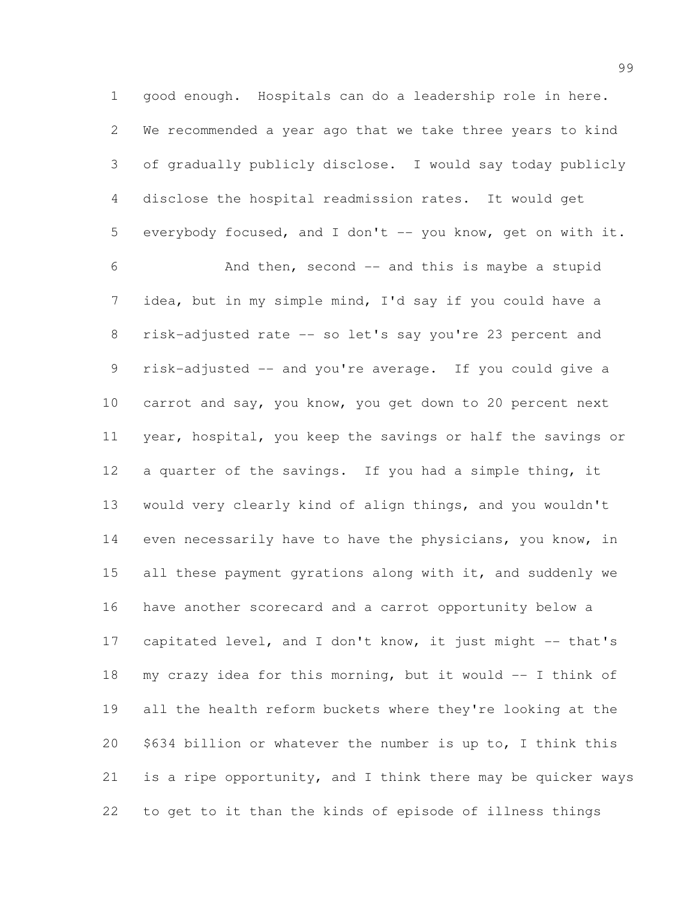good enough. Hospitals can do a leadership role in here. We recommended a year ago that we take three years to kind of gradually publicly disclose. I would say today publicly disclose the hospital readmission rates. It would get everybody focused, and I don't -- you know, get on with it.

And then, second -- and this is maybe a stupid idea, but in my simple mind, I'd say if you could have a risk-adjusted rate -- so let's say you're 23 percent and risk-adjusted -- and you're average. If you could give a carrot and say, you know, you get down to 20 percent next year, hospital, you keep the savings or half the savings or a quarter of the savings. If you had a simple thing, it would very clearly kind of align things, and you wouldn't even necessarily have to have the physicians, you know, in all these payment gyrations along with it, and suddenly we have another scorecard and a carrot opportunity below a capitated level, and I don't know, it just might -- that's my crazy idea for this morning, but it would -- I think of all the health reform buckets where they're looking at the $634 billion or whatever the number is up to, I think this is a ripe opportunity, and I think there may be quicker ways to get to it than the kinds of episode of illness things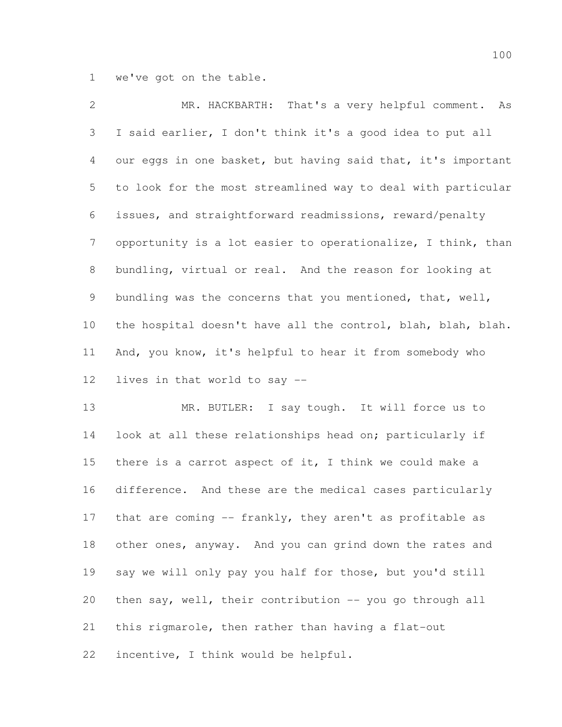we've got on the table.

MR. HACKBARTH: That's a very helpful comment. As I said earlier, I don't think it's a good idea to put all our eggs in one basket, but having said that, it's important to look for the most streamlined way to deal with particular issues, and straightforward readmissions, reward/penalty opportunity is a lot easier to operationalize, I think, than bundling, virtual or real. And the reason for looking at bundling was the concerns that you mentioned, that, well, the hospital doesn't have all the control, blah, blah, blah. And, you know, it's helpful to hear it from somebody who lives in that world to say --

MR. BUTLER: I say tough. It will force us to look at all these relationships head on; particularly if there is a carrot aspect of it, I think we could make a difference. And these are the medical cases particularly that are coming -- frankly, they aren't as profitable as other ones, anyway. And you can grind down the rates and say we will only pay you half for those, but you'd still then say, well, their contribution -- you go through all this rigmarole, then rather than having a flat-out incentive, I think would be helpful.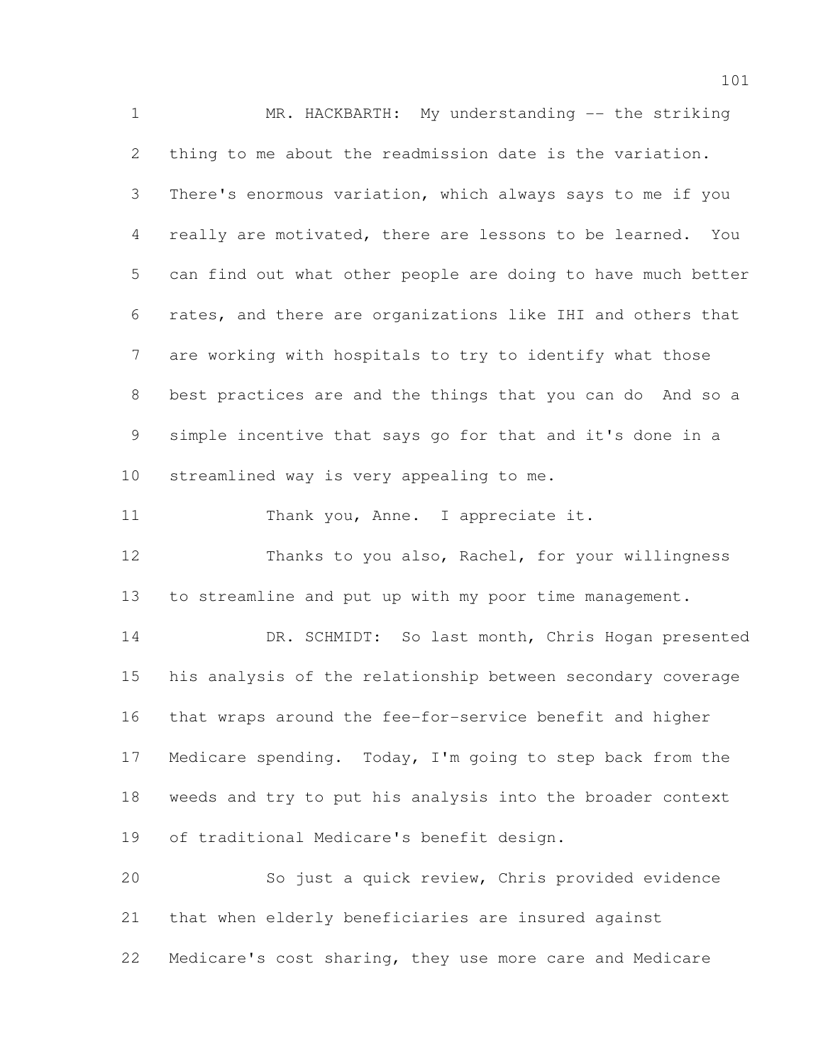MR. HACKBARTH: My understanding -- the striking thing to me about the readmission date is the variation. There's enormous variation, which always says to me if you really are motivated, there are lessons to be learned. You can find out what other people are doing to have much better rates, and there are organizations like IHI and others that are working with hospitals to try to identify what those best practices are and the things that you can do And so a simple incentive that says go for that and it's done in a streamlined way is very appealing to me.

Thank you, Anne. I appreciate it.

Thanks to you also, Rachel, for your willingness to streamline and put up with my poor time management.

DR. SCHMIDT: So last month, Chris Hogan presented his analysis of the relationship between secondary coverage that wraps around the fee-for-service benefit and higher Medicare spending. Today, I'm going to step back from the weeds and try to put his analysis into the broader context of traditional Medicare's benefit design.

So just a quick review, Chris provided evidence that when elderly beneficiaries are insured against Medicare's cost sharing, they use more care and Medicare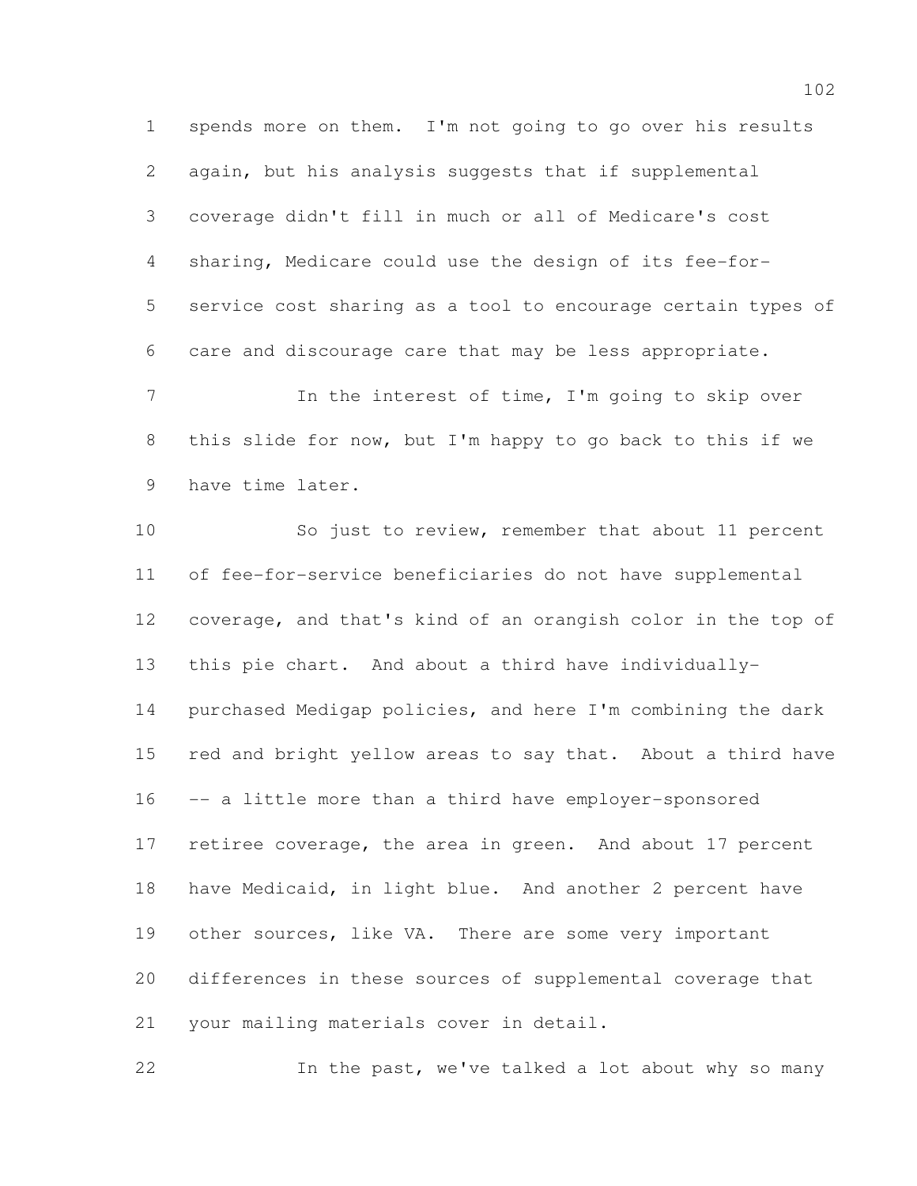spends more on them. I'm not going to go over his results again, but his analysis suggests that if supplemental coverage didn't fill in much or all of Medicare's cost sharing, Medicare could use the design of its fee-for-service cost sharing as a tool to encourage certain types of care and discourage care that may be less appropriate.

In the interest of time, I'm going to skip over this slide for now, but I'm happy to go back to this if we have time later.

So just to review, remember that about 11 percent of fee-for-service beneficiaries do not have supplemental coverage, and that's kind of an orangish color in the top of this pie chart. And about a third have individually-purchased Medigap policies, and here I'm combining the dark red and bright yellow areas to say that. About a third have -- a little more than a third have employer-sponsored retiree coverage, the area in green. And about 17 percent have Medicaid, in light blue. And another 2 percent have other sources, like VA. There are some very important differences in these sources of supplemental coverage that your mailing materials cover in detail.

In the past, we've talked a lot about why so many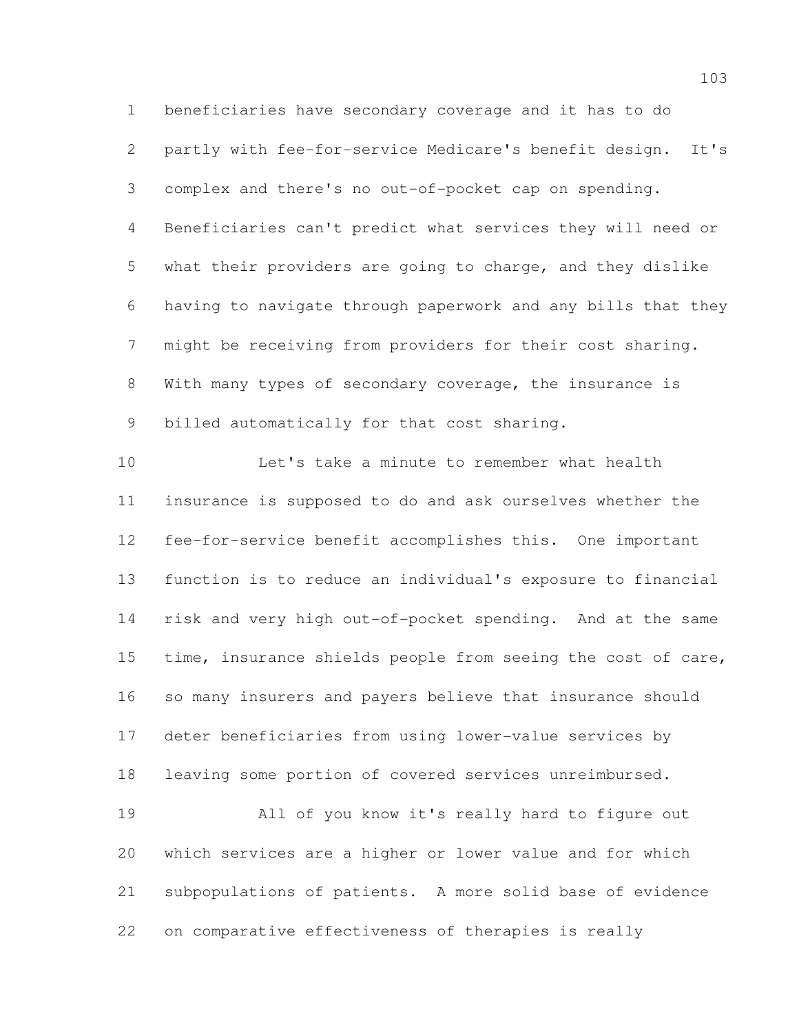beneficiaries have secondary coverage and it has to do partly with fee-for-service Medicare's benefit design. It's complex and there's no out-of-pocket cap on spending. Beneficiaries can't predict what services they will need or what their providers are going to charge, and they dislike having to navigate through paperwork and any bills that they might be receiving from providers for their cost sharing. With many types of secondary coverage, the insurance is billed automatically for that cost sharing.

Let's take a minute to remember what health insurance is supposed to do and ask ourselves whether the fee-for-service benefit accomplishes this. One important function is to reduce an individual's exposure to financial risk and very high out-of-pocket spending. And at the same time, insurance shields people from seeing the cost of care, so many insurers and payers believe that insurance should deter beneficiaries from using lower-value services by leaving some portion of covered services unreimbursed.

All of you know it's really hard to figure out which services are a higher or lower value and for which subpopulations of patients. A more solid base of evidence on comparative effectiveness of therapies is really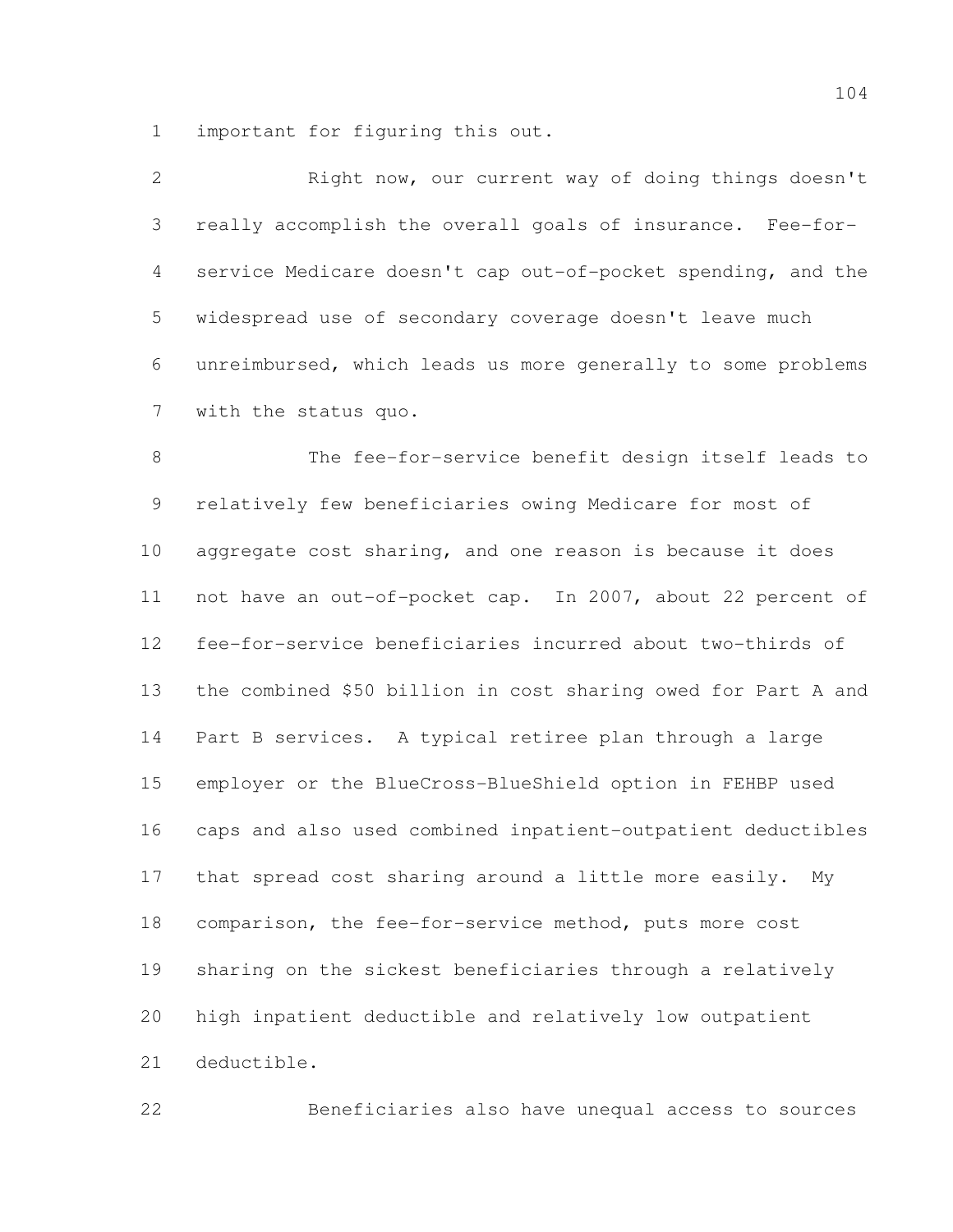important for figuring this out.

Right now, our current way of doing things doesn't really accomplish the overall goals of insurance. Fee-for-service Medicare doesn't cap out-of-pocket spending, and the widespread use of secondary coverage doesn't leave much unreimbursed, which leads us more generally to some problems with the status quo.

The fee-for-service benefit design itself leads to relatively few beneficiaries owing Medicare for most of aggregate cost sharing, and one reason is because it does not have an out-of-pocket cap. In 2007, about 22 percent of fee-for-service beneficiaries incurred about two-thirds of the combined $50 billion in cost sharing owed for Part A and Part B services. A typical retiree plan through a large employer or the BlueCross-BlueShield option in FEHBP used caps and also used combined inpatient-outpatient deductibles that spread cost sharing around a little more easily. My comparison, the fee-for-service method, puts more cost sharing on the sickest beneficiaries through a relatively high inpatient deductible and relatively low outpatient deductible.

Beneficiaries also have unequal access to sources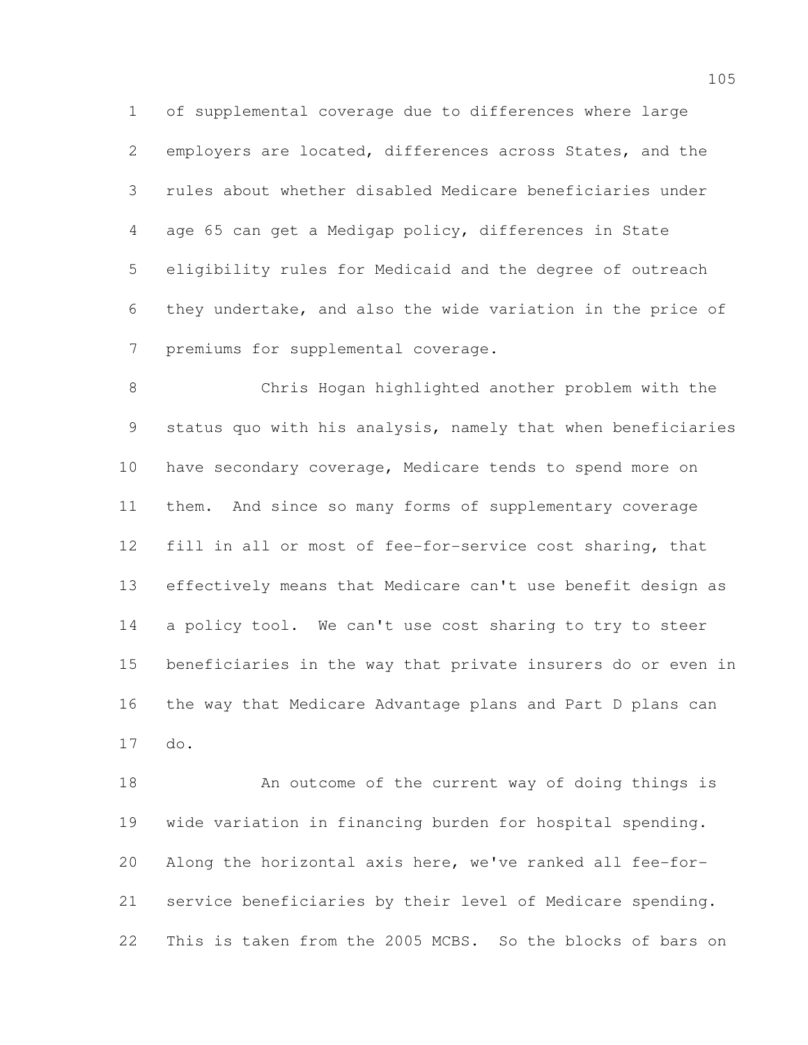of supplemental coverage due to differences where large employers are located, differences across States, and the rules about whether disabled Medicare beneficiaries under age 65 can get a Medigap policy, differences in State eligibility rules for Medicaid and the degree of outreach they undertake, and also the wide variation in the price of premiums for supplemental coverage.

Chris Hogan highlighted another problem with the status quo with his analysis, namely that when beneficiaries have secondary coverage, Medicare tends to spend more on them. And since so many forms of supplementary coverage fill in all or most of fee-for-service cost sharing, that effectively means that Medicare can't use benefit design as a policy tool. We can't use cost sharing to try to steer beneficiaries in the way that private insurers do or even in the way that Medicare Advantage plans and Part D plans can do.

An outcome of the current way of doing things is wide variation in financing burden for hospital spending. Along the horizontal axis here, we've ranked all fee-for-service beneficiaries by their level of Medicare spending. This is taken from the 2005 MCBS. So the blocks of bars on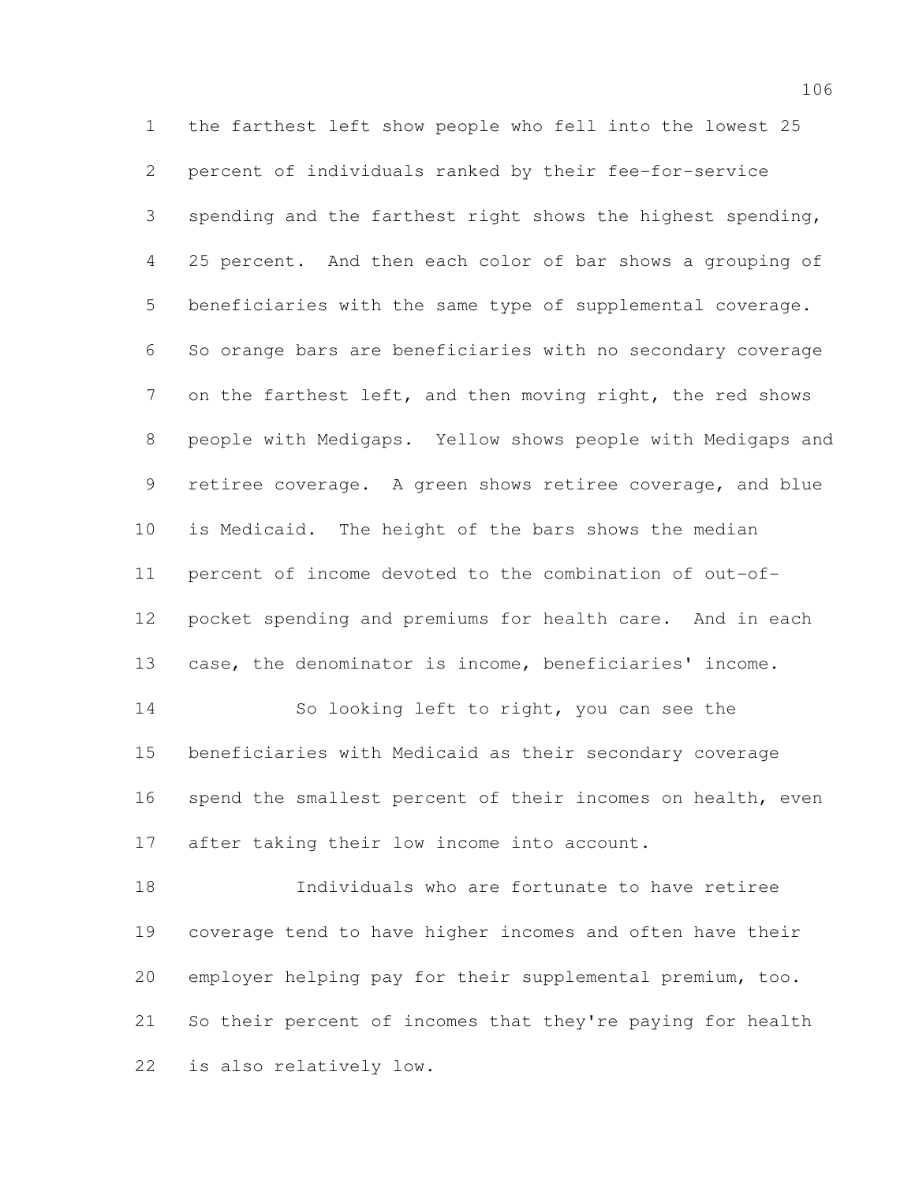the farthest left show people who fell into the lowest 25 percent of individuals ranked by their fee-for-service spending and the farthest right shows the highest spending, 25 percent. And then each color of bar shows a grouping of beneficiaries with the same type of supplemental coverage. So orange bars are beneficiaries with no secondary coverage on the farthest left, and then moving right, the red shows people with Medigaps. Yellow shows people with Medigaps and retiree coverage. A green shows retiree coverage, and blue is Medicaid. The height of the bars shows the median percent of income devoted to the combination of out-of-pocket spending and premiums for health care. And in each case, the denominator is income, beneficiaries' income.

So looking left to right, you can see the beneficiaries with Medicaid as their secondary coverage spend the smallest percent of their incomes on health, even after taking their low income into account.

Individuals who are fortunate to have retiree coverage tend to have higher incomes and often have their employer helping pay for their supplemental premium, too. So their percent of incomes that they're paying for health is also relatively low.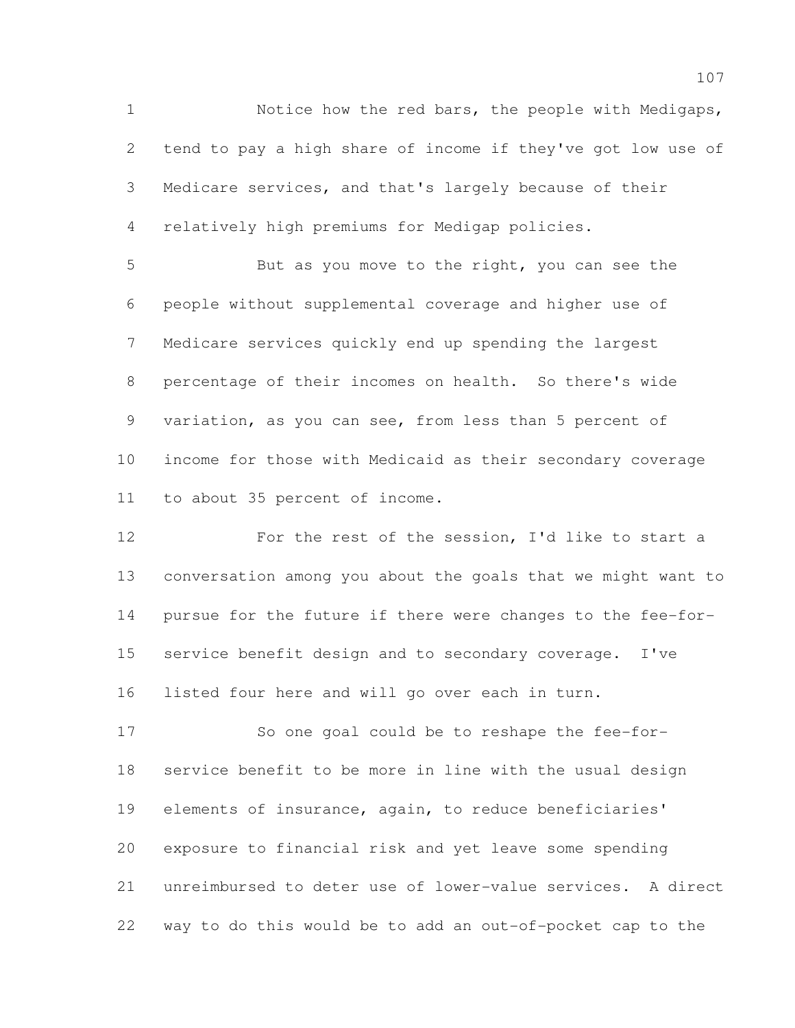Notice how the red bars, the people with Medigaps, tend to pay a high share of income if they've got low use of Medicare services, and that's largely because of their relatively high premiums for Medigap policies.

But as you move to the right, you can see the people without supplemental coverage and higher use of Medicare services quickly end up spending the largest percentage of their incomes on health. So there's wide variation, as you can see, from less than 5 percent of income for those with Medicaid as their secondary coverage to about 35 percent of income.

For the rest of the session, I'd like to start a conversation among you about the goals that we might want to pursue for the future if there were changes to the fee-for-service benefit design and to secondary coverage. I've listed four here and will go over each in turn.

So one goal could be to reshape the fee-for-service benefit to be more in line with the usual design elements of insurance, again, to reduce beneficiaries' exposure to financial risk and yet leave some spending unreimbursed to deter use of lower-value services. A direct way to do this would be to add an out-of-pocket cap to the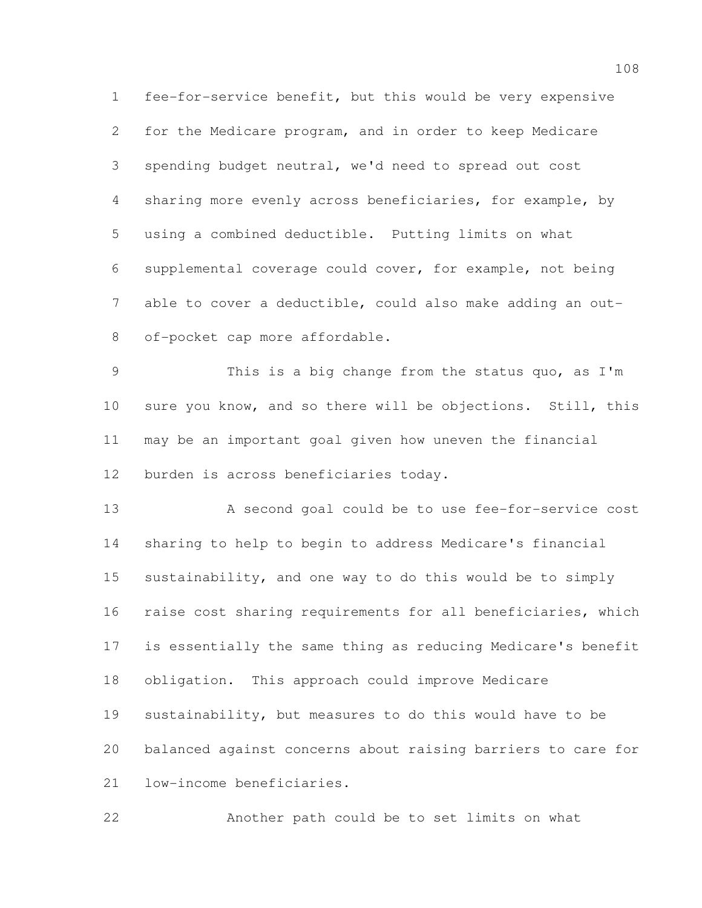fee-for-service benefit, but this would be very expensive for the Medicare program, and in order to keep Medicare spending budget neutral, we'd need to spread out cost sharing more evenly across beneficiaries, for example, by using a combined deductible. Putting limits on what supplemental coverage could cover, for example, not being able to cover a deductible, could also make adding an out-of-pocket cap more affordable.

This is a big change from the status quo, as I'm sure you know, and so there will be objections. Still, this may be an important goal given how uneven the financial burden is across beneficiaries today.

A second goal could be to use fee-for-service cost sharing to help to begin to address Medicare's financial sustainability, and one way to do this would be to simply raise cost sharing requirements for all beneficiaries, which is essentially the same thing as reducing Medicare's benefit obligation. This approach could improve Medicare sustainability, but measures to do this would have to be balanced against concerns about raising barriers to care for low-income beneficiaries.

Another path could be to set limits on what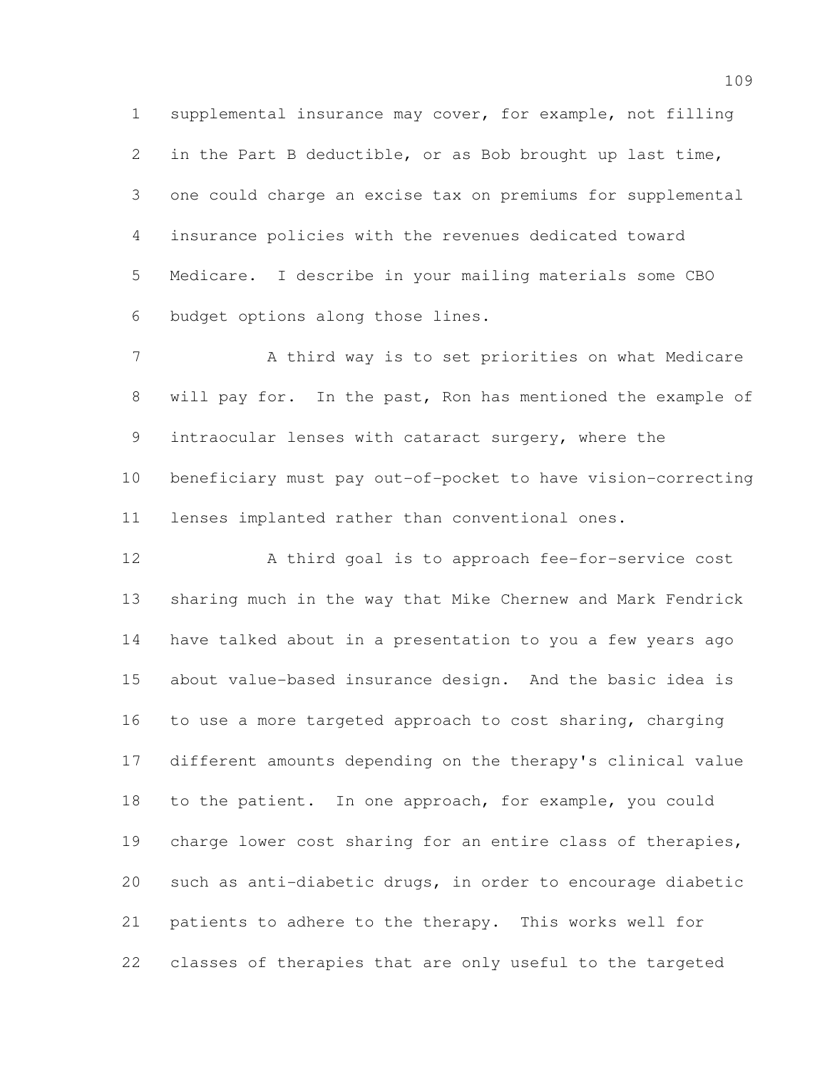supplemental insurance may cover, for example, not filling in the Part B deductible, or as Bob brought up last time, one could charge an excise tax on premiums for supplemental insurance policies with the revenues dedicated toward Medicare. I describe in your mailing materials some CBO budget options along those lines.

A third way is to set priorities on what Medicare will pay for. In the past, Ron has mentioned the example of intraocular lenses with cataract surgery, where the beneficiary must pay out-of-pocket to have vision-correcting lenses implanted rather than conventional ones.

A third goal is to approach fee-for-service cost sharing much in the way that Mike Chernew and Mark Fendrick have talked about in a presentation to you a few years ago about value-based insurance design. And the basic idea is to use a more targeted approach to cost sharing, charging different amounts depending on the therapy's clinical value to the patient. In one approach, for example, you could charge lower cost sharing for an entire class of therapies, such as anti-diabetic drugs, in order to encourage diabetic patients to adhere to the therapy. This works well for classes of therapies that are only useful to the targeted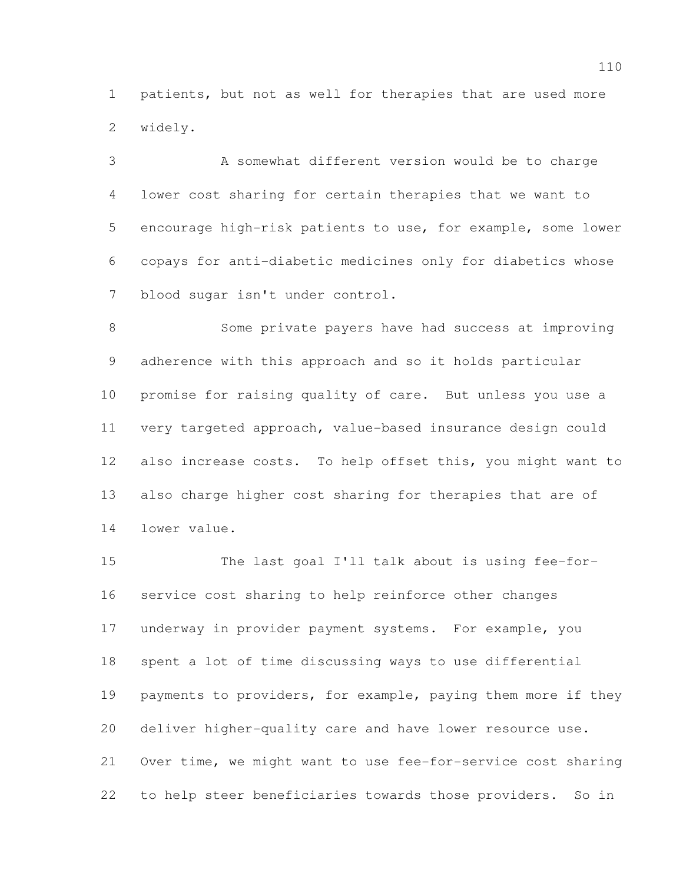patients, but not as well for therapies that are used more widely.

A somewhat different version would be to charge lower cost sharing for certain therapies that we want to encourage high-risk patients to use, for example, some lower copays for anti-diabetic medicines only for diabetics whose blood sugar isn't under control.

Some private payers have had success at improving adherence with this approach and so it holds particular promise for raising quality of care. But unless you use a very targeted approach, value-based insurance design could also increase costs. To help offset this, you might want to also charge higher cost sharing for therapies that are of lower value.

The last goal I'll talk about is using fee-for-service cost sharing to help reinforce other changes underway in provider payment systems. For example, you spent a lot of time discussing ways to use differential payments to providers, for example, paying them more if they deliver higher-quality care and have lower resource use. Over time, we might want to use fee-for-service cost sharing to help steer beneficiaries towards those providers. So in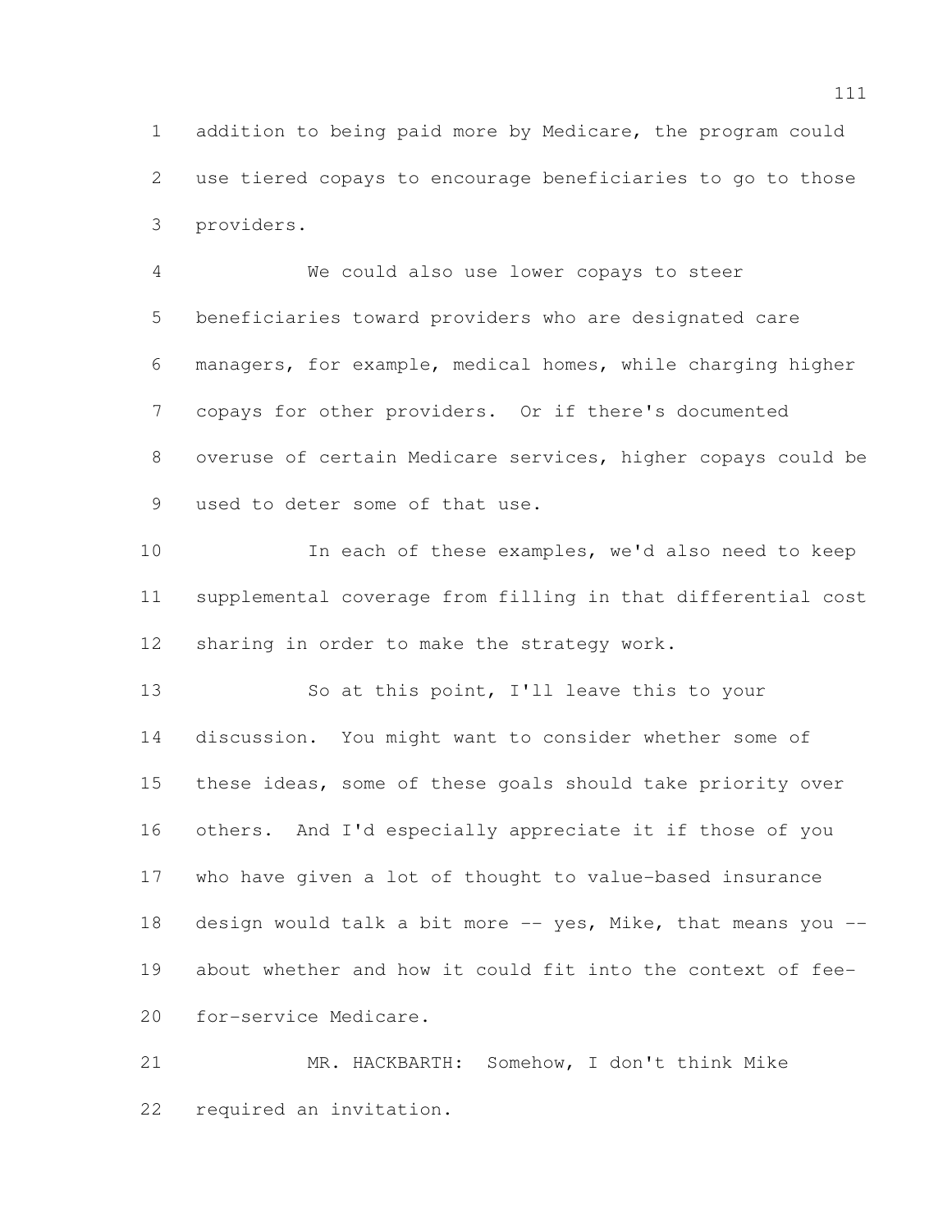addition to being paid more by Medicare, the program could use tiered copays to encourage beneficiaries to go to those providers.

We could also use lower copays to steer beneficiaries toward providers who are designated care managers, for example, medical homes, while charging higher copays for other providers. Or if there's documented overuse of certain Medicare services, higher copays could be used to deter some of that use.

In each of these examples, we'd also need to keep supplemental coverage from filling in that differential cost sharing in order to make the strategy work.

So at this point, I'll leave this to your discussion. You might want to consider whether some of these ideas, some of these goals should take priority over others. And I'd especially appreciate it if those of you who have given a lot of thought to value-based insurance design would talk a bit more -- yes, Mike, that means you -- about whether and how it could fit into the context of fee-for-service Medicare.

MR. HACKBARTH: Somehow, I don't think Mike required an invitation.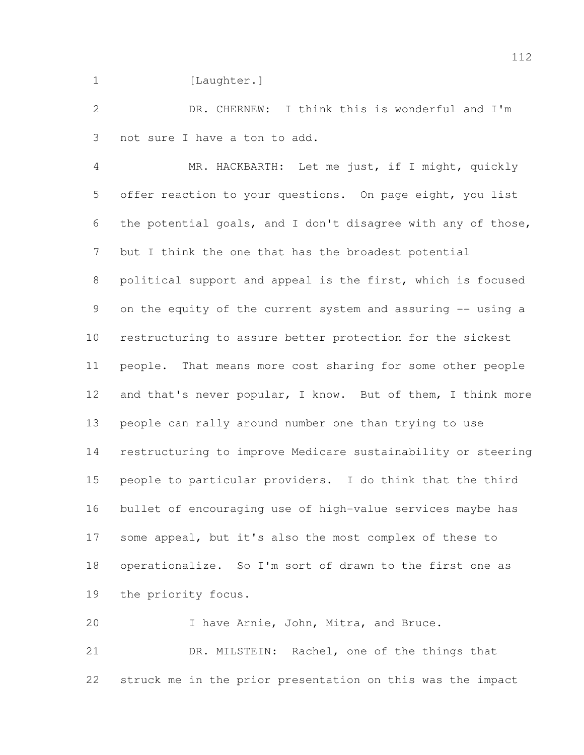[Laughter.]

DR. CHERNEW: I think this is wonderful and I'm not sure I have a ton to add.

MR. HACKBARTH: Let me just, if I might, quickly offer reaction to your questions. On page eight, you list the potential goals, and I don't disagree with any of those, but I think the one that has the broadest potential political support and appeal is the first, which is focused on the equity of the current system and assuring -- using a restructuring to assure better protection for the sickest people. That means more cost sharing for some other people and that's never popular, I know. But of them, I think more people can rally around number one than trying to use restructuring to improve Medicare sustainability or steering people to particular providers. I do think that the third bullet of encouraging use of high-value services maybe has some appeal, but it's also the most complex of these to operationalize. So I'm sort of drawn to the first one as the priority focus.

I have Arnie, John, Mitra, and Bruce.

DR. MILSTEIN: Rachel, one of the things that struck me in the prior presentation on this was the impact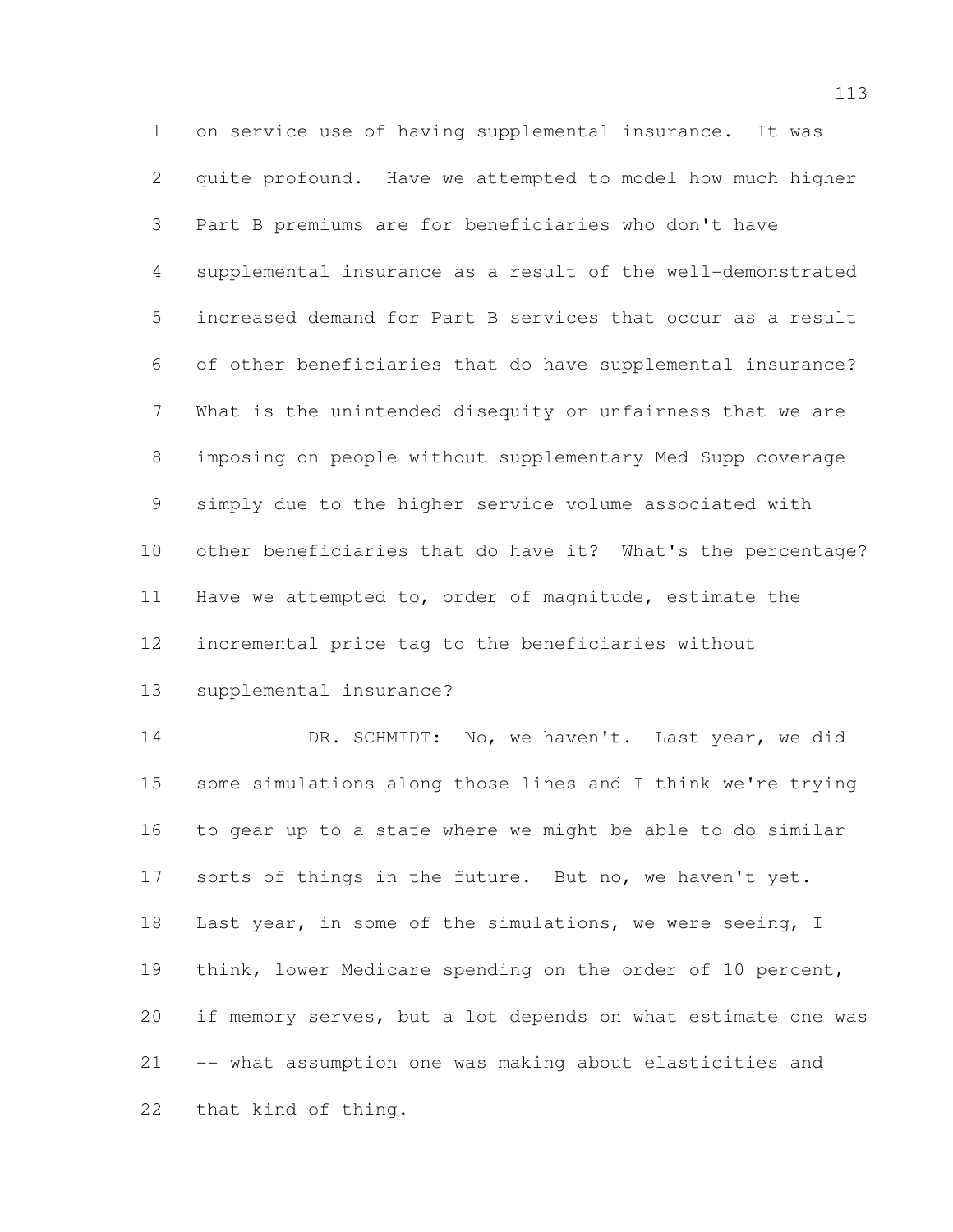on service use of having supplemental insurance. It was quite profound. Have we attempted to model how much higher Part B premiums are for beneficiaries who don't have supplemental insurance as a result of the well-demonstrated increased demand for Part B services that occur as a result of other beneficiaries that do have supplemental insurance? What is the unintended disequity or unfairness that we are imposing on people without supplementary Med Supp coverage simply due to the higher service volume associated with other beneficiaries that do have it? What's the percentage? Have we attempted to, order of magnitude, estimate the incremental price tag to the beneficiaries without supplemental insurance?

DR. SCHMIDT: No, we haven't. Last year, we did some simulations along those lines and I think we're trying to gear up to a state where we might be able to do similar sorts of things in the future. But no, we haven't yet. Last year, in some of the simulations, we were seeing, I think, lower Medicare spending on the order of 10 percent, if memory serves, but a lot depends on what estimate one was -- what assumption one was making about elasticities and that kind of thing.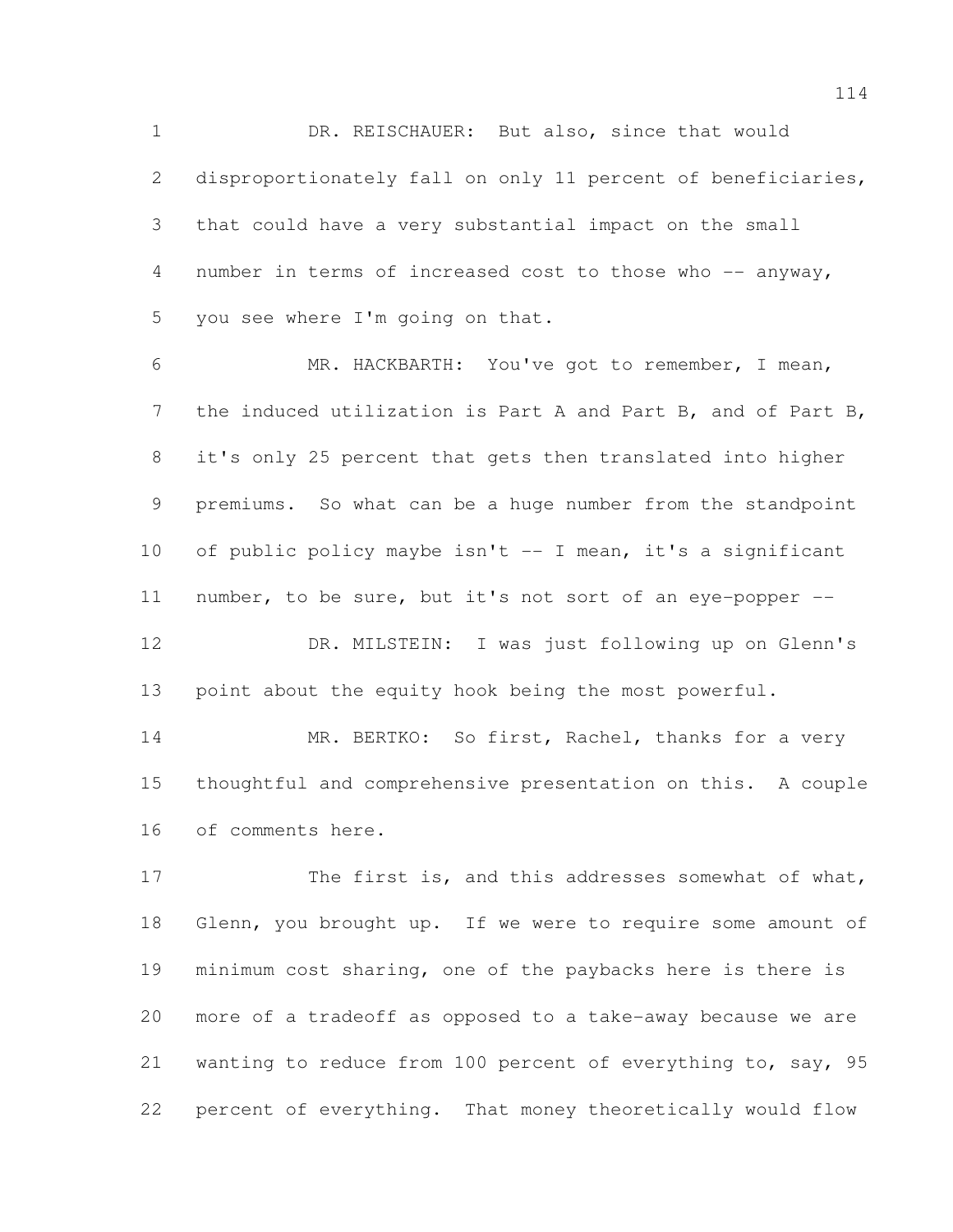DR. REISCHAUER: But also, since that would disproportionately fall on only 11 percent of beneficiaries, that could have a very substantial impact on the small number in terms of increased cost to those who -- anyway, you see where I'm going on that.

MR. HACKBARTH: You've got to remember, I mean, the induced utilization is Part A and Part B, and of Part B, it's only 25 percent that gets then translated into higher premiums. So what can be a huge number from the standpoint of public policy maybe isn't -- I mean, it's a significant number, to be sure, but it's not sort of an eye-popper --

DR. MILSTEIN: I was just following up on Glenn's point about the equity hook being the most powerful.

MR. BERTKO: So first, Rachel, thanks for a very thoughtful and comprehensive presentation on this. A couple of comments here.

The first is, and this addresses somewhat of what, Glenn, you brought up. If we were to require some amount of minimum cost sharing, one of the paybacks here is there is more of a tradeoff as opposed to a take-away because we are wanting to reduce from 100 percent of everything to, say, 95 percent of everything. That money theoretically would flow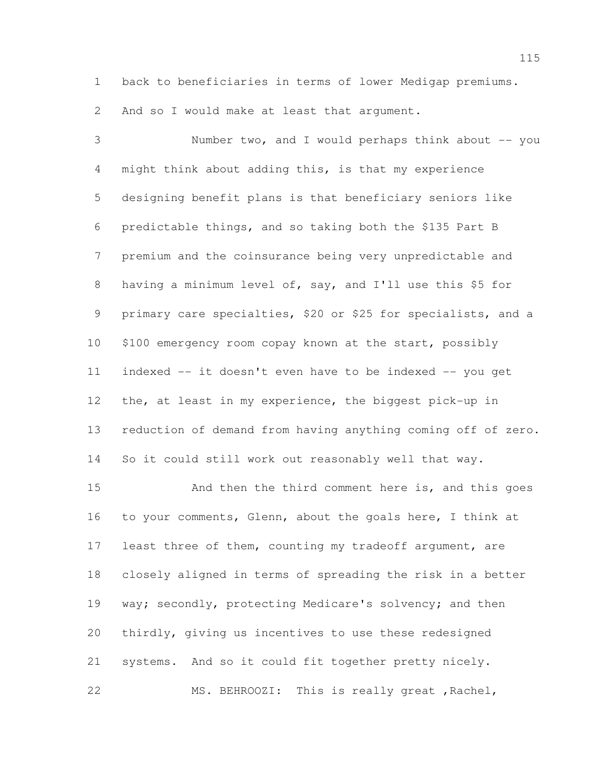back to beneficiaries in terms of lower Medigap premiums. And so I would make at least that argument.

Number two, and I would perhaps think about -- you might think about adding this, is that my experience designing benefit plans is that beneficiary seniors like predictable things, and so taking both the $135 Part B premium and the coinsurance being very unpredictable and having a minimum level of, say, and I'll use this $5 for primary care specialties, $20 or $25 for specialists, and a $100 emergency room copay known at the start, possibly indexed -- it doesn't even have to be indexed -- you get the, at least in my experience, the biggest pick-up in reduction of demand from having anything coming off of zero. So it could still work out reasonably well that way.

And then the third comment here is, and this goes to your comments, Glenn, about the goals here, I think at least three of them, counting my tradeoff argument, are closely aligned in terms of spreading the risk in a better way; secondly, protecting Medicare's solvency; and then thirdly, giving us incentives to use these redesigned systems. And so it could fit together pretty nicely.

MS. BEHROOZI: This is really great ,Rachel,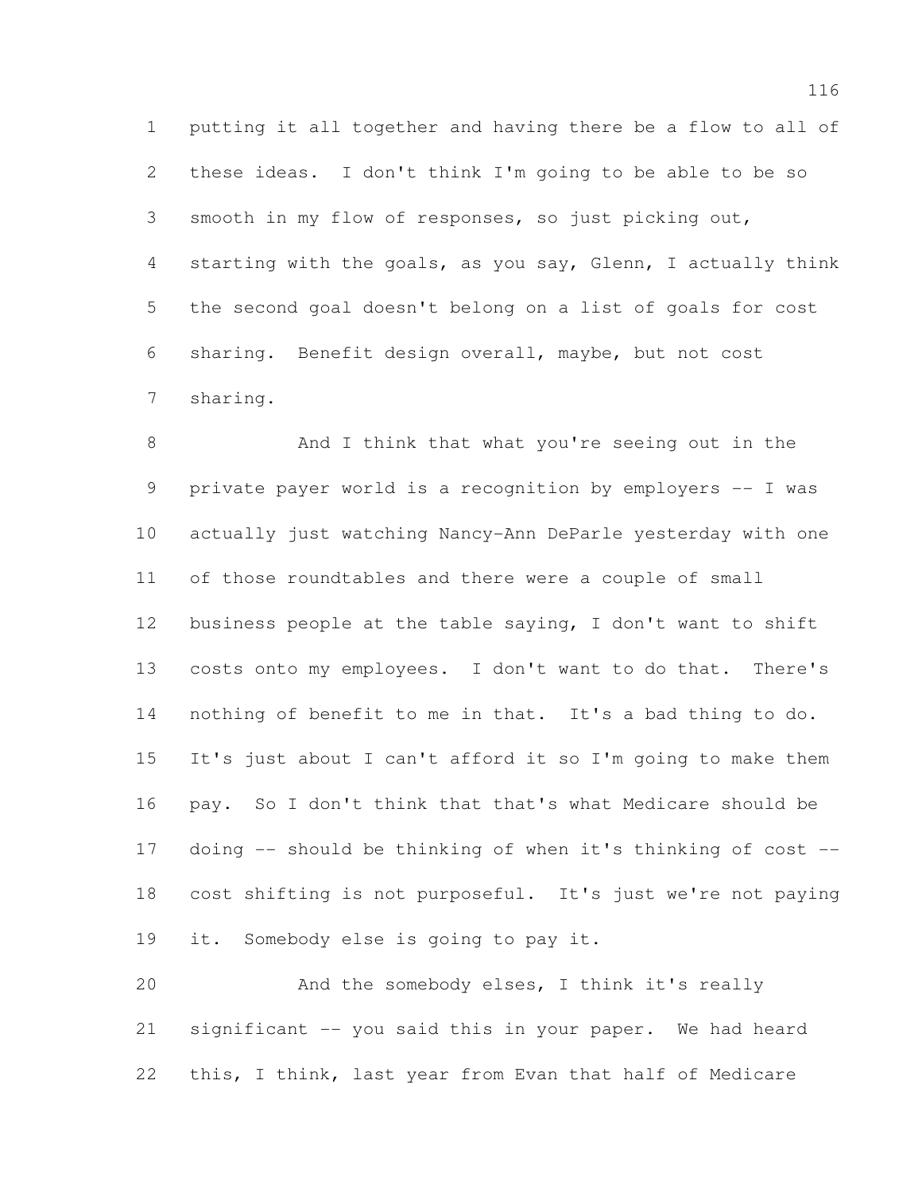putting it all together and having there be a flow to all of these ideas. I don't think I'm going to be able to be so smooth in my flow of responses, so just picking out, starting with the goals, as you say, Glenn, I actually think the second goal doesn't belong on a list of goals for cost sharing. Benefit design overall, maybe, but not cost sharing.

And I think that what you're seeing out in the private payer world is a recognition by employers -- I was actually just watching Nancy-Ann DeParle yesterday with one of those roundtables and there were a couple of small business people at the table saying, I don't want to shift costs onto my employees. I don't want to do that. There's nothing of benefit to me in that. It's a bad thing to do. It's just about I can't afford it so I'm going to make them pay. So I don't think that that's what Medicare should be doing -- should be thinking of when it's thinking of cost -- cost shifting is not purposeful. It's just we're not paying it. Somebody else is going to pay it.

And the somebody elses, I think it's really significant -- you said this in your paper. We had heard this, I think, last year from Evan that half of Medicare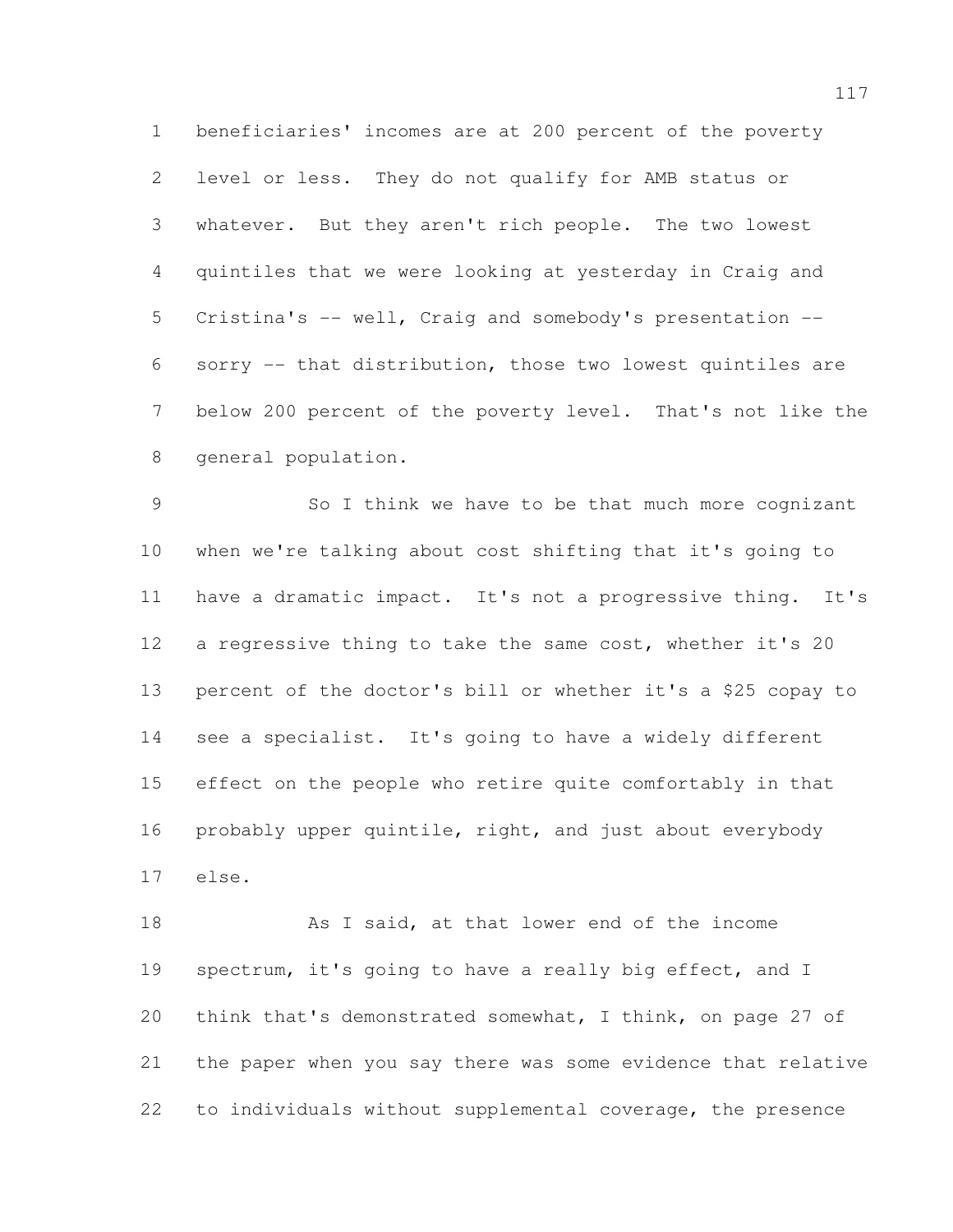beneficiaries' incomes are at 200 percent of the poverty level or less. They do not qualify for AMB status or whatever. But they aren't rich people. The two lowest quintiles that we were looking at yesterday in Craig and Cristina's -- well, Craig and somebody's presentation -- sorry -- that distribution, those two lowest quintiles are below 200 percent of the poverty level. That's not like the general population.

So I think we have to be that much more cognizant when we're talking about cost shifting that it's going to have a dramatic impact. It's not a progressive thing. It's a regressive thing to take the same cost, whether it's 20 percent of the doctor's bill or whether it's a $25 copay to see a specialist. It's going to have a widely different effect on the people who retire quite comfortably in that probably upper quintile, right, and just about everybody else.

As I said, at that lower end of the income spectrum, it's going to have a really big effect, and I think that's demonstrated somewhat, I think, on page 27 of the paper when you say there was some evidence that relative to individuals without supplemental coverage, the presence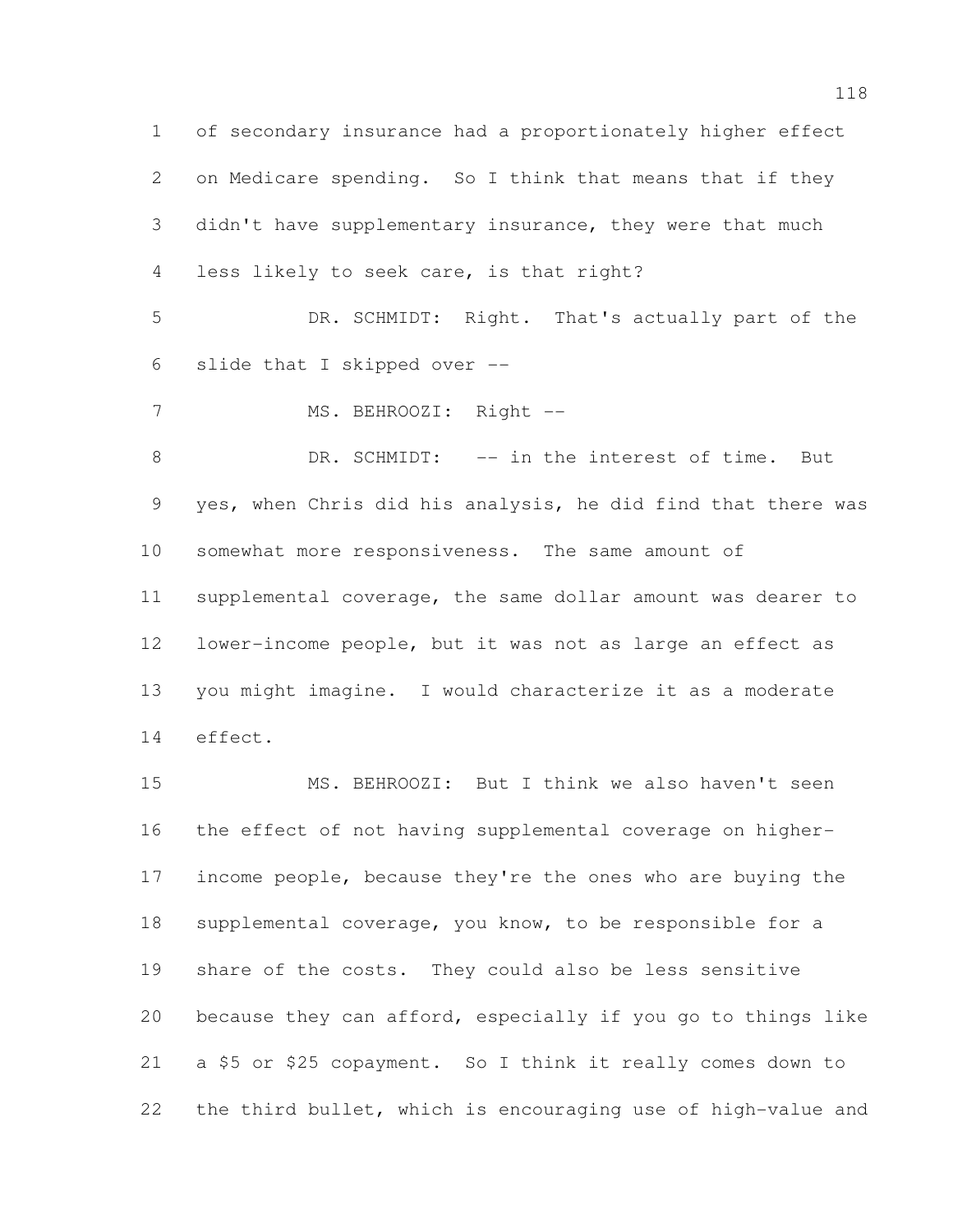of secondary insurance had a proportionately higher effect on Medicare spending. So I think that means that if they didn't have supplementary insurance, they were that much less likely to seek care, is that right?

DR. SCHMIDT: Right. That's actually part of the slide that I skipped over --

MS. BEHROOZI: Right --

DR. SCHMIDT: -- in the interest of time. But yes, when Chris did his analysis, he did find that there was somewhat more responsiveness. The same amount of supplemental coverage, the same dollar amount was dearer to lower-income people, but it was not as large an effect as you might imagine. I would characterize it as a moderate effect.

MS. BEHROOZI: But I think we also haven't seen the effect of not having supplemental coverage on higher-income people, because they're the ones who are buying the supplemental coverage, you know, to be responsible for a share of the costs. They could also be less sensitive because they can afford, especially if you go to things like a $5 or $25 copayment. So I think it really comes down to the third bullet, which is encouraging use of high-value and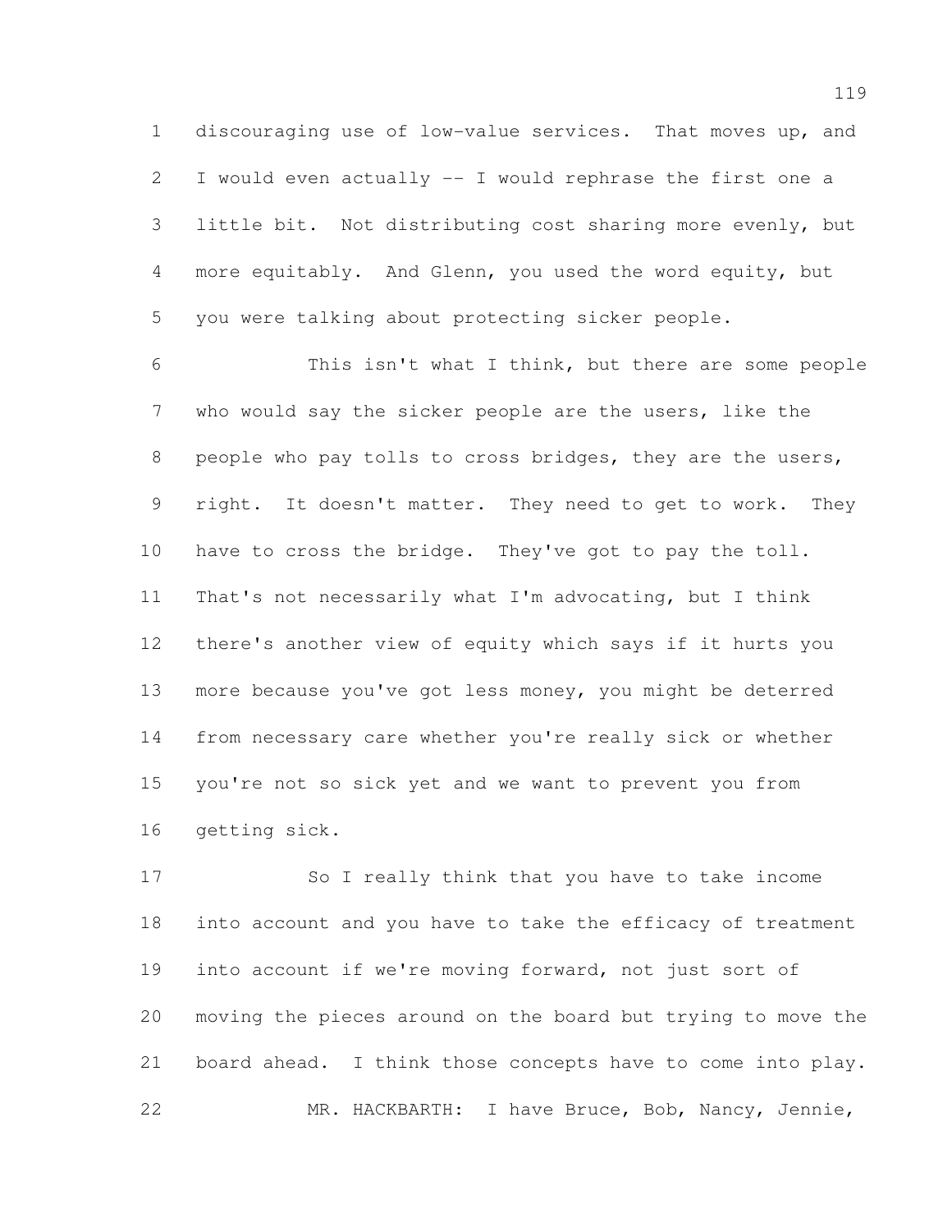discouraging use of low-value services. That moves up, and I would even actually -- I would rephrase the first one a little bit. Not distributing cost sharing more evenly, but more equitably. And Glenn, you used the word equity, but you were talking about protecting sicker people.

This isn't what I think, but there are some people who would say the sicker people are the users, like the people who pay tolls to cross bridges, they are the users, right. It doesn't matter. They need to get to work. They have to cross the bridge. They've got to pay the toll. That's not necessarily what I'm advocating, but I think there's another view of equity which says if it hurts you more because you've got less money, you might be deterred from necessary care whether you're really sick or whether you're not so sick yet and we want to prevent you from getting sick.

So I really think that you have to take income into account and you have to take the efficacy of treatment into account if we're moving forward, not just sort of moving the pieces around on the board but trying to move the board ahead. I think those concepts have to come into play.

MR. HACKBARTH: I have Bruce, Bob, Nancy, Jennie,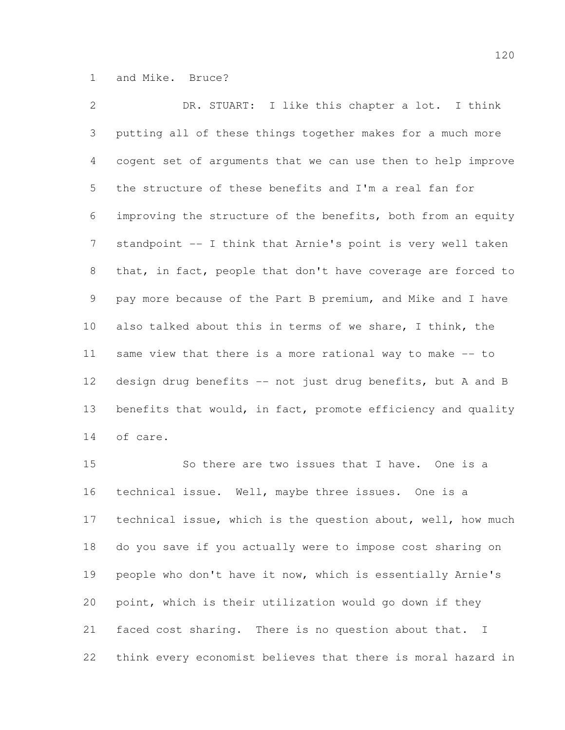and Mike. Bruce?

DR. STUART: I like this chapter a lot. I think putting all of these things together makes for a much more cogent set of arguments that we can use then to help improve the structure of these benefits and I'm a real fan for improving the structure of the benefits, both from an equity standpoint -- I think that Arnie's point is very well taken that, in fact, people that don't have coverage are forced to pay more because of the Part B premium, and Mike and I have also talked about this in terms of we share, I think, the same view that there is a more rational way to make -- to design drug benefits -- not just drug benefits, but A and B benefits that would, in fact, promote efficiency and quality of care.

So there are two issues that I have. One is a technical issue. Well, maybe three issues. One is a technical issue, which is the question about, well, how much do you save if you actually were to impose cost sharing on people who don't have it now, which is essentially Arnie's point, which is their utilization would go down if they faced cost sharing. There is no question about that. I think every economist believes that there is moral hazard in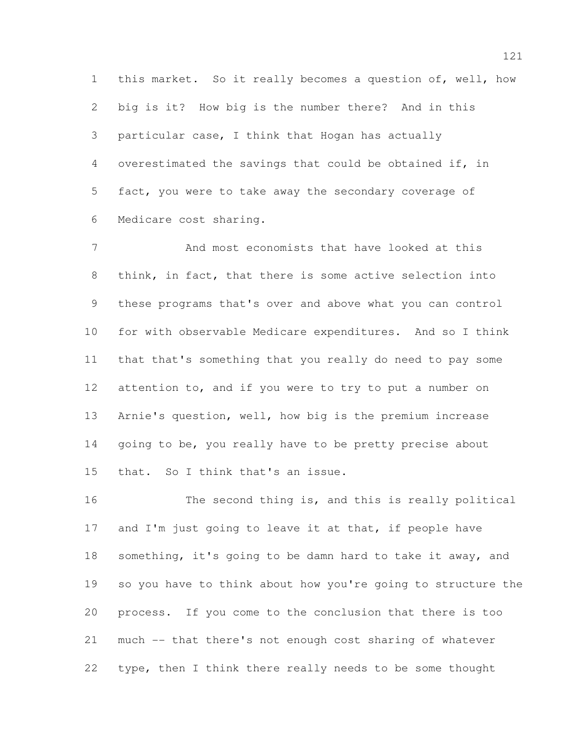this market. So it really becomes a question of, well, how big is it? How big is the number there? And in this particular case, I think that Hogan has actually overestimated the savings that could be obtained if, in fact, you were to take away the secondary coverage of Medicare cost sharing.

And most economists that have looked at this think, in fact, that there is some active selection into these programs that's over and above what you can control for with observable Medicare expenditures. And so I think that that's something that you really do need to pay some attention to, and if you were to try to put a number on Arnie's question, well, how big is the premium increase going to be, you really have to be pretty precise about that. So I think that's an issue.

The second thing is, and this is really political and I'm just going to leave it at that, if people have something, it's going to be damn hard to take it away, and so you have to think about how you're going to structure the process. If you come to the conclusion that there is too much -- that there's not enough cost sharing of whatever type, then I think there really needs to be some thought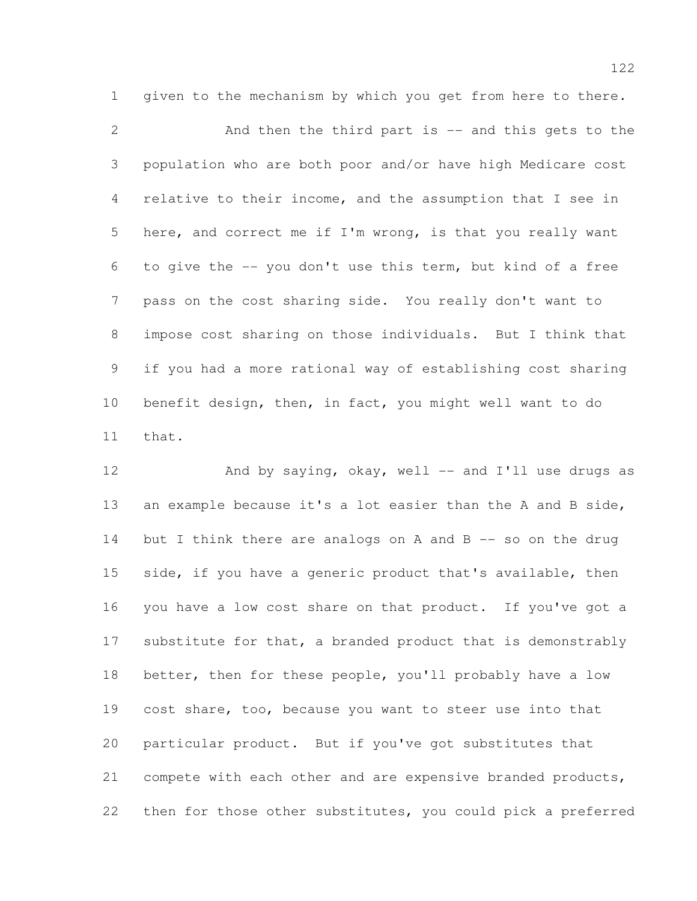given to the mechanism by which you get from here to there.

And then the third part is -- and this gets to the population who are both poor and/or have high Medicare cost relative to their income, and the assumption that I see in here, and correct me if I'm wrong, is that you really want to give the -- you don't use this term, but kind of a free pass on the cost sharing side. You really don't want to impose cost sharing on those individuals. But I think that if you had a more rational way of establishing cost sharing benefit design, then, in fact, you might well want to do that.

And by saying, okay, well -- and I'll use drugs as an example because it's a lot easier than the A and B side, but I think there are analogs on A and B -- so on the drug side, if you have a generic product that's available, then you have a low cost share on that product. If you've got a substitute for that, a branded product that is demonstrably better, then for these people, you'll probably have a low cost share, too, because you want to steer use into that particular product. But if you've got substitutes that compete with each other and are expensive branded products, then for those other substitutes, you could pick a preferred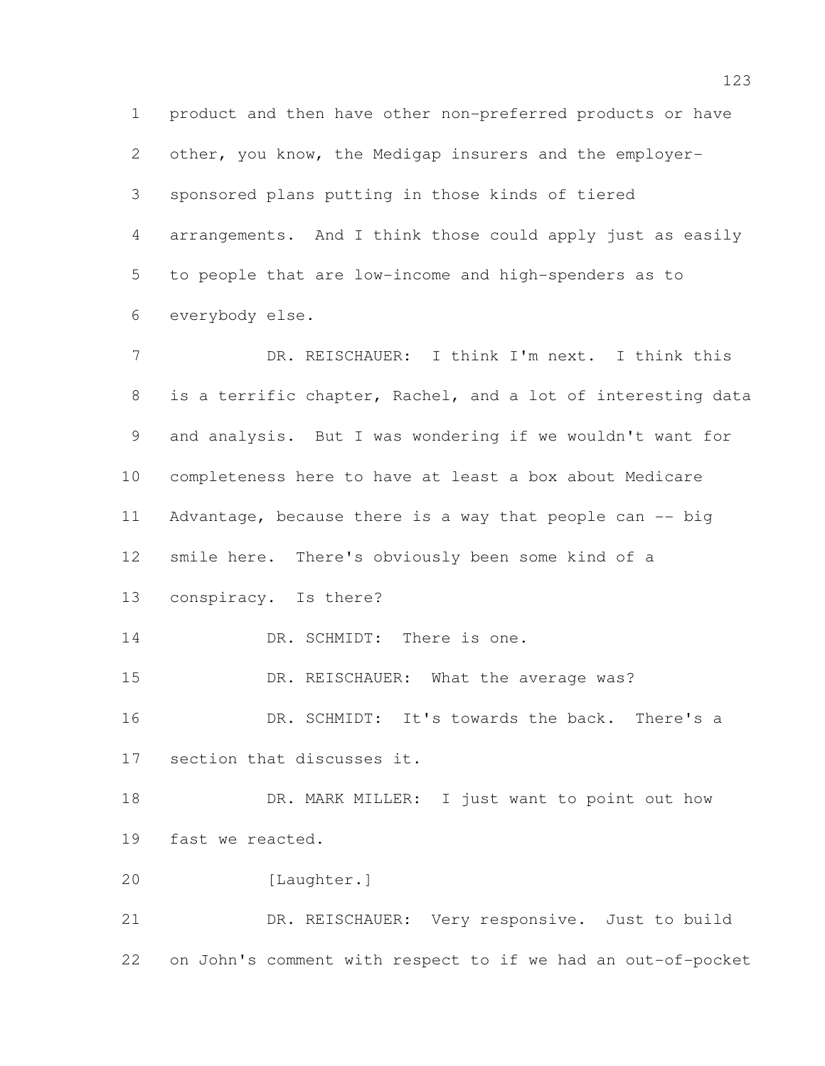product and then have other non-preferred products or have other, you know, the Medigap insurers and the employer-sponsored plans putting in those kinds of tiered arrangements. And I think those could apply just as easily to people that are low-income and high-spenders as to everybody else.

DR. REISCHAUER: I think I'm next. I think this is a terrific chapter, Rachel, and a lot of interesting data and analysis. But I was wondering if we wouldn't want for completeness here to have at least a box about Medicare Advantage, because there is a way that people can -- big smile here. There's obviously been some kind of a conspiracy. Is there?

DR. SCHMIDT: There is one.

DR. REISCHAUER: What the average was?

DR. SCHMIDT: It's towards the back. There's a section that discusses it.

DR. MARK MILLER: I just want to point out how fast we reacted.

[Laughter.]

DR. REISCHAUER: Very responsive. Just to build on John's comment with respect to if we had an out-of-pocket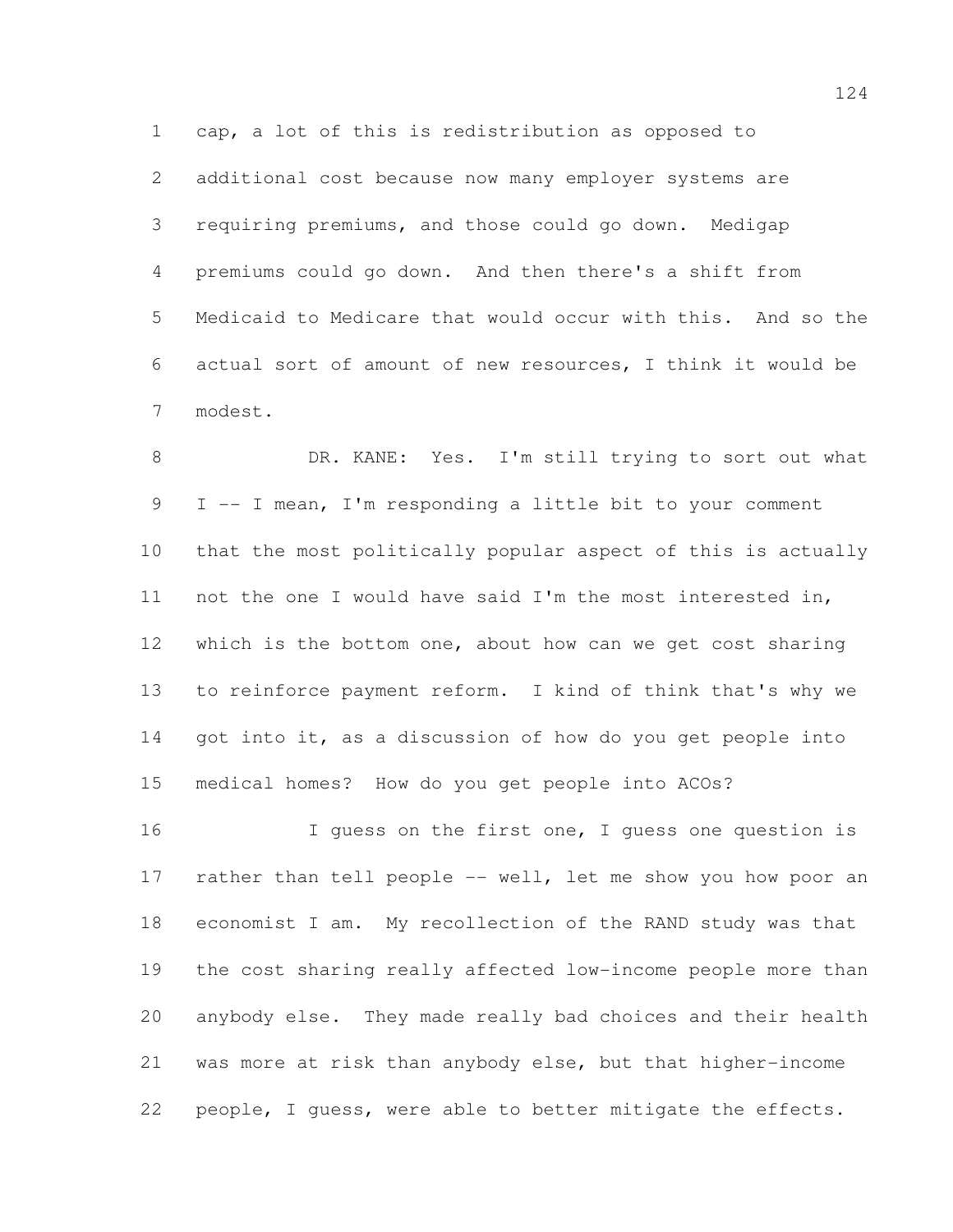cap, a lot of this is redistribution as opposed to additional cost because now many employer systems are requiring premiums, and those could go down. Medigap premiums could go down. And then there's a shift from Medicaid to Medicare that would occur with this. And so the actual sort of amount of new resources, I think it would be modest.

DR. KANE: Yes. I'm still trying to sort out what I -- I mean, I'm responding a little bit to your comment that the most politically popular aspect of this is actually not the one I would have said I'm the most interested in, which is the bottom one, about how can we get cost sharing to reinforce payment reform. I kind of think that's why we got into it, as a discussion of how do you get people into medical homes? How do you get people into ACOs?

I guess on the first one, I guess one question is rather than tell people -- well, let me show you how poor an economist I am. My recollection of the RAND study was that the cost sharing really affected low-income people more than anybody else. They made really bad choices and their health was more at risk than anybody else, but that higher-income people, I guess, were able to better mitigate the effects.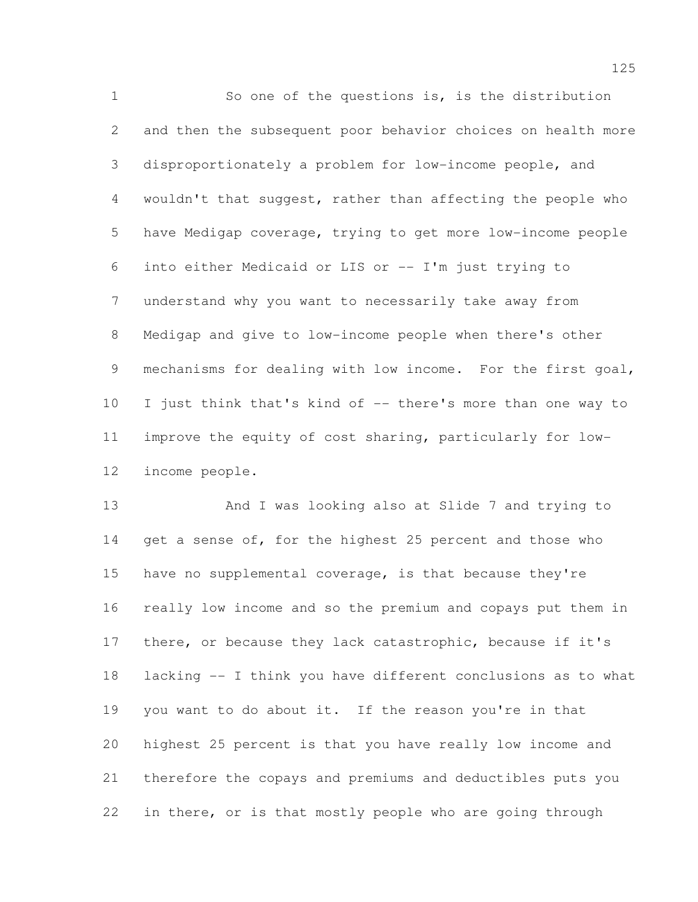So one of the questions is, is the distribution and then the subsequent poor behavior choices on health more disproportionately a problem for low-income people, and wouldn't that suggest, rather than affecting the people who have Medigap coverage, trying to get more low-income people into either Medicaid or LIS or -- I'm just trying to understand why you want to necessarily take away from Medigap and give to low-income people when there's other mechanisms for dealing with low income. For the first goal, I just think that's kind of -- there's more than one way to improve the equity of cost sharing, particularly for low-income people.

And I was looking also at Slide 7 and trying to get a sense of, for the highest 25 percent and those who have no supplemental coverage, is that because they're really low income and so the premium and copays put them in there, or because they lack catastrophic, because if it's lacking -- I think you have different conclusions as to what you want to do about it. If the reason you're in that highest 25 percent is that you have really low income and therefore the copays and premiums and deductibles puts you in there, or is that mostly people who are going through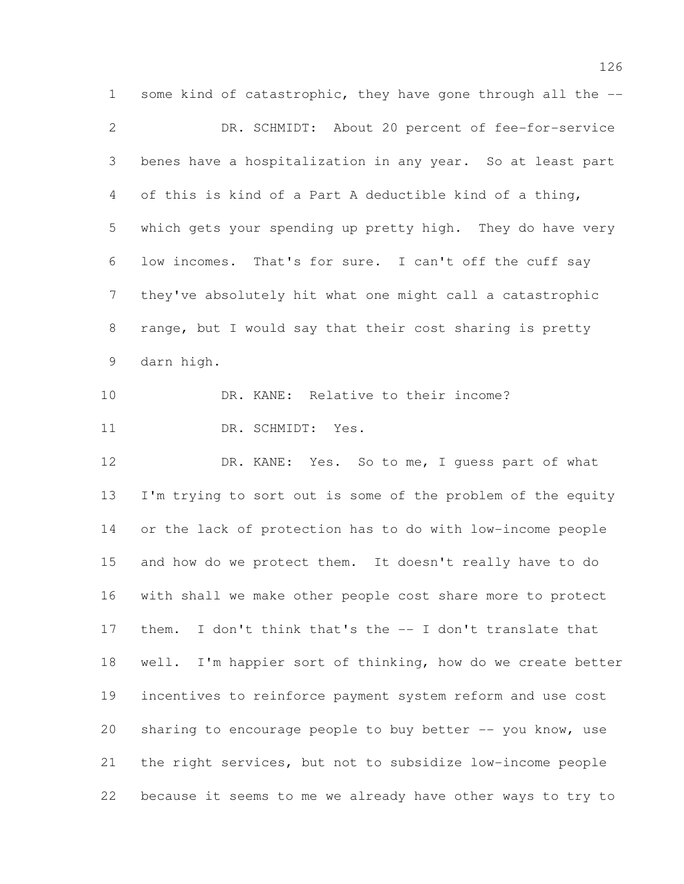some kind of catastrophic, they have gone through all the --

DR. SCHMIDT: About 20 percent of fee-for-service benes have a hospitalization in any year. So at least part of this is kind of a Part A deductible kind of a thing, which gets your spending up pretty high. They do have very low incomes. That's for sure. I can't off the cuff say they've absolutely hit what one might call a catastrophic range, but I would say that their cost sharing is pretty darn high.

DR. KANE: Relative to their income?

DR. SCHMIDT: Yes.

DR. KANE: Yes. So to me, I guess part of what I'm trying to sort out is some of the problem of the equity or the lack of protection has to do with low-income people and how do we protect them. It doesn't really have to do with shall we make other people cost share more to protect them. I don't think that's the -- I don't translate that well. I'm happier sort of thinking, how do we create better incentives to reinforce payment system reform and use cost sharing to encourage people to buy better -- you know, use the right services, but not to subsidize low-income people because it seems to me we already have other ways to try to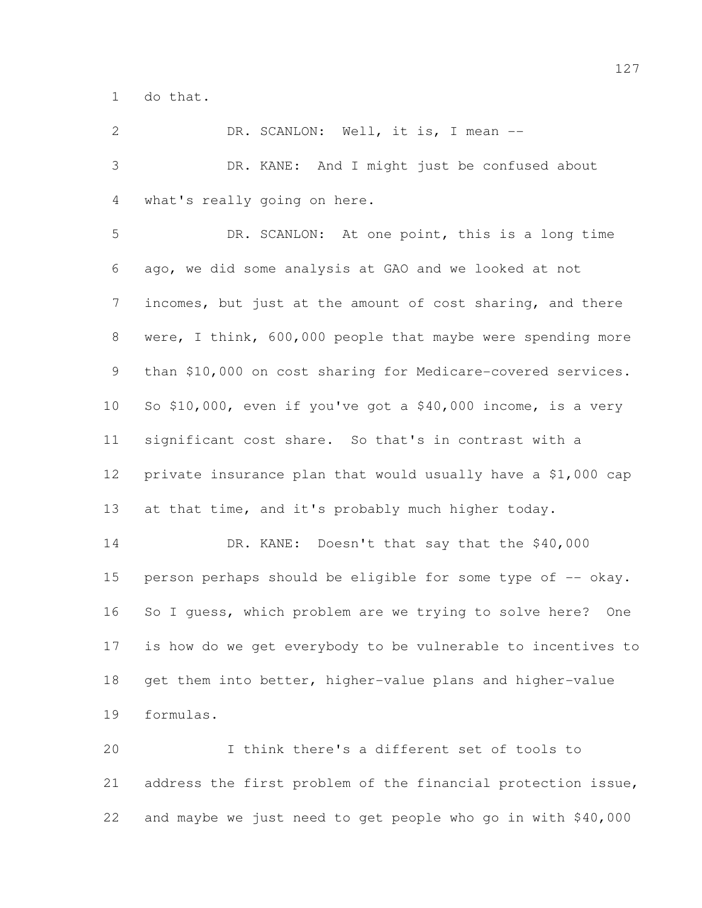do that.

DR. SCANLON: Well, it is, I mean --

DR. KANE: And I might just be confused about what's really going on here.

DR. SCANLON: At one point, this is a long time ago, we did some analysis at GAO and we looked at not incomes, but just at the amount of cost sharing, and there were, I think, 600,000 people that maybe were spending more than $10,000 on cost sharing for Medicare-covered services. So $10,000, even if you've got a $40,000 income, is a very significant cost share. So that's in contrast with a private insurance plan that would usually have a $1,000 cap at that time, and it's probably much higher today.

DR. KANE: Doesn't that say that the $40,000 person perhaps should be eligible for some type of -- okay. So I guess, which problem are we trying to solve here? One is how do we get everybody to be vulnerable to incentives to get them into better, higher-value plans and higher-value formulas.

I think there's a different set of tools to address the first problem of the financial protection issue, and maybe we just need to get people who go in with $40,000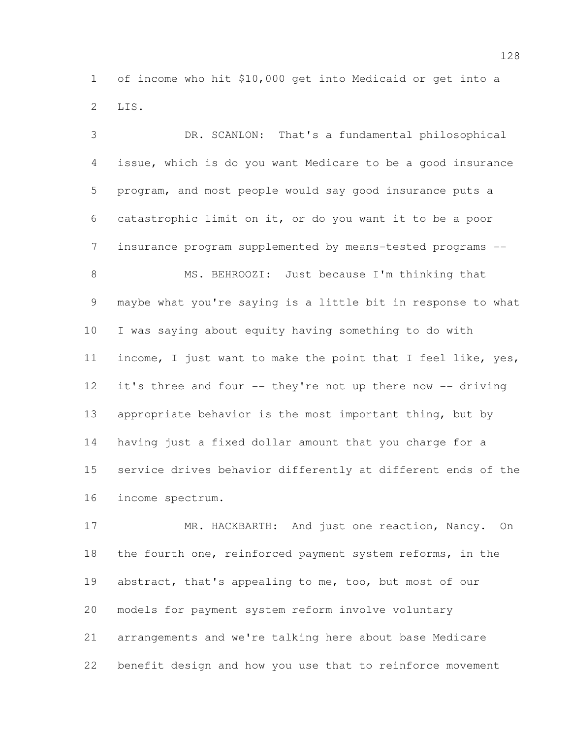of income who hit $10,000 get into Medicaid or get into a LIS.

DR. SCANLON: That's a fundamental philosophical issue, which is do you want Medicare to be a good insurance program, and most people would say good insurance puts a catastrophic limit on it, or do you want it to be a poor insurance program supplemented by means-tested programs --

MS. BEHROOZI: Just because I'm thinking that maybe what you're saying is a little bit in response to what I was saying about equity having something to do with income, I just want to make the point that I feel like, yes, it's three and four -- they're not up there now -- driving appropriate behavior is the most important thing, but by having just a fixed dollar amount that you charge for a service drives behavior differently at different ends of the income spectrum.

MR. HACKBARTH: And just one reaction, Nancy. On the fourth one, reinforced payment system reforms, in the abstract, that's appealing to me, too, but most of our models for payment system reform involve voluntary arrangements and we're talking here about base Medicare benefit design and how you use that to reinforce movement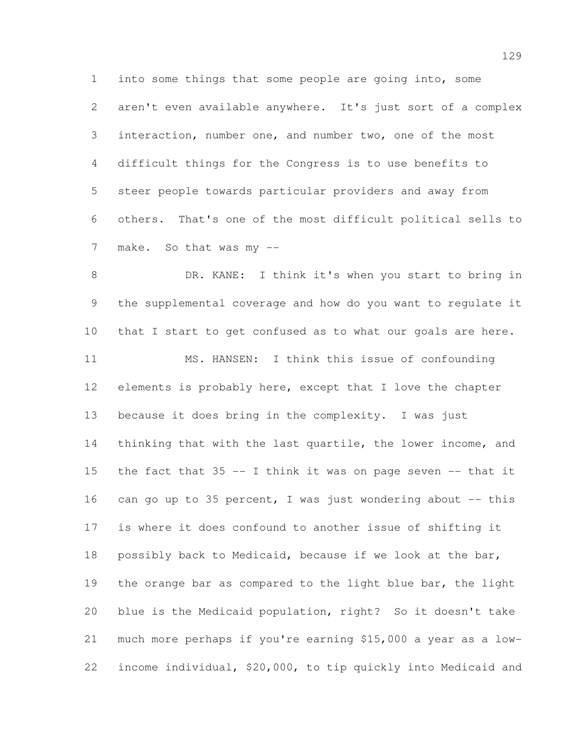into some things that some people are going into, some aren't even available anywhere. It's just sort of a complex interaction, number one, and number two, one of the most difficult things for the Congress is to use benefits to steer people towards particular providers and away from others. That's one of the most difficult political sells to make. So that was my --

DR. KANE: I think it's when you start to bring in the supplemental coverage and how do you want to regulate it that I start to get confused as to what our goals are here.

MS. HANSEN: I think this issue of confounding elements is probably here, except that I love the chapter because it does bring in the complexity. I was just thinking that with the last quartile, the lower income, and the fact that 35 -- I think it was on page seven -- that it can go up to 35 percent, I was just wondering about -- this is where it does confound to another issue of shifting it possibly back to Medicaid, because if we look at the bar, the orange bar as compared to the light blue bar, the light blue is the Medicaid population, right? So it doesn't take much more perhaps if you're earning $15,000 a year as a low-income individual, $20,000, to tip quickly into Medicaid and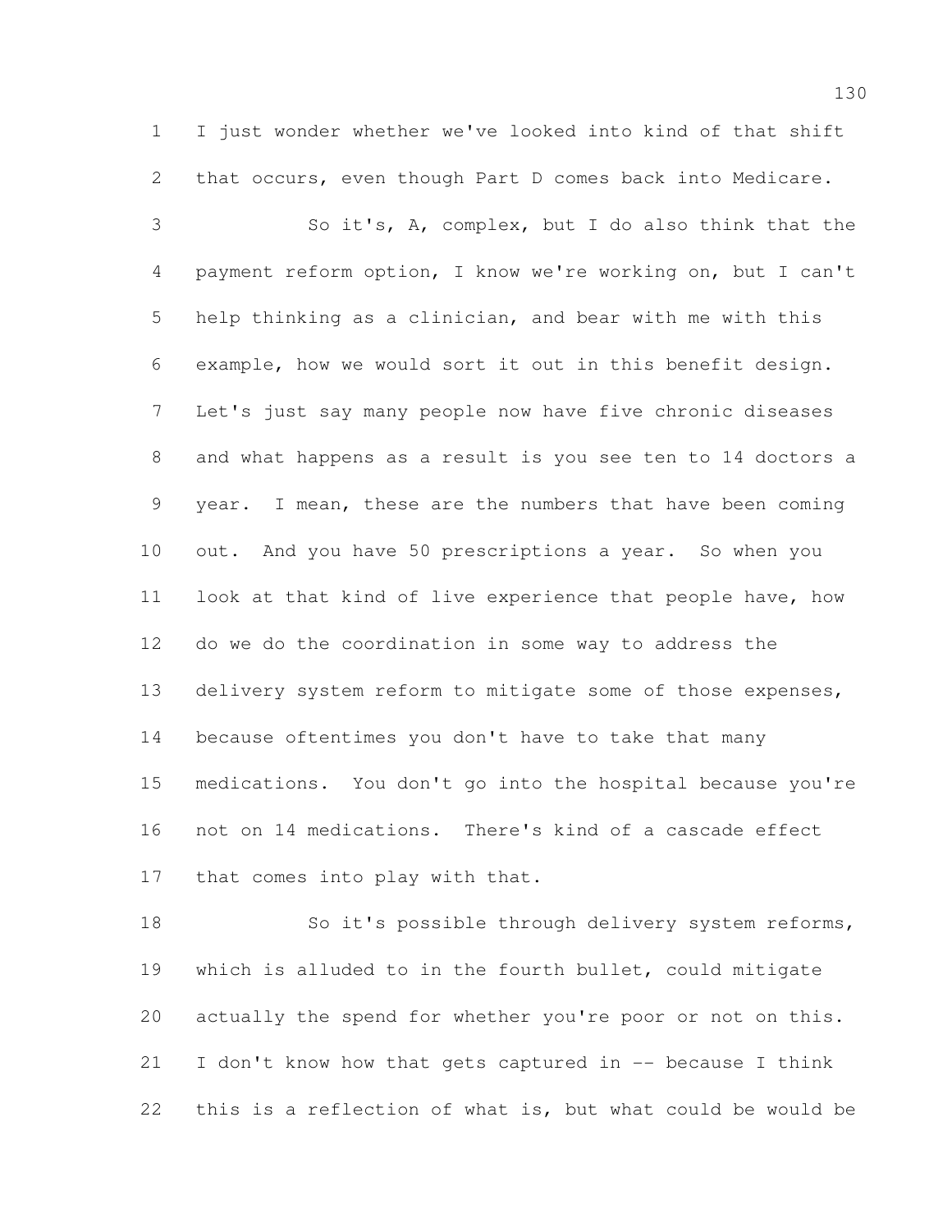I just wonder whether we've looked into kind of that shift that occurs, even though Part D comes back into Medicare.

So it's, A, complex, but I do also think that the payment reform option, I know we're working on, but I can't help thinking as a clinician, and bear with me with this example, how we would sort it out in this benefit design. Let's just say many people now have five chronic diseases and what happens as a result is you see ten to 14 doctors a year. I mean, these are the numbers that have been coming out. And you have 50 prescriptions a year. So when you look at that kind of live experience that people have, how do we do the coordination in some way to address the delivery system reform to mitigate some of those expenses, because oftentimes you don't have to take that many medications. You don't go into the hospital because you're not on 14 medications. There's kind of a cascade effect that comes into play with that.

So it's possible through delivery system reforms, which is alluded to in the fourth bullet, could mitigate actually the spend for whether you're poor or not on this. I don't know how that gets captured in -- because I think this is a reflection of what is, but what could be would be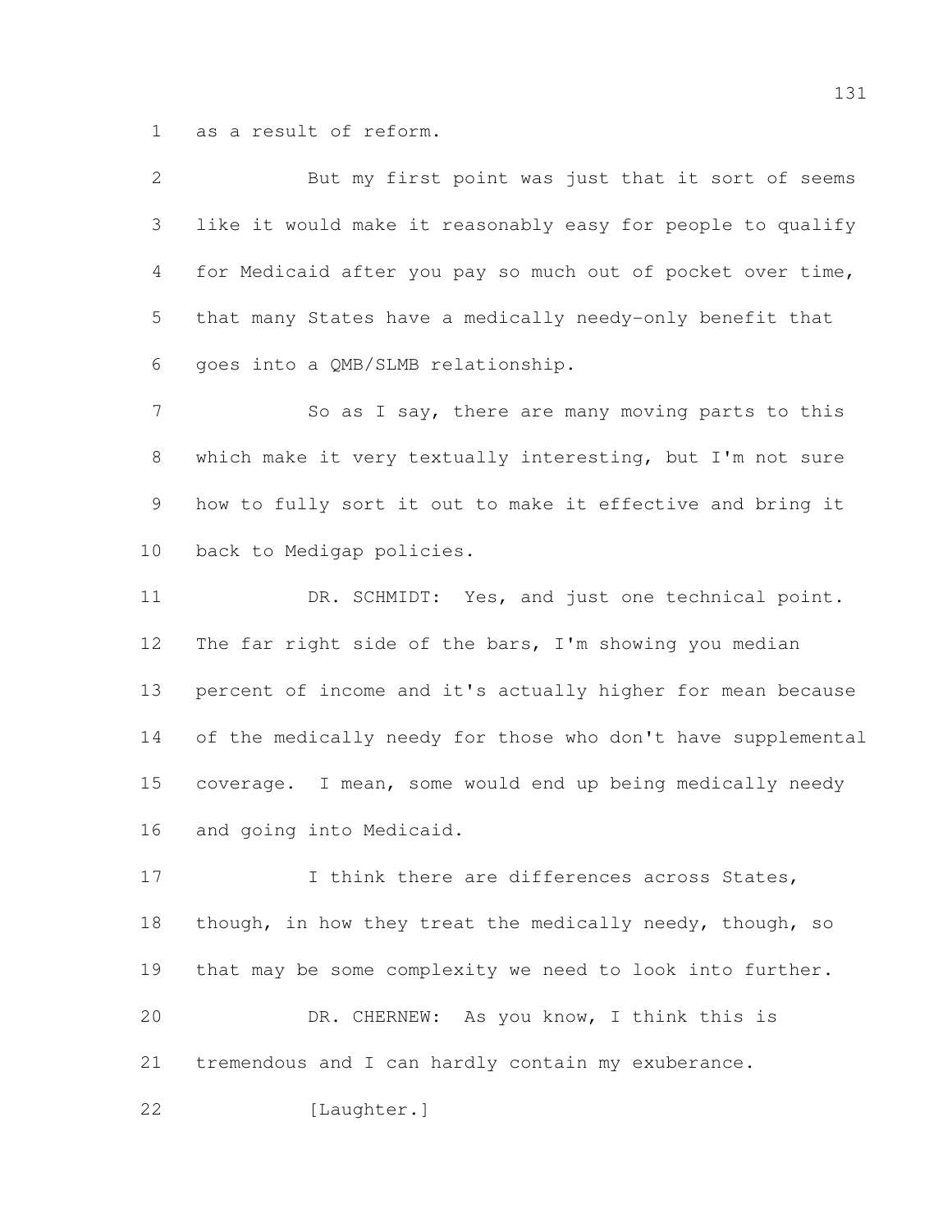as a result of reform.

But my first point was just that it sort of seems like it would make it reasonably easy for people to qualify for Medicaid after you pay so much out of pocket over time, that many States have a medically needy-only benefit that goes into a QMB/SLMB relationship.

So as I say, there are many moving parts to this which make it very textually interesting, but I'm not sure how to fully sort it out to make it effective and bring it back to Medigap policies.

DR. SCHMIDT: Yes, and just one technical point. The far right side of the bars, I'm showing you median percent of income and it's actually higher for mean because of the medically needy for those who don't have supplemental coverage. I mean, some would end up being medically needy and going into Medicaid.

I think there are differences across States, though, in how they treat the medically needy, though, so that may be some complexity we need to look into further.

DR. CHERNEW: As you know, I think this is tremendous and I can hardly contain my exuberance.

[Laughter.]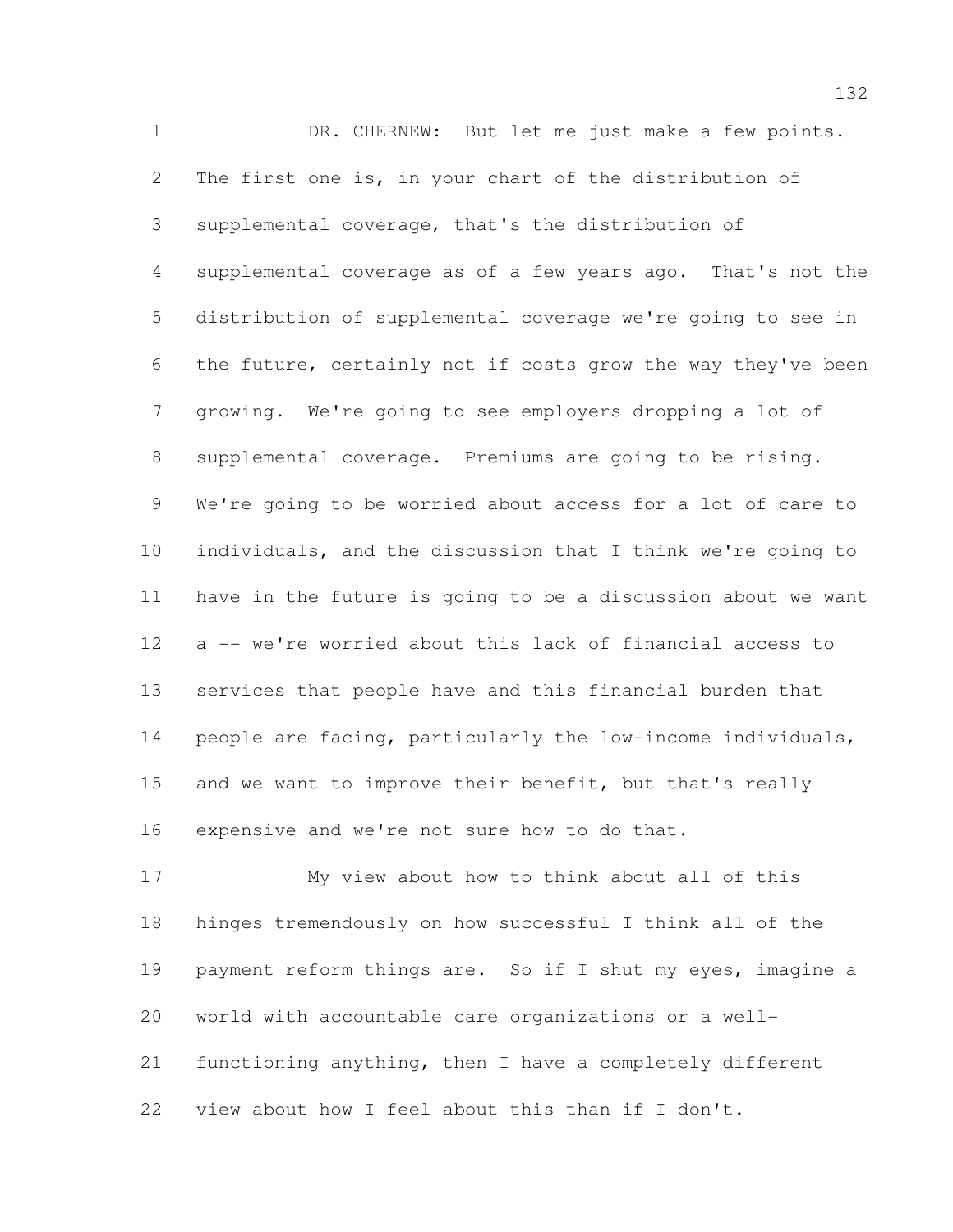DR. CHERNEW: But let me just make a few points. The first one is, in your chart of the distribution of supplemental coverage, that's the distribution of supplemental coverage as of a few years ago. That's not the distribution of supplemental coverage we're going to see in the future, certainly not if costs grow the way they've been growing. We're going to see employers dropping a lot of supplemental coverage. Premiums are going to be rising. We're going to be worried about access for a lot of care to individuals, and the discussion that I think we're going to have in the future is going to be a discussion about we want a -- we're worried about this lack of financial access to services that people have and this financial burden that people are facing, particularly the low-income individuals, and we want to improve their benefit, but that's really expensive and we're not sure how to do that.

My view about how to think about all of this hinges tremendously on how successful I think all of the payment reform things are. So if I shut my eyes, imagine a world with accountable care organizations or a well-functioning anything, then I have a completely different view about how I feel about this than if I don't.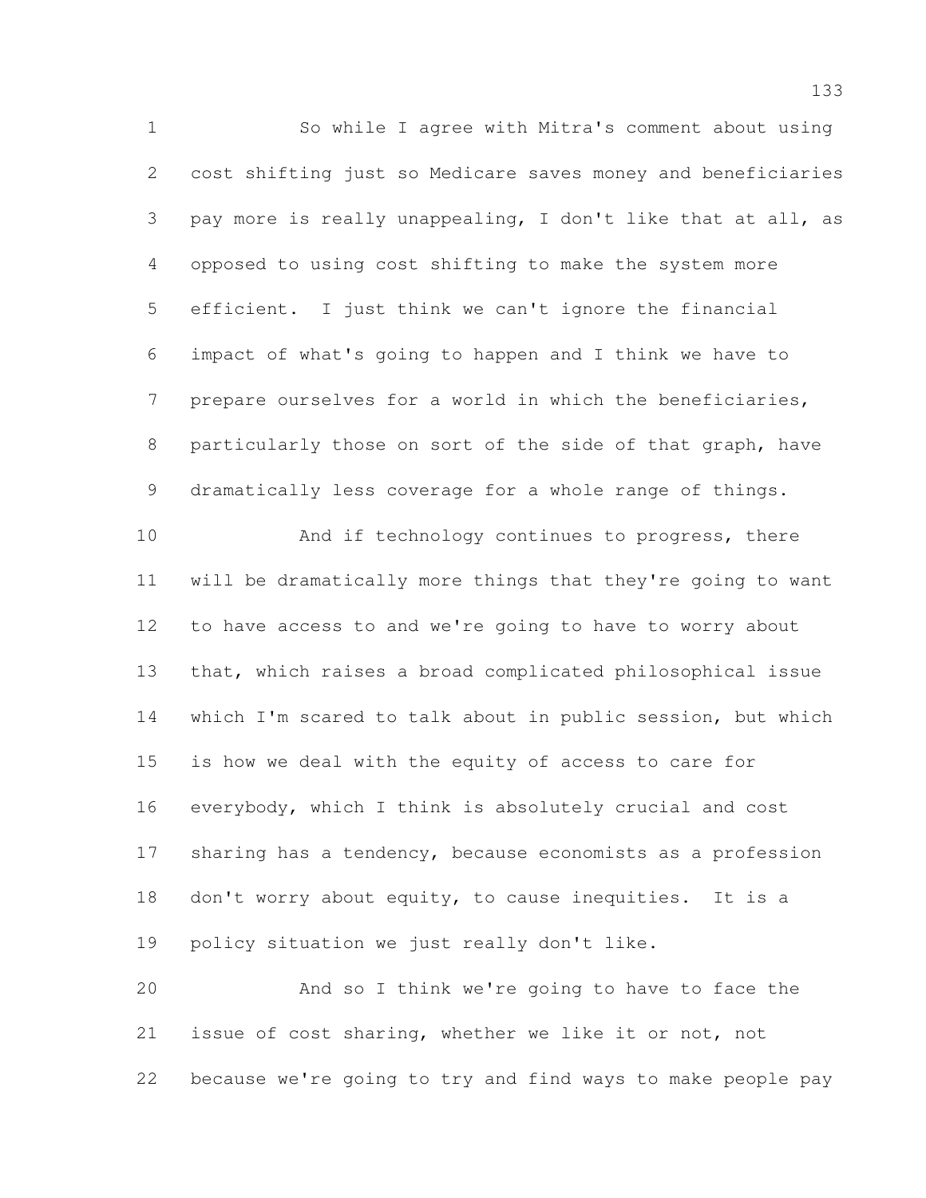So while I agree with Mitra's comment about using cost shifting just so Medicare saves money and beneficiaries pay more is really unappealing, I don't like that at all, as opposed to using cost shifting to make the system more efficient. I just think we can't ignore the financial impact of what's going to happen and I think we have to prepare ourselves for a world in which the beneficiaries, particularly those on sort of the side of that graph, have dramatically less coverage for a whole range of things.

And if technology continues to progress, there will be dramatically more things that they're going to want to have access to and we're going to have to worry about that, which raises a broad complicated philosophical issue which I'm scared to talk about in public session, but which is how we deal with the equity of access to care for everybody, which I think is absolutely crucial and cost sharing has a tendency, because economists as a profession don't worry about equity, to cause inequities. It is a policy situation we just really don't like.

And so I think we're going to have to face the issue of cost sharing, whether we like it or not, not because we're going to try and find ways to make people pay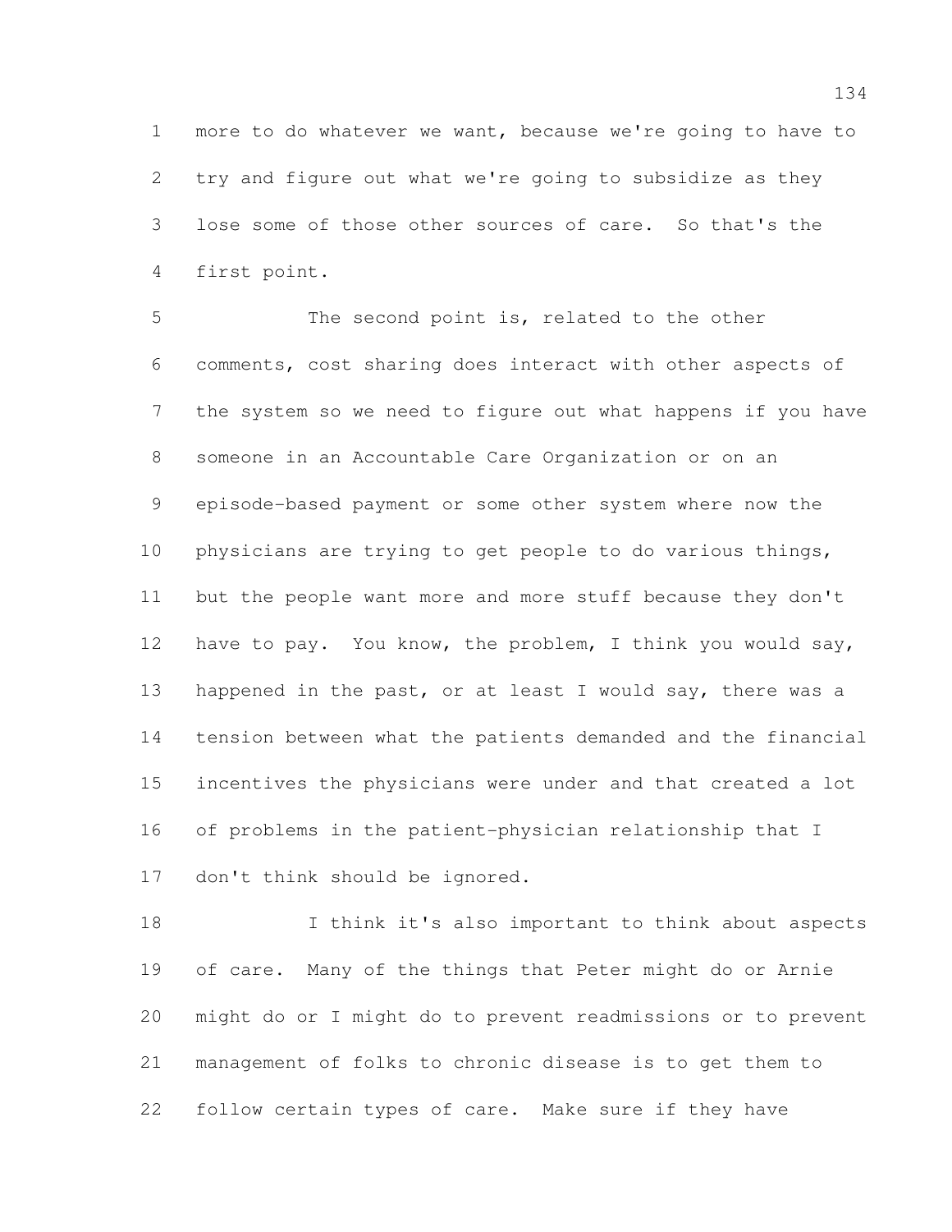more to do whatever we want, because we're going to have to try and figure out what we're going to subsidize as they lose some of those other sources of care. So that's the first point.

The second point is, related to the other comments, cost sharing does interact with other aspects of the system so we need to figure out what happens if you have someone in an Accountable Care Organization or on an episode-based payment or some other system where now the physicians are trying to get people to do various things, but the people want more and more stuff because they don't have to pay. You know, the problem, I think you would say, happened in the past, or at least I would say, there was a tension between what the patients demanded and the financial incentives the physicians were under and that created a lot of problems in the patient-physician relationship that I don't think should be ignored.

I think it's also important to think about aspects of care. Many of the things that Peter might do or Arnie might do or I might do to prevent readmissions or to prevent management of folks to chronic disease is to get them to follow certain types of care. Make sure if they have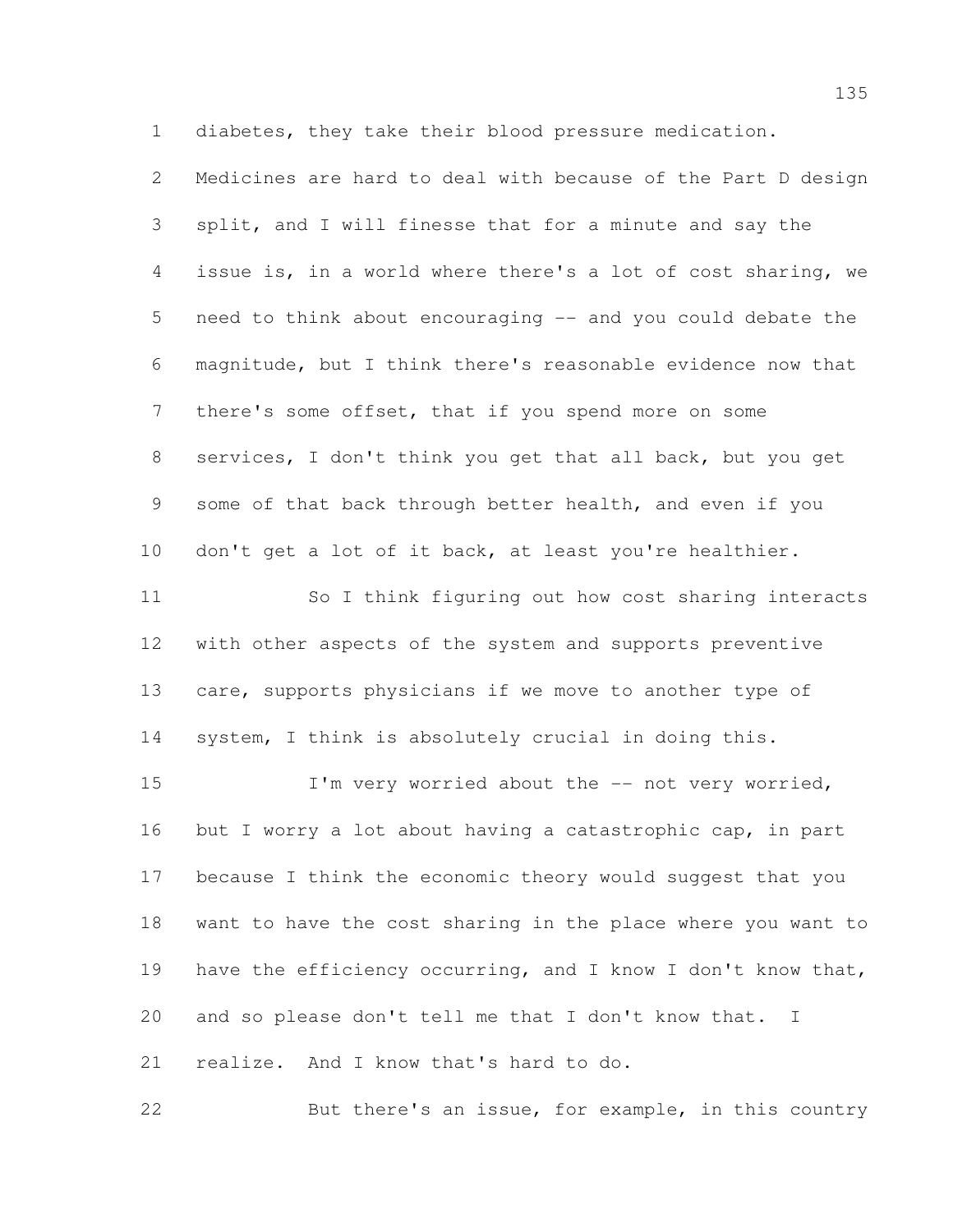diabetes, they take their blood pressure medication. Medicines are hard to deal with because of the Part D design split, and I will finesse that for a minute and say the issue is, in a world where there's a lot of cost sharing, we need to think about encouraging -- and you could debate the magnitude, but I think there's reasonable evidence now that there's some offset, that if you spend more on some services, I don't think you get that all back, but you get some of that back through better health, and even if you don't get a lot of it back, at least you're healthier.

So I think figuring out how cost sharing interacts with other aspects of the system and supports preventive care, supports physicians if we move to another type of system, I think is absolutely crucial in doing this.

I'm very worried about the -- not very worried, but I worry a lot about having a catastrophic cap, in part because I think the economic theory would suggest that you want to have the cost sharing in the place where you want to have the efficiency occurring, and I know I don't know that, and so please don't tell me that I don't know that. I realize. And I know that's hard to do.

But there's an issue, for example, in this country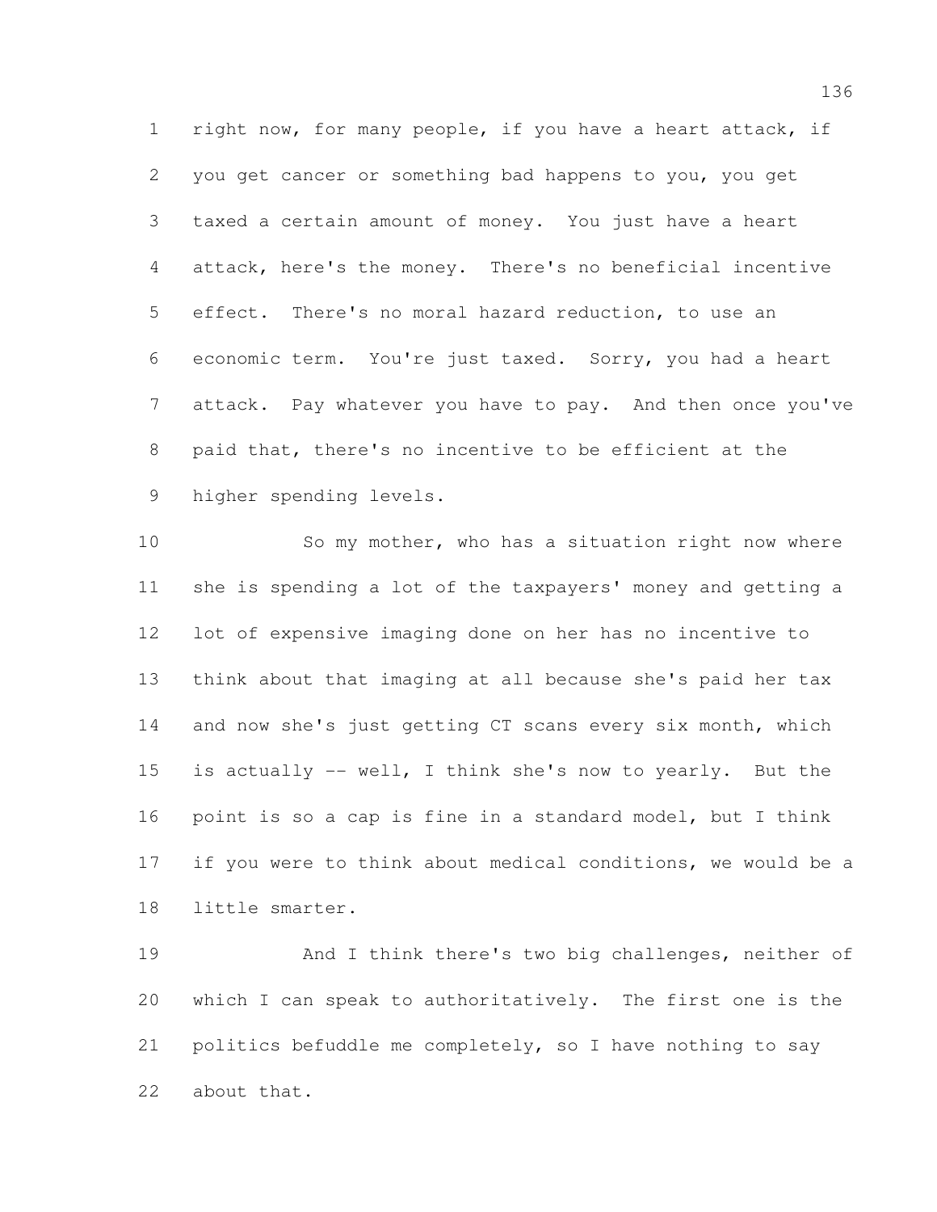right now, for many people, if you have a heart attack, if you get cancer or something bad happens to you, you get taxed a certain amount of money. You just have a heart attack, here's the money. There's no beneficial incentive effect. There's no moral hazard reduction, to use an economic term. You're just taxed. Sorry, you had a heart attack. Pay whatever you have to pay. And then once you've paid that, there's no incentive to be efficient at the higher spending levels.

So my mother, who has a situation right now where she is spending a lot of the taxpayers' money and getting a lot of expensive imaging done on her has no incentive to think about that imaging at all because she's paid her tax and now she's just getting CT scans every six month, which is actually -- well, I think she's now to yearly. But the point is so a cap is fine in a standard model, but I think if you were to think about medical conditions, we would be a little smarter.

And I think there's two big challenges, neither of which I can speak to authoritatively. The first one is the politics befuddle me completely, so I have nothing to say about that.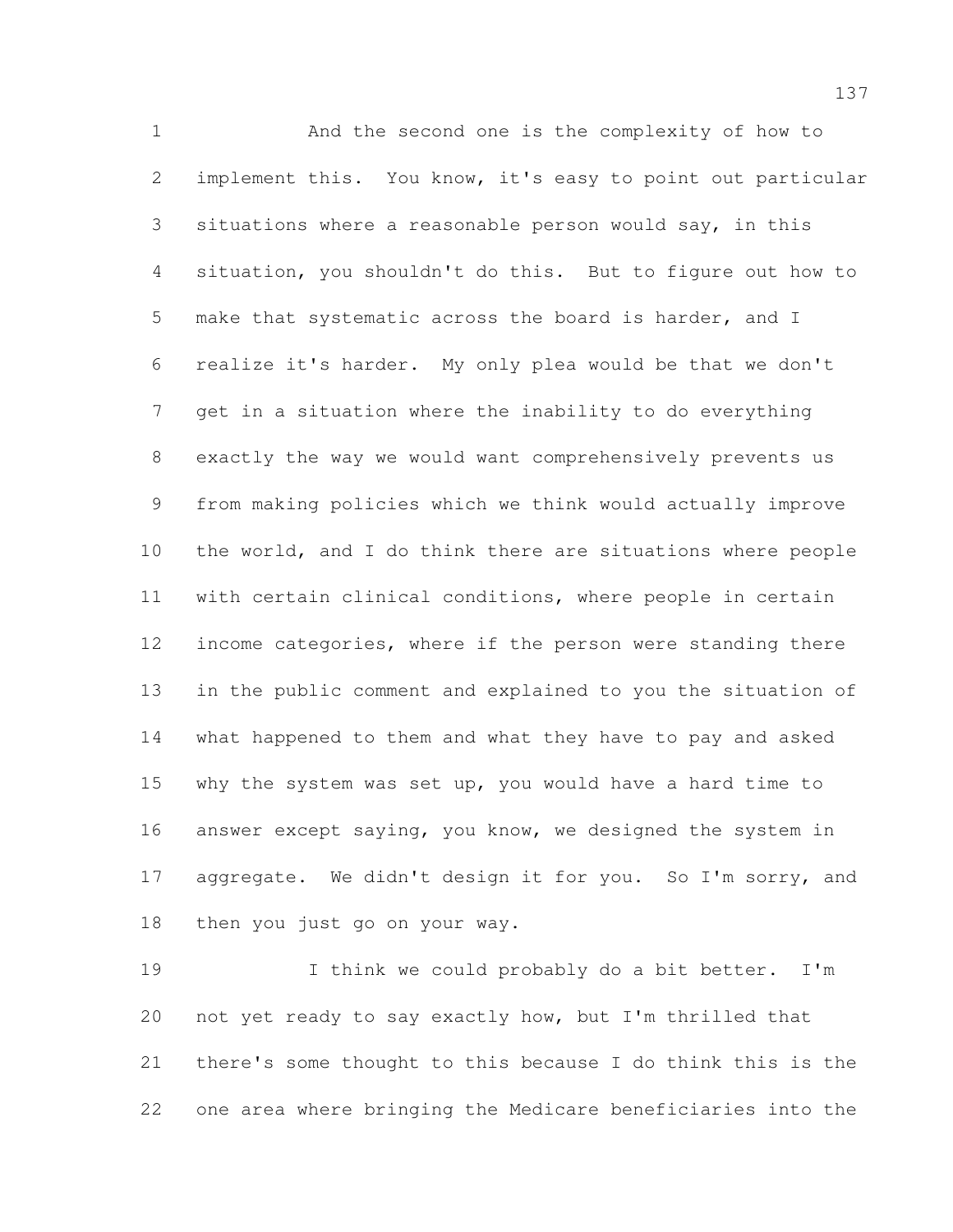And the second one is the complexity of how to implement this. You know, it's easy to point out particular situations where a reasonable person would say, in this situation, you shouldn't do this. But to figure out how to make that systematic across the board is harder, and I realize it's harder. My only plea would be that we don't get in a situation where the inability to do everything exactly the way we would want comprehensively prevents us from making policies which we think would actually improve the world, and I do think there are situations where people with certain clinical conditions, where people in certain income categories, where if the person were standing there in the public comment and explained to you the situation of what happened to them and what they have to pay and asked why the system was set up, you would have a hard time to answer except saying, you know, we designed the system in aggregate. We didn't design it for you. So I'm sorry, and then you just go on your way.

I think we could probably do a bit better. I'm not yet ready to say exactly how, but I'm thrilled that there's some thought to this because I do think this is the one area where bringing the Medicare beneficiaries into the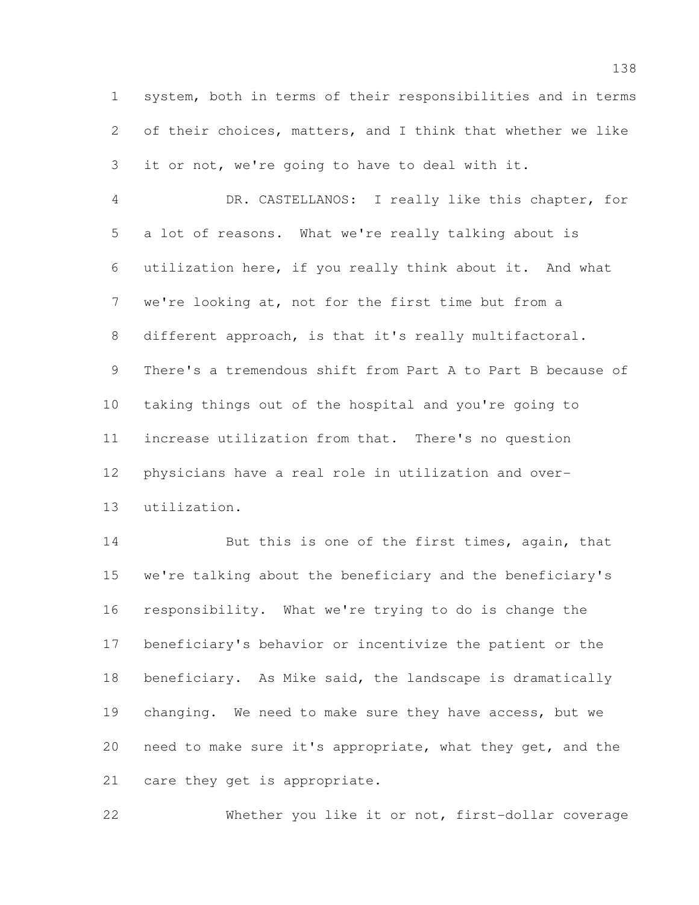system, both in terms of their responsibilities and in terms of their choices, matters, and I think that whether we like it or not, we're going to have to deal with it.

DR. CASTELLANOS: I really like this chapter, for a lot of reasons. What we're really talking about is utilization here, if you really think about it. And what we're looking at, not for the first time but from a different approach, is that it's really multifactoral. There's a tremendous shift from Part A to Part B because of taking things out of the hospital and you're going to increase utilization from that. There's no question physicians have a real role in utilization and over-utilization.

But this is one of the first times, again, that we're talking about the beneficiary and the beneficiary's responsibility. What we're trying to do is change the beneficiary's behavior or incentivize the patient or the beneficiary. As Mike said, the landscape is dramatically changing. We need to make sure they have access, but we need to make sure it's appropriate, what they get, and the care they get is appropriate.

Whether you like it or not, first-dollar coverage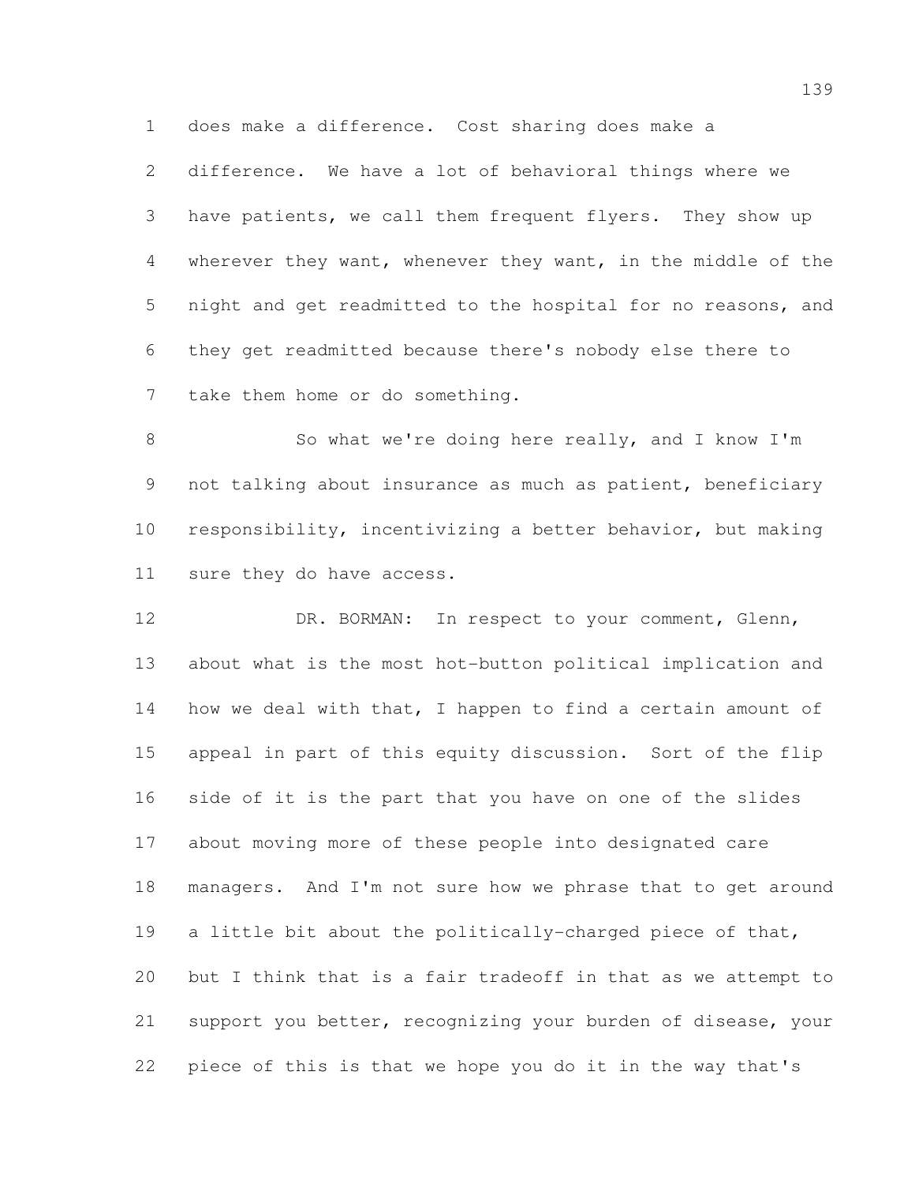does make a difference. Cost sharing does make a difference. We have a lot of behavioral things where we have patients, we call them frequent flyers. They show up wherever they want, whenever they want, in the middle of the night and get readmitted to the hospital for no reasons, and they get readmitted because there's nobody else there to take them home or do something.

So what we're doing here really, and I know I'm not talking about insurance as much as patient, beneficiary responsibility, incentivizing a better behavior, but making sure they do have access.

DR. BORMAN: In respect to your comment, Glenn, about what is the most hot-button political implication and how we deal with that, I happen to find a certain amount of appeal in part of this equity discussion. Sort of the flip side of it is the part that you have on one of the slides about moving more of these people into designated care managers. And I'm not sure how we phrase that to get around a little bit about the politically-charged piece of that, but I think that is a fair tradeoff in that as we attempt to support you better, recognizing your burden of disease, your piece of this is that we hope you do it in the way that's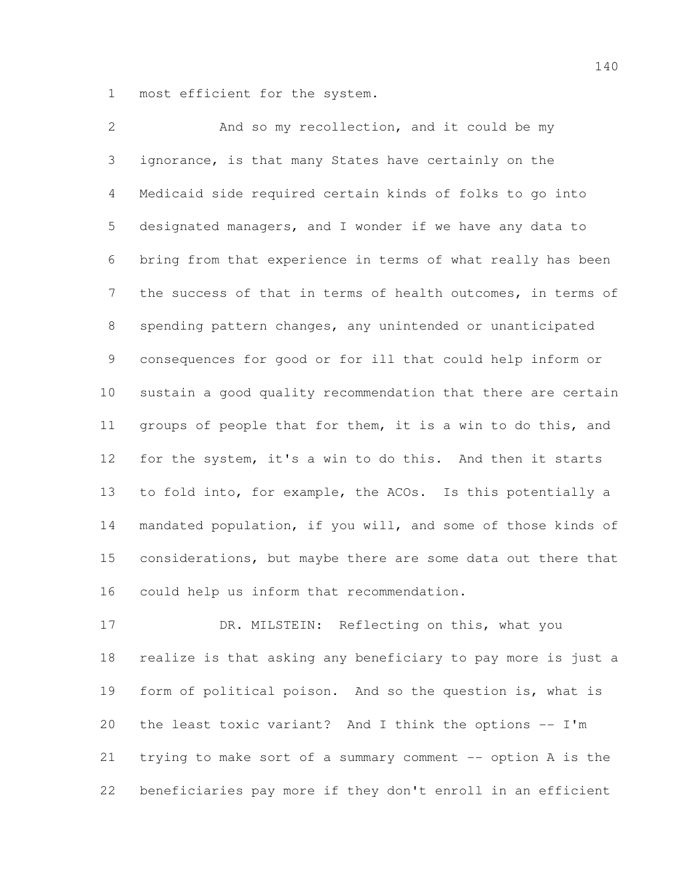most efficient for the system.

And so my recollection, and it could be my ignorance, is that many States have certainly on the Medicaid side required certain kinds of folks to go into designated managers, and I wonder if we have any data to bring from that experience in terms of what really has been the success of that in terms of health outcomes, in terms of spending pattern changes, any unintended or unanticipated consequences for good or for ill that could help inform or sustain a good quality recommendation that there are certain groups of people that for them, it is a win to do this, and for the system, it's a win to do this. And then it starts to fold into, for example, the ACOs. Is this potentially a mandated population, if you will, and some of those kinds of considerations, but maybe there are some data out there that could help us inform that recommendation.

DR. MILSTEIN: Reflecting on this, what you realize is that asking any beneficiary to pay more is just a form of political poison. And so the question is, what is the least toxic variant? And I think the options -- I'm trying to make sort of a summary comment -- option A is the beneficiaries pay more if they don't enroll in an efficient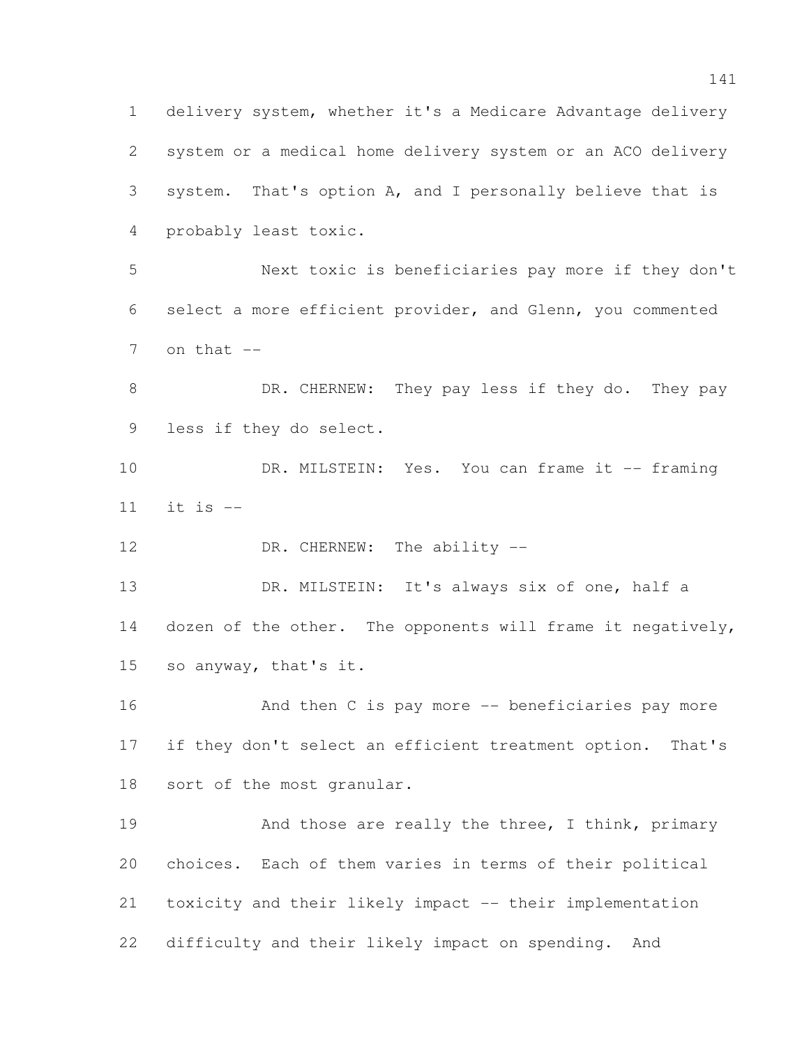delivery system, whether it's a Medicare Advantage delivery system or a medical home delivery system or an ACO delivery system. That's option A, and I personally believe that is probably least toxic.

Next toxic is beneficiaries pay more if they don't select a more efficient provider, and Glenn, you commented on that --

DR. CHERNEW: They pay less if they do. They pay less if they do select.

DR. MILSTEIN: Yes. You can frame it -- framing it is --

DR. CHERNEW: The ability --

DR. MILSTEIN: It's always six of one, half a dozen of the other. The opponents will frame it negatively, so anyway, that's it.

And then C is pay more -- beneficiaries pay more if they don't select an efficient treatment option. That's sort of the most granular.

And those are really the three, I think, primary choices. Each of them varies in terms of their political toxicity and their likely impact -- their implementation difficulty and their likely impact on spending. And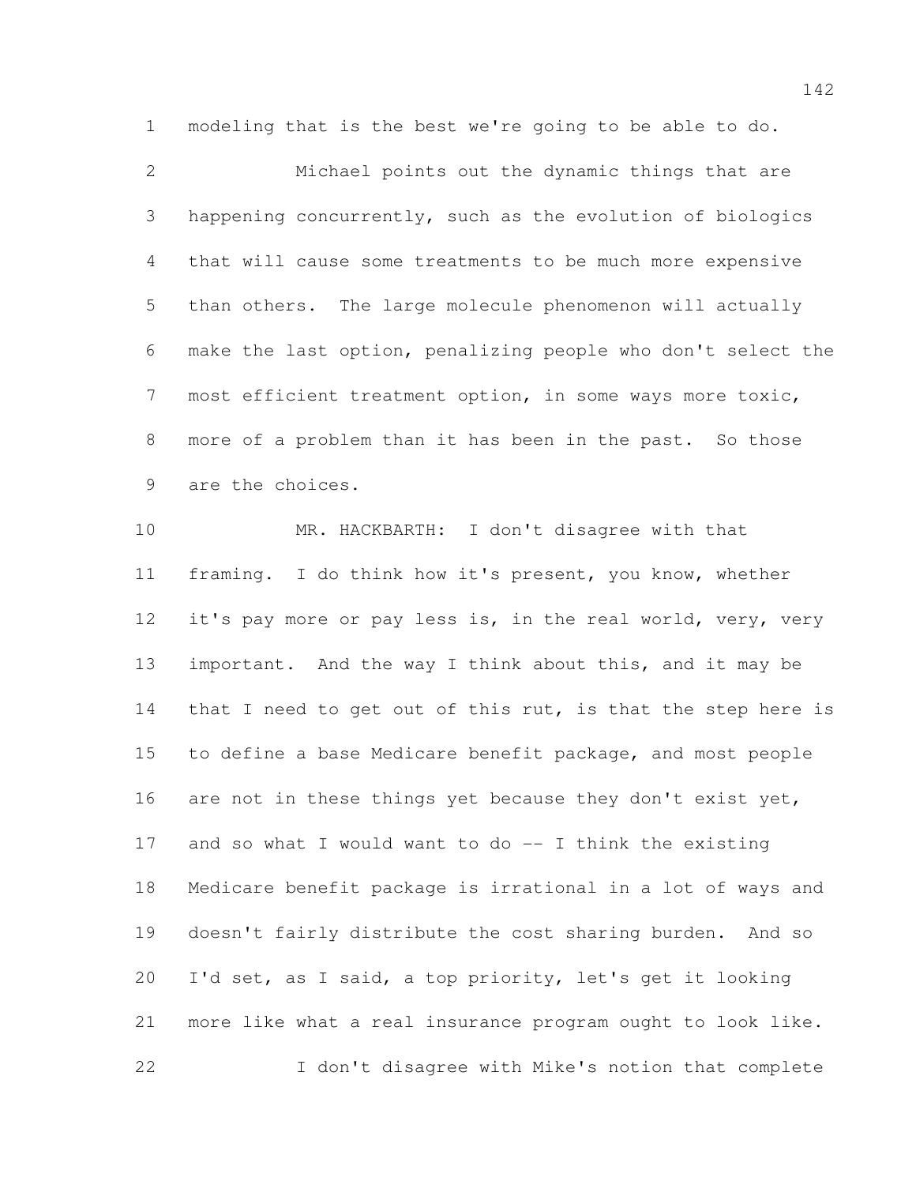modeling that is the best we're going to be able to do.

Michael points out the dynamic things that are happening concurrently, such as the evolution of biologics that will cause some treatments to be much more expensive than others. The large molecule phenomenon will actually make the last option, penalizing people who don't select the most efficient treatment option, in some ways more toxic, more of a problem than it has been in the past. So those are the choices.

MR. HACKBARTH: I don't disagree with that framing. I do think how it's present, you know, whether it's pay more or pay less is, in the real world, very, very important. And the way I think about this, and it may be that I need to get out of this rut, is that the step here is to define a base Medicare benefit package, and most people are not in these things yet because they don't exist yet, and so what I would want to do -- I think the existing Medicare benefit package is irrational in a lot of ways and doesn't fairly distribute the cost sharing burden. And so I'd set, as I said, a top priority, let's get it looking more like what a real insurance program ought to look like.

I don't disagree with Mike's notion that complete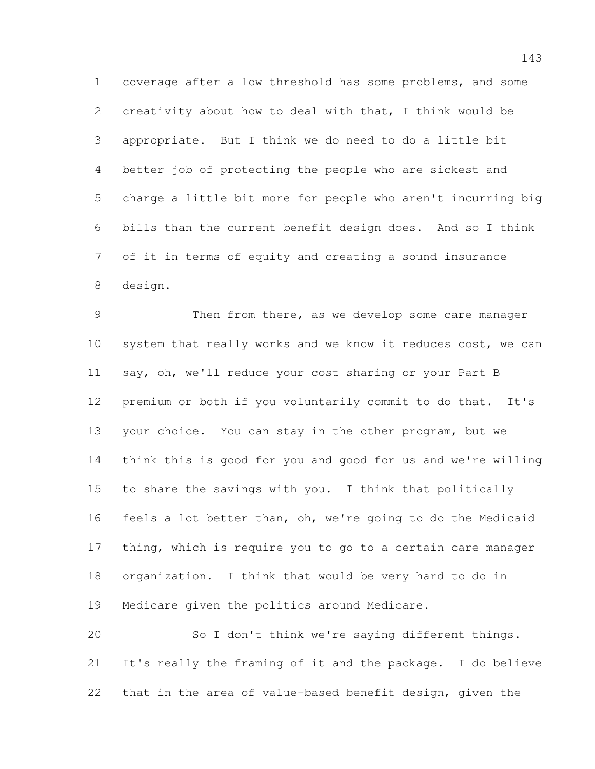coverage after a low threshold has some problems, and some creativity about how to deal with that, I think would be appropriate. But I think we do need to do a little bit better job of protecting the people who are sickest and charge a little bit more for people who aren't incurring big bills than the current benefit design does. And so I think of it in terms of equity and creating a sound insurance design.

Then from there, as we develop some care manager system that really works and we know it reduces cost, we can say, oh, we'll reduce your cost sharing or your Part B premium or both if you voluntarily commit to do that. It's your choice. You can stay in the other program, but we think this is good for you and good for us and we're willing to share the savings with you. I think that politically feels a lot better than, oh, we're going to do the Medicaid thing, which is require you to go to a certain care manager organization. I think that would be very hard to do in Medicare given the politics around Medicare.

So I don't think we're saying different things. It's really the framing of it and the package. I do believe that in the area of value-based benefit design, given the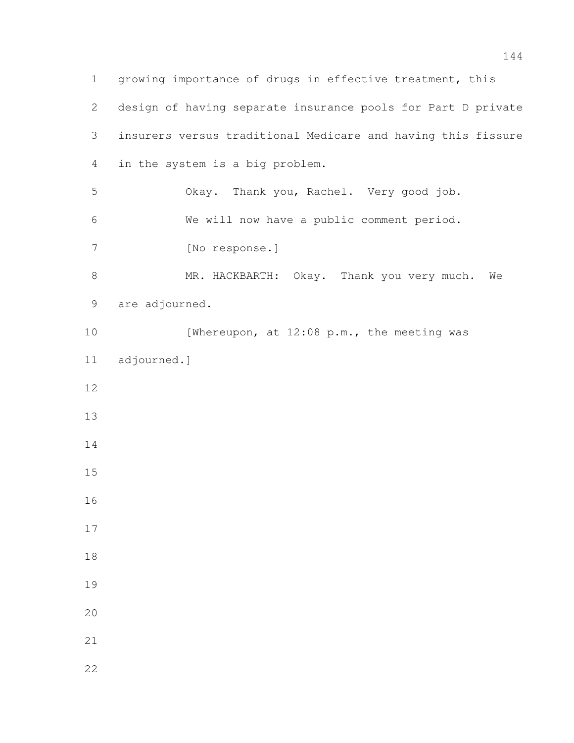growing importance of drugs in effective treatment, this design of having separate insurance pools for Part D private insurers versus traditional Medicare and having this fissure in the system is a big problem.

Okay. Thank you, Rachel. Very good job.

We will now have a public comment period.

[No response.]

MR. HACKBARTH: Okay. Thank you very much. We are adjourned.

[Whereupon, at 12:08 p.m., the meeting was adjourned.]